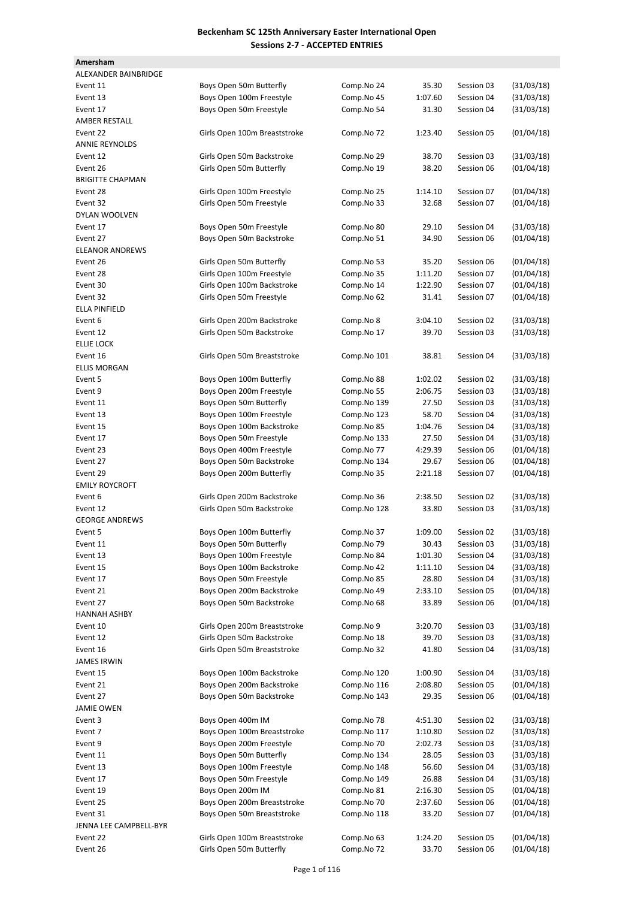# Beckenham SC 125th Anniversary Easter International Open

## Sessions 2-7 - ACCEPTED ENTRIES

**Amersham**

| | | | | | |
|---|---|---|---|---|---|
| ALEXANDER BAINBRIDGE | | | | | |
| Event 11 | Boys Open 50m Butterfly | Comp.No 24 | 35.30 | Session 03 | (31/03/18) |
| Event 13 | Boys Open 100m Freestyle | Comp.No 45 | 1:07.60 | Session 04 | (31/03/18) |
| Event 17 | Boys Open 50m Freestyle | Comp.No 54 | 31.30 | Session 04 | (31/03/18) |
| AMBER RESTALL | | | | | |
| Event 22 | Girls Open 100m Breaststroke | Comp.No 72 | 1:23.40 | Session 05 | (01/04/18) |
| ANNIE REYNOLDS | | | | | |
| Event 12 | Girls Open 50m Backstroke | Comp.No 29 | 38.70 | Session 03 | (31/03/18) |
| Event 26 | Girls Open 50m Butterfly | Comp.No 19 | 38.20 | Session 06 | (01/04/18) |
| BRIGITTE CHAPMAN | | | | | |
| Event 28 | Girls Open 100m Freestyle | Comp.No 25 | 1:14.10 | Session 07 | (01/04/18) |
| Event 32 | Girls Open 50m Freestyle | Comp.No 33 | 32.68 | Session 07 | (01/04/18) |
| DYLAN WOOLVEN | | | | | |
| Event 17 | Boys Open 50m Freestyle | Comp.No 80 | 29.10 | Session 04 | (31/03/18) |
| Event 27 | Boys Open 50m Backstroke | Comp.No 51 | 34.90 | Session 06 | (01/04/18) |
| ELEANOR ANDREWS | | | | | |
| Event 26 | Girls Open 50m Butterfly | Comp.No 53 | 35.20 | Session 06 | (01/04/18) |
| Event 28 | Girls Open 100m Freestyle | Comp.No 35 | 1:11.20 | Session 07 | (01/04/18) |
| Event 30 | Girls Open 100m Backstroke | Comp.No 14 | 1:22.90 | Session 07 | (01/04/18) |
| Event 32 | Girls Open 50m Freestyle | Comp.No 62 | 31.41 | Session 07 | (01/04/18) |
| ELLA PINFIELD | | | | | |
| Event 6 | Girls Open 200m Backstroke | Comp.No 8 | 3:04.10 | Session 02 | (31/03/18) |
| Event 12 | Girls Open 50m Backstroke | Comp.No 17 | 39.70 | Session 03 | (31/03/18) |
| ELLIE LOCK | | | | | |
| Event 16 | Girls Open 50m Breaststroke | Comp.No 101 | 38.81 | Session 04 | (31/03/18) |
| ELLIS MORGAN | | | | | |
| Event 5 | Boys Open 100m Butterfly | Comp.No 88 | 1:02.02 | Session 02 | (31/03/18) |
| Event 9 | Boys Open 200m Freestyle | Comp.No 55 | 2:06.75 | Session 03 | (31/03/18) |
| Event 11 | Boys Open 50m Butterfly | Comp.No 139 | 27.50 | Session 03 | (31/03/18) |
| Event 13 | Boys Open 100m Freestyle | Comp.No 123 | 58.70 | Session 04 | (31/03/18) |
| Event 15 | Boys Open 100m Backstroke | Comp.No 85 | 1:04.76 | Session 04 | (31/03/18) |
| Event 17 | Boys Open 50m Freestyle | Comp.No 133 | 27.50 | Session 04 | (31/03/18) |
| Event 23 | Boys Open 400m Freestyle | Comp.No 77 | 4:29.39 | Session 06 | (01/04/18) |
| Event 27 | Boys Open 50m Backstroke | Comp.No 134 | 29.67 | Session 06 | (01/04/18) |
| Event 29 | Boys Open 200m Butterfly | Comp.No 35 | 2:21.18 | Session 07 | (01/04/18) |
| EMILY ROYCROFT | | | | | |
| Event 6 | Girls Open 200m Backstroke | Comp.No 36 | 2:38.50 | Session 02 | (31/03/18) |
| Event 12 | Girls Open 50m Backstroke | Comp.No 128 | 33.80 | Session 03 | (31/03/18) |
| GEORGE ANDREWS | | | | | |
| Event 5 | Boys Open 100m Butterfly | Comp.No 37 | 1:09.00 | Session 02 | (31/03/18) |
| Event 11 | Boys Open 50m Butterfly | Comp.No 79 | 30.43 | Session 03 | (31/03/18) |
| Event 13 | Boys Open 100m Freestyle | Comp.No 84 | 1:01.30 | Session 04 | (31/03/18) |
| Event 15 | Boys Open 100m Backstroke | Comp.No 42 | 1:11.10 | Session 04 | (31/03/18) |
| Event 17 | Boys Open 50m Freestyle | Comp.No 85 | 28.80 | Session 04 | (31/03/18) |
| Event 21 | Boys Open 200m Backstroke | Comp.No 49 | 2:33.10 | Session 05 | (01/04/18) |
| Event 27 | Boys Open 50m Backstroke | Comp.No 68 | 33.89 | Session 06 | (01/04/18) |
| HANNAH ASHBY | | | | | |
| Event 10 | Girls Open 200m Breaststroke | Comp.No 9 | 3:20.70 | Session 03 | (31/03/18) |
| Event 12 | Girls Open 50m Backstroke | Comp.No 18 | 39.70 | Session 03 | (31/03/18) |
| Event 16 | Girls Open 50m Breaststroke | Comp.No 32 | 41.80 | Session 04 | (31/03/18) |
| JAMES IRWIN | | | | | |
| Event 15 | Boys Open 100m Backstroke | Comp.No 120 | 1:00.90 | Session 04 | (31/03/18) |
| Event 21 | Boys Open 200m Backstroke | Comp.No 116 | 2:08.80 | Session 05 | (01/04/18) |
| Event 27 | Boys Open 50m Backstroke | Comp.No 143 | 29.35 | Session 06 | (01/04/18) |
| JAMIE OWEN | | | | | |
| Event 3 | Boys Open 400m IM | Comp.No 78 | 4:51.30 | Session 02 | (31/03/18) |
| Event 7 | Boys Open 100m Breaststroke | Comp.No 117 | 1:10.80 | Session 02 | (31/03/18) |
| Event 9 | Boys Open 200m Freestyle | Comp.No 70 | 2:02.73 | Session 03 | (31/03/18) |
| Event 11 | Boys Open 50m Butterfly | Comp.No 134 | 28.05 | Session 03 | (31/03/18) |
| Event 13 | Boys Open 100m Freestyle | Comp.No 148 | 56.60 | Session 04 | (31/03/18) |
| Event 17 | Boys Open 50m Freestyle | Comp.No 149 | 26.88 | Session 04 | (31/03/18) |
| Event 19 | Boys Open 200m IM | Comp.No 81 | 2:16.30 | Session 05 | (01/04/18) |
| Event 25 | Boys Open 200m Breaststroke | Comp.No 70 | 2:37.60 | Session 06 | (01/04/18) |
| Event 31 | Boys Open 50m Breaststroke | Comp.No 118 | 33.20 | Session 07 | (01/04/18) |
| JENNA LEE CAMPBELL-BYR | | | | | |
| Event 22 | Girls Open 100m Breaststroke | Comp.No 63 | 1:24.20 | Session 05 | (01/04/18) |
| Event 26 | Girls Open 50m Butterfly | Comp.No 72 | 33.70 | Session 06 | (01/04/18) |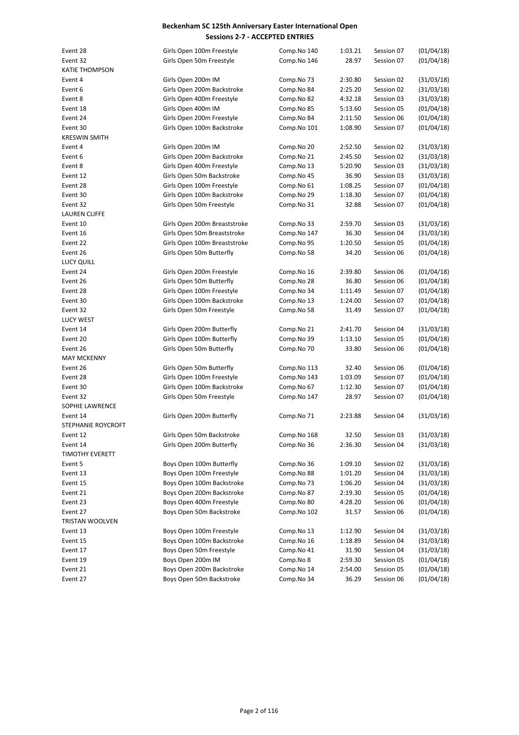# Beckenham SC 125th Anniversary Easter International Open
## Sessions 2-7 - ACCEPTED ENTRIES

| | | | | | |
|---|---|---|---|---|---|
| Event 28 | Girls Open 100m Freestyle | Comp.No 140 | 1:03.21 | Session 07 | (01/04/18) |
| Event 32 | Girls Open 50m Freestyle | Comp.No 146 | 28.97 | Session 07 | (01/04/18) |
| KATIE THOMPSON | | | | | |
| Event 4 | Girls Open 200m IM | Comp.No 73 | 2:30.80 | Session 02 | (31/03/18) |
| Event 6 | Girls Open 200m Backstroke | Comp.No 84 | 2:25.20 | Session 02 | (31/03/18) |
| Event 8 | Girls Open 400m Freestyle | Comp.No 82 | 4:32.18 | Session 03 | (31/03/18) |
| Event 18 | Girls Open 400m IM | Comp.No 85 | 5:13.60 | Session 05 | (01/04/18) |
| Event 24 | Girls Open 200m Freestyle | Comp.No 84 | 2:11.50 | Session 06 | (01/04/18) |
| Event 30 | Girls Open 100m Backstroke | Comp.No 101 | 1:08.90 | Session 07 | (01/04/18) |
| KRESWIN SMITH | | | | | |
| Event 4 | Girls Open 200m IM | Comp.No 20 | 2:52.50 | Session 02 | (31/03/18) |
| Event 6 | Girls Open 200m Backstroke | Comp.No 21 | 2:45.50 | Session 02 | (31/03/18) |
| Event 8 | Girls Open 400m Freestyle | Comp.No 13 | 5:20.90 | Session 03 | (31/03/18) |
| Event 12 | Girls Open 50m Backstroke | Comp.No 45 | 36.90 | Session 03 | (31/03/18) |
| Event 28 | Girls Open 100m Freestyle | Comp.No 61 | 1:08.25 | Session 07 | (01/04/18) |
| Event 30 | Girls Open 100m Backstroke | Comp.No 29 | 1:18.30 | Session 07 | (01/04/18) |
| Event 32 | Girls Open 50m Freestyle | Comp.No 31 | 32.88 | Session 07 | (01/04/18) |
| LAUREN CLIFFE | | | | | |
| Event 10 | Girls Open 200m Breaststroke | Comp.No 33 | 2:59.70 | Session 03 | (31/03/18) |
| Event 16 | Girls Open 50m Breaststroke | Comp.No 147 | 36.30 | Session 04 | (31/03/18) |
| Event 22 | Girls Open 100m Breaststroke | Comp.No 95 | 1:20.50 | Session 05 | (01/04/18) |
| Event 26 | Girls Open 50m Butterfly | Comp.No 58 | 34.20 | Session 06 | (01/04/18) |
| LUCY QUILL | | | | | |
| Event 24 | Girls Open 200m Freestyle | Comp.No 16 | 2:39.80 | Session 06 | (01/04/18) |
| Event 26 | Girls Open 50m Butterfly | Comp.No 28 | 36.80 | Session 06 | (01/04/18) |
| Event 28 | Girls Open 100m Freestyle | Comp.No 34 | 1:11.49 | Session 07 | (01/04/18) |
| Event 30 | Girls Open 100m Backstroke | Comp.No 13 | 1:24.00 | Session 07 | (01/04/18) |
| Event 32 | Girls Open 50m Freestyle | Comp.No 58 | 31.49 | Session 07 | (01/04/18) |
| LUCY WEST | | | | | |
| Event 14 | Girls Open 200m Butterfly | Comp.No 21 | 2:41.70 | Session 04 | (31/03/18) |
| Event 20 | Girls Open 100m Butterfly | Comp.No 39 | 1:13.10 | Session 05 | (01/04/18) |
| Event 26 | Girls Open 50m Butterfly | Comp.No 70 | 33.80 | Session 06 | (01/04/18) |
| MAY MCKENNY | | | | | |
| Event 26 | Girls Open 50m Butterfly | Comp.No 113 | 32.40 | Session 06 | (01/04/18) |
| Event 28 | Girls Open 100m Freestyle | Comp.No 143 | 1:03.09 | Session 07 | (01/04/18) |
| Event 30 | Girls Open 100m Backstroke | Comp.No 67 | 1:12.30 | Session 07 | (01/04/18) |
| Event 32 | Girls Open 50m Freestyle | Comp.No 147 | 28.97 | Session 07 | (01/04/18) |
| SOPHIE LAWRENCE | | | | | |
| Event 14 | Girls Open 200m Butterfly | Comp.No 71 | 2:23.88 | Session 04 | (31/03/18) |
| STEPHANIE ROYCROFT | | | | | |
| Event 12 | Girls Open 50m Backstroke | Comp.No 168 | 32.50 | Session 03 | (31/03/18) |
| Event 14 | Girls Open 200m Butterfly | Comp.No 36 | 2:36.30 | Session 04 | (31/03/18) |
| TIMOTHY EVERETT | | | | | |
| Event 5 | Boys Open 100m Butterfly | Comp.No 36 | 1:09.10 | Session 02 | (31/03/18) |
| Event 13 | Boys Open 100m Freestyle | Comp.No 88 | 1:01.20 | Session 04 | (31/03/18) |
| Event 15 | Boys Open 100m Backstroke | Comp.No 73 | 1:06.20 | Session 04 | (31/03/18) |
| Event 21 | Boys Open 200m Backstroke | Comp.No 87 | 2:19.30 | Session 05 | (01/04/18) |
| Event 23 | Boys Open 400m Freestyle | Comp.No 80 | 4:28.20 | Session 06 | (01/04/18) |
| Event 27 | Boys Open 50m Backstroke | Comp.No 102 | 31.57 | Session 06 | (01/04/18) |
| TRISTAN WOOLVEN | | | | | |
| Event 13 | Boys Open 100m Freestyle | Comp.No 13 | 1:12.90 | Session 04 | (31/03/18) |
| Event 15 | Boys Open 100m Backstroke | Comp.No 16 | 1:18.89 | Session 04 | (31/03/18) |
| Event 17 | Boys Open 50m Freestyle | Comp.No 41 | 31.90 | Session 04 | (31/03/18) |
| Event 19 | Boys Open 200m IM | Comp.No 8 | 2:59.30 | Session 05 | (01/04/18) |
| Event 21 | Boys Open 200m Backstroke | Comp.No 14 | 2:54.00 | Session 05 | (01/04/18) |
| Event 27 | Boys Open 50m Backstroke | Comp.No 34 | 36.29 | Session 06 | (01/04/18) |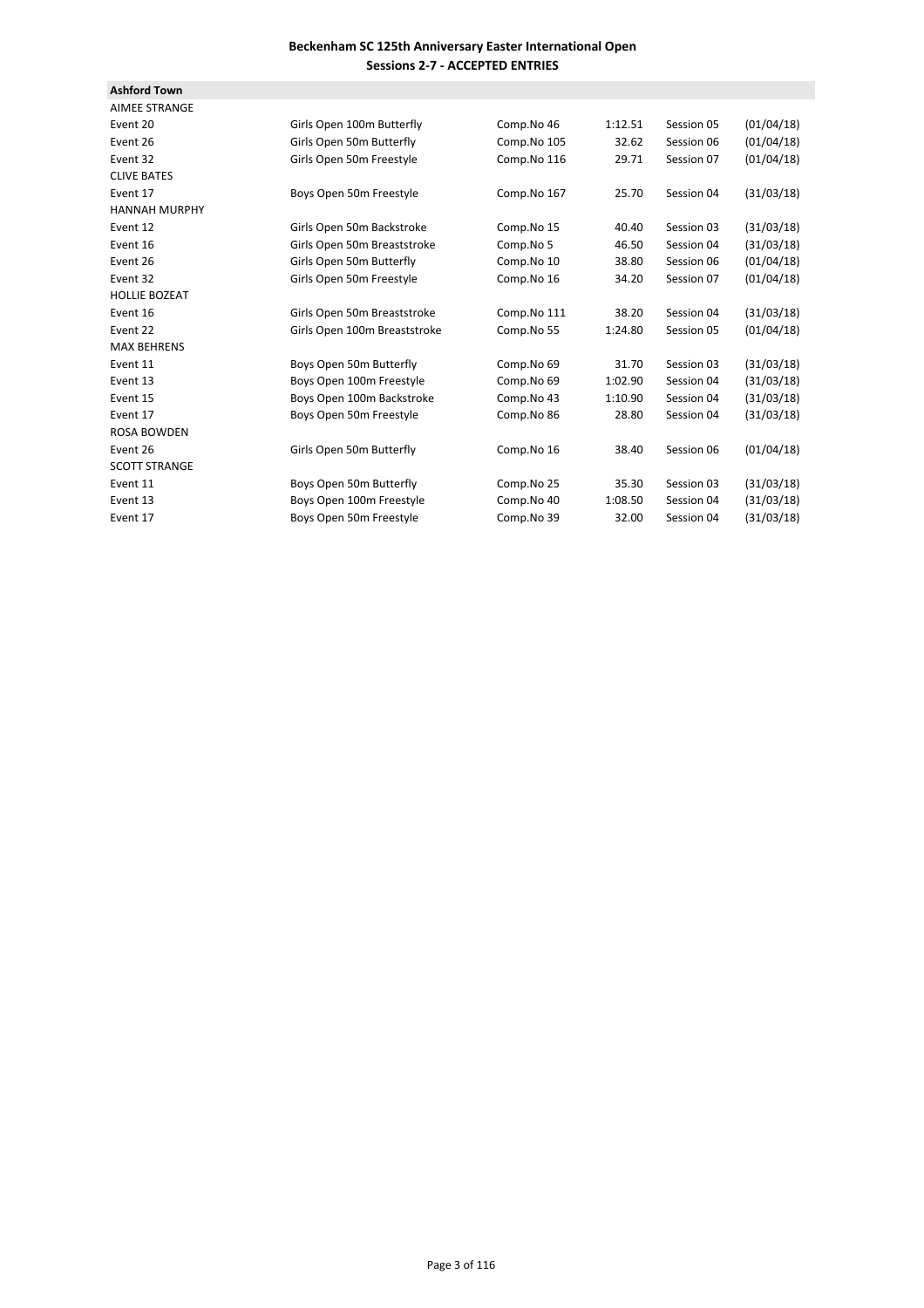**Beckenham SC 125th Anniversary Easter International Open**
**Sessions 2-7 - ACCEPTED ENTRIES**

**Ashford Town**

| | | | | | |
|---|---|---|---|---|---|
| AIMEE STRANGE | | | | | |
| Event 20 | Girls Open 100m Butterfly | Comp.No 46 | 1:12.51 | Session 05 | (01/04/18) |
| Event 26 | Girls Open 50m Butterfly | Comp.No 105 | 32.62 | Session 06 | (01/04/18) |
| Event 32 | Girls Open 50m Freestyle | Comp.No 116 | 29.71 | Session 07 | (01/04/18) |
| CLIVE BATES | | | | | |
| Event 17 | Boys Open 50m Freestyle | Comp.No 167 | 25.70 | Session 04 | (31/03/18) |
| HANNAH MURPHY | | | | | |
| Event 12 | Girls Open 50m Backstroke | Comp.No 15 | 40.40 | Session 03 | (31/03/18) |
| Event 16 | Girls Open 50m Breaststroke | Comp.No 5 | 46.50 | Session 04 | (31/03/18) |
| Event 26 | Girls Open 50m Butterfly | Comp.No 10 | 38.80 | Session 06 | (01/04/18) |
| Event 32 | Girls Open 50m Freestyle | Comp.No 16 | 34.20 | Session 07 | (01/04/18) |
| HOLLIE BOZEAT | | | | | |
| Event 16 | Girls Open 50m Breaststroke | Comp.No 111 | 38.20 | Session 04 | (31/03/18) |
| Event 22 | Girls Open 100m Breaststroke | Comp.No 55 | 1:24.80 | Session 05 | (01/04/18) |
| MAX BEHRENS | | | | | |
| Event 11 | Boys Open 50m Butterfly | Comp.No 69 | 31.70 | Session 03 | (31/03/18) |
| Event 13 | Boys Open 100m Freestyle | Comp.No 69 | 1:02.90 | Session 04 | (31/03/18) |
| Event 15 | Boys Open 100m Backstroke | Comp.No 43 | 1:10.90 | Session 04 | (31/03/18) |
| Event 17 | Boys Open 50m Freestyle | Comp.No 86 | 28.80 | Session 04 | (31/03/18) |
| ROSA BOWDEN | | | | | |
| Event 26 | Girls Open 50m Butterfly | Comp.No 16 | 38.40 | Session 06 | (01/04/18) |
| SCOTT STRANGE | | | | | |
| Event 11 | Boys Open 50m Butterfly | Comp.No 25 | 35.30 | Session 03 | (31/03/18) |
| Event 13 | Boys Open 100m Freestyle | Comp.No 40 | 1:08.50 | Session 04 | (31/03/18) |
| Event 17 | Boys Open 50m Freestyle | Comp.No 39 | 32.00 | Session 04 | (31/03/18) |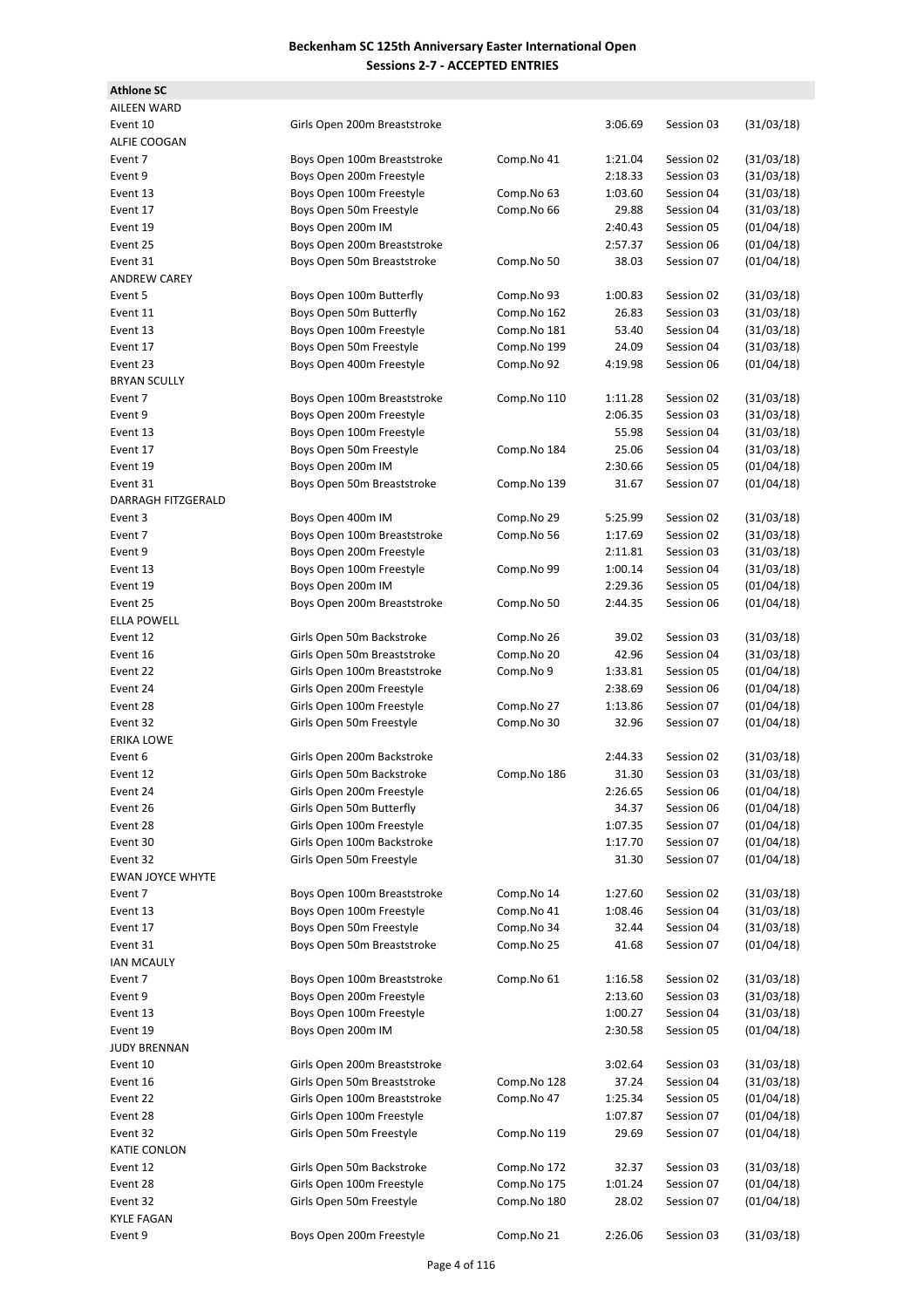# Beckenham SC 125th Anniversary Easter International Open

## Sessions 2-7 - ACCEPTED ENTRIES

**Athlone SC**

| | | | | | |
|---|---|---|---|---|---|
| AILEEN WARD | | | | | |
| Event 10 | Girls Open 200m Breaststroke | | 3:06.69 | Session 03 | (31/03/18) |
| ALFIE COOGAN | | | | | |
| Event 7 | Boys Open 100m Breaststroke | Comp.No 41 | 1:21.04 | Session 02 | (31/03/18) |
| Event 9 | Boys Open 200m Freestyle | | 2:18.33 | Session 03 | (31/03/18) |
| Event 13 | Boys Open 100m Freestyle | Comp.No 63 | 1:03.60 | Session 04 | (31/03/18) |
| Event 17 | Boys Open 50m Freestyle | Comp.No 66 | 29.88 | Session 04 | (31/03/18) |
| Event 19 | Boys Open 200m IM | | 2:40.43 | Session 05 | (01/04/18) |
| Event 25 | Boys Open 200m Breaststroke | | 2:57.37 | Session 06 | (01/04/18) |
| Event 31 | Boys Open 50m Breaststroke | Comp.No 50 | 38.03 | Session 07 | (01/04/18) |
| ANDREW CAREY | | | | | |
| Event 5 | Boys Open 100m Butterfly | Comp.No 93 | 1:00.83 | Session 02 | (31/03/18) |
| Event 11 | Boys Open 50m Butterfly | Comp.No 162 | 26.83 | Session 03 | (31/03/18) |
| Event 13 | Boys Open 100m Freestyle | Comp.No 181 | 53.40 | Session 04 | (31/03/18) |
| Event 17 | Boys Open 50m Freestyle | Comp.No 199 | 24.09 | Session 04 | (31/03/18) |
| Event 23 | Boys Open 400m Freestyle | Comp.No 92 | 4:19.98 | Session 06 | (01/04/18) |
| BRYAN SCULLY | | | | | |
| Event 7 | Boys Open 100m Breaststroke | Comp.No 110 | 1:11.28 | Session 02 | (31/03/18) |
| Event 9 | Boys Open 200m Freestyle | | 2:06.35 | Session 03 | (31/03/18) |
| Event 13 | Boys Open 100m Freestyle | | 55.98 | Session 04 | (31/03/18) |
| Event 17 | Boys Open 50m Freestyle | Comp.No 184 | 25.06 | Session 04 | (31/03/18) |
| Event 19 | Boys Open 200m IM | | 2:30.66 | Session 05 | (01/04/18) |
| Event 31 | Boys Open 50m Breaststroke | Comp.No 139 | 31.67 | Session 07 | (01/04/18) |
| DARRAGH FITZGERALD | | | | | |
| Event 3 | Boys Open 400m IM | Comp.No 29 | 5:25.99 | Session 02 | (31/03/18) |
| Event 7 | Boys Open 100m Breaststroke | Comp.No 56 | 1:17.69 | Session 02 | (31/03/18) |
| Event 9 | Boys Open 200m Freestyle | | 2:11.81 | Session 03 | (31/03/18) |
| Event 13 | Boys Open 100m Freestyle | Comp.No 99 | 1:00.14 | Session 04 | (31/03/18) |
| Event 19 | Boys Open 200m IM | | 2:29.36 | Session 05 | (01/04/18) |
| Event 25 | Boys Open 200m Breaststroke | Comp.No 50 | 2:44.35 | Session 06 | (01/04/18) |
| ELLA POWELL | | | | | |
| Event 12 | Girls Open 50m Backstroke | Comp.No 26 | 39.02 | Session 03 | (31/03/18) |
| Event 16 | Girls Open 50m Breaststroke | Comp.No 20 | 42.96 | Session 04 | (31/03/18) |
| Event 22 | Girls Open 100m Breaststroke | Comp.No 9 | 1:33.81 | Session 05 | (01/04/18) |
| Event 24 | Girls Open 200m Freestyle | | 2:38.69 | Session 06 | (01/04/18) |
| Event 28 | Girls Open 100m Freestyle | Comp.No 27 | 1:13.86 | Session 07 | (01/04/18) |
| Event 32 | Girls Open 50m Freestyle | Comp.No 30 | 32.96 | Session 07 | (01/04/18) |
| ERIKA LOWE | | | | | |
| Event 6 | Girls Open 200m Backstroke | | 2:44.33 | Session 02 | (31/03/18) |
| Event 12 | Girls Open 50m Backstroke | Comp.No 186 | 31.30 | Session 03 | (31/03/18) |
| Event 24 | Girls Open 200m Freestyle | | 2:26.65 | Session 06 | (01/04/18) |
| Event 26 | Girls Open 50m Butterfly | | 34.37 | Session 06 | (01/04/18) |
| Event 28 | Girls Open 100m Freestyle | | 1:07.35 | Session 07 | (01/04/18) |
| Event 30 | Girls Open 100m Backstroke | | 1:17.70 | Session 07 | (01/04/18) |
| Event 32 | Girls Open 50m Freestyle | | 31.30 | Session 07 | (01/04/18) |
| EWAN JOYCE WHYTE | | | | | |
| Event 7 | Boys Open 100m Breaststroke | Comp.No 14 | 1:27.60 | Session 02 | (31/03/18) |
| Event 13 | Boys Open 100m Freestyle | Comp.No 41 | 1:08.46 | Session 04 | (31/03/18) |
| Event 17 | Boys Open 50m Freestyle | Comp.No 34 | 32.44 | Session 04 | (31/03/18) |
| Event 31 | Boys Open 50m Breaststroke | Comp.No 25 | 41.68 | Session 07 | (01/04/18) |
| IAN MCAULY | | | | | |
| Event 7 | Boys Open 100m Breaststroke | Comp.No 61 | 1:16.58 | Session 02 | (31/03/18) |
| Event 9 | Boys Open 200m Freestyle | | 2:13.60 | Session 03 | (31/03/18) |
| Event 13 | Boys Open 100m Freestyle | | 1:00.27 | Session 04 | (31/03/18) |
| Event 19 | Boys Open 200m IM | | 2:30.58 | Session 05 | (01/04/18) |
| JUDY BRENNAN | | | | | |
| Event 10 | Girls Open 200m Breaststroke | | 3:02.64 | Session 03 | (31/03/18) |
| Event 16 | Girls Open 50m Breaststroke | Comp.No 128 | 37.24 | Session 04 | (31/03/18) |
| Event 22 | Girls Open 100m Breaststroke | Comp.No 47 | 1:25.34 | Session 05 | (01/04/18) |
| Event 28 | Girls Open 100m Freestyle | | 1:07.87 | Session 07 | (01/04/18) |
| Event 32 | Girls Open 50m Freestyle | Comp.No 119 | 29.69 | Session 07 | (01/04/18) |
| KATIE CONLON | | | | | |
| Event 12 | Girls Open 50m Backstroke | Comp.No 172 | 32.37 | Session 03 | (31/03/18) |
| Event 28 | Girls Open 100m Freestyle | Comp.No 175 | 1:01.24 | Session 07 | (01/04/18) |
| Event 32 | Girls Open 50m Freestyle | Comp.No 180 | 28.02 | Session 07 | (01/04/18) |
| KYLE FAGAN | | | | | |
| Event 9 | Boys Open 200m Freestyle | Comp.No 21 | 2:26.06 | Session 03 | (31/03/18) |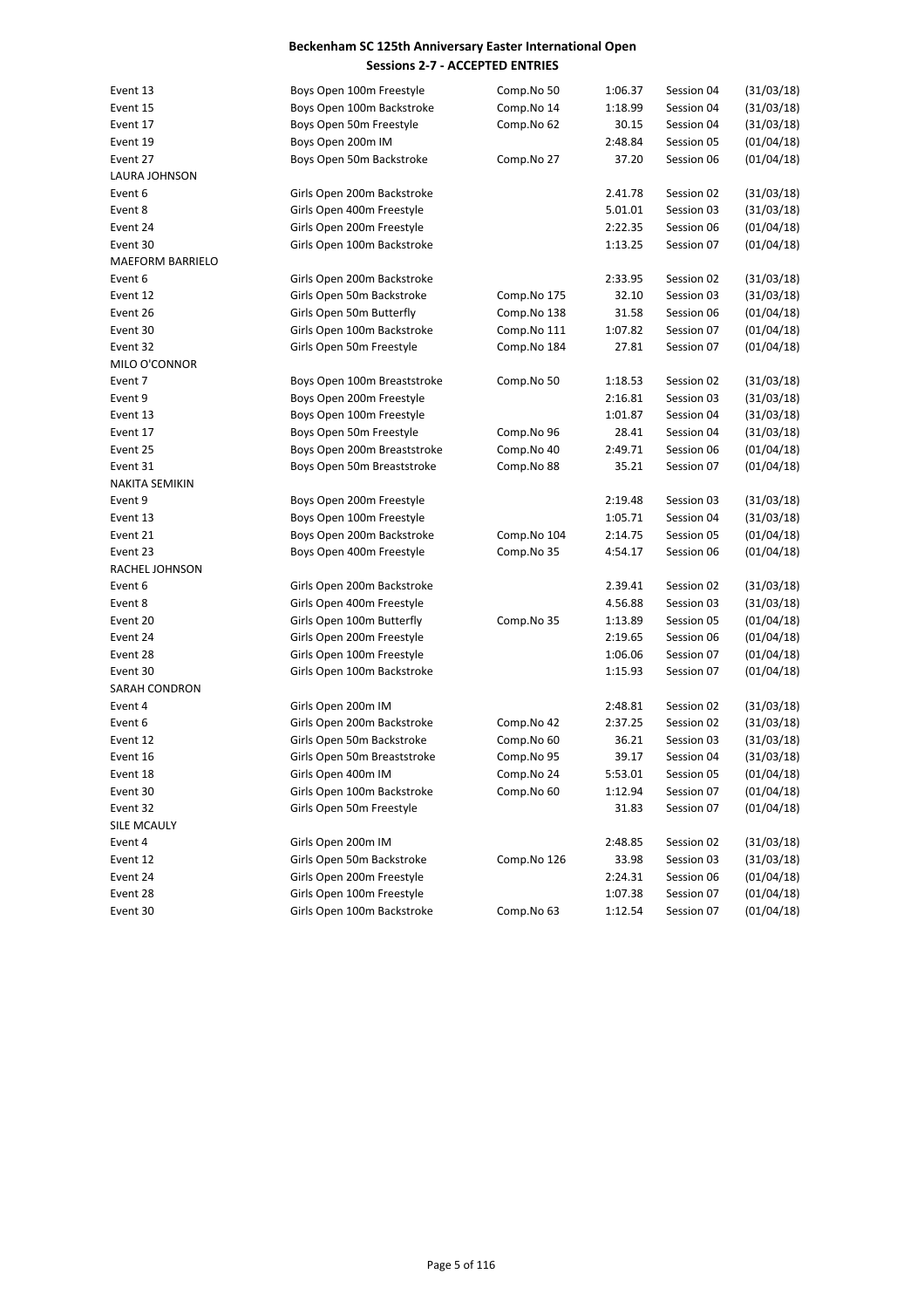**Beckenham SC 125th Anniversary Easter International Open**
**Sessions 2-7 - ACCEPTED ENTRIES**

| | | | | | |
|---|---|---|---|---|---|
| Event 13 | Boys Open 100m Freestyle | Comp.No 50 | 1:06.37 | Session 04 | (31/03/18) |
| Event 15 | Boys Open 100m Backstroke | Comp.No 14 | 1:18.99 | Session 04 | (31/03/18) |
| Event 17 | Boys Open 50m Freestyle | Comp.No 62 | 30.15 | Session 04 | (31/03/18) |
| Event 19 | Boys Open 200m IM | | 2:48.84 | Session 05 | (01/04/18) |
| Event 27 | Boys Open 50m Backstroke | Comp.No 27 | 37.20 | Session 06 | (01/04/18) |
| LAURA JOHNSON | | | | | |
| Event 6 | Girls Open 200m Backstroke | | 2.41.78 | Session 02 | (31/03/18) |
| Event 8 | Girls Open 400m Freestyle | | 5.01.01 | Session 03 | (31/03/18) |
| Event 24 | Girls Open 200m Freestyle | | 2:22.35 | Session 06 | (01/04/18) |
| Event 30 | Girls Open 100m Backstroke | | 1:13.25 | Session 07 | (01/04/18) |
| MAEFORM BARRIELO | | | | | |
| Event 6 | Girls Open 200m Backstroke | | 2:33.95 | Session 02 | (31/03/18) |
| Event 12 | Girls Open 50m Backstroke | Comp.No 175 | 32.10 | Session 03 | (31/03/18) |
| Event 26 | Girls Open 50m Butterfly | Comp.No 138 | 31.58 | Session 06 | (01/04/18) |
| Event 30 | Girls Open 100m Backstroke | Comp.No 111 | 1:07.82 | Session 07 | (01/04/18) |
| Event 32 | Girls Open 50m Freestyle | Comp.No 184 | 27.81 | Session 07 | (01/04/18) |
| MILO O'CONNOR | | | | | |
| Event 7 | Boys Open 100m Breaststroke | Comp.No 50 | 1:18.53 | Session 02 | (31/03/18) |
| Event 9 | Boys Open 200m Freestyle | | 2:16.81 | Session 03 | (31/03/18) |
| Event 13 | Boys Open 100m Freestyle | | 1:01.87 | Session 04 | (31/03/18) |
| Event 17 | Boys Open 50m Freestyle | Comp.No 96 | 28.41 | Session 04 | (31/03/18) |
| Event 25 | Boys Open 200m Breaststroke | Comp.No 40 | 2:49.71 | Session 06 | (01/04/18) |
| Event 31 | Boys Open 50m Breaststroke | Comp.No 88 | 35.21 | Session 07 | (01/04/18) |
| NAKITA SEMIKIN | | | | | |
| Event 9 | Boys Open 200m Freestyle | | 2:19.48 | Session 03 | (31/03/18) |
| Event 13 | Boys Open 100m Freestyle | | 1:05.71 | Session 04 | (31/03/18) |
| Event 21 | Boys Open 200m Backstroke | Comp.No 104 | 2:14.75 | Session 05 | (01/04/18) |
| Event 23 | Boys Open 400m Freestyle | Comp.No 35 | 4:54.17 | Session 06 | (01/04/18) |
| RACHEL JOHNSON | | | | | |
| Event 6 | Girls Open 200m Backstroke | | 2.39.41 | Session 02 | (31/03/18) |
| Event 8 | Girls Open 400m Freestyle | | 4.56.88 | Session 03 | (31/03/18) |
| Event 20 | Girls Open 100m Butterfly | Comp.No 35 | 1:13.89 | Session 05 | (01/04/18) |
| Event 24 | Girls Open 200m Freestyle | | 2:19.65 | Session 06 | (01/04/18) |
| Event 28 | Girls Open 100m Freestyle | | 1:06.06 | Session 07 | (01/04/18) |
| Event 30 | Girls Open 100m Backstroke | | 1:15.93 | Session 07 | (01/04/18) |
| SARAH CONDRON | | | | | |
| Event 4 | Girls Open 200m IM | | 2:48.81 | Session 02 | (31/03/18) |
| Event 6 | Girls Open 200m Backstroke | Comp.No 42 | 2:37.25 | Session 02 | (31/03/18) |
| Event 12 | Girls Open 50m Backstroke | Comp.No 60 | 36.21 | Session 03 | (31/03/18) |
| Event 16 | Girls Open 50m Breaststroke | Comp.No 95 | 39.17 | Session 04 | (31/03/18) |
| Event 18 | Girls Open 400m IM | Comp.No 24 | 5:53.01 | Session 05 | (01/04/18) |
| Event 30 | Girls Open 100m Backstroke | Comp.No 60 | 1:12.94 | Session 07 | (01/04/18) |
| Event 32 | Girls Open 50m Freestyle | | 31.83 | Session 07 | (01/04/18) |
| SILE MCAULY | | | | | |
| Event 4 | Girls Open 200m IM | | 2:48.85 | Session 02 | (31/03/18) |
| Event 12 | Girls Open 50m Backstroke | Comp.No 126 | 33.98 | Session 03 | (31/03/18) |
| Event 24 | Girls Open 200m Freestyle | | 2:24.31 | Session 06 | (01/04/18) |
| Event 28 | Girls Open 100m Freestyle | | 1:07.38 | Session 07 | (01/04/18) |
| Event 30 | Girls Open 100m Backstroke | Comp.No 63 | 1:12.54 | Session 07 | (01/04/18) |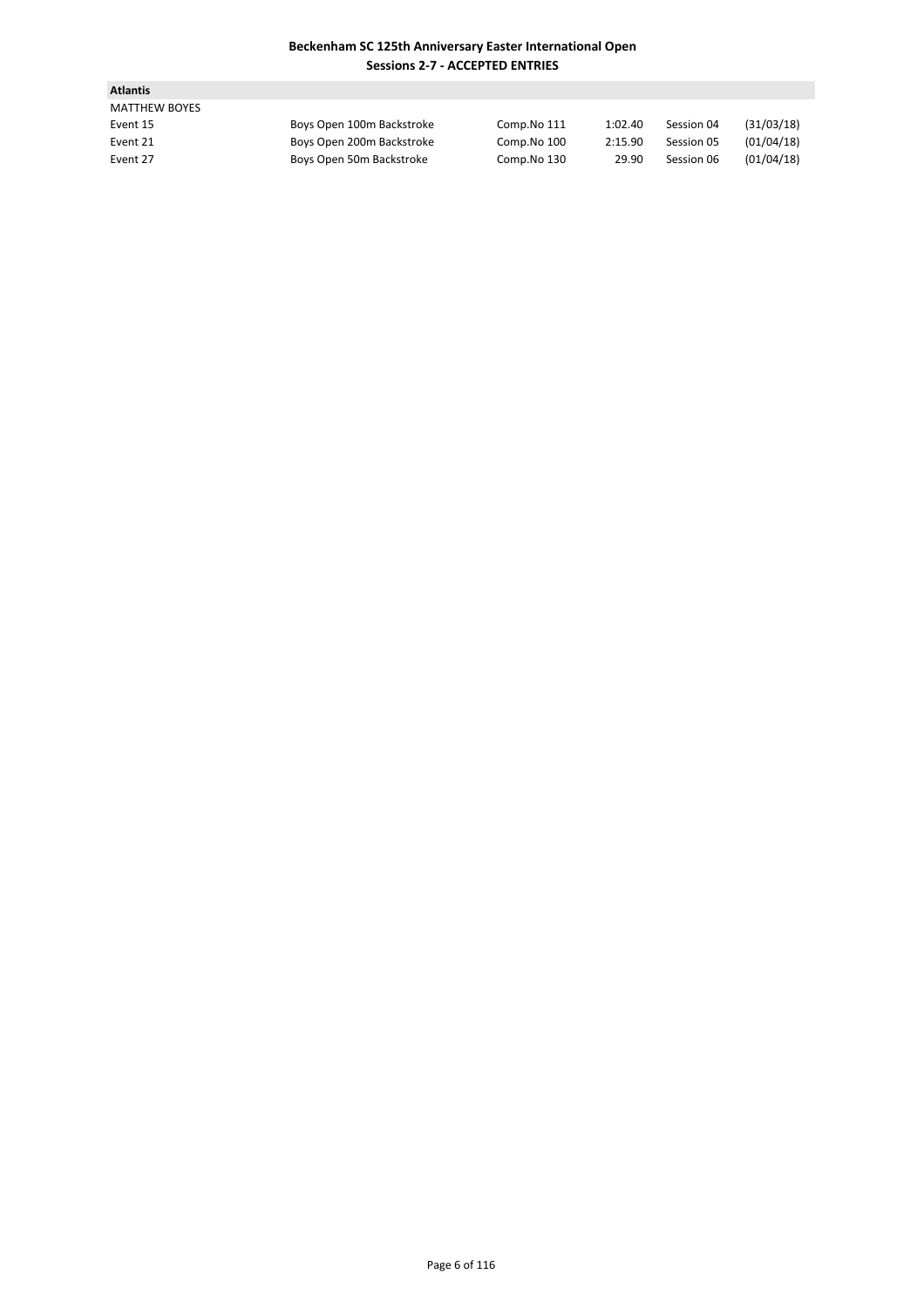**Beckenham SC 125th Anniversary Easter International Open**
**Sessions 2-7 - ACCEPTED ENTRIES**

**Atlantis**

MATTHEW BOYES

| | | | | | |
|---|---|---|---|---|---|
| Event 15 | Boys Open 100m Backstroke | Comp.No 111 | 1:02.40 | Session 04 | (31/03/18) |
| Event 21 | Boys Open 200m Backstroke | Comp.No 100 | 2:15.90 | Session 05 | (01/04/18) |
| Event 27 | Boys Open 50m Backstroke | Comp.No 130 | 29.90 | Session 06 | (01/04/18) |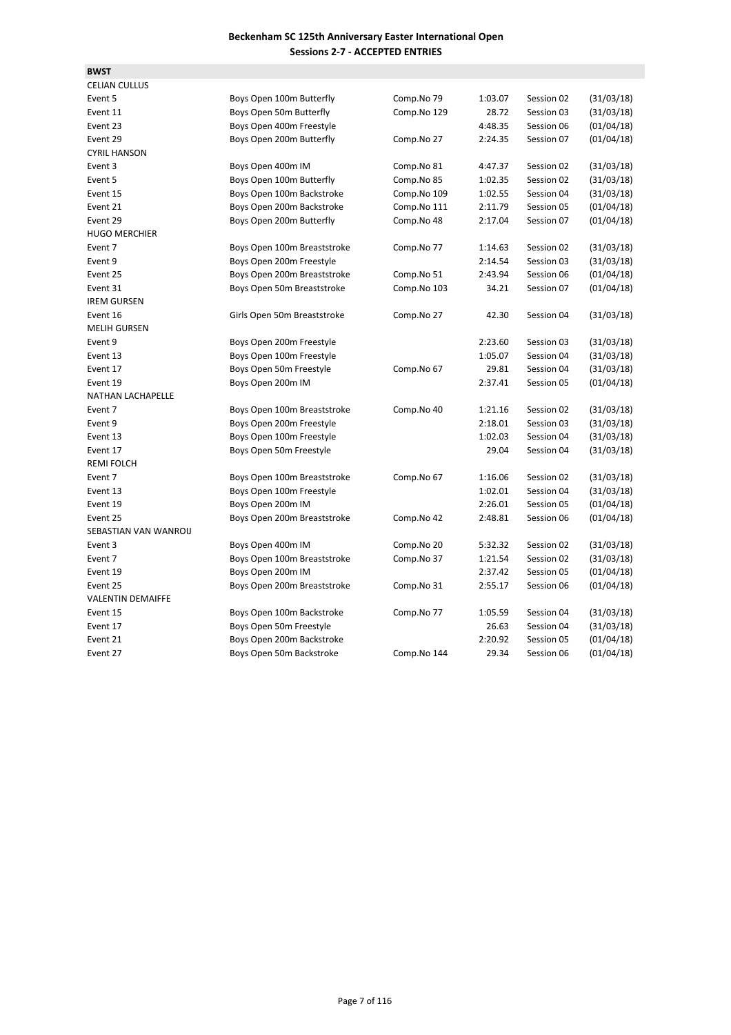**Beckenham SC 125th Anniversary Easter International Open**
**Sessions 2-7 - ACCEPTED ENTRIES**

**BWST**

| | | | | | |
|---|---|---|---|---|---|
| CELIAN CULLUS | | | | | |
| Event 5 | Boys Open 100m Butterfly | Comp.No 79 | 1:03.07 | Session 02 | (31/03/18) |
| Event 11 | Boys Open 50m Butterfly | Comp.No 129 | 28.72 | Session 03 | (31/03/18) |
| Event 23 | Boys Open 400m Freestyle | | 4:48.35 | Session 06 | (01/04/18) |
| Event 29 | Boys Open 200m Butterfly | Comp.No 27 | 2:24.35 | Session 07 | (01/04/18) |
| CYRIL HANSON | | | | | |
| Event 3 | Boys Open 400m IM | Comp.No 81 | 4:47.37 | Session 02 | (31/03/18) |
| Event 5 | Boys Open 100m Butterfly | Comp.No 85 | 1:02.35 | Session 02 | (31/03/18) |
| Event 15 | Boys Open 100m Backstroke | Comp.No 109 | 1:02.55 | Session 04 | (31/03/18) |
| Event 21 | Boys Open 200m Backstroke | Comp.No 111 | 2:11.79 | Session 05 | (01/04/18) |
| Event 29 | Boys Open 200m Butterfly | Comp.No 48 | 2:17.04 | Session 07 | (01/04/18) |
| HUGO MERCHIER | | | | | |
| Event 7 | Boys Open 100m Breaststroke | Comp.No 77 | 1:14.63 | Session 02 | (31/03/18) |
| Event 9 | Boys Open 200m Freestyle | | 2:14.54 | Session 03 | (31/03/18) |
| Event 25 | Boys Open 200m Breaststroke | Comp.No 51 | 2:43.94 | Session 06 | (01/04/18) |
| Event 31 | Boys Open 50m Breaststroke | Comp.No 103 | 34.21 | Session 07 | (01/04/18) |
| IREM GURSEN | | | | | |
| Event 16 | Girls Open 50m Breaststroke | Comp.No 27 | 42.30 | Session 04 | (31/03/18) |
| MELIH GURSEN | | | | | |
| Event 9 | Boys Open 200m Freestyle | | 2:23.60 | Session 03 | (31/03/18) |
| Event 13 | Boys Open 100m Freestyle | | 1:05.07 | Session 04 | (31/03/18) |
| Event 17 | Boys Open 50m Freestyle | Comp.No 67 | 29.81 | Session 04 | (31/03/18) |
| Event 19 | Boys Open 200m IM | | 2:37.41 | Session 05 | (01/04/18) |
| NATHAN LACHAPELLE | | | | | |
| Event 7 | Boys Open 100m Breaststroke | Comp.No 40 | 1:21.16 | Session 02 | (31/03/18) |
| Event 9 | Boys Open 200m Freestyle | | 2:18.01 | Session 03 | (31/03/18) |
| Event 13 | Boys Open 100m Freestyle | | 1:02.03 | Session 04 | (31/03/18) |
| Event 17 | Boys Open 50m Freestyle | | 29.04 | Session 04 | (31/03/18) |
| REMI FOLCH | | | | | |
| Event 7 | Boys Open 100m Breaststroke | Comp.No 67 | 1:16.06 | Session 02 | (31/03/18) |
| Event 13 | Boys Open 100m Freestyle | | 1:02.01 | Session 04 | (31/03/18) |
| Event 19 | Boys Open 200m IM | | 2:26.01 | Session 05 | (01/04/18) |
| Event 25 | Boys Open 200m Breaststroke | Comp.No 42 | 2:48.81 | Session 06 | (01/04/18) |
| SEBASTIAN VAN WANROIJ | | | | | |
| Event 3 | Boys Open 400m IM | Comp.No 20 | 5:32.32 | Session 02 | (31/03/18) |
| Event 7 | Boys Open 100m Breaststroke | Comp.No 37 | 1:21.54 | Session 02 | (31/03/18) |
| Event 19 | Boys Open 200m IM | | 2:37.42 | Session 05 | (01/04/18) |
| Event 25 | Boys Open 200m Breaststroke | Comp.No 31 | 2:55.17 | Session 06 | (01/04/18) |
| VALENTIN DEMAIFFE | | | | | |
| Event 15 | Boys Open 100m Backstroke | Comp.No 77 | 1:05.59 | Session 04 | (31/03/18) |
| Event 17 | Boys Open 50m Freestyle | | 26.63 | Session 04 | (31/03/18) |
| Event 21 | Boys Open 200m Backstroke | | 2:20.92 | Session 05 | (01/04/18) |
| Event 27 | Boys Open 50m Backstroke | Comp.No 144 | 29.34 | Session 06 | (01/04/18) |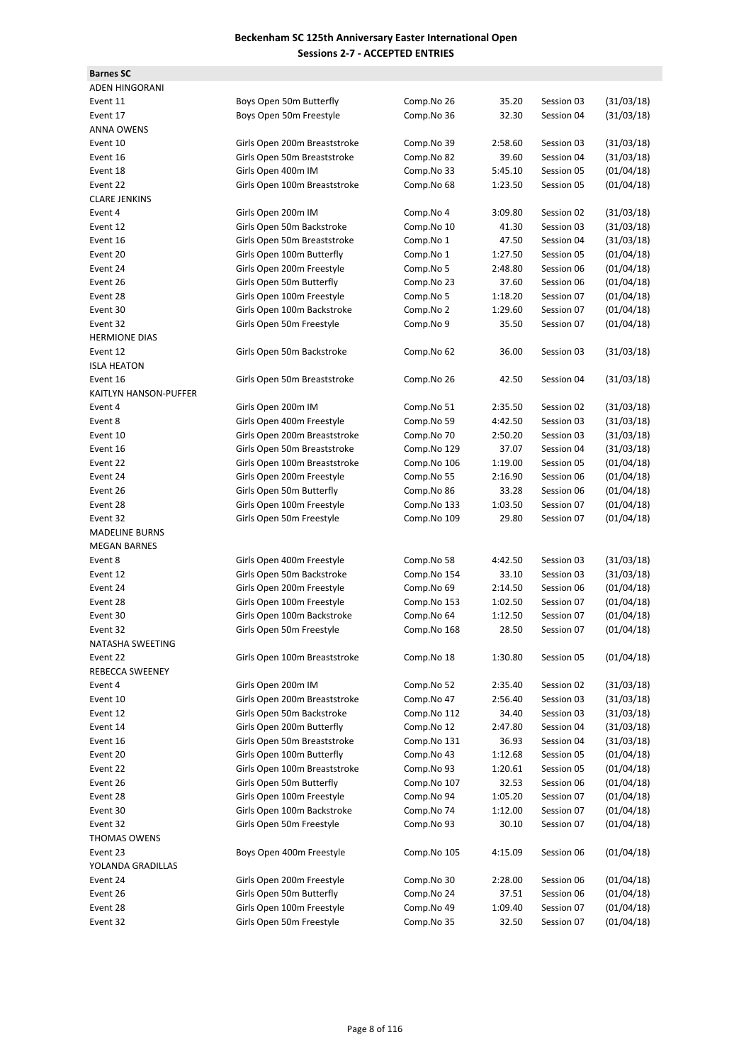**Beckenham SC 125th Anniversary Easter International Open**
**Sessions 2-7 - ACCEPTED ENTRIES**

**Barnes SC**

| | | | | | |
|---|---|---|---|---|---|
| ADEN HINGORANI | | | | | |
| Event 11 | Boys Open 50m Butterfly | Comp.No 26 | 35.20 | Session 03 | (31/03/18) |
| Event 17 | Boys Open 50m Freestyle | Comp.No 36 | 32.30 | Session 04 | (31/03/18) |
| ANNA OWENS | | | | | |
| Event 10 | Girls Open 200m Breaststroke | Comp.No 39 | 2:58.60 | Session 03 | (31/03/18) |
| Event 16 | Girls Open 50m Breaststroke | Comp.No 82 | 39.60 | Session 04 | (31/03/18) |
| Event 18 | Girls Open 400m IM | Comp.No 33 | 5:45.10 | Session 05 | (01/04/18) |
| Event 22 | Girls Open 100m Breaststroke | Comp.No 68 | 1:23.50 | Session 05 | (01/04/18) |
| CLARE JENKINS | | | | | |
| Event 4 | Girls Open 200m IM | Comp.No 4 | 3:09.80 | Session 02 | (31/03/18) |
| Event 12 | Girls Open 50m Backstroke | Comp.No 10 | 41.30 | Session 03 | (31/03/18) |
| Event 16 | Girls Open 50m Breaststroke | Comp.No 1 | 47.50 | Session 04 | (31/03/18) |
| Event 20 | Girls Open 100m Butterfly | Comp.No 1 | 1:27.50 | Session 05 | (01/04/18) |
| Event 24 | Girls Open 200m Freestyle | Comp.No 5 | 2:48.80 | Session 06 | (01/04/18) |
| Event 26 | Girls Open 50m Butterfly | Comp.No 23 | 37.60 | Session 06 | (01/04/18) |
| Event 28 | Girls Open 100m Freestyle | Comp.No 5 | 1:18.20 | Session 07 | (01/04/18) |
| Event 30 | Girls Open 100m Backstroke | Comp.No 2 | 1:29.60 | Session 07 | (01/04/18) |
| Event 32 | Girls Open 50m Freestyle | Comp.No 9 | 35.50 | Session 07 | (01/04/18) |
| HERMIONE DIAS | | | | | |
| Event 12 | Girls Open 50m Backstroke | Comp.No 62 | 36.00 | Session 03 | (31/03/18) |
| ISLA HEATON | | | | | |
| Event 16 | Girls Open 50m Breaststroke | Comp.No 26 | 42.50 | Session 04 | (31/03/18) |
| KAITLYN HANSON-PUFFER | | | | | |
| Event 4 | Girls Open 200m IM | Comp.No 51 | 2:35.50 | Session 02 | (31/03/18) |
| Event 8 | Girls Open 400m Freestyle | Comp.No 59 | 4:42.50 | Session 03 | (31/03/18) |
| Event 10 | Girls Open 200m Breaststroke | Comp.No 70 | 2:50.20 | Session 03 | (31/03/18) |
| Event 16 | Girls Open 50m Breaststroke | Comp.No 129 | 37.07 | Session 04 | (31/03/18) |
| Event 22 | Girls Open 100m Breaststroke | Comp.No 106 | 1:19.00 | Session 05 | (01/04/18) |
| Event 24 | Girls Open 200m Freestyle | Comp.No 55 | 2:16.90 | Session 06 | (01/04/18) |
| Event 26 | Girls Open 50m Butterfly | Comp.No 86 | 33.28 | Session 06 | (01/04/18) |
| Event 28 | Girls Open 100m Freestyle | Comp.No 133 | 1:03.50 | Session 07 | (01/04/18) |
| Event 32 | Girls Open 50m Freestyle | Comp.No 109 | 29.80 | Session 07 | (01/04/18) |
| MADELINE BURNS | | | | | |
| MEGAN BARNES | | | | | |
| Event 8 | Girls Open 400m Freestyle | Comp.No 58 | 4:42.50 | Session 03 | (31/03/18) |
| Event 12 | Girls Open 50m Backstroke | Comp.No 154 | 33.10 | Session 03 | (31/03/18) |
| Event 24 | Girls Open 200m Freestyle | Comp.No 69 | 2:14.50 | Session 06 | (01/04/18) |
| Event 28 | Girls Open 100m Freestyle | Comp.No 153 | 1:02.50 | Session 07 | (01/04/18) |
| Event 30 | Girls Open 100m Backstroke | Comp.No 64 | 1:12.50 | Session 07 | (01/04/18) |
| Event 32 | Girls Open 50m Freestyle | Comp.No 168 | 28.50 | Session 07 | (01/04/18) |
| NATASHA SWEETING | | | | | |
| Event 22 | Girls Open 100m Breaststroke | Comp.No 18 | 1:30.80 | Session 05 | (01/04/18) |
| REBECCA SWEENEY | | | | | |
| Event 4 | Girls Open 200m IM | Comp.No 52 | 2:35.40 | Session 02 | (31/03/18) |
| Event 10 | Girls Open 200m Breaststroke | Comp.No 47 | 2:56.40 | Session 03 | (31/03/18) |
| Event 12 | Girls Open 50m Backstroke | Comp.No 112 | 34.40 | Session 03 | (31/03/18) |
| Event 14 | Girls Open 200m Butterfly | Comp.No 12 | 2:47.80 | Session 04 | (31/03/18) |
| Event 16 | Girls Open 50m Breaststroke | Comp.No 131 | 36.93 | Session 04 | (31/03/18) |
| Event 20 | Girls Open 100m Butterfly | Comp.No 43 | 1:12.68 | Session 05 | (01/04/18) |
| Event 22 | Girls Open 100m Breaststroke | Comp.No 93 | 1:20.61 | Session 05 | (01/04/18) |
| Event 26 | Girls Open 50m Butterfly | Comp.No 107 | 32.53 | Session 06 | (01/04/18) |
| Event 28 | Girls Open 100m Freestyle | Comp.No 94 | 1:05.20 | Session 07 | (01/04/18) |
| Event 30 | Girls Open 100m Backstroke | Comp.No 74 | 1:12.00 | Session 07 | (01/04/18) |
| Event 32 | Girls Open 50m Freestyle | Comp.No 93 | 30.10 | Session 07 | (01/04/18) |
| THOMAS OWENS | | | | | |
| Event 23 | Boys Open 400m Freestyle | Comp.No 105 | 4:15.09 | Session 06 | (01/04/18) |
| YOLANDA GRADILLAS | | | | | |
| Event 24 | Girls Open 200m Freestyle | Comp.No 30 | 2:28.00 | Session 06 | (01/04/18) |
| Event 26 | Girls Open 50m Butterfly | Comp.No 24 | 37.51 | Session 06 | (01/04/18) |
| Event 28 | Girls Open 100m Freestyle | Comp.No 49 | 1:09.40 | Session 07 | (01/04/18) |
| Event 32 | Girls Open 50m Freestyle | Comp.No 35 | 32.50 | Session 07 | (01/04/18) |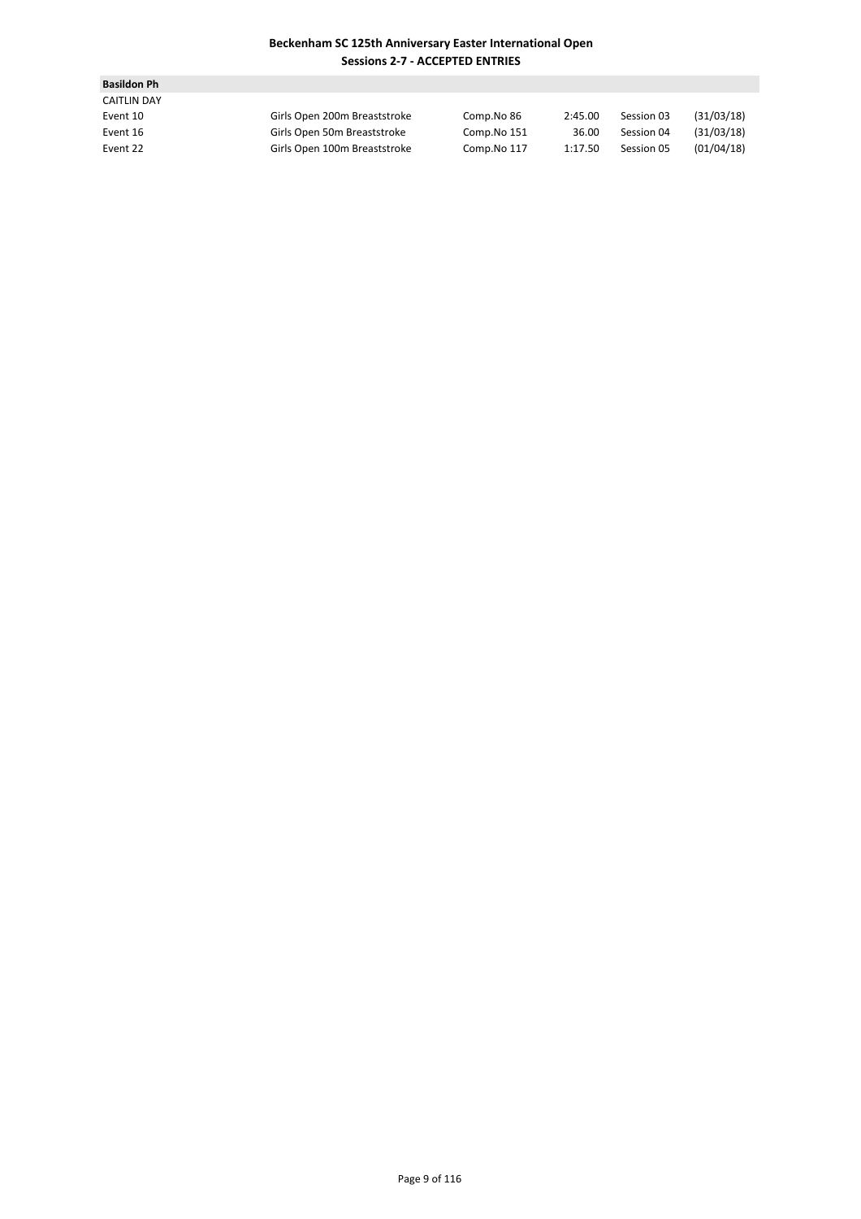**Beckenham SC 125th Anniversary Easter International Open**
**Sessions 2-7 - ACCEPTED ENTRIES**

**Basildon Ph**

CAITLIN DAY

| | | | | | |
|---|---|---|---|---|---|
| Event 10 | Girls Open 200m Breaststroke | Comp.No 86 | 2:45.00 | Session 03 | (31/03/18) |
| Event 16 | Girls Open 50m Breaststroke | Comp.No 151 | 36.00 | Session 04 | (31/03/18) |
| Event 22 | Girls Open 100m Breaststroke | Comp.No 117 | 1:17.50 | Session 05 | (01/04/18) |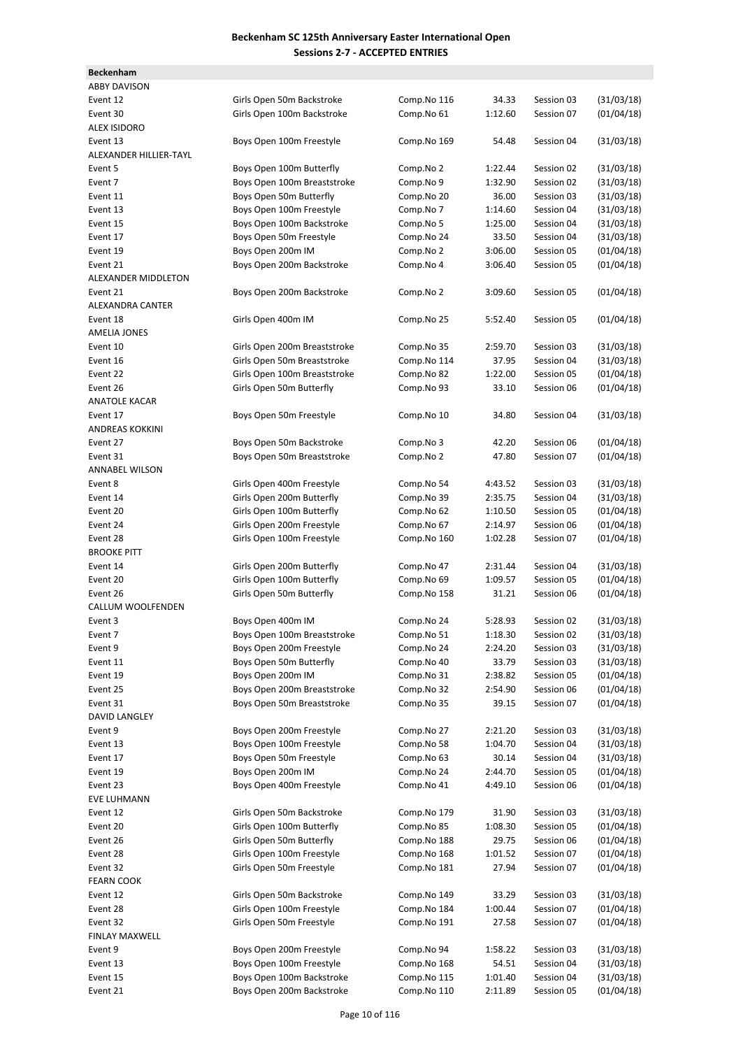**Beckenham SC 125th Anniversary Easter International Open**
**Sessions 2-7 - ACCEPTED ENTRIES**

**Beckenham**

| | | | | | |
|---|---|---|---|---|---|
| ABBY DAVISON | | | | | |
| Event 12 | Girls Open 50m Backstroke | Comp.No 116 | 34.33 | Session 03 | (31/03/18) |
| Event 30 | Girls Open 100m Backstroke | Comp.No 61 | 1:12.60 | Session 07 | (01/04/18) |
| ALEX ISIDORO | | | | | |
| Event 13 | Boys Open 100m Freestyle | Comp.No 169 | 54.48 | Session 04 | (31/03/18) |
| ALEXANDER HILLIER-TAYL | | | | | |
| Event 5 | Boys Open 100m Butterfly | Comp.No 2 | 1:22.44 | Session 02 | (31/03/18) |
| Event 7 | Boys Open 100m Breaststroke | Comp.No 9 | 1:32.90 | Session 02 | (31/03/18) |
| Event 11 | Boys Open 50m Butterfly | Comp.No 20 | 36.00 | Session 03 | (31/03/18) |
| Event 13 | Boys Open 100m Freestyle | Comp.No 7 | 1:14.60 | Session 04 | (31/03/18) |
| Event 15 | Boys Open 100m Backstroke | Comp.No 5 | 1:25.00 | Session 04 | (31/03/18) |
| Event 17 | Boys Open 50m Freestyle | Comp.No 24 | 33.50 | Session 04 | (31/03/18) |
| Event 19 | Boys Open 200m IM | Comp.No 2 | 3:06.00 | Session 05 | (01/04/18) |
| Event 21 | Boys Open 200m Backstroke | Comp.No 4 | 3:06.40 | Session 05 | (01/04/18) |
| ALEXANDER MIDDLETON | | | | | |
| Event 21 | Boys Open 200m Backstroke | Comp.No 2 | 3:09.60 | Session 05 | (01/04/18) |
| ALEXANDRA CANTER | | | | | |
| Event 18 | Girls Open 400m IM | Comp.No 25 | 5:52.40 | Session 05 | (01/04/18) |
| AMELIA JONES | | | | | |
| Event 10 | Girls Open 200m Breaststroke | Comp.No 35 | 2:59.70 | Session 03 | (31/03/18) |
| Event 16 | Girls Open 50m Breaststroke | Comp.No 114 | 37.95 | Session 04 | (31/03/18) |
| Event 22 | Girls Open 100m Breaststroke | Comp.No 82 | 1:22.00 | Session 05 | (01/04/18) |
| Event 26 | Girls Open 50m Butterfly | Comp.No 93 | 33.10 | Session 06 | (01/04/18) |
| ANATOLE KACAR | | | | | |
| Event 17 | Boys Open 50m Freestyle | Comp.No 10 | 34.80 | Session 04 | (31/03/18) |
| ANDREAS KOKKINI | | | | | |
| Event 27 | Boys Open 50m Backstroke | Comp.No 3 | 42.20 | Session 06 | (01/04/18) |
| Event 31 | Boys Open 50m Breaststroke | Comp.No 2 | 47.80 | Session 07 | (01/04/18) |
| ANNABEL WILSON | | | | | |
| Event 8 | Girls Open 400m Freestyle | Comp.No 54 | 4:43.52 | Session 03 | (31/03/18) |
| Event 14 | Girls Open 200m Butterfly | Comp.No 39 | 2:35.75 | Session 04 | (31/03/18) |
| Event 20 | Girls Open 100m Butterfly | Comp.No 62 | 1:10.50 | Session 05 | (01/04/18) |
| Event 24 | Girls Open 200m Freestyle | Comp.No 67 | 2:14.97 | Session 06 | (01/04/18) |
| Event 28 | Girls Open 100m Freestyle | Comp.No 160 | 1:02.28 | Session 07 | (01/04/18) |
| BROOKE PITT | | | | | |
| Event 14 | Girls Open 200m Butterfly | Comp.No 47 | 2:31.44 | Session 04 | (31/03/18) |
| Event 20 | Girls Open 100m Butterfly | Comp.No 69 | 1:09.57 | Session 05 | (01/04/18) |
| Event 26 | Girls Open 50m Butterfly | Comp.No 158 | 31.21 | Session 06 | (01/04/18) |
| CALLUM WOOLFENDEN | | | | | |
| Event 3 | Boys Open 400m IM | Comp.No 24 | 5:28.93 | Session 02 | (31/03/18) |
| Event 7 | Boys Open 100m Breaststroke | Comp.No 51 | 1:18.30 | Session 02 | (31/03/18) |
| Event 9 | Boys Open 200m Freestyle | Comp.No 24 | 2:24.20 | Session 03 | (31/03/18) |
| Event 11 | Boys Open 50m Butterfly | Comp.No 40 | 33.79 | Session 03 | (31/03/18) |
| Event 19 | Boys Open 200m IM | Comp.No 31 | 2:38.82 | Session 05 | (01/04/18) |
| Event 25 | Boys Open 200m Breaststroke | Comp.No 32 | 2:54.90 | Session 06 | (01/04/18) |
| Event 31 | Boys Open 50m Breaststroke | Comp.No 35 | 39.15 | Session 07 | (01/04/18) |
| DAVID LANGLEY | | | | | |
| Event 9 | Boys Open 200m Freestyle | Comp.No 27 | 2:21.20 | Session 03 | (31/03/18) |
| Event 13 | Boys Open 100m Freestyle | Comp.No 58 | 1:04.70 | Session 04 | (31/03/18) |
| Event 17 | Boys Open 50m Freestyle | Comp.No 63 | 30.14 | Session 04 | (31/03/18) |
| Event 19 | Boys Open 200m IM | Comp.No 24 | 2:44.70 | Session 05 | (01/04/18) |
| Event 23 | Boys Open 400m Freestyle | Comp.No 41 | 4:49.10 | Session 06 | (01/04/18) |
| EVE LUHMANN | | | | | |
| Event 12 | Girls Open 50m Backstroke | Comp.No 179 | 31.90 | Session 03 | (31/03/18) |
| Event 20 | Girls Open 100m Butterfly | Comp.No 85 | 1:08.30 | Session 05 | (01/04/18) |
| Event 26 | Girls Open 50m Butterfly | Comp.No 188 | 29.75 | Session 06 | (01/04/18) |
| Event 28 | Girls Open 100m Freestyle | Comp.No 168 | 1:01.52 | Session 07 | (01/04/18) |
| Event 32 | Girls Open 50m Freestyle | Comp.No 181 | 27.94 | Session 07 | (01/04/18) |
| FEARN COOK | | | | | |
| Event 12 | Girls Open 50m Backstroke | Comp.No 149 | 33.29 | Session 03 | (31/03/18) |
| Event 28 | Girls Open 100m Freestyle | Comp.No 184 | 1:00.44 | Session 07 | (01/04/18) |
| Event 32 | Girls Open 50m Freestyle | Comp.No 191 | 27.58 | Session 07 | (01/04/18) |
| FINLAY MAXWELL | | | | | |
| Event 9 | Boys Open 200m Freestyle | Comp.No 94 | 1:58.22 | Session 03 | (31/03/18) |
| Event 13 | Boys Open 100m Freestyle | Comp.No 168 | 54.51 | Session 04 | (31/03/18) |
| Event 15 | Boys Open 100m Backstroke | Comp.No 115 | 1:01.40 | Session 04 | (31/03/18) |
| Event 21 | Boys Open 200m Backstroke | Comp.No 110 | 2:11.89 | Session 05 | (01/04/18) |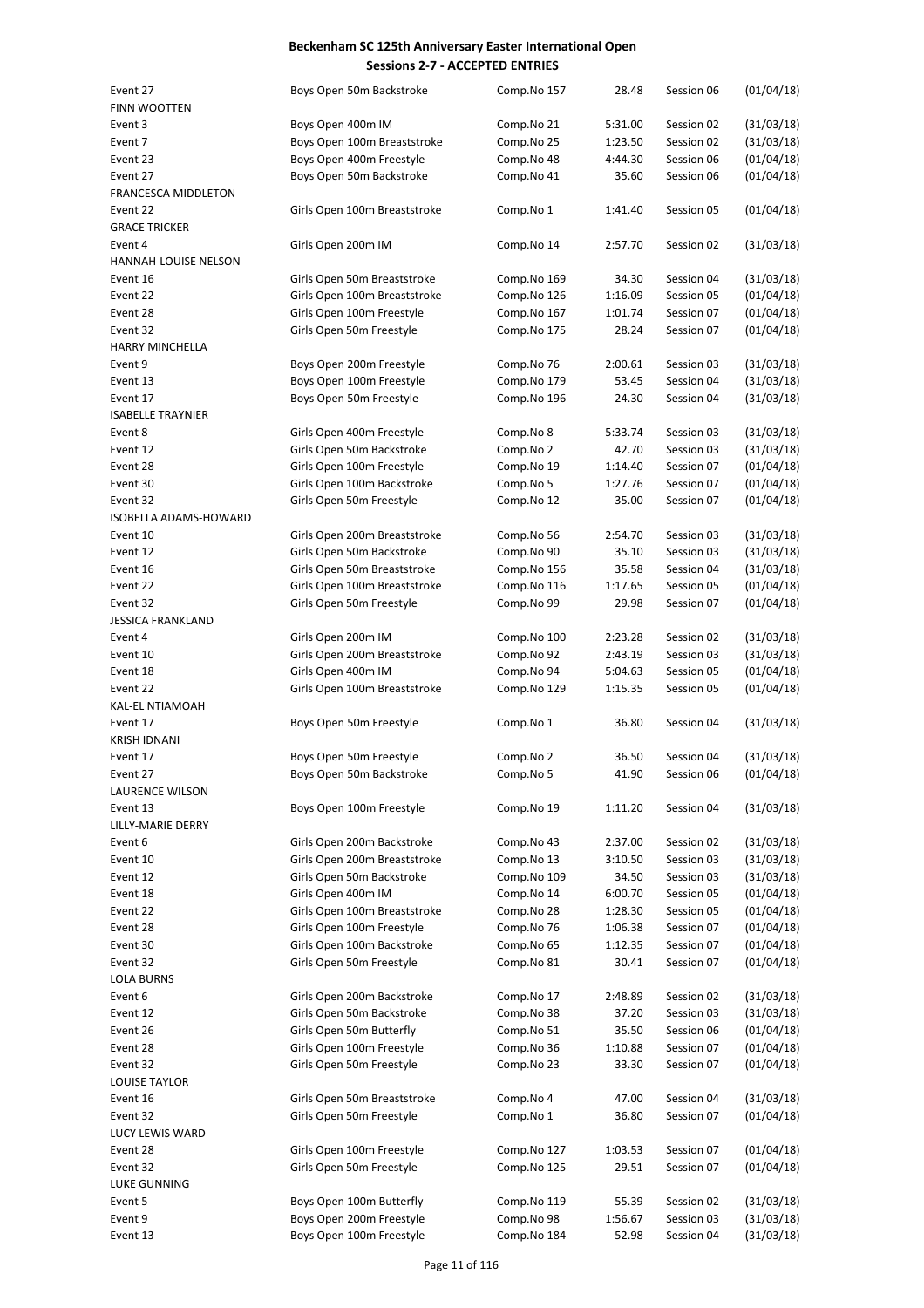# Beckenham SC 125th Anniversary Easter International Open

## Sessions 2-7 - ACCEPTED ENTRIES

| | | | | | |
|---|---|---|---|---|---|
| Event 27 | Boys Open 50m Backstroke | Comp.No 157 | 28.48 | Session 06 | (01/04/18) |
| FINN WOOTTEN | | | | | |
| Event 3 | Boys Open 400m IM | Comp.No 21 | 5:31.00 | Session 02 | (31/03/18) |
| Event 7 | Boys Open 100m Breaststroke | Comp.No 25 | 1:23.50 | Session 02 | (31/03/18) |
| Event 23 | Boys Open 400m Freestyle | Comp.No 48 | 4:44.30 | Session 06 | (01/04/18) |
| Event 27 | Boys Open 50m Backstroke | Comp.No 41 | 35.60 | Session 06 | (01/04/18) |
| FRANCESCA MIDDLETON | | | | | |
| Event 22 | Girls Open 100m Breaststroke | Comp.No 1 | 1:41.40 | Session 05 | (01/04/18) |
| GRACE TRICKER | | | | | |
| Event 4 | Girls Open 200m IM | Comp.No 14 | 2:57.70 | Session 02 | (31/03/18) |
| HANNAH-LOUISE NELSON | | | | | |
| Event 16 | Girls Open 50m Breaststroke | Comp.No 169 | 34.30 | Session 04 | (31/03/18) |
| Event 22 | Girls Open 100m Breaststroke | Comp.No 126 | 1:16.09 | Session 05 | (01/04/18) |
| Event 28 | Girls Open 100m Freestyle | Comp.No 167 | 1:01.74 | Session 07 | (01/04/18) |
| Event 32 | Girls Open 50m Freestyle | Comp.No 175 | 28.24 | Session 07 | (01/04/18) |
| HARRY MINCHELLA | | | | | |
| Event 9 | Boys Open 200m Freestyle | Comp.No 76 | 2:00.61 | Session 03 | (31/03/18) |
| Event 13 | Boys Open 100m Freestyle | Comp.No 179 | 53.45 | Session 04 | (31/03/18) |
| Event 17 | Boys Open 50m Freestyle | Comp.No 196 | 24.30 | Session 04 | (31/03/18) |
| ISABELLE TRAYNIER | | | | | |
| Event 8 | Girls Open 400m Freestyle | Comp.No 8 | 5:33.74 | Session 03 | (31/03/18) |
| Event 12 | Girls Open 50m Backstroke | Comp.No 2 | 42.70 | Session 03 | (31/03/18) |
| Event 28 | Girls Open 100m Freestyle | Comp.No 19 | 1:14.40 | Session 07 | (01/04/18) |
| Event 30 | Girls Open 100m Backstroke | Comp.No 5 | 1:27.76 | Session 07 | (01/04/18) |
| Event 32 | Girls Open 50m Freestyle | Comp.No 12 | 35.00 | Session 07 | (01/04/18) |
| ISOBELLA ADAMS-HOWARD | | | | | |
| Event 10 | Girls Open 200m Breaststroke | Comp.No 56 | 2:54.70 | Session 03 | (31/03/18) |
| Event 12 | Girls Open 50m Backstroke | Comp.No 90 | 35.10 | Session 03 | (31/03/18) |
| Event 16 | Girls Open 50m Breaststroke | Comp.No 156 | 35.58 | Session 04 | (31/03/18) |
| Event 22 | Girls Open 100m Breaststroke | Comp.No 116 | 1:17.65 | Session 05 | (01/04/18) |
| Event 32 | Girls Open 50m Freestyle | Comp.No 99 | 29.98 | Session 07 | (01/04/18) |
| JESSICA FRANKLAND | | | | | |
| Event 4 | Girls Open 200m IM | Comp.No 100 | 2:23.28 | Session 02 | (31/03/18) |
| Event 10 | Girls Open 200m Breaststroke | Comp.No 92 | 2:43.19 | Session 03 | (31/03/18) |
| Event 18 | Girls Open 400m IM | Comp.No 94 | 5:04.63 | Session 05 | (01/04/18) |
| Event 22 | Girls Open 100m Breaststroke | Comp.No 129 | 1:15.35 | Session 05 | (01/04/18) |
| KAL-EL NTIAMOAH | | | | | |
| Event 17 | Boys Open 50m Freestyle | Comp.No 1 | 36.80 | Session 04 | (31/03/18) |
| KRISH IDNANI | | | | | |
| Event 17 | Boys Open 50m Freestyle | Comp.No 2 | 36.50 | Session 04 | (31/03/18) |
| Event 27 | Boys Open 50m Backstroke | Comp.No 5 | 41.90 | Session 06 | (01/04/18) |
| LAURENCE WILSON | | | | | |
| Event 13 | Boys Open 100m Freestyle | Comp.No 19 | 1:11.20 | Session 04 | (31/03/18) |
| LILLY-MARIE DERRY | | | | | |
| Event 6 | Girls Open 200m Backstroke | Comp.No 43 | 2:37.00 | Session 02 | (31/03/18) |
| Event 10 | Girls Open 200m Breaststroke | Comp.No 13 | 3:10.50 | Session 03 | (31/03/18) |
| Event 12 | Girls Open 50m Backstroke | Comp.No 109 | 34.50 | Session 03 | (31/03/18) |
| Event 18 | Girls Open 400m IM | Comp.No 14 | 6:00.70 | Session 05 | (01/04/18) |
| Event 22 | Girls Open 100m Breaststroke | Comp.No 28 | 1:28.30 | Session 05 | (01/04/18) |
| Event 28 | Girls Open 100m Freestyle | Comp.No 76 | 1:06.38 | Session 07 | (01/04/18) |
| Event 30 | Girls Open 100m Backstroke | Comp.No 65 | 1:12.35 | Session 07 | (01/04/18) |
| Event 32 | Girls Open 50m Freestyle | Comp.No 81 | 30.41 | Session 07 | (01/04/18) |
| LOLA BURNS | | | | | |
| Event 6 | Girls Open 200m Backstroke | Comp.No 17 | 2:48.89 | Session 02 | (31/03/18) |
| Event 12 | Girls Open 50m Backstroke | Comp.No 38 | 37.20 | Session 03 | (31/03/18) |
| Event 26 | Girls Open 50m Butterfly | Comp.No 51 | 35.50 | Session 06 | (01/04/18) |
| Event 28 | Girls Open 100m Freestyle | Comp.No 36 | 1:10.88 | Session 07 | (01/04/18) |
| Event 32 | Girls Open 50m Freestyle | Comp.No 23 | 33.30 | Session 07 | (01/04/18) |
| LOUISE TAYLOR | | | | | |
| Event 16 | Girls Open 50m Breaststroke | Comp.No 4 | 47.00 | Session 04 | (31/03/18) |
| Event 32 | Girls Open 50m Freestyle | Comp.No 1 | 36.80 | Session 07 | (01/04/18) |
| LUCY LEWIS WARD | | | | | |
| Event 28 | Girls Open 100m Freestyle | Comp.No 127 | 1:03.53 | Session 07 | (01/04/18) |
| Event 32 | Girls Open 50m Freestyle | Comp.No 125 | 29.51 | Session 07 | (01/04/18) |
| LUKE GUNNING | | | | | |
| Event 5 | Boys Open 100m Butterfly | Comp.No 119 | 55.39 | Session 02 | (31/03/18) |
| Event 9 | Boys Open 200m Freestyle | Comp.No 98 | 1:56.67 | Session 03 | (31/03/18) |
| Event 13 | Boys Open 100m Freestyle | Comp.No 184 | 52.98 | Session 04 | (31/03/18) |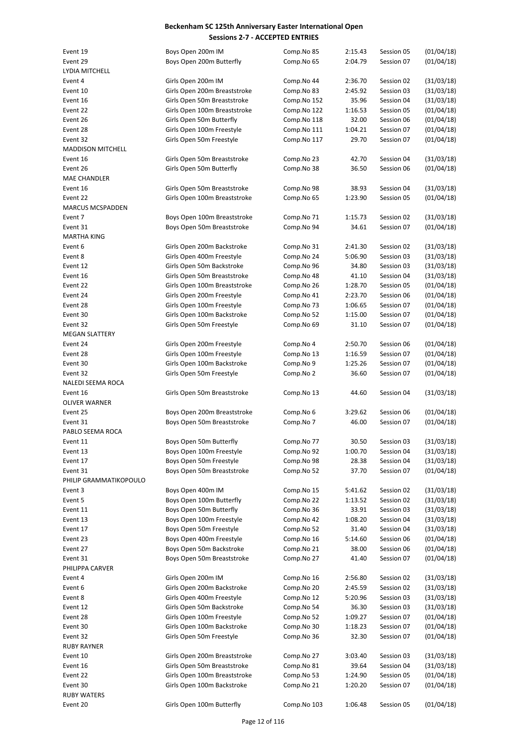# Beckenham SC 125th Anniversary Easter International Open

## Sessions 2-7 - ACCEPTED ENTRIES

| | | | | | |
|---|---|---|---|---|---|
| Event 19 | Boys Open 200m IM | Comp.No 85 | 2:15.43 | Session 05 | (01/04/18) |
| Event 29 | Boys Open 200m Butterfly | Comp.No 65 | 2:04.79 | Session 07 | (01/04/18) |
| LYDIA MITCHELL | | | | | |
| Event 4 | Girls Open 200m IM | Comp.No 44 | 2:36.70 | Session 02 | (31/03/18) |
| Event 10 | Girls Open 200m Breaststroke | Comp.No 83 | 2:45.92 | Session 03 | (31/03/18) |
| Event 16 | Girls Open 50m Breaststroke | Comp.No 152 | 35.96 | Session 04 | (31/03/18) |
| Event 22 | Girls Open 100m Breaststroke | Comp.No 122 | 1:16.53 | Session 05 | (01/04/18) |
| Event 26 | Girls Open 50m Butterfly | Comp.No 118 | 32.00 | Session 06 | (01/04/18) |
| Event 28 | Girls Open 100m Freestyle | Comp.No 111 | 1:04.21 | Session 07 | (01/04/18) |
| Event 32 | Girls Open 50m Freestyle | Comp.No 117 | 29.70 | Session 07 | (01/04/18) |
| MADDISON MITCHELL | | | | | |
| Event 16 | Girls Open 50m Breaststroke | Comp.No 23 | 42.70 | Session 04 | (31/03/18) |
| Event 26 | Girls Open 50m Butterfly | Comp.No 38 | 36.50 | Session 06 | (01/04/18) |
| MAE CHANDLER | | | | | |
| Event 16 | Girls Open 50m Breaststroke | Comp.No 98 | 38.93 | Session 04 | (31/03/18) |
| Event 22 | Girls Open 100m Breaststroke | Comp.No 65 | 1:23.90 | Session 05 | (01/04/18) |
| MARCUS MCSPADDEN | | | | | |
| Event 7 | Boys Open 100m Breaststroke | Comp.No 71 | 1:15.73 | Session 02 | (31/03/18) |
| Event 31 | Boys Open 50m Breaststroke | Comp.No 94 | 34.61 | Session 07 | (01/04/18) |
| MARTHA KING | | | | | |
| Event 6 | Girls Open 200m Backstroke | Comp.No 31 | 2:41.30 | Session 02 | (31/03/18) |
| Event 8 | Girls Open 400m Freestyle | Comp.No 24 | 5:06.90 | Session 03 | (31/03/18) |
| Event 12 | Girls Open 50m Backstroke | Comp.No 96 | 34.80 | Session 03 | (31/03/18) |
| Event 16 | Girls Open 50m Breaststroke | Comp.No 48 | 41.10 | Session 04 | (31/03/18) |
| Event 22 | Girls Open 100m Breaststroke | Comp.No 26 | 1:28.70 | Session 05 | (01/04/18) |
| Event 24 | Girls Open 200m Freestyle | Comp.No 41 | 2:23.70 | Session 06 | (01/04/18) |
| Event 28 | Girls Open 100m Freestyle | Comp.No 73 | 1:06.65 | Session 07 | (01/04/18) |
| Event 30 | Girls Open 100m Backstroke | Comp.No 52 | 1:15.00 | Session 07 | (01/04/18) |
| Event 32 | Girls Open 50m Freestyle | Comp.No 69 | 31.10 | Session 07 | (01/04/18) |
| MEGAN SLATTERY | | | | | |
| Event 24 | Girls Open 200m Freestyle | Comp.No 4 | 2:50.70 | Session 06 | (01/04/18) |
| Event 28 | Girls Open 100m Freestyle | Comp.No 13 | 1:16.59 | Session 07 | (01/04/18) |
| Event 30 | Girls Open 100m Backstroke | Comp.No 9 | 1:25.26 | Session 07 | (01/04/18) |
| Event 32 | Girls Open 50m Freestyle | Comp.No 2 | 36.60 | Session 07 | (01/04/18) |
| NALEDI SEEMA ROCA | | | | | |
| Event 16 | Girls Open 50m Breaststroke | Comp.No 13 | 44.60 | Session 04 | (31/03/18) |
| OLIVER WARNER | | | | | |
| Event 25 | Boys Open 200m Breaststroke | Comp.No 6 | 3:29.62 | Session 06 | (01/04/18) |
| Event 31 | Boys Open 50m Breaststroke | Comp.No 7 | 46.00 | Session 07 | (01/04/18) |
| PABLO SEEMA ROCA | | | | | |
| Event 11 | Boys Open 50m Butterfly | Comp.No 77 | 30.50 | Session 03 | (31/03/18) |
| Event 13 | Boys Open 100m Freestyle | Comp.No 92 | 1:00.70 | Session 04 | (31/03/18) |
| Event 17 | Boys Open 50m Freestyle | Comp.No 98 | 28.38 | Session 04 | (31/03/18) |
| Event 31 | Boys Open 50m Breaststroke | Comp.No 52 | 37.70 | Session 07 | (01/04/18) |
| PHILIP GRAMMATIKOPOULO | | | | | |
| Event 3 | Boys Open 400m IM | Comp.No 15 | 5:41.62 | Session 02 | (31/03/18) |
| Event 5 | Boys Open 100m Butterfly | Comp.No 22 | 1:13.52 | Session 02 | (31/03/18) |
| Event 11 | Boys Open 50m Butterfly | Comp.No 36 | 33.91 | Session 03 | (31/03/18) |
| Event 13 | Boys Open 100m Freestyle | Comp.No 42 | 1:08.20 | Session 04 | (31/03/18) |
| Event 17 | Boys Open 50m Freestyle | Comp.No 52 | 31.40 | Session 04 | (31/03/18) |
| Event 23 | Boys Open 400m Freestyle | Comp.No 16 | 5:14.60 | Session 06 | (01/04/18) |
| Event 27 | Boys Open 50m Backstroke | Comp.No 21 | 38.00 | Session 06 | (01/04/18) |
| Event 31 | Boys Open 50m Breaststroke | Comp.No 27 | 41.40 | Session 07 | (01/04/18) |
| PHILIPPA CARVER | | | | | |
| Event 4 | Girls Open 200m IM | Comp.No 16 | 2:56.80 | Session 02 | (31/03/18) |
| Event 6 | Girls Open 200m Backstroke | Comp.No 20 | 2:45.59 | Session 02 | (31/03/18) |
| Event 8 | Girls Open 400m Freestyle | Comp.No 12 | 5:20.96 | Session 03 | (31/03/18) |
| Event 12 | Girls Open 50m Backstroke | Comp.No 54 | 36.30 | Session 03 | (31/03/18) |
| Event 28 | Girls Open 100m Freestyle | Comp.No 52 | 1:09.27 | Session 07 | (01/04/18) |
| Event 30 | Girls Open 100m Backstroke | Comp.No 30 | 1:18.23 | Session 07 | (01/04/18) |
| Event 32 | Girls Open 50m Freestyle | Comp.No 36 | 32.30 | Session 07 | (01/04/18) |
| RUBY RAYNER | | | | | |
| Event 10 | Girls Open 200m Breaststroke | Comp.No 27 | 3:03.40 | Session 03 | (31/03/18) |
| Event 16 | Girls Open 50m Breaststroke | Comp.No 81 | 39.64 | Session 04 | (31/03/18) |
| Event 22 | Girls Open 100m Breaststroke | Comp.No 53 | 1:24.90 | Session 05 | (01/04/18) |
| Event 30 | Girls Open 100m Backstroke | Comp.No 21 | 1:20.20 | Session 07 | (01/04/18) |
| RUBY WATERS | | | | | |
| Event 20 | Girls Open 100m Butterfly | Comp.No 103 | 1:06.48 | Session 05 | (01/04/18) |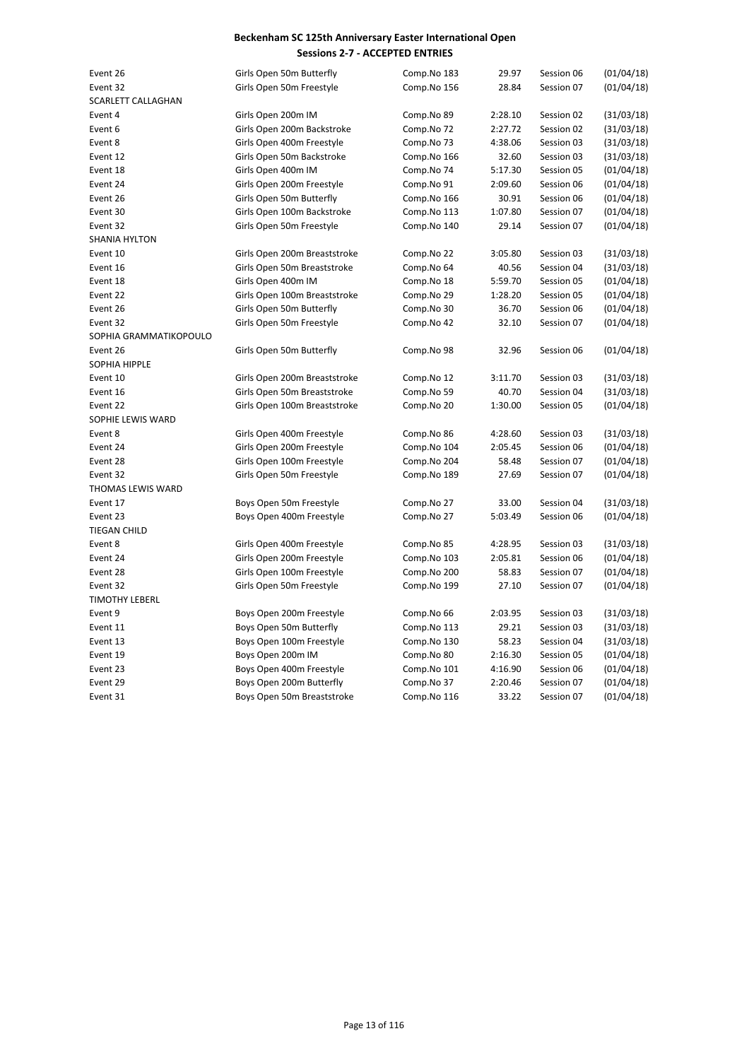**Beckenham SC 125th Anniversary Easter International Open**
**Sessions 2-7 - ACCEPTED ENTRIES**

| | | | | | |
|---|---|---|---|---|---|
| Event 26 | Girls Open 50m Butterfly | Comp.No 183 | 29.97 | Session 06 | (01/04/18) |
| Event 32 | Girls Open 50m Freestyle | Comp.No 156 | 28.84 | Session 07 | (01/04/18) |
| SCARLETT CALLAGHAN | | | | | |
| Event 4 | Girls Open 200m IM | Comp.No 89 | 2:28.10 | Session 02 | (31/03/18) |
| Event 6 | Girls Open 200m Backstroke | Comp.No 72 | 2:27.72 | Session 02 | (31/03/18) |
| Event 8 | Girls Open 400m Freestyle | Comp.No 73 | 4:38.06 | Session 03 | (31/03/18) |
| Event 12 | Girls Open 50m Backstroke | Comp.No 166 | 32.60 | Session 03 | (31/03/18) |
| Event 18 | Girls Open 400m IM | Comp.No 74 | 5:17.30 | Session 05 | (01/04/18) |
| Event 24 | Girls Open 200m Freestyle | Comp.No 91 | 2:09.60 | Session 06 | (01/04/18) |
| Event 26 | Girls Open 50m Butterfly | Comp.No 166 | 30.91 | Session 06 | (01/04/18) |
| Event 30 | Girls Open 100m Backstroke | Comp.No 113 | 1:07.80 | Session 07 | (01/04/18) |
| Event 32 | Girls Open 50m Freestyle | Comp.No 140 | 29.14 | Session 07 | (01/04/18) |
| SHANIA HYLTON | | | | | |
| Event 10 | Girls Open 200m Breaststroke | Comp.No 22 | 3:05.80 | Session 03 | (31/03/18) |
| Event 16 | Girls Open 50m Breaststroke | Comp.No 64 | 40.56 | Session 04 | (31/03/18) |
| Event 18 | Girls Open 400m IM | Comp.No 18 | 5:59.70 | Session 05 | (01/04/18) |
| Event 22 | Girls Open 100m Breaststroke | Comp.No 29 | 1:28.20 | Session 05 | (01/04/18) |
| Event 26 | Girls Open 50m Butterfly | Comp.No 30 | 36.70 | Session 06 | (01/04/18) |
| Event 32 | Girls Open 50m Freestyle | Comp.No 42 | 32.10 | Session 07 | (01/04/18) |
| SOPHIA GRAMMATIKOPOULO | | | | | |
| Event 26 | Girls Open 50m Butterfly | Comp.No 98 | 32.96 | Session 06 | (01/04/18) |
| SOPHIA HIPPLE | | | | | |
| Event 10 | Girls Open 200m Breaststroke | Comp.No 12 | 3:11.70 | Session 03 | (31/03/18) |
| Event 16 | Girls Open 50m Breaststroke | Comp.No 59 | 40.70 | Session 04 | (31/03/18) |
| Event 22 | Girls Open 100m Breaststroke | Comp.No 20 | 1:30.00 | Session 05 | (01/04/18) |
| SOPHIE LEWIS WARD | | | | | |
| Event 8 | Girls Open 400m Freestyle | Comp.No 86 | 4:28.60 | Session 03 | (31/03/18) |
| Event 24 | Girls Open 200m Freestyle | Comp.No 104 | 2:05.45 | Session 06 | (01/04/18) |
| Event 28 | Girls Open 100m Freestyle | Comp.No 204 | 58.48 | Session 07 | (01/04/18) |
| Event 32 | Girls Open 50m Freestyle | Comp.No 189 | 27.69 | Session 07 | (01/04/18) |
| THOMAS LEWIS WARD | | | | | |
| Event 17 | Boys Open 50m Freestyle | Comp.No 27 | 33.00 | Session 04 | (31/03/18) |
| Event 23 | Boys Open 400m Freestyle | Comp.No 27 | 5:03.49 | Session 06 | (01/04/18) |
| TIEGAN CHILD | | | | | |
| Event 8 | Girls Open 400m Freestyle | Comp.No 85 | 4:28.95 | Session 03 | (31/03/18) |
| Event 24 | Girls Open 200m Freestyle | Comp.No 103 | 2:05.81 | Session 06 | (01/04/18) |
| Event 28 | Girls Open 100m Freestyle | Comp.No 200 | 58.83 | Session 07 | (01/04/18) |
| Event 32 | Girls Open 50m Freestyle | Comp.No 199 | 27.10 | Session 07 | (01/04/18) |
| TIMOTHY LEBERL | | | | | |
| Event 9 | Boys Open 200m Freestyle | Comp.No 66 | 2:03.95 | Session 03 | (31/03/18) |
| Event 11 | Boys Open 50m Butterfly | Comp.No 113 | 29.21 | Session 03 | (31/03/18) |
| Event 13 | Boys Open 100m Freestyle | Comp.No 130 | 58.23 | Session 04 | (31/03/18) |
| Event 19 | Boys Open 200m IM | Comp.No 80 | 2:16.30 | Session 05 | (01/04/18) |
| Event 23 | Boys Open 400m Freestyle | Comp.No 101 | 4:16.90 | Session 06 | (01/04/18) |
| Event 29 | Boys Open 200m Butterfly | Comp.No 37 | 2:20.46 | Session 07 | (01/04/18) |
| Event 31 | Boys Open 50m Breaststroke | Comp.No 116 | 33.22 | Session 07 | (01/04/18) |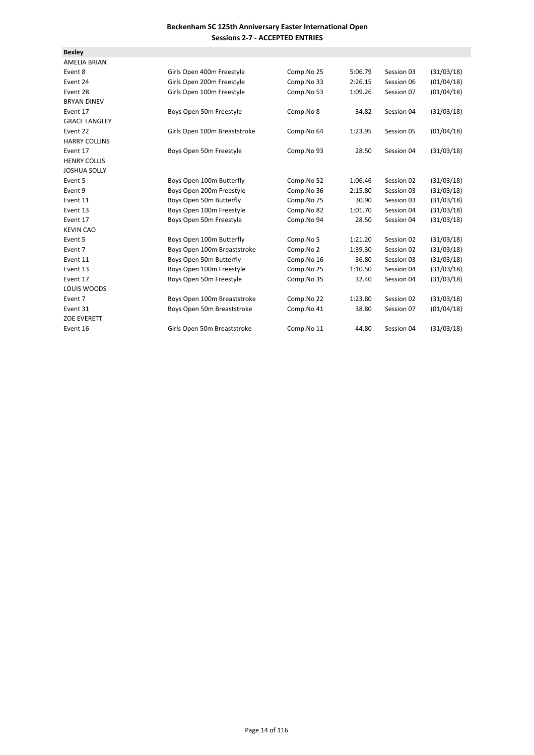**Beckenham SC 125th Anniversary Easter International Open**
**Sessions 2-7 - ACCEPTED ENTRIES**

**Bexley**

| | | | | | |
|---|---|---|---|---|---|
| AMELIA BRIAN | | | | | |
| Event 8 | Girls Open 400m Freestyle | Comp.No 25 | 5:06.79 | Session 03 | (31/03/18) |
| Event 24 | Girls Open 200m Freestyle | Comp.No 33 | 2:26.15 | Session 06 | (01/04/18) |
| Event 28 | Girls Open 100m Freestyle | Comp.No 53 | 1:09.26 | Session 07 | (01/04/18) |
| BRYAN DINEV | | | | | |
| Event 17 | Boys Open 50m Freestyle | Comp.No 8 | 34.82 | Session 04 | (31/03/18) |
| GRACE LANGLEY | | | | | |
| Event 22 | Girls Open 100m Breaststroke | Comp.No 64 | 1:23.95 | Session 05 | (01/04/18) |
| HARRY COLLINS | | | | | |
| Event 17 | Boys Open 50m Freestyle | Comp.No 93 | 28.50 | Session 04 | (31/03/18) |
| HENRY COLLIS | | | | | |
| JOSHUA SOLLY | | | | | |
| Event 5 | Boys Open 100m Butterfly | Comp.No 52 | 1:06.46 | Session 02 | (31/03/18) |
| Event 9 | Boys Open 200m Freestyle | Comp.No 36 | 2:15.80 | Session 03 | (31/03/18) |
| Event 11 | Boys Open 50m Butterfly | Comp.No 75 | 30.90 | Session 03 | (31/03/18) |
| Event 13 | Boys Open 100m Freestyle | Comp.No 82 | 1:01.70 | Session 04 | (31/03/18) |
| Event 17 | Boys Open 50m Freestyle | Comp.No 94 | 28.50 | Session 04 | (31/03/18) |
| KEVIN CAO | | | | | |
| Event 5 | Boys Open 100m Butterfly | Comp.No 5 | 1:21.20 | Session 02 | (31/03/18) |
| Event 7 | Boys Open 100m Breaststroke | Comp.No 2 | 1:39.30 | Session 02 | (31/03/18) |
| Event 11 | Boys Open 50m Butterfly | Comp.No 16 | 36.80 | Session 03 | (31/03/18) |
| Event 13 | Boys Open 100m Freestyle | Comp.No 25 | 1:10.50 | Session 04 | (31/03/18) |
| Event 17 | Boys Open 50m Freestyle | Comp.No 35 | 32.40 | Session 04 | (31/03/18) |
| LOUIS WOODS | | | | | |
| Event 7 | Boys Open 100m Breaststroke | Comp.No 22 | 1:23.80 | Session 02 | (31/03/18) |
| Event 31 | Boys Open 50m Breaststroke | Comp.No 41 | 38.80 | Session 07 | (01/04/18) |
| ZOE EVERETT | | | | | |
| Event 16 | Girls Open 50m Breaststroke | Comp.No 11 | 44.80 | Session 04 | (31/03/18) |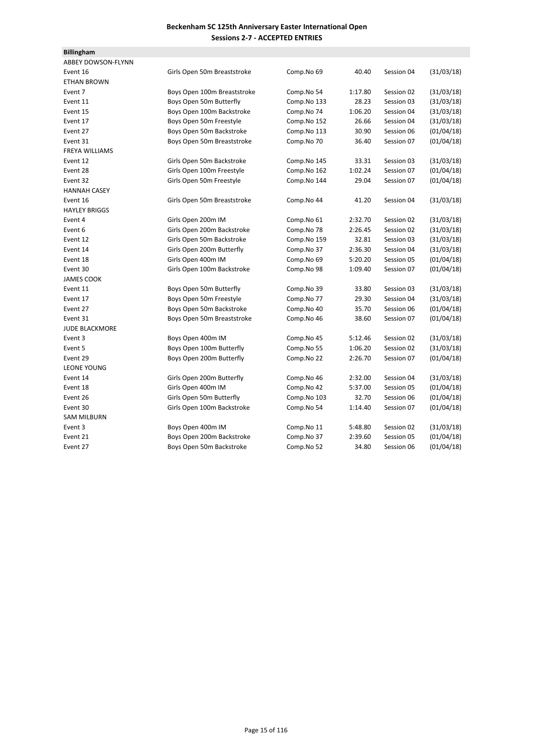**Beckenham SC 125th Anniversary Easter International Open**
**Sessions 2-7 - ACCEPTED ENTRIES**

**Billingham**

| | | | | | |
|---|---|---|---|---|---|
| ABBEY DOWSON-FLYNN | | | | | |
| Event 16 | Girls Open 50m Breaststroke | Comp.No 69 | 40.40 | Session 04 | (31/03/18) |
| ETHAN BROWN | | | | | |
| Event 7 | Boys Open 100m Breaststroke | Comp.No 54 | 1:17.80 | Session 02 | (31/03/18) |
| Event 11 | Boys Open 50m Butterfly | Comp.No 133 | 28.23 | Session 03 | (31/03/18) |
| Event 15 | Boys Open 100m Backstroke | Comp.No 74 | 1:06.20 | Session 04 | (31/03/18) |
| Event 17 | Boys Open 50m Freestyle | Comp.No 152 | 26.66 | Session 04 | (31/03/18) |
| Event 27 | Boys Open 50m Backstroke | Comp.No 113 | 30.90 | Session 06 | (01/04/18) |
| Event 31 | Boys Open 50m Breaststroke | Comp.No 70 | 36.40 | Session 07 | (01/04/18) |
| FREYA WILLIAMS | | | | | |
| Event 12 | Girls Open 50m Backstroke | Comp.No 145 | 33.31 | Session 03 | (31/03/18) |
| Event 28 | Girls Open 100m Freestyle | Comp.No 162 | 1:02.24 | Session 07 | (01/04/18) |
| Event 32 | Girls Open 50m Freestyle | Comp.No 144 | 29.04 | Session 07 | (01/04/18) |
| HANNAH CASEY | | | | | |
| Event 16 | Girls Open 50m Breaststroke | Comp.No 44 | 41.20 | Session 04 | (31/03/18) |
| HAYLEY BRIGGS | | | | | |
| Event 4 | Girls Open 200m IM | Comp.No 61 | 2:32.70 | Session 02 | (31/03/18) |
| Event 6 | Girls Open 200m Backstroke | Comp.No 78 | 2:26.45 | Session 02 | (31/03/18) |
| Event 12 | Girls Open 50m Backstroke | Comp.No 159 | 32.81 | Session 03 | (31/03/18) |
| Event 14 | Girls Open 200m Butterfly | Comp.No 37 | 2:36.30 | Session 04 | (31/03/18) |
| Event 18 | Girls Open 400m IM | Comp.No 69 | 5:20.20 | Session 05 | (01/04/18) |
| Event 30 | Girls Open 100m Backstroke | Comp.No 98 | 1:09.40 | Session 07 | (01/04/18) |
| JAMES COOK | | | | | |
| Event 11 | Boys Open 50m Butterfly | Comp.No 39 | 33.80 | Session 03 | (31/03/18) |
| Event 17 | Boys Open 50m Freestyle | Comp.No 77 | 29.30 | Session 04 | (31/03/18) |
| Event 27 | Boys Open 50m Backstroke | Comp.No 40 | 35.70 | Session 06 | (01/04/18) |
| Event 31 | Boys Open 50m Breaststroke | Comp.No 46 | 38.60 | Session 07 | (01/04/18) |
| JUDE BLACKMORE | | | | | |
| Event 3 | Boys Open 400m IM | Comp.No 45 | 5:12.46 | Session 02 | (31/03/18) |
| Event 5 | Boys Open 100m Butterfly | Comp.No 55 | 1:06.20 | Session 02 | (31/03/18) |
| Event 29 | Boys Open 200m Butterfly | Comp.No 22 | 2:26.70 | Session 07 | (01/04/18) |
| LEONE YOUNG | | | | | |
| Event 14 | Girls Open 200m Butterfly | Comp.No 46 | 2:32.00 | Session 04 | (31/03/18) |
| Event 18 | Girls Open 400m IM | Comp.No 42 | 5:37.00 | Session 05 | (01/04/18) |
| Event 26 | Girls Open 50m Butterfly | Comp.No 103 | 32.70 | Session 06 | (01/04/18) |
| Event 30 | Girls Open 100m Backstroke | Comp.No 54 | 1:14.40 | Session 07 | (01/04/18) |
| SAM MILBURN | | | | | |
| Event 3 | Boys Open 400m IM | Comp.No 11 | 5:48.80 | Session 02 | (31/03/18) |
| Event 21 | Boys Open 200m Backstroke | Comp.No 37 | 2:39.60 | Session 05 | (01/04/18) |
| Event 27 | Boys Open 50m Backstroke | Comp.No 52 | 34.80 | Session 06 | (01/04/18) |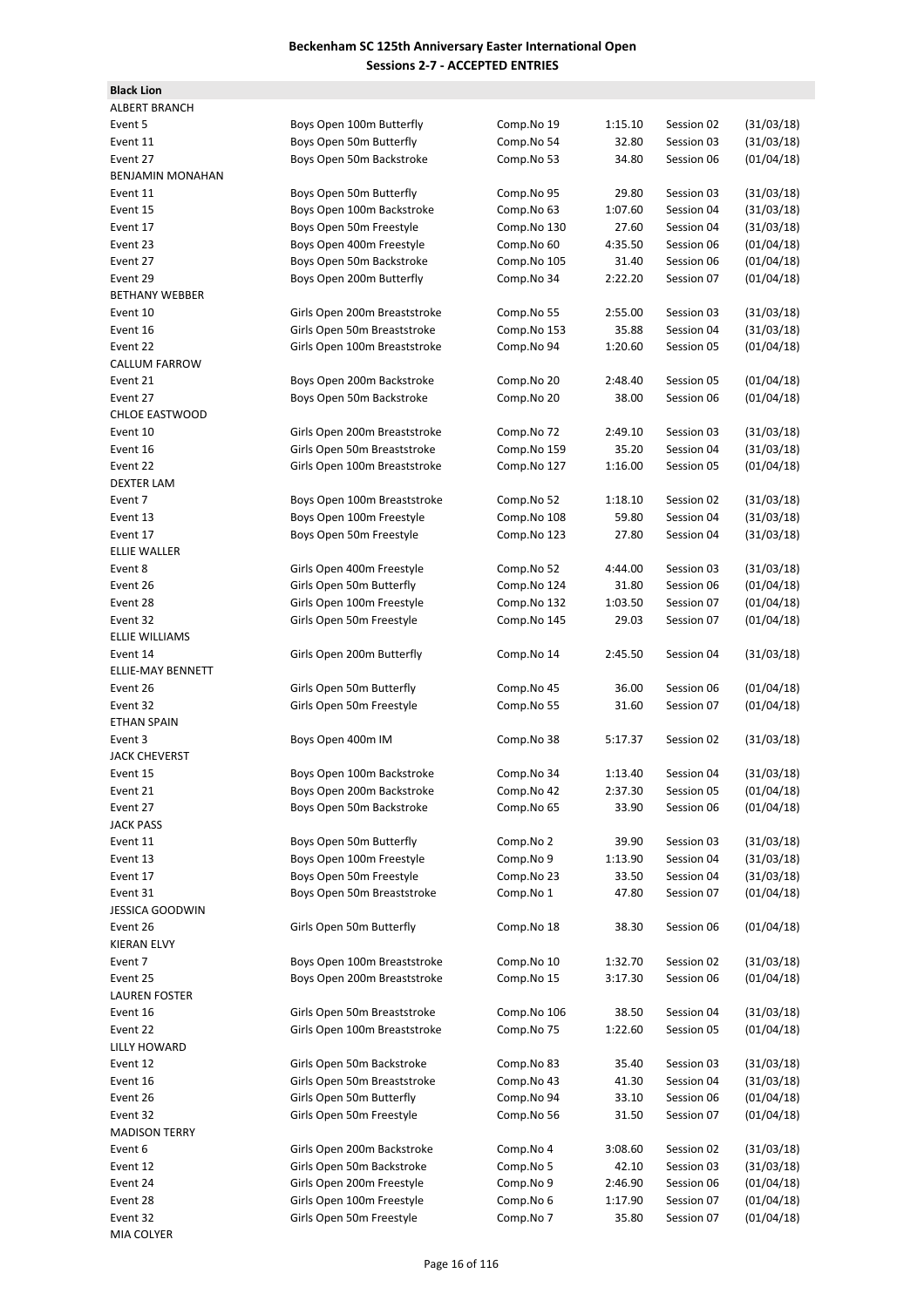# Beckenham SC 125th Anniversary Easter International Open
## Sessions 2-7 - ACCEPTED ENTRIES

**Black Lion**

| | | | | | |
|---|---|---|---|---|---|
| ALBERT BRANCH | | | | | |
| Event 5 | Boys Open 100m Butterfly | Comp.No 19 | 1:15.10 | Session 02 | (31/03/18) |
| Event 11 | Boys Open 50m Butterfly | Comp.No 54 | 32.80 | Session 03 | (31/03/18) |
| Event 27 | Boys Open 50m Backstroke | Comp.No 53 | 34.80 | Session 06 | (01/04/18) |
| BENJAMIN MONAHAN | | | | | |
| Event 11 | Boys Open 50m Butterfly | Comp.No 95 | 29.80 | Session 03 | (31/03/18) |
| Event 15 | Boys Open 100m Backstroke | Comp.No 63 | 1:07.60 | Session 04 | (31/03/18) |
| Event 17 | Boys Open 50m Freestyle | Comp.No 130 | 27.60 | Session 04 | (31/03/18) |
| Event 23 | Boys Open 400m Freestyle | Comp.No 60 | 4:35.50 | Session 06 | (01/04/18) |
| Event 27 | Boys Open 50m Backstroke | Comp.No 105 | 31.40 | Session 06 | (01/04/18) |
| Event 29 | Boys Open 200m Butterfly | Comp.No 34 | 2:22.20 | Session 07 | (01/04/18) |
| BETHANY WEBBER | | | | | |
| Event 10 | Girls Open 200m Breaststroke | Comp.No 55 | 2:55.00 | Session 03 | (31/03/18) |
| Event 16 | Girls Open 50m Breaststroke | Comp.No 153 | 35.88 | Session 04 | (31/03/18) |
| Event 22 | Girls Open 100m Breaststroke | Comp.No 94 | 1:20.60 | Session 05 | (01/04/18) |
| CALLUM FARROW | | | | | |
| Event 21 | Boys Open 200m Backstroke | Comp.No 20 | 2:48.40 | Session 05 | (01/04/18) |
| Event 27 | Boys Open 50m Backstroke | Comp.No 20 | 38.00 | Session 06 | (01/04/18) |
| CHLOE EASTWOOD | | | | | |
| Event 10 | Girls Open 200m Breaststroke | Comp.No 72 | 2:49.10 | Session 03 | (31/03/18) |
| Event 16 | Girls Open 50m Breaststroke | Comp.No 159 | 35.20 | Session 04 | (31/03/18) |
| Event 22 | Girls Open 100m Breaststroke | Comp.No 127 | 1:16.00 | Session 05 | (01/04/18) |
| DEXTER LAM | | | | | |
| Event 7 | Boys Open 100m Breaststroke | Comp.No 52 | 1:18.10 | Session 02 | (31/03/18) |
| Event 13 | Boys Open 100m Freestyle | Comp.No 108 | 59.80 | Session 04 | (31/03/18) |
| Event 17 | Boys Open 50m Freestyle | Comp.No 123 | 27.80 | Session 04 | (31/03/18) |
| ELLIE WALLER | | | | | |
| Event 8 | Girls Open 400m Freestyle | Comp.No 52 | 4:44.00 | Session 03 | (31/03/18) |
| Event 26 | Girls Open 50m Butterfly | Comp.No 124 | 31.80 | Session 06 | (01/04/18) |
| Event 28 | Girls Open 100m Freestyle | Comp.No 132 | 1:03.50 | Session 07 | (01/04/18) |
| Event 32 | Girls Open 50m Freestyle | Comp.No 145 | 29.03 | Session 07 | (01/04/18) |
| ELLIE WILLIAMS | | | | | |
| Event 14 | Girls Open 200m Butterfly | Comp.No 14 | 2:45.50 | Session 04 | (31/03/18) |
| ELLIE-MAY BENNETT | | | | | |
| Event 26 | Girls Open 50m Butterfly | Comp.No 45 | 36.00 | Session 06 | (01/04/18) |
| Event 32 | Girls Open 50m Freestyle | Comp.No 55 | 31.60 | Session 07 | (01/04/18) |
| ETHAN SPAIN | | | | | |
| Event 3 | Boys Open 400m IM | Comp.No 38 | 5:17.37 | Session 02 | (31/03/18) |
| JACK CHEVERST | | | | | |
| Event 15 | Boys Open 100m Backstroke | Comp.No 34 | 1:13.40 | Session 04 | (31/03/18) |
| Event 21 | Boys Open 200m Backstroke | Comp.No 42 | 2:37.30 | Session 05 | (01/04/18) |
| Event 27 | Boys Open 50m Backstroke | Comp.No 65 | 33.90 | Session 06 | (01/04/18) |
| JACK PASS | | | | | |
| Event 11 | Boys Open 50m Butterfly | Comp.No 2 | 39.90 | Session 03 | (31/03/18) |
| Event 13 | Boys Open 100m Freestyle | Comp.No 9 | 1:13.90 | Session 04 | (31/03/18) |
| Event 17 | Boys Open 50m Freestyle | Comp.No 23 | 33.50 | Session 04 | (31/03/18) |
| Event 31 | Boys Open 50m Breaststroke | Comp.No 1 | 47.80 | Session 07 | (01/04/18) |
| JESSICA GOODWIN | | | | | |
| Event 26 | Girls Open 50m Butterfly | Comp.No 18 | 38.30 | Session 06 | (01/04/18) |
| KIERAN ELVY | | | | | |
| Event 7 | Boys Open 100m Breaststroke | Comp.No 10 | 1:32.70 | Session 02 | (31/03/18) |
| Event 25 | Boys Open 200m Breaststroke | Comp.No 15 | 3:17.30 | Session 06 | (01/04/18) |
| LAUREN FOSTER | | | | | |
| Event 16 | Girls Open 50m Breaststroke | Comp.No 106 | 38.50 | Session 04 | (31/03/18) |
| Event 22 | Girls Open 100m Breaststroke | Comp.No 75 | 1:22.60 | Session 05 | (01/04/18) |
| LILLY HOWARD | | | | | |
| Event 12 | Girls Open 50m Backstroke | Comp.No 83 | 35.40 | Session 03 | (31/03/18) |
| Event 16 | Girls Open 50m Breaststroke | Comp.No 43 | 41.30 | Session 04 | (31/03/18) |
| Event 26 | Girls Open 50m Butterfly | Comp.No 94 | 33.10 | Session 06 | (01/04/18) |
| Event 32 | Girls Open 50m Freestyle | Comp.No 56 | 31.50 | Session 07 | (01/04/18) |
| MADISON TERRY | | | | | |
| Event 6 | Girls Open 200m Backstroke | Comp.No 4 | 3:08.60 | Session 02 | (31/03/18) |
| Event 12 | Girls Open 50m Backstroke | Comp.No 5 | 42.10 | Session 03 | (31/03/18) |
| Event 24 | Girls Open 200m Freestyle | Comp.No 9 | 2:46.90 | Session 06 | (01/04/18) |
| Event 28 | Girls Open 100m Freestyle | Comp.No 6 | 1:17.90 | Session 07 | (01/04/18) |
| Event 32 | Girls Open 50m Freestyle | Comp.No 7 | 35.80 | Session 07 | (01/04/18) |
| MIA COLYER | | | | | |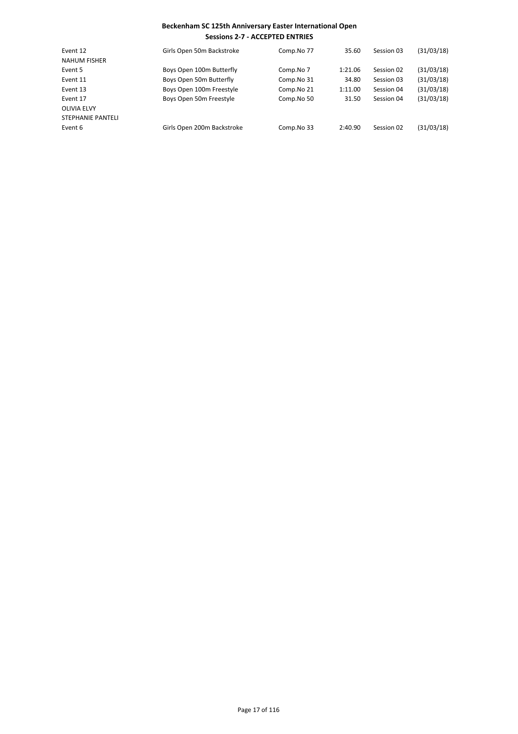**Beckenham SC 125th Anniversary Easter International Open**

**Sessions 2-7 - ACCEPTED ENTRIES**

| | | | | | |
|---|---|---|---|---|---|
| Event 12 | Girls Open 50m Backstroke | Comp.No 77 | 35.60 | Session 03 | (31/03/18) |
| NAHUM FISHER | | | | | |
| Event 5 | Boys Open 100m Butterfly | Comp.No 7 | 1:21.06 | Session 02 | (31/03/18) |
| Event 11 | Boys Open 50m Butterfly | Comp.No 31 | 34.80 | Session 03 | (31/03/18) |
| Event 13 | Boys Open 100m Freestyle | Comp.No 21 | 1:11.00 | Session 04 | (31/03/18) |
| Event 17 | Boys Open 50m Freestyle | Comp.No 50 | 31.50 | Session 04 | (31/03/18) |
| OLIVIA ELVY | | | | | |
| STEPHANIE PANTELI | | | | | |
| Event 6 | Girls Open 200m Backstroke | Comp.No 33 | 2:40.90 | Session 02 | (31/03/18) |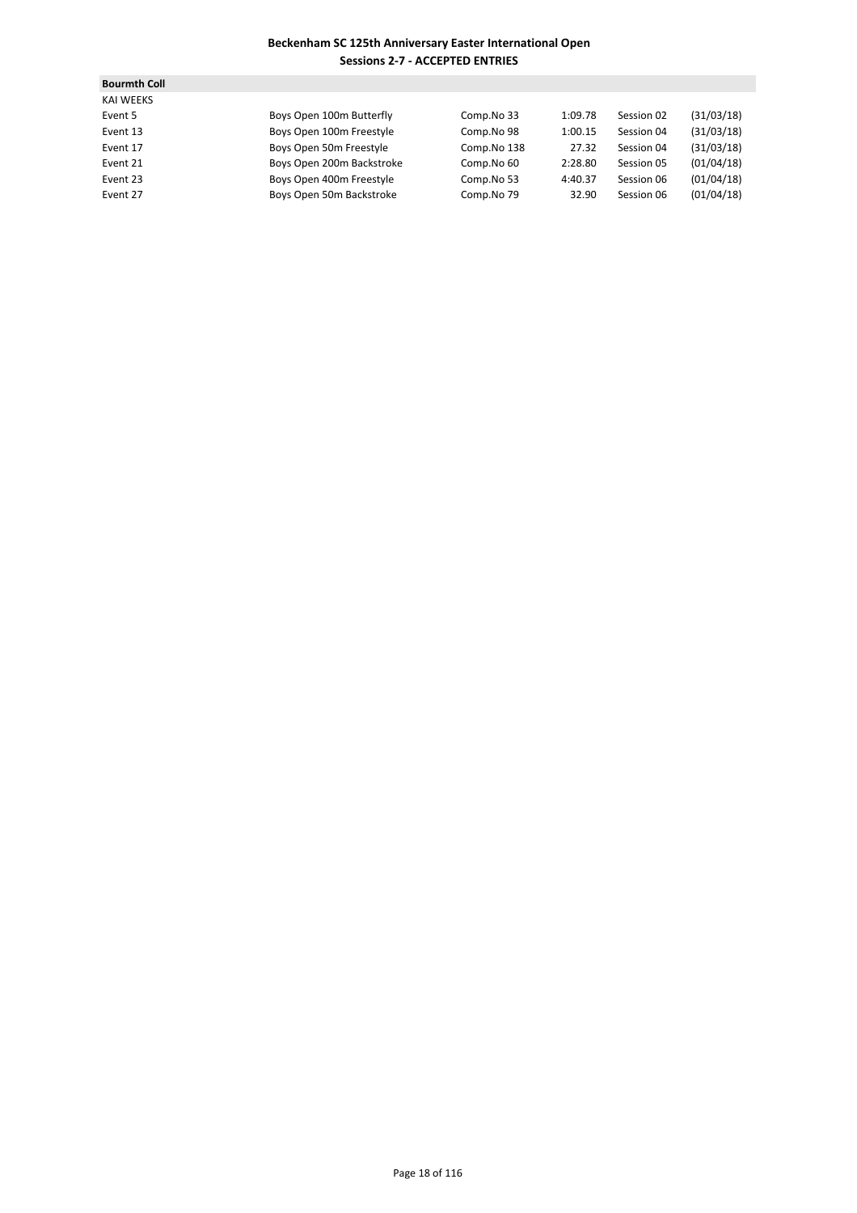**Beckenham SC 125th Anniversary Easter International Open**
**Sessions 2-7 - ACCEPTED ENTRIES**

**Bourmth Coll**

KAI WEEKS

| | | | | | |
|---|---|---|---|---|---|
| Event 5 | Boys Open 100m Butterfly | Comp.No 33 | 1:09.78 | Session 02 | (31/03/18) |
| Event 13 | Boys Open 100m Freestyle | Comp.No 98 | 1:00.15 | Session 04 | (31/03/18) |
| Event 17 | Boys Open 50m Freestyle | Comp.No 138 | 27.32 | Session 04 | (31/03/18) |
| Event 21 | Boys Open 200m Backstroke | Comp.No 60 | 2:28.80 | Session 05 | (01/04/18) |
| Event 23 | Boys Open 400m Freestyle | Comp.No 53 | 4:40.37 | Session 06 | (01/04/18) |
| Event 27 | Boys Open 50m Backstroke | Comp.No 79 | 32.90 | Session 06 | (01/04/18) |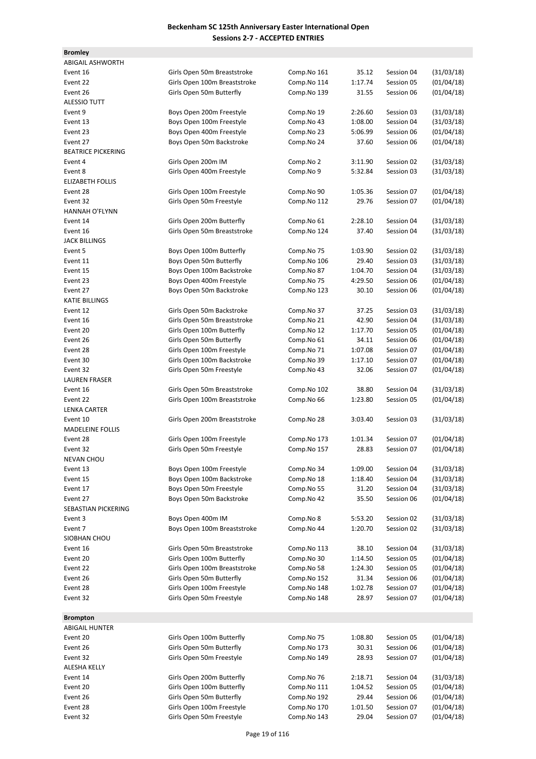**Beckenham SC 125th Anniversary Easter International Open**
**Sessions 2-7 - ACCEPTED ENTRIES**

**Bromley**

| | | | | | |
|---|---|---|---|---|---|
| ABIGAIL ASHWORTH | | | | | |
| Event 16 | Girls Open 50m Breaststroke | Comp.No 161 | 35.12 | Session 04 | (31/03/18) |
| Event 22 | Girls Open 100m Breaststroke | Comp.No 114 | 1:17.74 | Session 05 | (01/04/18) |
| Event 26 | Girls Open 50m Butterfly | Comp.No 139 | 31.55 | Session 06 | (01/04/18) |
| ALESSIO TUTT | | | | | |
| Event 9 | Boys Open 200m Freestyle | Comp.No 19 | 2:26.60 | Session 03 | (31/03/18) |
| Event 13 | Boys Open 100m Freestyle | Comp.No 43 | 1:08.00 | Session 04 | (31/03/18) |
| Event 23 | Boys Open 400m Freestyle | Comp.No 23 | 5:06.99 | Session 06 | (01/04/18) |
| Event 27 | Boys Open 50m Backstroke | Comp.No 24 | 37.60 | Session 06 | (01/04/18) |
| BEATRICE PICKERING | | | | | |
| Event 4 | Girls Open 200m IM | Comp.No 2 | 3:11.90 | Session 02 | (31/03/18) |
| Event 8 | Girls Open 400m Freestyle | Comp.No 9 | 5:32.84 | Session 03 | (31/03/18) |
| ELIZABETH FOLLIS | | | | | |
| Event 28 | Girls Open 100m Freestyle | Comp.No 90 | 1:05.36 | Session 07 | (01/04/18) |
| Event 32 | Girls Open 50m Freestyle | Comp.No 112 | 29.76 | Session 07 | (01/04/18) |
| HANNAH O'FLYNN | | | | | |
| Event 14 | Girls Open 200m Butterfly | Comp.No 61 | 2:28.10 | Session 04 | (31/03/18) |
| Event 16 | Girls Open 50m Breaststroke | Comp.No 124 | 37.40 | Session 04 | (31/03/18) |
| JACK BILLINGS | | | | | |
| Event 5 | Boys Open 100m Butterfly | Comp.No 75 | 1:03.90 | Session 02 | (31/03/18) |
| Event 11 | Boys Open 50m Butterfly | Comp.No 106 | 29.40 | Session 03 | (31/03/18) |
| Event 15 | Boys Open 100m Backstroke | Comp.No 87 | 1:04.70 | Session 04 | (31/03/18) |
| Event 23 | Boys Open 400m Freestyle | Comp.No 75 | 4:29.50 | Session 06 | (01/04/18) |
| Event 27 | Boys Open 50m Backstroke | Comp.No 123 | 30.10 | Session 06 | (01/04/18) |
| KATIE BILLINGS | | | | | |
| Event 12 | Girls Open 50m Backstroke | Comp.No 37 | 37.25 | Session 03 | (31/03/18) |
| Event 16 | Girls Open 50m Breaststroke | Comp.No 21 | 42.90 | Session 04 | (31/03/18) |
| Event 20 | Girls Open 100m Butterfly | Comp.No 12 | 1:17.70 | Session 05 | (01/04/18) |
| Event 26 | Girls Open 50m Butterfly | Comp.No 61 | 34.11 | Session 06 | (01/04/18) |
| Event 28 | Girls Open 100m Freestyle | Comp.No 71 | 1:07.08 | Session 07 | (01/04/18) |
| Event 30 | Girls Open 100m Backstroke | Comp.No 39 | 1:17.10 | Session 07 | (01/04/18) |
| Event 32 | Girls Open 50m Freestyle | Comp.No 43 | 32.06 | Session 07 | (01/04/18) |
| LAUREN FRASER | | | | | |
| Event 16 | Girls Open 50m Breaststroke | Comp.No 102 | 38.80 | Session 04 | (31/03/18) |
| Event 22 | Girls Open 100m Breaststroke | Comp.No 66 | 1:23.80 | Session 05 | (01/04/18) |
| LENKA CARTER | | | | | |
| Event 10 | Girls Open 200m Breaststroke | Comp.No 28 | 3:03.40 | Session 03 | (31/03/18) |
| MADELEINE FOLLIS | | | | | |
| Event 28 | Girls Open 100m Freestyle | Comp.No 173 | 1:01.34 | Session 07 | (01/04/18) |
| Event 32 | Girls Open 50m Freestyle | Comp.No 157 | 28.83 | Session 07 | (01/04/18) |
| NEVAN CHOU | | | | | |
| Event 13 | Boys Open 100m Freestyle | Comp.No 34 | 1:09.00 | Session 04 | (31/03/18) |
| Event 15 | Boys Open 100m Backstroke | Comp.No 18 | 1:18.40 | Session 04 | (31/03/18) |
| Event 17 | Boys Open 50m Freestyle | Comp.No 55 | 31.20 | Session 04 | (31/03/18) |
| Event 27 | Boys Open 50m Backstroke | Comp.No 42 | 35.50 | Session 06 | (01/04/18) |
| SEBASTIAN PICKERING | | | | | |
| Event 3 | Boys Open 400m IM | Comp.No 8 | 5:53.20 | Session 02 | (31/03/18) |
| Event 7 | Boys Open 100m Breaststroke | Comp.No 44 | 1:20.70 | Session 02 | (31/03/18) |
| SIOBHAN CHOU | | | | | |
| Event 16 | Girls Open 50m Breaststroke | Comp.No 113 | 38.10 | Session 04 | (31/03/18) |
| Event 20 | Girls Open 100m Butterfly | Comp.No 30 | 1:14.50 | Session 05 | (01/04/18) |
| Event 22 | Girls Open 100m Breaststroke | Comp.No 58 | 1:24.30 | Session 05 | (01/04/18) |
| Event 26 | Girls Open 50m Butterfly | Comp.No 152 | 31.34 | Session 06 | (01/04/18) |
| Event 28 | Girls Open 100m Freestyle | Comp.No 148 | 1:02.78 | Session 07 | (01/04/18) |
| Event 32 | Girls Open 50m Freestyle | Comp.No 148 | 28.97 | Session 07 | (01/04/18) |

**Brompton**

| | | | | | |
|---|---|---|---|---|---|
| ABIGAIL HUNTER | | | | | |
| Event 20 | Girls Open 100m Butterfly | Comp.No 75 | 1:08.80 | Session 05 | (01/04/18) |
| Event 26 | Girls Open 50m Butterfly | Comp.No 173 | 30.31 | Session 06 | (01/04/18) |
| Event 32 | Girls Open 50m Freestyle | Comp.No 149 | 28.93 | Session 07 | (01/04/18) |
| ALESHA KELLY | | | | | |
| Event 14 | Girls Open 200m Butterfly | Comp.No 76 | 2:18.71 | Session 04 | (31/03/18) |
| Event 20 | Girls Open 100m Butterfly | Comp.No 111 | 1:04.52 | Session 05 | (01/04/18) |
| Event 26 | Girls Open 50m Butterfly | Comp.No 192 | 29.44 | Session 06 | (01/04/18) |
| Event 28 | Girls Open 100m Freestyle | Comp.No 170 | 1:01.50 | Session 07 | (01/04/18) |
| Event 32 | Girls Open 50m Freestyle | Comp.No 143 | 29.04 | Session 07 | (01/04/18) |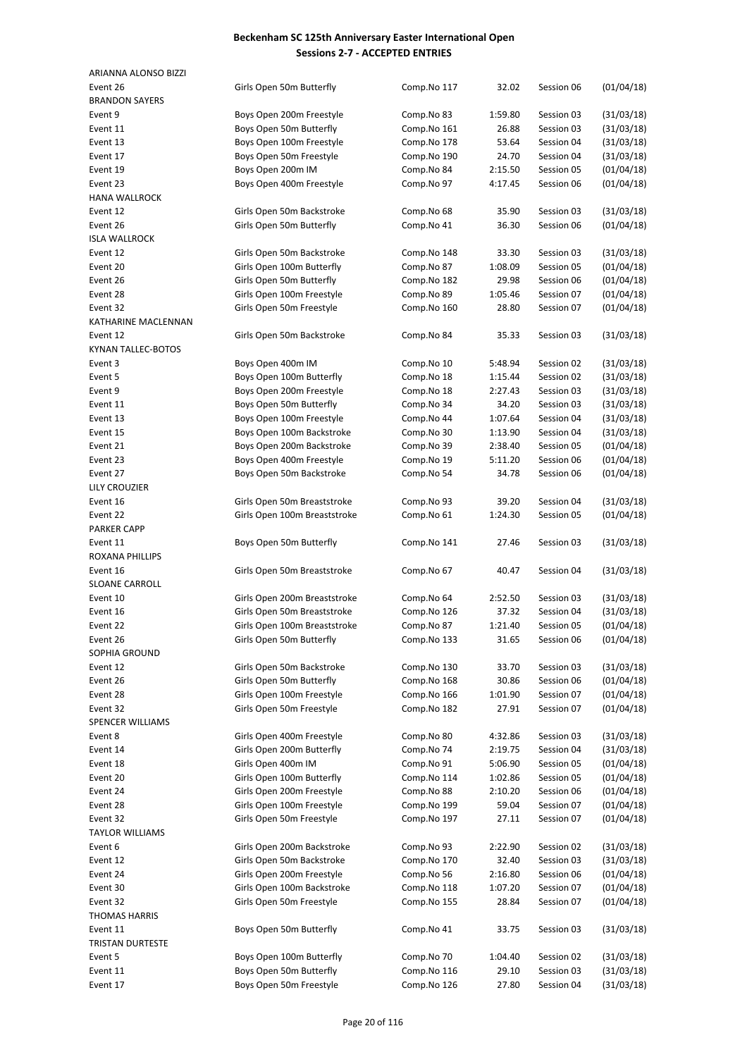# Beckenham SC 125th Anniversary Easter International Open
## Sessions 2-7 - ACCEPTED ENTRIES

| | | | | | |
|---|---|---|---|---|---|
| ARIANNA ALONSO BIZZI | | | | | |
| Event 26 | Girls Open 50m Butterfly | Comp.No 117 | 32.02 | Session 06 | (01/04/18) |
| BRANDON SAYERS | | | | | |
| Event 9 | Boys Open 200m Freestyle | Comp.No 83 | 1:59.80 | Session 03 | (31/03/18) |
| Event 11 | Boys Open 50m Butterfly | Comp.No 161 | 26.88 | Session 03 | (31/03/18) |
| Event 13 | Boys Open 100m Freestyle | Comp.No 178 | 53.64 | Session 04 | (31/03/18) |
| Event 17 | Boys Open 50m Freestyle | Comp.No 190 | 24.70 | Session 04 | (31/03/18) |
| Event 19 | Boys Open 200m IM | Comp.No 84 | 2:15.50 | Session 05 | (01/04/18) |
| Event 23 | Boys Open 400m Freestyle | Comp.No 97 | 4:17.45 | Session 06 | (01/04/18) |
| HANA WALLROCK | | | | | |
| Event 12 | Girls Open 50m Backstroke | Comp.No 68 | 35.90 | Session 03 | (31/03/18) |
| Event 26 | Girls Open 50m Butterfly | Comp.No 41 | 36.30 | Session 06 | (01/04/18) |
| ISLA WALLROCK | | | | | |
| Event 12 | Girls Open 50m Backstroke | Comp.No 148 | 33.30 | Session 03 | (31/03/18) |
| Event 20 | Girls Open 100m Butterfly | Comp.No 87 | 1:08.09 | Session 05 | (01/04/18) |
| Event 26 | Girls Open 50m Butterfly | Comp.No 182 | 29.98 | Session 06 | (01/04/18) |
| Event 28 | Girls Open 100m Freestyle | Comp.No 89 | 1:05.46 | Session 07 | (01/04/18) |
| Event 32 | Girls Open 50m Freestyle | Comp.No 160 | 28.80 | Session 07 | (01/04/18) |
| KATHARINE MACLENNAN | | | | | |
| Event 12 | Girls Open 50m Backstroke | Comp.No 84 | 35.33 | Session 03 | (31/03/18) |
| KYNAN TALLEC-BOTOS | | | | | |
| Event 3 | Boys Open 400m IM | Comp.No 10 | 5:48.94 | Session 02 | (31/03/18) |
| Event 5 | Boys Open 100m Butterfly | Comp.No 18 | 1:15.44 | Session 02 | (31/03/18) |
| Event 9 | Boys Open 200m Freestyle | Comp.No 18 | 2:27.43 | Session 03 | (31/03/18) |
| Event 11 | Boys Open 50m Butterfly | Comp.No 34 | 34.20 | Session 03 | (31/03/18) |
| Event 13 | Boys Open 100m Freestyle | Comp.No 44 | 1:07.64 | Session 04 | (31/03/18) |
| Event 15 | Boys Open 100m Backstroke | Comp.No 30 | 1:13.90 | Session 04 | (31/03/18) |
| Event 21 | Boys Open 200m Backstroke | Comp.No 39 | 2:38.40 | Session 05 | (01/04/18) |
| Event 23 | Boys Open 400m Freestyle | Comp.No 19 | 5:11.20 | Session 06 | (01/04/18) |
| Event 27 | Boys Open 50m Backstroke | Comp.No 54 | 34.78 | Session 06 | (01/04/18) |
| LILY CROUZIER | | | | | |
| Event 16 | Girls Open 50m Breaststroke | Comp.No 93 | 39.20 | Session 04 | (31/03/18) |
| Event 22 | Girls Open 100m Breaststroke | Comp.No 61 | 1:24.30 | Session 05 | (01/04/18) |
| PARKER CAPP | | | | | |
| Event 11 | Boys Open 50m Butterfly | Comp.No 141 | 27.46 | Session 03 | (31/03/18) |
| ROXANA PHILLIPS | | | | | |
| Event 16 | Girls Open 50m Breaststroke | Comp.No 67 | 40.47 | Session 04 | (31/03/18) |
| SLOANE CARROLL | | | | | |
| Event 10 | Girls Open 200m Breaststroke | Comp.No 64 | 2:52.50 | Session 03 | (31/03/18) |
| Event 16 | Girls Open 50m Breaststroke | Comp.No 126 | 37.32 | Session 04 | (31/03/18) |
| Event 22 | Girls Open 100m Breaststroke | Comp.No 87 | 1:21.40 | Session 05 | (01/04/18) |
| Event 26 | Girls Open 50m Butterfly | Comp.No 133 | 31.65 | Session 06 | (01/04/18) |
| SOPHIA GROUND | | | | | |
| Event 12 | Girls Open 50m Backstroke | Comp.No 130 | 33.70 | Session 03 | (31/03/18) |
| Event 26 | Girls Open 50m Butterfly | Comp.No 168 | 30.86 | Session 06 | (01/04/18) |
| Event 28 | Girls Open 100m Freestyle | Comp.No 166 | 1:01.90 | Session 07 | (01/04/18) |
| Event 32 | Girls Open 50m Freestyle | Comp.No 182 | 27.91 | Session 07 | (01/04/18) |
| SPENCER WILLIAMS | | | | | |
| Event 8 | Girls Open 400m Freestyle | Comp.No 80 | 4:32.86 | Session 03 | (31/03/18) |
| Event 14 | Girls Open 200m Butterfly | Comp.No 74 | 2:19.75 | Session 04 | (31/03/18) |
| Event 18 | Girls Open 400m IM | Comp.No 91 | 5:06.90 | Session 05 | (01/04/18) |
| Event 20 | Girls Open 100m Butterfly | Comp.No 114 | 1:02.86 | Session 05 | (01/04/18) |
| Event 24 | Girls Open 200m Freestyle | Comp.No 88 | 2:10.20 | Session 06 | (01/04/18) |
| Event 28 | Girls Open 100m Freestyle | Comp.No 199 | 59.04 | Session 07 | (01/04/18) |
| Event 32 | Girls Open 50m Freestyle | Comp.No 197 | 27.11 | Session 07 | (01/04/18) |
| TAYLOR WILLIAMS | | | | | |
| Event 6 | Girls Open 200m Backstroke | Comp.No 93 | 2:22.90 | Session 02 | (31/03/18) |
| Event 12 | Girls Open 50m Backstroke | Comp.No 170 | 32.40 | Session 03 | (31/03/18) |
| Event 24 | Girls Open 200m Freestyle | Comp.No 56 | 2:16.80 | Session 06 | (01/04/18) |
| Event 30 | Girls Open 100m Backstroke | Comp.No 118 | 1:07.20 | Session 07 | (01/04/18) |
| Event 32 | Girls Open 50m Freestyle | Comp.No 155 | 28.84 | Session 07 | (01/04/18) |
| THOMAS HARRIS | | | | | |
| Event 11 | Boys Open 50m Butterfly | Comp.No 41 | 33.75 | Session 03 | (31/03/18) |
| TRISTAN DURTESTE | | | | | |
| Event 5 | Boys Open 100m Butterfly | Comp.No 70 | 1:04.40 | Session 02 | (31/03/18) |
| Event 11 | Boys Open 50m Butterfly | Comp.No 116 | 29.10 | Session 03 | (31/03/18) |
| Event 17 | Boys Open 50m Freestyle | Comp.No 126 | 27.80 | Session 04 | (31/03/18) |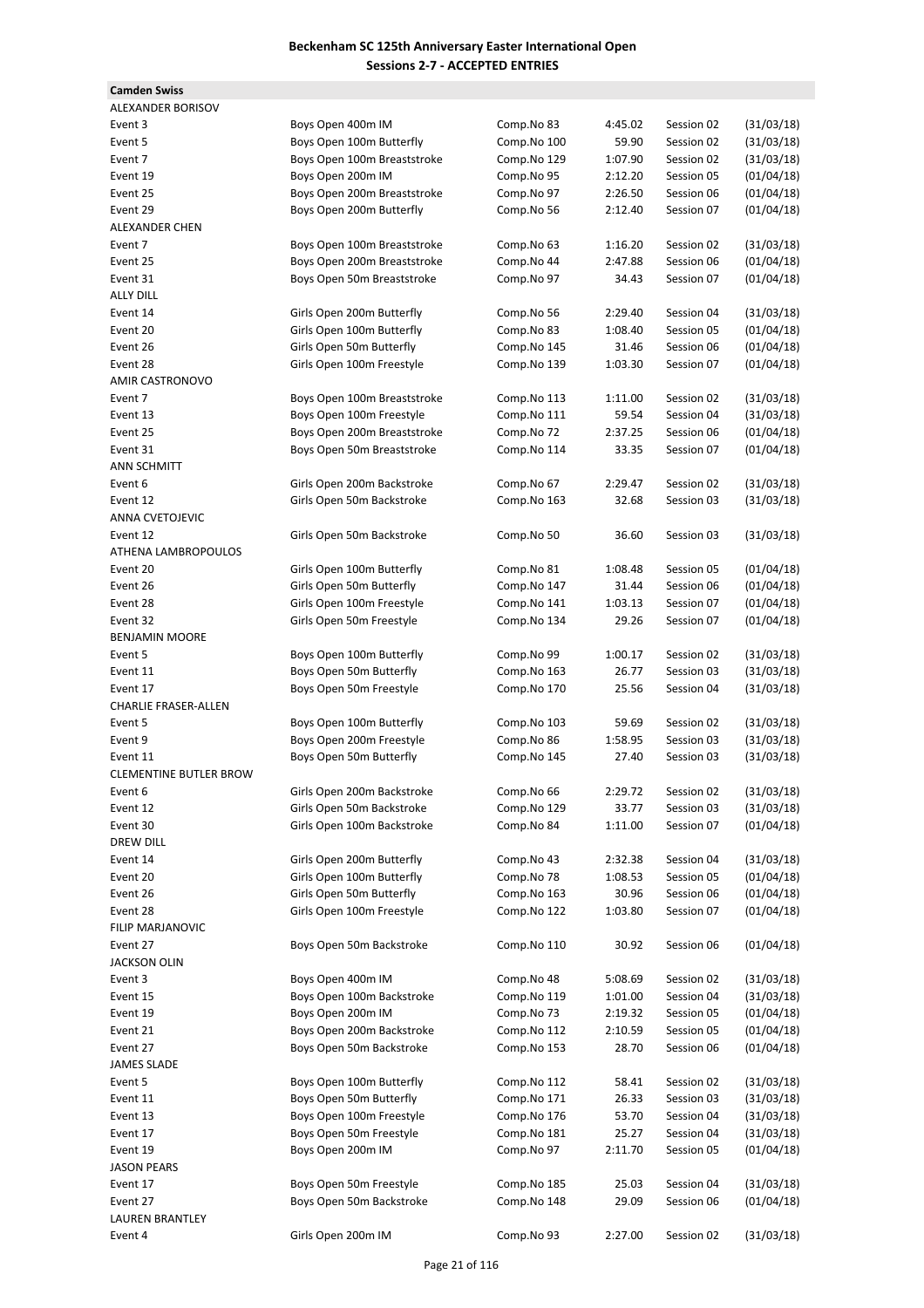**Beckenham SC 125th Anniversary Easter International Open**
**Sessions 2-7 - ACCEPTED ENTRIES**

**Camden Swiss**

| | | | | | |
|---|---|---|---|---|---|
| ALEXANDER BORISOV | | | | | |
| Event 3 | Boys Open 400m IM | Comp.No 83 | 4:45.02 | Session 02 | (31/03/18) |
| Event 5 | Boys Open 100m Butterfly | Comp.No 100 | 59.90 | Session 02 | (31/03/18) |
| Event 7 | Boys Open 100m Breaststroke | Comp.No 129 | 1:07.90 | Session 02 | (31/03/18) |
| Event 19 | Boys Open 200m IM | Comp.No 95 | 2:12.20 | Session 05 | (01/04/18) |
| Event 25 | Boys Open 200m Breaststroke | Comp.No 97 | 2:26.50 | Session 06 | (01/04/18) |
| Event 29 | Boys Open 200m Butterfly | Comp.No 56 | 2:12.40 | Session 07 | (01/04/18) |
| ALEXANDER CHEN | | | | | |
| Event 7 | Boys Open 100m Breaststroke | Comp.No 63 | 1:16.20 | Session 02 | (31/03/18) |
| Event 25 | Boys Open 200m Breaststroke | Comp.No 44 | 2:47.88 | Session 06 | (01/04/18) |
| Event 31 | Boys Open 50m Breaststroke | Comp.No 97 | 34.43 | Session 07 | (01/04/18) |
| ALLY DILL | | | | | |
| Event 14 | Girls Open 200m Butterfly | Comp.No 56 | 2:29.40 | Session 04 | (31/03/18) |
| Event 20 | Girls Open 100m Butterfly | Comp.No 83 | 1:08.40 | Session 05 | (01/04/18) |
| Event 26 | Girls Open 50m Butterfly | Comp.No 145 | 31.46 | Session 06 | (01/04/18) |
| Event 28 | Girls Open 100m Freestyle | Comp.No 139 | 1:03.30 | Session 07 | (01/04/18) |
| AMIR CASTRONOVO | | | | | |
| Event 7 | Boys Open 100m Breaststroke | Comp.No 113 | 1:11.00 | Session 02 | (31/03/18) |
| Event 13 | Boys Open 100m Freestyle | Comp.No 111 | 59.54 | Session 04 | (31/03/18) |
| Event 25 | Boys Open 200m Breaststroke | Comp.No 72 | 2:37.25 | Session 06 | (01/04/18) |
| Event 31 | Boys Open 50m Breaststroke | Comp.No 114 | 33.35 | Session 07 | (01/04/18) |
| ANN SCHMITT | | | | | |
| Event 6 | Girls Open 200m Backstroke | Comp.No 67 | 2:29.47 | Session 02 | (31/03/18) |
| Event 12 | Girls Open 50m Backstroke | Comp.No 163 | 32.68 | Session 03 | (31/03/18) |
| ANNA CVETOJEVIC | | | | | |
| Event 12 | Girls Open 50m Backstroke | Comp.No 50 | 36.60 | Session 03 | (31/03/18) |
| ATHENA LAMBROPOULOS | | | | | |
| Event 20 | Girls Open 100m Butterfly | Comp.No 81 | 1:08.48 | Session 05 | (01/04/18) |
| Event 26 | Girls Open 50m Butterfly | Comp.No 147 | 31.44 | Session 06 | (01/04/18) |
| Event 28 | Girls Open 100m Freestyle | Comp.No 141 | 1:03.13 | Session 07 | (01/04/18) |
| Event 32 | Girls Open 50m Freestyle | Comp.No 134 | 29.26 | Session 07 | (01/04/18) |
| BENJAMIN MOORE | | | | | |
| Event 5 | Boys Open 100m Butterfly | Comp.No 99 | 1:00.17 | Session 02 | (31/03/18) |
| Event 11 | Boys Open 50m Butterfly | Comp.No 163 | 26.77 | Session 03 | (31/03/18) |
| Event 17 | Boys Open 50m Freestyle | Comp.No 170 | 25.56 | Session 04 | (31/03/18) |
| CHARLIE FRASER-ALLEN | | | | | |
| Event 5 | Boys Open 100m Butterfly | Comp.No 103 | 59.69 | Session 02 | (31/03/18) |
| Event 9 | Boys Open 200m Freestyle | Comp.No 86 | 1:58.95 | Session 03 | (31/03/18) |
| Event 11 | Boys Open 50m Butterfly | Comp.No 145 | 27.40 | Session 03 | (31/03/18) |
| CLEMENTINE BUTLER BROW | | | | | |
| Event 6 | Girls Open 200m Backstroke | Comp.No 66 | 2:29.72 | Session 02 | (31/03/18) |
| Event 12 | Girls Open 50m Backstroke | Comp.No 129 | 33.77 | Session 03 | (31/03/18) |
| Event 30 | Girls Open 100m Backstroke | Comp.No 84 | 1:11.00 | Session 07 | (01/04/18) |
| DREW DILL | | | | | |
| Event 14 | Girls Open 200m Butterfly | Comp.No 43 | 2:32.38 | Session 04 | (31/03/18) |
| Event 20 | Girls Open 100m Butterfly | Comp.No 78 | 1:08.53 | Session 05 | (01/04/18) |
| Event 26 | Girls Open 50m Butterfly | Comp.No 163 | 30.96 | Session 06 | (01/04/18) |
| Event 28 | Girls Open 100m Freestyle | Comp.No 122 | 1:03.80 | Session 07 | (01/04/18) |
| FILIP MARJANOVIC | | | | | |
| Event 27 | Boys Open 50m Backstroke | Comp.No 110 | 30.92 | Session 06 | (01/04/18) |
| JACKSON OLIN | | | | | |
| Event 3 | Boys Open 400m IM | Comp.No 48 | 5:08.69 | Session 02 | (31/03/18) |
| Event 15 | Boys Open 100m Backstroke | Comp.No 119 | 1:01.00 | Session 04 | (31/03/18) |
| Event 19 | Boys Open 200m IM | Comp.No 73 | 2:19.32 | Session 05 | (01/04/18) |
| Event 21 | Boys Open 200m Backstroke | Comp.No 112 | 2:10.59 | Session 05 | (01/04/18) |
| Event 27 | Boys Open 50m Backstroke | Comp.No 153 | 28.70 | Session 06 | (01/04/18) |
| JAMES SLADE | | | | | |
| Event 5 | Boys Open 100m Butterfly | Comp.No 112 | 58.41 | Session 02 | (31/03/18) |
| Event 11 | Boys Open 50m Butterfly | Comp.No 171 | 26.33 | Session 03 | (31/03/18) |
| Event 13 | Boys Open 100m Freestyle | Comp.No 176 | 53.70 | Session 04 | (31/03/18) |
| Event 17 | Boys Open 50m Freestyle | Comp.No 181 | 25.27 | Session 04 | (31/03/18) |
| Event 19 | Boys Open 200m IM | Comp.No 97 | 2:11.70 | Session 05 | (01/04/18) |
| JASON PEARS | | | | | |
| Event 17 | Boys Open 50m Freestyle | Comp.No 185 | 25.03 | Session 04 | (31/03/18) |
| Event 27 | Boys Open 50m Backstroke | Comp.No 148 | 29.09 | Session 06 | (01/04/18) |
| LAUREN BRANTLEY | | | | | |
| Event 4 | Girls Open 200m IM | Comp.No 93 | 2:27.00 | Session 02 | (31/03/18) |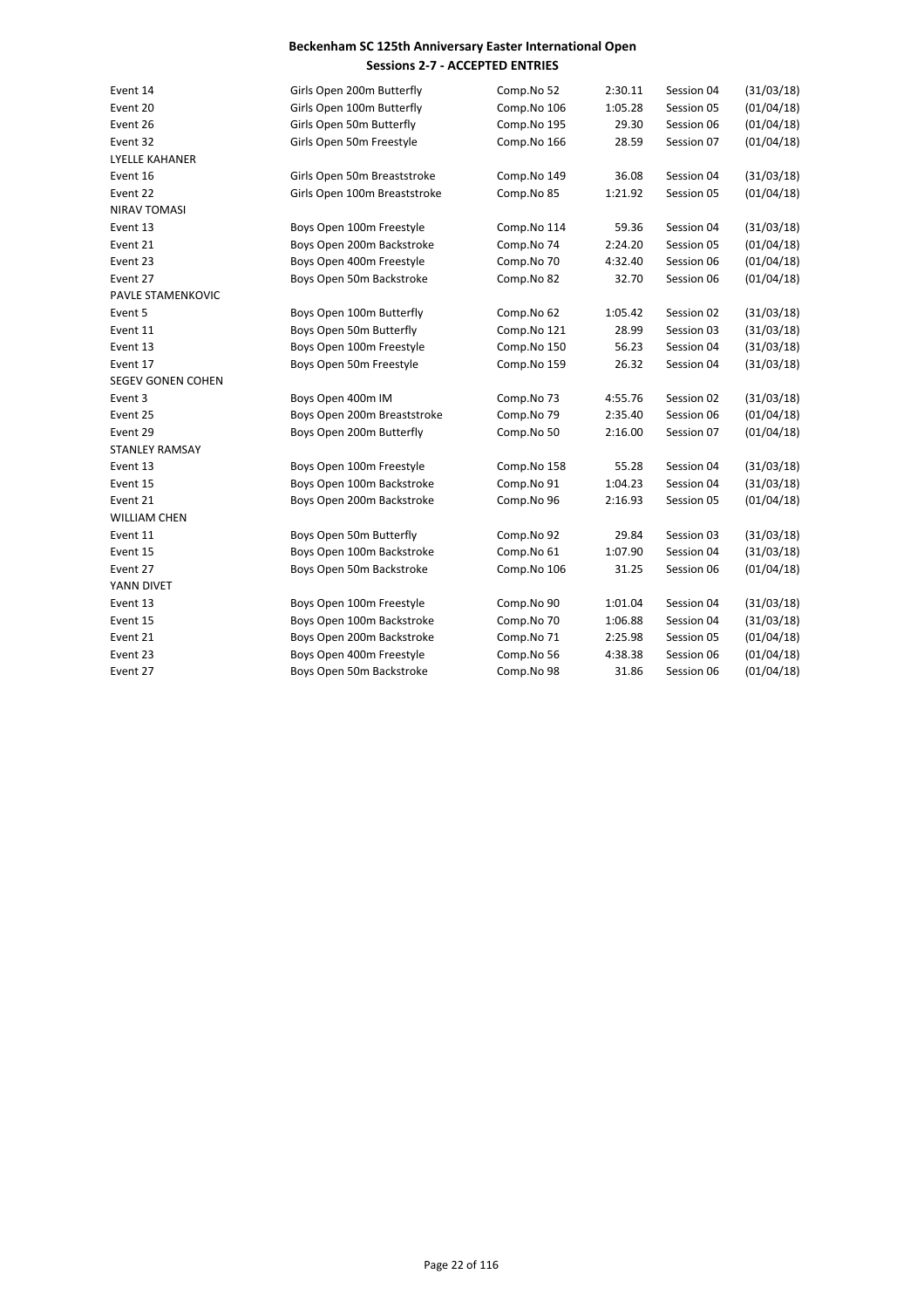**Beckenham SC 125th Anniversary Easter International Open**
**Sessions 2-7 - ACCEPTED ENTRIES**

| | | | | | |
|---|---|---|---|---|---|
| Event 14 | Girls Open 200m Butterfly | Comp.No 52 | 2:30.11 | Session 04 | (31/03/18) |
| Event 20 | Girls Open 100m Butterfly | Comp.No 106 | 1:05.28 | Session 05 | (01/04/18) |
| Event 26 | Girls Open 50m Butterfly | Comp.No 195 | 29.30 | Session 06 | (01/04/18) |
| Event 32 | Girls Open 50m Freestyle | Comp.No 166 | 28.59 | Session 07 | (01/04/18) |
| LYELLE KAHANER | | | | | |
| Event 16 | Girls Open 50m Breaststroke | Comp.No 149 | 36.08 | Session 04 | (31/03/18) |
| Event 22 | Girls Open 100m Breaststroke | Comp.No 85 | 1:21.92 | Session 05 | (01/04/18) |
| NIRAV TOMASI | | | | | |
| Event 13 | Boys Open 100m Freestyle | Comp.No 114 | 59.36 | Session 04 | (31/03/18) |
| Event 21 | Boys Open 200m Backstroke | Comp.No 74 | 2:24.20 | Session 05 | (01/04/18) |
| Event 23 | Boys Open 400m Freestyle | Comp.No 70 | 4:32.40 | Session 06 | (01/04/18) |
| Event 27 | Boys Open 50m Backstroke | Comp.No 82 | 32.70 | Session 06 | (01/04/18) |
| PAVLE STAMENKOVIC | | | | | |
| Event 5 | Boys Open 100m Butterfly | Comp.No 62 | 1:05.42 | Session 02 | (31/03/18) |
| Event 11 | Boys Open 50m Butterfly | Comp.No 121 | 28.99 | Session 03 | (31/03/18) |
| Event 13 | Boys Open 100m Freestyle | Comp.No 150 | 56.23 | Session 04 | (31/03/18) |
| Event 17 | Boys Open 50m Freestyle | Comp.No 159 | 26.32 | Session 04 | (31/03/18) |
| SEGEV GONEN COHEN | | | | | |
| Event 3 | Boys Open 400m IM | Comp.No 73 | 4:55.76 | Session 02 | (31/03/18) |
| Event 25 | Boys Open 200m Breaststroke | Comp.No 79 | 2:35.40 | Session 06 | (01/04/18) |
| Event 29 | Boys Open 200m Butterfly | Comp.No 50 | 2:16.00 | Session 07 | (01/04/18) |
| STANLEY RAMSAY | | | | | |
| Event 13 | Boys Open 100m Freestyle | Comp.No 158 | 55.28 | Session 04 | (31/03/18) |
| Event 15 | Boys Open 100m Backstroke | Comp.No 91 | 1:04.23 | Session 04 | (31/03/18) |
| Event 21 | Boys Open 200m Backstroke | Comp.No 96 | 2:16.93 | Session 05 | (01/04/18) |
| WILLIAM CHEN | | | | | |
| Event 11 | Boys Open 50m Butterfly | Comp.No 92 | 29.84 | Session 03 | (31/03/18) |
| Event 15 | Boys Open 100m Backstroke | Comp.No 61 | 1:07.90 | Session 04 | (31/03/18) |
| Event 27 | Boys Open 50m Backstroke | Comp.No 106 | 31.25 | Session 06 | (01/04/18) |
| YANN DIVET | | | | | |
| Event 13 | Boys Open 100m Freestyle | Comp.No 90 | 1:01.04 | Session 04 | (31/03/18) |
| Event 15 | Boys Open 100m Backstroke | Comp.No 70 | 1:06.88 | Session 04 | (31/03/18) |
| Event 21 | Boys Open 200m Backstroke | Comp.No 71 | 2:25.98 | Session 05 | (01/04/18) |
| Event 23 | Boys Open 400m Freestyle | Comp.No 56 | 4:38.38 | Session 06 | (01/04/18) |
| Event 27 | Boys Open 50m Backstroke | Comp.No 98 | 31.86 | Session 06 | (01/04/18) |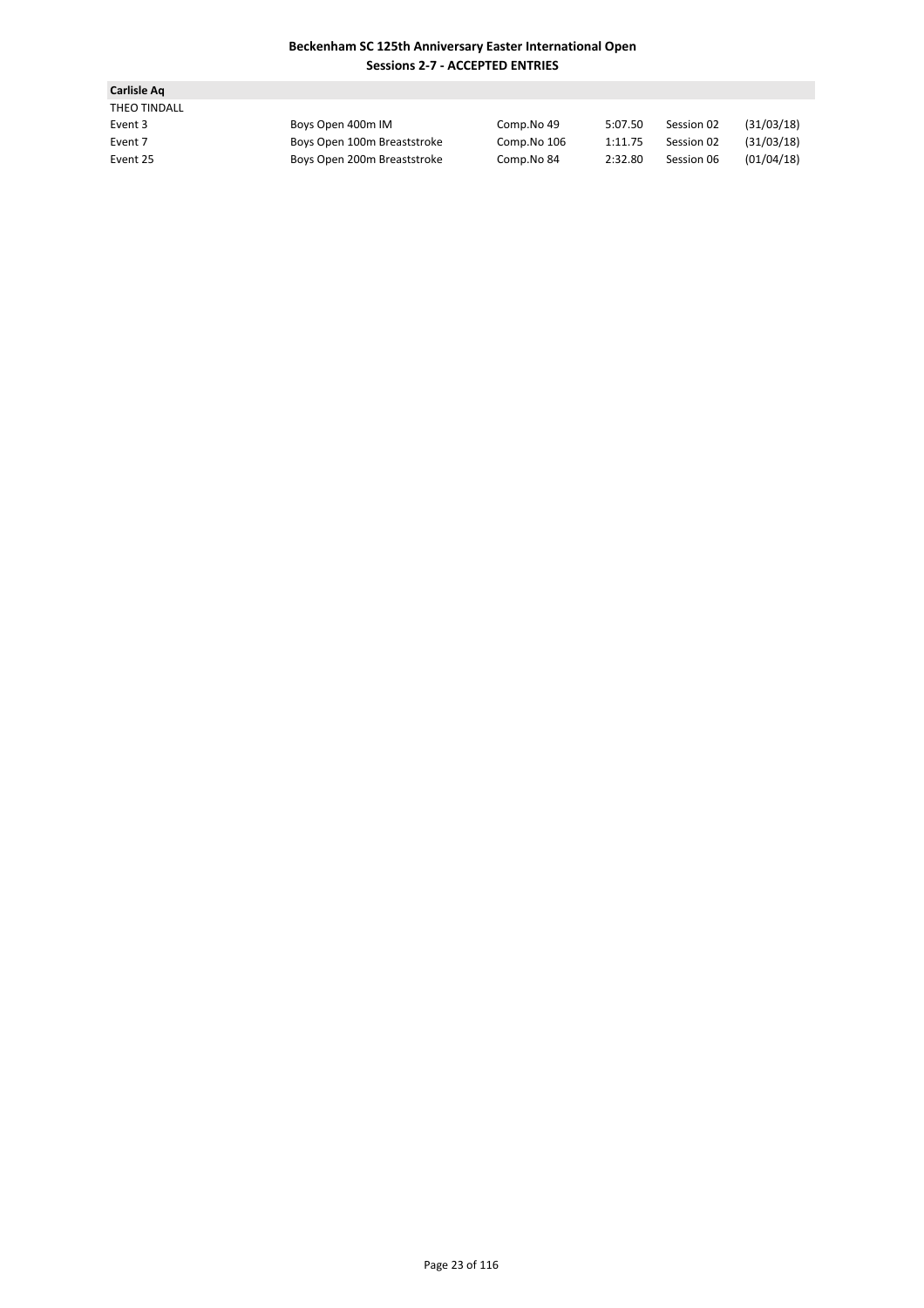**Beckenham SC 125th Anniversary Easter International Open**
**Sessions 2-7 - ACCEPTED ENTRIES**

**Carlisle Aq**

THEO TINDALL

| | | | | | |
|---|---|---|---|---|---|
| Event 3 | Boys Open 400m IM | Comp.No 49 | 5:07.50 | Session 02 | (31/03/18) |
| Event 7 | Boys Open 100m Breaststroke | Comp.No 106 | 1:11.75 | Session 02 | (31/03/18) |
| Event 25 | Boys Open 200m Breaststroke | Comp.No 84 | 2:32.80 | Session 06 | (01/04/18) |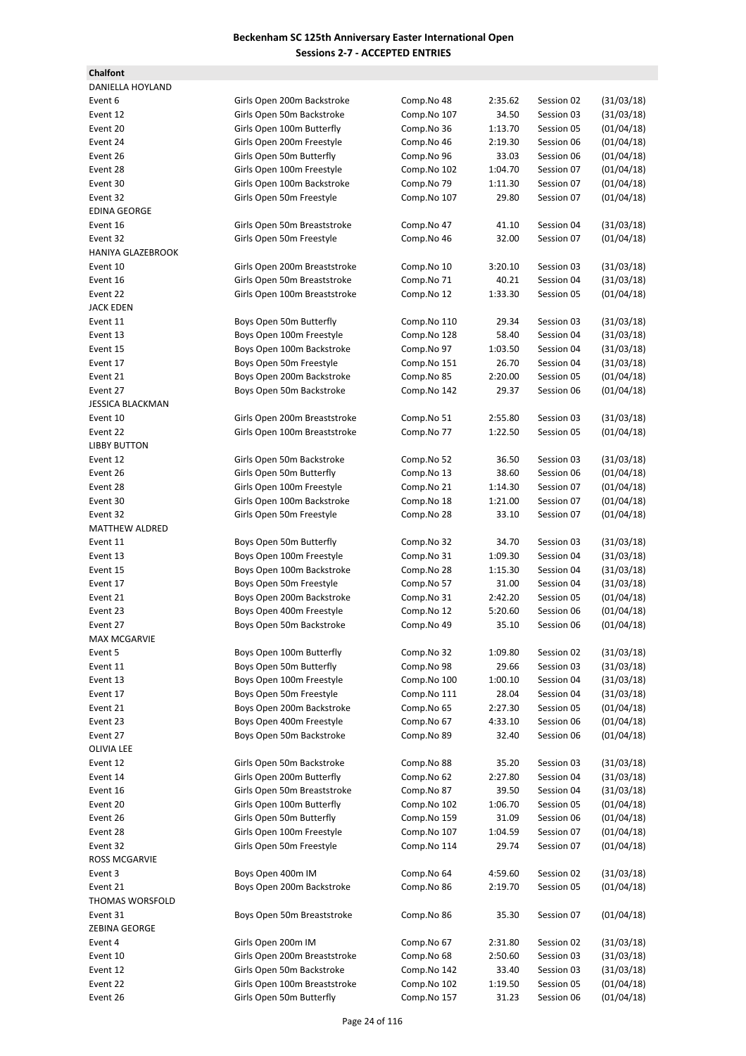**Beckenham SC 125th Anniversary Easter International Open**
**Sessions 2-7 - ACCEPTED ENTRIES**

**Chalfont**

| | | | | | |
|---|---|---|---|---|---|
| DANIELLA HOYLAND | | | | | |
| Event 6 | Girls Open 200m Backstroke | Comp.No 48 | 2:35.62 | Session 02 | (31/03/18) |
| Event 12 | Girls Open 50m Backstroke | Comp.No 107 | 34.50 | Session 03 | (31/03/18) |
| Event 20 | Girls Open 100m Butterfly | Comp.No 36 | 1:13.70 | Session 05 | (01/04/18) |
| Event 24 | Girls Open 200m Freestyle | Comp.No 46 | 2:19.30 | Session 06 | (01/04/18) |
| Event 26 | Girls Open 50m Butterfly | Comp.No 96 | 33.03 | Session 06 | (01/04/18) |
| Event 28 | Girls Open 100m Freestyle | Comp.No 102 | 1:04.70 | Session 07 | (01/04/18) |
| Event 30 | Girls Open 100m Backstroke | Comp.No 79 | 1:11.30 | Session 07 | (01/04/18) |
| Event 32 | Girls Open 50m Freestyle | Comp.No 107 | 29.80 | Session 07 | (01/04/18) |
| EDINA GEORGE | | | | | |
| Event 16 | Girls Open 50m Breaststroke | Comp.No 47 | 41.10 | Session 04 | (31/03/18) |
| Event 32 | Girls Open 50m Freestyle | Comp.No 46 | 32.00 | Session 07 | (01/04/18) |
| HANIYA GLAZEBROOK | | | | | |
| Event 10 | Girls Open 200m Breaststroke | Comp.No 10 | 3:20.10 | Session 03 | (31/03/18) |
| Event 16 | Girls Open 50m Breaststroke | Comp.No 71 | 40.21 | Session 04 | (31/03/18) |
| Event 22 | Girls Open 100m Breaststroke | Comp.No 12 | 1:33.30 | Session 05 | (01/04/18) |
| JACK EDEN | | | | | |
| Event 11 | Boys Open 50m Butterfly | Comp.No 110 | 29.34 | Session 03 | (31/03/18) |
| Event 13 | Boys Open 100m Freestyle | Comp.No 128 | 58.40 | Session 04 | (31/03/18) |
| Event 15 | Boys Open 100m Backstroke | Comp.No 97 | 1:03.50 | Session 04 | (31/03/18) |
| Event 17 | Boys Open 50m Freestyle | Comp.No 151 | 26.70 | Session 04 | (31/03/18) |
| Event 21 | Boys Open 200m Backstroke | Comp.No 85 | 2:20.00 | Session 05 | (01/04/18) |
| Event 27 | Boys Open 50m Backstroke | Comp.No 142 | 29.37 | Session 06 | (01/04/18) |
| JESSICA BLACKMAN | | | | | |
| Event 10 | Girls Open 200m Breaststroke | Comp.No 51 | 2:55.80 | Session 03 | (31/03/18) |
| Event 22 | Girls Open 100m Breaststroke | Comp.No 77 | 1:22.50 | Session 05 | (01/04/18) |
| LIBBY BUTTON | | | | | |
| Event 12 | Girls Open 50m Backstroke | Comp.No 52 | 36.50 | Session 03 | (31/03/18) |
| Event 26 | Girls Open 50m Butterfly | Comp.No 13 | 38.60 | Session 06 | (01/04/18) |
| Event 28 | Girls Open 100m Freestyle | Comp.No 21 | 1:14.30 | Session 07 | (01/04/18) |
| Event 30 | Girls Open 100m Backstroke | Comp.No 18 | 1:21.00 | Session 07 | (01/04/18) |
| Event 32 | Girls Open 50m Freestyle | Comp.No 28 | 33.10 | Session 07 | (01/04/18) |
| MATTHEW ALDRED | | | | | |
| Event 11 | Boys Open 50m Butterfly | Comp.No 32 | 34.70 | Session 03 | (31/03/18) |
| Event 13 | Boys Open 100m Freestyle | Comp.No 31 | 1:09.30 | Session 04 | (31/03/18) |
| Event 15 | Boys Open 100m Backstroke | Comp.No 28 | 1:15.30 | Session 04 | (31/03/18) |
| Event 17 | Boys Open 50m Freestyle | Comp.No 57 | 31.00 | Session 04 | (31/03/18) |
| Event 21 | Boys Open 200m Backstroke | Comp.No 31 | 2:42.20 | Session 05 | (01/04/18) |
| Event 23 | Boys Open 400m Freestyle | Comp.No 12 | 5:20.60 | Session 06 | (01/04/18) |
| Event 27 | Boys Open 50m Backstroke | Comp.No 49 | 35.10 | Session 06 | (01/04/18) |
| MAX MCGARVIE | | | | | |
| Event 5 | Boys Open 100m Butterfly | Comp.No 32 | 1:09.80 | Session 02 | (31/03/18) |
| Event 11 | Boys Open 50m Butterfly | Comp.No 98 | 29.66 | Session 03 | (31/03/18) |
| Event 13 | Boys Open 100m Freestyle | Comp.No 100 | 1:00.10 | Session 04 | (31/03/18) |
| Event 17 | Boys Open 50m Freestyle | Comp.No 111 | 28.04 | Session 04 | (31/03/18) |
| Event 21 | Boys Open 200m Backstroke | Comp.No 65 | 2:27.30 | Session 05 | (01/04/18) |
| Event 23 | Boys Open 400m Freestyle | Comp.No 67 | 4:33.10 | Session 06 | (01/04/18) |
| Event 27 | Boys Open 50m Backstroke | Comp.No 89 | 32.40 | Session 06 | (01/04/18) |
| OLIVIA LEE | | | | | |
| Event 12 | Girls Open 50m Backstroke | Comp.No 88 | 35.20 | Session 03 | (31/03/18) |
| Event 14 | Girls Open 200m Butterfly | Comp.No 62 | 2:27.80 | Session 04 | (31/03/18) |
| Event 16 | Girls Open 50m Breaststroke | Comp.No 87 | 39.50 | Session 04 | (31/03/18) |
| Event 20 | Girls Open 100m Butterfly | Comp.No 102 | 1:06.70 | Session 05 | (01/04/18) |
| Event 26 | Girls Open 50m Butterfly | Comp.No 159 | 31.09 | Session 06 | (01/04/18) |
| Event 28 | Girls Open 100m Freestyle | Comp.No 107 | 1:04.59 | Session 07 | (01/04/18) |
| Event 32 | Girls Open 50m Freestyle | Comp.No 114 | 29.74 | Session 07 | (01/04/18) |
| ROSS MCGARVIE | | | | | |
| Event 3 | Boys Open 400m IM | Comp.No 64 | 4:59.60 | Session 02 | (31/03/18) |
| Event 21 | Boys Open 200m Backstroke | Comp.No 86 | 2:19.70 | Session 05 | (01/04/18) |
| THOMAS WORSFOLD | | | | | |
| Event 31 | Boys Open 50m Breaststroke | Comp.No 86 | 35.30 | Session 07 | (01/04/18) |
| ZEBINA GEORGE | | | | | |
| Event 4 | Girls Open 200m IM | Comp.No 67 | 2:31.80 | Session 02 | (31/03/18) |
| Event 10 | Girls Open 200m Breaststroke | Comp.No 68 | 2:50.60 | Session 03 | (31/03/18) |
| Event 12 | Girls Open 50m Backstroke | Comp.No 142 | 33.40 | Session 03 | (31/03/18) |
| Event 22 | Girls Open 100m Breaststroke | Comp.No 102 | 1:19.50 | Session 05 | (01/04/18) |
| Event 26 | Girls Open 50m Butterfly | Comp.No 157 | 31.23 | Session 06 | (01/04/18) |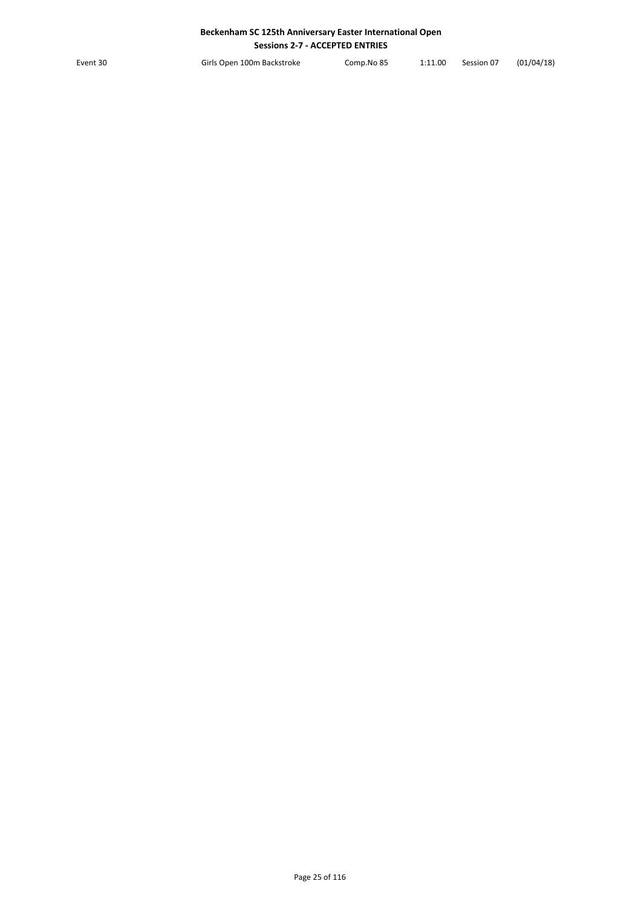Event 30 | Girls Open 100m Backstroke | Comp.No 85 | 1:11.00 | Session 07 | (01/04/18)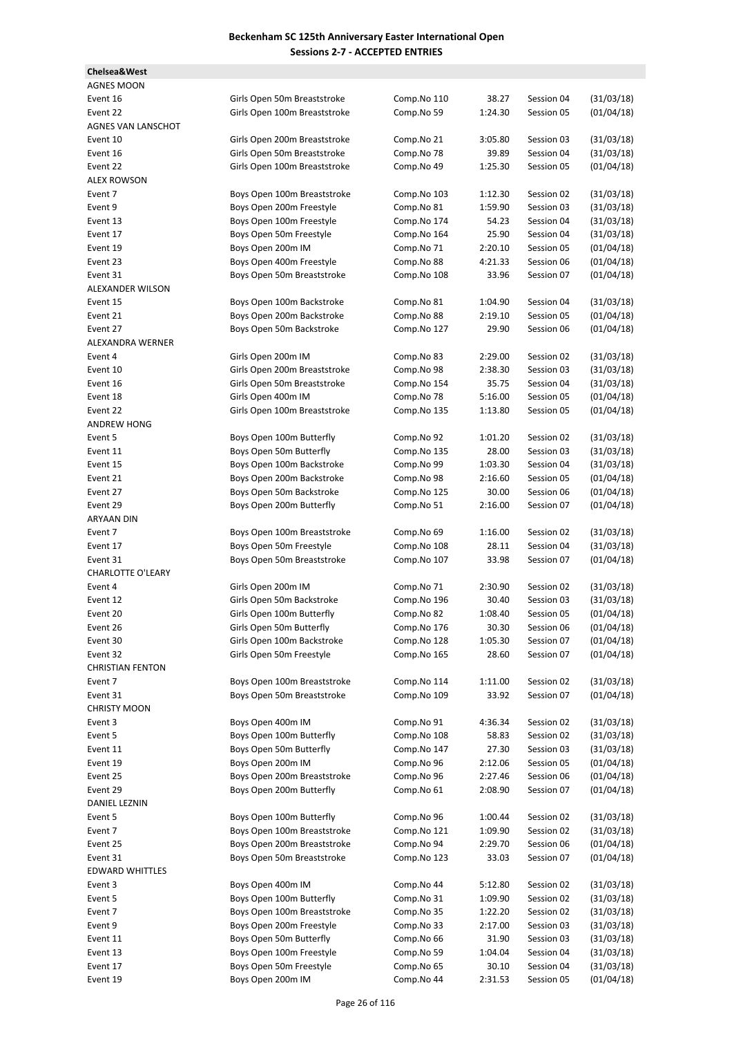# Beckenham SC 125th Anniversary Easter International Open
## Sessions 2-7 - ACCEPTED ENTRIES

**Chelsea&West**

| | | | | | |
|---|---|---|---|---|---|
| AGNES MOON | | | | | |
| Event 16 | Girls Open 50m Breaststroke | Comp.No 110 | 38.27 | Session 04 | (31/03/18) |
| Event 22 | Girls Open 100m Breaststroke | Comp.No 59 | 1:24.30 | Session 05 | (01/04/18) |
| AGNES VAN LANSCHOT | | | | | |
| Event 10 | Girls Open 200m Breaststroke | Comp.No 21 | 3:05.80 | Session 03 | (31/03/18) |
| Event 16 | Girls Open 50m Breaststroke | Comp.No 78 | 39.89 | Session 04 | (31/03/18) |
| Event 22 | Girls Open 100m Breaststroke | Comp.No 49 | 1:25.30 | Session 05 | (01/04/18) |
| ALEX ROWSON | | | | | |
| Event 7 | Boys Open 100m Breaststroke | Comp.No 103 | 1:12.30 | Session 02 | (31/03/18) |
| Event 9 | Boys Open 200m Freestyle | Comp.No 81 | 1:59.90 | Session 03 | (31/03/18) |
| Event 13 | Boys Open 100m Freestyle | Comp.No 174 | 54.23 | Session 04 | (31/03/18) |
| Event 17 | Boys Open 50m Freestyle | Comp.No 164 | 25.90 | Session 04 | (31/03/18) |
| Event 19 | Boys Open 200m IM | Comp.No 71 | 2:20.10 | Session 05 | (01/04/18) |
| Event 23 | Boys Open 400m Freestyle | Comp.No 88 | 4:21.33 | Session 06 | (01/04/18) |
| Event 31 | Boys Open 50m Breaststroke | Comp.No 108 | 33.96 | Session 07 | (01/04/18) |
| ALEXANDER WILSON | | | | | |
| Event 15 | Boys Open 100m Backstroke | Comp.No 81 | 1:04.90 | Session 04 | (31/03/18) |
| Event 21 | Boys Open 200m Backstroke | Comp.No 88 | 2:19.10 | Session 05 | (01/04/18) |
| Event 27 | Boys Open 50m Backstroke | Comp.No 127 | 29.90 | Session 06 | (01/04/18) |
| ALEXANDRA WERNER | | | | | |
| Event 4 | Girls Open 200m IM | Comp.No 83 | 2:29.00 | Session 02 | (31/03/18) |
| Event 10 | Girls Open 200m Breaststroke | Comp.No 98 | 2:38.30 | Session 03 | (31/03/18) |
| Event 16 | Girls Open 50m Breaststroke | Comp.No 154 | 35.75 | Session 04 | (31/03/18) |
| Event 18 | Girls Open 400m IM | Comp.No 78 | 5:16.00 | Session 05 | (01/04/18) |
| Event 22 | Girls Open 100m Breaststroke | Comp.No 135 | 1:13.80 | Session 05 | (01/04/18) |
| ANDREW HONG | | | | | |
| Event 5 | Boys Open 100m Butterfly | Comp.No 92 | 1:01.20 | Session 02 | (31/03/18) |
| Event 11 | Boys Open 50m Butterfly | Comp.No 135 | 28.00 | Session 03 | (31/03/18) |
| Event 15 | Boys Open 100m Backstroke | Comp.No 99 | 1:03.30 | Session 04 | (31/03/18) |
| Event 21 | Boys Open 200m Backstroke | Comp.No 98 | 2:16.60 | Session 05 | (01/04/18) |
| Event 27 | Boys Open 50m Backstroke | Comp.No 125 | 30.00 | Session 06 | (01/04/18) |
| Event 29 | Boys Open 200m Butterfly | Comp.No 51 | 2:16.00 | Session 07 | (01/04/18) |
| ARYAAN DIN | | | | | |
| Event 7 | Boys Open 100m Breaststroke | Comp.No 69 | 1:16.00 | Session 02 | (31/03/18) |
| Event 17 | Boys Open 50m Freestyle | Comp.No 108 | 28.11 | Session 04 | (31/03/18) |
| Event 31 | Boys Open 50m Breaststroke | Comp.No 107 | 33.98 | Session 07 | (01/04/18) |
| CHARLOTTE O'LEARY | | | | | |
| Event 4 | Girls Open 200m IM | Comp.No 71 | 2:30.90 | Session 02 | (31/03/18) |
| Event 12 | Girls Open 50m Backstroke | Comp.No 196 | 30.40 | Session 03 | (31/03/18) |
| Event 20 | Girls Open 100m Butterfly | Comp.No 82 | 1:08.40 | Session 05 | (01/04/18) |
| Event 26 | Girls Open 50m Butterfly | Comp.No 176 | 30.30 | Session 06 | (01/04/18) |
| Event 30 | Girls Open 100m Backstroke | Comp.No 128 | 1:05.30 | Session 07 | (01/04/18) |
| Event 32 | Girls Open 50m Freestyle | Comp.No 165 | 28.60 | Session 07 | (01/04/18) |
| CHRISTIAN FENTON | | | | | |
| Event 7 | Boys Open 100m Breaststroke | Comp.No 114 | 1:11.00 | Session 02 | (31/03/18) |
| Event 31 | Boys Open 50m Breaststroke | Comp.No 109 | 33.92 | Session 07 | (01/04/18) |
| CHRISTY MOON | | | | | |
| Event 3 | Boys Open 400m IM | Comp.No 91 | 4:36.34 | Session 02 | (31/03/18) |
| Event 5 | Boys Open 100m Butterfly | Comp.No 108 | 58.83 | Session 02 | (31/03/18) |
| Event 11 | Boys Open 50m Butterfly | Comp.No 147 | 27.30 | Session 03 | (31/03/18) |
| Event 19 | Boys Open 200m IM | Comp.No 96 | 2:12.06 | Session 05 | (01/04/18) |
| Event 25 | Boys Open 200m Breaststroke | Comp.No 96 | 2:27.46 | Session 06 | (01/04/18) |
| Event 29 | Boys Open 200m Butterfly | Comp.No 61 | 2:08.90 | Session 07 | (01/04/18) |
| DANIEL LEZNIN | | | | | |
| Event 5 | Boys Open 100m Butterfly | Comp.No 96 | 1:00.44 | Session 02 | (31/03/18) |
| Event 7 | Boys Open 100m Breaststroke | Comp.No 121 | 1:09.90 | Session 02 | (31/03/18) |
| Event 25 | Boys Open 200m Breaststroke | Comp.No 94 | 2:29.70 | Session 06 | (01/04/18) |
| Event 31 | Boys Open 50m Breaststroke | Comp.No 123 | 33.03 | Session 07 | (01/04/18) |
| EDWARD WHITTLES | | | | | |
| Event 3 | Boys Open 400m IM | Comp.No 44 | 5:12.80 | Session 02 | (31/03/18) |
| Event 5 | Boys Open 100m Butterfly | Comp.No 31 | 1:09.90 | Session 02 | (31/03/18) |
| Event 7 | Boys Open 100m Breaststroke | Comp.No 35 | 1:22.20 | Session 02 | (31/03/18) |
| Event 9 | Boys Open 200m Freestyle | Comp.No 33 | 2:17.00 | Session 03 | (31/03/18) |
| Event 11 | Boys Open 50m Butterfly | Comp.No 66 | 31.90 | Session 03 | (31/03/18) |
| Event 13 | Boys Open 100m Freestyle | Comp.No 59 | 1:04.04 | Session 04 | (31/03/18) |
| Event 17 | Boys Open 50m Freestyle | Comp.No 65 | 30.10 | Session 04 | (31/03/18) |
| Event 19 | Boys Open 200m IM | Comp.No 44 | 2:31.53 | Session 05 | (01/04/18) |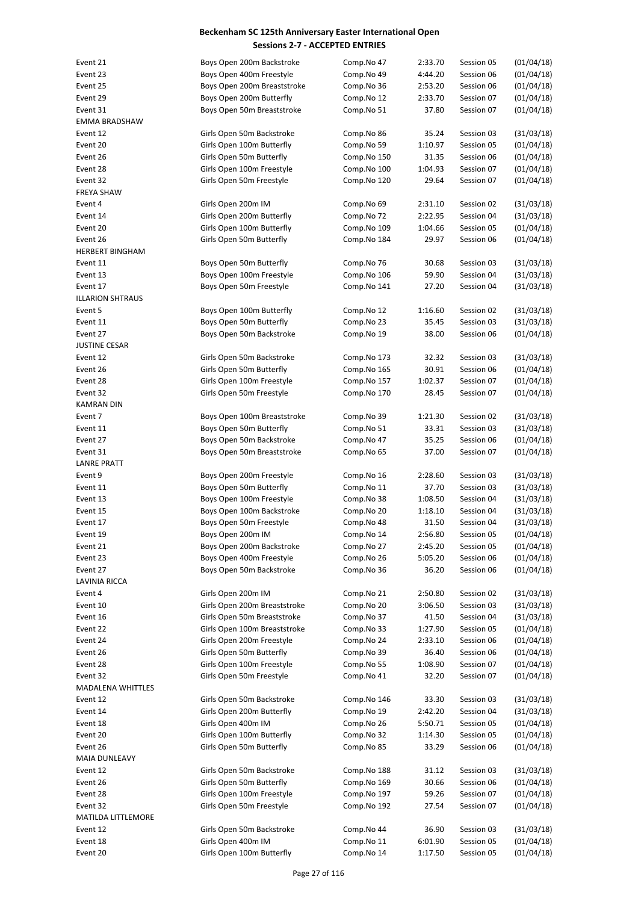# Beckenham SC 125th Anniversary Easter International Open

## Sessions 2-7 - ACCEPTED ENTRIES

| | | | | | |
|---|---|---|---|---|---|
| Event 21 | Boys Open 200m Backstroke | Comp.No 47 | 2:33.70 | Session 05 | (01/04/18) |
| Event 23 | Boys Open 400m Freestyle | Comp.No 49 | 4:44.20 | Session 06 | (01/04/18) |
| Event 25 | Boys Open 200m Breaststroke | Comp.No 36 | 2:53.20 | Session 06 | (01/04/18) |
| Event 29 | Boys Open 200m Butterfly | Comp.No 12 | 2:33.70 | Session 07 | (01/04/18) |
| Event 31 | Boys Open 50m Breaststroke | Comp.No 51 | 37.80 | Session 07 | (01/04/18) |
| EMMA BRADSHAW | | | | | |
| Event 12 | Girls Open 50m Backstroke | Comp.No 86 | 35.24 | Session 03 | (31/03/18) |
| Event 20 | Girls Open 100m Butterfly | Comp.No 59 | 1:10.97 | Session 05 | (01/04/18) |
| Event 26 | Girls Open 50m Butterfly | Comp.No 150 | 31.35 | Session 06 | (01/04/18) |
| Event 28 | Girls Open 100m Freestyle | Comp.No 100 | 1:04.93 | Session 07 | (01/04/18) |
| Event 32 | Girls Open 50m Freestyle | Comp.No 120 | 29.64 | Session 07 | (01/04/18) |
| FREYA SHAW | | | | | |
| Event 4 | Girls Open 200m IM | Comp.No 69 | 2:31.10 | Session 02 | (31/03/18) |
| Event 14 | Girls Open 200m Butterfly | Comp.No 72 | 2:22.95 | Session 04 | (31/03/18) |
| Event 20 | Girls Open 100m Butterfly | Comp.No 109 | 1:04.66 | Session 05 | (01/04/18) |
| Event 26 | Girls Open 50m Butterfly | Comp.No 184 | 29.97 | Session 06 | (01/04/18) |
| HERBERT BINGHAM | | | | | |
| Event 11 | Boys Open 50m Butterfly | Comp.No 76 | 30.68 | Session 03 | (31/03/18) |
| Event 13 | Boys Open 100m Freestyle | Comp.No 106 | 59.90 | Session 04 | (31/03/18) |
| Event 17 | Boys Open 50m Freestyle | Comp.No 141 | 27.20 | Session 04 | (31/03/18) |
| ILLARION SHTRAUS | | | | | |
| Event 5 | Boys Open 100m Butterfly | Comp.No 12 | 1:16.60 | Session 02 | (31/03/18) |
| Event 11 | Boys Open 50m Butterfly | Comp.No 23 | 35.45 | Session 03 | (31/03/18) |
| Event 27 | Boys Open 50m Backstroke | Comp.No 19 | 38.00 | Session 06 | (01/04/18) |
| JUSTINE CESAR | | | | | |
| Event 12 | Girls Open 50m Backstroke | Comp.No 173 | 32.32 | Session 03 | (31/03/18) |
| Event 26 | Girls Open 50m Butterfly | Comp.No 165 | 30.91 | Session 06 | (01/04/18) |
| Event 28 | Girls Open 100m Freestyle | Comp.No 157 | 1:02.37 | Session 07 | (01/04/18) |
| Event 32 | Girls Open 50m Freestyle | Comp.No 170 | 28.45 | Session 07 | (01/04/18) |
| KAMRAN DIN | | | | | |
| Event 7 | Boys Open 100m Breaststroke | Comp.No 39 | 1:21.30 | Session 02 | (31/03/18) |
| Event 11 | Boys Open 50m Butterfly | Comp.No 51 | 33.31 | Session 03 | (31/03/18) |
| Event 27 | Boys Open 50m Backstroke | Comp.No 47 | 35.25 | Session 06 | (01/04/18) |
| Event 31 | Boys Open 50m Breaststroke | Comp.No 65 | 37.00 | Session 07 | (01/04/18) |
| LANRE PRATT | | | | | |
| Event 9 | Boys Open 200m Freestyle | Comp.No 16 | 2:28.60 | Session 03 | (31/03/18) |
| Event 11 | Boys Open 50m Butterfly | Comp.No 11 | 37.70 | Session 03 | (31/03/18) |
| Event 13 | Boys Open 100m Freestyle | Comp.No 38 | 1:08.50 | Session 04 | (31/03/18) |
| Event 15 | Boys Open 100m Backstroke | Comp.No 20 | 1:18.10 | Session 04 | (31/03/18) |
| Event 17 | Boys Open 50m Freestyle | Comp.No 48 | 31.50 | Session 04 | (31/03/18) |
| Event 19 | Boys Open 200m IM | Comp.No 14 | 2:56.80 | Session 05 | (01/04/18) |
| Event 21 | Boys Open 200m Backstroke | Comp.No 27 | 2:45.20 | Session 05 | (01/04/18) |
| Event 23 | Boys Open 400m Freestyle | Comp.No 26 | 5:05.20 | Session 06 | (01/04/18) |
| Event 27 | Boys Open 50m Backstroke | Comp.No 36 | 36.20 | Session 06 | (01/04/18) |
| LAVINIA RICCA | | | | | |
| Event 4 | Girls Open 200m IM | Comp.No 21 | 2:50.80 | Session 02 | (31/03/18) |
| Event 10 | Girls Open 200m Breaststroke | Comp.No 20 | 3:06.50 | Session 03 | (31/03/18) |
| Event 16 | Girls Open 50m Breaststroke | Comp.No 37 | 41.50 | Session 04 | (31/03/18) |
| Event 22 | Girls Open 100m Breaststroke | Comp.No 33 | 1:27.90 | Session 05 | (01/04/18) |
| Event 24 | Girls Open 200m Freestyle | Comp.No 24 | 2:33.10 | Session 06 | (01/04/18) |
| Event 26 | Girls Open 50m Butterfly | Comp.No 39 | 36.40 | Session 06 | (01/04/18) |
| Event 28 | Girls Open 100m Freestyle | Comp.No 55 | 1:08.90 | Session 07 | (01/04/18) |
| Event 32 | Girls Open 50m Freestyle | Comp.No 41 | 32.20 | Session 07 | (01/04/18) |
| MADALENA WHITTLES | | | | | |
| Event 12 | Girls Open 50m Backstroke | Comp.No 146 | 33.30 | Session 03 | (31/03/18) |
| Event 14 | Girls Open 200m Butterfly | Comp.No 19 | 2:42.20 | Session 04 | (31/03/18) |
| Event 18 | Girls Open 400m IM | Comp.No 26 | 5:50.71 | Session 05 | (01/04/18) |
| Event 20 | Girls Open 100m Butterfly | Comp.No 32 | 1:14.30 | Session 05 | (01/04/18) |
| Event 26 | Girls Open 50m Butterfly | Comp.No 85 | 33.29 | Session 06 | (01/04/18) |
| MAIA DUNLEAVY | | | | | |
| Event 12 | Girls Open 50m Backstroke | Comp.No 188 | 31.12 | Session 03 | (31/03/18) |
| Event 26 | Girls Open 50m Butterfly | Comp.No 169 | 30.66 | Session 06 | (01/04/18) |
| Event 28 | Girls Open 100m Freestyle | Comp.No 197 | 59.26 | Session 07 | (01/04/18) |
| Event 32 | Girls Open 50m Freestyle | Comp.No 192 | 27.54 | Session 07 | (01/04/18) |
| MATILDA LITTLEMORE | | | | | |
| Event 12 | Girls Open 50m Backstroke | Comp.No 44 | 36.90 | Session 03 | (31/03/18) |
| Event 18 | Girls Open 400m IM | Comp.No 11 | 6:01.90 | Session 05 | (01/04/18) |
| Event 20 | Girls Open 100m Butterfly | Comp.No 14 | 1:17.50 | Session 05 | (01/04/18) |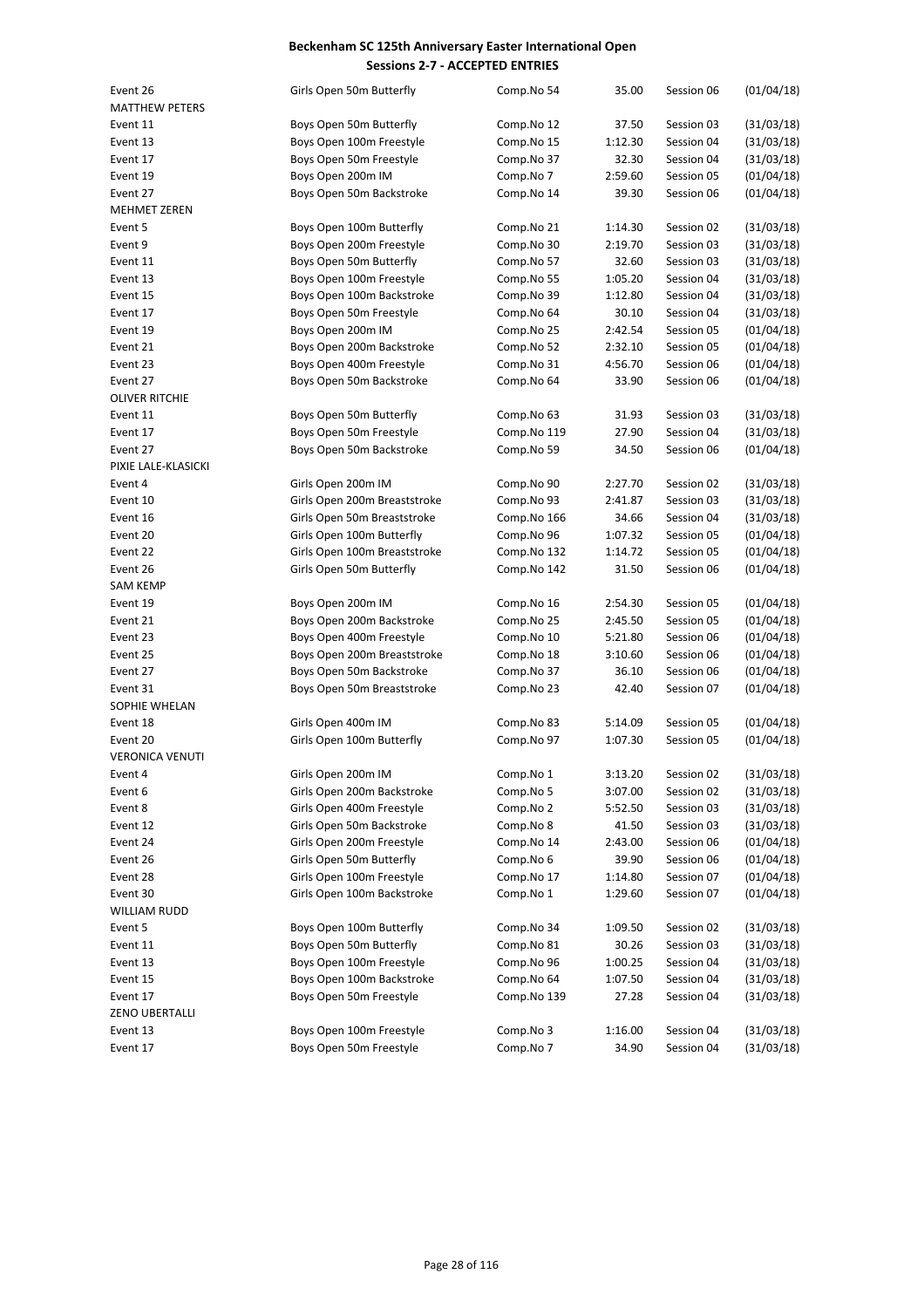# Beckenham SC 125th Anniversary Easter International Open

## Sessions 2-7 - ACCEPTED ENTRIES

| | | | | | |
|---|---|---|---|---|---|
| Event 26 | Girls Open 50m Butterfly | Comp.No 54 | 35.00 | Session 06 | (01/04/18) |
| MATTHEW PETERS | | | | | |
| Event 11 | Boys Open 50m Butterfly | Comp.No 12 | 37.50 | Session 03 | (31/03/18) |
| Event 13 | Boys Open 100m Freestyle | Comp.No 15 | 1:12.30 | Session 04 | (31/03/18) |
| Event 17 | Boys Open 50m Freestyle | Comp.No 37 | 32.30 | Session 04 | (31/03/18) |
| Event 19 | Boys Open 200m IM | Comp.No 7 | 2:59.60 | Session 05 | (01/04/18) |
| Event 27 | Boys Open 50m Backstroke | Comp.No 14 | 39.30 | Session 06 | (01/04/18) |
| MEHMET ZEREN | | | | | |
| Event 5 | Boys Open 100m Butterfly | Comp.No 21 | 1:14.30 | Session 02 | (31/03/18) |
| Event 9 | Boys Open 200m Freestyle | Comp.No 30 | 2:19.70 | Session 03 | (31/03/18) |
| Event 11 | Boys Open 50m Butterfly | Comp.No 57 | 32.60 | Session 03 | (31/03/18) |
| Event 13 | Boys Open 100m Freestyle | Comp.No 55 | 1:05.20 | Session 04 | (31/03/18) |
| Event 15 | Boys Open 100m Backstroke | Comp.No 39 | 1:12.80 | Session 04 | (31/03/18) |
| Event 17 | Boys Open 50m Freestyle | Comp.No 64 | 30.10 | Session 04 | (31/03/18) |
| Event 19 | Boys Open 200m IM | Comp.No 25 | 2:42.54 | Session 05 | (01/04/18) |
| Event 21 | Boys Open 200m Backstroke | Comp.No 52 | 2:32.10 | Session 05 | (01/04/18) |
| Event 23 | Boys Open 400m Freestyle | Comp.No 31 | 4:56.70 | Session 06 | (01/04/18) |
| Event 27 | Boys Open 50m Backstroke | Comp.No 64 | 33.90 | Session 06 | (01/04/18) |
| OLIVER RITCHIE | | | | | |
| Event 11 | Boys Open 50m Butterfly | Comp.No 63 | 31.93 | Session 03 | (31/03/18) |
| Event 17 | Boys Open 50m Freestyle | Comp.No 119 | 27.90 | Session 04 | (31/03/18) |
| Event 27 | Boys Open 50m Backstroke | Comp.No 59 | 34.50 | Session 06 | (01/04/18) |
| PIXIE LALE-KLASICKI | | | | | |
| Event 4 | Girls Open 200m IM | Comp.No 90 | 2:27.70 | Session 02 | (31/03/18) |
| Event 10 | Girls Open 200m Breaststroke | Comp.No 93 | 2:41.87 | Session 03 | (31/03/18) |
| Event 16 | Girls Open 50m Breaststroke | Comp.No 166 | 34.66 | Session 04 | (31/03/18) |
| Event 20 | Girls Open 100m Butterfly | Comp.No 96 | 1:07.32 | Session 05 | (01/04/18) |
| Event 22 | Girls Open 100m Breaststroke | Comp.No 132 | 1:14.72 | Session 05 | (01/04/18) |
| Event 26 | Girls Open 50m Butterfly | Comp.No 142 | 31.50 | Session 06 | (01/04/18) |
| SAM KEMP | | | | | |
| Event 19 | Boys Open 200m IM | Comp.No 16 | 2:54.30 | Session 05 | (01/04/18) |
| Event 21 | Boys Open 200m Backstroke | Comp.No 25 | 2:45.50 | Session 05 | (01/04/18) |
| Event 23 | Boys Open 400m Freestyle | Comp.No 10 | 5:21.80 | Session 06 | (01/04/18) |
| Event 25 | Boys Open 200m Breaststroke | Comp.No 18 | 3:10.60 | Session 06 | (01/04/18) |
| Event 27 | Boys Open 50m Backstroke | Comp.No 37 | 36.10 | Session 06 | (01/04/18) |
| Event 31 | Boys Open 50m Breaststroke | Comp.No 23 | 42.40 | Session 07 | (01/04/18) |
| SOPHIE WHELAN | | | | | |
| Event 18 | Girls Open 400m IM | Comp.No 83 | 5:14.09 | Session 05 | (01/04/18) |
| Event 20 | Girls Open 100m Butterfly | Comp.No 97 | 1:07.30 | Session 05 | (01/04/18) |
| VERONICA VENUTI | | | | | |
| Event 4 | Girls Open 200m IM | Comp.No 1 | 3:13.20 | Session 02 | (31/03/18) |
| Event 6 | Girls Open 200m Backstroke | Comp.No 5 | 3:07.00 | Session 02 | (31/03/18) |
| Event 8 | Girls Open 400m Freestyle | Comp.No 2 | 5:52.50 | Session 03 | (31/03/18) |
| Event 12 | Girls Open 50m Backstroke | Comp.No 8 | 41.50 | Session 03 | (31/03/18) |
| Event 24 | Girls Open 200m Freestyle | Comp.No 14 | 2:43.00 | Session 06 | (01/04/18) |
| Event 26 | Girls Open 50m Butterfly | Comp.No 6 | 39.90 | Session 06 | (01/04/18) |
| Event 28 | Girls Open 100m Freestyle | Comp.No 17 | 1:14.80 | Session 07 | (01/04/18) |
| Event 30 | Girls Open 100m Backstroke | Comp.No 1 | 1:29.60 | Session 07 | (01/04/18) |
| WILLIAM RUDD | | | | | |
| Event 5 | Boys Open 100m Butterfly | Comp.No 34 | 1:09.50 | Session 02 | (31/03/18) |
| Event 11 | Boys Open 50m Butterfly | Comp.No 81 | 30.26 | Session 03 | (31/03/18) |
| Event 13 | Boys Open 100m Freestyle | Comp.No 96 | 1:00.25 | Session 04 | (31/03/18) |
| Event 15 | Boys Open 100m Backstroke | Comp.No 64 | 1:07.50 | Session 04 | (31/03/18) |
| Event 17 | Boys Open 50m Freestyle | Comp.No 139 | 27.28 | Session 04 | (31/03/18) |
| ZENO UBERTALLI | | | | | |
| Event 13 | Boys Open 100m Freestyle | Comp.No 3 | 1:16.00 | Session 04 | (31/03/18) |
| Event 17 | Boys Open 50m Freestyle | Comp.No 7 | 34.90 | Session 04 | (31/03/18) |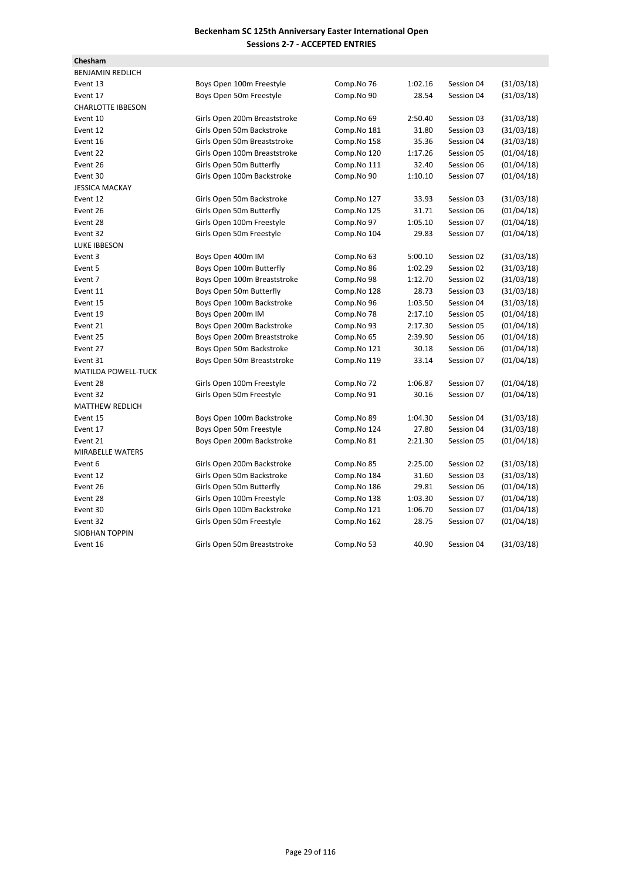**Beckenham SC 125th Anniversary Easter International Open**
**Sessions 2-7 - ACCEPTED ENTRIES**

**Chesham**

| | | | | | |
|---|---|---|---|---|---|
| BENJAMIN REDLICH | | | | | |
| Event 13 | Boys Open 100m Freestyle | Comp.No 76 | 1:02.16 | Session 04 | (31/03/18) |
| Event 17 | Boys Open 50m Freestyle | Comp.No 90 | 28.54 | Session 04 | (31/03/18) |
| CHARLOTTE IBBESON | | | | | |
| Event 10 | Girls Open 200m Breaststroke | Comp.No 69 | 2:50.40 | Session 03 | (31/03/18) |
| Event 12 | Girls Open 50m Backstroke | Comp.No 181 | 31.80 | Session 03 | (31/03/18) |
| Event 16 | Girls Open 50m Breaststroke | Comp.No 158 | 35.36 | Session 04 | (31/03/18) |
| Event 22 | Girls Open 100m Breaststroke | Comp.No 120 | 1:17.26 | Session 05 | (01/04/18) |
| Event 26 | Girls Open 50m Butterfly | Comp.No 111 | 32.40 | Session 06 | (01/04/18) |
| Event 30 | Girls Open 100m Backstroke | Comp.No 90 | 1:10.10 | Session 07 | (01/04/18) |
| JESSICA MACKAY | | | | | |
| Event 12 | Girls Open 50m Backstroke | Comp.No 127 | 33.93 | Session 03 | (31/03/18) |
| Event 26 | Girls Open 50m Butterfly | Comp.No 125 | 31.71 | Session 06 | (01/04/18) |
| Event 28 | Girls Open 100m Freestyle | Comp.No 97 | 1:05.10 | Session 07 | (01/04/18) |
| Event 32 | Girls Open 50m Freestyle | Comp.No 104 | 29.83 | Session 07 | (01/04/18) |
| LUKE IBBESON | | | | | |
| Event 3 | Boys Open 400m IM | Comp.No 63 | 5:00.10 | Session 02 | (31/03/18) |
| Event 5 | Boys Open 100m Butterfly | Comp.No 86 | 1:02.29 | Session 02 | (31/03/18) |
| Event 7 | Boys Open 100m Breaststroke | Comp.No 98 | 1:12.70 | Session 02 | (31/03/18) |
| Event 11 | Boys Open 50m Butterfly | Comp.No 128 | 28.73 | Session 03 | (31/03/18) |
| Event 15 | Boys Open 100m Backstroke | Comp.No 96 | 1:03.50 | Session 04 | (31/03/18) |
| Event 19 | Boys Open 200m IM | Comp.No 78 | 2:17.10 | Session 05 | (01/04/18) |
| Event 21 | Boys Open 200m Backstroke | Comp.No 93 | 2:17.30 | Session 05 | (01/04/18) |
| Event 25 | Boys Open 200m Breaststroke | Comp.No 65 | 2:39.90 | Session 06 | (01/04/18) |
| Event 27 | Boys Open 50m Backstroke | Comp.No 121 | 30.18 | Session 06 | (01/04/18) |
| Event 31 | Boys Open 50m Breaststroke | Comp.No 119 | 33.14 | Session 07 | (01/04/18) |
| MATILDA POWELL-TUCK | | | | | |
| Event 28 | Girls Open 100m Freestyle | Comp.No 72 | 1:06.87 | Session 07 | (01/04/18) |
| Event 32 | Girls Open 50m Freestyle | Comp.No 91 | 30.16 | Session 07 | (01/04/18) |
| MATTHEW REDLICH | | | | | |
| Event 15 | Boys Open 100m Backstroke | Comp.No 89 | 1:04.30 | Session 04 | (31/03/18) |
| Event 17 | Boys Open 50m Freestyle | Comp.No 124 | 27.80 | Session 04 | (31/03/18) |
| Event 21 | Boys Open 200m Backstroke | Comp.No 81 | 2:21.30 | Session 05 | (01/04/18) |
| MIRABELLE WATERS | | | | | |
| Event 6 | Girls Open 200m Backstroke | Comp.No 85 | 2:25.00 | Session 02 | (31/03/18) |
| Event 12 | Girls Open 50m Backstroke | Comp.No 184 | 31.60 | Session 03 | (31/03/18) |
| Event 26 | Girls Open 50m Butterfly | Comp.No 186 | 29.81 | Session 06 | (01/04/18) |
| Event 28 | Girls Open 100m Freestyle | Comp.No 138 | 1:03.30 | Session 07 | (01/04/18) |
| Event 30 | Girls Open 100m Backstroke | Comp.No 121 | 1:06.70 | Session 07 | (01/04/18) |
| Event 32 | Girls Open 50m Freestyle | Comp.No 162 | 28.75 | Session 07 | (01/04/18) |
| SIOBHAN TOPPIN | | | | | |
| Event 16 | Girls Open 50m Breaststroke | Comp.No 53 | 40.90 | Session 04 | (31/03/18) |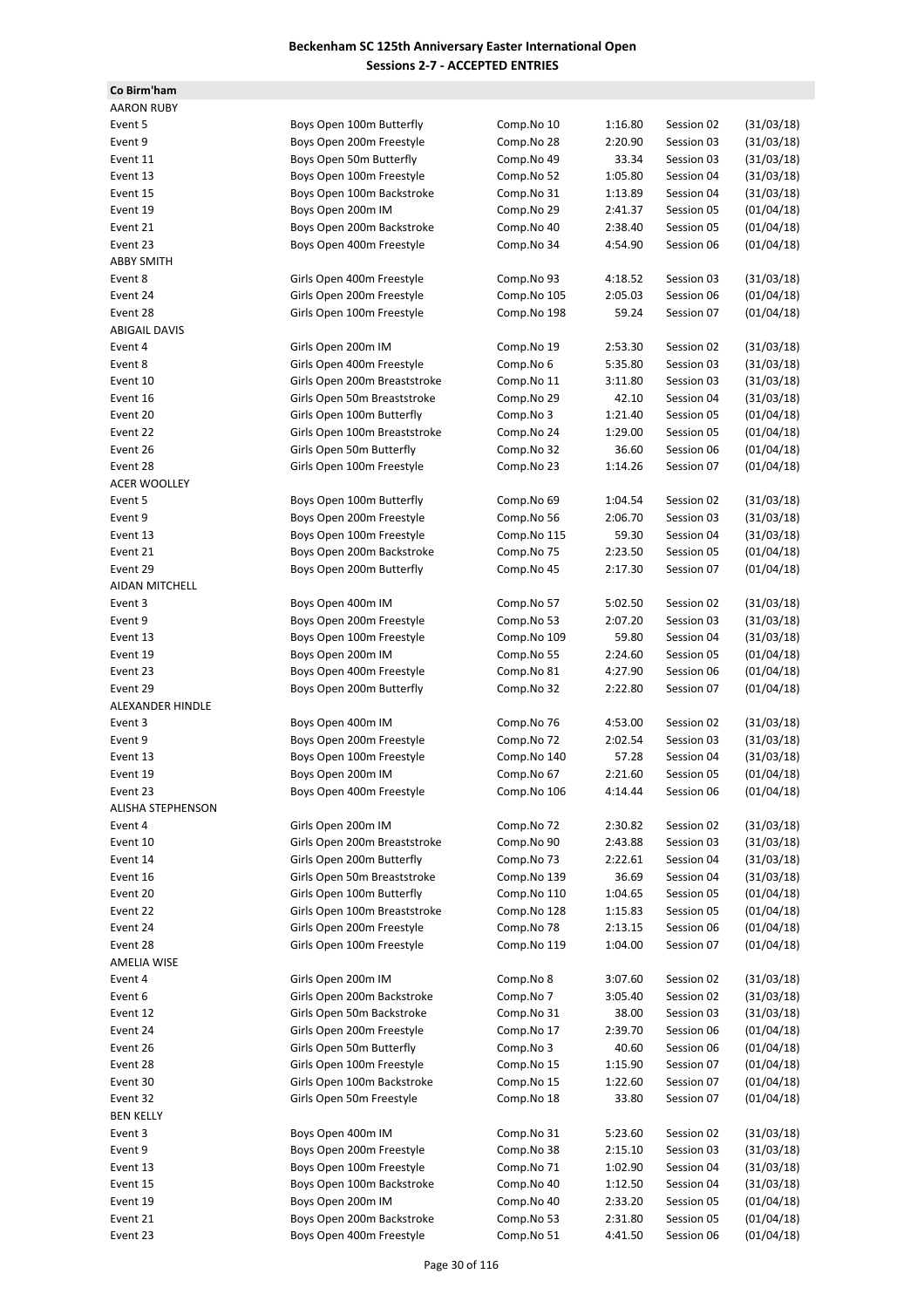**Beckenham SC 125th Anniversary Easter International Open**
**Sessions 2-7 - ACCEPTED ENTRIES**

**Co Birm'ham**

| | | | | | |
|---|---|---|---|---|---|
| AARON RUBY | | | | | |
| Event 5 | Boys Open 100m Butterfly | Comp.No 10 | 1:16.80 | Session 02 | (31/03/18) |
| Event 9 | Boys Open 200m Freestyle | Comp.No 28 | 2:20.90 | Session 03 | (31/03/18) |
| Event 11 | Boys Open 50m Butterfly | Comp.No 49 | 33.34 | Session 03 | (31/03/18) |
| Event 13 | Boys Open 100m Freestyle | Comp.No 52 | 1:05.80 | Session 04 | (31/03/18) |
| Event 15 | Boys Open 100m Backstroke | Comp.No 31 | 1:13.89 | Session 04 | (31/03/18) |
| Event 19 | Boys Open 200m IM | Comp.No 29 | 2:41.37 | Session 05 | (01/04/18) |
| Event 21 | Boys Open 200m Backstroke | Comp.No 40 | 2:38.40 | Session 05 | (01/04/18) |
| Event 23 | Boys Open 400m Freestyle | Comp.No 34 | 4:54.90 | Session 06 | (01/04/18) |
| ABBY SMITH | | | | | |
| Event 8 | Girls Open 400m Freestyle | Comp.No 93 | 4:18.52 | Session 03 | (31/03/18) |
| Event 24 | Girls Open 200m Freestyle | Comp.No 105 | 2:05.03 | Session 06 | (01/04/18) |
| Event 28 | Girls Open 100m Freestyle | Comp.No 198 | 59.24 | Session 07 | (01/04/18) |
| ABIGAIL DAVIS | | | | | |
| Event 4 | Girls Open 200m IM | Comp.No 19 | 2:53.30 | Session 02 | (31/03/18) |
| Event 8 | Girls Open 400m Freestyle | Comp.No 6 | 5:35.80 | Session 03 | (31/03/18) |
| Event 10 | Girls Open 200m Breaststroke | Comp.No 11 | 3:11.80 | Session 03 | (31/03/18) |
| Event 16 | Girls Open 50m Breaststroke | Comp.No 29 | 42.10 | Session 04 | (31/03/18) |
| Event 20 | Girls Open 100m Butterfly | Comp.No 3 | 1:21.40 | Session 05 | (01/04/18) |
| Event 22 | Girls Open 100m Breaststroke | Comp.No 24 | 1:29.00 | Session 05 | (01/04/18) |
| Event 26 | Girls Open 50m Butterfly | Comp.No 32 | 36.60 | Session 06 | (01/04/18) |
| Event 28 | Girls Open 100m Freestyle | Comp.No 23 | 1:14.26 | Session 07 | (01/04/18) |
| ACER WOOLLEY | | | | | |
| Event 5 | Boys Open 100m Butterfly | Comp.No 69 | 1:04.54 | Session 02 | (31/03/18) |
| Event 9 | Boys Open 200m Freestyle | Comp.No 56 | 2:06.70 | Session 03 | (31/03/18) |
| Event 13 | Boys Open 100m Freestyle | Comp.No 115 | 59.30 | Session 04 | (31/03/18) |
| Event 21 | Boys Open 200m Backstroke | Comp.No 75 | 2:23.50 | Session 05 | (01/04/18) |
| Event 29 | Boys Open 200m Butterfly | Comp.No 45 | 2:17.30 | Session 07 | (01/04/18) |
| AIDAN MITCHELL | | | | | |
| Event 3 | Boys Open 400m IM | Comp.No 57 | 5:02.50 | Session 02 | (31/03/18) |
| Event 9 | Boys Open 200m Freestyle | Comp.No 53 | 2:07.20 | Session 03 | (31/03/18) |
| Event 13 | Boys Open 100m Freestyle | Comp.No 109 | 59.80 | Session 04 | (31/03/18) |
| Event 19 | Boys Open 200m IM | Comp.No 55 | 2:24.60 | Session 05 | (01/04/18) |
| Event 23 | Boys Open 400m Freestyle | Comp.No 81 | 4:27.90 | Session 06 | (01/04/18) |
| Event 29 | Boys Open 200m Butterfly | Comp.No 32 | 2:22.80 | Session 07 | (01/04/18) |
| ALEXANDER HINDLE | | | | | |
| Event 3 | Boys Open 400m IM | Comp.No 76 | 4:53.00 | Session 02 | (31/03/18) |
| Event 9 | Boys Open 200m Freestyle | Comp.No 72 | 2:02.54 | Session 03 | (31/03/18) |
| Event 13 | Boys Open 100m Freestyle | Comp.No 140 | 57.28 | Session 04 | (31/03/18) |
| Event 19 | Boys Open 200m IM | Comp.No 67 | 2:21.60 | Session 05 | (01/04/18) |
| Event 23 | Boys Open 400m Freestyle | Comp.No 106 | 4:14.44 | Session 06 | (01/04/18) |
| ALISHA STEPHENSON | | | | | |
| Event 4 | Girls Open 200m IM | Comp.No 72 | 2:30.82 | Session 02 | (31/03/18) |
| Event 10 | Girls Open 200m Breaststroke | Comp.No 90 | 2:43.88 | Session 03 | (31/03/18) |
| Event 14 | Girls Open 200m Butterfly | Comp.No 73 | 2:22.61 | Session 04 | (31/03/18) |
| Event 16 | Girls Open 50m Breaststroke | Comp.No 139 | 36.69 | Session 04 | (31/03/18) |
| Event 20 | Girls Open 100m Butterfly | Comp.No 110 | 1:04.65 | Session 05 | (01/04/18) |
| Event 22 | Girls Open 100m Breaststroke | Comp.No 128 | 1:15.83 | Session 05 | (01/04/18) |
| Event 24 | Girls Open 200m Freestyle | Comp.No 78 | 2:13.15 | Session 06 | (01/04/18) |
| Event 28 | Girls Open 100m Freestyle | Comp.No 119 | 1:04.00 | Session 07 | (01/04/18) |
| AMELIA WISE | | | | | |
| Event 4 | Girls Open 200m IM | Comp.No 8 | 3:07.60 | Session 02 | (31/03/18) |
| Event 6 | Girls Open 200m Backstroke | Comp.No 7 | 3:05.40 | Session 02 | (31/03/18) |
| Event 12 | Girls Open 50m Backstroke | Comp.No 31 | 38.00 | Session 03 | (31/03/18) |
| Event 24 | Girls Open 200m Freestyle | Comp.No 17 | 2:39.70 | Session 06 | (01/04/18) |
| Event 26 | Girls Open 50m Butterfly | Comp.No 3 | 40.60 | Session 06 | (01/04/18) |
| Event 28 | Girls Open 100m Freestyle | Comp.No 15 | 1:15.90 | Session 07 | (01/04/18) |
| Event 30 | Girls Open 100m Backstroke | Comp.No 15 | 1:22.60 | Session 07 | (01/04/18) |
| Event 32 | Girls Open 50m Freestyle | Comp.No 18 | 33.80 | Session 07 | (01/04/18) |
| BEN KELLY | | | | | |
| Event 3 | Boys Open 400m IM | Comp.No 31 | 5:23.60 | Session 02 | (31/03/18) |
| Event 9 | Boys Open 200m Freestyle | Comp.No 38 | 2:15.10 | Session 03 | (31/03/18) |
| Event 13 | Boys Open 100m Freestyle | Comp.No 71 | 1:02.90 | Session 04 | (31/03/18) |
| Event 15 | Boys Open 100m Backstroke | Comp.No 40 | 1:12.50 | Session 04 | (31/03/18) |
| Event 19 | Boys Open 200m IM | Comp.No 40 | 2:33.20 | Session 05 | (01/04/18) |
| Event 21 | Boys Open 200m Backstroke | Comp.No 53 | 2:31.80 | Session 05 | (01/04/18) |
| Event 23 | Boys Open 400m Freestyle | Comp.No 51 | 4:41.50 | Session 06 | (01/04/18) |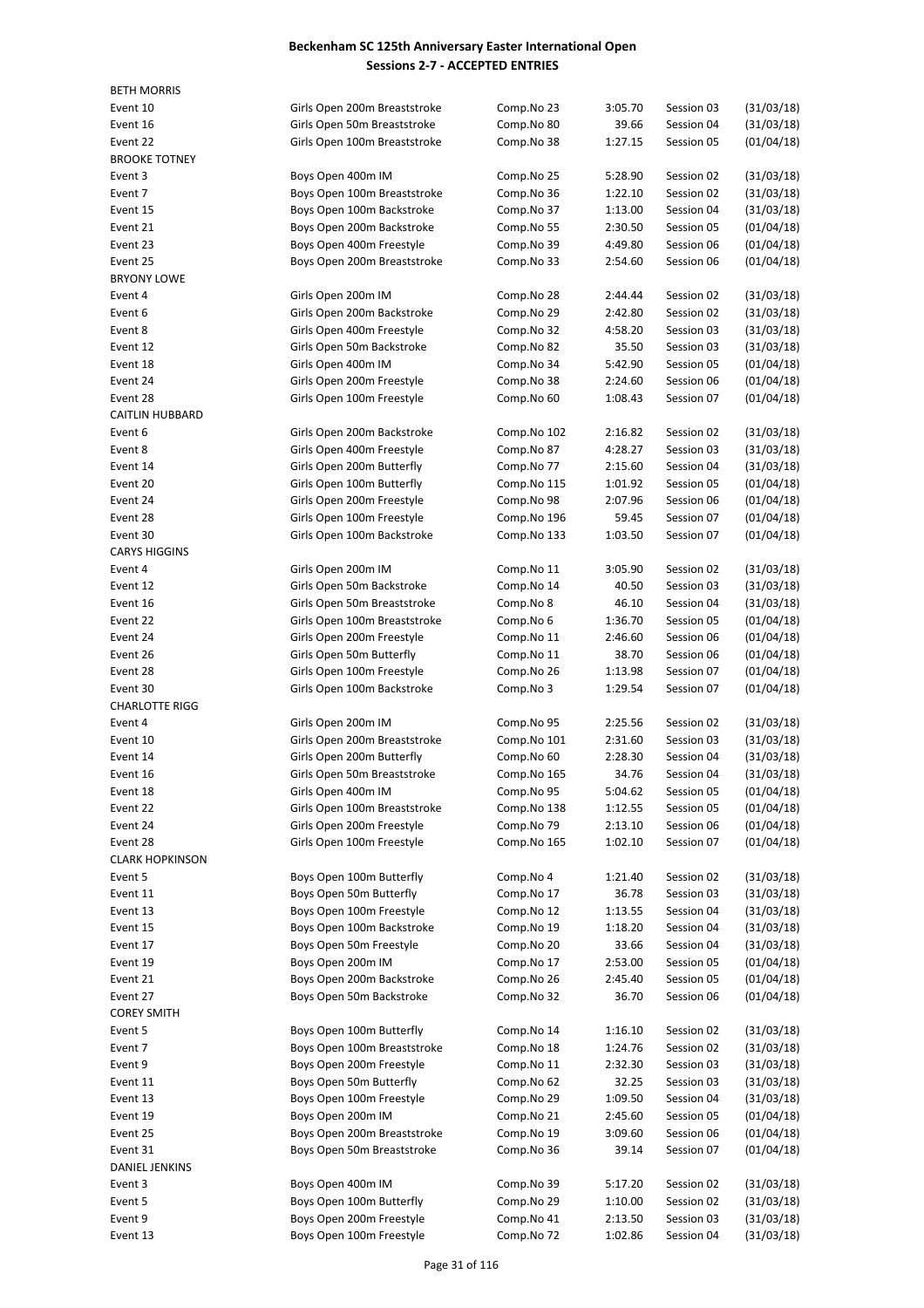# Beckenham SC 125th Anniversary Easter International Open
## Sessions 2-7 - ACCEPTED ENTRIES

| | | | | | |
|---|---|---|---|---|---|
| **BETH MORRIS** | | | | | |
| Event 10 | Girls Open 200m Breaststroke | Comp.No 23 | 3:05.70 | Session 03 | (31/03/18) |
| Event 16 | Girls Open 50m Breaststroke | Comp.No 80 | 39.66 | Session 04 | (31/03/18) |
| Event 22 | Girls Open 100m Breaststroke | Comp.No 38 | 1:27.15 | Session 05 | (01/04/18) |
| **BROOKE TOTNEY** | | | | | |
| Event 3 | Boys Open 400m IM | Comp.No 25 | 5:28.90 | Session 02 | (31/03/18) |
| Event 7 | Boys Open 100m Breaststroke | Comp.No 36 | 1:22.10 | Session 02 | (31/03/18) |
| Event 15 | Boys Open 100m Backstroke | Comp.No 37 | 1:13.00 | Session 04 | (31/03/18) |
| Event 21 | Boys Open 200m Backstroke | Comp.No 55 | 2:30.50 | Session 05 | (01/04/18) |
| Event 23 | Boys Open 400m Freestyle | Comp.No 39 | 4:49.80 | Session 06 | (01/04/18) |
| Event 25 | Boys Open 200m Breaststroke | Comp.No 33 | 2:54.60 | Session 06 | (01/04/18) |
| **BRYONY LOWE** | | | | | |
| Event 4 | Girls Open 200m IM | Comp.No 28 | 2:44.44 | Session 02 | (31/03/18) |
| Event 6 | Girls Open 200m Backstroke | Comp.No 29 | 2:42.80 | Session 02 | (31/03/18) |
| Event 8 | Girls Open 400m Freestyle | Comp.No 32 | 4:58.20 | Session 03 | (31/03/18) |
| Event 12 | Girls Open 50m Backstroke | Comp.No 82 | 35.50 | Session 03 | (31/03/18) |
| Event 18 | Girls Open 400m IM | Comp.No 34 | 5:42.90 | Session 05 | (01/04/18) |
| Event 24 | Girls Open 200m Freestyle | Comp.No 38 | 2:24.60 | Session 06 | (01/04/18) |
| Event 28 | Girls Open 100m Freestyle | Comp.No 60 | 1:08.43 | Session 07 | (01/04/18) |
| **CAITLIN HUBBARD** | | | | | |
| Event 6 | Girls Open 200m Backstroke | Comp.No 102 | 2:16.82 | Session 02 | (31/03/18) |
| Event 8 | Girls Open 400m Freestyle | Comp.No 87 | 4:28.27 | Session 03 | (31/03/18) |
| Event 14 | Girls Open 200m Butterfly | Comp.No 77 | 2:15.60 | Session 04 | (31/03/18) |
| Event 20 | Girls Open 100m Butterfly | Comp.No 115 | 1:01.92 | Session 05 | (01/04/18) |
| Event 24 | Girls Open 200m Freestyle | Comp.No 98 | 2:07.96 | Session 06 | (01/04/18) |
| Event 28 | Girls Open 100m Freestyle | Comp.No 196 | 59.45 | Session 07 | (01/04/18) |
| Event 30 | Girls Open 100m Backstroke | Comp.No 133 | 1:03.50 | Session 07 | (01/04/18) |
| **CARYS HIGGINS** | | | | | |
| Event 4 | Girls Open 200m IM | Comp.No 11 | 3:05.90 | Session 02 | (31/03/18) |
| Event 12 | Girls Open 50m Backstroke | Comp.No 14 | 40.50 | Session 03 | (31/03/18) |
| Event 16 | Girls Open 50m Breaststroke | Comp.No 8 | 46.10 | Session 04 | (31/03/18) |
| Event 22 | Girls Open 100m Breaststroke | Comp.No 6 | 1:36.70 | Session 05 | (01/04/18) |
| Event 24 | Girls Open 200m Freestyle | Comp.No 11 | 2:46.60 | Session 06 | (01/04/18) |
| Event 26 | Girls Open 50m Butterfly | Comp.No 11 | 38.70 | Session 06 | (01/04/18) |
| Event 28 | Girls Open 100m Freestyle | Comp.No 26 | 1:13.98 | Session 07 | (01/04/18) |
| Event 30 | Girls Open 100m Backstroke | Comp.No 3 | 1:29.54 | Session 07 | (01/04/18) |
| **CHARLOTTE RIGG** | | | | | |
| Event 4 | Girls Open 200m IM | Comp.No 95 | 2:25.56 | Session 02 | (31/03/18) |
| Event 10 | Girls Open 200m Breaststroke | Comp.No 101 | 2:31.60 | Session 03 | (31/03/18) |
| Event 14 | Girls Open 200m Butterfly | Comp.No 60 | 2:28.30 | Session 04 | (31/03/18) |
| Event 16 | Girls Open 50m Breaststroke | Comp.No 165 | 34.76 | Session 04 | (31/03/18) |
| Event 18 | Girls Open 400m IM | Comp.No 95 | 5:04.62 | Session 05 | (01/04/18) |
| Event 22 | Girls Open 100m Breaststroke | Comp.No 138 | 1:12.55 | Session 05 | (01/04/18) |
| Event 24 | Girls Open 200m Freestyle | Comp.No 79 | 2:13.10 | Session 06 | (01/04/18) |
| Event 28 | Girls Open 100m Freestyle | Comp.No 165 | 1:02.10 | Session 07 | (01/04/18) |
| **CLARK HOPKINSON** | | | | | |
| Event 5 | Boys Open 100m Butterfly | Comp.No 4 | 1:21.40 | Session 02 | (31/03/18) |
| Event 11 | Boys Open 50m Butterfly | Comp.No 17 | 36.78 | Session 03 | (31/03/18) |
| Event 13 | Boys Open 100m Freestyle | Comp.No 12 | 1:13.55 | Session 04 | (31/03/18) |
| Event 15 | Boys Open 100m Backstroke | Comp.No 19 | 1:18.20 | Session 04 | (31/03/18) |
| Event 17 | Boys Open 50m Freestyle | Comp.No 20 | 33.66 | Session 04 | (31/03/18) |
| Event 19 | Boys Open 200m IM | Comp.No 17 | 2:53.00 | Session 05 | (01/04/18) |
| Event 21 | Boys Open 200m Backstroke | Comp.No 26 | 2:45.40 | Session 05 | (01/04/18) |
| Event 27 | Boys Open 50m Backstroke | Comp.No 32 | 36.70 | Session 06 | (01/04/18) |
| **COREY SMITH** | | | | | |
| Event 5 | Boys Open 100m Butterfly | Comp.No 14 | 1:16.10 | Session 02 | (31/03/18) |
| Event 7 | Boys Open 100m Breaststroke | Comp.No 18 | 1:24.76 | Session 02 | (31/03/18) |
| Event 9 | Boys Open 200m Freestyle | Comp.No 11 | 2:32.30 | Session 03 | (31/03/18) |
| Event 11 | Boys Open 50m Butterfly | Comp.No 62 | 32.25 | Session 03 | (31/03/18) |
| Event 13 | Boys Open 100m Freestyle | Comp.No 29 | 1:09.50 | Session 04 | (31/03/18) |
| Event 19 | Boys Open 200m IM | Comp.No 21 | 2:45.60 | Session 05 | (01/04/18) |
| Event 25 | Boys Open 200m Breaststroke | Comp.No 19 | 3:09.60 | Session 06 | (01/04/18) |
| Event 31 | Boys Open 50m Breaststroke | Comp.No 36 | 39.14 | Session 07 | (01/04/18) |
| **DANIEL JENKINS** | | | | | |
| Event 3 | Boys Open 400m IM | Comp.No 39 | 5:17.20 | Session 02 | (31/03/18) |
| Event 5 | Boys Open 100m Butterfly | Comp.No 29 | 1:10.00 | Session 02 | (31/03/18) |
| Event 9 | Boys Open 200m Freestyle | Comp.No 41 | 2:13.50 | Session 03 | (31/03/18) |
| Event 13 | Boys Open 100m Freestyle | Comp.No 72 | 1:02.86 | Session 04 | (31/03/18) |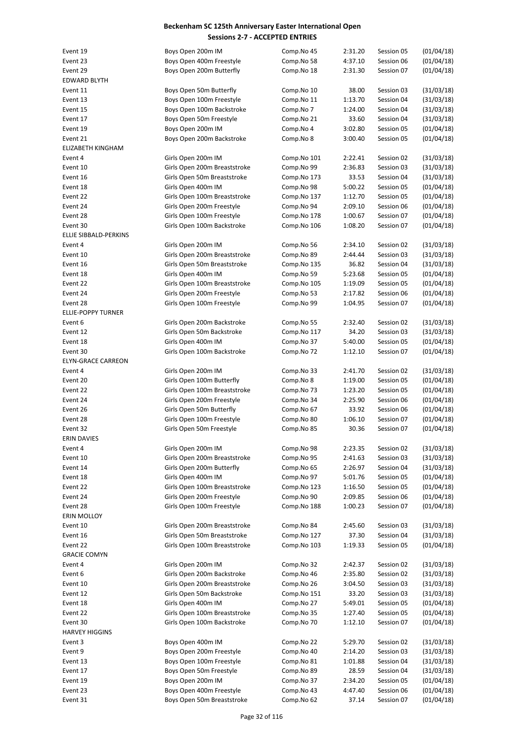# Beckenham SC 125th Anniversary Easter International Open
## Sessions 2-7 - ACCEPTED ENTRIES

| | | | | | |
|---|---|---|---|---|---|
| Event 19 | Boys Open 200m IM | Comp.No 45 | 2:31.20 | Session 05 | (01/04/18) |
| Event 23 | Boys Open 400m Freestyle | Comp.No 58 | 4:37.10 | Session 06 | (01/04/18) |
| Event 29 | Boys Open 200m Butterfly | Comp.No 18 | 2:31.30 | Session 07 | (01/04/18) |
| EDWARD BLYTH | | | | | |
| Event 11 | Boys Open 50m Butterfly | Comp.No 10 | 38.00 | Session 03 | (31/03/18) |
| Event 13 | Boys Open 100m Freestyle | Comp.No 11 | 1:13.70 | Session 04 | (31/03/18) |
| Event 15 | Boys Open 100m Backstroke | Comp.No 7 | 1:24.00 | Session 04 | (31/03/18) |
| Event 17 | Boys Open 50m Freestyle | Comp.No 21 | 33.60 | Session 04 | (31/03/18) |
| Event 19 | Boys Open 200m IM | Comp.No 4 | 3:02.80 | Session 05 | (01/04/18) |
| Event 21 | Boys Open 200m Backstroke | Comp.No 8 | 3:00.40 | Session 05 | (01/04/18) |
| ELIZABETH KINGHAM | | | | | |
| Event 4 | Girls Open 200m IM | Comp.No 101 | 2:22.41 | Session 02 | (31/03/18) |
| Event 10 | Girls Open 200m Breaststroke | Comp.No 99 | 2:36.83 | Session 03 | (31/03/18) |
| Event 16 | Girls Open 50m Breaststroke | Comp.No 173 | 33.53 | Session 04 | (31/03/18) |
| Event 18 | Girls Open 400m IM | Comp.No 98 | 5:00.22 | Session 05 | (01/04/18) |
| Event 22 | Girls Open 100m Breaststroke | Comp.No 137 | 1:12.70 | Session 05 | (01/04/18) |
| Event 24 | Girls Open 200m Freestyle | Comp.No 94 | 2:09.10 | Session 06 | (01/04/18) |
| Event 28 | Girls Open 100m Freestyle | Comp.No 178 | 1:00.67 | Session 07 | (01/04/18) |
| Event 30 | Girls Open 100m Backstroke | Comp.No 106 | 1:08.20 | Session 07 | (01/04/18) |
| ELLIE SIBBALD-PERKINS | | | | | |
| Event 4 | Girls Open 200m IM | Comp.No 56 | 2:34.10 | Session 02 | (31/03/18) |
| Event 10 | Girls Open 200m Breaststroke | Comp.No 89 | 2:44.44 | Session 03 | (31/03/18) |
| Event 16 | Girls Open 50m Breaststroke | Comp.No 135 | 36.82 | Session 04 | (31/03/18) |
| Event 18 | Girls Open 400m IM | Comp.No 59 | 5:23.68 | Session 05 | (01/04/18) |
| Event 22 | Girls Open 100m Breaststroke | Comp.No 105 | 1:19.09 | Session 05 | (01/04/18) |
| Event 24 | Girls Open 200m Freestyle | Comp.No 53 | 2:17.82 | Session 06 | (01/04/18) |
| Event 28 | Girls Open 100m Freestyle | Comp.No 99 | 1:04.95 | Session 07 | (01/04/18) |
| ELLIE-POPPY TURNER | | | | | |
| Event 6 | Girls Open 200m Backstroke | Comp.No 55 | 2:32.40 | Session 02 | (31/03/18) |
| Event 12 | Girls Open 50m Backstroke | Comp.No 117 | 34.20 | Session 03 | (31/03/18) |
| Event 18 | Girls Open 400m IM | Comp.No 37 | 5:40.00 | Session 05 | (01/04/18) |
| Event 30 | Girls Open 100m Backstroke | Comp.No 72 | 1:12.10 | Session 07 | (01/04/18) |
| ELYN-GRACE CARREON | | | | | |
| Event 4 | Girls Open 200m IM | Comp.No 33 | 2:41.70 | Session 02 | (31/03/18) |
| Event 20 | Girls Open 100m Butterfly | Comp.No 8 | 1:19.00 | Session 05 | (01/04/18) |
| Event 22 | Girls Open 100m Breaststroke | Comp.No 73 | 1:23.20 | Session 05 | (01/04/18) |
| Event 24 | Girls Open 200m Freestyle | Comp.No 34 | 2:25.90 | Session 06 | (01/04/18) |
| Event 26 | Girls Open 50m Butterfly | Comp.No 67 | 33.92 | Session 06 | (01/04/18) |
| Event 28 | Girls Open 100m Freestyle | Comp.No 80 | 1:06.10 | Session 07 | (01/04/18) |
| Event 32 | Girls Open 50m Freestyle | Comp.No 85 | 30.36 | Session 07 | (01/04/18) |
| ERIN DAVIES | | | | | |
| Event 4 | Girls Open 200m IM | Comp.No 98 | 2:23.35 | Session 02 | (31/03/18) |
| Event 10 | Girls Open 200m Breaststroke | Comp.No 95 | 2:41.63 | Session 03 | (31/03/18) |
| Event 14 | Girls Open 200m Butterfly | Comp.No 65 | 2:26.97 | Session 04 | (31/03/18) |
| Event 18 | Girls Open 400m IM | Comp.No 97 | 5:01.76 | Session 05 | (01/04/18) |
| Event 22 | Girls Open 100m Breaststroke | Comp.No 123 | 1:16.50 | Session 05 | (01/04/18) |
| Event 24 | Girls Open 200m Freestyle | Comp.No 90 | 2:09.85 | Session 06 | (01/04/18) |
| Event 28 | Girls Open 100m Freestyle | Comp.No 188 | 1:00.23 | Session 07 | (01/04/18) |
| ERIN MOLLOY | | | | | |
| Event 10 | Girls Open 200m Breaststroke | Comp.No 84 | 2:45.60 | Session 03 | (31/03/18) |
| Event 16 | Girls Open 50m Breaststroke | Comp.No 127 | 37.30 | Session 04 | (31/03/18) |
| Event 22 | Girls Open 100m Breaststroke | Comp.No 103 | 1:19.33 | Session 05 | (01/04/18) |
| GRACIE COMYN | | | | | |
| Event 4 | Girls Open 200m IM | Comp.No 32 | 2:42.37 | Session 02 | (31/03/18) |
| Event 6 | Girls Open 200m Backstroke | Comp.No 46 | 2:35.80 | Session 02 | (31/03/18) |
| Event 10 | Girls Open 200m Breaststroke | Comp.No 26 | 3:04.50 | Session 03 | (31/03/18) |
| Event 12 | Girls Open 50m Backstroke | Comp.No 151 | 33.20 | Session 03 | (31/03/18) |
| Event 18 | Girls Open 400m IM | Comp.No 27 | 5:49.01 | Session 05 | (01/04/18) |
| Event 22 | Girls Open 100m Breaststroke | Comp.No 35 | 1:27.40 | Session 05 | (01/04/18) |
| Event 30 | Girls Open 100m Backstroke | Comp.No 70 | 1:12.10 | Session 07 | (01/04/18) |
| HARVEY HIGGINS | | | | | |
| Event 3 | Boys Open 400m IM | Comp.No 22 | 5:29.70 | Session 02 | (31/03/18) |
| Event 9 | Boys Open 200m Freestyle | Comp.No 40 | 2:14.20 | Session 03 | (31/03/18) |
| Event 13 | Boys Open 100m Freestyle | Comp.No 81 | 1:01.88 | Session 04 | (31/03/18) |
| Event 17 | Boys Open 50m Freestyle | Comp.No 89 | 28.59 | Session 04 | (31/03/18) |
| Event 19 | Boys Open 200m IM | Comp.No 37 | 2:34.20 | Session 05 | (01/04/18) |
| Event 23 | Boys Open 400m Freestyle | Comp.No 43 | 4:47.40 | Session 06 | (01/04/18) |
| Event 31 | Boys Open 50m Breaststroke | Comp.No 62 | 37.14 | Session 07 | (01/04/18) |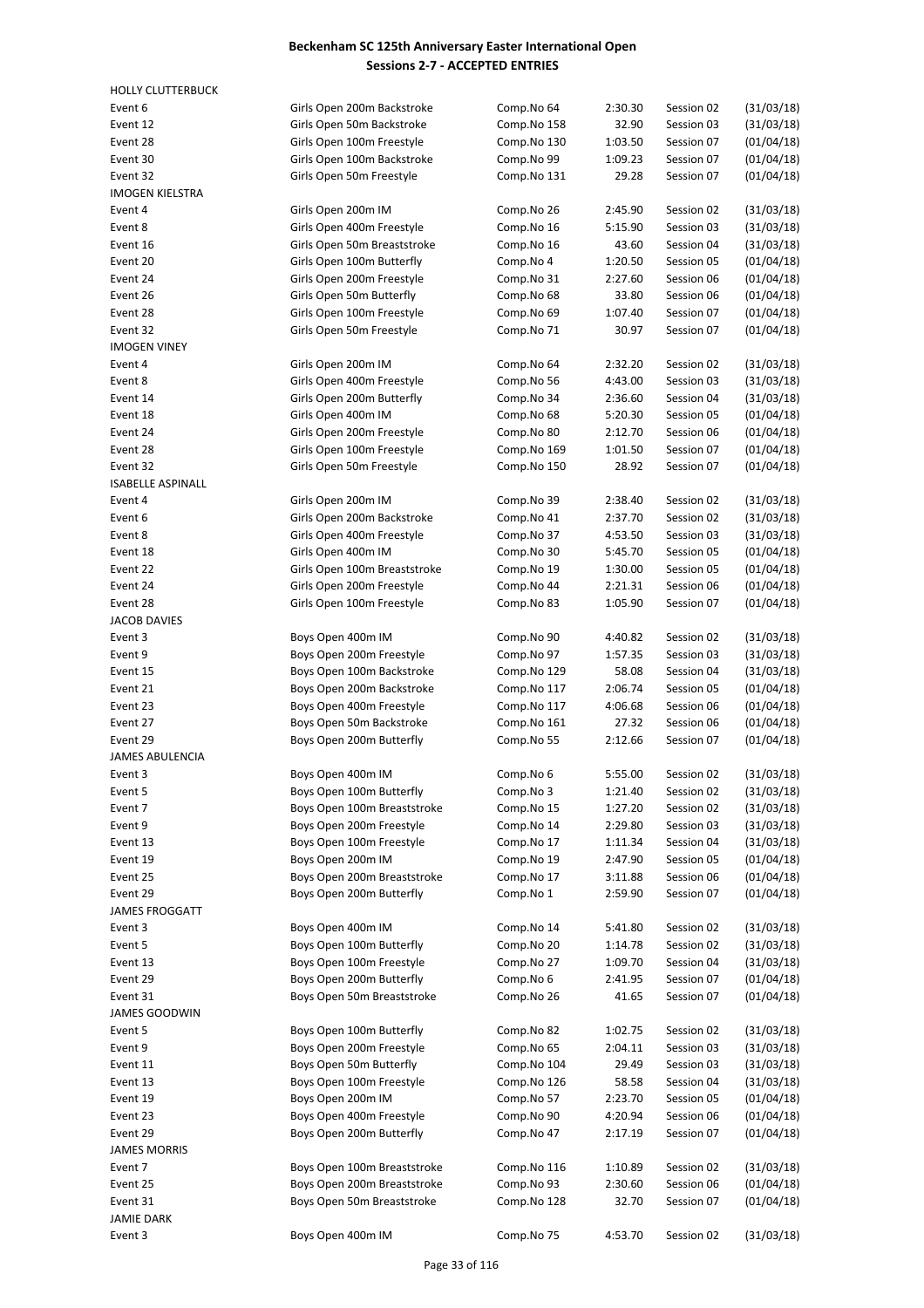# Beckenham SC 125th Anniversary Easter International Open

## Sessions 2-7 - ACCEPTED ENTRIES

| | | | | | |
|---|---|---|---|---|---|
| **HOLLY CLUTTERBUCK** | | | | | |
| Event 6 | Girls Open 200m Backstroke | Comp.No 64 | 2:30.30 | Session 02 | (31/03/18) |
| Event 12 | Girls Open 50m Backstroke | Comp.No 158 | 32.90 | Session 03 | (31/03/18) |
| Event 28 | Girls Open 100m Freestyle | Comp.No 130 | 1:03.50 | Session 07 | (01/04/18) |
| Event 30 | Girls Open 100m Backstroke | Comp.No 99 | 1:09.23 | Session 07 | (01/04/18) |
| Event 32 | Girls Open 50m Freestyle | Comp.No 131 | 29.28 | Session 07 | (01/04/18) |
| **IMOGEN KIELSTRA** | | | | | |
| Event 4 | Girls Open 200m IM | Comp.No 26 | 2:45.90 | Session 02 | (31/03/18) |
| Event 8 | Girls Open 400m Freestyle | Comp.No 16 | 5:15.90 | Session 03 | (31/03/18) |
| Event 16 | Girls Open 50m Breaststroke | Comp.No 16 | 43.60 | Session 04 | (31/03/18) |
| Event 20 | Girls Open 100m Butterfly | Comp.No 4 | 1:20.50 | Session 05 | (01/04/18) |
| Event 24 | Girls Open 200m Freestyle | Comp.No 31 | 2:27.60 | Session 06 | (01/04/18) |
| Event 26 | Girls Open 50m Butterfly | Comp.No 68 | 33.80 | Session 06 | (01/04/18) |
| Event 28 | Girls Open 100m Freestyle | Comp.No 69 | 1:07.40 | Session 07 | (01/04/18) |
| Event 32 | Girls Open 50m Freestyle | Comp.No 71 | 30.97 | Session 07 | (01/04/18) |
| **IMOGEN VINEY** | | | | | |
| Event 4 | Girls Open 200m IM | Comp.No 64 | 2:32.20 | Session 02 | (31/03/18) |
| Event 8 | Girls Open 400m Freestyle | Comp.No 56 | 4:43.00 | Session 03 | (31/03/18) |
| Event 14 | Girls Open 200m Butterfly | Comp.No 34 | 2:36.60 | Session 04 | (31/03/18) |
| Event 18 | Girls Open 400m IM | Comp.No 68 | 5:20.30 | Session 05 | (01/04/18) |
| Event 24 | Girls Open 200m Freestyle | Comp.No 80 | 2:12.70 | Session 06 | (01/04/18) |
| Event 28 | Girls Open 100m Freestyle | Comp.No 169 | 1:01.50 | Session 07 | (01/04/18) |
| Event 32 | Girls Open 50m Freestyle | Comp.No 150 | 28.92 | Session 07 | (01/04/18) |
| **ISABELLE ASPINALL** | | | | | |
| Event 4 | Girls Open 200m IM | Comp.No 39 | 2:38.40 | Session 02 | (31/03/18) |
| Event 6 | Girls Open 200m Backstroke | Comp.No 41 | 2:37.70 | Session 02 | (31/03/18) |
| Event 8 | Girls Open 400m Freestyle | Comp.No 37 | 4:53.50 | Session 03 | (31/03/18) |
| Event 18 | Girls Open 400m IM | Comp.No 30 | 5:45.70 | Session 05 | (01/04/18) |
| Event 22 | Girls Open 100m Breaststroke | Comp.No 19 | 1:30.00 | Session 05 | (01/04/18) |
| Event 24 | Girls Open 200m Freestyle | Comp.No 44 | 2:21.31 | Session 06 | (01/04/18) |
| Event 28 | Girls Open 100m Freestyle | Comp.No 83 | 1:05.90 | Session 07 | (01/04/18) |
| **JACOB DAVIES** | | | | | |
| Event 3 | Boys Open 400m IM | Comp.No 90 | 4:40.82 | Session 02 | (31/03/18) |
| Event 9 | Boys Open 200m Freestyle | Comp.No 97 | 1:57.35 | Session 03 | (31/03/18) |
| Event 15 | Boys Open 100m Backstroke | Comp.No 129 | 58.08 | Session 04 | (31/03/18) |
| Event 21 | Boys Open 200m Backstroke | Comp.No 117 | 2:06.74 | Session 05 | (01/04/18) |
| Event 23 | Boys Open 400m Freestyle | Comp.No 117 | 4:06.68 | Session 06 | (01/04/18) |
| Event 27 | Boys Open 50m Backstroke | Comp.No 161 | 27.32 | Session 06 | (01/04/18) |
| Event 29 | Boys Open 200m Butterfly | Comp.No 55 | 2:12.66 | Session 07 | (01/04/18) |
| **JAMES ABULENCIA** | | | | | |
| Event 3 | Boys Open 400m IM | Comp.No 6 | 5:55.00 | Session 02 | (31/03/18) |
| Event 5 | Boys Open 100m Butterfly | Comp.No 3 | 1:21.40 | Session 02 | (31/03/18) |
| Event 7 | Boys Open 100m Breaststroke | Comp.No 15 | 1:27.20 | Session 02 | (31/03/18) |
| Event 9 | Boys Open 200m Freestyle | Comp.No 14 | 2:29.80 | Session 03 | (31/03/18) |
| Event 13 | Boys Open 100m Freestyle | Comp.No 17 | 1:11.34 | Session 04 | (31/03/18) |
| Event 19 | Boys Open 200m IM | Comp.No 19 | 2:47.90 | Session 05 | (01/04/18) |
| Event 25 | Boys Open 200m Breaststroke | Comp.No 17 | 3:11.88 | Session 06 | (01/04/18) |
| Event 29 | Boys Open 200m Butterfly | Comp.No 1 | 2:59.90 | Session 07 | (01/04/18) |
| **JAMES FROGGATT** | | | | | |
| Event 3 | Boys Open 400m IM | Comp.No 14 | 5:41.80 | Session 02 | (31/03/18) |
| Event 5 | Boys Open 100m Butterfly | Comp.No 20 | 1:14.78 | Session 02 | (31/03/18) |
| Event 13 | Boys Open 100m Freestyle | Comp.No 27 | 1:09.70 | Session 04 | (31/03/18) |
| Event 29 | Boys Open 200m Butterfly | Comp.No 6 | 2:41.95 | Session 07 | (01/04/18) |
| Event 31 | Boys Open 50m Breaststroke | Comp.No 26 | 41.65 | Session 07 | (01/04/18) |
| **JAMES GOODWIN** | | | | | |
| Event 5 | Boys Open 100m Butterfly | Comp.No 82 | 1:02.75 | Session 02 | (31/03/18) |
| Event 9 | Boys Open 200m Freestyle | Comp.No 65 | 2:04.11 | Session 03 | (31/03/18) |
| Event 11 | Boys Open 50m Butterfly | Comp.No 104 | 29.49 | Session 03 | (31/03/18) |
| Event 13 | Boys Open 100m Freestyle | Comp.No 126 | 58.58 | Session 04 | (31/03/18) |
| Event 19 | Boys Open 200m IM | Comp.No 57 | 2:23.70 | Session 05 | (01/04/18) |
| Event 23 | Boys Open 400m Freestyle | Comp.No 90 | 4:20.94 | Session 06 | (01/04/18) |
| Event 29 | Boys Open 200m Butterfly | Comp.No 47 | 2:17.19 | Session 07 | (01/04/18) |
| **JAMES MORRIS** | | | | | |
| Event 7 | Boys Open 100m Breaststroke | Comp.No 116 | 1:10.89 | Session 02 | (31/03/18) |
| Event 25 | Boys Open 200m Breaststroke | Comp.No 93 | 2:30.60 | Session 06 | (01/04/18) |
| Event 31 | Boys Open 50m Breaststroke | Comp.No 128 | 32.70 | Session 07 | (01/04/18) |
| **JAMIE DARK** | | | | | |
| Event 3 | Boys Open 400m IM | Comp.No 75 | 4:53.70 | Session 02 | (31/03/18) |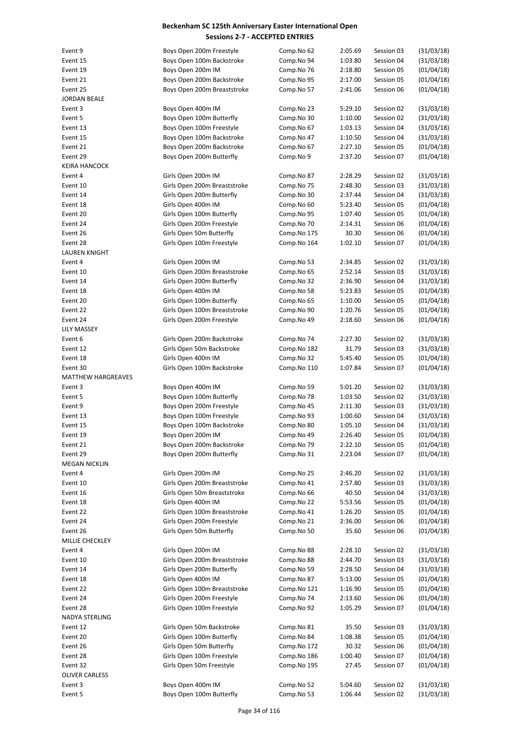# Beckenham SC 125th Anniversary Easter International Open

## Sessions 2-7 - ACCEPTED ENTRIES

| | | | | | |
|---|---|---|---|---|---|
| Event 9 | Boys Open 200m Freestyle | Comp.No 62 | 2:05.69 | Session 03 | (31/03/18) |
| Event 15 | Boys Open 100m Backstroke | Comp.No 94 | 1:03.80 | Session 04 | (31/03/18) |
| Event 19 | Boys Open 200m IM | Comp.No 76 | 2:18.80 | Session 05 | (01/04/18) |
| Event 21 | Boys Open 200m Backstroke | Comp.No 95 | 2:17.00 | Session 05 | (01/04/18) |
| Event 25 | Boys Open 200m Breaststroke | Comp.No 57 | 2:41.06 | Session 06 | (01/04/18) |
| JORDAN BEALE | | | | | |
| Event 3 | Boys Open 400m IM | Comp.No 23 | 5:29.10 | Session 02 | (31/03/18) |
| Event 5 | Boys Open 100m Butterfly | Comp.No 30 | 1:10.00 | Session 02 | (31/03/18) |
| Event 13 | Boys Open 100m Freestyle | Comp.No 67 | 1:03.13 | Session 04 | (31/03/18) |
| Event 15 | Boys Open 100m Backstroke | Comp.No 47 | 1:10.50 | Session 04 | (31/03/18) |
| Event 21 | Boys Open 200m Backstroke | Comp.No 67 | 2:27.10 | Session 05 | (01/04/18) |
| Event 29 | Boys Open 200m Butterfly | Comp.No 9 | 2:37.20 | Session 07 | (01/04/18) |
| KEIRA HANCOCK | | | | | |
| Event 4 | Girls Open 200m IM | Comp.No 87 | 2:28.29 | Session 02 | (31/03/18) |
| Event 10 | Girls Open 200m Breaststroke | Comp.No 75 | 2:48.30 | Session 03 | (31/03/18) |
| Event 14 | Girls Open 200m Butterfly | Comp.No 30 | 2:37.44 | Session 04 | (31/03/18) |
| Event 18 | Girls Open 400m IM | Comp.No 60 | 5:23.40 | Session 05 | (01/04/18) |
| Event 20 | Girls Open 100m Butterfly | Comp.No 95 | 1:07.40 | Session 05 | (01/04/18) |
| Event 24 | Girls Open 200m Freestyle | Comp.No 70 | 2:14.31 | Session 06 | (01/04/18) |
| Event 26 | Girls Open 50m Butterfly | Comp.No 175 | 30.30 | Session 06 | (01/04/18) |
| Event 28 | Girls Open 100m Freestyle | Comp.No 164 | 1:02.10 | Session 07 | (01/04/18) |
| LAUREN KNIGHT | | | | | |
| Event 4 | Girls Open 200m IM | Comp.No 53 | 2:34.85 | Session 02 | (31/03/18) |
| Event 10 | Girls Open 200m Breaststroke | Comp.No 65 | 2:52.14 | Session 03 | (31/03/18) |
| Event 14 | Girls Open 200m Butterfly | Comp.No 32 | 2:36.90 | Session 04 | (31/03/18) |
| Event 18 | Girls Open 400m IM | Comp.No 58 | 5:23.83 | Session 05 | (01/04/18) |
| Event 20 | Girls Open 100m Butterfly | Comp.No 65 | 1:10.00 | Session 05 | (01/04/18) |
| Event 22 | Girls Open 100m Breaststroke | Comp.No 90 | 1:20.76 | Session 05 | (01/04/18) |
| Event 24 | Girls Open 200m Freestyle | Comp.No 49 | 2:18.60 | Session 06 | (01/04/18) |
| LILY MASSEY | | | | | |
| Event 6 | Girls Open 200m Backstroke | Comp.No 74 | 2:27.30 | Session 02 | (31/03/18) |
| Event 12 | Girls Open 50m Backstroke | Comp.No 182 | 31.79 | Session 03 | (31/03/18) |
| Event 18 | Girls Open 400m IM | Comp.No 32 | 5:45.40 | Session 05 | (01/04/18) |
| Event 30 | Girls Open 100m Backstroke | Comp.No 110 | 1:07.84 | Session 07 | (01/04/18) |
| MATTHEW HARGREAVES | | | | | |
| Event 3 | Boys Open 400m IM | Comp.No 59 | 5:01.20 | Session 02 | (31/03/18) |
| Event 5 | Boys Open 100m Butterfly | Comp.No 78 | 1:03.50 | Session 02 | (31/03/18) |
| Event 9 | Boys Open 200m Freestyle | Comp.No 45 | 2:11.30 | Session 03 | (31/03/18) |
| Event 13 | Boys Open 100m Freestyle | Comp.No 93 | 1:00.60 | Session 04 | (31/03/18) |
| Event 15 | Boys Open 100m Backstroke | Comp.No 80 | 1:05.10 | Session 04 | (31/03/18) |
| Event 19 | Boys Open 200m IM | Comp.No 49 | 2:26.40 | Session 05 | (01/04/18) |
| Event 21 | Boys Open 200m Backstroke | Comp.No 79 | 2:22.10 | Session 05 | (01/04/18) |
| Event 29 | Boys Open 200m Butterfly | Comp.No 31 | 2:23.04 | Session 07 | (01/04/18) |
| MEGAN NICKLIN | | | | | |
| Event 4 | Girls Open 200m IM | Comp.No 25 | 2:46.20 | Session 02 | (31/03/18) |
| Event 10 | Girls Open 200m Breaststroke | Comp.No 41 | 2:57.80 | Session 03 | (31/03/18) |
| Event 16 | Girls Open 50m Breaststroke | Comp.No 66 | 40.50 | Session 04 | (31/03/18) |
| Event 18 | Girls Open 400m IM | Comp.No 22 | 5:53.56 | Session 05 | (01/04/18) |
| Event 22 | Girls Open 100m Breaststroke | Comp.No 41 | 1:26.20 | Session 05 | (01/04/18) |
| Event 24 | Girls Open 200m Freestyle | Comp.No 21 | 2:36.00 | Session 06 | (01/04/18) |
| Event 26 | Girls Open 50m Butterfly | Comp.No 50 | 35.60 | Session 06 | (01/04/18) |
| MILLIE CHECKLEY | | | | | |
| Event 4 | Girls Open 200m IM | Comp.No 88 | 2:28.10 | Session 02 | (31/03/18) |
| Event 10 | Girls Open 200m Breaststroke | Comp.No 88 | 2:44.70 | Session 03 | (31/03/18) |
| Event 14 | Girls Open 200m Butterfly | Comp.No 59 | 2:28.50 | Session 04 | (31/03/18) |
| Event 18 | Girls Open 400m IM | Comp.No 87 | 5:13.00 | Session 05 | (01/04/18) |
| Event 22 | Girls Open 100m Breaststroke | Comp.No 121 | 1:16.90 | Session 05 | (01/04/18) |
| Event 24 | Girls Open 200m Freestyle | Comp.No 74 | 2:13.60 | Session 06 | (01/04/18) |
| Event 28 | Girls Open 100m Freestyle | Comp.No 92 | 1:05.29 | Session 07 | (01/04/18) |
| NADYA STERLING | | | | | |
| Event 12 | Girls Open 50m Backstroke | Comp.No 81 | 35.50 | Session 03 | (31/03/18) |
| Event 20 | Girls Open 100m Butterfly | Comp.No 84 | 1:08.38 | Session 05 | (01/04/18) |
| Event 26 | Girls Open 50m Butterfly | Comp.No 172 | 30.32 | Session 06 | (01/04/18) |
| Event 28 | Girls Open 100m Freestyle | Comp.No 186 | 1:00.40 | Session 07 | (01/04/18) |
| Event 32 | Girls Open 50m Freestyle | Comp.No 195 | 27.45 | Session 07 | (01/04/18) |
| OLIVER CARLESS | | | | | |
| Event 3 | Boys Open 400m IM | Comp.No 52 | 5:04.60 | Session 02 | (31/03/18) |
| Event 5 | Boys Open 100m Butterfly | Comp.No 53 | 1:06.44 | Session 02 | (31/03/18) |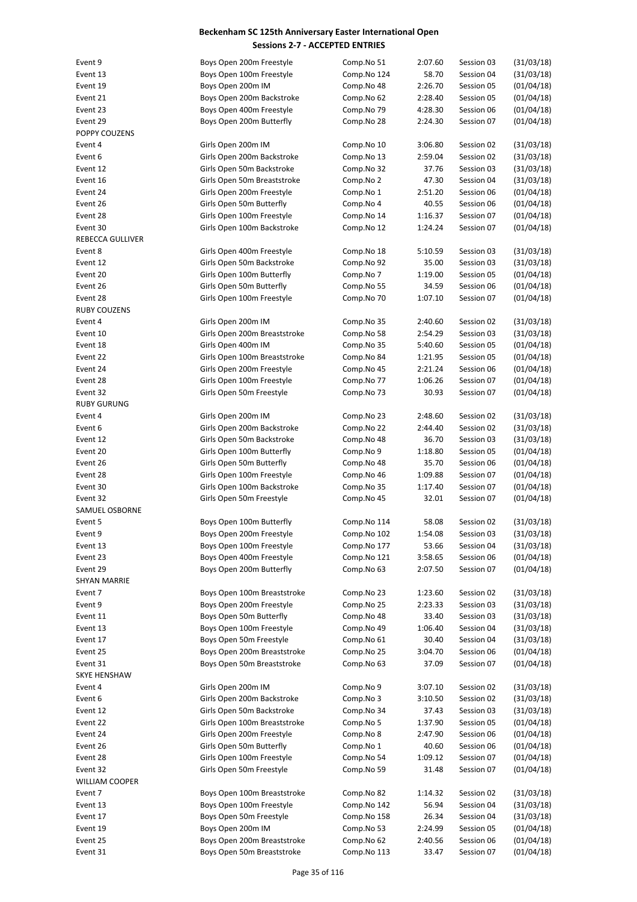# Beckenham SC 125th Anniversary Easter International Open

## Sessions 2-7 - ACCEPTED ENTRIES

| | | | | | |
|---|---|---|---|---|---|
| Event 9 | Boys Open 200m Freestyle | Comp.No 51 | 2:07.60 | Session 03 | (31/03/18) |
| Event 13 | Boys Open 100m Freestyle | Comp.No 124 | 58.70 | Session 04 | (31/03/18) |
| Event 19 | Boys Open 200m IM | Comp.No 48 | 2:26.70 | Session 05 | (01/04/18) |
| Event 21 | Boys Open 200m Backstroke | Comp.No 62 | 2:28.40 | Session 05 | (01/04/18) |
| Event 23 | Boys Open 400m Freestyle | Comp.No 79 | 4:28.30 | Session 06 | (01/04/18) |
| Event 29 | Boys Open 200m Butterfly | Comp.No 28 | 2:24.30 | Session 07 | (01/04/18) |
| POPPY COUZENS | | | | | |
| Event 4 | Girls Open 200m IM | Comp.No 10 | 3:06.80 | Session 02 | (31/03/18) |
| Event 6 | Girls Open 200m Backstroke | Comp.No 13 | 2:59.04 | Session 02 | (31/03/18) |
| Event 12 | Girls Open 50m Backstroke | Comp.No 32 | 37.76 | Session 03 | (31/03/18) |
| Event 16 | Girls Open 50m Breaststroke | Comp.No 2 | 47.30 | Session 04 | (31/03/18) |
| Event 24 | Girls Open 200m Freestyle | Comp.No 1 | 2:51.20 | Session 06 | (01/04/18) |
| Event 26 | Girls Open 50m Butterfly | Comp.No 4 | 40.55 | Session 06 | (01/04/18) |
| Event 28 | Girls Open 100m Freestyle | Comp.No 14 | 1:16.37 | Session 07 | (01/04/18) |
| Event 30 | Girls Open 100m Backstroke | Comp.No 12 | 1:24.24 | Session 07 | (01/04/18) |
| REBECCA GULLIVER | | | | | |
| Event 8 | Girls Open 400m Freestyle | Comp.No 18 | 5:10.59 | Session 03 | (31/03/18) |
| Event 12 | Girls Open 50m Backstroke | Comp.No 92 | 35.00 | Session 03 | (31/03/18) |
| Event 20 | Girls Open 100m Butterfly | Comp.No 7 | 1:19.00 | Session 05 | (01/04/18) |
| Event 26 | Girls Open 50m Butterfly | Comp.No 55 | 34.59 | Session 06 | (01/04/18) |
| Event 28 | Girls Open 100m Freestyle | Comp.No 70 | 1:07.10 | Session 07 | (01/04/18) |
| RUBY COUZENS | | | | | |
| Event 4 | Girls Open 200m IM | Comp.No 35 | 2:40.60 | Session 02 | (31/03/18) |
| Event 10 | Girls Open 200m Breaststroke | Comp.No 58 | 2:54.29 | Session 03 | (31/03/18) |
| Event 18 | Girls Open 400m IM | Comp.No 35 | 5:40.60 | Session 05 | (01/04/18) |
| Event 22 | Girls Open 100m Breaststroke | Comp.No 84 | 1:21.95 | Session 05 | (01/04/18) |
| Event 24 | Girls Open 200m Freestyle | Comp.No 45 | 2:21.24 | Session 06 | (01/04/18) |
| Event 28 | Girls Open 100m Freestyle | Comp.No 77 | 1:06.26 | Session 07 | (01/04/18) |
| Event 32 | Girls Open 50m Freestyle | Comp.No 73 | 30.93 | Session 07 | (01/04/18) |
| RUBY GURUNG | | | | | |
| Event 4 | Girls Open 200m IM | Comp.No 23 | 2:48.60 | Session 02 | (31/03/18) |
| Event 6 | Girls Open 200m Backstroke | Comp.No 22 | 2:44.40 | Session 02 | (31/03/18) |
| Event 12 | Girls Open 50m Backstroke | Comp.No 48 | 36.70 | Session 03 | (31/03/18) |
| Event 20 | Girls Open 100m Butterfly | Comp.No 9 | 1:18.80 | Session 05 | (01/04/18) |
| Event 26 | Girls Open 50m Butterfly | Comp.No 48 | 35.70 | Session 06 | (01/04/18) |
| Event 28 | Girls Open 100m Freestyle | Comp.No 46 | 1:09.88 | Session 07 | (01/04/18) |
| Event 30 | Girls Open 100m Backstroke | Comp.No 35 | 1:17.40 | Session 07 | (01/04/18) |
| Event 32 | Girls Open 50m Freestyle | Comp.No 45 | 32.01 | Session 07 | (01/04/18) |
| SAMUEL OSBORNE | | | | | |
| Event 5 | Boys Open 100m Butterfly | Comp.No 114 | 58.08 | Session 02 | (31/03/18) |
| Event 9 | Boys Open 200m Freestyle | Comp.No 102 | 1:54.08 | Session 03 | (31/03/18) |
| Event 13 | Boys Open 100m Freestyle | Comp.No 177 | 53.66 | Session 04 | (31/03/18) |
| Event 23 | Boys Open 400m Freestyle | Comp.No 121 | 3:58.65 | Session 06 | (01/04/18) |
| Event 29 | Boys Open 200m Butterfly | Comp.No 63 | 2:07.50 | Session 07 | (01/04/18) |
| SHYAN MARRIE | | | | | |
| Event 7 | Boys Open 100m Breaststroke | Comp.No 23 | 1:23.60 | Session 02 | (31/03/18) |
| Event 9 | Boys Open 200m Freestyle | Comp.No 25 | 2:23.33 | Session 03 | (31/03/18) |
| Event 11 | Boys Open 50m Butterfly | Comp.No 48 | 33.40 | Session 03 | (31/03/18) |
| Event 13 | Boys Open 100m Freestyle | Comp.No 49 | 1:06.40 | Session 04 | (31/03/18) |
| Event 17 | Boys Open 50m Freestyle | Comp.No 61 | 30.40 | Session 04 | (31/03/18) |
| Event 25 | Boys Open 200m Breaststroke | Comp.No 25 | 3:04.70 | Session 06 | (01/04/18) |
| Event 31 | Boys Open 50m Breaststroke | Comp.No 63 | 37.09 | Session 07 | (01/04/18) |
| SKYE HENSHAW | | | | | |
| Event 4 | Girls Open 200m IM | Comp.No 9 | 3:07.10 | Session 02 | (31/03/18) |
| Event 6 | Girls Open 200m Backstroke | Comp.No 3 | 3:10.50 | Session 02 | (31/03/18) |
| Event 12 | Girls Open 50m Backstroke | Comp.No 34 | 37.43 | Session 03 | (31/03/18) |
| Event 22 | Girls Open 100m Breaststroke | Comp.No 5 | 1:37.90 | Session 05 | (01/04/18) |
| Event 24 | Girls Open 200m Freestyle | Comp.No 8 | 2:47.90 | Session 06 | (01/04/18) |
| Event 26 | Girls Open 50m Butterfly | Comp.No 1 | 40.60 | Session 06 | (01/04/18) |
| Event 28 | Girls Open 100m Freestyle | Comp.No 54 | 1:09.12 | Session 07 | (01/04/18) |
| Event 32 | Girls Open 50m Freestyle | Comp.No 59 | 31.48 | Session 07 | (01/04/18) |
| WILLIAM COOPER | | | | | |
| Event 7 | Boys Open 100m Breaststroke | Comp.No 82 | 1:14.32 | Session 02 | (31/03/18) |
| Event 13 | Boys Open 100m Freestyle | Comp.No 142 | 56.94 | Session 04 | (31/03/18) |
| Event 17 | Boys Open 50m Freestyle | Comp.No 158 | 26.34 | Session 04 | (31/03/18) |
| Event 19 | Boys Open 200m IM | Comp.No 53 | 2:24.99 | Session 05 | (01/04/18) |
| Event 25 | Boys Open 200m Breaststroke | Comp.No 62 | 2:40.56 | Session 06 | (01/04/18) |
| Event 31 | Boys Open 50m Breaststroke | Comp.No 113 | 33.47 | Session 07 | (01/04/18) |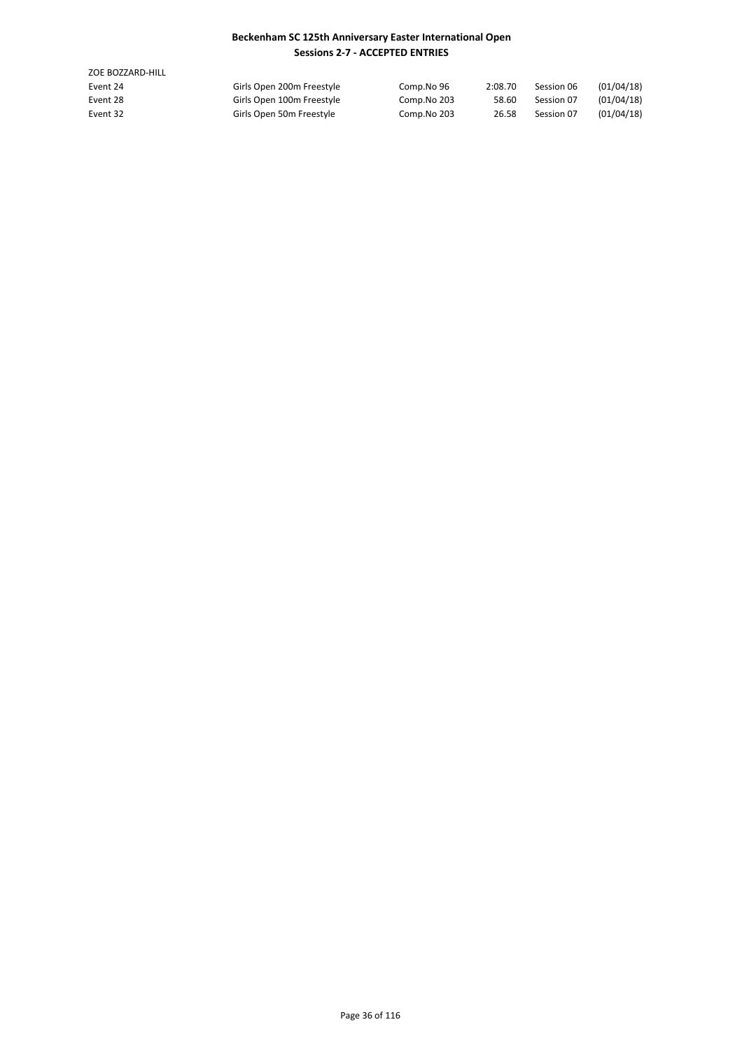# Beckenham SC 125th Anniversary Easter International Open
## Sessions 2-7 - ACCEPTED ENTRIES

ZOE BOZZARD-HILL

| | | | | | |
|---|---|---|---|---|---|
| Event 24 | Girls Open 200m Freestyle | Comp.No 96 | 2:08.70 | Session 06 | (01/04/18) |
| Event 28 | Girls Open 100m Freestyle | Comp.No 203 | 58.60 | Session 07 | (01/04/18) |
| Event 32 | Girls Open 50m Freestyle | Comp.No 203 | 26.58 | Session 07 | (01/04/18) |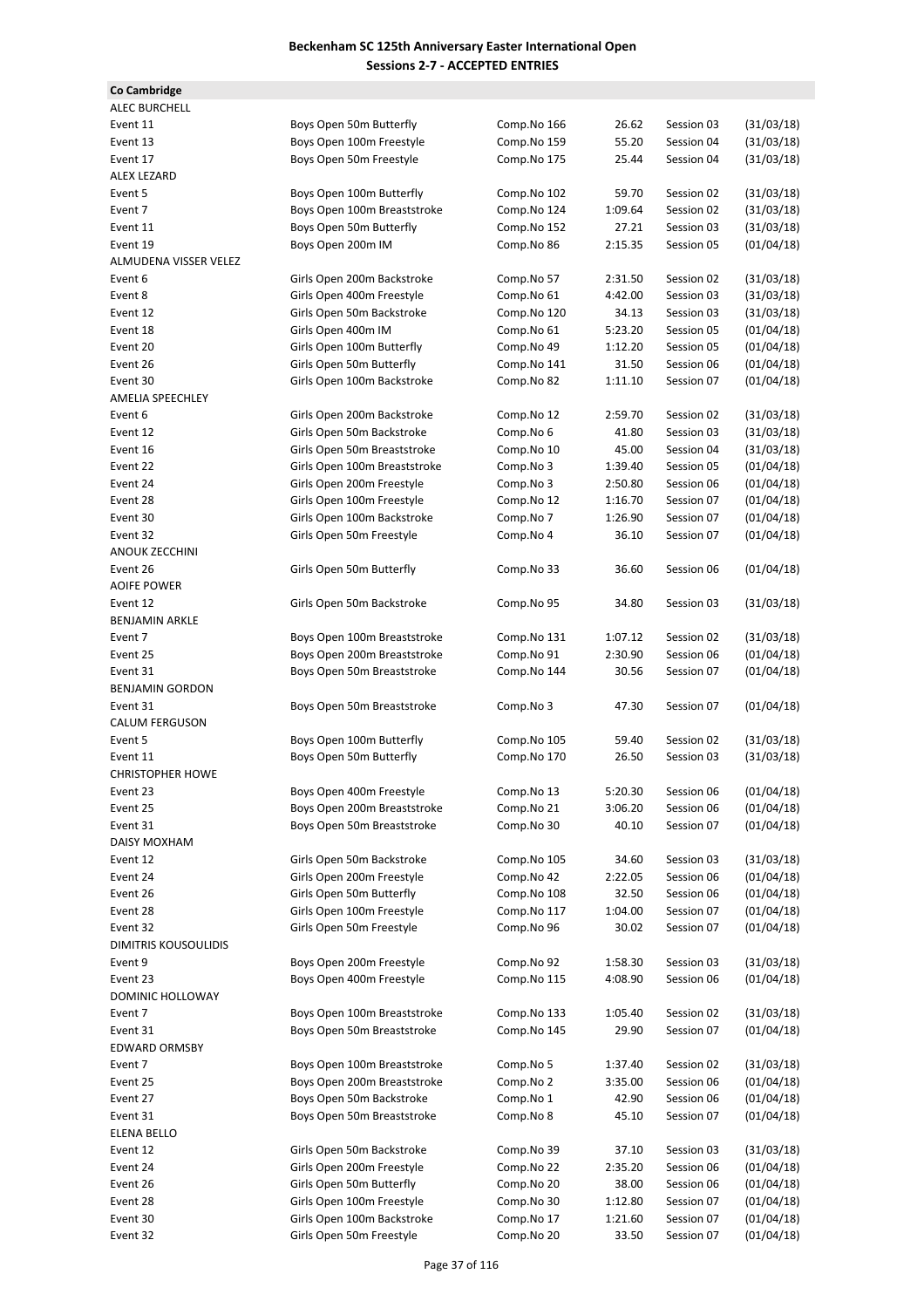**Beckenham SC 125th Anniversary Easter International Open**
**Sessions 2-7 - ACCEPTED ENTRIES**

**Co Cambridge**

| | | | | | |
|---|---|---|---|---|---|
| ALEC BURCHELL | | | | | |
| Event 11 | Boys Open 50m Butterfly | Comp.No 166 | 26.62 | Session 03 | (31/03/18) |
| Event 13 | Boys Open 100m Freestyle | Comp.No 159 | 55.20 | Session 04 | (31/03/18) |
| Event 17 | Boys Open 50m Freestyle | Comp.No 175 | 25.44 | Session 04 | (31/03/18) |
| ALEX LEZARD | | | | | |
| Event 5 | Boys Open 100m Butterfly | Comp.No 102 | 59.70 | Session 02 | (31/03/18) |
| Event 7 | Boys Open 100m Breaststroke | Comp.No 124 | 1:09.64 | Session 02 | (31/03/18) |
| Event 11 | Boys Open 50m Butterfly | Comp.No 152 | 27.21 | Session 03 | (31/03/18) |
| Event 19 | Boys Open 200m IM | Comp.No 86 | 2:15.35 | Session 05 | (01/04/18) |
| ALMUDENA VISSER VELEZ | | | | | |
| Event 6 | Girls Open 200m Backstroke | Comp.No 57 | 2:31.50 | Session 02 | (31/03/18) |
| Event 8 | Girls Open 400m Freestyle | Comp.No 61 | 4:42.00 | Session 03 | (31/03/18) |
| Event 12 | Girls Open 50m Backstroke | Comp.No 120 | 34.13 | Session 03 | (31/03/18) |
| Event 18 | Girls Open 400m IM | Comp.No 61 | 5:23.20 | Session 05 | (01/04/18) |
| Event 20 | Girls Open 100m Butterfly | Comp.No 49 | 1:12.20 | Session 05 | (01/04/18) |
| Event 26 | Girls Open 50m Butterfly | Comp.No 141 | 31.50 | Session 06 | (01/04/18) |
| Event 30 | Girls Open 100m Backstroke | Comp.No 82 | 1:11.10 | Session 07 | (01/04/18) |
| AMELIA SPEECHLEY | | | | | |
| Event 6 | Girls Open 200m Backstroke | Comp.No 12 | 2:59.70 | Session 02 | (31/03/18) |
| Event 12 | Girls Open 50m Backstroke | Comp.No 6 | 41.80 | Session 03 | (31/03/18) |
| Event 16 | Girls Open 50m Breaststroke | Comp.No 10 | 45.00 | Session 04 | (31/03/18) |
| Event 22 | Girls Open 100m Breaststroke | Comp.No 3 | 1:39.40 | Session 05 | (01/04/18) |
| Event 24 | Girls Open 200m Freestyle | Comp.No 3 | 2:50.80 | Session 06 | (01/04/18) |
| Event 28 | Girls Open 100m Freestyle | Comp.No 12 | 1:16.70 | Session 07 | (01/04/18) |
| Event 30 | Girls Open 100m Backstroke | Comp.No 7 | 1:26.90 | Session 07 | (01/04/18) |
| Event 32 | Girls Open 50m Freestyle | Comp.No 4 | 36.10 | Session 07 | (01/04/18) |
| ANOUK ZECCHINI | | | | | |
| Event 26 | Girls Open 50m Butterfly | Comp.No 33 | 36.60 | Session 06 | (01/04/18) |
| AOIFE POWER | | | | | |
| Event 12 | Girls Open 50m Backstroke | Comp.No 95 | 34.80 | Session 03 | (31/03/18) |
| BENJAMIN ARKLE | | | | | |
| Event 7 | Boys Open 100m Breaststroke | Comp.No 131 | 1:07.12 | Session 02 | (31/03/18) |
| Event 25 | Boys Open 200m Breaststroke | Comp.No 91 | 2:30.90 | Session 06 | (01/04/18) |
| Event 31 | Boys Open 50m Breaststroke | Comp.No 144 | 30.56 | Session 07 | (01/04/18) |
| BENJAMIN GORDON | | | | | |
| Event 31 | Boys Open 50m Breaststroke | Comp.No 3 | 47.30 | Session 07 | (01/04/18) |
| CALUM FERGUSON | | | | | |
| Event 5 | Boys Open 100m Butterfly | Comp.No 105 | 59.40 | Session 02 | (31/03/18) |
| Event 11 | Boys Open 50m Butterfly | Comp.No 170 | 26.50 | Session 03 | (31/03/18) |
| CHRISTOPHER HOWE | | | | | |
| Event 23 | Boys Open 400m Freestyle | Comp.No 13 | 5:20.30 | Session 06 | (01/04/18) |
| Event 25 | Boys Open 200m Breaststroke | Comp.No 21 | 3:06.20 | Session 06 | (01/04/18) |
| Event 31 | Boys Open 50m Breaststroke | Comp.No 30 | 40.10 | Session 07 | (01/04/18) |
| DAISY MOXHAM | | | | | |
| Event 12 | Girls Open 50m Backstroke | Comp.No 105 | 34.60 | Session 03 | (31/03/18) |
| Event 24 | Girls Open 200m Freestyle | Comp.No 42 | 2:22.05 | Session 06 | (01/04/18) |
| Event 26 | Girls Open 50m Butterfly | Comp.No 108 | 32.50 | Session 06 | (01/04/18) |
| Event 28 | Girls Open 100m Freestyle | Comp.No 117 | 1:04.00 | Session 07 | (01/04/18) |
| Event 32 | Girls Open 50m Freestyle | Comp.No 96 | 30.02 | Session 07 | (01/04/18) |
| DIMITRIS KOUSOULIDIS | | | | | |
| Event 9 | Boys Open 200m Freestyle | Comp.No 92 | 1:58.30 | Session 03 | (31/03/18) |
| Event 23 | Boys Open 400m Freestyle | Comp.No 115 | 4:08.90 | Session 06 | (01/04/18) |
| DOMINIC HOLLOWAY | | | | | |
| Event 7 | Boys Open 100m Breaststroke | Comp.No 133 | 1:05.40 | Session 02 | (31/03/18) |
| Event 31 | Boys Open 50m Breaststroke | Comp.No 145 | 29.90 | Session 07 | (01/04/18) |
| EDWARD ORMSBY | | | | | |
| Event 7 | Boys Open 100m Breaststroke | Comp.No 5 | 1:37.40 | Session 02 | (31/03/18) |
| Event 25 | Boys Open 200m Breaststroke | Comp.No 2 | 3:35.00 | Session 06 | (01/04/18) |
| Event 27 | Boys Open 50m Backstroke | Comp.No 1 | 42.90 | Session 06 | (01/04/18) |
| Event 31 | Boys Open 50m Breaststroke | Comp.No 8 | 45.10 | Session 07 | (01/04/18) |
| ELENA BELLO | | | | | |
| Event 12 | Girls Open 50m Backstroke | Comp.No 39 | 37.10 | Session 03 | (31/03/18) |
| Event 24 | Girls Open 200m Freestyle | Comp.No 22 | 2:35.20 | Session 06 | (01/04/18) |
| Event 26 | Girls Open 50m Butterfly | Comp.No 20 | 38.00 | Session 06 | (01/04/18) |
| Event 28 | Girls Open 100m Freestyle | Comp.No 30 | 1:12.80 | Session 07 | (01/04/18) |
| Event 30 | Girls Open 100m Backstroke | Comp.No 17 | 1:21.60 | Session 07 | (01/04/18) |
| Event 32 | Girls Open 50m Freestyle | Comp.No 20 | 33.50 | Session 07 | (01/04/18) |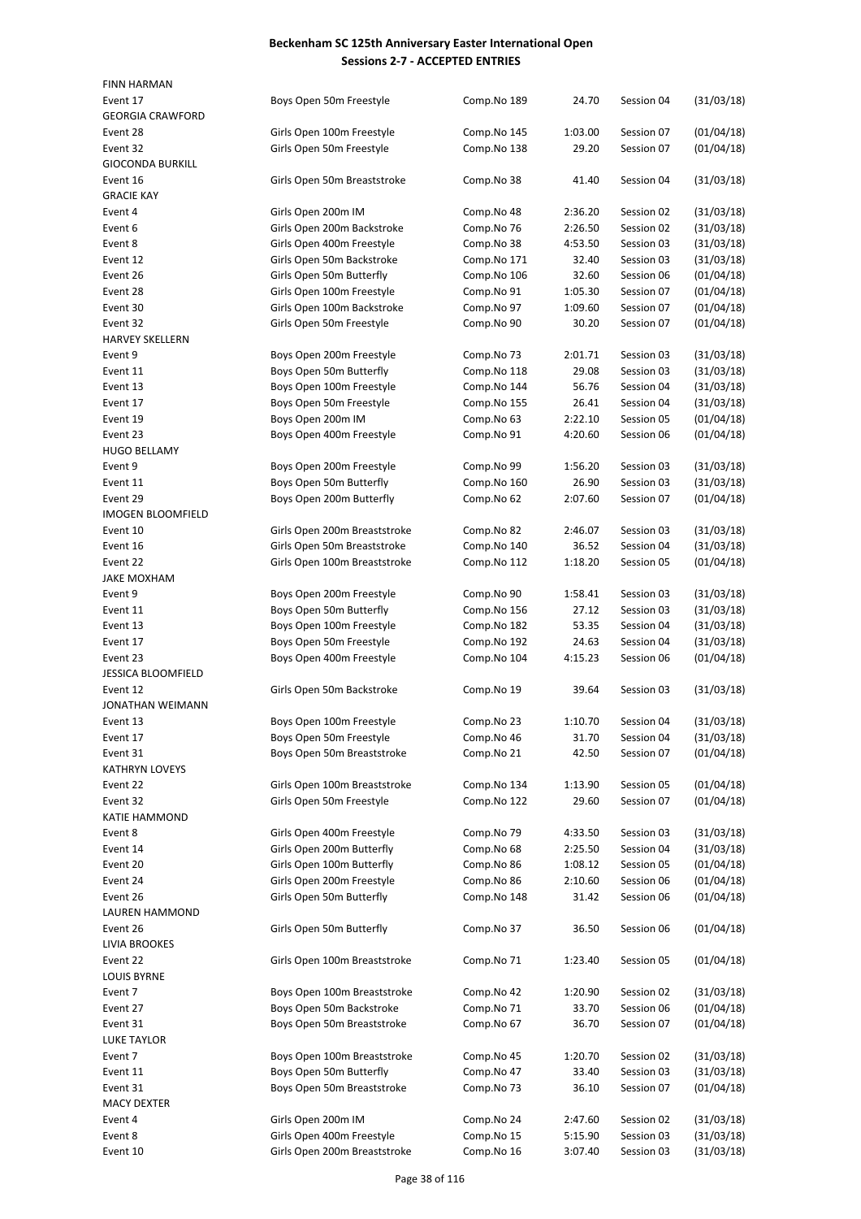# Beckenham SC 125th Anniversary Easter International Open
## Sessions 2-7 - ACCEPTED ENTRIES

| | | | | | |
|---|---|---|---|---|---|
| FINN HARMAN | | | | | |
| Event 17 | Boys Open 50m Freestyle | Comp.No 189 | 24.70 | Session 04 | (31/03/18) |
| GEORGIA CRAWFORD | | | | | |
| Event 28 | Girls Open 100m Freestyle | Comp.No 145 | 1:03.00 | Session 07 | (01/04/18) |
| Event 32 | Girls Open 50m Freestyle | Comp.No 138 | 29.20 | Session 07 | (01/04/18) |
| GIOCONDA BURKILL | | | | | |
| Event 16 | Girls Open 50m Breaststroke | Comp.No 38 | 41.40 | Session 04 | (31/03/18) |
| GRACIE KAY | | | | | |
| Event 4 | Girls Open 200m IM | Comp.No 48 | 2:36.20 | Session 02 | (31/03/18) |
| Event 6 | Girls Open 200m Backstroke | Comp.No 76 | 2:26.50 | Session 02 | (31/03/18) |
| Event 8 | Girls Open 400m Freestyle | Comp.No 38 | 4:53.50 | Session 03 | (31/03/18) |
| Event 12 | Girls Open 50m Backstroke | Comp.No 171 | 32.40 | Session 03 | (31/03/18) |
| Event 26 | Girls Open 50m Butterfly | Comp.No 106 | 32.60 | Session 06 | (01/04/18) |
| Event 28 | Girls Open 100m Freestyle | Comp.No 91 | 1:05.30 | Session 07 | (01/04/18) |
| Event 30 | Girls Open 100m Backstroke | Comp.No 97 | 1:09.60 | Session 07 | (01/04/18) |
| Event 32 | Girls Open 50m Freestyle | Comp.No 90 | 30.20 | Session 07 | (01/04/18) |
| HARVEY SKELLERN | | | | | |
| Event 9 | Boys Open 200m Freestyle | Comp.No 73 | 2:01.71 | Session 03 | (31/03/18) |
| Event 11 | Boys Open 50m Butterfly | Comp.No 118 | 29.08 | Session 03 | (31/03/18) |
| Event 13 | Boys Open 100m Freestyle | Comp.No 144 | 56.76 | Session 04 | (31/03/18) |
| Event 17 | Boys Open 50m Freestyle | Comp.No 155 | 26.41 | Session 04 | (31/03/18) |
| Event 19 | Boys Open 200m IM | Comp.No 63 | 2:22.10 | Session 05 | (01/04/18) |
| Event 23 | Boys Open 400m Freestyle | Comp.No 91 | 4:20.60 | Session 06 | (01/04/18) |
| HUGO BELLAMY | | | | | |
| Event 9 | Boys Open 200m Freestyle | Comp.No 99 | 1:56.20 | Session 03 | (31/03/18) |
| Event 11 | Boys Open 50m Butterfly | Comp.No 160 | 26.90 | Session 03 | (31/03/18) |
| Event 29 | Boys Open 200m Butterfly | Comp.No 62 | 2:07.60 | Session 07 | (01/04/18) |
| IMOGEN BLOOMFIELD | | | | | |
| Event 10 | Girls Open 200m Breaststroke | Comp.No 82 | 2:46.07 | Session 03 | (31/03/18) |
| Event 16 | Girls Open 50m Breaststroke | Comp.No 140 | 36.52 | Session 04 | (31/03/18) |
| Event 22 | Girls Open 100m Breaststroke | Comp.No 112 | 1:18.20 | Session 05 | (01/04/18) |
| JAKE MOXHAM | | | | | |
| Event 9 | Boys Open 200m Freestyle | Comp.No 90 | 1:58.41 | Session 03 | (31/03/18) |
| Event 11 | Boys Open 50m Butterfly | Comp.No 156 | 27.12 | Session 03 | (31/03/18) |
| Event 13 | Boys Open 100m Freestyle | Comp.No 182 | 53.35 | Session 04 | (31/03/18) |
| Event 17 | Boys Open 50m Freestyle | Comp.No 192 | 24.63 | Session 04 | (31/03/18) |
| Event 23 | Boys Open 400m Freestyle | Comp.No 104 | 4:15.23 | Session 06 | (01/04/18) |
| JESSICA BLOOMFIELD | | | | | |
| Event 12 | Girls Open 50m Backstroke | Comp.No 19 | 39.64 | Session 03 | (31/03/18) |
| JONATHAN WEIMANN | | | | | |
| Event 13 | Boys Open 100m Freestyle | Comp.No 23 | 1:10.70 | Session 04 | (31/03/18) |
| Event 17 | Boys Open 50m Freestyle | Comp.No 46 | 31.70 | Session 04 | (31/03/18) |
| Event 31 | Boys Open 50m Breaststroke | Comp.No 21 | 42.50 | Session 07 | (01/04/18) |
| KATHRYN LOVEYS | | | | | |
| Event 22 | Girls Open 100m Breaststroke | Comp.No 134 | 1:13.90 | Session 05 | (01/04/18) |
| Event 32 | Girls Open 50m Freestyle | Comp.No 122 | 29.60 | Session 07 | (01/04/18) |
| KATIE HAMMOND | | | | | |
| Event 8 | Girls Open 400m Freestyle | Comp.No 79 | 4:33.50 | Session 03 | (31/03/18) |
| Event 14 | Girls Open 200m Butterfly | Comp.No 68 | 2:25.50 | Session 04 | (31/03/18) |
| Event 20 | Girls Open 100m Butterfly | Comp.No 86 | 1:08.12 | Session 05 | (01/04/18) |
| Event 24 | Girls Open 200m Freestyle | Comp.No 86 | 2:10.60 | Session 06 | (01/04/18) |
| Event 26 | Girls Open 50m Butterfly | Comp.No 148 | 31.42 | Session 06 | (01/04/18) |
| LAUREN HAMMOND | | | | | |
| Event 26 | Girls Open 50m Butterfly | Comp.No 37 | 36.50 | Session 06 | (01/04/18) |
| LIVIA BROOKES | | | | | |
| Event 22 | Girls Open 100m Breaststroke | Comp.No 71 | 1:23.40 | Session 05 | (01/04/18) |
| LOUIS BYRNE | | | | | |
| Event 7 | Boys Open 100m Breaststroke | Comp.No 42 | 1:20.90 | Session 02 | (31/03/18) |
| Event 27 | Boys Open 50m Backstroke | Comp.No 71 | 33.70 | Session 06 | (01/04/18) |
| Event 31 | Boys Open 50m Breaststroke | Comp.No 67 | 36.70 | Session 07 | (01/04/18) |
| LUKE TAYLOR | | | | | |
| Event 7 | Boys Open 100m Breaststroke | Comp.No 45 | 1:20.70 | Session 02 | (31/03/18) |
| Event 11 | Boys Open 50m Butterfly | Comp.No 47 | 33.40 | Session 03 | (31/03/18) |
| Event 31 | Boys Open 50m Breaststroke | Comp.No 73 | 36.10 | Session 07 | (01/04/18) |
| MACY DEXTER | | | | | |
| Event 4 | Girls Open 200m IM | Comp.No 24 | 2:47.60 | Session 02 | (31/03/18) |
| Event 8 | Girls Open 400m Freestyle | Comp.No 15 | 5:15.90 | Session 03 | (31/03/18) |
| Event 10 | Girls Open 200m Breaststroke | Comp.No 16 | 3:07.40 | Session 03 | (31/03/18) |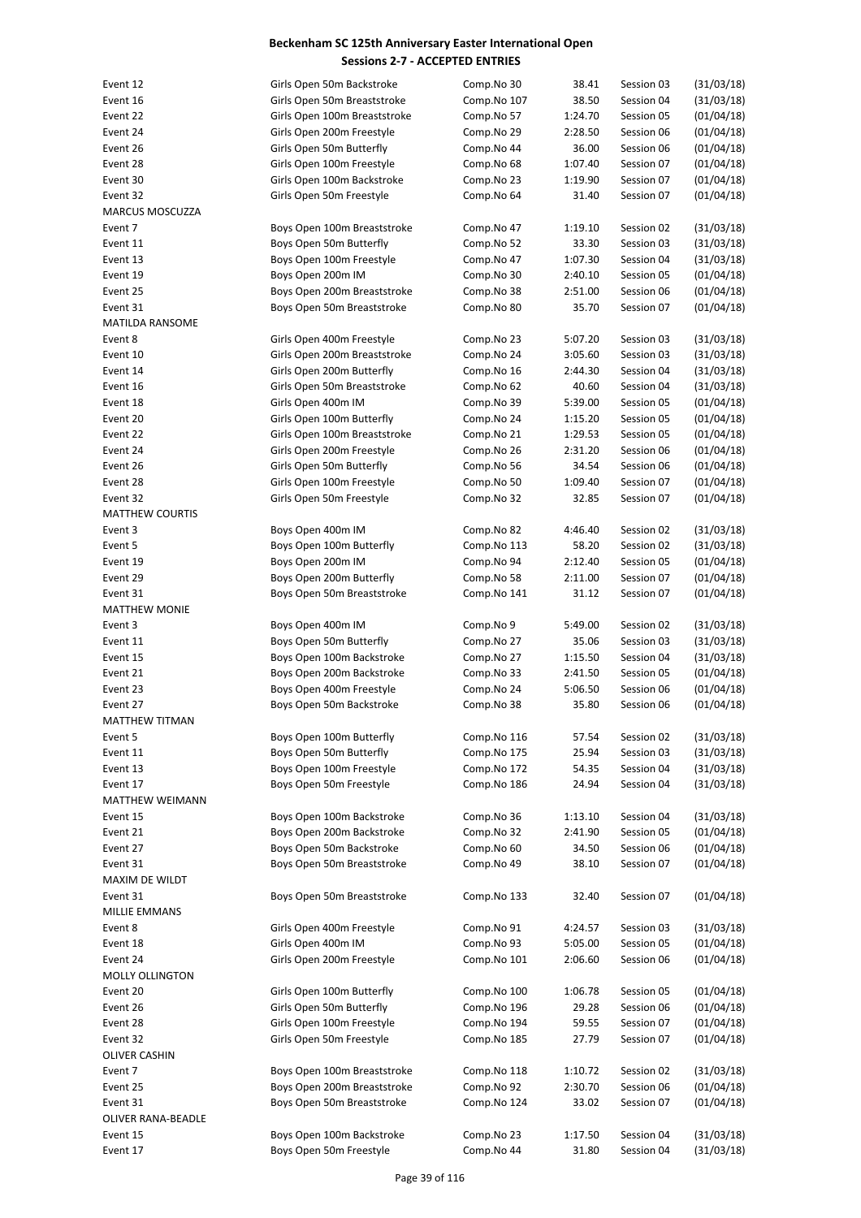# Beckenham SC 125th Anniversary Easter International Open

## Sessions 2-7 - ACCEPTED ENTRIES

| | | | | | |
|---|---|---|---|---|---|
| Event 12 | Girls Open 50m Backstroke | Comp.No 30 | 38.41 | Session 03 | (31/03/18) |
| Event 16 | Girls Open 50m Breaststroke | Comp.No 107 | 38.50 | Session 04 | (31/03/18) |
| Event 22 | Girls Open 100m Breaststroke | Comp.No 57 | 1:24.70 | Session 05 | (01/04/18) |
| Event 24 | Girls Open 200m Freestyle | Comp.No 29 | 2:28.50 | Session 06 | (01/04/18) |
| Event 26 | Girls Open 50m Butterfly | Comp.No 44 | 36.00 | Session 06 | (01/04/18) |
| Event 28 | Girls Open 100m Freestyle | Comp.No 68 | 1:07.40 | Session 07 | (01/04/18) |
| Event 30 | Girls Open 100m Backstroke | Comp.No 23 | 1:19.90 | Session 07 | (01/04/18) |
| Event 32 | Girls Open 50m Freestyle | Comp.No 64 | 31.40 | Session 07 | (01/04/18) |
| MARCUS MOSCUZZA | | | | | |
| Event 7 | Boys Open 100m Breaststroke | Comp.No 47 | 1:19.10 | Session 02 | (31/03/18) |
| Event 11 | Boys Open 50m Butterfly | Comp.No 52 | 33.30 | Session 03 | (31/03/18) |
| Event 13 | Boys Open 100m Freestyle | Comp.No 47 | 1:07.30 | Session 04 | (31/03/18) |
| Event 19 | Boys Open 200m IM | Comp.No 30 | 2:40.10 | Session 05 | (01/04/18) |
| Event 25 | Boys Open 200m Breaststroke | Comp.No 38 | 2:51.00 | Session 06 | (01/04/18) |
| Event 31 | Boys Open 50m Breaststroke | Comp.No 80 | 35.70 | Session 07 | (01/04/18) |
| MATILDA RANSOME | | | | | |
| Event 8 | Girls Open 400m Freestyle | Comp.No 23 | 5:07.20 | Session 03 | (31/03/18) |
| Event 10 | Girls Open 200m Breaststroke | Comp.No 24 | 3:05.60 | Session 03 | (31/03/18) |
| Event 14 | Girls Open 200m Butterfly | Comp.No 16 | 2:44.30 | Session 04 | (31/03/18) |
| Event 16 | Girls Open 50m Breaststroke | Comp.No 62 | 40.60 | Session 04 | (31/03/18) |
| Event 18 | Girls Open 400m IM | Comp.No 39 | 5:39.00 | Session 05 | (01/04/18) |
| Event 20 | Girls Open 100m Butterfly | Comp.No 24 | 1:15.20 | Session 05 | (01/04/18) |
| Event 22 | Girls Open 100m Breaststroke | Comp.No 21 | 1:29.53 | Session 05 | (01/04/18) |
| Event 24 | Girls Open 200m Freestyle | Comp.No 26 | 2:31.20 | Session 06 | (01/04/18) |
| Event 26 | Girls Open 50m Butterfly | Comp.No 56 | 34.54 | Session 06 | (01/04/18) |
| Event 28 | Girls Open 100m Freestyle | Comp.No 50 | 1:09.40 | Session 07 | (01/04/18) |
| Event 32 | Girls Open 50m Freestyle | Comp.No 32 | 32.85 | Session 07 | (01/04/18) |
| MATTHEW COURTIS | | | | | |
| Event 3 | Boys Open 400m IM | Comp.No 82 | 4:46.40 | Session 02 | (31/03/18) |
| Event 5 | Boys Open 100m Butterfly | Comp.No 113 | 58.20 | Session 02 | (31/03/18) |
| Event 19 | Boys Open 200m IM | Comp.No 94 | 2:12.40 | Session 05 | (01/04/18) |
| Event 29 | Boys Open 200m Butterfly | Comp.No 58 | 2:11.00 | Session 07 | (01/04/18) |
| Event 31 | Boys Open 50m Breaststroke | Comp.No 141 | 31.12 | Session 07 | (01/04/18) |
| MATTHEW MONIE | | | | | |
| Event 3 | Boys Open 400m IM | Comp.No 9 | 5:49.00 | Session 02 | (31/03/18) |
| Event 11 | Boys Open 50m Butterfly | Comp.No 27 | 35.06 | Session 03 | (31/03/18) |
| Event 15 | Boys Open 100m Backstroke | Comp.No 27 | 1:15.50 | Session 04 | (31/03/18) |
| Event 21 | Boys Open 200m Backstroke | Comp.No 33 | 2:41.50 | Session 05 | (01/04/18) |
| Event 23 | Boys Open 400m Freestyle | Comp.No 24 | 5:06.50 | Session 06 | (01/04/18) |
| Event 27 | Boys Open 50m Backstroke | Comp.No 38 | 35.80 | Session 06 | (01/04/18) |
| MATTHEW TITMAN | | | | | |
| Event 5 | Boys Open 100m Butterfly | Comp.No 116 | 57.54 | Session 02 | (31/03/18) |
| Event 11 | Boys Open 50m Butterfly | Comp.No 175 | 25.94 | Session 03 | (31/03/18) |
| Event 13 | Boys Open 100m Freestyle | Comp.No 172 | 54.35 | Session 04 | (31/03/18) |
| Event 17 | Boys Open 50m Freestyle | Comp.No 186 | 24.94 | Session 04 | (31/03/18) |
| MATTHEW WEIMANN | | | | | |
| Event 15 | Boys Open 100m Backstroke | Comp.No 36 | 1:13.10 | Session 04 | (31/03/18) |
| Event 21 | Boys Open 200m Backstroke | Comp.No 32 | 2:41.90 | Session 05 | (01/04/18) |
| Event 27 | Boys Open 50m Backstroke | Comp.No 60 | 34.50 | Session 06 | (01/04/18) |
| Event 31 | Boys Open 50m Breaststroke | Comp.No 49 | 38.10 | Session 07 | (01/04/18) |
| MAXIM DE WILDT | | | | | |
| Event 31 | Boys Open 50m Breaststroke | Comp.No 133 | 32.40 | Session 07 | (01/04/18) |
| MILLIE EMMANS | | | | | |
| Event 8 | Girls Open 400m Freestyle | Comp.No 91 | 4:24.57 | Session 03 | (31/03/18) |
| Event 18 | Girls Open 400m IM | Comp.No 93 | 5:05.00 | Session 05 | (01/04/18) |
| Event 24 | Girls Open 200m Freestyle | Comp.No 101 | 2:06.60 | Session 06 | (01/04/18) |
| MOLLY OLLINGTON | | | | | |
| Event 20 | Girls Open 100m Butterfly | Comp.No 100 | 1:06.78 | Session 05 | (01/04/18) |
| Event 26 | Girls Open 50m Butterfly | Comp.No 196 | 29.28 | Session 06 | (01/04/18) |
| Event 28 | Girls Open 100m Freestyle | Comp.No 194 | 59.55 | Session 07 | (01/04/18) |
| Event 32 | Girls Open 50m Freestyle | Comp.No 185 | 27.79 | Session 07 | (01/04/18) |
| OLIVER CASHIN | | | | | |
| Event 7 | Boys Open 100m Breaststroke | Comp.No 118 | 1:10.72 | Session 02 | (31/03/18) |
| Event 25 | Boys Open 200m Breaststroke | Comp.No 92 | 2:30.70 | Session 06 | (01/04/18) |
| Event 31 | Boys Open 50m Breaststroke | Comp.No 124 | 33.02 | Session 07 | (01/04/18) |
| OLIVER RANA-BEADLE | | | | | |
| Event 15 | Boys Open 100m Backstroke | Comp.No 23 | 1:17.50 | Session 04 | (31/03/18) |
| Event 17 | Boys Open 50m Freestyle | Comp.No 44 | 31.80 | Session 04 | (31/03/18) |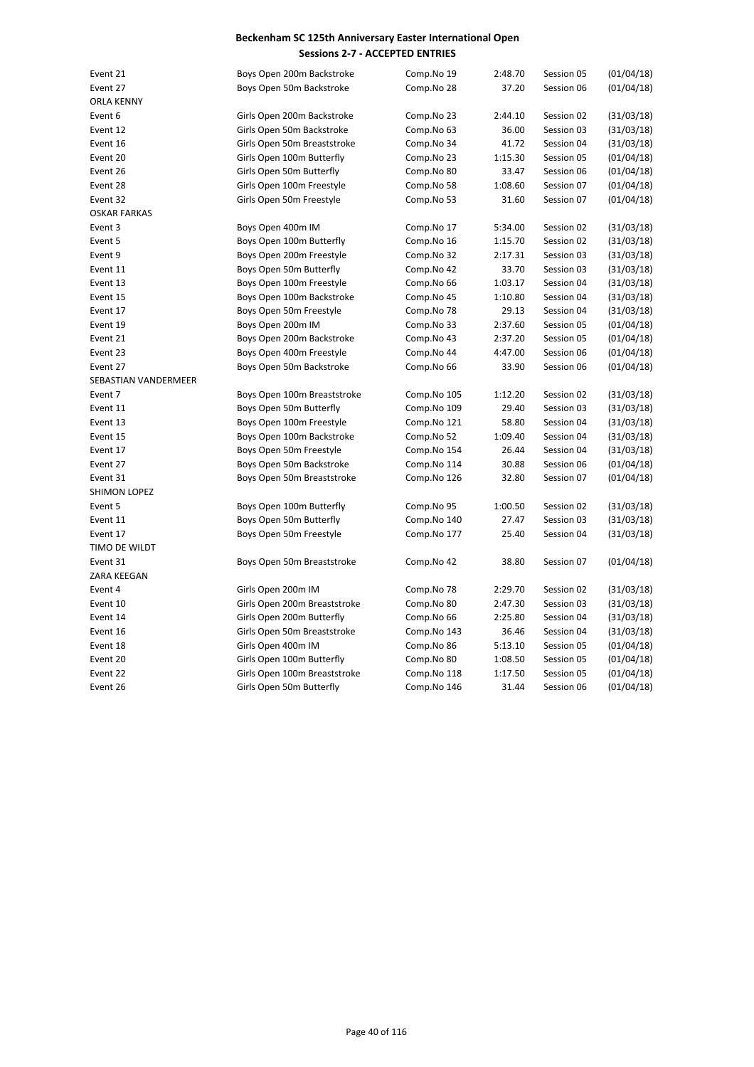**Beckenham SC 125th Anniversary Easter International Open**

**Sessions 2-7 - ACCEPTED ENTRIES**

| | | | | | |
|---|---|---|---|---|---|
| Event 21 | Boys Open 200m Backstroke | Comp.No 19 | 2:48.70 | Session 05 | (01/04/18) |
| Event 27 | Boys Open 50m Backstroke | Comp.No 28 | 37.20 | Session 06 | (01/04/18) |
| ORLA KENNY | | | | | |
| Event 6 | Girls Open 200m Backstroke | Comp.No 23 | 2:44.10 | Session 02 | (31/03/18) |
| Event 12 | Girls Open 50m Backstroke | Comp.No 63 | 36.00 | Session 03 | (31/03/18) |
| Event 16 | Girls Open 50m Breaststroke | Comp.No 34 | 41.72 | Session 04 | (31/03/18) |
| Event 20 | Girls Open 100m Butterfly | Comp.No 23 | 1:15.30 | Session 05 | (01/04/18) |
| Event 26 | Girls Open 50m Butterfly | Comp.No 80 | 33.47 | Session 06 | (01/04/18) |
| Event 28 | Girls Open 100m Freestyle | Comp.No 58 | 1:08.60 | Session 07 | (01/04/18) |
| Event 32 | Girls Open 50m Freestyle | Comp.No 53 | 31.60 | Session 07 | (01/04/18) |
| OSKAR FARKAS | | | | | |
| Event 3 | Boys Open 400m IM | Comp.No 17 | 5:34.00 | Session 02 | (31/03/18) |
| Event 5 | Boys Open 100m Butterfly | Comp.No 16 | 1:15.70 | Session 02 | (31/03/18) |
| Event 9 | Boys Open 200m Freestyle | Comp.No 32 | 2:17.31 | Session 03 | (31/03/18) |
| Event 11 | Boys Open 50m Butterfly | Comp.No 42 | 33.70 | Session 03 | (31/03/18) |
| Event 13 | Boys Open 100m Freestyle | Comp.No 66 | 1:03.17 | Session 04 | (31/03/18) |
| Event 15 | Boys Open 100m Backstroke | Comp.No 45 | 1:10.80 | Session 04 | (31/03/18) |
| Event 17 | Boys Open 50m Freestyle | Comp.No 78 | 29.13 | Session 04 | (31/03/18) |
| Event 19 | Boys Open 200m IM | Comp.No 33 | 2:37.60 | Session 05 | (01/04/18) |
| Event 21 | Boys Open 200m Backstroke | Comp.No 43 | 2:37.20 | Session 05 | (01/04/18) |
| Event 23 | Boys Open 400m Freestyle | Comp.No 44 | 4:47.00 | Session 06 | (01/04/18) |
| Event 27 | Boys Open 50m Backstroke | Comp.No 66 | 33.90 | Session 06 | (01/04/18) |
| SEBASTIAN VANDERMEER | | | | | |
| Event 7 | Boys Open 100m Breaststroke | Comp.No 105 | 1:12.20 | Session 02 | (31/03/18) |
| Event 11 | Boys Open 50m Butterfly | Comp.No 109 | 29.40 | Session 03 | (31/03/18) |
| Event 13 | Boys Open 100m Freestyle | Comp.No 121 | 58.80 | Session 04 | (31/03/18) |
| Event 15 | Boys Open 100m Backstroke | Comp.No 52 | 1:09.40 | Session 04 | (31/03/18) |
| Event 17 | Boys Open 50m Freestyle | Comp.No 154 | 26.44 | Session 04 | (31/03/18) |
| Event 27 | Boys Open 50m Backstroke | Comp.No 114 | 30.88 | Session 06 | (01/04/18) |
| Event 31 | Boys Open 50m Breaststroke | Comp.No 126 | 32.80 | Session 07 | (01/04/18) |
| SHIMON LOPEZ | | | | | |
| Event 5 | Boys Open 100m Butterfly | Comp.No 95 | 1:00.50 | Session 02 | (31/03/18) |
| Event 11 | Boys Open 50m Butterfly | Comp.No 140 | 27.47 | Session 03 | (31/03/18) |
| Event 17 | Boys Open 50m Freestyle | Comp.No 177 | 25.40 | Session 04 | (31/03/18) |
| TIMO DE WILDT | | | | | |
| Event 31 | Boys Open 50m Breaststroke | Comp.No 42 | 38.80 | Session 07 | (01/04/18) |
| ZARA KEEGAN | | | | | |
| Event 4 | Girls Open 200m IM | Comp.No 78 | 2:29.70 | Session 02 | (31/03/18) |
| Event 10 | Girls Open 200m Breaststroke | Comp.No 80 | 2:47.30 | Session 03 | (31/03/18) |
| Event 14 | Girls Open 200m Butterfly | Comp.No 66 | 2:25.80 | Session 04 | (31/03/18) |
| Event 16 | Girls Open 50m Breaststroke | Comp.No 143 | 36.46 | Session 04 | (31/03/18) |
| Event 18 | Girls Open 400m IM | Comp.No 86 | 5:13.10 | Session 05 | (01/04/18) |
| Event 20 | Girls Open 100m Butterfly | Comp.No 80 | 1:08.50 | Session 05 | (01/04/18) |
| Event 22 | Girls Open 100m Breaststroke | Comp.No 118 | 1:17.50 | Session 05 | (01/04/18) |
| Event 26 | Girls Open 50m Butterfly | Comp.No 146 | 31.44 | Session 06 | (01/04/18) |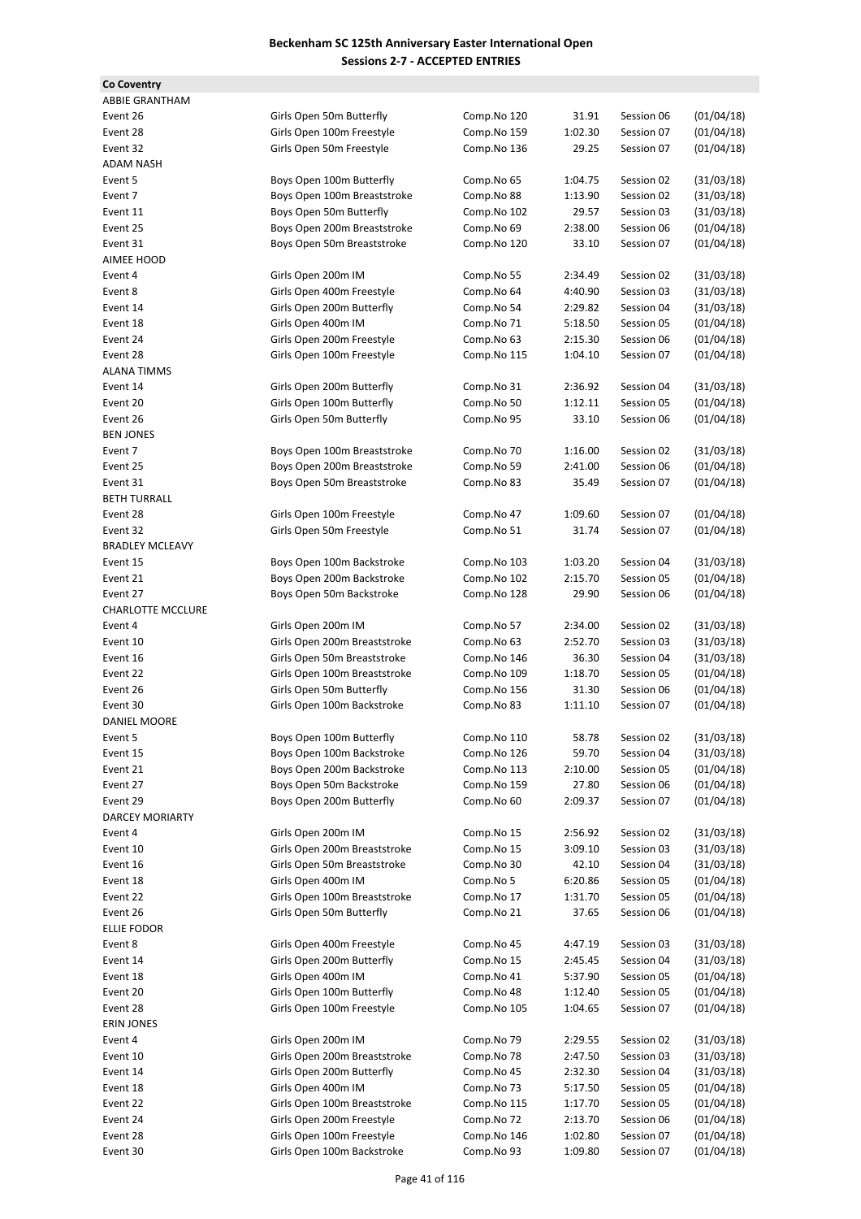**Beckenham SC 125th Anniversary Easter International Open**
**Sessions 2-7 - ACCEPTED ENTRIES**

**Co Coventry**

| | | | | | |
|---|---|---|---|---|---|
| ABBIE GRANTHAM | | | | | |
| Event 26 | Girls Open 50m Butterfly | Comp.No 120 | 31.91 | Session 06 | (01/04/18) |
| Event 28 | Girls Open 100m Freestyle | Comp.No 159 | 1:02.30 | Session 07 | (01/04/18) |
| Event 32 | Girls Open 50m Freestyle | Comp.No 136 | 29.25 | Session 07 | (01/04/18) |
| ADAM NASH | | | | | |
| Event 5 | Boys Open 100m Butterfly | Comp.No 65 | 1:04.75 | Session 02 | (31/03/18) |
| Event 7 | Boys Open 100m Breaststroke | Comp.No 88 | 1:13.90 | Session 02 | (31/03/18) |
| Event 11 | Boys Open 50m Butterfly | Comp.No 102 | 29.57 | Session 03 | (31/03/18) |
| Event 25 | Boys Open 200m Breaststroke | Comp.No 69 | 2:38.00 | Session 06 | (01/04/18) |
| Event 31 | Boys Open 50m Breaststroke | Comp.No 120 | 33.10 | Session 07 | (01/04/18) |
| AIMEE HOOD | | | | | |
| Event 4 | Girls Open 200m IM | Comp.No 55 | 2:34.49 | Session 02 | (31/03/18) |
| Event 8 | Girls Open 400m Freestyle | Comp.No 64 | 4:40.90 | Session 03 | (31/03/18) |
| Event 14 | Girls Open 200m Butterfly | Comp.No 54 | 2:29.82 | Session 04 | (31/03/18) |
| Event 18 | Girls Open 400m IM | Comp.No 71 | 5:18.50 | Session 05 | (01/04/18) |
| Event 24 | Girls Open 200m Freestyle | Comp.No 63 | 2:15.30 | Session 06 | (01/04/18) |
| Event 28 | Girls Open 100m Freestyle | Comp.No 115 | 1:04.10 | Session 07 | (01/04/18) |
| ALANA TIMMS | | | | | |
| Event 14 | Girls Open 200m Butterfly | Comp.No 31 | 2:36.92 | Session 04 | (31/03/18) |
| Event 20 | Girls Open 100m Butterfly | Comp.No 50 | 1:12.11 | Session 05 | (01/04/18) |
| Event 26 | Girls Open 50m Butterfly | Comp.No 95 | 33.10 | Session 06 | (01/04/18) |
| BEN JONES | | | | | |
| Event 7 | Boys Open 100m Breaststroke | Comp.No 70 | 1:16.00 | Session 02 | (31/03/18) |
| Event 25 | Boys Open 200m Breaststroke | Comp.No 59 | 2:41.00 | Session 06 | (01/04/18) |
| Event 31 | Boys Open 50m Breaststroke | Comp.No 83 | 35.49 | Session 07 | (01/04/18) |
| BETH TURRALL | | | | | |
| Event 28 | Girls Open 100m Freestyle | Comp.No 47 | 1:09.60 | Session 07 | (01/04/18) |
| Event 32 | Girls Open 50m Freestyle | Comp.No 51 | 31.74 | Session 07 | (01/04/18) |
| BRADLEY MCLEAVY | | | | | |
| Event 15 | Boys Open 100m Backstroke | Comp.No 103 | 1:03.20 | Session 04 | (31/03/18) |
| Event 21 | Boys Open 200m Backstroke | Comp.No 102 | 2:15.70 | Session 05 | (01/04/18) |
| Event 27 | Boys Open 50m Backstroke | Comp.No 128 | 29.90 | Session 06 | (01/04/18) |
| CHARLOTTE MCCLURE | | | | | |
| Event 4 | Girls Open 200m IM | Comp.No 57 | 2:34.00 | Session 02 | (31/03/18) |
| Event 10 | Girls Open 200m Breaststroke | Comp.No 63 | 2:52.70 | Session 03 | (31/03/18) |
| Event 16 | Girls Open 50m Breaststroke | Comp.No 146 | 36.30 | Session 04 | (31/03/18) |
| Event 22 | Girls Open 100m Breaststroke | Comp.No 109 | 1:18.70 | Session 05 | (01/04/18) |
| Event 26 | Girls Open 50m Butterfly | Comp.No 156 | 31.30 | Session 06 | (01/04/18) |
| Event 30 | Girls Open 100m Backstroke | Comp.No 83 | 1:11.10 | Session 07 | (01/04/18) |
| DANIEL MOORE | | | | | |
| Event 5 | Boys Open 100m Butterfly | Comp.No 110 | 58.78 | Session 02 | (31/03/18) |
| Event 15 | Boys Open 100m Backstroke | Comp.No 126 | 59.70 | Session 04 | (31/03/18) |
| Event 21 | Boys Open 200m Backstroke | Comp.No 113 | 2:10.00 | Session 05 | (01/04/18) |
| Event 27 | Boys Open 50m Backstroke | Comp.No 159 | 27.80 | Session 06 | (01/04/18) |
| Event 29 | Boys Open 200m Butterfly | Comp.No 60 | 2:09.37 | Session 07 | (01/04/18) |
| DARCEY MORIARTY | | | | | |
| Event 4 | Girls Open 200m IM | Comp.No 15 | 2:56.92 | Session 02 | (31/03/18) |
| Event 10 | Girls Open 200m Breaststroke | Comp.No 15 | 3:09.10 | Session 03 | (31/03/18) |
| Event 16 | Girls Open 50m Breaststroke | Comp.No 30 | 42.10 | Session 04 | (31/03/18) |
| Event 18 | Girls Open 400m IM | Comp.No 5 | 6:20.86 | Session 05 | (01/04/18) |
| Event 22 | Girls Open 100m Breaststroke | Comp.No 17 | 1:31.70 | Session 05 | (01/04/18) |
| Event 26 | Girls Open 50m Butterfly | Comp.No 21 | 37.65 | Session 06 | (01/04/18) |
| ELLIE FODOR | | | | | |
| Event 8 | Girls Open 400m Freestyle | Comp.No 45 | 4:47.19 | Session 03 | (31/03/18) |
| Event 14 | Girls Open 200m Butterfly | Comp.No 15 | 2:45.45 | Session 04 | (31/03/18) |
| Event 18 | Girls Open 400m IM | Comp.No 41 | 5:37.90 | Session 05 | (01/04/18) |
| Event 20 | Girls Open 100m Butterfly | Comp.No 48 | 1:12.40 | Session 05 | (01/04/18) |
| Event 28 | Girls Open 100m Freestyle | Comp.No 105 | 1:04.65 | Session 07 | (01/04/18) |
| ERIN JONES | | | | | |
| Event 4 | Girls Open 200m IM | Comp.No 79 | 2:29.55 | Session 02 | (31/03/18) |
| Event 10 | Girls Open 200m Breaststroke | Comp.No 78 | 2:47.50 | Session 03 | (31/03/18) |
| Event 14 | Girls Open 200m Butterfly | Comp.No 45 | 2:32.30 | Session 04 | (31/03/18) |
| Event 18 | Girls Open 400m IM | Comp.No 73 | 5:17.50 | Session 05 | (01/04/18) |
| Event 22 | Girls Open 100m Breaststroke | Comp.No 115 | 1:17.70 | Session 05 | (01/04/18) |
| Event 24 | Girls Open 200m Freestyle | Comp.No 72 | 2:13.70 | Session 06 | (01/04/18) |
| Event 28 | Girls Open 100m Freestyle | Comp.No 146 | 1:02.80 | Session 07 | (01/04/18) |
| Event 30 | Girls Open 100m Backstroke | Comp.No 93 | 1:09.80 | Session 07 | (01/04/18) |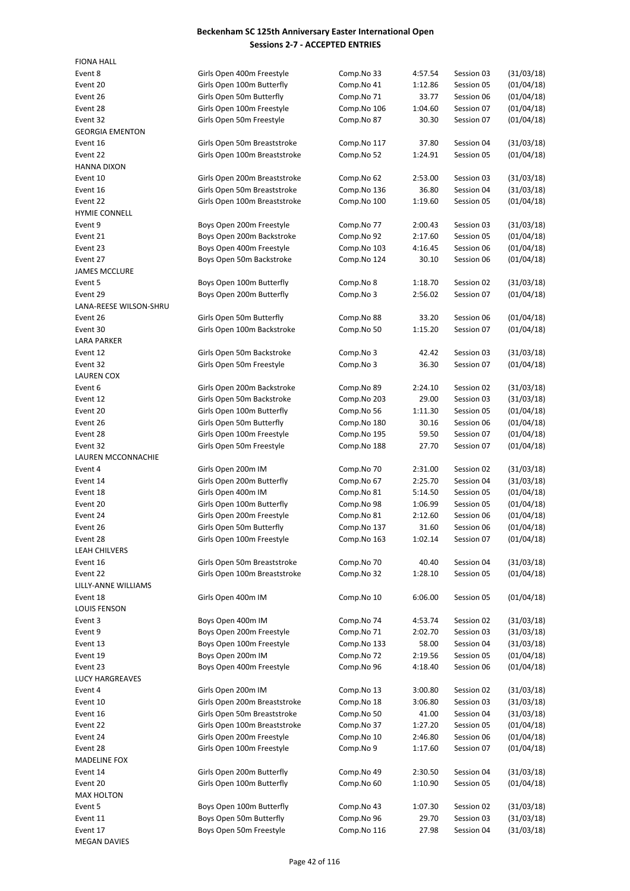# Beckenham SC 125th Anniversary Easter International Open
## Sessions 2-7 - ACCEPTED ENTRIES

FIONA HALL

| | | | | | |
|---|---|---|---|---|---|
| Event 8 | Girls Open 400m Freestyle | Comp.No 33 | 4:57.54 | Session 03 | (31/03/18) |
| Event 20 | Girls Open 100m Butterfly | Comp.No 41 | 1:12.86 | Session 05 | (01/04/18) |
| Event 26 | Girls Open 50m Butterfly | Comp.No 71 | 33.77 | Session 06 | (01/04/18) |
| Event 28 | Girls Open 100m Freestyle | Comp.No 106 | 1:04.60 | Session 07 | (01/04/18) |
| Event 32 | Girls Open 50m Freestyle | Comp.No 87 | 30.30 | Session 07 | (01/04/18) |

GEORGIA EMENTON

| | | | | | |
|---|---|---|---|---|---|
| Event 16 | Girls Open 50m Breaststroke | Comp.No 117 | 37.80 | Session 04 | (31/03/18) |
| Event 22 | Girls Open 100m Breaststroke | Comp.No 52 | 1:24.91 | Session 05 | (01/04/18) |

HANNA DIXON

| | | | | | |
|---|---|---|---|---|---|
| Event 10 | Girls Open 200m Breaststroke | Comp.No 62 | 2:53.00 | Session 03 | (31/03/18) |
| Event 16 | Girls Open 50m Breaststroke | Comp.No 136 | 36.80 | Session 04 | (31/03/18) |
| Event 22 | Girls Open 100m Breaststroke | Comp.No 100 | 1:19.60 | Session 05 | (01/04/18) |

HYMIE CONNELL

| | | | | | |
|---|---|---|---|---|---|
| Event 9 | Boys Open 200m Freestyle | Comp.No 77 | 2:00.43 | Session 03 | (31/03/18) |
| Event 21 | Boys Open 200m Backstroke | Comp.No 92 | 2:17.60 | Session 05 | (01/04/18) |
| Event 23 | Boys Open 400m Freestyle | Comp.No 103 | 4:16.45 | Session 06 | (01/04/18) |
| Event 27 | Boys Open 50m Backstroke | Comp.No 124 | 30.10 | Session 06 | (01/04/18) |

JAMES MCCLURE

| | | | | | |
|---|---|---|---|---|---|
| Event 5 | Boys Open 100m Butterfly | Comp.No 8 | 1:18.70 | Session 02 | (31/03/18) |
| Event 29 | Boys Open 200m Butterfly | Comp.No 3 | 2:56.02 | Session 07 | (01/04/18) |

LANA-REESE WILSON-SHRU

| | | | | | |
|---|---|---|---|---|---|
| Event 26 | Girls Open 50m Butterfly | Comp.No 88 | 33.20 | Session 06 | (01/04/18) |
| Event 30 | Girls Open 100m Backstroke | Comp.No 50 | 1:15.20 | Session 07 | (01/04/18) |

LARA PARKER

| | | | | | |
|---|---|---|---|---|---|
| Event 12 | Girls Open 50m Backstroke | Comp.No 3 | 42.42 | Session 03 | (31/03/18) |
| Event 32 | Girls Open 50m Freestyle | Comp.No 3 | 36.30 | Session 07 | (01/04/18) |

LAUREN COX

| | | | | | |
|---|---|---|---|---|---|
| Event 6 | Girls Open 200m Backstroke | Comp.No 89 | 2:24.10 | Session 02 | (31/03/18) |
| Event 12 | Girls Open 50m Backstroke | Comp.No 203 | 29.00 | Session 03 | (31/03/18) |
| Event 20 | Girls Open 100m Butterfly | Comp.No 56 | 1:11.30 | Session 05 | (01/04/18) |
| Event 26 | Girls Open 50m Butterfly | Comp.No 180 | 30.16 | Session 06 | (01/04/18) |
| Event 28 | Girls Open 100m Freestyle | Comp.No 195 | 59.50 | Session 07 | (01/04/18) |
| Event 32 | Girls Open 50m Freestyle | Comp.No 188 | 27.70 | Session 07 | (01/04/18) |

LAUREN MCCONNACHIE

| | | | | | |
|---|---|---|---|---|---|
| Event 4 | Girls Open 200m IM | Comp.No 70 | 2:31.00 | Session 02 | (31/03/18) |
| Event 14 | Girls Open 200m Butterfly | Comp.No 67 | 2:25.70 | Session 04 | (31/03/18) |
| Event 18 | Girls Open 400m IM | Comp.No 81 | 5:14.50 | Session 05 | (01/04/18) |
| Event 20 | Girls Open 100m Butterfly | Comp.No 98 | 1:06.99 | Session 05 | (01/04/18) |
| Event 24 | Girls Open 200m Freestyle | Comp.No 81 | 2:12.60 | Session 06 | (01/04/18) |
| Event 26 | Girls Open 50m Butterfly | Comp.No 137 | 31.60 | Session 06 | (01/04/18) |
| Event 28 | Girls Open 100m Freestyle | Comp.No 163 | 1:02.14 | Session 07 | (01/04/18) |

LEAH CHILVERS

| | | | | | |
|---|---|---|---|---|---|
| Event 16 | Girls Open 50m Breaststroke | Comp.No 70 | 40.40 | Session 04 | (31/03/18) |
| Event 22 | Girls Open 100m Breaststroke | Comp.No 32 | 1:28.10 | Session 05 | (01/04/18) |

LILLY-ANNE WILLIAMS

| | | | | | |
|---|---|---|---|---|---|
| Event 18 | Girls Open 400m IM | Comp.No 10 | 6:06.00 | Session 05 | (01/04/18) |

LOUIS FENSON

| | | | | | |
|---|---|---|---|---|---|
| Event 3 | Boys Open 400m IM | Comp.No 74 | 4:53.74 | Session 02 | (31/03/18) |
| Event 9 | Boys Open 200m Freestyle | Comp.No 71 | 2:02.70 | Session 03 | (31/03/18) |
| Event 13 | Boys Open 100m Freestyle | Comp.No 133 | 58.00 | Session 04 | (31/03/18) |
| Event 19 | Boys Open 200m IM | Comp.No 72 | 2:19.56 | Session 05 | (01/04/18) |
| Event 23 | Boys Open 400m Freestyle | Comp.No 96 | 4:18.40 | Session 06 | (01/04/18) |

LUCY HARGREAVES

| | | | | | |
|---|---|---|---|---|---|
| Event 4 | Girls Open 200m IM | Comp.No 13 | 3:00.80 | Session 02 | (31/03/18) |
| Event 10 | Girls Open 200m Breaststroke | Comp.No 18 | 3:06.80 | Session 03 | (31/03/18) |
| Event 16 | Girls Open 50m Breaststroke | Comp.No 50 | 41.00 | Session 04 | (31/03/18) |
| Event 22 | Girls Open 100m Breaststroke | Comp.No 37 | 1:27.20 | Session 05 | (01/04/18) |
| Event 24 | Girls Open 200m Freestyle | Comp.No 10 | 2:46.80 | Session 06 | (01/04/18) |
| Event 28 | Girls Open 100m Freestyle | Comp.No 9 | 1:17.60 | Session 07 | (01/04/18) |

MADELINE FOX

| | | | | | |
|---|---|---|---|---|---|
| Event 14 | Girls Open 200m Butterfly | Comp.No 49 | 2:30.50 | Session 04 | (31/03/18) |
| Event 20 | Girls Open 100m Butterfly | Comp.No 60 | 1:10.90 | Session 05 | (01/04/18) |

MAX HOLTON

| | | | | | |
|---|---|---|---|---|---|
| Event 5 | Boys Open 100m Butterfly | Comp.No 43 | 1:07.30 | Session 02 | (31/03/18) |
| Event 11 | Boys Open 50m Butterfly | Comp.No 96 | 29.70 | Session 03 | (31/03/18) |
| Event 17 | Boys Open 50m Freestyle | Comp.No 116 | 27.98 | Session 04 | (31/03/18) |

MEGAN DAVIES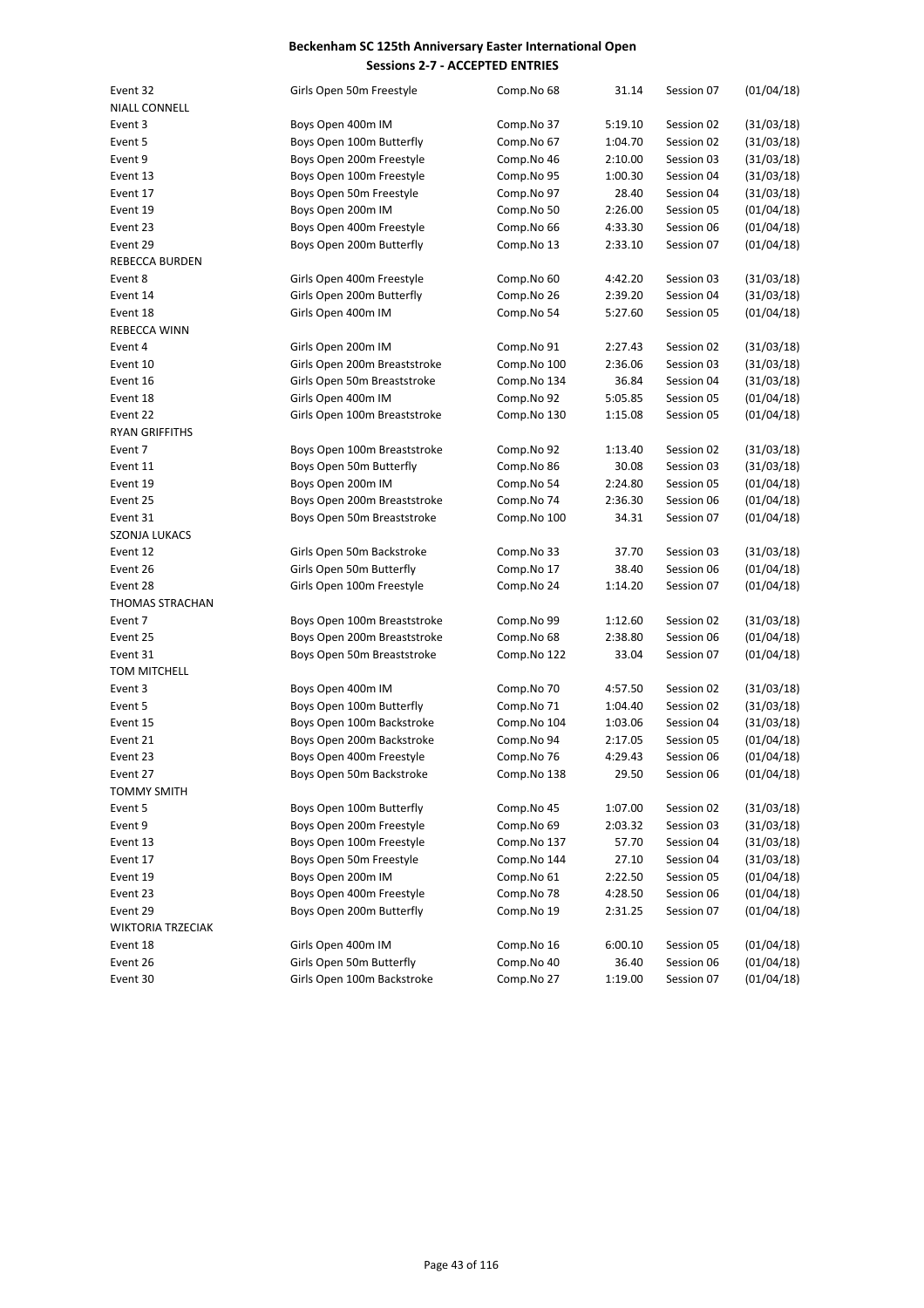## Beckenham SC 125th Anniversary Easter International Open
### Sessions 2-7 - ACCEPTED ENTRIES

| | | | | | |
|---|---|---|---|---|---|
| Event 32 | Girls Open 50m Freestyle | Comp.No 68 | 31.14 | Session 07 | (01/04/18) |
| **NIALL CONNELL** | | | | | |
| Event 3 | Boys Open 400m IM | Comp.No 37 | 5:19.10 | Session 02 | (31/03/18) |
| Event 5 | Boys Open 100m Butterfly | Comp.No 67 | 1:04.70 | Session 02 | (31/03/18) |
| Event 9 | Boys Open 200m Freestyle | Comp.No 46 | 2:10.00 | Session 03 | (31/03/18) |
| Event 13 | Boys Open 100m Freestyle | Comp.No 95 | 1:00.30 | Session 04 | (31/03/18) |
| Event 17 | Boys Open 50m Freestyle | Comp.No 97 | 28.40 | Session 04 | (31/03/18) |
| Event 19 | Boys Open 200m IM | Comp.No 50 | 2:26.00 | Session 05 | (01/04/18) |
| Event 23 | Boys Open 400m Freestyle | Comp.No 66 | 4:33.30 | Session 06 | (01/04/18) |
| Event 29 | Boys Open 200m Butterfly | Comp.No 13 | 2:33.10 | Session 07 | (01/04/18) |
| **REBECCA BURDEN** | | | | | |
| Event 8 | Girls Open 400m Freestyle | Comp.No 60 | 4:42.20 | Session 03 | (31/03/18) |
| Event 14 | Girls Open 200m Butterfly | Comp.No 26 | 2:39.20 | Session 04 | (31/03/18) |
| Event 18 | Girls Open 400m IM | Comp.No 54 | 5:27.60 | Session 05 | (01/04/18) |
| **REBECCA WINN** | | | | | |
| Event 4 | Girls Open 200m IM | Comp.No 91 | 2:27.43 | Session 02 | (31/03/18) |
| Event 10 | Girls Open 200m Breaststroke | Comp.No 100 | 2:36.06 | Session 03 | (31/03/18) |
| Event 16 | Girls Open 50m Breaststroke | Comp.No 134 | 36.84 | Session 04 | (31/03/18) |
| Event 18 | Girls Open 400m IM | Comp.No 92 | 5:05.85 | Session 05 | (01/04/18) |
| Event 22 | Girls Open 100m Breaststroke | Comp.No 130 | 1:15.08 | Session 05 | (01/04/18) |
| **RYAN GRIFFITHS** | | | | | |
| Event 7 | Boys Open 100m Breaststroke | Comp.No 92 | 1:13.40 | Session 02 | (31/03/18) |
| Event 11 | Boys Open 50m Butterfly | Comp.No 86 | 30.08 | Session 03 | (31/03/18) |
| Event 19 | Boys Open 200m IM | Comp.No 54 | 2:24.80 | Session 05 | (01/04/18) |
| Event 25 | Boys Open 200m Breaststroke | Comp.No 74 | 2:36.30 | Session 06 | (01/04/18) |
| Event 31 | Boys Open 50m Breaststroke | Comp.No 100 | 34.31 | Session 07 | (01/04/18) |
| **SZONJA LUKACS** | | | | | |
| Event 12 | Girls Open 50m Backstroke | Comp.No 33 | 37.70 | Session 03 | (31/03/18) |
| Event 26 | Girls Open 50m Butterfly | Comp.No 17 | 38.40 | Session 06 | (01/04/18) |
| Event 28 | Girls Open 100m Freestyle | Comp.No 24 | 1:14.20 | Session 07 | (01/04/18) |
| **THOMAS STRACHAN** | | | | | |
| Event 7 | Boys Open 100m Breaststroke | Comp.No 99 | 1:12.60 | Session 02 | (31/03/18) |
| Event 25 | Boys Open 200m Breaststroke | Comp.No 68 | 2:38.80 | Session 06 | (01/04/18) |
| Event 31 | Boys Open 50m Breaststroke | Comp.No 122 | 33.04 | Session 07 | (01/04/18) |
| **TOM MITCHELL** | | | | | |
| Event 3 | Boys Open 400m IM | Comp.No 70 | 4:57.50 | Session 02 | (31/03/18) |
| Event 5 | Boys Open 100m Butterfly | Comp.No 71 | 1:04.40 | Session 02 | (31/03/18) |
| Event 15 | Boys Open 100m Backstroke | Comp.No 104 | 1:03.06 | Session 04 | (31/03/18) |
| Event 21 | Boys Open 200m Backstroke | Comp.No 94 | 2:17.05 | Session 05 | (01/04/18) |
| Event 23 | Boys Open 400m Freestyle | Comp.No 76 | 4:29.43 | Session 06 | (01/04/18) |
| Event 27 | Boys Open 50m Backstroke | Comp.No 138 | 29.50 | Session 06 | (01/04/18) |
| **TOMMY SMITH** | | | | | |
| Event 5 | Boys Open 100m Butterfly | Comp.No 45 | 1:07.00 | Session 02 | (31/03/18) |
| Event 9 | Boys Open 200m Freestyle | Comp.No 69 | 2:03.32 | Session 03 | (31/03/18) |
| Event 13 | Boys Open 100m Freestyle | Comp.No 137 | 57.70 | Session 04 | (31/03/18) |
| Event 17 | Boys Open 50m Freestyle | Comp.No 144 | 27.10 | Session 04 | (31/03/18) |
| Event 19 | Boys Open 200m IM | Comp.No 61 | 2:22.50 | Session 05 | (01/04/18) |
| Event 23 | Boys Open 400m Freestyle | Comp.No 78 | 4:28.50 | Session 06 | (01/04/18) |
| Event 29 | Boys Open 200m Butterfly | Comp.No 19 | 2:31.25 | Session 07 | (01/04/18) |
| **WIKTORIA TRZECIAK** | | | | | |
| Event 18 | Girls Open 400m IM | Comp.No 16 | 6:00.10 | Session 05 | (01/04/18) |
| Event 26 | Girls Open 50m Butterfly | Comp.No 40 | 36.40 | Session 06 | (01/04/18) |
| Event 30 | Girls Open 100m Backstroke | Comp.No 27 | 1:19.00 | Session 07 | (01/04/18) |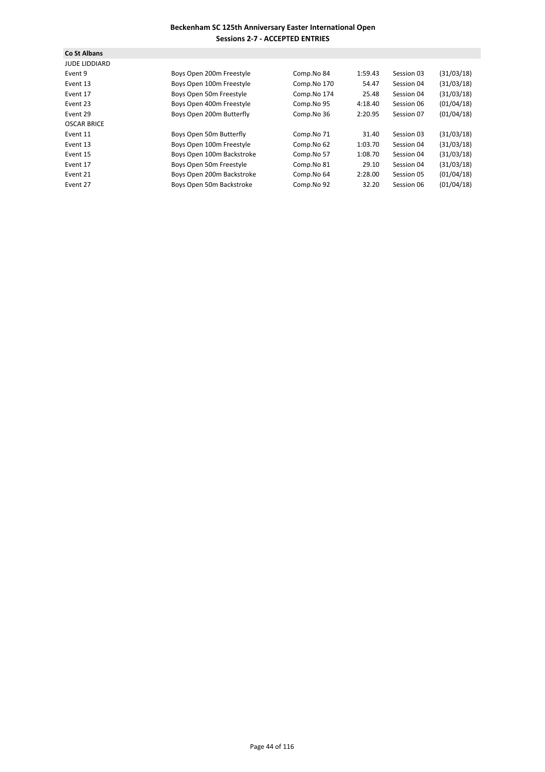**Beckenham SC 125th Anniversary Easter International Open**
**Sessions 2-7 - ACCEPTED ENTRIES**

**Co St Albans**

JUDE LIDDIARD

| | | | | | |
|---|---|---|---|---|---|
| Event 9 | Boys Open 200m Freestyle | Comp.No 84 | 1:59.43 | Session 03 | (31/03/18) |
| Event 13 | Boys Open 100m Freestyle | Comp.No 170 | 54.47 | Session 04 | (31/03/18) |
| Event 17 | Boys Open 50m Freestyle | Comp.No 174 | 25.48 | Session 04 | (31/03/18) |
| Event 23 | Boys Open 400m Freestyle | Comp.No 95 | 4:18.40 | Session 06 | (01/04/18) |
| Event 29 | Boys Open 200m Butterfly | Comp.No 36 | 2:20.95 | Session 07 | (01/04/18) |

OSCAR BRICE

| | | | | | |
|---|---|---|---|---|---|
| Event 11 | Boys Open 50m Butterfly | Comp.No 71 | 31.40 | Session 03 | (31/03/18) |
| Event 13 | Boys Open 100m Freestyle | Comp.No 62 | 1:03.70 | Session 04 | (31/03/18) |
| Event 15 | Boys Open 100m Backstroke | Comp.No 57 | 1:08.70 | Session 04 | (31/03/18) |
| Event 17 | Boys Open 50m Freestyle | Comp.No 81 | 29.10 | Session 04 | (31/03/18) |
| Event 21 | Boys Open 200m Backstroke | Comp.No 64 | 2:28.00 | Session 05 | (01/04/18) |
| Event 27 | Boys Open 50m Backstroke | Comp.No 92 | 32.20 | Session 06 | (01/04/18) |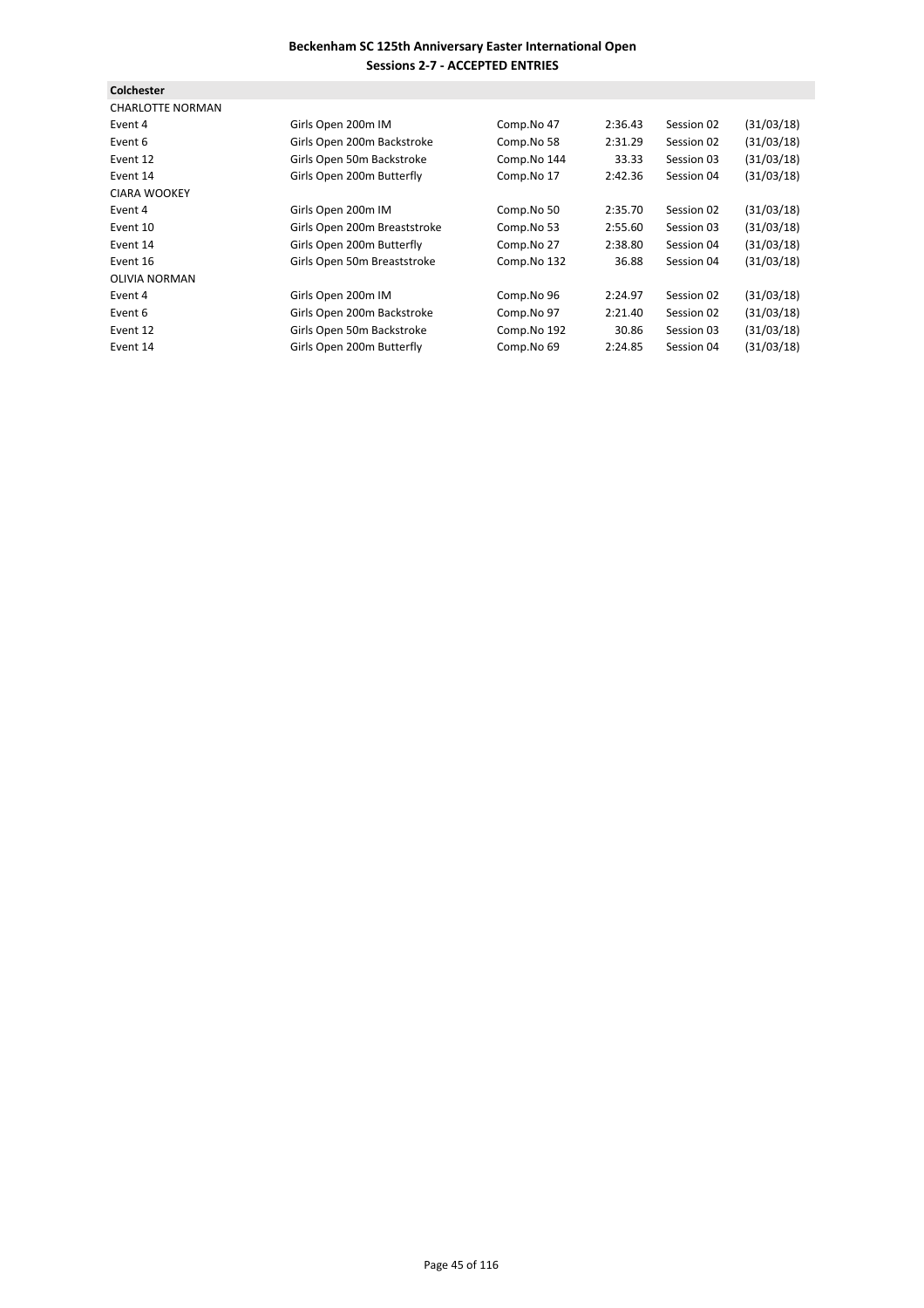**Beckenham SC 125th Anniversary Easter International Open**
**Sessions 2-7 - ACCEPTED ENTRIES**

**Colchester**

| | | | | | |
|---|---|---|---|---|---|
| CHARLOTTE NORMAN | | | | | |
| Event 4 | Girls Open 200m IM | Comp.No 47 | 2:36.43 | Session 02 | (31/03/18) |
| Event 6 | Girls Open 200m Backstroke | Comp.No 58 | 2:31.29 | Session 02 | (31/03/18) |
| Event 12 | Girls Open 50m Backstroke | Comp.No 144 | 33.33 | Session 03 | (31/03/18) |
| Event 14 | Girls Open 200m Butterfly | Comp.No 17 | 2:42.36 | Session 04 | (31/03/18) |
| CIARA WOOKEY | | | | | |
| Event 4 | Girls Open 200m IM | Comp.No 50 | 2:35.70 | Session 02 | (31/03/18) |
| Event 10 | Girls Open 200m Breaststroke | Comp.No 53 | 2:55.60 | Session 03 | (31/03/18) |
| Event 14 | Girls Open 200m Butterfly | Comp.No 27 | 2:38.80 | Session 04 | (31/03/18) |
| Event 16 | Girls Open 50m Breaststroke | Comp.No 132 | 36.88 | Session 04 | (31/03/18) |
| OLIVIA NORMAN | | | | | |
| Event 4 | Girls Open 200m IM | Comp.No 96 | 2:24.97 | Session 02 | (31/03/18) |
| Event 6 | Girls Open 200m Backstroke | Comp.No 97 | 2:21.40 | Session 02 | (31/03/18) |
| Event 12 | Girls Open 50m Backstroke | Comp.No 192 | 30.86 | Session 03 | (31/03/18) |
| Event 14 | Girls Open 200m Butterfly | Comp.No 69 | 2:24.85 | Session 04 | (31/03/18) |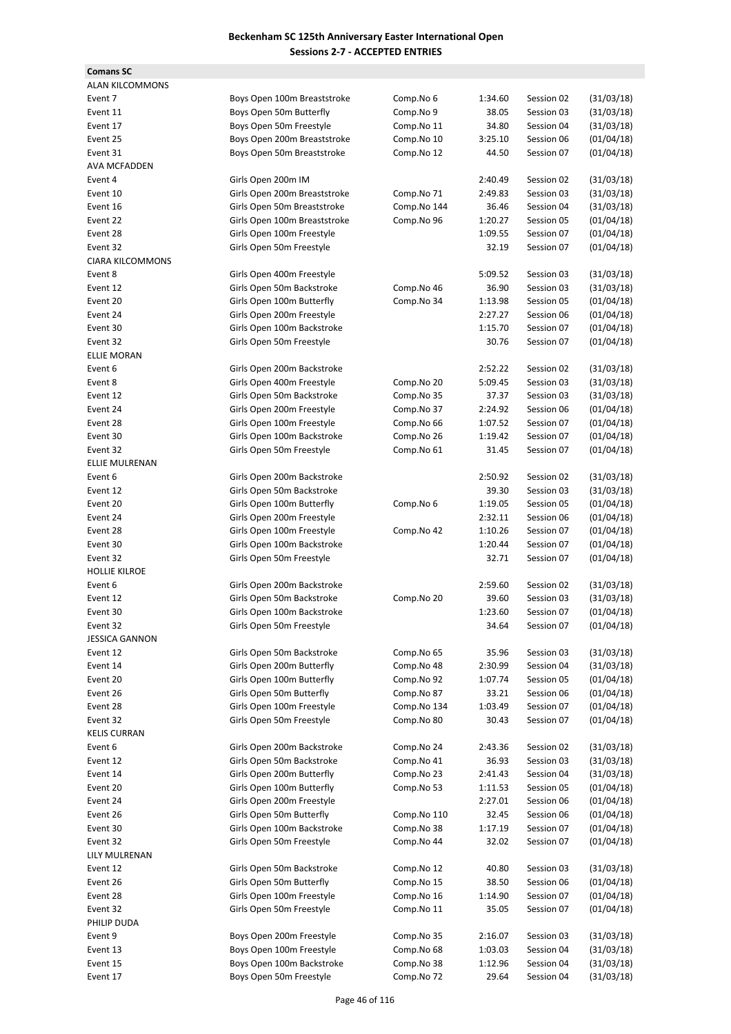**Beckenham SC 125th Anniversary Easter International Open**
**Sessions 2-7 - ACCEPTED ENTRIES**

**Comans SC**

| | | | | | |
|---|---|---|---|---|---|
| ALAN KILCOMMONS | | | | | |
| Event 7 | Boys Open 100m Breaststroke | Comp.No 6 | 1:34.60 | Session 02 | (31/03/18) |
| Event 11 | Boys Open 50m Butterfly | Comp.No 9 | 38.05 | Session 03 | (31/03/18) |
| Event 17 | Boys Open 50m Freestyle | Comp.No 11 | 34.80 | Session 04 | (31/03/18) |
| Event 25 | Boys Open 200m Breaststroke | Comp.No 10 | 3:25.10 | Session 06 | (01/04/18) |
| Event 31 | Boys Open 50m Breaststroke | Comp.No 12 | 44.50 | Session 07 | (01/04/18) |
| AVA MCFADDEN | | | | | |
| Event 4 | Girls Open 200m IM | | 2:40.49 | Session 02 | (31/03/18) |
| Event 10 | Girls Open 200m Breaststroke | Comp.No 71 | 2:49.83 | Session 03 | (31/03/18) |
| Event 16 | Girls Open 50m Breaststroke | Comp.No 144 | 36.46 | Session 04 | (31/03/18) |
| Event 22 | Girls Open 100m Breaststroke | Comp.No 96 | 1:20.27 | Session 05 | (01/04/18) |
| Event 28 | Girls Open 100m Freestyle | | 1:09.55 | Session 07 | (01/04/18) |
| Event 32 | Girls Open 50m Freestyle | | 32.19 | Session 07 | (01/04/18) |
| CIARA KILCOMMONS | | | | | |
| Event 8 | Girls Open 400m Freestyle | | 5:09.52 | Session 03 | (31/03/18) |
| Event 12 | Girls Open 50m Backstroke | Comp.No 46 | 36.90 | Session 03 | (31/03/18) |
| Event 20 | Girls Open 100m Butterfly | Comp.No 34 | 1:13.98 | Session 05 | (01/04/18) |
| Event 24 | Girls Open 200m Freestyle | | 2:27.27 | Session 06 | (01/04/18) |
| Event 30 | Girls Open 100m Backstroke | | 1:15.70 | Session 07 | (01/04/18) |
| Event 32 | Girls Open 50m Freestyle | | 30.76 | Session 07 | (01/04/18) |
| ELLIE MORAN | | | | | |
| Event 6 | Girls Open 200m Backstroke | | 2:52.22 | Session 02 | (31/03/18) |
| Event 8 | Girls Open 400m Freestyle | Comp.No 20 | 5:09.45 | Session 03 | (31/03/18) |
| Event 12 | Girls Open 50m Backstroke | Comp.No 35 | 37.37 | Session 03 | (31/03/18) |
| Event 24 | Girls Open 200m Freestyle | Comp.No 37 | 2:24.92 | Session 06 | (01/04/18) |
| Event 28 | Girls Open 100m Freestyle | Comp.No 66 | 1:07.52 | Session 07 | (01/04/18) |
| Event 30 | Girls Open 100m Backstroke | Comp.No 26 | 1:19.42 | Session 07 | (01/04/18) |
| Event 32 | Girls Open 50m Freestyle | Comp.No 61 | 31.45 | Session 07 | (01/04/18) |
| ELLIE MULRENAN | | | | | |
| Event 6 | Girls Open 200m Backstroke | | 2:50.92 | Session 02 | (31/03/18) |
| Event 12 | Girls Open 50m Backstroke | | 39.30 | Session 03 | (31/03/18) |
| Event 20 | Girls Open 100m Butterfly | Comp.No 6 | 1:19.05 | Session 05 | (01/04/18) |
| Event 24 | Girls Open 200m Freestyle | | 2:32.11 | Session 06 | (01/04/18) |
| Event 28 | Girls Open 100m Freestyle | Comp.No 42 | 1:10.26 | Session 07 | (01/04/18) |
| Event 30 | Girls Open 100m Backstroke | | 1:20.44 | Session 07 | (01/04/18) |
| Event 32 | Girls Open 50m Freestyle | | 32.71 | Session 07 | (01/04/18) |
| HOLLIE KILROE | | | | | |
| Event 6 | Girls Open 200m Backstroke | | 2:59.60 | Session 02 | (31/03/18) |
| Event 12 | Girls Open 50m Backstroke | Comp.No 20 | 39.60 | Session 03 | (31/03/18) |
| Event 30 | Girls Open 100m Backstroke | | 1:23.60 | Session 07 | (01/04/18) |
| Event 32 | Girls Open 50m Freestyle | | 34.64 | Session 07 | (01/04/18) |
| JESSICA GANNON | | | | | |
| Event 12 | Girls Open 50m Backstroke | Comp.No 65 | 35.96 | Session 03 | (31/03/18) |
| Event 14 | Girls Open 200m Butterfly | Comp.No 48 | 2:30.99 | Session 04 | (31/03/18) |
| Event 20 | Girls Open 100m Butterfly | Comp.No 92 | 1:07.74 | Session 05 | (01/04/18) |
| Event 26 | Girls Open 50m Butterfly | Comp.No 87 | 33.21 | Session 06 | (01/04/18) |
| Event 28 | Girls Open 100m Freestyle | Comp.No 134 | 1:03.49 | Session 07 | (01/04/18) |
| Event 32 | Girls Open 50m Freestyle | Comp.No 80 | 30.43 | Session 07 | (01/04/18) |
| KELIS CURRAN | | | | | |
| Event 6 | Girls Open 200m Backstroke | Comp.No 24 | 2:43.36 | Session 02 | (31/03/18) |
| Event 12 | Girls Open 50m Backstroke | Comp.No 41 | 36.93 | Session 03 | (31/03/18) |
| Event 14 | Girls Open 200m Butterfly | Comp.No 23 | 2:41.43 | Session 04 | (31/03/18) |
| Event 20 | Girls Open 100m Butterfly | Comp.No 53 | 1:11.53 | Session 05 | (01/04/18) |
| Event 24 | Girls Open 200m Freestyle | | 2:27.01 | Session 06 | (01/04/18) |
| Event 26 | Girls Open 50m Butterfly | Comp.No 110 | 32.45 | Session 06 | (01/04/18) |
| Event 30 | Girls Open 100m Backstroke | Comp.No 38 | 1:17.19 | Session 07 | (01/04/18) |
| Event 32 | Girls Open 50m Freestyle | Comp.No 44 | 32.02 | Session 07 | (01/04/18) |
| LILY MULRENAN | | | | | |
| Event 12 | Girls Open 50m Backstroke | Comp.No 12 | 40.80 | Session 03 | (31/03/18) |
| Event 26 | Girls Open 50m Butterfly | Comp.No 15 | 38.50 | Session 06 | (01/04/18) |
| Event 28 | Girls Open 100m Freestyle | Comp.No 16 | 1:14.90 | Session 07 | (01/04/18) |
| Event 32 | Girls Open 50m Freestyle | Comp.No 11 | 35.05 | Session 07 | (01/04/18) |
| PHILIP DUDA | | | | | |
| Event 9 | Boys Open 200m Freestyle | Comp.No 35 | 2:16.07 | Session 03 | (31/03/18) |
| Event 13 | Boys Open 100m Freestyle | Comp.No 68 | 1:03.03 | Session 04 | (31/03/18) |
| Event 15 | Boys Open 100m Backstroke | Comp.No 38 | 1:12.96 | Session 04 | (31/03/18) |
| Event 17 | Boys Open 50m Freestyle | Comp.No 72 | 29.64 | Session 04 | (31/03/18) |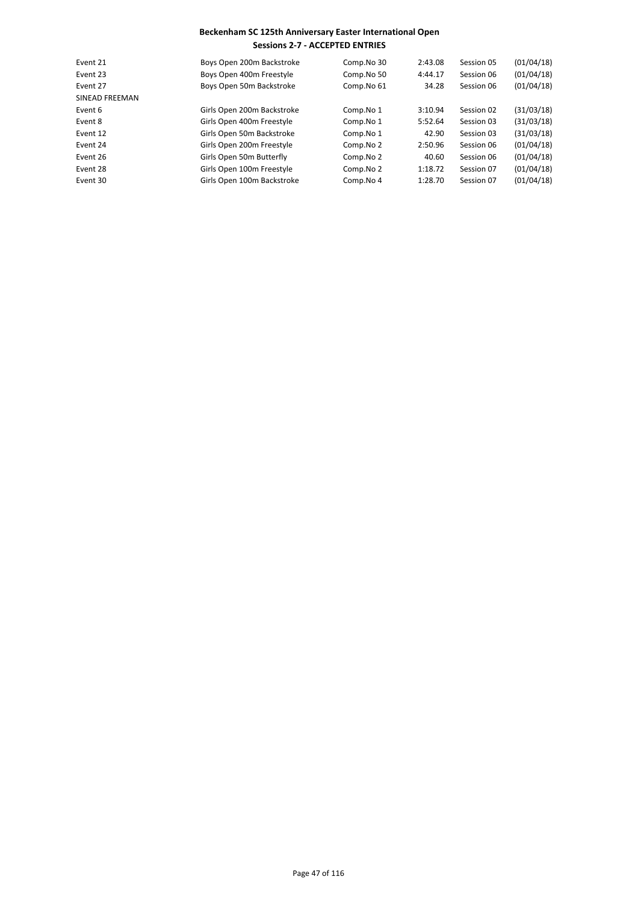**Beckenham SC 125th Anniversary Easter International Open**
**Sessions 2-7 - ACCEPTED ENTRIES**

| | | | | | |
|---|---|---|---|---|---|
| Event 21 | Boys Open 200m Backstroke | Comp.No 30 | 2:43.08 | Session 05 | (01/04/18) |
| Event 23 | Boys Open 400m Freestyle | Comp.No 50 | 4:44.17 | Session 06 | (01/04/18) |
| Event 27 | Boys Open 50m Backstroke | Comp.No 61 | 34.28 | Session 06 | (01/04/18) |
| SINEAD FREEMAN | | | | | |
| Event 6 | Girls Open 200m Backstroke | Comp.No 1 | 3:10.94 | Session 02 | (31/03/18) |
| Event 8 | Girls Open 400m Freestyle | Comp.No 1 | 5:52.64 | Session 03 | (31/03/18) |
| Event 12 | Girls Open 50m Backstroke | Comp.No 1 | 42.90 | Session 03 | (31/03/18) |
| Event 24 | Girls Open 200m Freestyle | Comp.No 2 | 2:50.96 | Session 06 | (01/04/18) |
| Event 26 | Girls Open 50m Butterfly | Comp.No 2 | 40.60 | Session 06 | (01/04/18) |
| Event 28 | Girls Open 100m Freestyle | Comp.No 2 | 1:18.72 | Session 07 | (01/04/18) |
| Event 30 | Girls Open 100m Backstroke | Comp.No 4 | 1:28.70 | Session 07 | (01/04/18) |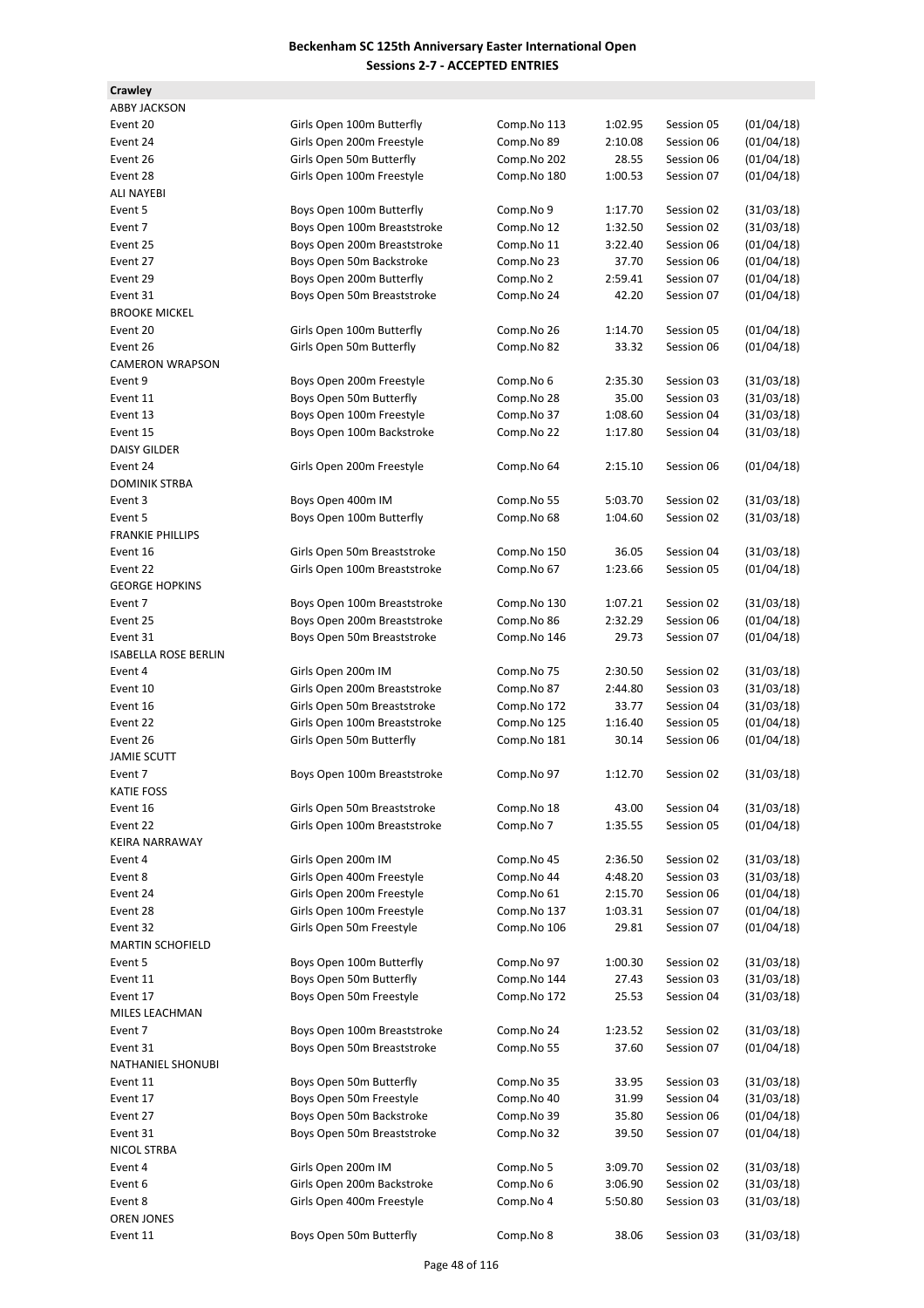**Beckenham SC 125th Anniversary Easter International Open**
**Sessions 2-7 - ACCEPTED ENTRIES**

**Crawley**

| | | | | | |
|---|---|---|---|---|---|
| ABBY JACKSON | | | | | |
| Event 20 | Girls Open 100m Butterfly | Comp.No 113 | 1:02.95 | Session 05 | (01/04/18) |
| Event 24 | Girls Open 200m Freestyle | Comp.No 89 | 2:10.08 | Session 06 | (01/04/18) |
| Event 26 | Girls Open 50m Butterfly | Comp.No 202 | 28.55 | Session 06 | (01/04/18) |
| Event 28 | Girls Open 100m Freestyle | Comp.No 180 | 1:00.53 | Session 07 | (01/04/18) |
| ALI NAYEBI | | | | | |
| Event 5 | Boys Open 100m Butterfly | Comp.No 9 | 1:17.70 | Session 02 | (31/03/18) |
| Event 7 | Boys Open 100m Breaststroke | Comp.No 12 | 1:32.50 | Session 02 | (31/03/18) |
| Event 25 | Boys Open 200m Breaststroke | Comp.No 11 | 3:22.40 | Session 06 | (01/04/18) |
| Event 27 | Boys Open 50m Backstroke | Comp.No 23 | 37.70 | Session 06 | (01/04/18) |
| Event 29 | Boys Open 200m Butterfly | Comp.No 2 | 2:59.41 | Session 07 | (01/04/18) |
| Event 31 | Boys Open 50m Breaststroke | Comp.No 24 | 42.20 | Session 07 | (01/04/18) |
| BROOKE MICKEL | | | | | |
| Event 20 | Girls Open 100m Butterfly | Comp.No 26 | 1:14.70 | Session 05 | (01/04/18) |
| Event 26 | Girls Open 50m Butterfly | Comp.No 82 | 33.32 | Session 06 | (01/04/18) |
| CAMERON WRAPSON | | | | | |
| Event 9 | Boys Open 200m Freestyle | Comp.No 6 | 2:35.30 | Session 03 | (31/03/18) |
| Event 11 | Boys Open 50m Butterfly | Comp.No 28 | 35.00 | Session 03 | (31/03/18) |
| Event 13 | Boys Open 100m Freestyle | Comp.No 37 | 1:08.60 | Session 04 | (31/03/18) |
| Event 15 | Boys Open 100m Backstroke | Comp.No 22 | 1:17.80 | Session 04 | (31/03/18) |
| DAISY GILDER | | | | | |
| Event 24 | Girls Open 200m Freestyle | Comp.No 64 | 2:15.10 | Session 06 | (01/04/18) |
| DOMINIK STRBA | | | | | |
| Event 3 | Boys Open 400m IM | Comp.No 55 | 5:03.70 | Session 02 | (31/03/18) |
| Event 5 | Boys Open 100m Butterfly | Comp.No 68 | 1:04.60 | Session 02 | (31/03/18) |
| FRANKIE PHILLIPS | | | | | |
| Event 16 | Girls Open 50m Breaststroke | Comp.No 150 | 36.05 | Session 04 | (31/03/18) |
| Event 22 | Girls Open 100m Breaststroke | Comp.No 67 | 1:23.66 | Session 05 | (01/04/18) |
| GEORGE HOPKINS | | | | | |
| Event 7 | Boys Open 100m Breaststroke | Comp.No 130 | 1:07.21 | Session 02 | (31/03/18) |
| Event 25 | Boys Open 200m Breaststroke | Comp.No 86 | 2:32.29 | Session 06 | (01/04/18) |
| Event 31 | Boys Open 50m Breaststroke | Comp.No 146 | 29.73 | Session 07 | (01/04/18) |
| ISABELLA ROSE BERLIN | | | | | |
| Event 4 | Girls Open 200m IM | Comp.No 75 | 2:30.50 | Session 02 | (31/03/18) |
| Event 10 | Girls Open 200m Breaststroke | Comp.No 87 | 2:44.80 | Session 03 | (31/03/18) |
| Event 16 | Girls Open 50m Breaststroke | Comp.No 172 | 33.77 | Session 04 | (31/03/18) |
| Event 22 | Girls Open 100m Breaststroke | Comp.No 125 | 1:16.40 | Session 05 | (01/04/18) |
| Event 26 | Girls Open 50m Butterfly | Comp.No 181 | 30.14 | Session 06 | (01/04/18) |
| JAMIE SCUTT | | | | | |
| Event 7 | Boys Open 100m Breaststroke | Comp.No 97 | 1:12.70 | Session 02 | (31/03/18) |
| KATIE FOSS | | | | | |
| Event 16 | Girls Open 50m Breaststroke | Comp.No 18 | 43.00 | Session 04 | (31/03/18) |
| Event 22 | Girls Open 100m Breaststroke | Comp.No 7 | 1:35.55 | Session 05 | (01/04/18) |
| KEIRA NARRAWAY | | | | | |
| Event 4 | Girls Open 200m IM | Comp.No 45 | 2:36.50 | Session 02 | (31/03/18) |
| Event 8 | Girls Open 400m Freestyle | Comp.No 44 | 4:48.20 | Session 03 | (31/03/18) |
| Event 24 | Girls Open 200m Freestyle | Comp.No 61 | 2:15.70 | Session 06 | (01/04/18) |
| Event 28 | Girls Open 100m Freestyle | Comp.No 137 | 1:03.31 | Session 07 | (01/04/18) |
| Event 32 | Girls Open 50m Freestyle | Comp.No 106 | 29.81 | Session 07 | (01/04/18) |
| MARTIN SCHOFIELD | | | | | |
| Event 5 | Boys Open 100m Butterfly | Comp.No 97 | 1:00.30 | Session 02 | (31/03/18) |
| Event 11 | Boys Open 50m Butterfly | Comp.No 144 | 27.43 | Session 03 | (31/03/18) |
| Event 17 | Boys Open 50m Freestyle | Comp.No 172 | 25.53 | Session 04 | (31/03/18) |
| MILES LEACHMAN | | | | | |
| Event 7 | Boys Open 100m Breaststroke | Comp.No 24 | 1:23.52 | Session 02 | (31/03/18) |
| Event 31 | Boys Open 50m Breaststroke | Comp.No 55 | 37.60 | Session 07 | (01/04/18) |
| NATHANIEL SHONUBI | | | | | |
| Event 11 | Boys Open 50m Butterfly | Comp.No 35 | 33.95 | Session 03 | (31/03/18) |
| Event 17 | Boys Open 50m Freestyle | Comp.No 40 | 31.99 | Session 04 | (31/03/18) |
| Event 27 | Boys Open 50m Backstroke | Comp.No 39 | 35.80 | Session 06 | (01/04/18) |
| Event 31 | Boys Open 50m Breaststroke | Comp.No 32 | 39.50 | Session 07 | (01/04/18) |
| NICOL STRBA | | | | | |
| Event 4 | Girls Open 200m IM | Comp.No 5 | 3:09.70 | Session 02 | (31/03/18) |
| Event 6 | Girls Open 200m Backstroke | Comp.No 6 | 3:06.90 | Session 02 | (31/03/18) |
| Event 8 | Girls Open 400m Freestyle | Comp.No 4 | 5:50.80 | Session 03 | (31/03/18) |
| OREN JONES | | | | | |
| Event 11 | Boys Open 50m Butterfly | Comp.No 8 | 38.06 | Session 03 | (31/03/18) |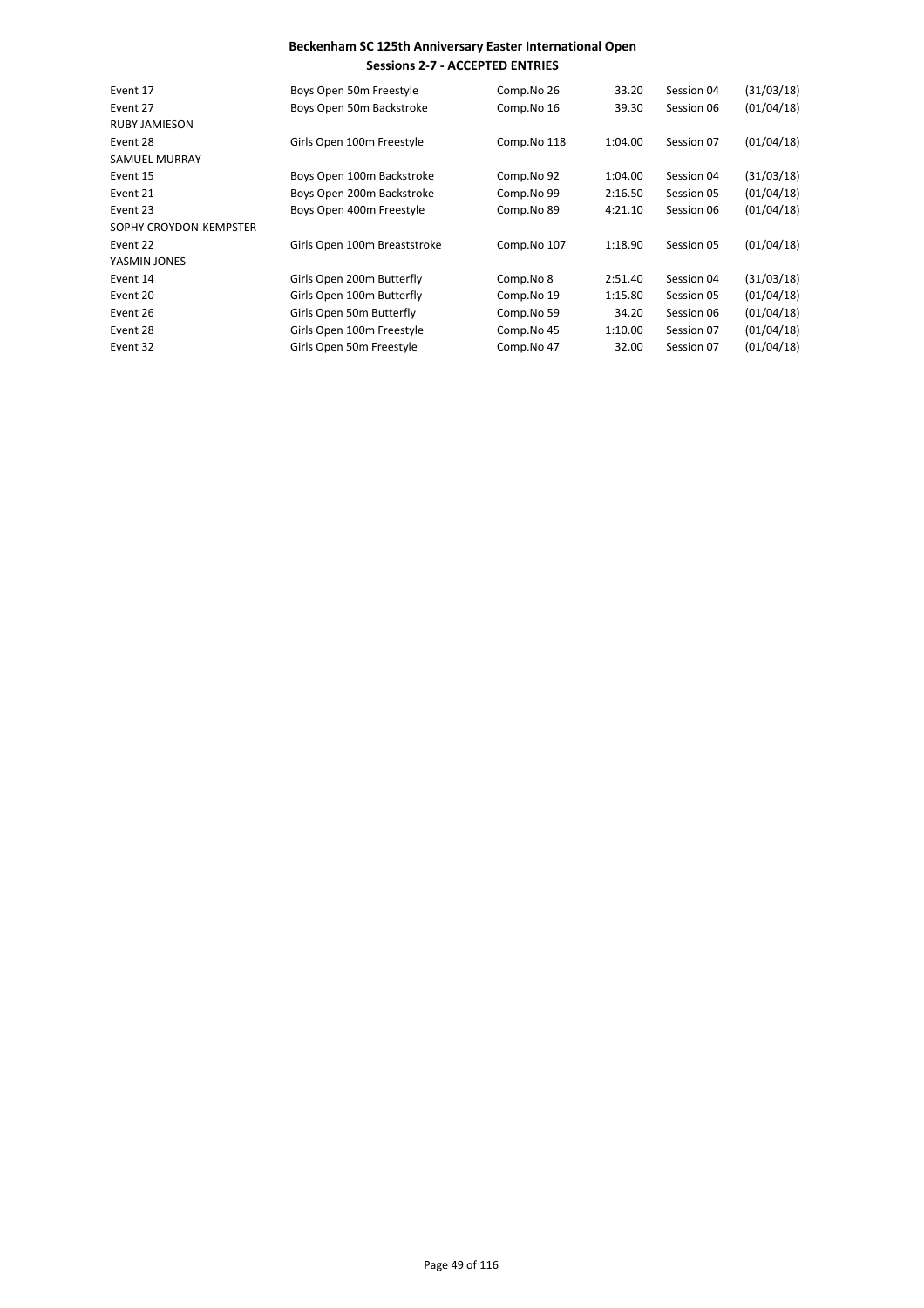**Beckenham SC 125th Anniversary Easter International Open**
**Sessions 2-7 - ACCEPTED ENTRIES**

| | | | | | |
|---|---|---|---|---|---|
| Event 17 | Boys Open 50m Freestyle | Comp.No 26 | 33.20 | Session 04 | (31/03/18) |
| Event 27 | Boys Open 50m Backstroke | Comp.No 16 | 39.30 | Session 06 | (01/04/18) |
| RUBY JAMIESON | | | | | |
| Event 28 | Girls Open 100m Freestyle | Comp.No 118 | 1:04.00 | Session 07 | (01/04/18) |
| SAMUEL MURRAY | | | | | |
| Event 15 | Boys Open 100m Backstroke | Comp.No 92 | 1:04.00 | Session 04 | (31/03/18) |
| Event 21 | Boys Open 200m Backstroke | Comp.No 99 | 2:16.50 | Session 05 | (01/04/18) |
| Event 23 | Boys Open 400m Freestyle | Comp.No 89 | 4:21.10 | Session 06 | (01/04/18) |
| SOPHY CROYDON-KEMPSTER | | | | | |
| Event 22 | Girls Open 100m Breaststroke | Comp.No 107 | 1:18.90 | Session 05 | (01/04/18) |
| YASMIN JONES | | | | | |
| Event 14 | Girls Open 200m Butterfly | Comp.No 8 | 2:51.40 | Session 04 | (31/03/18) |
| Event 20 | Girls Open 100m Butterfly | Comp.No 19 | 1:15.80 | Session 05 | (01/04/18) |
| Event 26 | Girls Open 50m Butterfly | Comp.No 59 | 34.20 | Session 06 | (01/04/18) |
| Event 28 | Girls Open 100m Freestyle | Comp.No 45 | 1:10.00 | Session 07 | (01/04/18) |
| Event 32 | Girls Open 50m Freestyle | Comp.No 47 | 32.00 | Session 07 | (01/04/18) |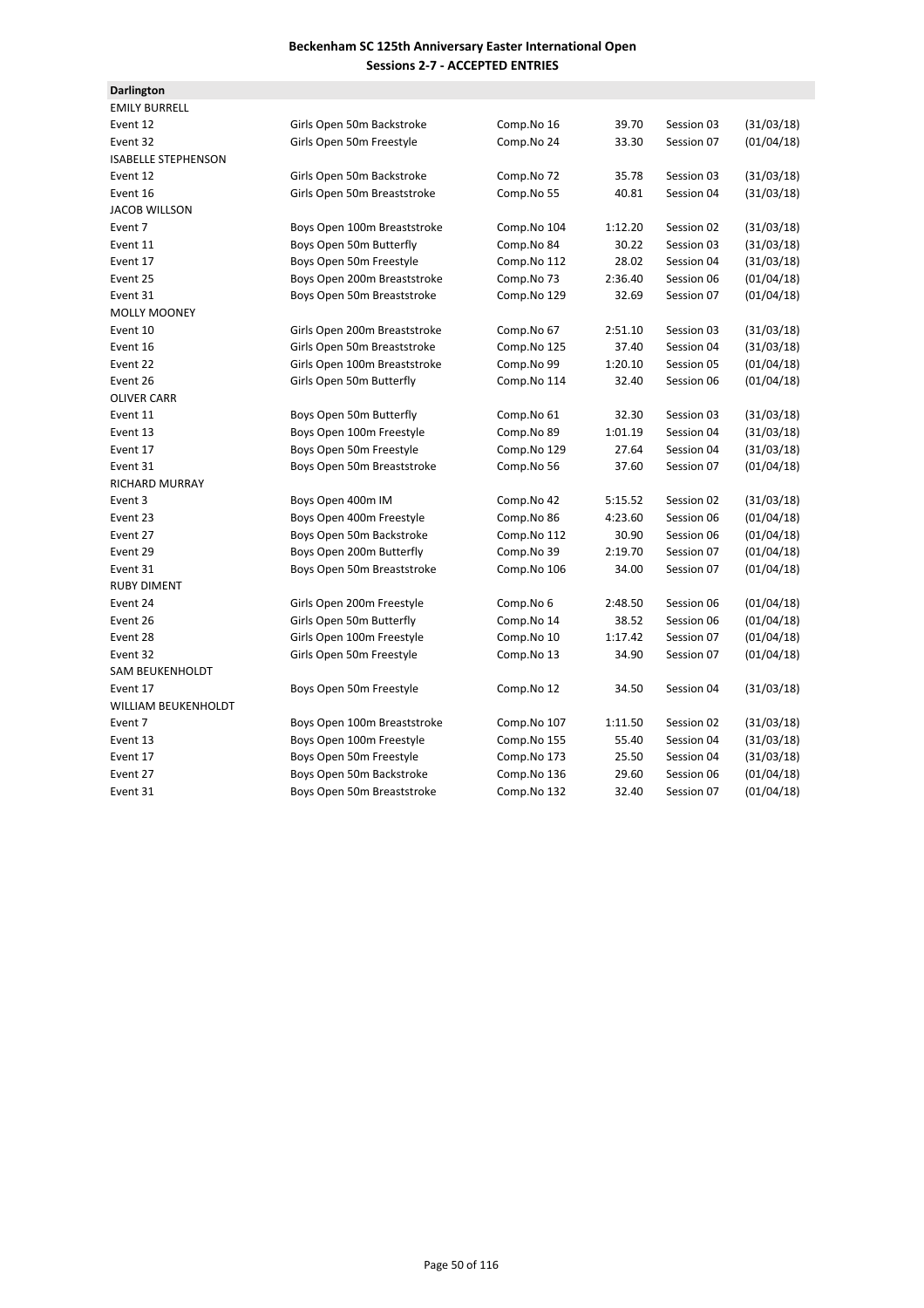**Beckenham SC 125th Anniversary Easter International Open**
**Sessions 2-7 - ACCEPTED ENTRIES**

**Darlington**

| | | | | | |
|---|---|---|---|---|---|
| EMILY BURRELL | | | | | |
| Event 12 | Girls Open 50m Backstroke | Comp.No 16 | 39.70 | Session 03 | (31/03/18) |
| Event 32 | Girls Open 50m Freestyle | Comp.No 24 | 33.30 | Session 07 | (01/04/18) |
| ISABELLE STEPHENSON | | | | | |
| Event 12 | Girls Open 50m Backstroke | Comp.No 72 | 35.78 | Session 03 | (31/03/18) |
| Event 16 | Girls Open 50m Breaststroke | Comp.No 55 | 40.81 | Session 04 | (31/03/18) |
| JACOB WILLSON | | | | | |
| Event 7 | Boys Open 100m Breaststroke | Comp.No 104 | 1:12.20 | Session 02 | (31/03/18) |
| Event 11 | Boys Open 50m Butterfly | Comp.No 84 | 30.22 | Session 03 | (31/03/18) |
| Event 17 | Boys Open 50m Freestyle | Comp.No 112 | 28.02 | Session 04 | (31/03/18) |
| Event 25 | Boys Open 200m Breaststroke | Comp.No 73 | 2:36.40 | Session 06 | (01/04/18) |
| Event 31 | Boys Open 50m Breaststroke | Comp.No 129 | 32.69 | Session 07 | (01/04/18) |
| MOLLY MOONEY | | | | | |
| Event 10 | Girls Open 200m Breaststroke | Comp.No 67 | 2:51.10 | Session 03 | (31/03/18) |
| Event 16 | Girls Open 50m Breaststroke | Comp.No 125 | 37.40 | Session 04 | (31/03/18) |
| Event 22 | Girls Open 100m Breaststroke | Comp.No 99 | 1:20.10 | Session 05 | (01/04/18) |
| Event 26 | Girls Open 50m Butterfly | Comp.No 114 | 32.40 | Session 06 | (01/04/18) |
| OLIVER CARR | | | | | |
| Event 11 | Boys Open 50m Butterfly | Comp.No 61 | 32.30 | Session 03 | (31/03/18) |
| Event 13 | Boys Open 100m Freestyle | Comp.No 89 | 1:01.19 | Session 04 | (31/03/18) |
| Event 17 | Boys Open 50m Freestyle | Comp.No 129 | 27.64 | Session 04 | (31/03/18) |
| Event 31 | Boys Open 50m Breaststroke | Comp.No 56 | 37.60 | Session 07 | (01/04/18) |
| RICHARD MURRAY | | | | | |
| Event 3 | Boys Open 400m IM | Comp.No 42 | 5:15.52 | Session 02 | (31/03/18) |
| Event 23 | Boys Open 400m Freestyle | Comp.No 86 | 4:23.60 | Session 06 | (01/04/18) |
| Event 27 | Boys Open 50m Backstroke | Comp.No 112 | 30.90 | Session 06 | (01/04/18) |
| Event 29 | Boys Open 200m Butterfly | Comp.No 39 | 2:19.70 | Session 07 | (01/04/18) |
| Event 31 | Boys Open 50m Breaststroke | Comp.No 106 | 34.00 | Session 07 | (01/04/18) |
| RUBY DIMENT | | | | | |
| Event 24 | Girls Open 200m Freestyle | Comp.No 6 | 2:48.50 | Session 06 | (01/04/18) |
| Event 26 | Girls Open 50m Butterfly | Comp.No 14 | 38.52 | Session 06 | (01/04/18) |
| Event 28 | Girls Open 100m Freestyle | Comp.No 10 | 1:17.42 | Session 07 | (01/04/18) |
| Event 32 | Girls Open 50m Freestyle | Comp.No 13 | 34.90 | Session 07 | (01/04/18) |
| SAM BEUKENHOLDT | | | | | |
| Event 17 | Boys Open 50m Freestyle | Comp.No 12 | 34.50 | Session 04 | (31/03/18) |
| WILLIAM BEUKENHOLDT | | | | | |
| Event 7 | Boys Open 100m Breaststroke | Comp.No 107 | 1:11.50 | Session 02 | (31/03/18) |
| Event 13 | Boys Open 100m Freestyle | Comp.No 155 | 55.40 | Session 04 | (31/03/18) |
| Event 17 | Boys Open 50m Freestyle | Comp.No 173 | 25.50 | Session 04 | (31/03/18) |
| Event 27 | Boys Open 50m Backstroke | Comp.No 136 | 29.60 | Session 06 | (01/04/18) |
| Event 31 | Boys Open 50m Breaststroke | Comp.No 132 | 32.40 | Session 07 | (01/04/18) |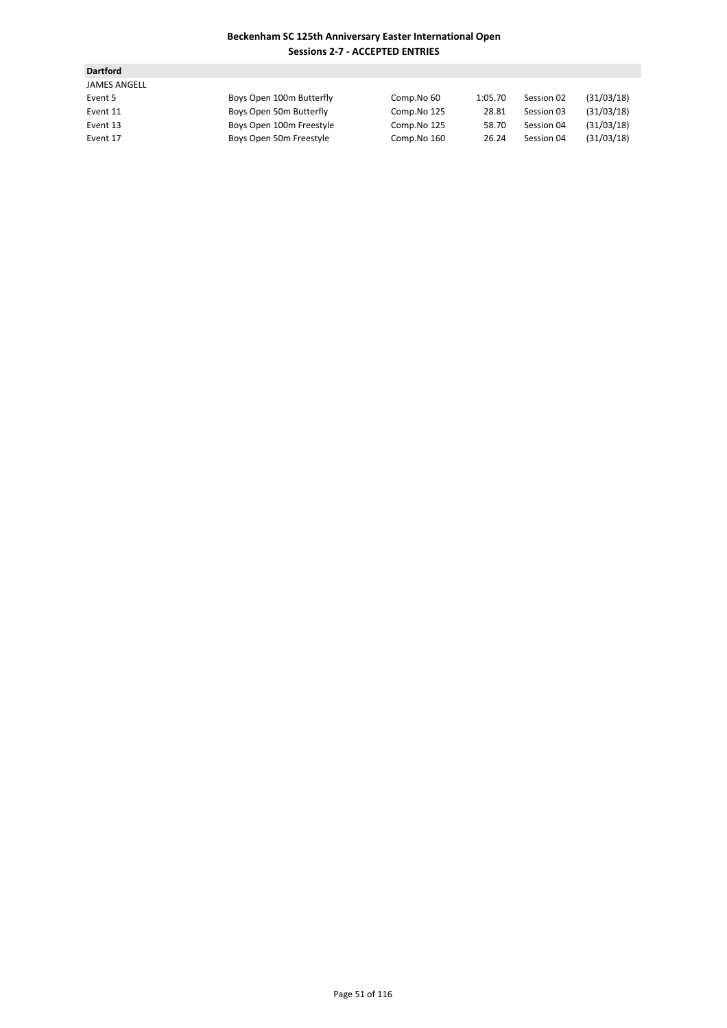**Dartford**

JAMES ANGELL

| | | | | | |
|---|---|---|---|---|---|
| Event 5 | Boys Open 100m Butterfly | Comp.No 60 | 1:05.70 | Session 02 | (31/03/18) |
| Event 11 | Boys Open 50m Butterfly | Comp.No 125 | 28.81 | Session 03 | (31/03/18) |
| Event 13 | Boys Open 100m Freestyle | Comp.No 125 | 58.70 | Session 04 | (31/03/18) |
| Event 17 | Boys Open 50m Freestyle | Comp.No 160 | 26.24 | Session 04 | (31/03/18) |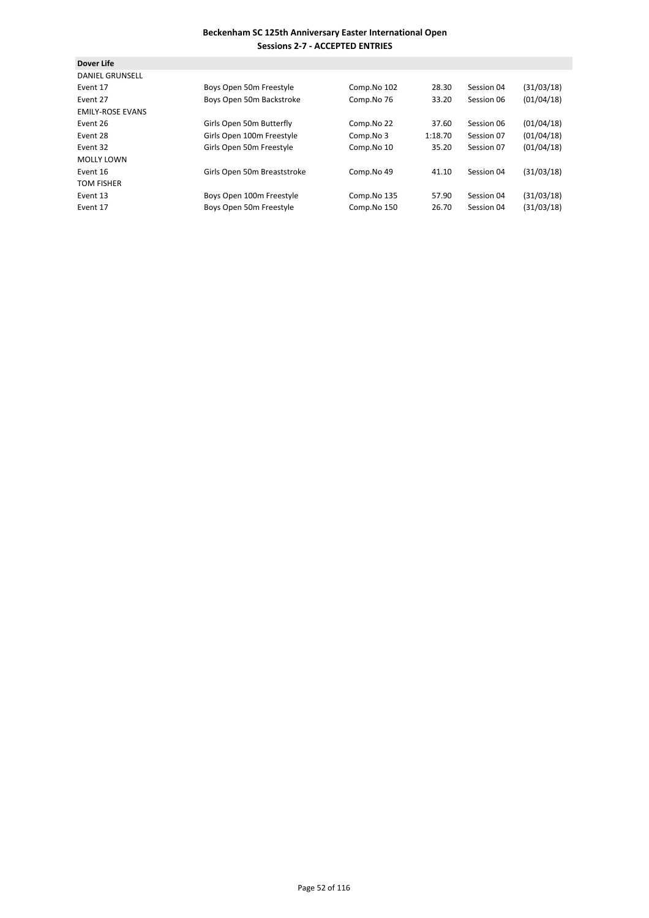**Beckenham SC 125th Anniversary Easter International Open**
**Sessions 2-7 - ACCEPTED ENTRIES**

| **Dover Life** | | | | | |
|---|---|---|---|---|---|
| DANIEL GRUNSELL | | | | | |
| Event 17 | Boys Open 50m Freestyle | Comp.No 102 | 28.30 | Session 04 | (31/03/18) |
| Event 27 | Boys Open 50m Backstroke | Comp.No 76 | 33.20 | Session 06 | (01/04/18) |
| EMILY-ROSE EVANS | | | | | |
| Event 26 | Girls Open 50m Butterfly | Comp.No 22 | 37.60 | Session 06 | (01/04/18) |
| Event 28 | Girls Open 100m Freestyle | Comp.No 3 | 1:18.70 | Session 07 | (01/04/18) |
| Event 32 | Girls Open 50m Freestyle | Comp.No 10 | 35.20 | Session 07 | (01/04/18) |
| MOLLY LOWN | | | | | |
| Event 16 | Girls Open 50m Breaststroke | Comp.No 49 | 41.10 | Session 04 | (31/03/18) |
| TOM FISHER | | | | | |
| Event 13 | Boys Open 100m Freestyle | Comp.No 135 | 57.90 | Session 04 | (31/03/18) |
| Event 17 | Boys Open 50m Freestyle | Comp.No 150 | 26.70 | Session 04 | (31/03/18) |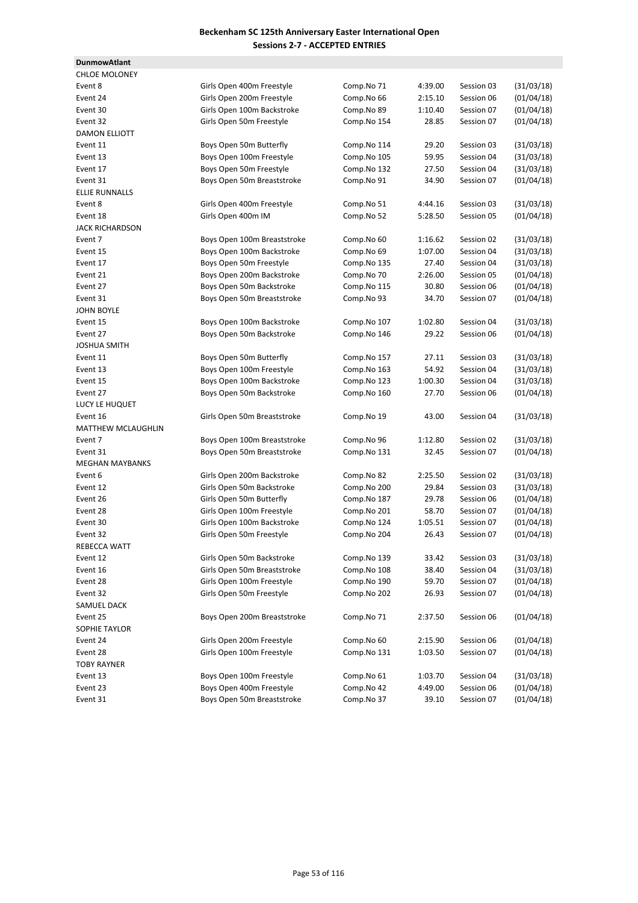**Beckenham SC 125th Anniversary Easter International Open**
**Sessions 2-7 - ACCEPTED ENTRIES**

**DunmowAtlant**

| | | | | | |
|---|---|---|---|---|---|
| CHLOE MOLONEY | | | | | |
| Event 8 | Girls Open 400m Freestyle | Comp.No 71 | 4:39.00 | Session 03 | (31/03/18) |
| Event 24 | Girls Open 200m Freestyle | Comp.No 66 | 2:15.10 | Session 06 | (01/04/18) |
| Event 30 | Girls Open 100m Backstroke | Comp.No 89 | 1:10.40 | Session 07 | (01/04/18) |
| Event 32 | Girls Open 50m Freestyle | Comp.No 154 | 28.85 | Session 07 | (01/04/18) |
| DAMON ELLIOTT | | | | | |
| Event 11 | Boys Open 50m Butterfly | Comp.No 114 | 29.20 | Session 03 | (31/03/18) |
| Event 13 | Boys Open 100m Freestyle | Comp.No 105 | 59.95 | Session 04 | (31/03/18) |
| Event 17 | Boys Open 50m Freestyle | Comp.No 132 | 27.50 | Session 04 | (31/03/18) |
| Event 31 | Boys Open 50m Breaststroke | Comp.No 91 | 34.90 | Session 07 | (01/04/18) |
| ELLIE RUNNALLS | | | | | |
| Event 8 | Girls Open 400m Freestyle | Comp.No 51 | 4:44.16 | Session 03 | (31/03/18) |
| Event 18 | Girls Open 400m IM | Comp.No 52 | 5:28.50 | Session 05 | (01/04/18) |
| JACK RICHARDSON | | | | | |
| Event 7 | Boys Open 100m Breaststroke | Comp.No 60 | 1:16.62 | Session 02 | (31/03/18) |
| Event 15 | Boys Open 100m Backstroke | Comp.No 69 | 1:07.00 | Session 04 | (31/03/18) |
| Event 17 | Boys Open 50m Freestyle | Comp.No 135 | 27.40 | Session 04 | (31/03/18) |
| Event 21 | Boys Open 200m Backstroke | Comp.No 70 | 2:26.00 | Session 05 | (01/04/18) |
| Event 27 | Boys Open 50m Backstroke | Comp.No 115 | 30.80 | Session 06 | (01/04/18) |
| Event 31 | Boys Open 50m Breaststroke | Comp.No 93 | 34.70 | Session 07 | (01/04/18) |
| JOHN BOYLE | | | | | |
| Event 15 | Boys Open 100m Backstroke | Comp.No 107 | 1:02.80 | Session 04 | (31/03/18) |
| Event 27 | Boys Open 50m Backstroke | Comp.No 146 | 29.22 | Session 06 | (01/04/18) |
| JOSHUA SMITH | | | | | |
| Event 11 | Boys Open 50m Butterfly | Comp.No 157 | 27.11 | Session 03 | (31/03/18) |
| Event 13 | Boys Open 100m Freestyle | Comp.No 163 | 54.92 | Session 04 | (31/03/18) |
| Event 15 | Boys Open 100m Backstroke | Comp.No 123 | 1:00.30 | Session 04 | (31/03/18) |
| Event 27 | Boys Open 50m Backstroke | Comp.No 160 | 27.70 | Session 06 | (01/04/18) |
| LUCY LE HUQUET | | | | | |
| Event 16 | Girls Open 50m Breaststroke | Comp.No 19 | 43.00 | Session 04 | (31/03/18) |
| MATTHEW MCLAUGHLIN | | | | | |
| Event 7 | Boys Open 100m Breaststroke | Comp.No 96 | 1:12.80 | Session 02 | (31/03/18) |
| Event 31 | Boys Open 50m Breaststroke | Comp.No 131 | 32.45 | Session 07 | (01/04/18) |
| MEGHAN MAYBANKS | | | | | |
| Event 6 | Girls Open 200m Backstroke | Comp.No 82 | 2:25.50 | Session 02 | (31/03/18) |
| Event 12 | Girls Open 50m Backstroke | Comp.No 200 | 29.84 | Session 03 | (31/03/18) |
| Event 26 | Girls Open 50m Butterfly | Comp.No 187 | 29.78 | Session 06 | (01/04/18) |
| Event 28 | Girls Open 100m Freestyle | Comp.No 201 | 58.70 | Session 07 | (01/04/18) |
| Event 30 | Girls Open 100m Backstroke | Comp.No 124 | 1:05.51 | Session 07 | (01/04/18) |
| Event 32 | Girls Open 50m Freestyle | Comp.No 204 | 26.43 | Session 07 | (01/04/18) |
| REBECCA WATT | | | | | |
| Event 12 | Girls Open 50m Backstroke | Comp.No 139 | 33.42 | Session 03 | (31/03/18) |
| Event 16 | Girls Open 50m Breaststroke | Comp.No 108 | 38.40 | Session 04 | (31/03/18) |
| Event 28 | Girls Open 100m Freestyle | Comp.No 190 | 59.70 | Session 07 | (01/04/18) |
| Event 32 | Girls Open 50m Freestyle | Comp.No 202 | 26.93 | Session 07 | (01/04/18) |
| SAMUEL DACK | | | | | |
| Event 25 | Boys Open 200m Breaststroke | Comp.No 71 | 2:37.50 | Session 06 | (01/04/18) |
| SOPHIE TAYLOR | | | | | |
| Event 24 | Girls Open 200m Freestyle | Comp.No 60 | 2:15.90 | Session 06 | (01/04/18) |
| Event 28 | Girls Open 100m Freestyle | Comp.No 131 | 1:03.50 | Session 07 | (01/04/18) |
| TOBY RAYNER | | | | | |
| Event 13 | Boys Open 100m Freestyle | Comp.No 61 | 1:03.70 | Session 04 | (31/03/18) |
| Event 23 | Boys Open 400m Freestyle | Comp.No 42 | 4:49.00 | Session 06 | (01/04/18) |
| Event 31 | Boys Open 50m Breaststroke | Comp.No 37 | 39.10 | Session 07 | (01/04/18) |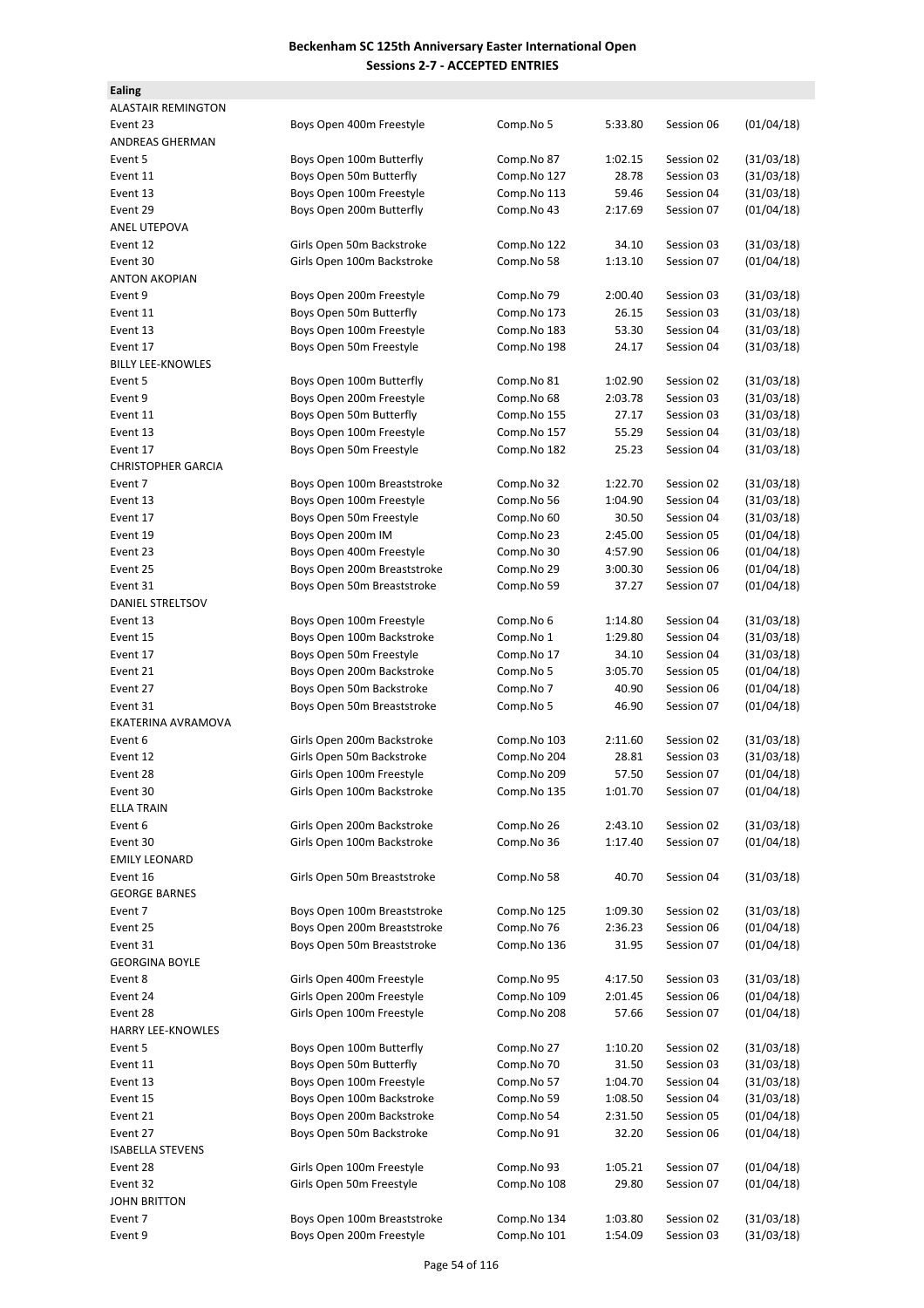# Beckenham SC 125th Anniversary Easter International Open

## Sessions 2-7 - ACCEPTED ENTRIES

**Ealing**

| | | | | | |
|---|---|---|---|---|---|
| ALASTAIR REMINGTON | | | | | |
| Event 23 | Boys Open 400m Freestyle | Comp.No 5 | 5:33.80 | Session 06 | (01/04/18) |
| ANDREAS GHERMAN | | | | | |
| Event 5 | Boys Open 100m Butterfly | Comp.No 87 | 1:02.15 | Session 02 | (31/03/18) |
| Event 11 | Boys Open 50m Butterfly | Comp.No 127 | 28.78 | Session 03 | (31/03/18) |
| Event 13 | Boys Open 100m Freestyle | Comp.No 113 | 59.46 | Session 04 | (31/03/18) |
| Event 29 | Boys Open 200m Butterfly | Comp.No 43 | 2:17.69 | Session 07 | (01/04/18) |
| ANEL UTEPOVA | | | | | |
| Event 12 | Girls Open 50m Backstroke | Comp.No 122 | 34.10 | Session 03 | (31/03/18) |
| Event 30 | Girls Open 100m Backstroke | Comp.No 58 | 1:13.10 | Session 07 | (01/04/18) |
| ANTON AKOPIAN | | | | | |
| Event 9 | Boys Open 200m Freestyle | Comp.No 79 | 2:00.40 | Session 03 | (31/03/18) |
| Event 11 | Boys Open 50m Butterfly | Comp.No 173 | 26.15 | Session 03 | (31/03/18) |
| Event 13 | Boys Open 100m Freestyle | Comp.No 183 | 53.30 | Session 04 | (31/03/18) |
| Event 17 | Boys Open 50m Freestyle | Comp.No 198 | 24.17 | Session 04 | (31/03/18) |
| BILLY LEE-KNOWLES | | | | | |
| Event 5 | Boys Open 100m Butterfly | Comp.No 81 | 1:02.90 | Session 02 | (31/03/18) |
| Event 9 | Boys Open 200m Freestyle | Comp.No 68 | 2:03.78 | Session 03 | (31/03/18) |
| Event 11 | Boys Open 50m Butterfly | Comp.No 155 | 27.17 | Session 03 | (31/03/18) |
| Event 13 | Boys Open 100m Freestyle | Comp.No 157 | 55.29 | Session 04 | (31/03/18) |
| Event 17 | Boys Open 50m Freestyle | Comp.No 182 | 25.23 | Session 04 | (31/03/18) |
| CHRISTOPHER GARCIA | | | | | |
| Event 7 | Boys Open 100m Breaststroke | Comp.No 32 | 1:22.70 | Session 02 | (31/03/18) |
| Event 13 | Boys Open 100m Freestyle | Comp.No 56 | 1:04.90 | Session 04 | (31/03/18) |
| Event 17 | Boys Open 50m Freestyle | Comp.No 60 | 30.50 | Session 04 | (31/03/18) |
| Event 19 | Boys Open 200m IM | Comp.No 23 | 2:45.00 | Session 05 | (01/04/18) |
| Event 23 | Boys Open 400m Freestyle | Comp.No 30 | 4:57.90 | Session 06 | (01/04/18) |
| Event 25 | Boys Open 200m Breaststroke | Comp.No 29 | 3:00.30 | Session 06 | (01/04/18) |
| Event 31 | Boys Open 50m Breaststroke | Comp.No 59 | 37.27 | Session 07 | (01/04/18) |
| DANIEL STRELTSOV | | | | | |
| Event 13 | Boys Open 100m Freestyle | Comp.No 6 | 1:14.80 | Session 04 | (31/03/18) |
| Event 15 | Boys Open 100m Backstroke | Comp.No 1 | 1:29.80 | Session 04 | (31/03/18) |
| Event 17 | Boys Open 50m Freestyle | Comp.No 17 | 34.10 | Session 04 | (31/03/18) |
| Event 21 | Boys Open 200m Backstroke | Comp.No 5 | 3:05.70 | Session 05 | (01/04/18) |
| Event 27 | Boys Open 50m Backstroke | Comp.No 7 | 40.90 | Session 06 | (01/04/18) |
| Event 31 | Boys Open 50m Breaststroke | Comp.No 5 | 46.90 | Session 07 | (01/04/18) |
| EKATERINA AVRAMOVA | | | | | |
| Event 6 | Girls Open 200m Backstroke | Comp.No 103 | 2:11.60 | Session 02 | (31/03/18) |
| Event 12 | Girls Open 50m Backstroke | Comp.No 204 | 28.81 | Session 03 | (31/03/18) |
| Event 28 | Girls Open 100m Freestyle | Comp.No 209 | 57.50 | Session 07 | (01/04/18) |
| Event 30 | Girls Open 100m Backstroke | Comp.No 135 | 1:01.70 | Session 07 | (01/04/18) |
| ELLA TRAIN | | | | | |
| Event 6 | Girls Open 200m Backstroke | Comp.No 26 | 2:43.10 | Session 02 | (31/03/18) |
| Event 30 | Girls Open 100m Backstroke | Comp.No 36 | 1:17.40 | Session 07 | (01/04/18) |
| EMILY LEONARD | | | | | |
| Event 16 | Girls Open 50m Breaststroke | Comp.No 58 | 40.70 | Session 04 | (31/03/18) |
| GEORGE BARNES | | | | | |
| Event 7 | Boys Open 100m Breaststroke | Comp.No 125 | 1:09.30 | Session 02 | (31/03/18) |
| Event 25 | Boys Open 200m Breaststroke | Comp.No 76 | 2:36.23 | Session 06 | (01/04/18) |
| Event 31 | Boys Open 50m Breaststroke | Comp.No 136 | 31.95 | Session 07 | (01/04/18) |
| GEORGINA BOYLE | | | | | |
| Event 8 | Girls Open 400m Freestyle | Comp.No 95 | 4:17.50 | Session 03 | (31/03/18) |
| Event 24 | Girls Open 200m Freestyle | Comp.No 109 | 2:01.45 | Session 06 | (01/04/18) |
| Event 28 | Girls Open 100m Freestyle | Comp.No 208 | 57.66 | Session 07 | (01/04/18) |
| HARRY LEE-KNOWLES | | | | | |
| Event 5 | Boys Open 100m Butterfly | Comp.No 27 | 1:10.20 | Session 02 | (31/03/18) |
| Event 11 | Boys Open 50m Butterfly | Comp.No 70 | 31.50 | Session 03 | (31/03/18) |
| Event 13 | Boys Open 100m Freestyle | Comp.No 57 | 1:04.70 | Session 04 | (31/03/18) |
| Event 15 | Boys Open 100m Backstroke | Comp.No 59 | 1:08.50 | Session 04 | (31/03/18) |
| Event 21 | Boys Open 200m Backstroke | Comp.No 54 | 2:31.50 | Session 05 | (01/04/18) |
| Event 27 | Boys Open 50m Backstroke | Comp.No 91 | 32.20 | Session 06 | (01/04/18) |
| ISABELLA STEVENS | | | | | |
| Event 28 | Girls Open 100m Freestyle | Comp.No 93 | 1:05.21 | Session 07 | (01/04/18) |
| Event 32 | Girls Open 50m Freestyle | Comp.No 108 | 29.80 | Session 07 | (01/04/18) |
| JOHN BRITTON | | | | | |
| Event 7 | Boys Open 100m Breaststroke | Comp.No 134 | 1:03.80 | Session 02 | (31/03/18) |
| Event 9 | Boys Open 200m Freestyle | Comp.No 101 | 1:54.09 | Session 03 | (31/03/18) |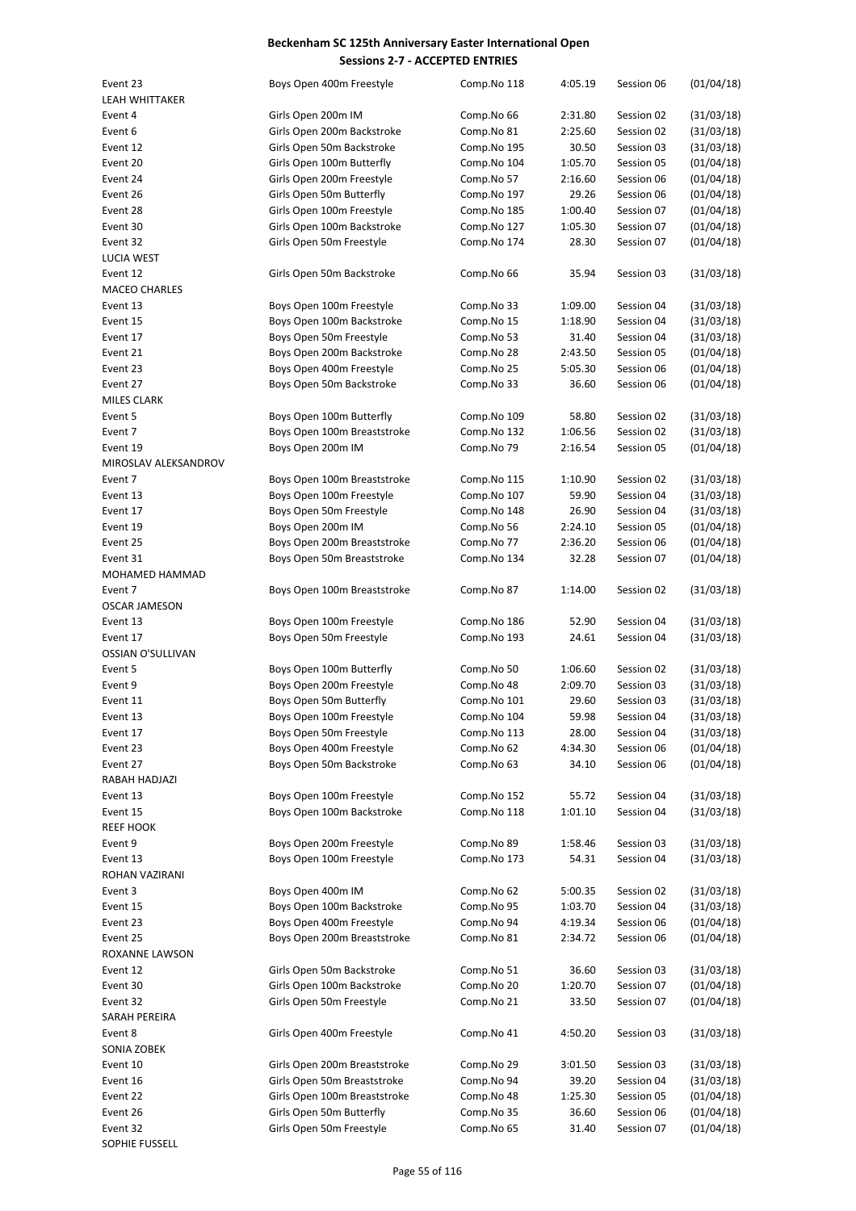# Beckenham SC 125th Anniversary Easter International Open

## Sessions 2-7 - ACCEPTED ENTRIES

| | | | | | |
|---|---|---|---|---|---|
| Event 23 | Boys Open 400m Freestyle | Comp.No 118 | 4:05.19 | Session 06 | (01/04/18) |
| LEAH WHITTAKER | | | | | |
| Event 4 | Girls Open 200m IM | Comp.No 66 | 2:31.80 | Session 02 | (31/03/18) |
| Event 6 | Girls Open 200m Backstroke | Comp.No 81 | 2:25.60 | Session 02 | (31/03/18) |
| Event 12 | Girls Open 50m Backstroke | Comp.No 195 | 30.50 | Session 03 | (31/03/18) |
| Event 20 | Girls Open 100m Butterfly | Comp.No 104 | 1:05.70 | Session 05 | (01/04/18) |
| Event 24 | Girls Open 200m Freestyle | Comp.No 57 | 2:16.60 | Session 06 | (01/04/18) |
| Event 26 | Girls Open 50m Butterfly | Comp.No 197 | 29.26 | Session 06 | (01/04/18) |
| Event 28 | Girls Open 100m Freestyle | Comp.No 185 | 1:00.40 | Session 07 | (01/04/18) |
| Event 30 | Girls Open 100m Backstroke | Comp.No 127 | 1:05.30 | Session 07 | (01/04/18) |
| Event 32 | Girls Open 50m Freestyle | Comp.No 174 | 28.30 | Session 07 | (01/04/18) |
| LUCIA WEST | | | | | |
| Event 12 | Girls Open 50m Backstroke | Comp.No 66 | 35.94 | Session 03 | (31/03/18) |
| MACEO CHARLES | | | | | |
| Event 13 | Boys Open 100m Freestyle | Comp.No 33 | 1:09.00 | Session 04 | (31/03/18) |
| Event 15 | Boys Open 100m Backstroke | Comp.No 15 | 1:18.90 | Session 04 | (31/03/18) |
| Event 17 | Boys Open 50m Freestyle | Comp.No 53 | 31.40 | Session 04 | (31/03/18) |
| Event 21 | Boys Open 200m Backstroke | Comp.No 28 | 2:43.50 | Session 05 | (01/04/18) |
| Event 23 | Boys Open 400m Freestyle | Comp.No 25 | 5:05.30 | Session 06 | (01/04/18) |
| Event 27 | Boys Open 50m Backstroke | Comp.No 33 | 36.60 | Session 06 | (01/04/18) |
| MILES CLARK | | | | | |
| Event 5 | Boys Open 100m Butterfly | Comp.No 109 | 58.80 | Session 02 | (31/03/18) |
| Event 7 | Boys Open 100m Breaststroke | Comp.No 132 | 1:06.56 | Session 02 | (31/03/18) |
| Event 19 | Boys Open 200m IM | Comp.No 79 | 2:16.54 | Session 05 | (01/04/18) |
| MIROSLAV ALEKSANDROV | | | | | |
| Event 7 | Boys Open 100m Breaststroke | Comp.No 115 | 1:10.90 | Session 02 | (31/03/18) |
| Event 13 | Boys Open 100m Freestyle | Comp.No 107 | 59.90 | Session 04 | (31/03/18) |
| Event 17 | Boys Open 50m Freestyle | Comp.No 148 | 26.90 | Session 04 | (31/03/18) |
| Event 19 | Boys Open 200m IM | Comp.No 56 | 2:24.10 | Session 05 | (01/04/18) |
| Event 25 | Boys Open 200m Breaststroke | Comp.No 77 | 2:36.20 | Session 06 | (01/04/18) |
| Event 31 | Boys Open 50m Breaststroke | Comp.No 134 | 32.28 | Session 07 | (01/04/18) |
| MOHAMED HAMMAD | | | | | |
| Event 7 | Boys Open 100m Breaststroke | Comp.No 87 | 1:14.00 | Session 02 | (31/03/18) |
| OSCAR JAMESON | | | | | |
| Event 13 | Boys Open 100m Freestyle | Comp.No 186 | 52.90 | Session 04 | (31/03/18) |
| Event 17 | Boys Open 50m Freestyle | Comp.No 193 | 24.61 | Session 04 | (31/03/18) |
| OSSIAN O'SULLIVAN | | | | | |
| Event 5 | Boys Open 100m Butterfly | Comp.No 50 | 1:06.60 | Session 02 | (31/03/18) |
| Event 9 | Boys Open 200m Freestyle | Comp.No 48 | 2:09.70 | Session 03 | (31/03/18) |
| Event 11 | Boys Open 50m Butterfly | Comp.No 101 | 29.60 | Session 03 | (31/03/18) |
| Event 13 | Boys Open 100m Freestyle | Comp.No 104 | 59.98 | Session 04 | (31/03/18) |
| Event 17 | Boys Open 50m Freestyle | Comp.No 113 | 28.00 | Session 04 | (31/03/18) |
| Event 23 | Boys Open 400m Freestyle | Comp.No 62 | 4:34.30 | Session 06 | (01/04/18) |
| Event 27 | Boys Open 50m Backstroke | Comp.No 63 | 34.10 | Session 06 | (01/04/18) |
| RABAH HADJAZI | | | | | |
| Event 13 | Boys Open 100m Freestyle | Comp.No 152 | 55.72 | Session 04 | (31/03/18) |
| Event 15 | Boys Open 100m Backstroke | Comp.No 118 | 1:01.10 | Session 04 | (31/03/18) |
| REEF HOOK | | | | | |
| Event 9 | Boys Open 200m Freestyle | Comp.No 89 | 1:58.46 | Session 03 | (31/03/18) |
| Event 13 | Boys Open 100m Freestyle | Comp.No 173 | 54.31 | Session 04 | (31/03/18) |
| ROHAN VAZIRANI | | | | | |
| Event 3 | Boys Open 400m IM | Comp.No 62 | 5:00.35 | Session 02 | (31/03/18) |
| Event 15 | Boys Open 100m Backstroke | Comp.No 95 | 1:03.70 | Session 04 | (31/03/18) |
| Event 23 | Boys Open 400m Freestyle | Comp.No 94 | 4:19.34 | Session 06 | (01/04/18) |
| Event 25 | Boys Open 200m Breaststroke | Comp.No 81 | 2:34.72 | Session 06 | (01/04/18) |
| ROXANNE LAWSON | | | | | |
| Event 12 | Girls Open 50m Backstroke | Comp.No 51 | 36.60 | Session 03 | (31/03/18) |
| Event 30 | Girls Open 100m Backstroke | Comp.No 20 | 1:20.70 | Session 07 | (01/04/18) |
| Event 32 | Girls Open 50m Freestyle | Comp.No 21 | 33.50 | Session 07 | (01/04/18) |
| SARAH PEREIRA | | | | | |
| Event 8 | Girls Open 400m Freestyle | Comp.No 41 | 4:50.20 | Session 03 | (31/03/18) |
| SONIA ZOBEK | | | | | |
| Event 10 | Girls Open 200m Breaststroke | Comp.No 29 | 3:01.50 | Session 03 | (31/03/18) |
| Event 16 | Girls Open 50m Breaststroke | Comp.No 94 | 39.20 | Session 04 | (31/03/18) |
| Event 22 | Girls Open 100m Breaststroke | Comp.No 48 | 1:25.30 | Session 05 | (01/04/18) |
| Event 26 | Girls Open 50m Butterfly | Comp.No 35 | 36.60 | Session 06 | (01/04/18) |
| Event 32 | Girls Open 50m Freestyle | Comp.No 65 | 31.40 | Session 07 | (01/04/18) |
| SOPHIE FUSSELL | | | | | |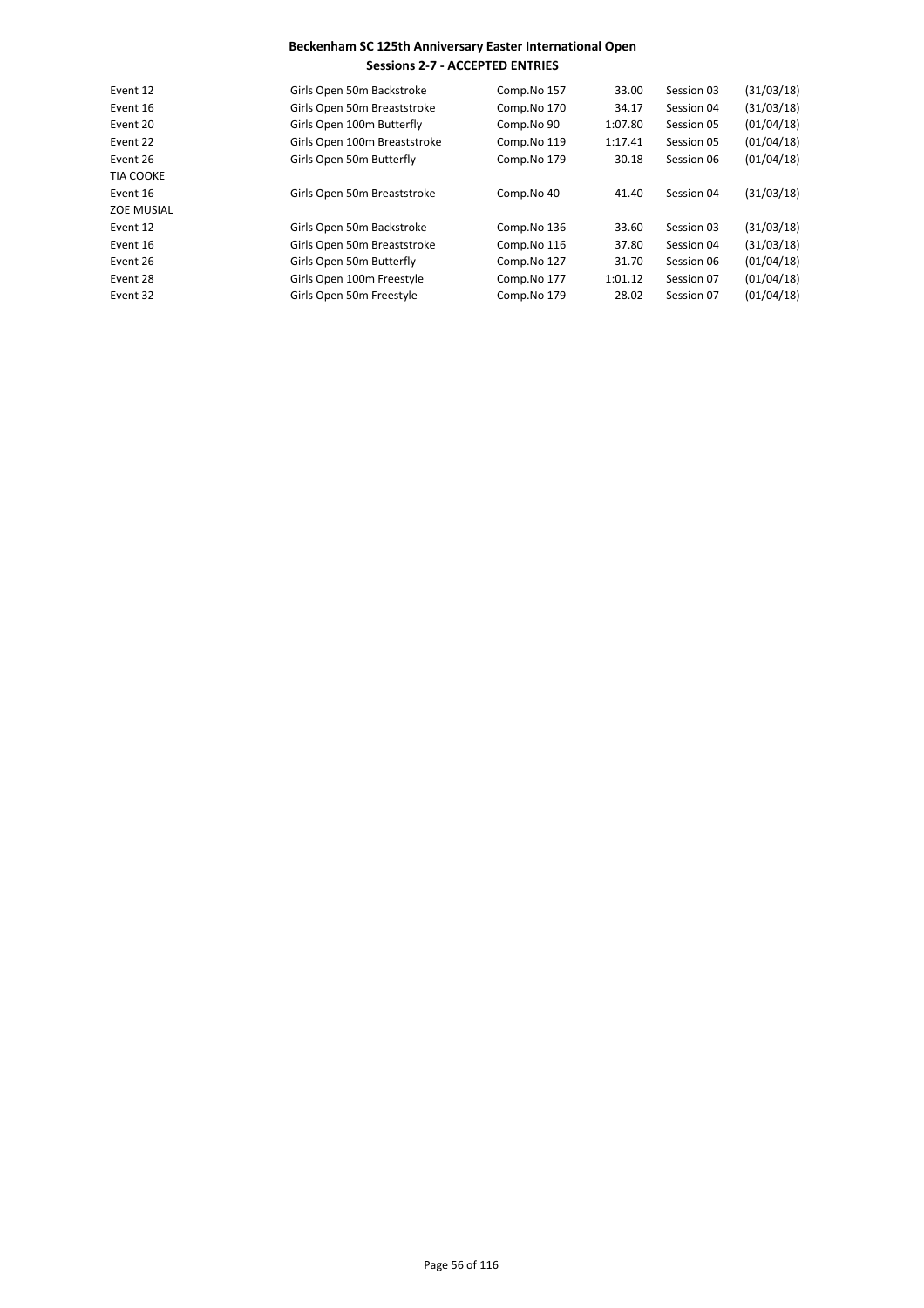**Beckenham SC 125th Anniversary Easter International Open**
**Sessions 2-7 - ACCEPTED ENTRIES**

| | | | | | |
|---|---|---|---|---|---|
| Event 12 | Girls Open 50m Backstroke | Comp.No 157 | 33.00 | Session 03 | (31/03/18) |
| Event 16 | Girls Open 50m Breaststroke | Comp.No 170 | 34.17 | Session 04 | (31/03/18) |
| Event 20 | Girls Open 100m Butterfly | Comp.No 90 | 1:07.80 | Session 05 | (01/04/18) |
| Event 22 | Girls Open 100m Breaststroke | Comp.No 119 | 1:17.41 | Session 05 | (01/04/18) |
| Event 26 | Girls Open 50m Butterfly | Comp.No 179 | 30.18 | Session 06 | (01/04/18) |
| TIA COOKE | | | | | |
| Event 16 | Girls Open 50m Breaststroke | Comp.No 40 | 41.40 | Session 04 | (31/03/18) |
| ZOE MUSIAL | | | | | |
| Event 12 | Girls Open 50m Backstroke | Comp.No 136 | 33.60 | Session 03 | (31/03/18) |
| Event 16 | Girls Open 50m Breaststroke | Comp.No 116 | 37.80 | Session 04 | (31/03/18) |
| Event 26 | Girls Open 50m Butterfly | Comp.No 127 | 31.70 | Session 06 | (01/04/18) |
| Event 28 | Girls Open 100m Freestyle | Comp.No 177 | 1:01.12 | Session 07 | (01/04/18) |
| Event 32 | Girls Open 50m Freestyle | Comp.No 179 | 28.02 | Session 07 | (01/04/18) |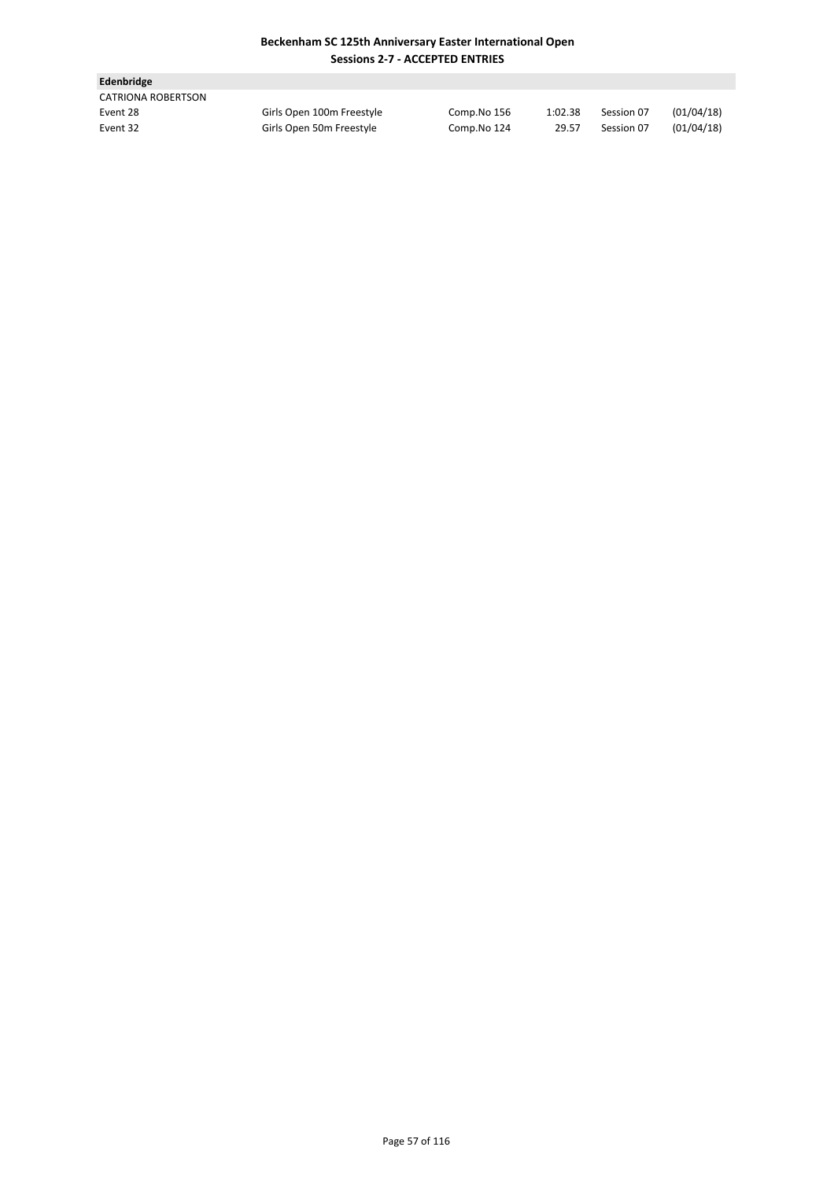**Edenbridge**

CATRIONA ROBERTSON

| | | | | | |
|---|---|---|---|---|---|
| Event 28 | Girls Open 100m Freestyle | Comp.No 156 | 1:02.38 | Session 07 | (01/04/18) |
| Event 32 | Girls Open 50m Freestyle | Comp.No 124 | 29.57 | Session 07 | (01/04/18) |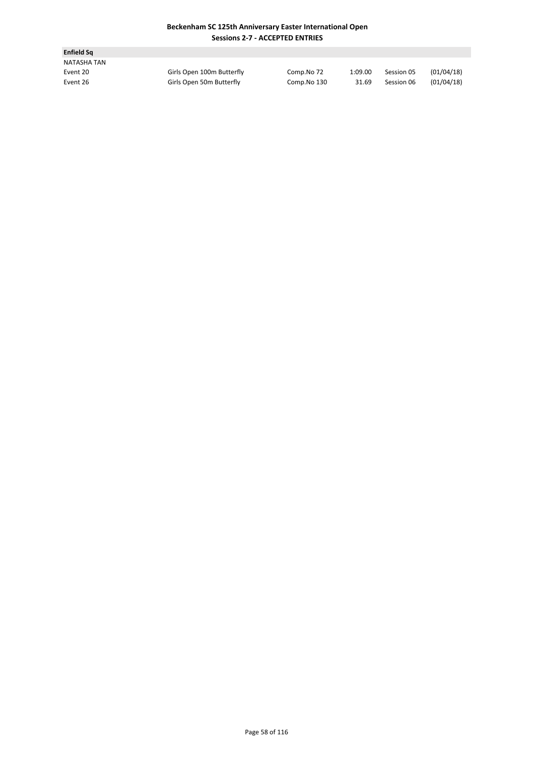**Beckenham SC 125th Anniversary Easter International Open**
**Sessions 2-7 - ACCEPTED ENTRIES**

**Enfield Sq**

NATASHA TAN

| | | | | | |
|---|---|---|---|---|---|
| Event 20 | Girls Open 100m Butterfly | Comp.No 72 | 1:09.00 | Session 05 | (01/04/18) |
| Event 26 | Girls Open 50m Butterfly | Comp.No 130 | 31.69 | Session 06 | (01/04/18) |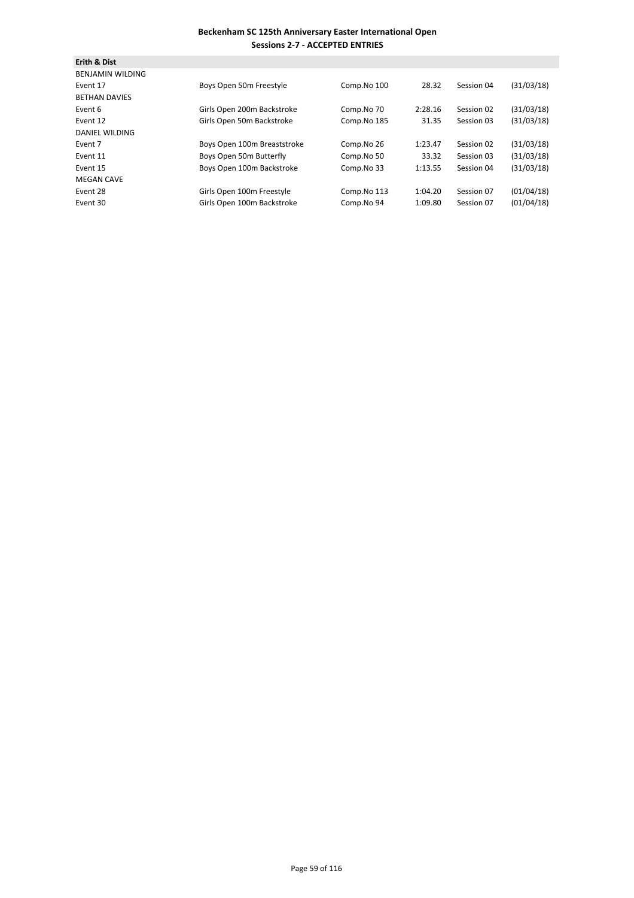**Beckenham SC 125th Anniversary Easter International Open**
**Sessions 2-7 - ACCEPTED ENTRIES**

**Erith & Dist**

| | | | | | |
|---|---|---|---|---|---|
| BENJAMIN WILDING | | | | | |
| Event 17 | Boys Open 50m Freestyle | Comp.No 100 | 28.32 | Session 04 | (31/03/18) |
| BETHAN DAVIES | | | | | |
| Event 6 | Girls Open 200m Backstroke | Comp.No 70 | 2:28.16 | Session 02 | (31/03/18) |
| Event 12 | Girls Open 50m Backstroke | Comp.No 185 | 31.35 | Session 03 | (31/03/18) |
| DANIEL WILDING | | | | | |
| Event 7 | Boys Open 100m Breaststroke | Comp.No 26 | 1:23.47 | Session 02 | (31/03/18) |
| Event 11 | Boys Open 50m Butterfly | Comp.No 50 | 33.32 | Session 03 | (31/03/18) |
| Event 15 | Boys Open 100m Backstroke | Comp.No 33 | 1:13.55 | Session 04 | (31/03/18) |
| MEGAN CAVE | | | | | |
| Event 28 | Girls Open 100m Freestyle | Comp.No 113 | 1:04.20 | Session 07 | (01/04/18) |
| Event 30 | Girls Open 100m Backstroke | Comp.No 94 | 1:09.80 | Session 07 | (01/04/18) |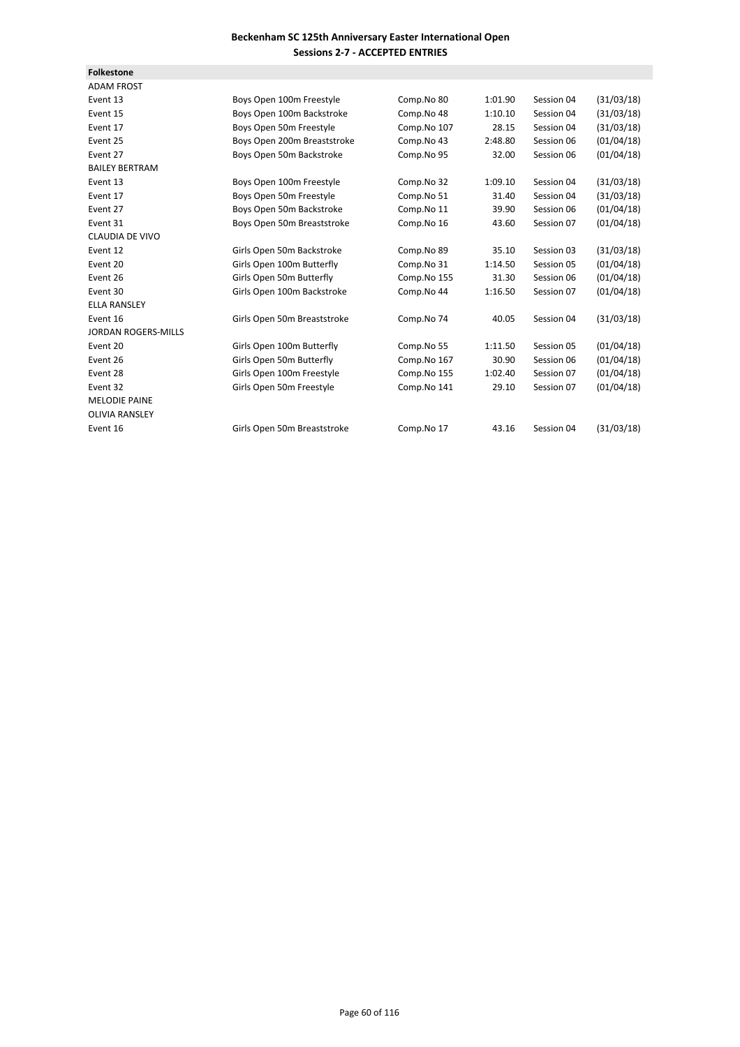**Beckenham SC 125th Anniversary Easter International Open**
**Sessions 2-7 - ACCEPTED ENTRIES**

**Folkestone**

| | | | | | |
|---|---|---|---|---|---|
| ADAM FROST | | | | | |
| Event 13 | Boys Open 100m Freestyle | Comp.No 80 | 1:01.90 | Session 04 | (31/03/18) |
| Event 15 | Boys Open 100m Backstroke | Comp.No 48 | 1:10.10 | Session 04 | (31/03/18) |
| Event 17 | Boys Open 50m Freestyle | Comp.No 107 | 28.15 | Session 04 | (31/03/18) |
| Event 25 | Boys Open 200m Breaststroke | Comp.No 43 | 2:48.80 | Session 06 | (01/04/18) |
| Event 27 | Boys Open 50m Backstroke | Comp.No 95 | 32.00 | Session 06 | (01/04/18) |
| BAILEY BERTRAM | | | | | |
| Event 13 | Boys Open 100m Freestyle | Comp.No 32 | 1:09.10 | Session 04 | (31/03/18) |
| Event 17 | Boys Open 50m Freestyle | Comp.No 51 | 31.40 | Session 04 | (31/03/18) |
| Event 27 | Boys Open 50m Backstroke | Comp.No 11 | 39.90 | Session 06 | (01/04/18) |
| Event 31 | Boys Open 50m Breaststroke | Comp.No 16 | 43.60 | Session 07 | (01/04/18) |
| CLAUDIA DE VIVO | | | | | |
| Event 12 | Girls Open 50m Backstroke | Comp.No 89 | 35.10 | Session 03 | (31/03/18) |
| Event 20 | Girls Open 100m Butterfly | Comp.No 31 | 1:14.50 | Session 05 | (01/04/18) |
| Event 26 | Girls Open 50m Butterfly | Comp.No 155 | 31.30 | Session 06 | (01/04/18) |
| Event 30 | Girls Open 100m Backstroke | Comp.No 44 | 1:16.50 | Session 07 | (01/04/18) |
| ELLA RANSLEY | | | | | |
| Event 16 | Girls Open 50m Breaststroke | Comp.No 74 | 40.05 | Session 04 | (31/03/18) |
| JORDAN ROGERS-MILLS | | | | | |
| Event 20 | Girls Open 100m Butterfly | Comp.No 55 | 1:11.50 | Session 05 | (01/04/18) |
| Event 26 | Girls Open 50m Butterfly | Comp.No 167 | 30.90 | Session 06 | (01/04/18) |
| Event 28 | Girls Open 100m Freestyle | Comp.No 155 | 1:02.40 | Session 07 | (01/04/18) |
| Event 32 | Girls Open 50m Freestyle | Comp.No 141 | 29.10 | Session 07 | (01/04/18) |
| MELODIE PAINE | | | | | |
| OLIVIA RANSLEY | | | | | |
| Event 16 | Girls Open 50m Breaststroke | Comp.No 17 | 43.16 | Session 04 | (31/03/18) |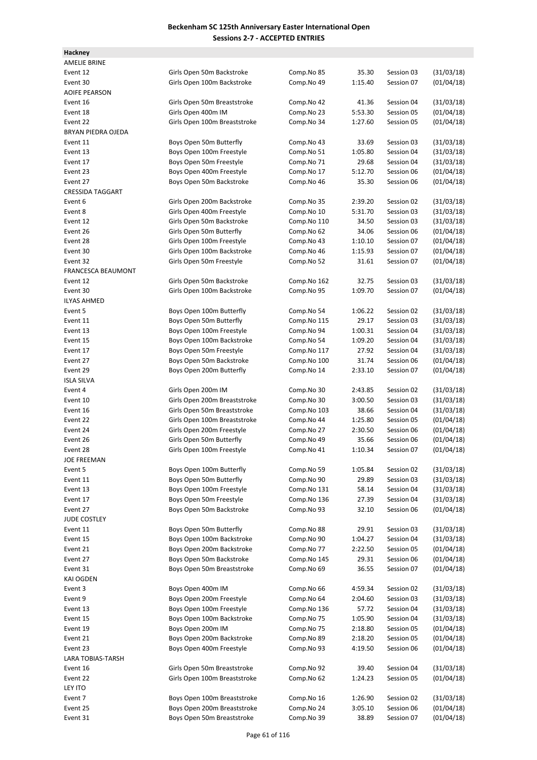# Beckenham SC 125th Anniversary Easter International Open
## Sessions 2-7 - ACCEPTED ENTRIES

**Hackney**

| | | | | | |
|---|---|---|---|---|---|
| AMELIE BRINE | | | | | |
| Event 12 | Girls Open 50m Backstroke | Comp.No 85 | 35.30 | Session 03 | (31/03/18) |
| Event 30 | Girls Open 100m Backstroke | Comp.No 49 | 1:15.40 | Session 07 | (01/04/18) |
| AOIFE PEARSON | | | | | |
| Event 16 | Girls Open 50m Breaststroke | Comp.No 42 | 41.36 | Session 04 | (31/03/18) |
| Event 18 | Girls Open 400m IM | Comp.No 23 | 5:53.30 | Session 05 | (01/04/18) |
| Event 22 | Girls Open 100m Breaststroke | Comp.No 34 | 1:27.60 | Session 05 | (01/04/18) |
| BRYAN PIEDRA OJEDA | | | | | |
| Event 11 | Boys Open 50m Butterfly | Comp.No 43 | 33.69 | Session 03 | (31/03/18) |
| Event 13 | Boys Open 100m Freestyle | Comp.No 51 | 1:05.80 | Session 04 | (31/03/18) |
| Event 17 | Boys Open 50m Freestyle | Comp.No 71 | 29.68 | Session 04 | (31/03/18) |
| Event 23 | Boys Open 400m Freestyle | Comp.No 17 | 5:12.70 | Session 06 | (01/04/18) |
| Event 27 | Boys Open 50m Backstroke | Comp.No 46 | 35.30 | Session 06 | (01/04/18) |
| CRESSIDA TAGGART | | | | | |
| Event 6 | Girls Open 200m Backstroke | Comp.No 35 | 2:39.20 | Session 02 | (31/03/18) |
| Event 8 | Girls Open 400m Freestyle | Comp.No 10 | 5:31.70 | Session 03 | (31/03/18) |
| Event 12 | Girls Open 50m Backstroke | Comp.No 110 | 34.50 | Session 03 | (31/03/18) |
| Event 26 | Girls Open 50m Butterfly | Comp.No 62 | 34.06 | Session 06 | (01/04/18) |
| Event 28 | Girls Open 100m Freestyle | Comp.No 43 | 1:10.10 | Session 07 | (01/04/18) |
| Event 30 | Girls Open 100m Backstroke | Comp.No 46 | 1:15.93 | Session 07 | (01/04/18) |
| Event 32 | Girls Open 50m Freestyle | Comp.No 52 | 31.61 | Session 07 | (01/04/18) |
| FRANCESCA BEAUMONT | | | | | |
| Event 12 | Girls Open 50m Backstroke | Comp.No 162 | 32.75 | Session 03 | (31/03/18) |
| Event 30 | Girls Open 100m Backstroke | Comp.No 95 | 1:09.70 | Session 07 | (01/04/18) |
| ILYAS AHMED | | | | | |
| Event 5 | Boys Open 100m Butterfly | Comp.No 54 | 1:06.22 | Session 02 | (31/03/18) |
| Event 11 | Boys Open 50m Butterfly | Comp.No 115 | 29.17 | Session 03 | (31/03/18) |
| Event 13 | Boys Open 100m Freestyle | Comp.No 94 | 1:00.31 | Session 04 | (31/03/18) |
| Event 15 | Boys Open 100m Backstroke | Comp.No 54 | 1:09.20 | Session 04 | (31/03/18) |
| Event 17 | Boys Open 50m Freestyle | Comp.No 117 | 27.92 | Session 04 | (31/03/18) |
| Event 27 | Boys Open 50m Backstroke | Comp.No 100 | 31.74 | Session 06 | (01/04/18) |
| Event 29 | Boys Open 200m Butterfly | Comp.No 14 | 2:33.10 | Session 07 | (01/04/18) |
| ISLA SILVA | | | | | |
| Event 4 | Girls Open 200m IM | Comp.No 30 | 2:43.85 | Session 02 | (31/03/18) |
| Event 10 | Girls Open 200m Breaststroke | Comp.No 30 | 3:00.50 | Session 03 | (31/03/18) |
| Event 16 | Girls Open 50m Breaststroke | Comp.No 103 | 38.66 | Session 04 | (31/03/18) |
| Event 22 | Girls Open 100m Breaststroke | Comp.No 44 | 1:25.80 | Session 05 | (01/04/18) |
| Event 24 | Girls Open 200m Freestyle | Comp.No 27 | 2:30.50 | Session 06 | (01/04/18) |
| Event 26 | Girls Open 50m Butterfly | Comp.No 49 | 35.66 | Session 06 | (01/04/18) |
| Event 28 | Girls Open 100m Freestyle | Comp.No 41 | 1:10.34 | Session 07 | (01/04/18) |
| JOE FREEMAN | | | | | |
| Event 5 | Boys Open 100m Butterfly | Comp.No 59 | 1:05.84 | Session 02 | (31/03/18) |
| Event 11 | Boys Open 50m Butterfly | Comp.No 90 | 29.89 | Session 03 | (31/03/18) |
| Event 13 | Boys Open 100m Freestyle | Comp.No 131 | 58.14 | Session 04 | (31/03/18) |
| Event 17 | Boys Open 50m Freestyle | Comp.No 136 | 27.39 | Session 04 | (31/03/18) |
| Event 27 | Boys Open 50m Backstroke | Comp.No 93 | 32.10 | Session 06 | (01/04/18) |
| JUDE COSTLEY | | | | | |
| Event 11 | Boys Open 50m Butterfly | Comp.No 88 | 29.91 | Session 03 | (31/03/18) |
| Event 15 | Boys Open 100m Backstroke | Comp.No 90 | 1:04.27 | Session 04 | (31/03/18) |
| Event 21 | Boys Open 200m Backstroke | Comp.No 77 | 2:22.50 | Session 05 | (01/04/18) |
| Event 27 | Boys Open 50m Backstroke | Comp.No 145 | 29.31 | Session 06 | (01/04/18) |
| Event 31 | Boys Open 50m Breaststroke | Comp.No 69 | 36.55 | Session 07 | (01/04/18) |
| KAI OGDEN | | | | | |
| Event 3 | Boys Open 400m IM | Comp.No 66 | 4:59.34 | Session 02 | (31/03/18) |
| Event 9 | Boys Open 200m Freestyle | Comp.No 64 | 2:04.60 | Session 03 | (31/03/18) |
| Event 13 | Boys Open 100m Freestyle | Comp.No 136 | 57.72 | Session 04 | (31/03/18) |
| Event 15 | Boys Open 100m Backstroke | Comp.No 75 | 1:05.90 | Session 04 | (31/03/18) |
| Event 19 | Boys Open 200m IM | Comp.No 75 | 2:18.80 | Session 05 | (01/04/18) |
| Event 21 | Boys Open 200m Backstroke | Comp.No 89 | 2:18.20 | Session 05 | (01/04/18) |
| Event 23 | Boys Open 400m Freestyle | Comp.No 93 | 4:19.50 | Session 06 | (01/04/18) |
| LARA TOBIAS-TARSH | | | | | |
| Event 16 | Girls Open 50m Breaststroke | Comp.No 92 | 39.40 | Session 04 | (31/03/18) |
| Event 22 | Girls Open 100m Breaststroke | Comp.No 62 | 1:24.23 | Session 05 | (01/04/18) |
| LEY ITO | | | | | |
| Event 7 | Boys Open 100m Breaststroke | Comp.No 16 | 1:26.90 | Session 02 | (31/03/18) |
| Event 25 | Boys Open 200m Breaststroke | Comp.No 24 | 3:05.10 | Session 06 | (01/04/18) |
| Event 31 | Boys Open 50m Breaststroke | Comp.No 39 | 38.89 | Session 07 | (01/04/18) |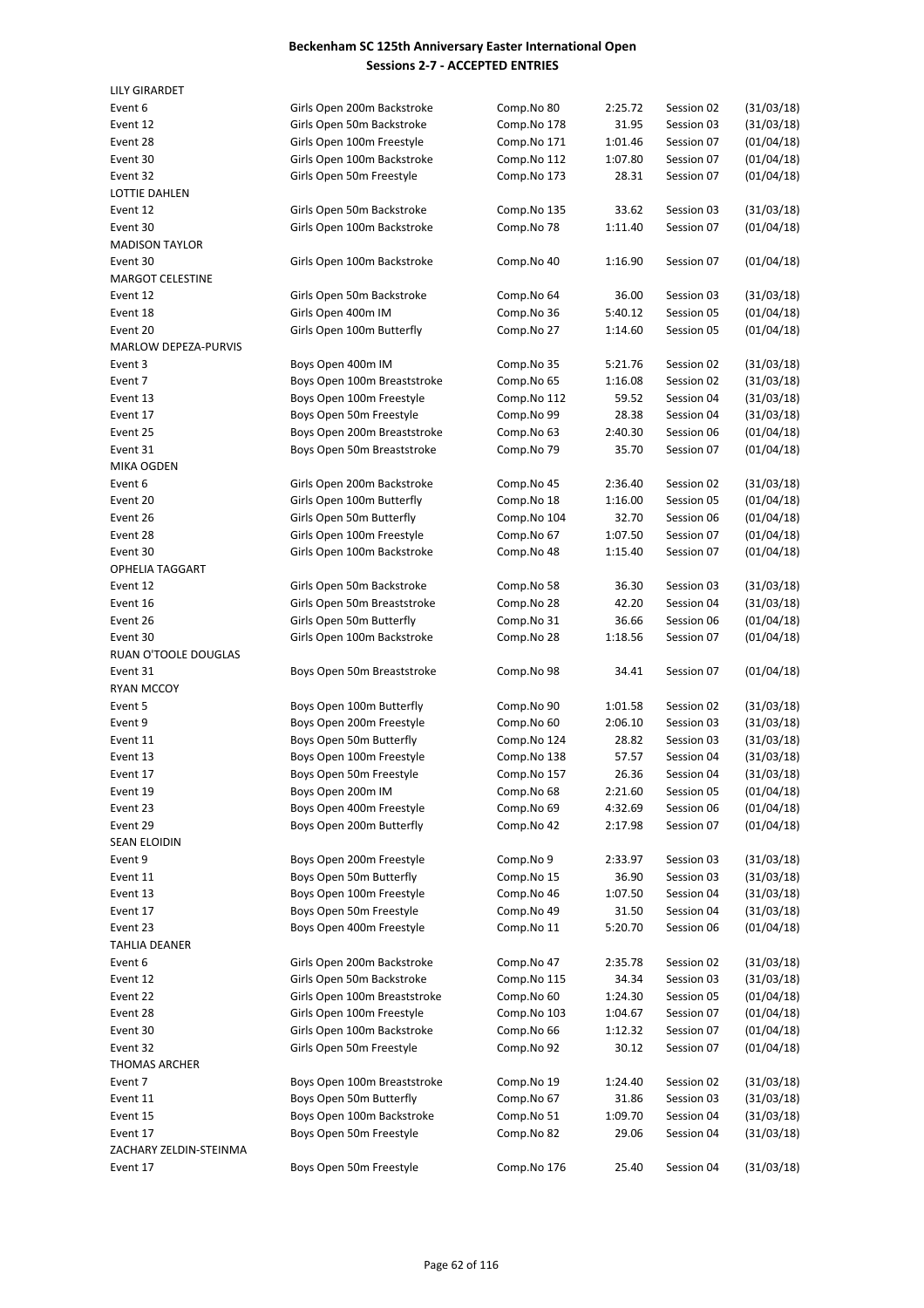# Beckenham SC 125th Anniversary Easter International Open
## Sessions 2-7 - ACCEPTED ENTRIES

| | | | | | |
|---|---|---|---|---|---|
| **LILY GIRARDET** | | | | | |
| Event 6 | Girls Open 200m Backstroke | Comp.No 80 | 2:25.72 | Session 02 | (31/03/18) |
| Event 12 | Girls Open 50m Backstroke | Comp.No 178 | 31.95 | Session 03 | (31/03/18) |
| Event 28 | Girls Open 100m Freestyle | Comp.No 171 | 1:01.46 | Session 07 | (01/04/18) |
| Event 30 | Girls Open 100m Backstroke | Comp.No 112 | 1:07.80 | Session 07 | (01/04/18) |
| Event 32 | Girls Open 50m Freestyle | Comp.No 173 | 28.31 | Session 07 | (01/04/18) |
| **LOTTIE DAHLEN** | | | | | |
| Event 12 | Girls Open 50m Backstroke | Comp.No 135 | 33.62 | Session 03 | (31/03/18) |
| Event 30 | Girls Open 100m Backstroke | Comp.No 78 | 1:11.40 | Session 07 | (01/04/18) |
| **MADISON TAYLOR** | | | | | |
| Event 30 | Girls Open 100m Backstroke | Comp.No 40 | 1:16.90 | Session 07 | (01/04/18) |
| **MARGOT CELESTINE** | | | | | |
| Event 12 | Girls Open 50m Backstroke | Comp.No 64 | 36.00 | Session 03 | (31/03/18) |
| Event 18 | Girls Open 400m IM | Comp.No 36 | 5:40.12 | Session 05 | (01/04/18) |
| Event 20 | Girls Open 100m Butterfly | Comp.No 27 | 1:14.60 | Session 05 | (01/04/18) |
| **MARLOW DEPEZA-PURVIS** | | | | | |
| Event 3 | Boys Open 400m IM | Comp.No 35 | 5:21.76 | Session 02 | (31/03/18) |
| Event 7 | Boys Open 100m Breaststroke | Comp.No 65 | 1:16.08 | Session 02 | (31/03/18) |
| Event 13 | Boys Open 100m Freestyle | Comp.No 112 | 59.52 | Session 04 | (31/03/18) |
| Event 17 | Boys Open 50m Freestyle | Comp.No 99 | 28.38 | Session 04 | (31/03/18) |
| Event 25 | Boys Open 200m Breaststroke | Comp.No 63 | 2:40.30 | Session 06 | (01/04/18) |
| Event 31 | Boys Open 50m Breaststroke | Comp.No 79 | 35.70 | Session 07 | (01/04/18) |
| **MIKA OGDEN** | | | | | |
| Event 6 | Girls Open 200m Backstroke | Comp.No 45 | 2:36.40 | Session 02 | (31/03/18) |
| Event 20 | Girls Open 100m Butterfly | Comp.No 18 | 1:16.00 | Session 05 | (01/04/18) |
| Event 26 | Girls Open 50m Butterfly | Comp.No 104 | 32.70 | Session 06 | (01/04/18) |
| Event 28 | Girls Open 100m Freestyle | Comp.No 67 | 1:07.50 | Session 07 | (01/04/18) |
| Event 30 | Girls Open 100m Backstroke | Comp.No 48 | 1:15.40 | Session 07 | (01/04/18) |
| **OPHELIA TAGGART** | | | | | |
| Event 12 | Girls Open 50m Backstroke | Comp.No 58 | 36.30 | Session 03 | (31/03/18) |
| Event 16 | Girls Open 50m Breaststroke | Comp.No 28 | 42.20 | Session 04 | (31/03/18) |
| Event 26 | Girls Open 50m Butterfly | Comp.No 31 | 36.66 | Session 06 | (01/04/18) |
| Event 30 | Girls Open 100m Backstroke | Comp.No 28 | 1:18.56 | Session 07 | (01/04/18) |
| **RUAN O'TOOLE DOUGLAS** | | | | | |
| Event 31 | Boys Open 50m Breaststroke | Comp.No 98 | 34.41 | Session 07 | (01/04/18) |
| **RYAN MCCOY** | | | | | |
| Event 5 | Boys Open 100m Butterfly | Comp.No 90 | 1:01.58 | Session 02 | (31/03/18) |
| Event 9 | Boys Open 200m Freestyle | Comp.No 60 | 2:06.10 | Session 03 | (31/03/18) |
| Event 11 | Boys Open 50m Butterfly | Comp.No 124 | 28.82 | Session 03 | (31/03/18) |
| Event 13 | Boys Open 100m Freestyle | Comp.No 138 | 57.57 | Session 04 | (31/03/18) |
| Event 17 | Boys Open 50m Freestyle | Comp.No 157 | 26.36 | Session 04 | (31/03/18) |
| Event 19 | Boys Open 200m IM | Comp.No 68 | 2:21.60 | Session 05 | (01/04/18) |
| Event 23 | Boys Open 400m Freestyle | Comp.No 69 | 4:32.69 | Session 06 | (01/04/18) |
| Event 29 | Boys Open 200m Butterfly | Comp.No 42 | 2:17.98 | Session 07 | (01/04/18) |
| **SEAN ELOIDIN** | | | | | |
| Event 9 | Boys Open 200m Freestyle | Comp.No 9 | 2:33.97 | Session 03 | (31/03/18) |
| Event 11 | Boys Open 50m Butterfly | Comp.No 15 | 36.90 | Session 03 | (31/03/18) |
| Event 13 | Boys Open 100m Freestyle | Comp.No 46 | 1:07.50 | Session 04 | (31/03/18) |
| Event 17 | Boys Open 50m Freestyle | Comp.No 49 | 31.50 | Session 04 | (31/03/18) |
| Event 23 | Boys Open 400m Freestyle | Comp.No 11 | 5:20.70 | Session 06 | (01/04/18) |
| **TAHLIA DEANER** | | | | | |
| Event 6 | Girls Open 200m Backstroke | Comp.No 47 | 2:35.78 | Session 02 | (31/03/18) |
| Event 12 | Girls Open 50m Backstroke | Comp.No 115 | 34.34 | Session 03 | (31/03/18) |
| Event 22 | Girls Open 100m Breaststroke | Comp.No 60 | 1:24.30 | Session 05 | (01/04/18) |
| Event 28 | Girls Open 100m Freestyle | Comp.No 103 | 1:04.67 | Session 07 | (01/04/18) |
| Event 30 | Girls Open 100m Backstroke | Comp.No 66 | 1:12.32 | Session 07 | (01/04/18) |
| Event 32 | Girls Open 50m Freestyle | Comp.No 92 | 30.12 | Session 07 | (01/04/18) |
| **THOMAS ARCHER** | | | | | |
| Event 7 | Boys Open 100m Breaststroke | Comp.No 19 | 1:24.40 | Session 02 | (31/03/18) |
| Event 11 | Boys Open 50m Butterfly | Comp.No 67 | 31.86 | Session 03 | (31/03/18) |
| Event 15 | Boys Open 100m Backstroke | Comp.No 51 | 1:09.70 | Session 04 | (31/03/18) |
| Event 17 | Boys Open 50m Freestyle | Comp.No 82 | 29.06 | Session 04 | (31/03/18) |
| **ZACHARY ZELDIN-STEINMA** | | | | | |
| Event 17 | Boys Open 50m Freestyle | Comp.No 176 | 25.40 | Session 04 | (31/03/18) |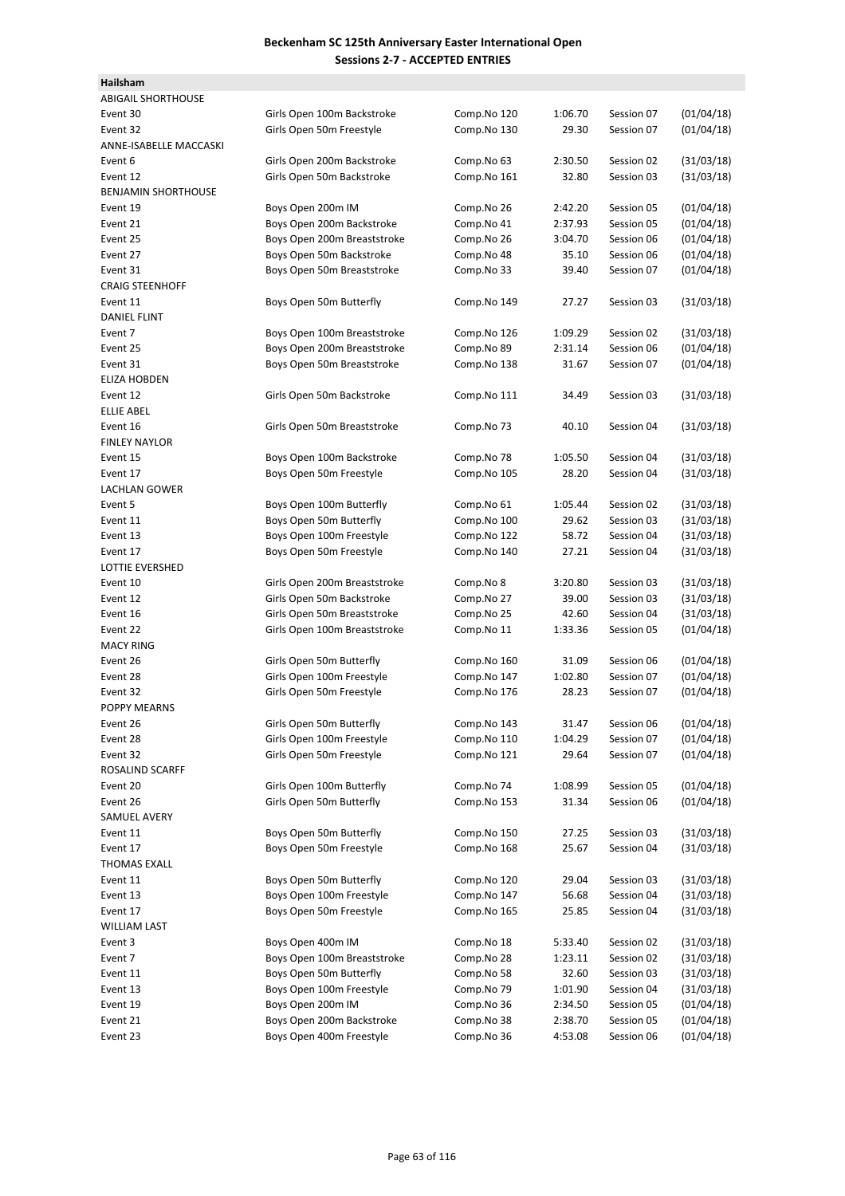# Beckenham SC 125th Anniversary Easter International Open
## Sessions 2-7 - ACCEPTED ENTRIES

**Hailsham**

| | | | | | |
|---|---|---|---|---|---|
| ABIGAIL SHORTHOUSE | | | | | |
| Event 30 | Girls Open 100m Backstroke | Comp.No 120 | 1:06.70 | Session 07 | (01/04/18) |
| Event 32 | Girls Open 50m Freestyle | Comp.No 130 | 29.30 | Session 07 | (01/04/18) |
| ANNE-ISABELLE MACCASKI | | | | | |
| Event 6 | Girls Open 200m Backstroke | Comp.No 63 | 2:30.50 | Session 02 | (31/03/18) |
| Event 12 | Girls Open 50m Backstroke | Comp.No 161 | 32.80 | Session 03 | (31/03/18) |
| BENJAMIN SHORTHOUSE | | | | | |
| Event 19 | Boys Open 200m IM | Comp.No 26 | 2:42.20 | Session 05 | (01/04/18) |
| Event 21 | Boys Open 200m Backstroke | Comp.No 41 | 2:37.93 | Session 05 | (01/04/18) |
| Event 25 | Boys Open 200m Breaststroke | Comp.No 26 | 3:04.70 | Session 06 | (01/04/18) |
| Event 27 | Boys Open 50m Backstroke | Comp.No 48 | 35.10 | Session 06 | (01/04/18) |
| Event 31 | Boys Open 50m Breaststroke | Comp.No 33 | 39.40 | Session 07 | (01/04/18) |
| CRAIG STEENHOFF | | | | | |
| Event 11 | Boys Open 50m Butterfly | Comp.No 149 | 27.27 | Session 03 | (31/03/18) |
| DANIEL FLINT | | | | | |
| Event 7 | Boys Open 100m Breaststroke | Comp.No 126 | 1:09.29 | Session 02 | (31/03/18) |
| Event 25 | Boys Open 200m Breaststroke | Comp.No 89 | 2:31.14 | Session 06 | (01/04/18) |
| Event 31 | Boys Open 50m Breaststroke | Comp.No 138 | 31.67 | Session 07 | (01/04/18) |
| ELIZA HOBDEN | | | | | |
| Event 12 | Girls Open 50m Backstroke | Comp.No 111 | 34.49 | Session 03 | (31/03/18) |
| ELLIE ABEL | | | | | |
| Event 16 | Girls Open 50m Breaststroke | Comp.No 73 | 40.10 | Session 04 | (31/03/18) |
| FINLEY NAYLOR | | | | | |
| Event 15 | Boys Open 100m Backstroke | Comp.No 78 | 1:05.50 | Session 04 | (31/03/18) |
| Event 17 | Boys Open 50m Freestyle | Comp.No 105 | 28.20 | Session 04 | (31/03/18) |
| LACHLAN GOWER | | | | | |
| Event 5 | Boys Open 100m Butterfly | Comp.No 61 | 1:05.44 | Session 02 | (31/03/18) |
| Event 11 | Boys Open 50m Butterfly | Comp.No 100 | 29.62 | Session 03 | (31/03/18) |
| Event 13 | Boys Open 100m Freestyle | Comp.No 122 | 58.72 | Session 04 | (31/03/18) |
| Event 17 | Boys Open 50m Freestyle | Comp.No 140 | 27.21 | Session 04 | (31/03/18) |
| LOTTIE EVERSHED | | | | | |
| Event 10 | Girls Open 200m Breaststroke | Comp.No 8 | 3:20.80 | Session 03 | (31/03/18) |
| Event 12 | Girls Open 50m Backstroke | Comp.No 27 | 39.00 | Session 03 | (31/03/18) |
| Event 16 | Girls Open 50m Breaststroke | Comp.No 25 | 42.60 | Session 04 | (31/03/18) |
| Event 22 | Girls Open 100m Breaststroke | Comp.No 11 | 1:33.36 | Session 05 | (01/04/18) |
| MACY RING | | | | | |
| Event 26 | Girls Open 50m Butterfly | Comp.No 160 | 31.09 | Session 06 | (01/04/18) |
| Event 28 | Girls Open 100m Freestyle | Comp.No 147 | 1:02.80 | Session 07 | (01/04/18) |
| Event 32 | Girls Open 50m Freestyle | Comp.No 176 | 28.23 | Session 07 | (01/04/18) |
| POPPY MEARNS | | | | | |
| Event 26 | Girls Open 50m Butterfly | Comp.No 143 | 31.47 | Session 06 | (01/04/18) |
| Event 28 | Girls Open 100m Freestyle | Comp.No 110 | 1:04.29 | Session 07 | (01/04/18) |
| Event 32 | Girls Open 50m Freestyle | Comp.No 121 | 29.64 | Session 07 | (01/04/18) |
| ROSALIND SCARFF | | | | | |
| Event 20 | Girls Open 100m Butterfly | Comp.No 74 | 1:08.99 | Session 05 | (01/04/18) |
| Event 26 | Girls Open 50m Butterfly | Comp.No 153 | 31.34 | Session 06 | (01/04/18) |
| SAMUEL AVERY | | | | | |
| Event 11 | Boys Open 50m Butterfly | Comp.No 150 | 27.25 | Session 03 | (31/03/18) |
| Event 17 | Boys Open 50m Freestyle | Comp.No 168 | 25.67 | Session 04 | (31/03/18) |
| THOMAS EXALL | | | | | |
| Event 11 | Boys Open 50m Butterfly | Comp.No 120 | 29.04 | Session 03 | (31/03/18) |
| Event 13 | Boys Open 100m Freestyle | Comp.No 147 | 56.68 | Session 04 | (31/03/18) |
| Event 17 | Boys Open 50m Freestyle | Comp.No 165 | 25.85 | Session 04 | (31/03/18) |
| WILLIAM LAST | | | | | |
| Event 3 | Boys Open 400m IM | Comp.No 18 | 5:33.40 | Session 02 | (31/03/18) |
| Event 7 | Boys Open 100m Breaststroke | Comp.No 28 | 1:23.11 | Session 02 | (31/03/18) |
| Event 11 | Boys Open 50m Butterfly | Comp.No 58 | 32.60 | Session 03 | (31/03/18) |
| Event 13 | Boys Open 100m Freestyle | Comp.No 79 | 1:01.90 | Session 04 | (31/03/18) |
| Event 19 | Boys Open 200m IM | Comp.No 36 | 2:34.50 | Session 05 | (01/04/18) |
| Event 21 | Boys Open 200m Backstroke | Comp.No 38 | 2:38.70 | Session 05 | (01/04/18) |
| Event 23 | Boys Open 400m Freestyle | Comp.No 36 | 4:53.08 | Session 06 | (01/04/18) |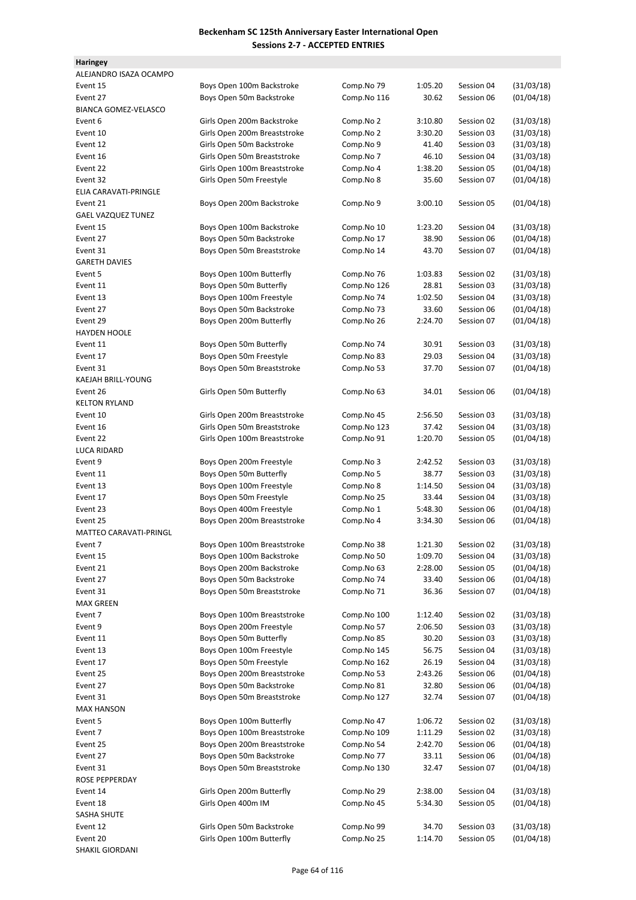# Beckenham SC 125th Anniversary Easter International Open

## Sessions 2-7 - ACCEPTED ENTRIES

**Haringey**

| | | | | | |
|---|---|---|---|---|---|
| ALEJANDRO ISAZA OCAMPO | | | | | |
| Event 15 | Boys Open 100m Backstroke | Comp.No 79 | 1:05.20 | Session 04 | (31/03/18) |
| Event 27 | Boys Open 50m Backstroke | Comp.No 116 | 30.62 | Session 06 | (01/04/18) |
| BIANCA GOMEZ-VELASCO | | | | | |
| Event 6 | Girls Open 200m Backstroke | Comp.No 2 | 3:10.80 | Session 02 | (31/03/18) |
| Event 10 | Girls Open 200m Breaststroke | Comp.No 2 | 3:30.20 | Session 03 | (31/03/18) |
| Event 12 | Girls Open 50m Backstroke | Comp.No 9 | 41.40 | Session 03 | (31/03/18) |
| Event 16 | Girls Open 50m Breaststroke | Comp.No 7 | 46.10 | Session 04 | (31/03/18) |
| Event 22 | Girls Open 100m Breaststroke | Comp.No 4 | 1:38.20 | Session 05 | (01/04/18) |
| Event 32 | Girls Open 50m Freestyle | Comp.No 8 | 35.60 | Session 07 | (01/04/18) |
| ELIA CARAVATI-PRINGLE | | | | | |
| Event 21 | Boys Open 200m Backstroke | Comp.No 9 | 3:00.10 | Session 05 | (01/04/18) |
| GAEL VAZQUEZ TUNEZ | | | | | |
| Event 15 | Boys Open 100m Backstroke | Comp.No 10 | 1:23.20 | Session 04 | (31/03/18) |
| Event 27 | Boys Open 50m Backstroke | Comp.No 17 | 38.90 | Session 06 | (01/04/18) |
| Event 31 | Boys Open 50m Breaststroke | Comp.No 14 | 43.70 | Session 07 | (01/04/18) |
| GARETH DAVIES | | | | | |
| Event 5 | Boys Open 100m Butterfly | Comp.No 76 | 1:03.83 | Session 02 | (31/03/18) |
| Event 11 | Boys Open 50m Butterfly | Comp.No 126 | 28.81 | Session 03 | (31/03/18) |
| Event 13 | Boys Open 100m Freestyle | Comp.No 74 | 1:02.50 | Session 04 | (31/03/18) |
| Event 27 | Boys Open 50m Backstroke | Comp.No 73 | 33.60 | Session 06 | (01/04/18) |
| Event 29 | Boys Open 200m Butterfly | Comp.No 26 | 2:24.70 | Session 07 | (01/04/18) |
| HAYDEN HOOLE | | | | | |
| Event 11 | Boys Open 50m Butterfly | Comp.No 74 | 30.91 | Session 03 | (31/03/18) |
| Event 17 | Boys Open 50m Freestyle | Comp.No 83 | 29.03 | Session 04 | (31/03/18) |
| Event 31 | Boys Open 50m Breaststroke | Comp.No 53 | 37.70 | Session 07 | (01/04/18) |
| KAEJAH BRILL-YOUNG | | | | | |
| Event 26 | Girls Open 50m Butterfly | Comp.No 63 | 34.01 | Session 06 | (01/04/18) |
| KELTON RYLAND | | | | | |
| Event 10 | Girls Open 200m Breaststroke | Comp.No 45 | 2:56.50 | Session 03 | (31/03/18) |
| Event 16 | Girls Open 50m Breaststroke | Comp.No 123 | 37.42 | Session 04 | (31/03/18) |
| Event 22 | Girls Open 100m Breaststroke | Comp.No 91 | 1:20.70 | Session 05 | (01/04/18) |
| LUCA RIDARD | | | | | |
| Event 9 | Boys Open 200m Freestyle | Comp.No 3 | 2:42.52 | Session 03 | (31/03/18) |
| Event 11 | Boys Open 50m Butterfly | Comp.No 5 | 38.77 | Session 03 | (31/03/18) |
| Event 13 | Boys Open 100m Freestyle | Comp.No 8 | 1:14.50 | Session 04 | (31/03/18) |
| Event 17 | Boys Open 50m Freestyle | Comp.No 25 | 33.44 | Session 04 | (31/03/18) |
| Event 23 | Boys Open 400m Freestyle | Comp.No 1 | 5:48.30 | Session 06 | (01/04/18) |
| Event 25 | Boys Open 200m Breaststroke | Comp.No 4 | 3:34.30 | Session 06 | (01/04/18) |
| MATTEO CARAVATI-PRINGL | | | | | |
| Event 7 | Boys Open 100m Breaststroke | Comp.No 38 | 1:21.30 | Session 02 | (31/03/18) |
| Event 15 | Boys Open 100m Backstroke | Comp.No 50 | 1:09.70 | Session 04 | (31/03/18) |
| Event 21 | Boys Open 200m Backstroke | Comp.No 63 | 2:28.00 | Session 05 | (01/04/18) |
| Event 27 | Boys Open 50m Backstroke | Comp.No 74 | 33.40 | Session 06 | (01/04/18) |
| Event 31 | Boys Open 50m Breaststroke | Comp.No 71 | 36.36 | Session 07 | (01/04/18) |
| MAX GREEN | | | | | |
| Event 7 | Boys Open 100m Breaststroke | Comp.No 100 | 1:12.40 | Session 02 | (31/03/18) |
| Event 9 | Boys Open 200m Freestyle | Comp.No 57 | 2:06.50 | Session 03 | (31/03/18) |
| Event 11 | Boys Open 50m Butterfly | Comp.No 85 | 30.20 | Session 03 | (31/03/18) |
| Event 13 | Boys Open 100m Freestyle | Comp.No 145 | 56.75 | Session 04 | (31/03/18) |
| Event 17 | Boys Open 50m Freestyle | Comp.No 162 | 26.19 | Session 04 | (31/03/18) |
| Event 25 | Boys Open 200m Breaststroke | Comp.No 53 | 2:43.26 | Session 06 | (01/04/18) |
| Event 27 | Boys Open 50m Backstroke | Comp.No 81 | 32.80 | Session 06 | (01/04/18) |
| Event 31 | Boys Open 50m Breaststroke | Comp.No 127 | 32.74 | Session 07 | (01/04/18) |
| MAX HANSON | | | | | |
| Event 5 | Boys Open 100m Butterfly | Comp.No 47 | 1:06.72 | Session 02 | (31/03/18) |
| Event 7 | Boys Open 100m Breaststroke | Comp.No 109 | 1:11.29 | Session 02 | (31/03/18) |
| Event 25 | Boys Open 200m Breaststroke | Comp.No 54 | 2:42.70 | Session 06 | (01/04/18) |
| Event 27 | Boys Open 50m Backstroke | Comp.No 77 | 33.11 | Session 06 | (01/04/18) |
| Event 31 | Boys Open 50m Breaststroke | Comp.No 130 | 32.47 | Session 07 | (01/04/18) |
| ROSE PEPPERDAY | | | | | |
| Event 14 | Girls Open 200m Butterfly | Comp.No 29 | 2:38.00 | Session 04 | (31/03/18) |
| Event 18 | Girls Open 400m IM | Comp.No 45 | 5:34.30 | Session 05 | (01/04/18) |
| SASHA SHUTE | | | | | |
| Event 12 | Girls Open 50m Backstroke | Comp.No 99 | 34.70 | Session 03 | (31/03/18) |
| Event 20 | Girls Open 100m Butterfly | Comp.No 25 | 1:14.70 | Session 05 | (01/04/18) |
| SHAKIL GIORDANI | | | | | |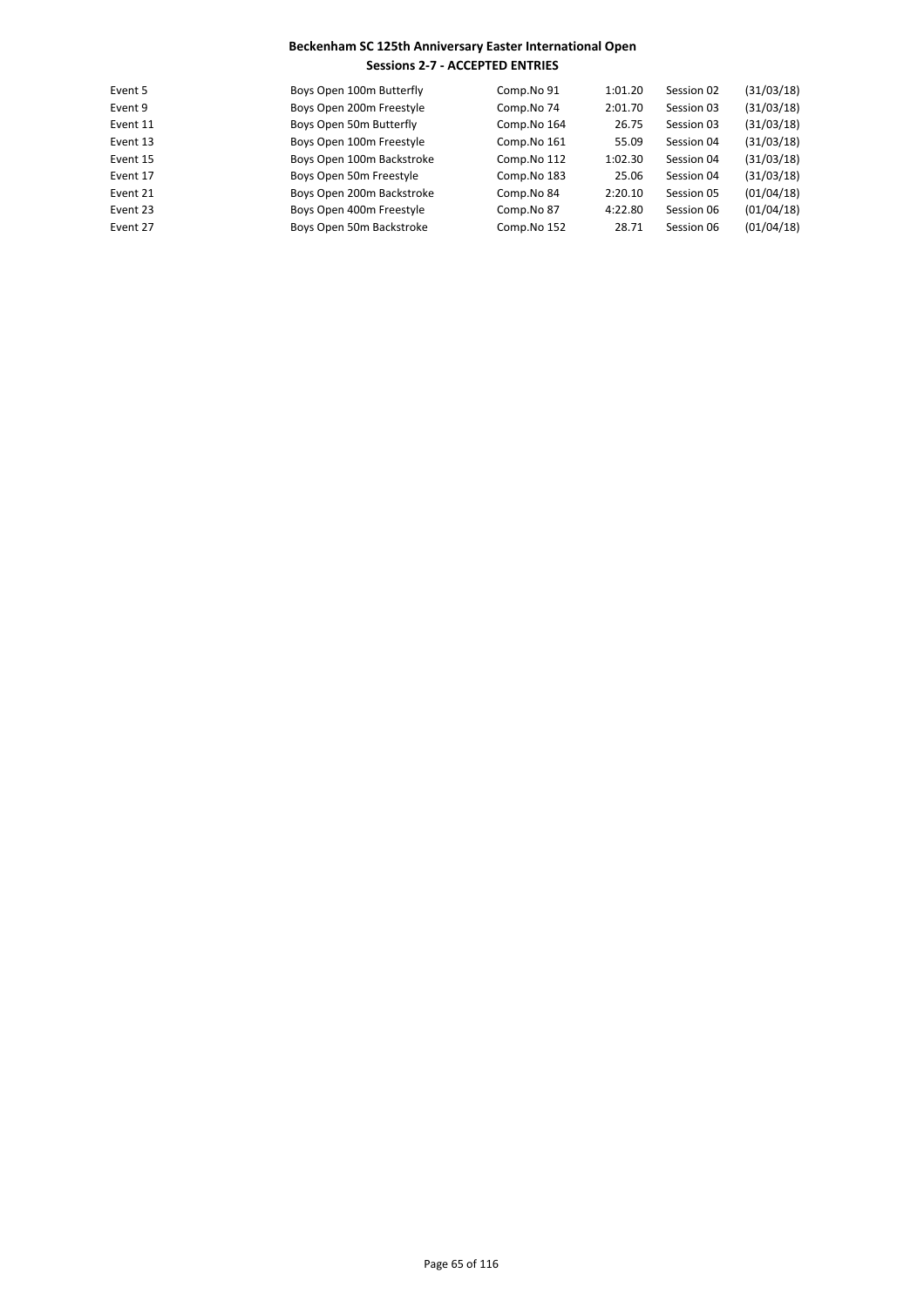**Beckenham SC 125th Anniversary Easter International Open**
**Sessions 2-7 - ACCEPTED ENTRIES**

| | | | | | |
|---|---|---|---|---|---|
| Event 5 | Boys Open 100m Butterfly | Comp.No 91 | 1:01.20 | Session 02 | (31/03/18) |
| Event 9 | Boys Open 200m Freestyle | Comp.No 74 | 2:01.70 | Session 03 | (31/03/18) |
| Event 11 | Boys Open 50m Butterfly | Comp.No 164 | 26.75 | Session 03 | (31/03/18) |
| Event 13 | Boys Open 100m Freestyle | Comp.No 161 | 55.09 | Session 04 | (31/03/18) |
| Event 15 | Boys Open 100m Backstroke | Comp.No 112 | 1:02.30 | Session 04 | (31/03/18) |
| Event 17 | Boys Open 50m Freestyle | Comp.No 183 | 25.06 | Session 04 | (31/03/18) |
| Event 21 | Boys Open 200m Backstroke | Comp.No 84 | 2:20.10 | Session 05 | (01/04/18) |
| Event 23 | Boys Open 400m Freestyle | Comp.No 87 | 4:22.80 | Session 06 | (01/04/18) |
| Event 27 | Boys Open 50m Backstroke | Comp.No 152 | 28.71 | Session 06 | (01/04/18) |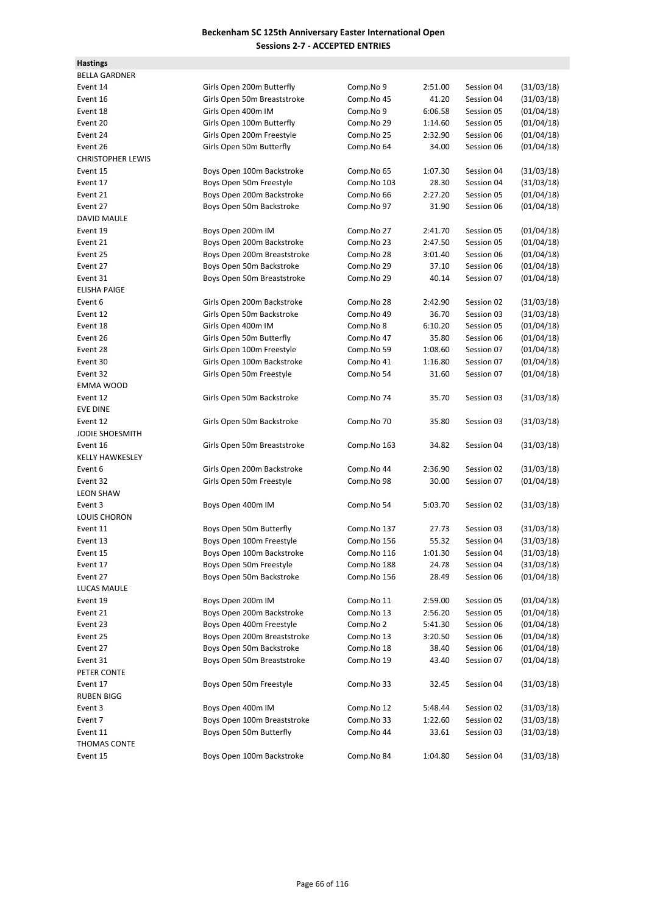**Beckenham SC 125th Anniversary Easter International Open**
**Sessions 2-7 - ACCEPTED ENTRIES**

**Hastings**

| | | | | | |
|---|---|---|---|---|---|
| BELLA GARDNER | | | | | |
| Event 14 | Girls Open 200m Butterfly | Comp.No 9 | 2:51.00 | Session 04 | (31/03/18) |
| Event 16 | Girls Open 50m Breaststroke | Comp.No 45 | 41.20 | Session 04 | (31/03/18) |
| Event 18 | Girls Open 400m IM | Comp.No 9 | 6:06.58 | Session 05 | (01/04/18) |
| Event 20 | Girls Open 100m Butterfly | Comp.No 29 | 1:14.60 | Session 05 | (01/04/18) |
| Event 24 | Girls Open 200m Freestyle | Comp.No 25 | 2:32.90 | Session 06 | (01/04/18) |
| Event 26 | Girls Open 50m Butterfly | Comp.No 64 | 34.00 | Session 06 | (01/04/18) |
| CHRISTOPHER LEWIS | | | | | |
| Event 15 | Boys Open 100m Backstroke | Comp.No 65 | 1:07.30 | Session 04 | (31/03/18) |
| Event 17 | Boys Open 50m Freestyle | Comp.No 103 | 28.30 | Session 04 | (31/03/18) |
| Event 21 | Boys Open 200m Backstroke | Comp.No 66 | 2:27.20 | Session 05 | (01/04/18) |
| Event 27 | Boys Open 50m Backstroke | Comp.No 97 | 31.90 | Session 06 | (01/04/18) |
| DAVID MAULE | | | | | |
| Event 19 | Boys Open 200m IM | Comp.No 27 | 2:41.70 | Session 05 | (01/04/18) |
| Event 21 | Boys Open 200m Backstroke | Comp.No 23 | 2:47.50 | Session 05 | (01/04/18) |
| Event 25 | Boys Open 200m Breaststroke | Comp.No 28 | 3:01.40 | Session 06 | (01/04/18) |
| Event 27 | Boys Open 50m Backstroke | Comp.No 29 | 37.10 | Session 06 | (01/04/18) |
| Event 31 | Boys Open 50m Breaststroke | Comp.No 29 | 40.14 | Session 07 | (01/04/18) |
| ELISHA PAIGE | | | | | |
| Event 6 | Girls Open 200m Backstroke | Comp.No 28 | 2:42.90 | Session 02 | (31/03/18) |
| Event 12 | Girls Open 50m Backstroke | Comp.No 49 | 36.70 | Session 03 | (31/03/18) |
| Event 18 | Girls Open 400m IM | Comp.No 8 | 6:10.20 | Session 05 | (01/04/18) |
| Event 26 | Girls Open 50m Butterfly | Comp.No 47 | 35.80 | Session 06 | (01/04/18) |
| Event 28 | Girls Open 100m Freestyle | Comp.No 59 | 1:08.60 | Session 07 | (01/04/18) |
| Event 30 | Girls Open 100m Backstroke | Comp.No 41 | 1:16.80 | Session 07 | (01/04/18) |
| Event 32 | Girls Open 50m Freestyle | Comp.No 54 | 31.60 | Session 07 | (01/04/18) |
| EMMA WOOD | | | | | |
| Event 12 | Girls Open 50m Backstroke | Comp.No 74 | 35.70 | Session 03 | (31/03/18) |
| EVE DINE | | | | | |
| Event 12 | Girls Open 50m Backstroke | Comp.No 70 | 35.80 | Session 03 | (31/03/18) |
| JODIE SHOESMITH | | | | | |
| Event 16 | Girls Open 50m Breaststroke | Comp.No 163 | 34.82 | Session 04 | (31/03/18) |
| KELLY HAWKESLEY | | | | | |
| Event 6 | Girls Open 200m Backstroke | Comp.No 44 | 2:36.90 | Session 02 | (31/03/18) |
| Event 32 | Girls Open 50m Freestyle | Comp.No 98 | 30.00 | Session 07 | (01/04/18) |
| LEON SHAW | | | | | |
| Event 3 | Boys Open 400m IM | Comp.No 54 | 5:03.70 | Session 02 | (31/03/18) |
| LOUIS CHORON | | | | | |
| Event 11 | Boys Open 50m Butterfly | Comp.No 137 | 27.73 | Session 03 | (31/03/18) |
| Event 13 | Boys Open 100m Freestyle | Comp.No 156 | 55.32 | Session 04 | (31/03/18) |
| Event 15 | Boys Open 100m Backstroke | Comp.No 116 | 1:01.30 | Session 04 | (31/03/18) |
| Event 17 | Boys Open 50m Freestyle | Comp.No 188 | 24.78 | Session 04 | (31/03/18) |
| Event 27 | Boys Open 50m Backstroke | Comp.No 156 | 28.49 | Session 06 | (01/04/18) |
| LUCAS MAULE | | | | | |
| Event 19 | Boys Open 200m IM | Comp.No 11 | 2:59.00 | Session 05 | (01/04/18) |
| Event 21 | Boys Open 200m Backstroke | Comp.No 13 | 2:56.20 | Session 05 | (01/04/18) |
| Event 23 | Boys Open 400m Freestyle | Comp.No 2 | 5:41.30 | Session 06 | (01/04/18) |
| Event 25 | Boys Open 200m Breaststroke | Comp.No 13 | 3:20.50 | Session 06 | (01/04/18) |
| Event 27 | Boys Open 50m Backstroke | Comp.No 18 | 38.40 | Session 06 | (01/04/18) |
| Event 31 | Boys Open 50m Breaststroke | Comp.No 19 | 43.40 | Session 07 | (01/04/18) |
| PETER CONTE | | | | | |
| Event 17 | Boys Open 50m Freestyle | Comp.No 33 | 32.45 | Session 04 | (31/03/18) |
| RUBEN BIGG | | | | | |
| Event 3 | Boys Open 400m IM | Comp.No 12 | 5:48.44 | Session 02 | (31/03/18) |
| Event 7 | Boys Open 100m Breaststroke | Comp.No 33 | 1:22.60 | Session 02 | (31/03/18) |
| Event 11 | Boys Open 50m Butterfly | Comp.No 44 | 33.61 | Session 03 | (31/03/18) |
| THOMAS CONTE | | | | | |
| Event 15 | Boys Open 100m Backstroke | Comp.No 84 | 1:04.80 | Session 04 | (31/03/18) |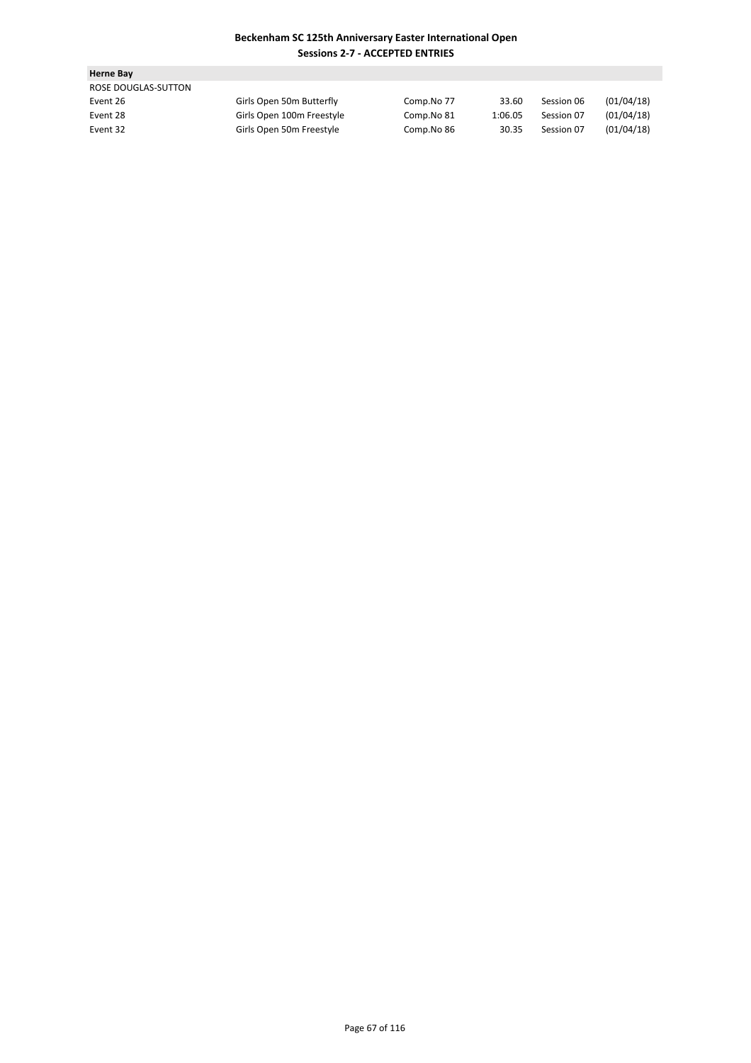**Beckenham SC 125th Anniversary Easter International Open**
**Sessions 2-7 - ACCEPTED ENTRIES**

**Herne Bay**

ROSE DOUGLAS-SUTTON

| | | | | | |
|---|---|---|---|---|---|
| Event 26 | Girls Open 50m Butterfly | Comp.No 77 | 33.60 | Session 06 | (01/04/18) |
| Event 28 | Girls Open 100m Freestyle | Comp.No 81 | 1:06.05 | Session 07 | (01/04/18) |
| Event 32 | Girls Open 50m Freestyle | Comp.No 86 | 30.35 | Session 07 | (01/04/18) |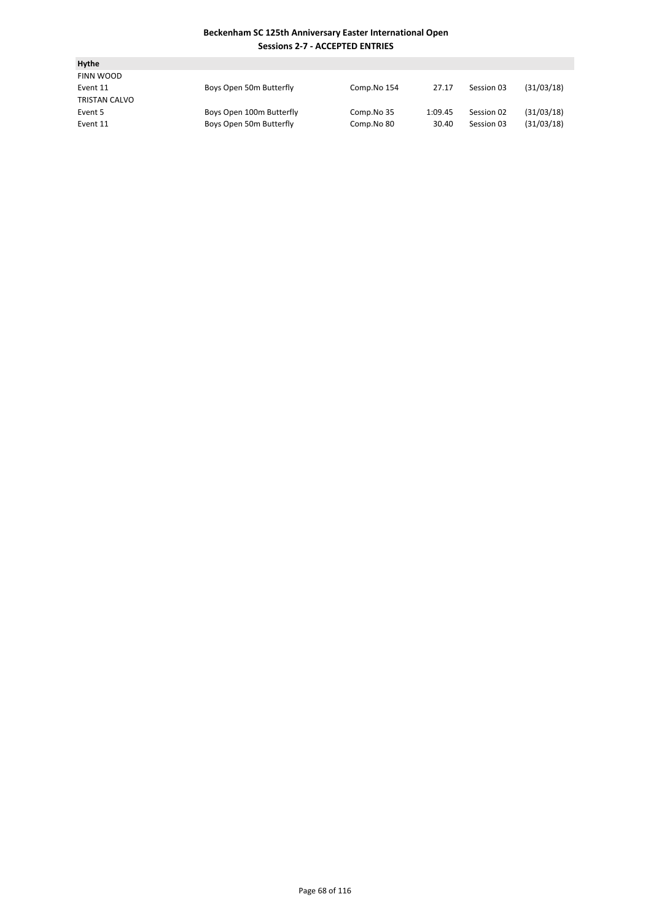**Beckenham SC 125th Anniversary Easter International Open**
**Sessions 2-7 - ACCEPTED ENTRIES**

**Hythe**

| | | | | | |
|---|---|---|---|---|---|
| FINN WOOD | | | | | |
| Event 11 | Boys Open 50m Butterfly | Comp.No 154 | 27.17 | Session 03 | (31/03/18) |
| TRISTAN CALVO | | | | | |
| Event 5 | Boys Open 100m Butterfly | Comp.No 35 | 1:09.45 | Session 02 | (31/03/18) |
| Event 11 | Boys Open 50m Butterfly | Comp.No 80 | 30.40 | Session 03 | (31/03/18) |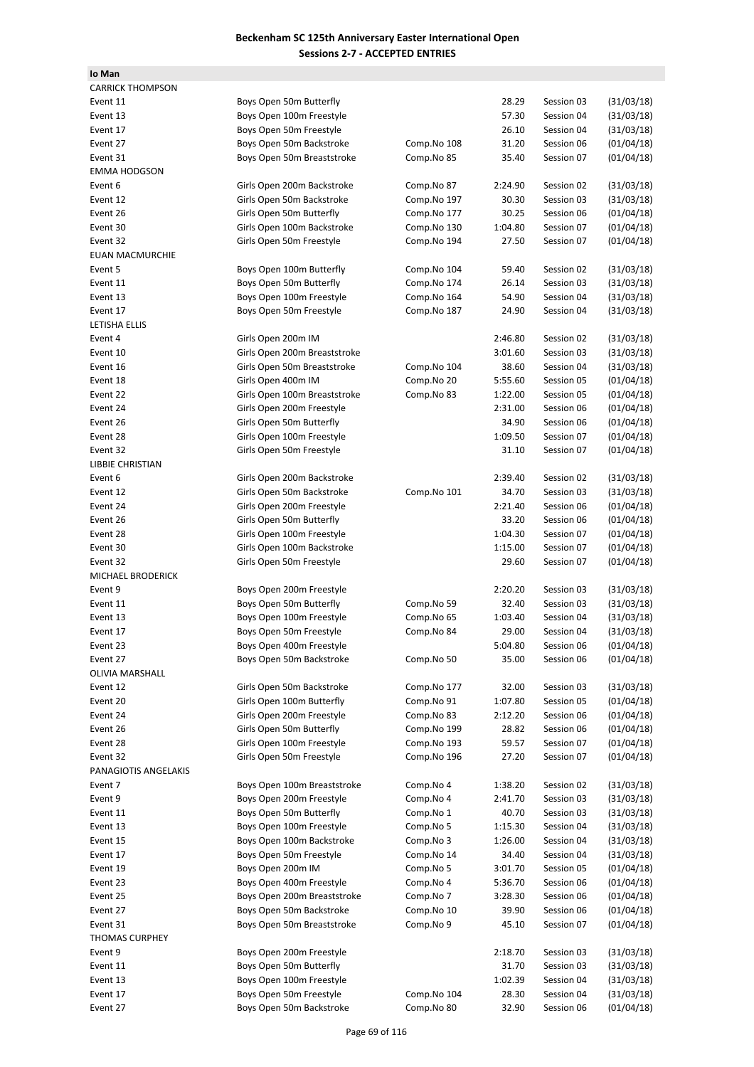# Beckenham SC 125th Anniversary Easter International Open
## Sessions 2-7 - ACCEPTED ENTRIES

**Io Man**

| | | | | | |
|---|---|---|---|---|---|
| CARRICK THOMPSON | | | | | |
| Event 11 | Boys Open 50m Butterfly | | 28.29 | Session 03 | (31/03/18) |
| Event 13 | Boys Open 100m Freestyle | | 57.30 | Session 04 | (31/03/18) |
| Event 17 | Boys Open 50m Freestyle | | 26.10 | Session 04 | (31/03/18) |
| Event 27 | Boys Open 50m Backstroke | Comp.No 108 | 31.20 | Session 06 | (01/04/18) |
| Event 31 | Boys Open 50m Breaststroke | Comp.No 85 | 35.40 | Session 07 | (01/04/18) |
| EMMA HODGSON | | | | | |
| Event 6 | Girls Open 200m Backstroke | Comp.No 87 | 2:24.90 | Session 02 | (31/03/18) |
| Event 12 | Girls Open 50m Backstroke | Comp.No 197 | 30.30 | Session 03 | (31/03/18) |
| Event 26 | Girls Open 50m Butterfly | Comp.No 177 | 30.25 | Session 06 | (01/04/18) |
| Event 30 | Girls Open 100m Backstroke | Comp.No 130 | 1:04.80 | Session 07 | (01/04/18) |
| Event 32 | Girls Open 50m Freestyle | Comp.No 194 | 27.50 | Session 07 | (01/04/18) |
| EUAN MACMURCHIE | | | | | |
| Event 5 | Boys Open 100m Butterfly | Comp.No 104 | 59.40 | Session 02 | (31/03/18) |
| Event 11 | Boys Open 50m Butterfly | Comp.No 174 | 26.14 | Session 03 | (31/03/18) |
| Event 13 | Boys Open 100m Freestyle | Comp.No 164 | 54.90 | Session 04 | (31/03/18) |
| Event 17 | Boys Open 50m Freestyle | Comp.No 187 | 24.90 | Session 04 | (31/03/18) |
| LETISHA ELLIS | | | | | |
| Event 4 | Girls Open 200m IM | | 2:46.80 | Session 02 | (31/03/18) |
| Event 10 | Girls Open 200m Breaststroke | | 3:01.60 | Session 03 | (31/03/18) |
| Event 16 | Girls Open 50m Breaststroke | Comp.No 104 | 38.60 | Session 04 | (31/03/18) |
| Event 18 | Girls Open 400m IM | Comp.No 20 | 5:55.60 | Session 05 | (01/04/18) |
| Event 22 | Girls Open 100m Breaststroke | Comp.No 83 | 1:22.00 | Session 05 | (01/04/18) |
| Event 24 | Girls Open 200m Freestyle | | 2:31.00 | Session 06 | (01/04/18) |
| Event 26 | Girls Open 50m Butterfly | | 34.90 | Session 06 | (01/04/18) |
| Event 28 | Girls Open 100m Freestyle | | 1:09.50 | Session 07 | (01/04/18) |
| Event 32 | Girls Open 50m Freestyle | | 31.10 | Session 07 | (01/04/18) |
| LIBBIE CHRISTIAN | | | | | |
| Event 6 | Girls Open 200m Backstroke | | 2:39.40 | Session 02 | (31/03/18) |
| Event 12 | Girls Open 50m Backstroke | Comp.No 101 | 34.70 | Session 03 | (31/03/18) |
| Event 24 | Girls Open 200m Freestyle | | 2:21.40 | Session 06 | (01/04/18) |
| Event 26 | Girls Open 50m Butterfly | | 33.20 | Session 06 | (01/04/18) |
| Event 28 | Girls Open 100m Freestyle | | 1:04.30 | Session 07 | (01/04/18) |
| Event 30 | Girls Open 100m Backstroke | | 1:15.00 | Session 07 | (01/04/18) |
| Event 32 | Girls Open 50m Freestyle | | 29.60 | Session 07 | (01/04/18) |
| MICHAEL BRODERICK | | | | | |
| Event 9 | Boys Open 200m Freestyle | | 2:20.20 | Session 03 | (31/03/18) |
| Event 11 | Boys Open 50m Butterfly | Comp.No 59 | 32.40 | Session 03 | (31/03/18) |
| Event 13 | Boys Open 100m Freestyle | Comp.No 65 | 1:03.40 | Session 04 | (31/03/18) |
| Event 17 | Boys Open 50m Freestyle | Comp.No 84 | 29.00 | Session 04 | (31/03/18) |
| Event 23 | Boys Open 400m Freestyle | | 5:04.80 | Session 06 | (01/04/18) |
| Event 27 | Boys Open 50m Backstroke | Comp.No 50 | 35.00 | Session 06 | (01/04/18) |
| OLIVIA MARSHALL | | | | | |
| Event 12 | Girls Open 50m Backstroke | Comp.No 177 | 32.00 | Session 03 | (31/03/18) |
| Event 20 | Girls Open 100m Butterfly | Comp.No 91 | 1:07.80 | Session 05 | (01/04/18) |
| Event 24 | Girls Open 200m Freestyle | Comp.No 83 | 2:12.20 | Session 06 | (01/04/18) |
| Event 26 | Girls Open 50m Butterfly | Comp.No 199 | 28.82 | Session 06 | (01/04/18) |
| Event 28 | Girls Open 100m Freestyle | Comp.No 193 | 59.57 | Session 07 | (01/04/18) |
| Event 32 | Girls Open 50m Freestyle | Comp.No 196 | 27.20 | Session 07 | (01/04/18) |
| PANAGIOTIS ANGELAKIS | | | | | |
| Event 7 | Boys Open 100m Breaststroke | Comp.No 4 | 1:38.20 | Session 02 | (31/03/18) |
| Event 9 | Boys Open 200m Freestyle | Comp.No 4 | 2:41.70 | Session 03 | (31/03/18) |
| Event 11 | Boys Open 50m Butterfly | Comp.No 1 | 40.70 | Session 03 | (31/03/18) |
| Event 13 | Boys Open 100m Freestyle | Comp.No 5 | 1:15.30 | Session 04 | (31/03/18) |
| Event 15 | Boys Open 100m Backstroke | Comp.No 3 | 1:26.00 | Session 04 | (31/03/18) |
| Event 17 | Boys Open 50m Freestyle | Comp.No 14 | 34.40 | Session 04 | (31/03/18) |
| Event 19 | Boys Open 200m IM | Comp.No 5 | 3:01.70 | Session 05 | (01/04/18) |
| Event 23 | Boys Open 400m Freestyle | Comp.No 4 | 5:36.70 | Session 06 | (01/04/18) |
| Event 25 | Boys Open 200m Breaststroke | Comp.No 7 | 3:28.30 | Session 06 | (01/04/18) |
| Event 27 | Boys Open 50m Backstroke | Comp.No 10 | 39.90 | Session 06 | (01/04/18) |
| Event 31 | Boys Open 50m Breaststroke | Comp.No 9 | 45.10 | Session 07 | (01/04/18) |
| THOMAS CURPHEY | | | | | |
| Event 9 | Boys Open 200m Freestyle | | 2:18.70 | Session 03 | (31/03/18) |
| Event 11 | Boys Open 50m Butterfly | | 31.70 | Session 03 | (31/03/18) |
| Event 13 | Boys Open 100m Freestyle | | 1:02.39 | Session 04 | (31/03/18) |
| Event 17 | Boys Open 50m Freestyle | Comp.No 104 | 28.30 | Session 04 | (31/03/18) |
| Event 27 | Boys Open 50m Backstroke | Comp.No 80 | 32.90 | Session 06 | (01/04/18) |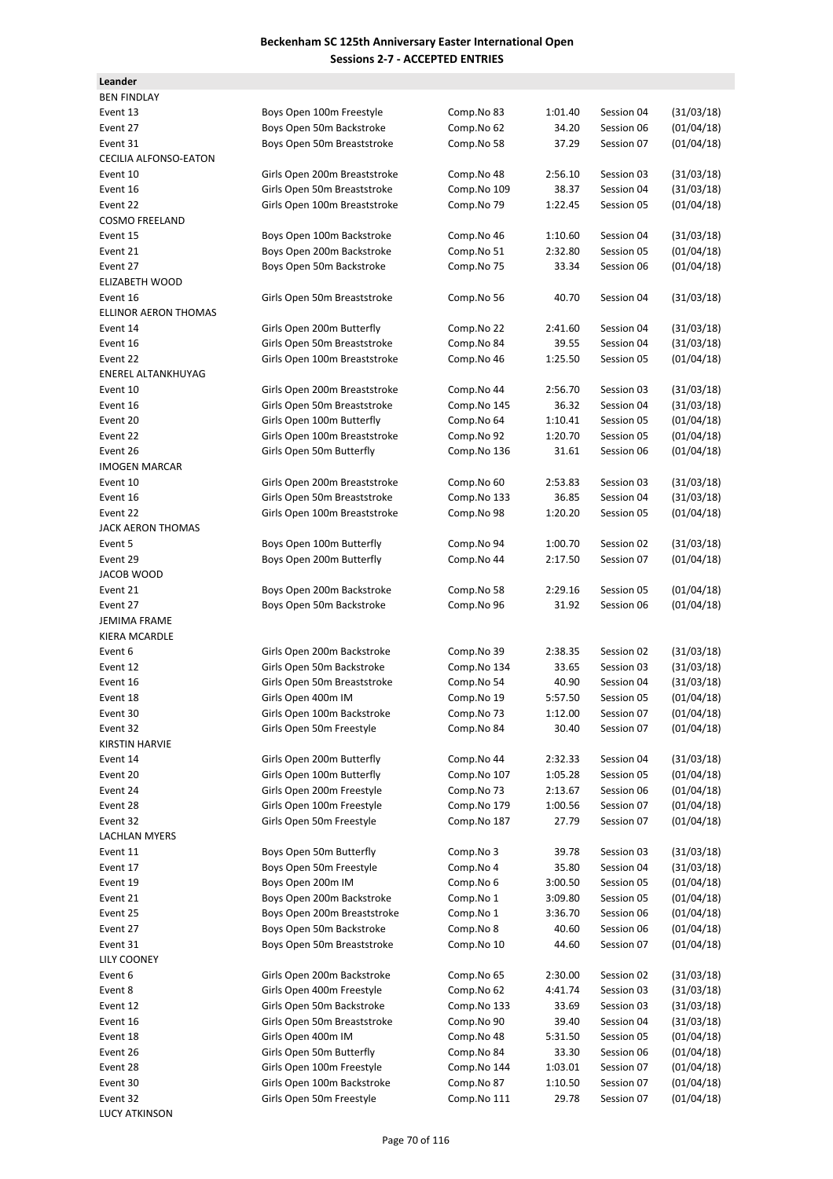**Beckenham SC 125th Anniversary Easter International Open**
**Sessions 2-7 - ACCEPTED ENTRIES**

**Leander**

| | | | | | |
|---|---|---|---|---|---|
| BEN FINDLAY | | | | | |
| Event 13 | Boys Open 100m Freestyle | Comp.No 83 | 1:01.40 | Session 04 | (31/03/18) |
| Event 27 | Boys Open 50m Backstroke | Comp.No 62 | 34.20 | Session 06 | (01/04/18) |
| Event 31 | Boys Open 50m Breaststroke | Comp.No 58 | 37.29 | Session 07 | (01/04/18) |
| CECILIA ALFONSO-EATON | | | | | |
| Event 10 | Girls Open 200m Breaststroke | Comp.No 48 | 2:56.10 | Session 03 | (31/03/18) |
| Event 16 | Girls Open 50m Breaststroke | Comp.No 109 | 38.37 | Session 04 | (31/03/18) |
| Event 22 | Girls Open 100m Breaststroke | Comp.No 79 | 1:22.45 | Session 05 | (01/04/18) |
| COSMO FREELAND | | | | | |
| Event 15 | Boys Open 100m Backstroke | Comp.No 46 | 1:10.60 | Session 04 | (31/03/18) |
| Event 21 | Boys Open 200m Backstroke | Comp.No 51 | 2:32.80 | Session 05 | (01/04/18) |
| Event 27 | Boys Open 50m Backstroke | Comp.No 75 | 33.34 | Session 06 | (01/04/18) |
| ELIZABETH WOOD | | | | | |
| Event 16 | Girls Open 50m Breaststroke | Comp.No 56 | 40.70 | Session 04 | (31/03/18) |
| ELLINOR AERON THOMAS | | | | | |
| Event 14 | Girls Open 200m Butterfly | Comp.No 22 | 2:41.60 | Session 04 | (31/03/18) |
| Event 16 | Girls Open 50m Breaststroke | Comp.No 84 | 39.55 | Session 04 | (31/03/18) |
| Event 22 | Girls Open 100m Breaststroke | Comp.No 46 | 1:25.50 | Session 05 | (01/04/18) |
| ENEREL ALTANKHUYAG | | | | | |
| Event 10 | Girls Open 200m Breaststroke | Comp.No 44 | 2:56.70 | Session 03 | (31/03/18) |
| Event 16 | Girls Open 50m Breaststroke | Comp.No 145 | 36.32 | Session 04 | (31/03/18) |
| Event 20 | Girls Open 100m Butterfly | Comp.No 64 | 1:10.41 | Session 05 | (01/04/18) |
| Event 22 | Girls Open 100m Breaststroke | Comp.No 92 | 1:20.70 | Session 05 | (01/04/18) |
| Event 26 | Girls Open 50m Butterfly | Comp.No 136 | 31.61 | Session 06 | (01/04/18) |
| IMOGEN MARCAR | | | | | |
| Event 10 | Girls Open 200m Breaststroke | Comp.No 60 | 2:53.83 | Session 03 | (31/03/18) |
| Event 16 | Girls Open 50m Breaststroke | Comp.No 133 | 36.85 | Session 04 | (31/03/18) |
| Event 22 | Girls Open 100m Breaststroke | Comp.No 98 | 1:20.20 | Session 05 | (01/04/18) |
| JACK AERON THOMAS | | | | | |
| Event 5 | Boys Open 100m Butterfly | Comp.No 94 | 1:00.70 | Session 02 | (31/03/18) |
| Event 29 | Boys Open 200m Butterfly | Comp.No 44 | 2:17.50 | Session 07 | (01/04/18) |
| JACOB WOOD | | | | | |
| Event 21 | Boys Open 200m Backstroke | Comp.No 58 | 2:29.16 | Session 05 | (01/04/18) |
| Event 27 | Boys Open 50m Backstroke | Comp.No 96 | 31.92 | Session 06 | (01/04/18) |
| JEMIMA FRAME | | | | | |
| KIERA MCARDLE | | | | | |
| Event 6 | Girls Open 200m Backstroke | Comp.No 39 | 2:38.35 | Session 02 | (31/03/18) |
| Event 12 | Girls Open 50m Backstroke | Comp.No 134 | 33.65 | Session 03 | (31/03/18) |
| Event 16 | Girls Open 50m Breaststroke | Comp.No 54 | 40.90 | Session 04 | (31/03/18) |
| Event 18 | Girls Open 400m IM | Comp.No 19 | 5:57.50 | Session 05 | (01/04/18) |
| Event 30 | Girls Open 100m Backstroke | Comp.No 73 | 1:12.00 | Session 07 | (01/04/18) |
| Event 32 | Girls Open 50m Freestyle | Comp.No 84 | 30.40 | Session 07 | (01/04/18) |
| KIRSTIN HARVIE | | | | | |
| Event 14 | Girls Open 200m Butterfly | Comp.No 44 | 2:32.33 | Session 04 | (31/03/18) |
| Event 20 | Girls Open 100m Butterfly | Comp.No 107 | 1:05.28 | Session 05 | (01/04/18) |
| Event 24 | Girls Open 200m Freestyle | Comp.No 73 | 2:13.67 | Session 06 | (01/04/18) |
| Event 28 | Girls Open 100m Freestyle | Comp.No 179 | 1:00.56 | Session 07 | (01/04/18) |
| Event 32 | Girls Open 50m Freestyle | Comp.No 187 | 27.79 | Session 07 | (01/04/18) |
| LACHLAN MYERS | | | | | |
| Event 11 | Boys Open 50m Butterfly | Comp.No 3 | 39.78 | Session 03 | (31/03/18) |
| Event 17 | Boys Open 50m Freestyle | Comp.No 4 | 35.80 | Session 04 | (31/03/18) |
| Event 19 | Boys Open 200m IM | Comp.No 6 | 3:00.50 | Session 05 | (01/04/18) |
| Event 21 | Boys Open 200m Backstroke | Comp.No 1 | 3:09.80 | Session 05 | (01/04/18) |
| Event 25 | Boys Open 200m Breaststroke | Comp.No 1 | 3:36.70 | Session 06 | (01/04/18) |
| Event 27 | Boys Open 50m Backstroke | Comp.No 8 | 40.60 | Session 06 | (01/04/18) |
| Event 31 | Boys Open 50m Breaststroke | Comp.No 10 | 44.60 | Session 07 | (01/04/18) |
| LILY COONEY | | | | | |
| Event 6 | Girls Open 200m Backstroke | Comp.No 65 | 2:30.00 | Session 02 | (31/03/18) |
| Event 8 | Girls Open 400m Freestyle | Comp.No 62 | 4:41.74 | Session 03 | (31/03/18) |
| Event 12 | Girls Open 50m Backstroke | Comp.No 133 | 33.69 | Session 03 | (31/03/18) |
| Event 16 | Girls Open 50m Breaststroke | Comp.No 90 | 39.40 | Session 04 | (31/03/18) |
| Event 18 | Girls Open 400m IM | Comp.No 48 | 5:31.50 | Session 05 | (01/04/18) |
| Event 26 | Girls Open 50m Butterfly | Comp.No 84 | 33.30 | Session 06 | (01/04/18) |
| Event 28 | Girls Open 100m Freestyle | Comp.No 144 | 1:03.01 | Session 07 | (01/04/18) |
| Event 30 | Girls Open 100m Backstroke | Comp.No 87 | 1:10.50 | Session 07 | (01/04/18) |
| Event 32 | Girls Open 50m Freestyle | Comp.No 111 | 29.78 | Session 07 | (01/04/18) |
| LUCY ATKINSON | | | | | |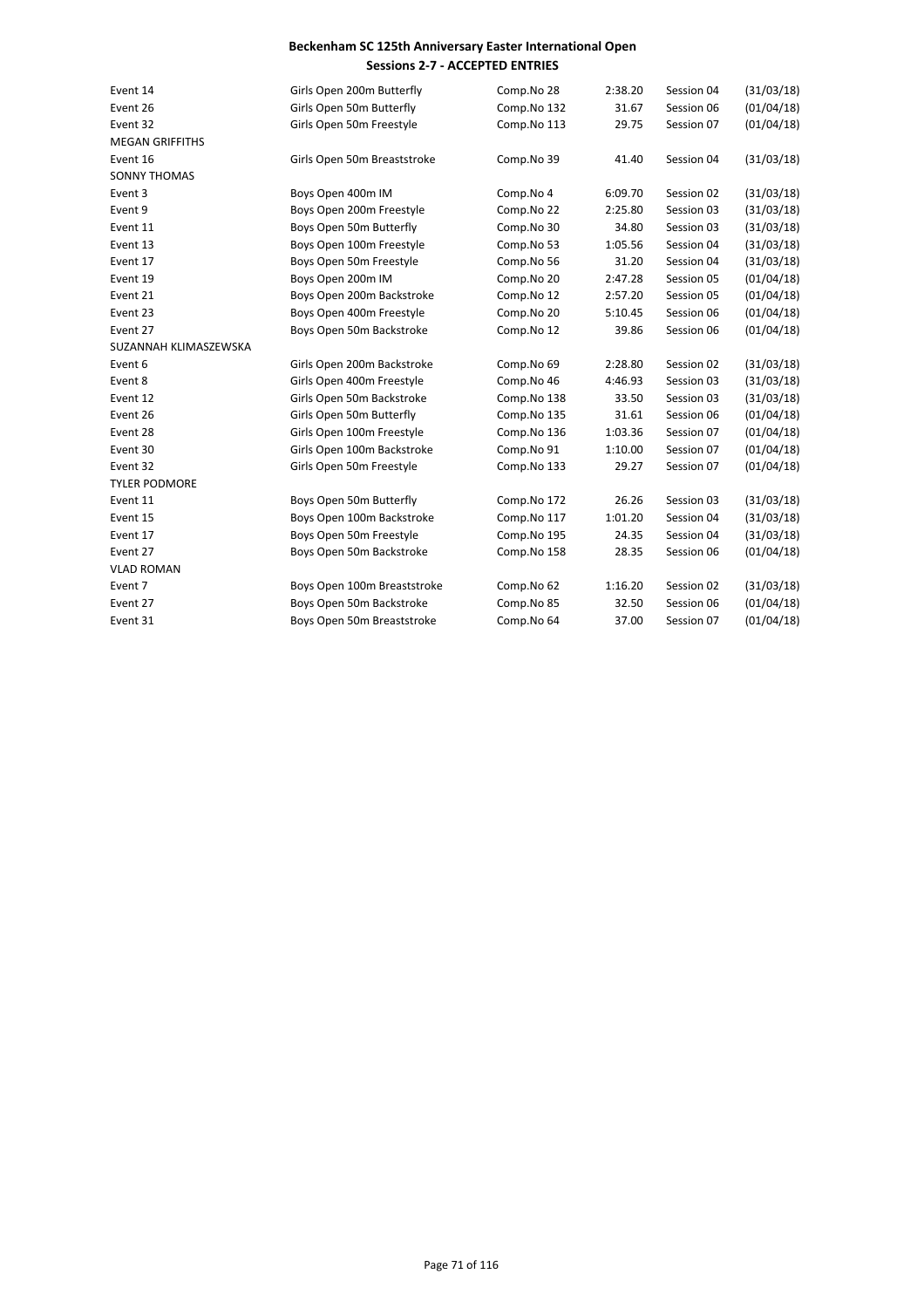## Beckenham SC 125th Anniversary Easter International Open
### Sessions 2-7 - ACCEPTED ENTRIES

| | | | | | |
|---|---|---|---|---|---|
| Event 14 | Girls Open 200m Butterfly | Comp.No 28 | 2:38.20 | Session 04 | (31/03/18) |
| Event 26 | Girls Open 50m Butterfly | Comp.No 132 | 31.67 | Session 06 | (01/04/18) |
| Event 32 | Girls Open 50m Freestyle | Comp.No 113 | 29.75 | Session 07 | (01/04/18) |
| MEGAN GRIFFITHS | | | | | |
| Event 16 | Girls Open 50m Breaststroke | Comp.No 39 | 41.40 | Session 04 | (31/03/18) |
| SONNY THOMAS | | | | | |
| Event 3 | Boys Open 400m IM | Comp.No 4 | 6:09.70 | Session 02 | (31/03/18) |
| Event 9 | Boys Open 200m Freestyle | Comp.No 22 | 2:25.80 | Session 03 | (31/03/18) |
| Event 11 | Boys Open 50m Butterfly | Comp.No 30 | 34.80 | Session 03 | (31/03/18) |
| Event 13 | Boys Open 100m Freestyle | Comp.No 53 | 1:05.56 | Session 04 | (31/03/18) |
| Event 17 | Boys Open 50m Freestyle | Comp.No 56 | 31.20 | Session 04 | (31/03/18) |
| Event 19 | Boys Open 200m IM | Comp.No 20 | 2:47.28 | Session 05 | (01/04/18) |
| Event 21 | Boys Open 200m Backstroke | Comp.No 12 | 2:57.20 | Session 05 | (01/04/18) |
| Event 23 | Boys Open 400m Freestyle | Comp.No 20 | 5:10.45 | Session 06 | (01/04/18) |
| Event 27 | Boys Open 50m Backstroke | Comp.No 12 | 39.86 | Session 06 | (01/04/18) |
| SUZANNAH KLIMASZEWSKA | | | | | |
| Event 6 | Girls Open 200m Backstroke | Comp.No 69 | 2:28.80 | Session 02 | (31/03/18) |
| Event 8 | Girls Open 400m Freestyle | Comp.No 46 | 4:46.93 | Session 03 | (31/03/18) |
| Event 12 | Girls Open 50m Backstroke | Comp.No 138 | 33.50 | Session 03 | (31/03/18) |
| Event 26 | Girls Open 50m Butterfly | Comp.No 135 | 31.61 | Session 06 | (01/04/18) |
| Event 28 | Girls Open 100m Freestyle | Comp.No 136 | 1:03.36 | Session 07 | (01/04/18) |
| Event 30 | Girls Open 100m Backstroke | Comp.No 91 | 1:10.00 | Session 07 | (01/04/18) |
| Event 32 | Girls Open 50m Freestyle | Comp.No 133 | 29.27 | Session 07 | (01/04/18) |
| TYLER PODMORE | | | | | |
| Event 11 | Boys Open 50m Butterfly | Comp.No 172 | 26.26 | Session 03 | (31/03/18) |
| Event 15 | Boys Open 100m Backstroke | Comp.No 117 | 1:01.20 | Session 04 | (31/03/18) |
| Event 17 | Boys Open 50m Freestyle | Comp.No 195 | 24.35 | Session 04 | (31/03/18) |
| Event 27 | Boys Open 50m Backstroke | Comp.No 158 | 28.35 | Session 06 | (01/04/18) |
| VLAD ROMAN | | | | | |
| Event 7 | Boys Open 100m Breaststroke | Comp.No 62 | 1:16.20 | Session 02 | (31/03/18) |
| Event 27 | Boys Open 50m Backstroke | Comp.No 85 | 32.50 | Session 06 | (01/04/18) |
| Event 31 | Boys Open 50m Breaststroke | Comp.No 64 | 37.00 | Session 07 | (01/04/18) |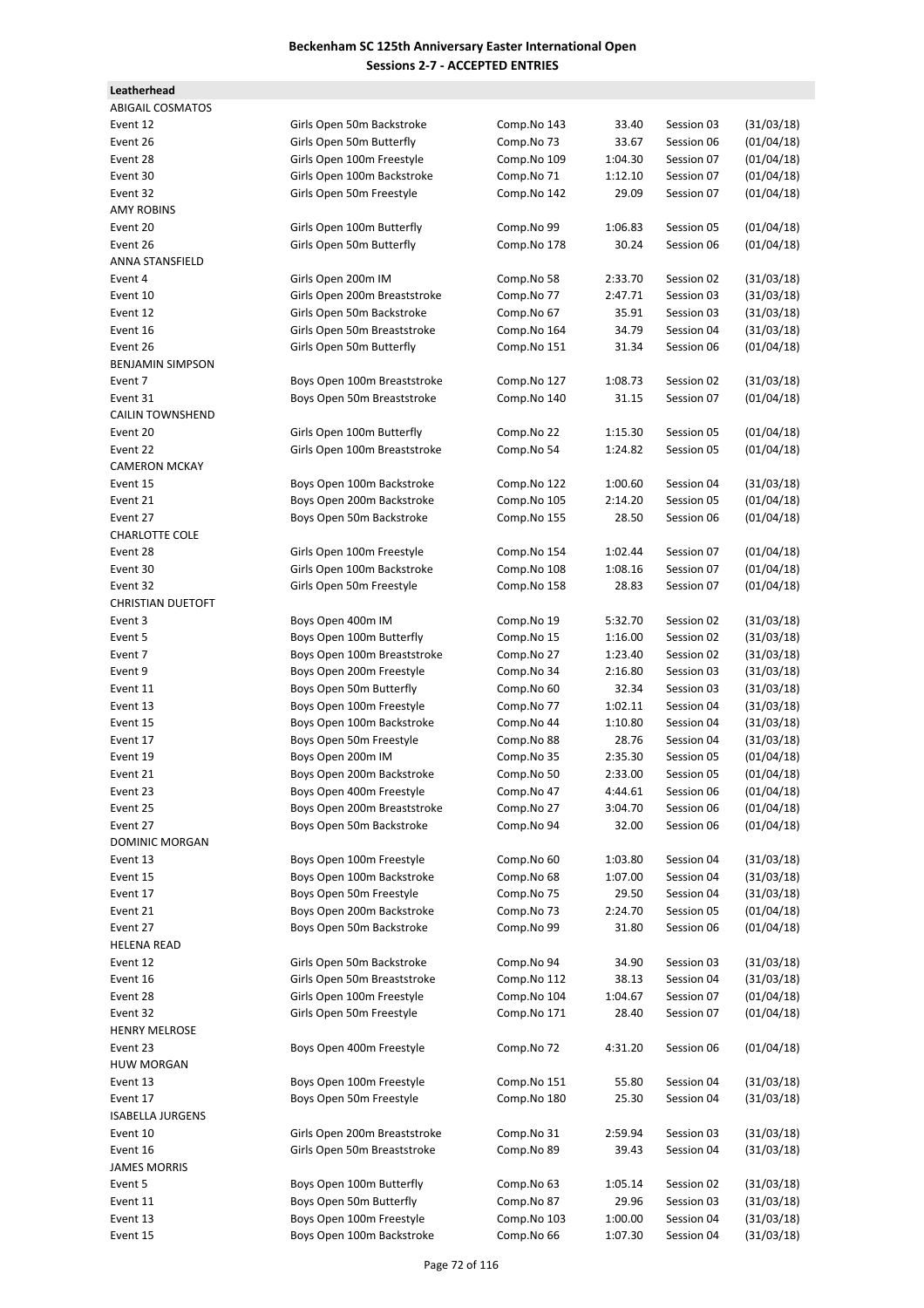**Beckenham SC 125th Anniversary Easter International Open**
**Sessions 2-7 - ACCEPTED ENTRIES**

**Leatherhead**

| | | | | | |
|---|---|---|---|---|---|
| ABIGAIL COSMATOS | | | | | |
| Event 12 | Girls Open 50m Backstroke | Comp.No 143 | 33.40 | Session 03 | (31/03/18) |
| Event 26 | Girls Open 50m Butterfly | Comp.No 73 | 33.67 | Session 06 | (01/04/18) |
| Event 28 | Girls Open 100m Freestyle | Comp.No 109 | 1:04.30 | Session 07 | (01/04/18) |
| Event 30 | Girls Open 100m Backstroke | Comp.No 71 | 1:12.10 | Session 07 | (01/04/18) |
| Event 32 | Girls Open 50m Freestyle | Comp.No 142 | 29.09 | Session 07 | (01/04/18) |
| AMY ROBINS | | | | | |
| Event 20 | Girls Open 100m Butterfly | Comp.No 99 | 1:06.83 | Session 05 | (01/04/18) |
| Event 26 | Girls Open 50m Butterfly | Comp.No 178 | 30.24 | Session 06 | (01/04/18) |
| ANNA STANSFIELD | | | | | |
| Event 4 | Girls Open 200m IM | Comp.No 58 | 2:33.70 | Session 02 | (31/03/18) |
| Event 10 | Girls Open 200m Breaststroke | Comp.No 77 | 2:47.71 | Session 03 | (31/03/18) |
| Event 12 | Girls Open 50m Backstroke | Comp.No 67 | 35.91 | Session 03 | (31/03/18) |
| Event 16 | Girls Open 50m Breaststroke | Comp.No 164 | 34.79 | Session 04 | (31/03/18) |
| Event 26 | Girls Open 50m Butterfly | Comp.No 151 | 31.34 | Session 06 | (01/04/18) |
| BENJAMIN SIMPSON | | | | | |
| Event 7 | Boys Open 100m Breaststroke | Comp.No 127 | 1:08.73 | Session 02 | (31/03/18) |
| Event 31 | Boys Open 50m Breaststroke | Comp.No 140 | 31.15 | Session 07 | (01/04/18) |
| CAILIN TOWNSHEND | | | | | |
| Event 20 | Girls Open 100m Butterfly | Comp.No 22 | 1:15.30 | Session 05 | (01/04/18) |
| Event 22 | Girls Open 100m Breaststroke | Comp.No 54 | 1:24.82 | Session 05 | (01/04/18) |
| CAMERON MCKAY | | | | | |
| Event 15 | Boys Open 100m Backstroke | Comp.No 122 | 1:00.60 | Session 04 | (31/03/18) |
| Event 21 | Boys Open 200m Backstroke | Comp.No 105 | 2:14.20 | Session 05 | (01/04/18) |
| Event 27 | Boys Open 50m Backstroke | Comp.No 155 | 28.50 | Session 06 | (01/04/18) |
| CHARLOTTE COLE | | | | | |
| Event 28 | Girls Open 100m Freestyle | Comp.No 154 | 1:02.44 | Session 07 | (01/04/18) |
| Event 30 | Girls Open 100m Backstroke | Comp.No 108 | 1:08.16 | Session 07 | (01/04/18) |
| Event 32 | Girls Open 50m Freestyle | Comp.No 158 | 28.83 | Session 07 | (01/04/18) |
| CHRISTIAN DUETOFT | | | | | |
| Event 3 | Boys Open 400m IM | Comp.No 19 | 5:32.70 | Session 02 | (31/03/18) |
| Event 5 | Boys Open 100m Butterfly | Comp.No 15 | 1:16.00 | Session 02 | (31/03/18) |
| Event 7 | Boys Open 100m Breaststroke | Comp.No 27 | 1:23.40 | Session 02 | (31/03/18) |
| Event 9 | Boys Open 200m Freestyle | Comp.No 34 | 2:16.80 | Session 03 | (31/03/18) |
| Event 11 | Boys Open 50m Butterfly | Comp.No 60 | 32.34 | Session 03 | (31/03/18) |
| Event 13 | Boys Open 100m Freestyle | Comp.No 77 | 1:02.11 | Session 04 | (31/03/18) |
| Event 15 | Boys Open 100m Backstroke | Comp.No 44 | 1:10.80 | Session 04 | (31/03/18) |
| Event 17 | Boys Open 50m Freestyle | Comp.No 88 | 28.76 | Session 04 | (31/03/18) |
| Event 19 | Boys Open 200m IM | Comp.No 35 | 2:35.30 | Session 05 | (01/04/18) |
| Event 21 | Boys Open 200m Backstroke | Comp.No 50 | 2:33.00 | Session 05 | (01/04/18) |
| Event 23 | Boys Open 400m Freestyle | Comp.No 47 | 4:44.61 | Session 06 | (01/04/18) |
| Event 25 | Boys Open 200m Breaststroke | Comp.No 27 | 3:04.70 | Session 06 | (01/04/18) |
| Event 27 | Boys Open 50m Backstroke | Comp.No 94 | 32.00 | Session 06 | (01/04/18) |
| DOMINIC MORGAN | | | | | |
| Event 13 | Boys Open 100m Freestyle | Comp.No 60 | 1:03.80 | Session 04 | (31/03/18) |
| Event 15 | Boys Open 100m Backstroke | Comp.No 68 | 1:07.00 | Session 04 | (31/03/18) |
| Event 17 | Boys Open 50m Freestyle | Comp.No 75 | 29.50 | Session 04 | (31/03/18) |
| Event 21 | Boys Open 200m Backstroke | Comp.No 73 | 2:24.70 | Session 05 | (01/04/18) |
| Event 27 | Boys Open 50m Backstroke | Comp.No 99 | 31.80 | Session 06 | (01/04/18) |
| HELENA READ | | | | | |
| Event 12 | Girls Open 50m Backstroke | Comp.No 94 | 34.90 | Session 03 | (31/03/18) |
| Event 16 | Girls Open 50m Breaststroke | Comp.No 112 | 38.13 | Session 04 | (31/03/18) |
| Event 28 | Girls Open 100m Freestyle | Comp.No 104 | 1:04.67 | Session 07 | (01/04/18) |
| Event 32 | Girls Open 50m Freestyle | Comp.No 171 | 28.40 | Session 07 | (01/04/18) |
| HENRY MELROSE | | | | | |
| Event 23 | Boys Open 400m Freestyle | Comp.No 72 | 4:31.20 | Session 06 | (01/04/18) |
| HUW MORGAN | | | | | |
| Event 13 | Boys Open 100m Freestyle | Comp.No 151 | 55.80 | Session 04 | (31/03/18) |
| Event 17 | Boys Open 50m Freestyle | Comp.No 180 | 25.30 | Session 04 | (31/03/18) |
| ISABELLA JURGENS | | | | | |
| Event 10 | Girls Open 200m Breaststroke | Comp.No 31 | 2:59.94 | Session 03 | (31/03/18) |
| Event 16 | Girls Open 50m Breaststroke | Comp.No 89 | 39.43 | Session 04 | (31/03/18) |
| JAMES MORRIS | | | | | |
| Event 5 | Boys Open 100m Butterfly | Comp.No 63 | 1:05.14 | Session 02 | (31/03/18) |
| Event 11 | Boys Open 50m Butterfly | Comp.No 87 | 29.96 | Session 03 | (31/03/18) |
| Event 13 | Boys Open 100m Freestyle | Comp.No 103 | 1:00.00 | Session 04 | (31/03/18) |
| Event 15 | Boys Open 100m Backstroke | Comp.No 66 | 1:07.30 | Session 04 | (31/03/18) |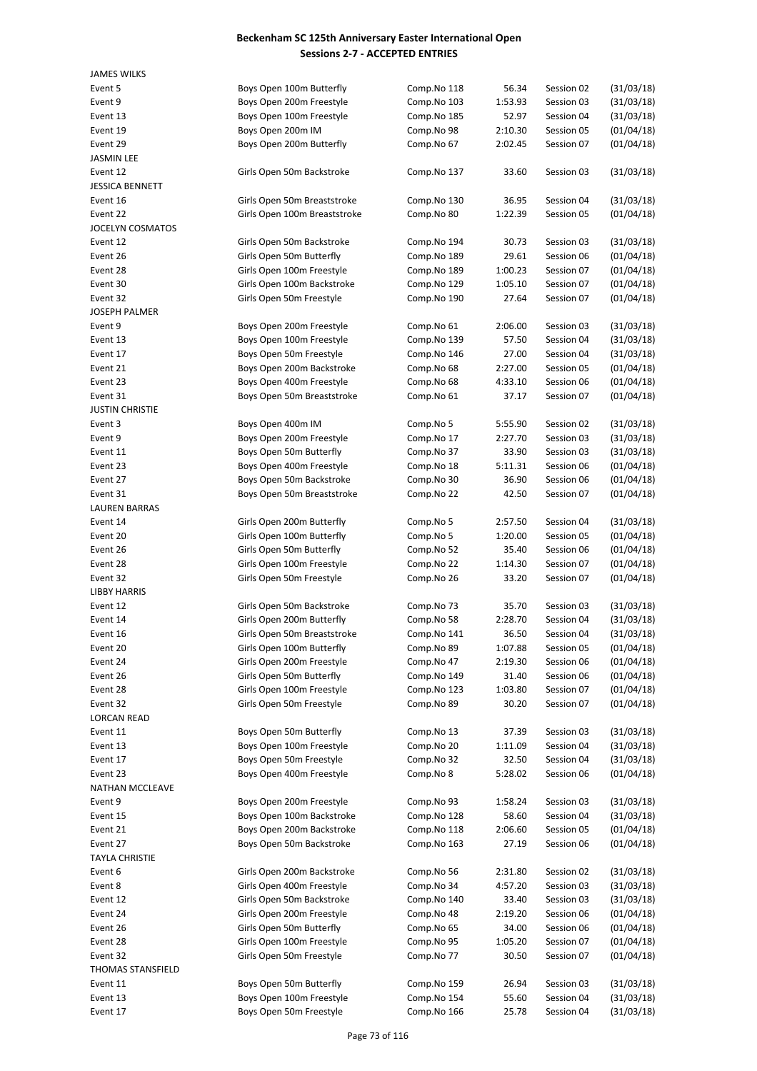# Beckenham SC 125th Anniversary Easter International Open
## Sessions 2-7 - ACCEPTED ENTRIES

| | | | | | |
|---|---|---|---|---|---|
| JAMES WILKS | | | | | |
| Event 5 | Boys Open 100m Butterfly | Comp.No 118 | 56.34 | Session 02 | (31/03/18) |
| Event 9 | Boys Open 200m Freestyle | Comp.No 103 | 1:53.93 | Session 03 | (31/03/18) |
| Event 13 | Boys Open 100m Freestyle | Comp.No 185 | 52.97 | Session 04 | (31/03/18) |
| Event 19 | Boys Open 200m IM | Comp.No 98 | 2:10.30 | Session 05 | (01/04/18) |
| Event 29 | Boys Open 200m Butterfly | Comp.No 67 | 2:02.45 | Session 07 | (01/04/18) |
| JASMIN LEE | | | | | |
| Event 12 | Girls Open 50m Backstroke | Comp.No 137 | 33.60 | Session 03 | (31/03/18) |
| JESSICA BENNETT | | | | | |
| Event 16 | Girls Open 50m Breaststroke | Comp.No 130 | 36.95 | Session 04 | (31/03/18) |
| Event 22 | Girls Open 100m Breaststroke | Comp.No 80 | 1:22.39 | Session 05 | (01/04/18) |
| JOCELYN COSMATOS | | | | | |
| Event 12 | Girls Open 50m Backstroke | Comp.No 194 | 30.73 | Session 03 | (31/03/18) |
| Event 26 | Girls Open 50m Butterfly | Comp.No 189 | 29.61 | Session 06 | (01/04/18) |
| Event 28 | Girls Open 100m Freestyle | Comp.No 189 | 1:00.23 | Session 07 | (01/04/18) |
| Event 30 | Girls Open 100m Backstroke | Comp.No 129 | 1:05.10 | Session 07 | (01/04/18) |
| Event 32 | Girls Open 50m Freestyle | Comp.No 190 | 27.64 | Session 07 | (01/04/18) |
| JOSEPH PALMER | | | | | |
| Event 9 | Boys Open 200m Freestyle | Comp.No 61 | 2:06.00 | Session 03 | (31/03/18) |
| Event 13 | Boys Open 100m Freestyle | Comp.No 139 | 57.50 | Session 04 | (31/03/18) |
| Event 17 | Boys Open 50m Freestyle | Comp.No 146 | 27.00 | Session 04 | (31/03/18) |
| Event 21 | Boys Open 200m Backstroke | Comp.No 68 | 2:27.00 | Session 05 | (01/04/18) |
| Event 23 | Boys Open 400m Freestyle | Comp.No 68 | 4:33.10 | Session 06 | (01/04/18) |
| Event 31 | Boys Open 50m Breaststroke | Comp.No 61 | 37.17 | Session 07 | (01/04/18) |
| JUSTIN CHRISTIE | | | | | |
| Event 3 | Boys Open 400m IM | Comp.No 5 | 5:55.90 | Session 02 | (31/03/18) |
| Event 9 | Boys Open 200m Freestyle | Comp.No 17 | 2:27.70 | Session 03 | (31/03/18) |
| Event 11 | Boys Open 50m Butterfly | Comp.No 37 | 33.90 | Session 03 | (31/03/18) |
| Event 23 | Boys Open 400m Freestyle | Comp.No 18 | 5:11.31 | Session 06 | (01/04/18) |
| Event 27 | Boys Open 50m Backstroke | Comp.No 30 | 36.90 | Session 06 | (01/04/18) |
| Event 31 | Boys Open 50m Breaststroke | Comp.No 22 | 42.50 | Session 07 | (01/04/18) |
| LAUREN BARRAS | | | | | |
| Event 14 | Girls Open 200m Butterfly | Comp.No 5 | 2:57.50 | Session 04 | (31/03/18) |
| Event 20 | Girls Open 100m Butterfly | Comp.No 5 | 1:20.00 | Session 05 | (01/04/18) |
| Event 26 | Girls Open 50m Butterfly | Comp.No 52 | 35.40 | Session 06 | (01/04/18) |
| Event 28 | Girls Open 100m Freestyle | Comp.No 22 | 1:14.30 | Session 07 | (01/04/18) |
| Event 32 | Girls Open 50m Freestyle | Comp.No 26 | 33.20 | Session 07 | (01/04/18) |
| LIBBY HARRIS | | | | | |
| Event 12 | Girls Open 50m Backstroke | Comp.No 73 | 35.70 | Session 03 | (31/03/18) |
| Event 14 | Girls Open 200m Butterfly | Comp.No 58 | 2:28.70 | Session 04 | (31/03/18) |
| Event 16 | Girls Open 50m Breaststroke | Comp.No 141 | 36.50 | Session 04 | (31/03/18) |
| Event 20 | Girls Open 100m Butterfly | Comp.No 89 | 1:07.88 | Session 05 | (01/04/18) |
| Event 24 | Girls Open 200m Freestyle | Comp.No 47 | 2:19.30 | Session 06 | (01/04/18) |
| Event 26 | Girls Open 50m Butterfly | Comp.No 149 | 31.40 | Session 06 | (01/04/18) |
| Event 28 | Girls Open 100m Freestyle | Comp.No 123 | 1:03.80 | Session 07 | (01/04/18) |
| Event 32 | Girls Open 50m Freestyle | Comp.No 89 | 30.20 | Session 07 | (01/04/18) |
| LORCAN READ | | | | | |
| Event 11 | Boys Open 50m Butterfly | Comp.No 13 | 37.39 | Session 03 | (31/03/18) |
| Event 13 | Boys Open 100m Freestyle | Comp.No 20 | 1:11.09 | Session 04 | (31/03/18) |
| Event 17 | Boys Open 50m Freestyle | Comp.No 32 | 32.50 | Session 04 | (31/03/18) |
| Event 23 | Boys Open 400m Freestyle | Comp.No 8 | 5:28.02 | Session 06 | (01/04/18) |
| NATHAN MCCLEAVE | | | | | |
| Event 9 | Boys Open 200m Freestyle | Comp.No 93 | 1:58.24 | Session 03 | (31/03/18) |
| Event 15 | Boys Open 100m Backstroke | Comp.No 128 | 58.60 | Session 04 | (31/03/18) |
| Event 21 | Boys Open 200m Backstroke | Comp.No 118 | 2:06.60 | Session 05 | (01/04/18) |
| Event 27 | Boys Open 50m Backstroke | Comp.No 163 | 27.19 | Session 06 | (01/04/18) |
| TAYLA CHRISTIE | | | | | |
| Event 6 | Girls Open 200m Backstroke | Comp.No 56 | 2:31.80 | Session 02 | (31/03/18) |
| Event 8 | Girls Open 400m Freestyle | Comp.No 34 | 4:57.20 | Session 03 | (31/03/18) |
| Event 12 | Girls Open 50m Backstroke | Comp.No 140 | 33.40 | Session 03 | (31/03/18) |
| Event 24 | Girls Open 200m Freestyle | Comp.No 48 | 2:19.20 | Session 06 | (01/04/18) |
| Event 26 | Girls Open 50m Butterfly | Comp.No 65 | 34.00 | Session 06 | (01/04/18) |
| Event 28 | Girls Open 100m Freestyle | Comp.No 95 | 1:05.20 | Session 07 | (01/04/18) |
| Event 32 | Girls Open 50m Freestyle | Comp.No 77 | 30.50 | Session 07 | (01/04/18) |
| THOMAS STANSFIELD | | | | | |
| Event 11 | Boys Open 50m Butterfly | Comp.No 159 | 26.94 | Session 03 | (31/03/18) |
| Event 13 | Boys Open 100m Freestyle | Comp.No 154 | 55.60 | Session 04 | (31/03/18) |
| Event 17 | Boys Open 50m Freestyle | Comp.No 166 | 25.78 | Session 04 | (31/03/18) |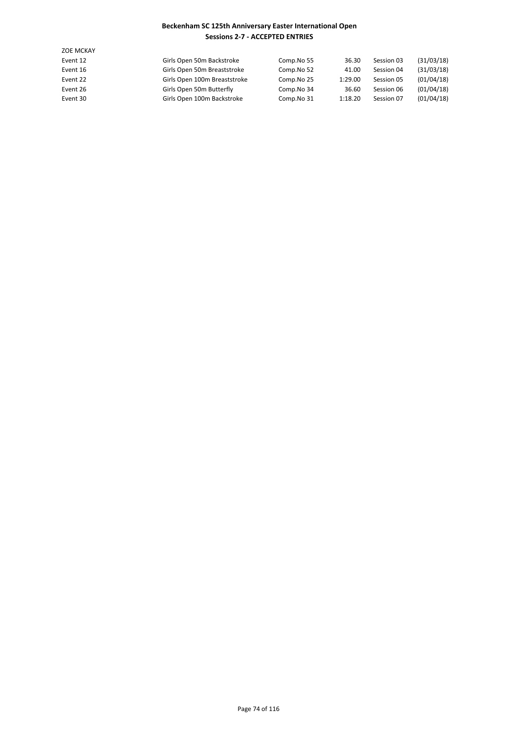**Beckenham SC 125th Anniversary Easter International Open**
**Sessions 2-7 - ACCEPTED ENTRIES**

ZOE MCKAY

| | | | | | |
|---|---|---|---|---|---|
| Event 12 | Girls Open 50m Backstroke | Comp.No 55 | 36.30 | Session 03 | (31/03/18) |
| Event 16 | Girls Open 50m Breaststroke | Comp.No 52 | 41.00 | Session 04 | (31/03/18) |
| Event 22 | Girls Open 100m Breaststroke | Comp.No 25 | 1:29.00 | Session 05 | (01/04/18) |
| Event 26 | Girls Open 50m Butterfly | Comp.No 34 | 36.60 | Session 06 | (01/04/18) |
| Event 30 | Girls Open 100m Backstroke | Comp.No 31 | 1:18.20 | Session 07 | (01/04/18) |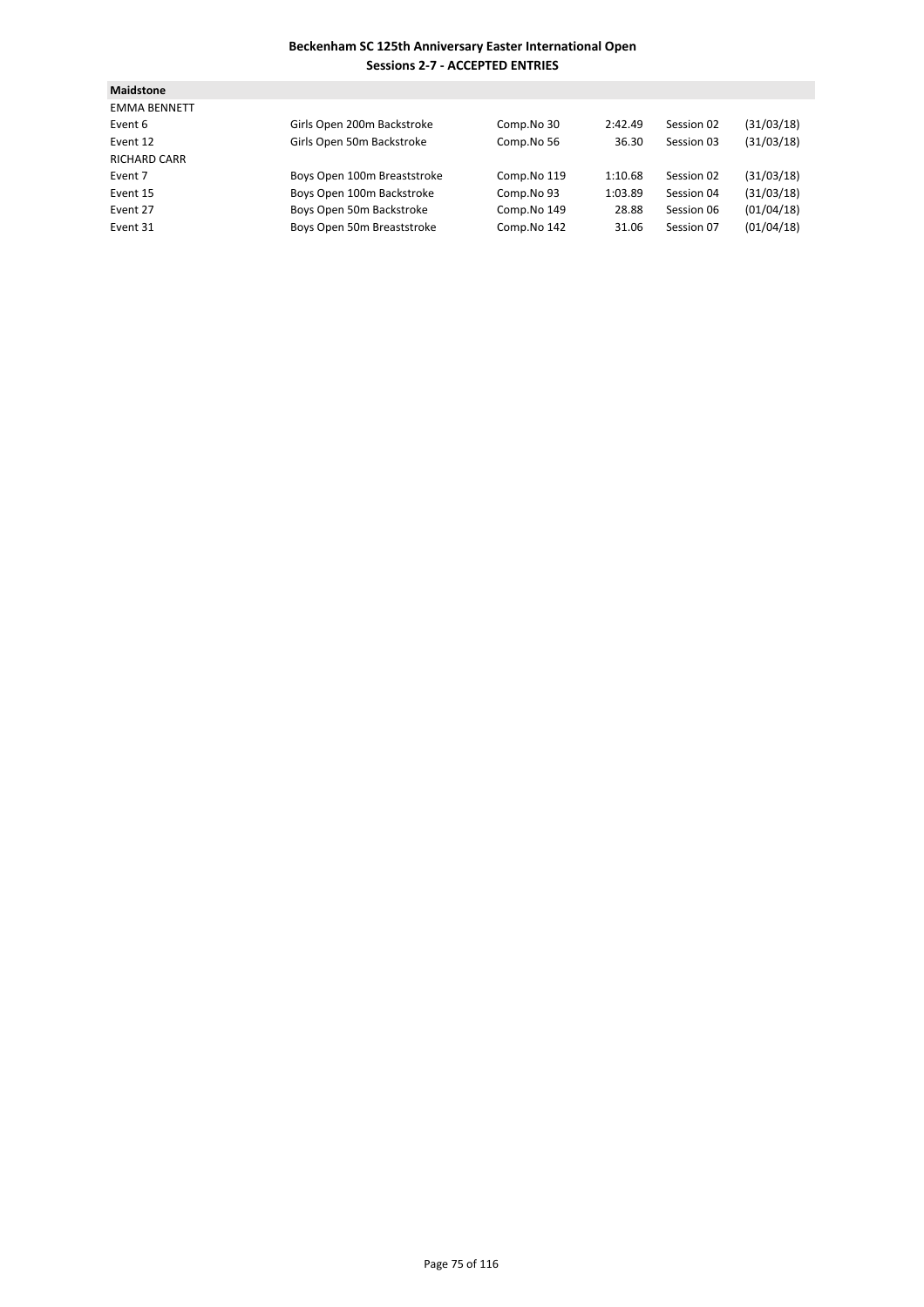**Beckenham SC 125th Anniversary Easter International Open**
**Sessions 2-7 - ACCEPTED ENTRIES**

**Maidstone**

| | | | | | |
|---|---|---|---|---|---|
| EMMA BENNETT | | | | | |
| Event 6 | Girls Open 200m Backstroke | Comp.No 30 | 2:42.49 | Session 02 | (31/03/18) |
| Event 12 | Girls Open 50m Backstroke | Comp.No 56 | 36.30 | Session 03 | (31/03/18) |
| RICHARD CARR | | | | | |
| Event 7 | Boys Open 100m Breaststroke | Comp.No 119 | 1:10.68 | Session 02 | (31/03/18) |
| Event 15 | Boys Open 100m Backstroke | Comp.No 93 | 1:03.89 | Session 04 | (31/03/18) |
| Event 27 | Boys Open 50m Backstroke | Comp.No 149 | 28.88 | Session 06 | (01/04/18) |
| Event 31 | Boys Open 50m Breaststroke | Comp.No 142 | 31.06 | Session 07 | (01/04/18) |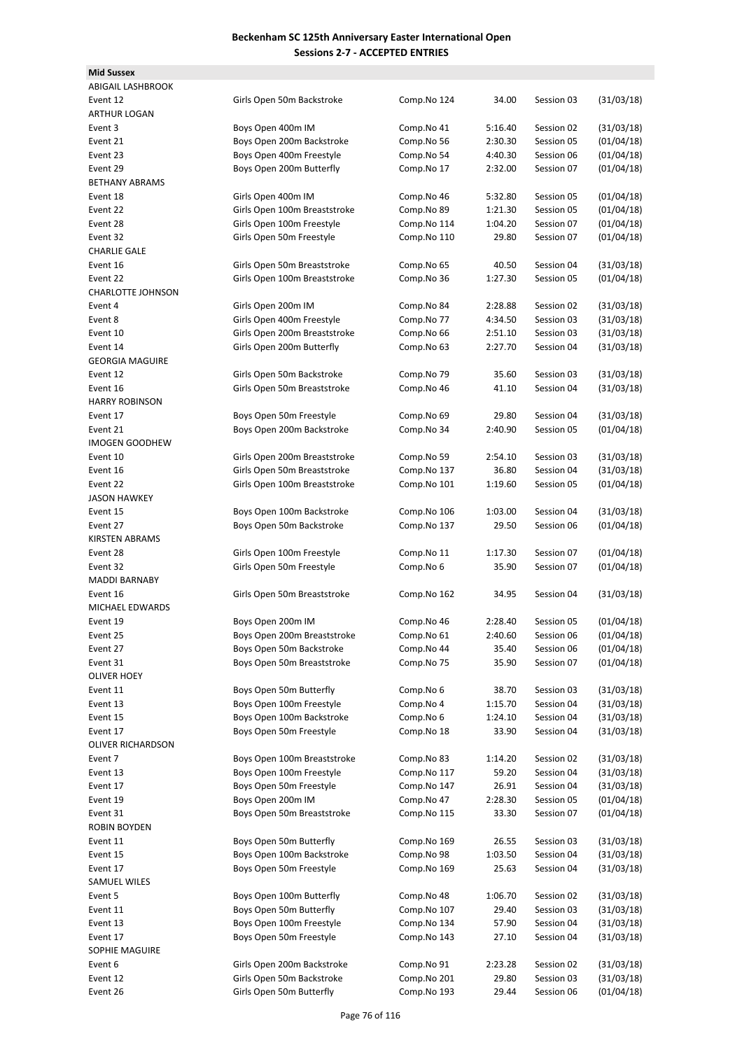**Beckenham SC 125th Anniversary Easter International Open**
**Sessions 2-7 - ACCEPTED ENTRIES**

**Mid Sussex**

| | | | | | |
|---|---|---|---|---|---|
| ABIGAIL LASHBROOK | | | | | |
| Event 12 | Girls Open 50m Backstroke | Comp.No 124 | 34.00 | Session 03 | (31/03/18) |
| ARTHUR LOGAN | | | | | |
| Event 3 | Boys Open 400m IM | Comp.No 41 | 5:16.40 | Session 02 | (31/03/18) |
| Event 21 | Boys Open 200m Backstroke | Comp.No 56 | 2:30.30 | Session 05 | (01/04/18) |
| Event 23 | Boys Open 400m Freestyle | Comp.No 54 | 4:40.30 | Session 06 | (01/04/18) |
| Event 29 | Boys Open 200m Butterfly | Comp.No 17 | 2:32.00 | Session 07 | (01/04/18) |
| BETHANY ABRAMS | | | | | |
| Event 18 | Girls Open 400m IM | Comp.No 46 | 5:32.80 | Session 05 | (01/04/18) |
| Event 22 | Girls Open 100m Breaststroke | Comp.No 89 | 1:21.30 | Session 05 | (01/04/18) |
| Event 28 | Girls Open 100m Freestyle | Comp.No 114 | 1:04.20 | Session 07 | (01/04/18) |
| Event 32 | Girls Open 50m Freestyle | Comp.No 110 | 29.80 | Session 07 | (01/04/18) |
| CHARLIE GALE | | | | | |
| Event 16 | Girls Open 50m Breaststroke | Comp.No 65 | 40.50 | Session 04 | (31/03/18) |
| Event 22 | Girls Open 100m Breaststroke | Comp.No 36 | 1:27.30 | Session 05 | (01/04/18) |
| CHARLOTTE JOHNSON | | | | | |
| Event 4 | Girls Open 200m IM | Comp.No 84 | 2:28.88 | Session 02 | (31/03/18) |
| Event 8 | Girls Open 400m Freestyle | Comp.No 77 | 4:34.50 | Session 03 | (31/03/18) |
| Event 10 | Girls Open 200m Breaststroke | Comp.No 66 | 2:51.10 | Session 03 | (31/03/18) |
| Event 14 | Girls Open 200m Butterfly | Comp.No 63 | 2:27.70 | Session 04 | (31/03/18) |
| GEORGIA MAGUIRE | | | | | |
| Event 12 | Girls Open 50m Backstroke | Comp.No 79 | 35.60 | Session 03 | (31/03/18) |
| Event 16 | Girls Open 50m Breaststroke | Comp.No 46 | 41.10 | Session 04 | (31/03/18) |
| HARRY ROBINSON | | | | | |
| Event 17 | Boys Open 50m Freestyle | Comp.No 69 | 29.80 | Session 04 | (31/03/18) |
| Event 21 | Boys Open 200m Backstroke | Comp.No 34 | 2:40.90 | Session 05 | (01/04/18) |
| IMOGEN GOODHEW | | | | | |
| Event 10 | Girls Open 200m Breaststroke | Comp.No 59 | 2:54.10 | Session 03 | (31/03/18) |
| Event 16 | Girls Open 50m Breaststroke | Comp.No 137 | 36.80 | Session 04 | (31/03/18) |
| Event 22 | Girls Open 100m Breaststroke | Comp.No 101 | 1:19.60 | Session 05 | (01/04/18) |
| JASON HAWKEY | | | | | |
| Event 15 | Boys Open 100m Backstroke | Comp.No 106 | 1:03.00 | Session 04 | (31/03/18) |
| Event 27 | Boys Open 50m Backstroke | Comp.No 137 | 29.50 | Session 06 | (01/04/18) |
| KIRSTEN ABRAMS | | | | | |
| Event 28 | Girls Open 100m Freestyle | Comp.No 11 | 1:17.30 | Session 07 | (01/04/18) |
| Event 32 | Girls Open 50m Freestyle | Comp.No 6 | 35.90 | Session 07 | (01/04/18) |
| MADDI BARNABY | | | | | |
| Event 16 | Girls Open 50m Breaststroke | Comp.No 162 | 34.95 | Session 04 | (31/03/18) |
| MICHAEL EDWARDS | | | | | |
| Event 19 | Boys Open 200m IM | Comp.No 46 | 2:28.40 | Session 05 | (01/04/18) |
| Event 25 | Boys Open 200m Breaststroke | Comp.No 61 | 2:40.60 | Session 06 | (01/04/18) |
| Event 27 | Boys Open 50m Backstroke | Comp.No 44 | 35.40 | Session 06 | (01/04/18) |
| Event 31 | Boys Open 50m Breaststroke | Comp.No 75 | 35.90 | Session 07 | (01/04/18) |
| OLIVER HOEY | | | | | |
| Event 11 | Boys Open 50m Butterfly | Comp.No 6 | 38.70 | Session 03 | (31/03/18) |
| Event 13 | Boys Open 100m Freestyle | Comp.No 4 | 1:15.70 | Session 04 | (31/03/18) |
| Event 15 | Boys Open 100m Backstroke | Comp.No 6 | 1:24.10 | Session 04 | (31/03/18) |
| Event 17 | Boys Open 50m Freestyle | Comp.No 18 | 33.90 | Session 04 | (31/03/18) |
| OLIVER RICHARDSON | | | | | |
| Event 7 | Boys Open 100m Breaststroke | Comp.No 83 | 1:14.20 | Session 02 | (31/03/18) |
| Event 13 | Boys Open 100m Freestyle | Comp.No 117 | 59.20 | Session 04 | (31/03/18) |
| Event 17 | Boys Open 50m Freestyle | Comp.No 147 | 26.91 | Session 04 | (31/03/18) |
| Event 19 | Boys Open 200m IM | Comp.No 47 | 2:28.30 | Session 05 | (01/04/18) |
| Event 31 | Boys Open 50m Breaststroke | Comp.No 115 | 33.30 | Session 07 | (01/04/18) |
| ROBIN BOYDEN | | | | | |
| Event 11 | Boys Open 50m Butterfly | Comp.No 169 | 26.55 | Session 03 | (31/03/18) |
| Event 15 | Boys Open 100m Backstroke | Comp.No 98 | 1:03.50 | Session 04 | (31/03/18) |
| Event 17 | Boys Open 50m Freestyle | Comp.No 169 | 25.63 | Session 04 | (31/03/18) |
| SAMUEL WILES | | | | | |
| Event 5 | Boys Open 100m Butterfly | Comp.No 48 | 1:06.70 | Session 02 | (31/03/18) |
| Event 11 | Boys Open 50m Butterfly | Comp.No 107 | 29.40 | Session 03 | (31/03/18) |
| Event 13 | Boys Open 100m Freestyle | Comp.No 134 | 57.90 | Session 04 | (31/03/18) |
| Event 17 | Boys Open 50m Freestyle | Comp.No 143 | 27.10 | Session 04 | (31/03/18) |
| SOPHIE MAGUIRE | | | | | |
| Event 6 | Girls Open 200m Backstroke | Comp.No 91 | 2:23.28 | Session 02 | (31/03/18) |
| Event 12 | Girls Open 50m Backstroke | Comp.No 201 | 29.80 | Session 03 | (31/03/18) |
| Event 26 | Girls Open 50m Butterfly | Comp.No 193 | 29.44 | Session 06 | (01/04/18) |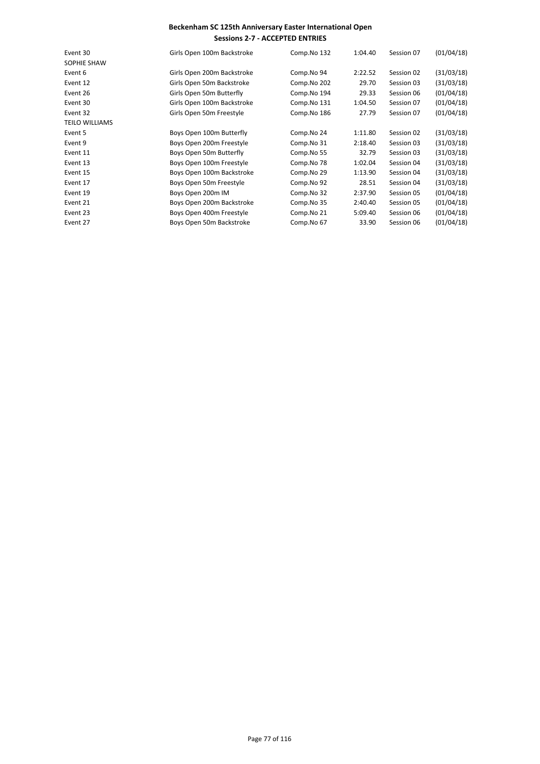**Beckenham SC 125th Anniversary Easter International Open**
**Sessions 2-7 - ACCEPTED ENTRIES**

| | | | | | |
|---|---|---|---|---|---|
| Event 30 | Girls Open 100m Backstroke | Comp.No 132 | 1:04.40 | Session 07 | (01/04/18) |
| SOPHIE SHAW | | | | | |
| Event 6 | Girls Open 200m Backstroke | Comp.No 94 | 2:22.52 | Session 02 | (31/03/18) |
| Event 12 | Girls Open 50m Backstroke | Comp.No 202 | 29.70 | Session 03 | (31/03/18) |
| Event 26 | Girls Open 50m Butterfly | Comp.No 194 | 29.33 | Session 06 | (01/04/18) |
| Event 30 | Girls Open 100m Backstroke | Comp.No 131 | 1:04.50 | Session 07 | (01/04/18) |
| Event 32 | Girls Open 50m Freestyle | Comp.No 186 | 27.79 | Session 07 | (01/04/18) |
| TEILO WILLIAMS | | | | | |
| Event 5 | Boys Open 100m Butterfly | Comp.No 24 | 1:11.80 | Session 02 | (31/03/18) |
| Event 9 | Boys Open 200m Freestyle | Comp.No 31 | 2:18.40 | Session 03 | (31/03/18) |
| Event 11 | Boys Open 50m Butterfly | Comp.No 55 | 32.79 | Session 03 | (31/03/18) |
| Event 13 | Boys Open 100m Freestyle | Comp.No 78 | 1:02.04 | Session 04 | (31/03/18) |
| Event 15 | Boys Open 100m Backstroke | Comp.No 29 | 1:13.90 | Session 04 | (31/03/18) |
| Event 17 | Boys Open 50m Freestyle | Comp.No 92 | 28.51 | Session 04 | (31/03/18) |
| Event 19 | Boys Open 200m IM | Comp.No 32 | 2:37.90 | Session 05 | (01/04/18) |
| Event 21 | Boys Open 200m Backstroke | Comp.No 35 | 2:40.40 | Session 05 | (01/04/18) |
| Event 23 | Boys Open 400m Freestyle | Comp.No 21 | 5:09.40 | Session 06 | (01/04/18) |
| Event 27 | Boys Open 50m Backstroke | Comp.No 67 | 33.90 | Session 06 | (01/04/18) |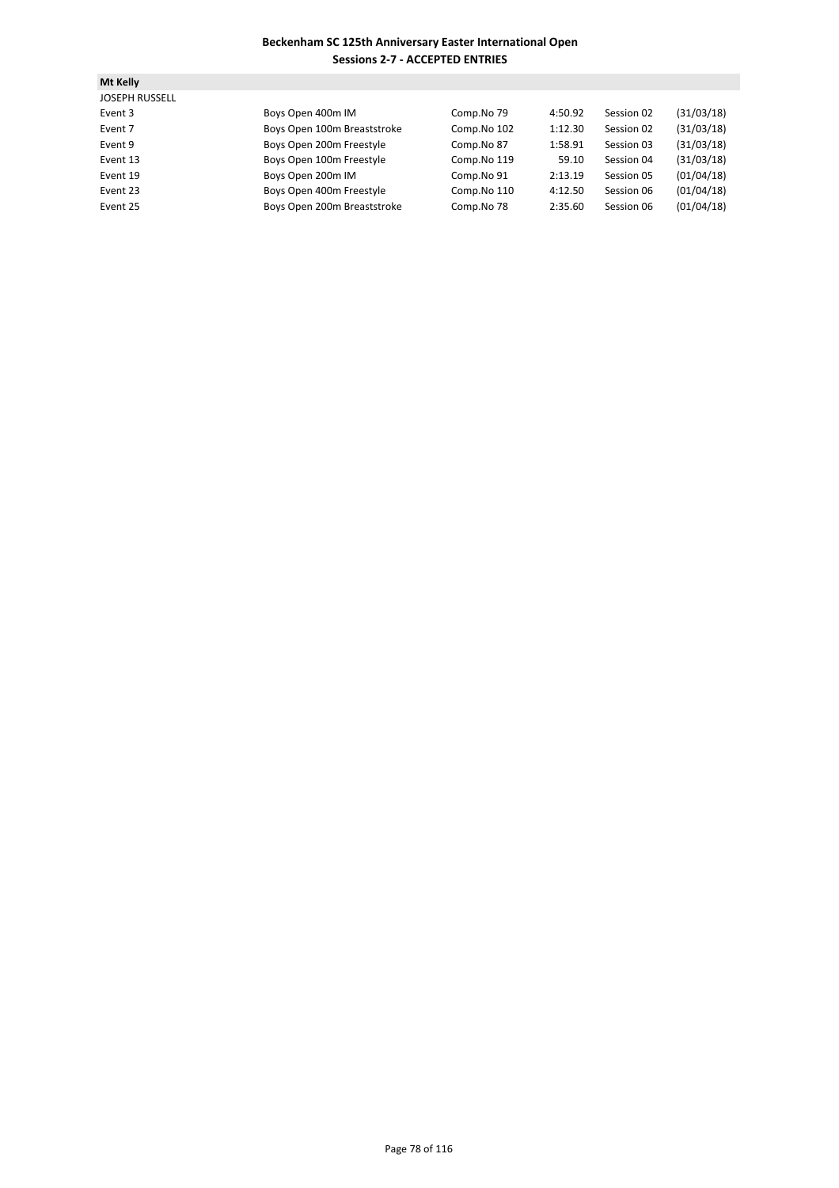**Beckenham SC 125th Anniversary Easter International Open**
**Sessions 2-7 - ACCEPTED ENTRIES**

**Mt Kelly**

JOSEPH RUSSELL

| | | | | | |
|---|---|---|---|---|---|
| Event 3 | Boys Open 400m IM | Comp.No 79 | 4:50.92 | Session 02 | (31/03/18) |
| Event 7 | Boys Open 100m Breaststroke | Comp.No 102 | 1:12.30 | Session 02 | (31/03/18) |
| Event 9 | Boys Open 200m Freestyle | Comp.No 87 | 1:58.91 | Session 03 | (31/03/18) |
| Event 13 | Boys Open 100m Freestyle | Comp.No 119 | 59.10 | Session 04 | (31/03/18) |
| Event 19 | Boys Open 200m IM | Comp.No 91 | 2:13.19 | Session 05 | (01/04/18) |
| Event 23 | Boys Open 400m Freestyle | Comp.No 110 | 4:12.50 | Session 06 | (01/04/18) |
| Event 25 | Boys Open 200m Breaststroke | Comp.No 78 | 2:35.60 | Session 06 | (01/04/18) |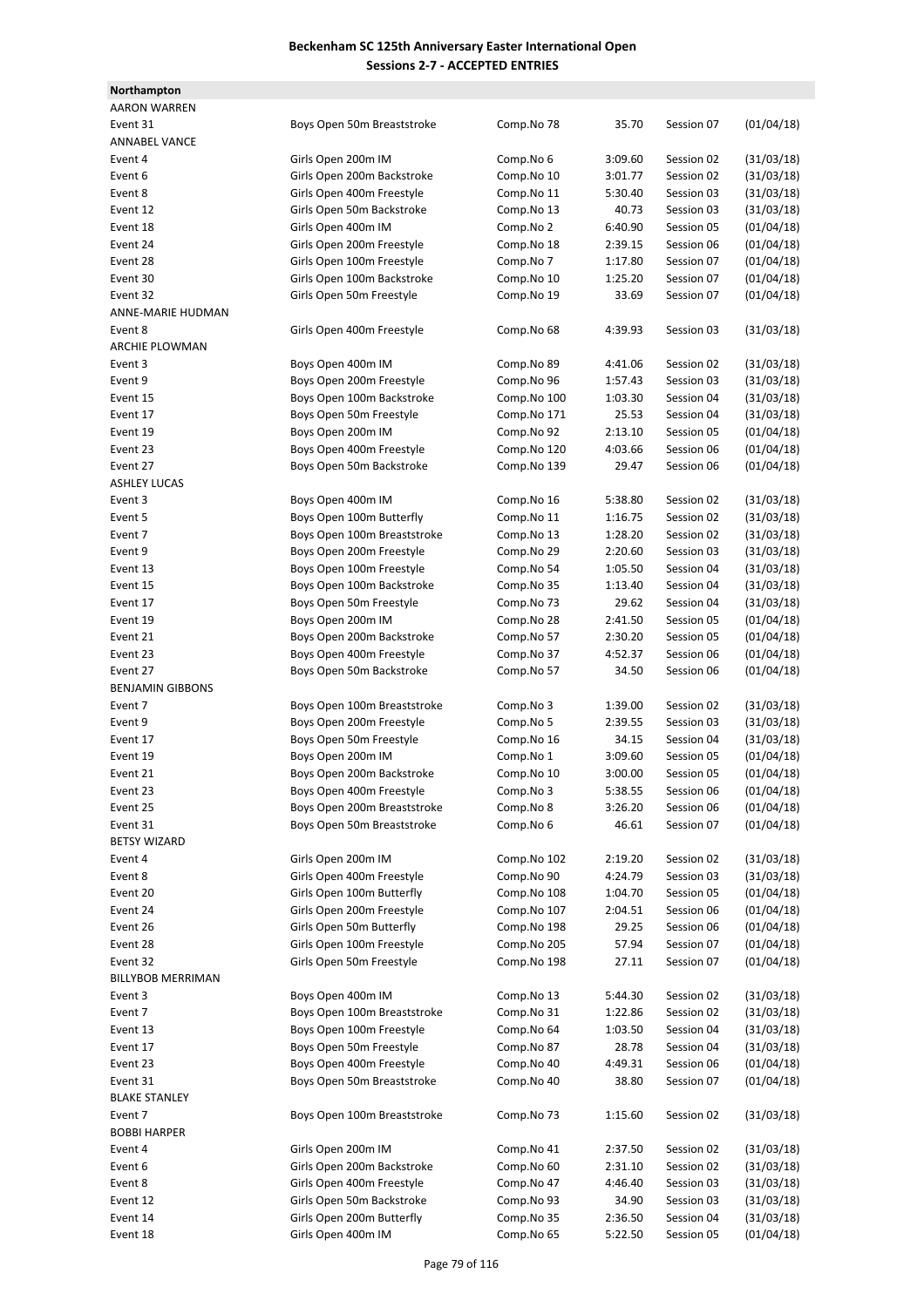## Beckenham SC 125th Anniversary Easter International Open
### Sessions 2-7 - ACCEPTED ENTRIES

**Northampton**

| | | | | | |
|---|---|---|---|---|---|
| AARON WARREN | | | | | |
| Event 31 | Boys Open 50m Breaststroke | Comp.No 78 | 35.70 | Session 07 | (01/04/18) |
| ANNABEL VANCE | | | | | |
| Event 4 | Girls Open 200m IM | Comp.No 6 | 3:09.60 | Session 02 | (31/03/18) |
| Event 6 | Girls Open 200m Backstroke | Comp.No 10 | 3:01.77 | Session 02 | (31/03/18) |
| Event 8 | Girls Open 400m Freestyle | Comp.No 11 | 5:30.40 | Session 03 | (31/03/18) |
| Event 12 | Girls Open 50m Backstroke | Comp.No 13 | 40.73 | Session 03 | (31/03/18) |
| Event 18 | Girls Open 400m IM | Comp.No 2 | 6:40.90 | Session 05 | (01/04/18) |
| Event 24 | Girls Open 200m Freestyle | Comp.No 18 | 2:39.15 | Session 06 | (01/04/18) |
| Event 28 | Girls Open 100m Freestyle | Comp.No 7 | 1:17.80 | Session 07 | (01/04/18) |
| Event 30 | Girls Open 100m Backstroke | Comp.No 10 | 1:25.20 | Session 07 | (01/04/18) |
| Event 32 | Girls Open 50m Freestyle | Comp.No 19 | 33.69 | Session 07 | (01/04/18) |
| ANNE-MARIE HUDMAN | | | | | |
| Event 8 | Girls Open 400m Freestyle | Comp.No 68 | 4:39.93 | Session 03 | (31/03/18) |
| ARCHIE PLOWMAN | | | | | |
| Event 3 | Boys Open 400m IM | Comp.No 89 | 4:41.06 | Session 02 | (31/03/18) |
| Event 9 | Boys Open 200m Freestyle | Comp.No 96 | 1:57.43 | Session 03 | (31/03/18) |
| Event 15 | Boys Open 100m Backstroke | Comp.No 100 | 1:03.30 | Session 04 | (31/03/18) |
| Event 17 | Boys Open 50m Freestyle | Comp.No 171 | 25.53 | Session 04 | (31/03/18) |
| Event 19 | Boys Open 200m IM | Comp.No 92 | 2:13.10 | Session 05 | (01/04/18) |
| Event 23 | Boys Open 400m Freestyle | Comp.No 120 | 4:03.66 | Session 06 | (01/04/18) |
| Event 27 | Boys Open 50m Backstroke | Comp.No 139 | 29.47 | Session 06 | (01/04/18) |
| ASHLEY LUCAS | | | | | |
| Event 3 | Boys Open 400m IM | Comp.No 16 | 5:38.80 | Session 02 | (31/03/18) |
| Event 5 | Boys Open 100m Butterfly | Comp.No 11 | 1:16.75 | Session 02 | (31/03/18) |
| Event 7 | Boys Open 100m Breaststroke | Comp.No 13 | 1:28.20 | Session 02 | (31/03/18) |
| Event 9 | Boys Open 200m Freestyle | Comp.No 29 | 2:20.60 | Session 03 | (31/03/18) |
| Event 13 | Boys Open 100m Freestyle | Comp.No 54 | 1:05.50 | Session 04 | (31/03/18) |
| Event 15 | Boys Open 100m Backstroke | Comp.No 35 | 1:13.40 | Session 04 | (31/03/18) |
| Event 17 | Boys Open 50m Freestyle | Comp.No 73 | 29.62 | Session 04 | (31/03/18) |
| Event 19 | Boys Open 200m IM | Comp.No 28 | 2:41.50 | Session 05 | (01/04/18) |
| Event 21 | Boys Open 200m Backstroke | Comp.No 57 | 2:30.20 | Session 05 | (01/04/18) |
| Event 23 | Boys Open 400m Freestyle | Comp.No 37 | 4:52.37 | Session 06 | (01/04/18) |
| Event 27 | Boys Open 50m Backstroke | Comp.No 57 | 34.50 | Session 06 | (01/04/18) |
| BENJAMIN GIBBONS | | | | | |
| Event 7 | Boys Open 100m Breaststroke | Comp.No 3 | 1:39.00 | Session 02 | (31/03/18) |
| Event 9 | Boys Open 200m Freestyle | Comp.No 5 | 2:39.55 | Session 03 | (31/03/18) |
| Event 17 | Boys Open 50m Freestyle | Comp.No 16 | 34.15 | Session 04 | (31/03/18) |
| Event 19 | Boys Open 200m IM | Comp.No 1 | 3:09.60 | Session 05 | (01/04/18) |
| Event 21 | Boys Open 200m Backstroke | Comp.No 10 | 3:00.00 | Session 05 | (01/04/18) |
| Event 23 | Boys Open 400m Freestyle | Comp.No 3 | 5:38.55 | Session 06 | (01/04/18) |
| Event 25 | Boys Open 200m Breaststroke | Comp.No 8 | 3:26.20 | Session 06 | (01/04/18) |
| Event 31 | Boys Open 50m Breaststroke | Comp.No 6 | 46.61 | Session 07 | (01/04/18) |
| BETSY WIZARD | | | | | |
| Event 4 | Girls Open 200m IM | Comp.No 102 | 2:19.20 | Session 02 | (31/03/18) |
| Event 8 | Girls Open 400m Freestyle | Comp.No 90 | 4:24.79 | Session 03 | (31/03/18) |
| Event 20 | Girls Open 100m Butterfly | Comp.No 108 | 1:04.70 | Session 05 | (01/04/18) |
| Event 24 | Girls Open 200m Freestyle | Comp.No 107 | 2:04.51 | Session 06 | (01/04/18) |
| Event 26 | Girls Open 50m Butterfly | Comp.No 198 | 29.25 | Session 06 | (01/04/18) |
| Event 28 | Girls Open 100m Freestyle | Comp.No 205 | 57.94 | Session 07 | (01/04/18) |
| Event 32 | Girls Open 50m Freestyle | Comp.No 198 | 27.11 | Session 07 | (01/04/18) |
| BILLYBOB MERRIMAN | | | | | |
| Event 3 | Boys Open 400m IM | Comp.No 13 | 5:44.30 | Session 02 | (31/03/18) |
| Event 7 | Boys Open 100m Breaststroke | Comp.No 31 | 1:22.86 | Session 02 | (31/03/18) |
| Event 13 | Boys Open 100m Freestyle | Comp.No 64 | 1:03.50 | Session 04 | (31/03/18) |
| Event 17 | Boys Open 50m Freestyle | Comp.No 87 | 28.78 | Session 04 | (31/03/18) |
| Event 23 | Boys Open 400m Freestyle | Comp.No 40 | 4:49.31 | Session 06 | (01/04/18) |
| Event 31 | Boys Open 50m Breaststroke | Comp.No 40 | 38.80 | Session 07 | (01/04/18) |
| BLAKE STANLEY | | | | | |
| Event 7 | Boys Open 100m Breaststroke | Comp.No 73 | 1:15.60 | Session 02 | (31/03/18) |
| BOBBI HARPER | | | | | |
| Event 4 | Girls Open 200m IM | Comp.No 41 | 2:37.50 | Session 02 | (31/03/18) |
| Event 6 | Girls Open 200m Backstroke | Comp.No 60 | 2:31.10 | Session 02 | (31/03/18) |
| Event 8 | Girls Open 400m Freestyle | Comp.No 47 | 4:46.40 | Session 03 | (31/03/18) |
| Event 12 | Girls Open 50m Backstroke | Comp.No 93 | 34.90 | Session 03 | (31/03/18) |
| Event 14 | Girls Open 200m Butterfly | Comp.No 35 | 2:36.50 | Session 04 | (31/03/18) |
| Event 18 | Girls Open 400m IM | Comp.No 65 | 5:22.50 | Session 05 | (01/04/18) |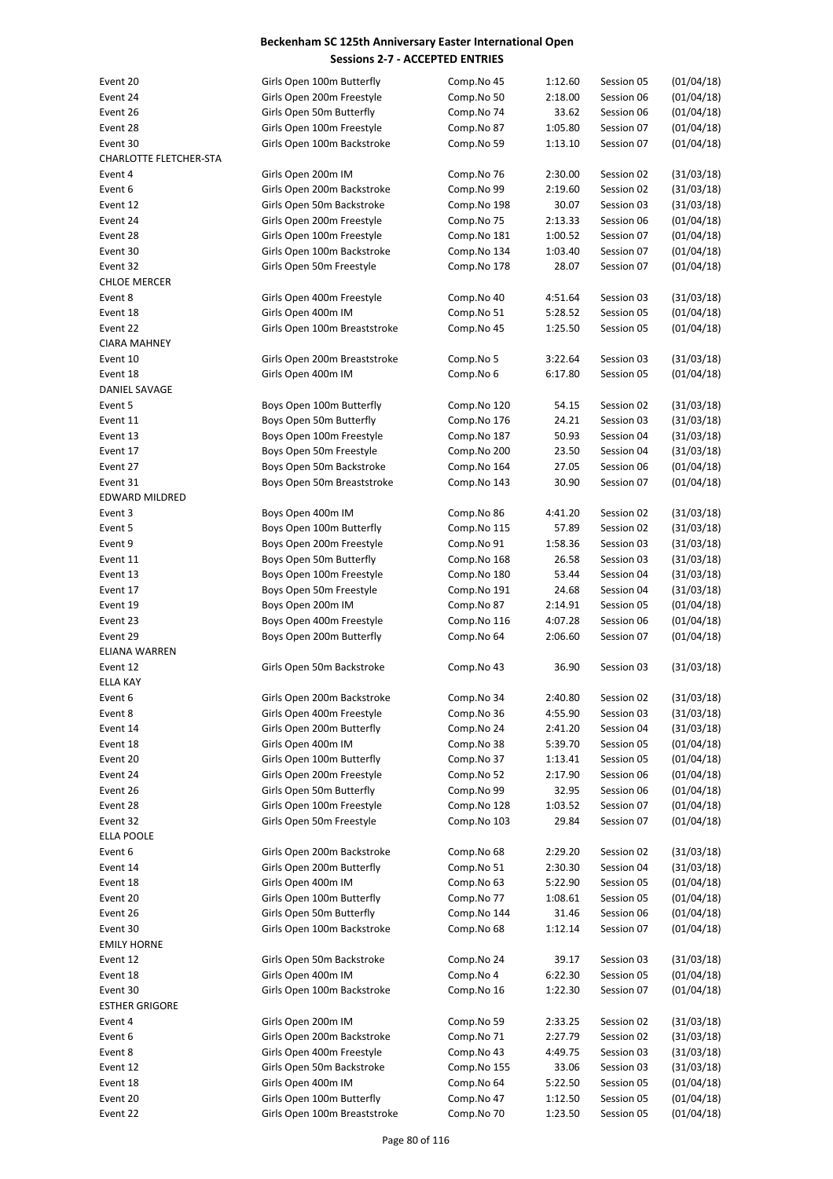# Beckenham SC 125th Anniversary Easter International Open

## Sessions 2-7 - ACCEPTED ENTRIES

| | | | | | |
|---|---|---|---|---|---|
| Event 20 | Girls Open 100m Butterfly | Comp.No 45 | 1:12.60 | Session 05 | (01/04/18) |
| Event 24 | Girls Open 200m Freestyle | Comp.No 50 | 2:18.00 | Session 06 | (01/04/18) |
| Event 26 | Girls Open 50m Butterfly | Comp.No 74 | 33.62 | Session 06 | (01/04/18) |
| Event 28 | Girls Open 100m Freestyle | Comp.No 87 | 1:05.80 | Session 07 | (01/04/18) |
| Event 30 | Girls Open 100m Backstroke | Comp.No 59 | 1:13.10 | Session 07 | (01/04/18) |
| CHARLOTTE FLETCHER-STA | | | | | |
| Event 4 | Girls Open 200m IM | Comp.No 76 | 2:30.00 | Session 02 | (31/03/18) |
| Event 6 | Girls Open 200m Backstroke | Comp.No 99 | 2:19.60 | Session 02 | (31/03/18) |
| Event 12 | Girls Open 50m Backstroke | Comp.No 198 | 30.07 | Session 03 | (31/03/18) |
| Event 24 | Girls Open 200m Freestyle | Comp.No 75 | 2:13.33 | Session 06 | (01/04/18) |
| Event 28 | Girls Open 100m Freestyle | Comp.No 181 | 1:00.52 | Session 07 | (01/04/18) |
| Event 30 | Girls Open 100m Backstroke | Comp.No 134 | 1:03.40 | Session 07 | (01/04/18) |
| Event 32 | Girls Open 50m Freestyle | Comp.No 178 | 28.07 | Session 07 | (01/04/18) |
| CHLOE MERCER | | | | | |
| Event 8 | Girls Open 400m Freestyle | Comp.No 40 | 4:51.64 | Session 03 | (31/03/18) |
| Event 18 | Girls Open 400m IM | Comp.No 51 | 5:28.52 | Session 05 | (01/04/18) |
| Event 22 | Girls Open 100m Breaststroke | Comp.No 45 | 1:25.50 | Session 05 | (01/04/18) |
| CIARA MAHNEY | | | | | |
| Event 10 | Girls Open 200m Breaststroke | Comp.No 5 | 3:22.64 | Session 03 | (31/03/18) |
| Event 18 | Girls Open 400m IM | Comp.No 6 | 6:17.80 | Session 05 | (01/04/18) |
| DANIEL SAVAGE | | | | | |
| Event 5 | Boys Open 100m Butterfly | Comp.No 120 | 54.15 | Session 02 | (31/03/18) |
| Event 11 | Boys Open 50m Butterfly | Comp.No 176 | 24.21 | Session 03 | (31/03/18) |
| Event 13 | Boys Open 100m Freestyle | Comp.No 187 | 50.93 | Session 04 | (31/03/18) |
| Event 17 | Boys Open 50m Freestyle | Comp.No 200 | 23.50 | Session 04 | (31/03/18) |
| Event 27 | Boys Open 50m Backstroke | Comp.No 164 | 27.05 | Session 06 | (01/04/18) |
| Event 31 | Boys Open 50m Breaststroke | Comp.No 143 | 30.90 | Session 07 | (01/04/18) |
| EDWARD MILDRED | | | | | |
| Event 3 | Boys Open 400m IM | Comp.No 86 | 4:41.20 | Session 02 | (31/03/18) |
| Event 5 | Boys Open 100m Butterfly | Comp.No 115 | 57.89 | Session 02 | (31/03/18) |
| Event 9 | Boys Open 200m Freestyle | Comp.No 91 | 1:58.36 | Session 03 | (31/03/18) |
| Event 11 | Boys Open 50m Butterfly | Comp.No 168 | 26.58 | Session 03 | (31/03/18) |
| Event 13 | Boys Open 100m Freestyle | Comp.No 180 | 53.44 | Session 04 | (31/03/18) |
| Event 17 | Boys Open 50m Freestyle | Comp.No 191 | 24.68 | Session 04 | (31/03/18) |
| Event 19 | Boys Open 200m IM | Comp.No 87 | 2:14.91 | Session 05 | (01/04/18) |
| Event 23 | Boys Open 400m Freestyle | Comp.No 116 | 4:07.28 | Session 06 | (01/04/18) |
| Event 29 | Boys Open 200m Butterfly | Comp.No 64 | 2:06.60 | Session 07 | (01/04/18) |
| ELIANA WARREN | | | | | |
| Event 12 | Girls Open 50m Backstroke | Comp.No 43 | 36.90 | Session 03 | (31/03/18) |
| ELLA KAY | | | | | |
| Event 6 | Girls Open 200m Backstroke | Comp.No 34 | 2:40.80 | Session 02 | (31/03/18) |
| Event 8 | Girls Open 400m Freestyle | Comp.No 36 | 4:55.90 | Session 03 | (31/03/18) |
| Event 14 | Girls Open 200m Butterfly | Comp.No 24 | 2:41.20 | Session 04 | (31/03/18) |
| Event 18 | Girls Open 400m IM | Comp.No 38 | 5:39.70 | Session 05 | (01/04/18) |
| Event 20 | Girls Open 100m Butterfly | Comp.No 37 | 1:13.41 | Session 05 | (01/04/18) |
| Event 24 | Girls Open 200m Freestyle | Comp.No 52 | 2:17.90 | Session 06 | (01/04/18) |
| Event 26 | Girls Open 50m Butterfly | Comp.No 99 | 32.95 | Session 06 | (01/04/18) |
| Event 28 | Girls Open 100m Freestyle | Comp.No 128 | 1:03.52 | Session 07 | (01/04/18) |
| Event 32 | Girls Open 50m Freestyle | Comp.No 103 | 29.84 | Session 07 | (01/04/18) |
| ELLA POOLE | | | | | |
| Event 6 | Girls Open 200m Backstroke | Comp.No 68 | 2:29.20 | Session 02 | (31/03/18) |
| Event 14 | Girls Open 200m Butterfly | Comp.No 51 | 2:30.30 | Session 04 | (31/03/18) |
| Event 18 | Girls Open 400m IM | Comp.No 63 | 5:22.90 | Session 05 | (01/04/18) |
| Event 20 | Girls Open 100m Butterfly | Comp.No 77 | 1:08.61 | Session 05 | (01/04/18) |
| Event 26 | Girls Open 50m Butterfly | Comp.No 144 | 31.46 | Session 06 | (01/04/18) |
| Event 30 | Girls Open 100m Backstroke | Comp.No 68 | 1:12.14 | Session 07 | (01/04/18) |
| EMILY HORNE | | | | | |
| Event 12 | Girls Open 50m Backstroke | Comp.No 24 | 39.17 | Session 03 | (31/03/18) |
| Event 18 | Girls Open 400m IM | Comp.No 4 | 6:22.30 | Session 05 | (01/04/18) |
| Event 30 | Girls Open 100m Backstroke | Comp.No 16 | 1:22.30 | Session 07 | (01/04/18) |
| ESTHER GRIGORE | | | | | |
| Event 4 | Girls Open 200m IM | Comp.No 59 | 2:33.25 | Session 02 | (31/03/18) |
| Event 6 | Girls Open 200m Backstroke | Comp.No 71 | 2:27.79 | Session 02 | (31/03/18) |
| Event 8 | Girls Open 400m Freestyle | Comp.No 43 | 4:49.75 | Session 03 | (31/03/18) |
| Event 12 | Girls Open 50m Backstroke | Comp.No 155 | 33.06 | Session 03 | (31/03/18) |
| Event 18 | Girls Open 400m IM | Comp.No 64 | 5:22.50 | Session 05 | (01/04/18) |
| Event 20 | Girls Open 100m Butterfly | Comp.No 47 | 1:12.50 | Session 05 | (01/04/18) |
| Event 22 | Girls Open 100m Breaststroke | Comp.No 70 | 1:23.50 | Session 05 | (01/04/18) |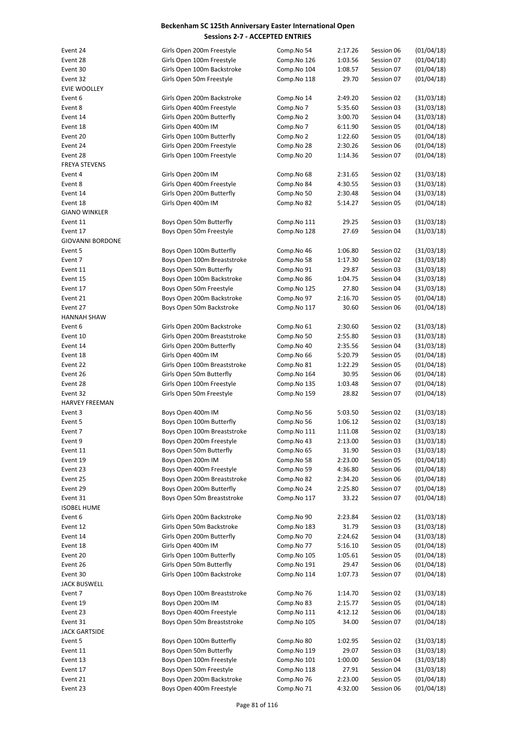# Beckenham SC 125th Anniversary Easter International Open
## Sessions 2-7 - ACCEPTED ENTRIES

| | | | | | |
|---|---|---|---|---|---|
| Event 24 | Girls Open 200m Freestyle | Comp.No 54 | 2:17.26 | Session 06 | (01/04/18) |
| Event 28 | Girls Open 100m Freestyle | Comp.No 126 | 1:03.56 | Session 07 | (01/04/18) |
| Event 30 | Girls Open 100m Backstroke | Comp.No 104 | 1:08.57 | Session 07 | (01/04/18) |
| Event 32 | Girls Open 50m Freestyle | Comp.No 118 | 29.70 | Session 07 | (01/04/18) |
| EVIE WOOLLEY | | | | | |
| Event 6 | Girls Open 200m Backstroke | Comp.No 14 | 2:49.20 | Session 02 | (31/03/18) |
| Event 8 | Girls Open 400m Freestyle | Comp.No 7 | 5:35.60 | Session 03 | (31/03/18) |
| Event 14 | Girls Open 200m Butterfly | Comp.No 2 | 3:00.70 | Session 04 | (31/03/18) |
| Event 18 | Girls Open 400m IM | Comp.No 7 | 6:11.90 | Session 05 | (01/04/18) |
| Event 20 | Girls Open 100m Butterfly | Comp.No 2 | 1:22.60 | Session 05 | (01/04/18) |
| Event 24 | Girls Open 200m Freestyle | Comp.No 28 | 2:30.26 | Session 06 | (01/04/18) |
| Event 28 | Girls Open 100m Freestyle | Comp.No 20 | 1:14.36 | Session 07 | (01/04/18) |
| FREYA STEVENS | | | | | |
| Event 4 | Girls Open 200m IM | Comp.No 68 | 2:31.65 | Session 02 | (31/03/18) |
| Event 8 | Girls Open 400m Freestyle | Comp.No 84 | 4:30.55 | Session 03 | (31/03/18) |
| Event 14 | Girls Open 200m Butterfly | Comp.No 50 | 2:30.48 | Session 04 | (31/03/18) |
| Event 18 | Girls Open 400m IM | Comp.No 82 | 5:14.27 | Session 05 | (01/04/18) |
| GIANO WINKLER | | | | | |
| Event 11 | Boys Open 50m Butterfly | Comp.No 111 | 29.25 | Session 03 | (31/03/18) |
| Event 17 | Boys Open 50m Freestyle | Comp.No 128 | 27.69 | Session 04 | (31/03/18) |
| GIOVANNI BORDONE | | | | | |
| Event 5 | Boys Open 100m Butterfly | Comp.No 46 | 1:06.80 | Session 02 | (31/03/18) |
| Event 7 | Boys Open 100m Breaststroke | Comp.No 58 | 1:17.30 | Session 02 | (31/03/18) |
| Event 11 | Boys Open 50m Butterfly | Comp.No 91 | 29.87 | Session 03 | (31/03/18) |
| Event 15 | Boys Open 100m Backstroke | Comp.No 86 | 1:04.75 | Session 04 | (31/03/18) |
| Event 17 | Boys Open 50m Freestyle | Comp.No 125 | 27.80 | Session 04 | (31/03/18) |
| Event 21 | Boys Open 200m Backstroke | Comp.No 97 | 2:16.70 | Session 05 | (01/04/18) |
| Event 27 | Boys Open 50m Backstroke | Comp.No 117 | 30.60 | Session 06 | (01/04/18) |
| HANNAH SHAW | | | | | |
| Event 6 | Girls Open 200m Backstroke | Comp.No 61 | 2:30.60 | Session 02 | (31/03/18) |
| Event 10 | Girls Open 200m Breaststroke | Comp.No 50 | 2:55.80 | Session 03 | (31/03/18) |
| Event 14 | Girls Open 200m Butterfly | Comp.No 40 | 2:35.56 | Session 04 | (31/03/18) |
| Event 18 | Girls Open 400m IM | Comp.No 66 | 5:20.79 | Session 05 | (01/04/18) |
| Event 22 | Girls Open 100m Breaststroke | Comp.No 81 | 1:22.29 | Session 05 | (01/04/18) |
| Event 26 | Girls Open 50m Butterfly | Comp.No 164 | 30.95 | Session 06 | (01/04/18) |
| Event 28 | Girls Open 100m Freestyle | Comp.No 135 | 1:03.48 | Session 07 | (01/04/18) |
| Event 32 | Girls Open 50m Freestyle | Comp.No 159 | 28.82 | Session 07 | (01/04/18) |
| HARVEY FREEMAN | | | | | |
| Event 3 | Boys Open 400m IM | Comp.No 56 | 5:03.50 | Session 02 | (31/03/18) |
| Event 5 | Boys Open 100m Butterfly | Comp.No 56 | 1:06.12 | Session 02 | (31/03/18) |
| Event 7 | Boys Open 100m Breaststroke | Comp.No 111 | 1:11.08 | Session 02 | (31/03/18) |
| Event 9 | Boys Open 200m Freestyle | Comp.No 43 | 2:13.00 | Session 03 | (31/03/18) |
| Event 11 | Boys Open 50m Butterfly | Comp.No 65 | 31.90 | Session 03 | (31/03/18) |
| Event 19 | Boys Open 200m IM | Comp.No 58 | 2:23.00 | Session 05 | (01/04/18) |
| Event 23 | Boys Open 400m Freestyle | Comp.No 59 | 4:36.80 | Session 06 | (01/04/18) |
| Event 25 | Boys Open 200m Breaststroke | Comp.No 82 | 2:34.20 | Session 06 | (01/04/18) |
| Event 29 | Boys Open 200m Butterfly | Comp.No 24 | 2:25.80 | Session 07 | (01/04/18) |
| Event 31 | Boys Open 50m Breaststroke | Comp.No 117 | 33.22 | Session 07 | (01/04/18) |
| ISOBEL HUME | | | | | |
| Event 6 | Girls Open 200m Backstroke | Comp.No 90 | 2:23.84 | Session 02 | (31/03/18) |
| Event 12 | Girls Open 50m Backstroke | Comp.No 183 | 31.79 | Session 03 | (31/03/18) |
| Event 14 | Girls Open 200m Butterfly | Comp.No 70 | 2:24.62 | Session 04 | (31/03/18) |
| Event 18 | Girls Open 400m IM | Comp.No 77 | 5:16.10 | Session 05 | (01/04/18) |
| Event 20 | Girls Open 100m Butterfly | Comp.No 105 | 1:05.61 | Session 05 | (01/04/18) |
| Event 26 | Girls Open 50m Butterfly | Comp.No 191 | 29.47 | Session 06 | (01/04/18) |
| Event 30 | Girls Open 100m Backstroke | Comp.No 114 | 1:07.73 | Session 07 | (01/04/18) |
| JACK BUSWELL | | | | | |
| Event 7 | Boys Open 100m Breaststroke | Comp.No 76 | 1:14.70 | Session 02 | (31/03/18) |
| Event 19 | Boys Open 200m IM | Comp.No 83 | 2:15.77 | Session 05 | (01/04/18) |
| Event 23 | Boys Open 400m Freestyle | Comp.No 111 | 4:12.12 | Session 06 | (01/04/18) |
| Event 31 | Boys Open 50m Breaststroke | Comp.No 105 | 34.00 | Session 07 | (01/04/18) |
| JACK GARTSIDE | | | | | |
| Event 5 | Boys Open 100m Butterfly | Comp.No 80 | 1:02.95 | Session 02 | (31/03/18) |
| Event 11 | Boys Open 50m Butterfly | Comp.No 119 | 29.07 | Session 03 | (31/03/18) |
| Event 13 | Boys Open 100m Freestyle | Comp.No 101 | 1:00.00 | Session 04 | (31/03/18) |
| Event 17 | Boys Open 50m Freestyle | Comp.No 118 | 27.91 | Session 04 | (31/03/18) |
| Event 21 | Boys Open 200m Backstroke | Comp.No 76 | 2:23.00 | Session 05 | (01/04/18) |
| Event 23 | Boys Open 400m Freestyle | Comp.No 71 | 4:32.00 | Session 06 | (01/04/18) |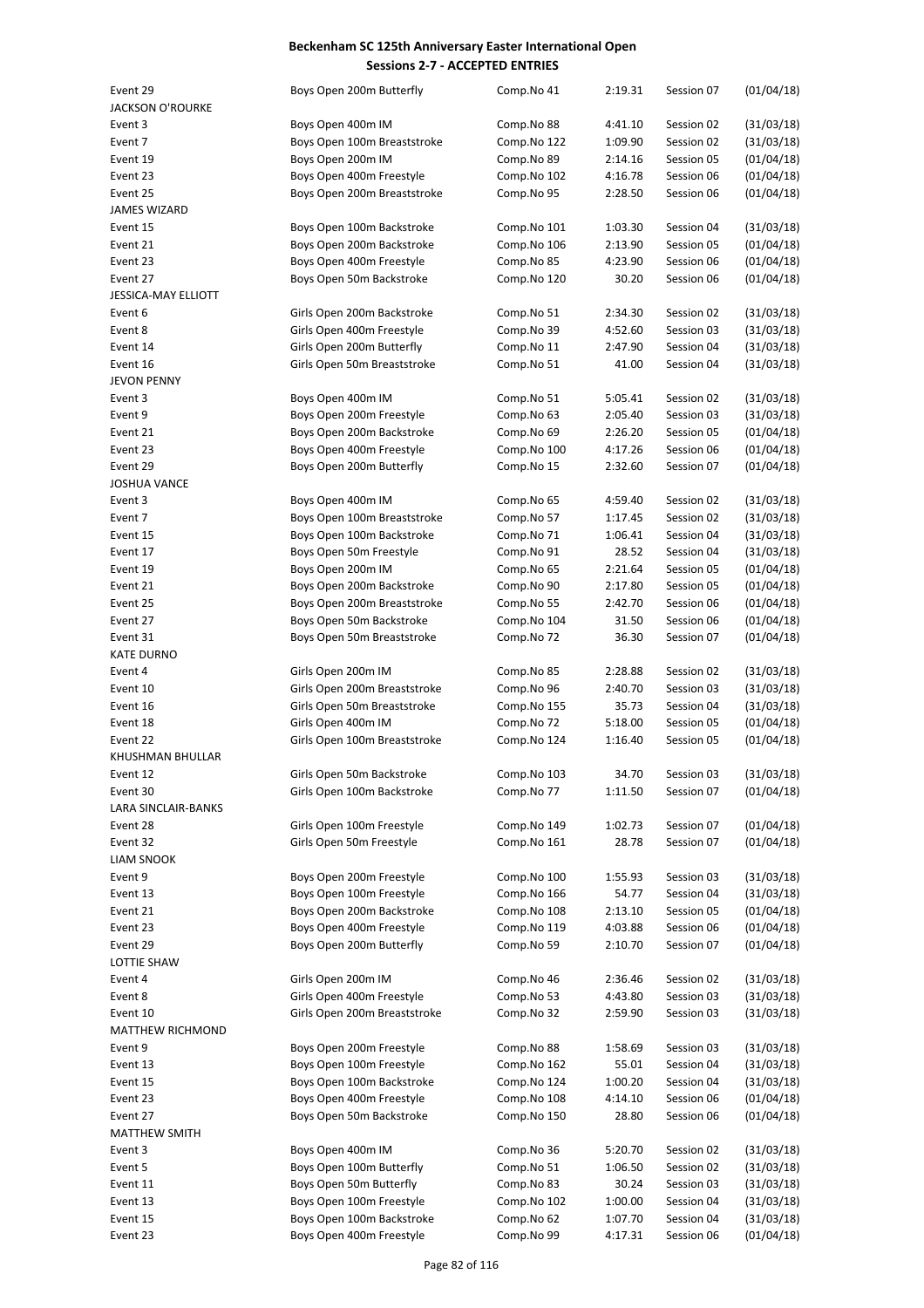# Beckenham SC 125th Anniversary Easter International Open
## Sessions 2-7 - ACCEPTED ENTRIES

| | | | | | |
|---|---|---|---|---|---|
| Event 29 | Boys Open 200m Butterfly | Comp.No 41 | 2:19.31 | Session 07 | (01/04/18) |
| JACKSON O'ROURKE | | | | | |
| Event 3 | Boys Open 400m IM | Comp.No 88 | 4:41.10 | Session 02 | (31/03/18) |
| Event 7 | Boys Open 100m Breaststroke | Comp.No 122 | 1:09.90 | Session 02 | (31/03/18) |
| Event 19 | Boys Open 200m IM | Comp.No 89 | 2:14.16 | Session 05 | (01/04/18) |
| Event 23 | Boys Open 400m Freestyle | Comp.No 102 | 4:16.78 | Session 06 | (01/04/18) |
| Event 25 | Boys Open 200m Breaststroke | Comp.No 95 | 2:28.50 | Session 06 | (01/04/18) |
| JAMES WIZARD | | | | | |
| Event 15 | Boys Open 100m Backstroke | Comp.No 101 | 1:03.30 | Session 04 | (31/03/18) |
| Event 21 | Boys Open 200m Backstroke | Comp.No 106 | 2:13.90 | Session 05 | (01/04/18) |
| Event 23 | Boys Open 400m Freestyle | Comp.No 85 | 4:23.90 | Session 06 | (01/04/18) |
| Event 27 | Boys Open 50m Backstroke | Comp.No 120 | 30.20 | Session 06 | (01/04/18) |
| JESSICA-MAY ELLIOTT | | | | | |
| Event 6 | Girls Open 200m Backstroke | Comp.No 51 | 2:34.30 | Session 02 | (31/03/18) |
| Event 8 | Girls Open 400m Freestyle | Comp.No 39 | 4:52.60 | Session 03 | (31/03/18) |
| Event 14 | Girls Open 200m Butterfly | Comp.No 11 | 2:47.90 | Session 04 | (31/03/18) |
| Event 16 | Girls Open 50m Breaststroke | Comp.No 51 | 41.00 | Session 04 | (31/03/18) |
| JEVON PENNY | | | | | |
| Event 3 | Boys Open 400m IM | Comp.No 51 | 5:05.41 | Session 02 | (31/03/18) |
| Event 9 | Boys Open 200m Freestyle | Comp.No 63 | 2:05.40 | Session 03 | (31/03/18) |
| Event 21 | Boys Open 200m Backstroke | Comp.No 69 | 2:26.20 | Session 05 | (01/04/18) |
| Event 23 | Boys Open 400m Freestyle | Comp.No 100 | 4:17.26 | Session 06 | (01/04/18) |
| Event 29 | Boys Open 200m Butterfly | Comp.No 15 | 2:32.60 | Session 07 | (01/04/18) |
| JOSHUA VANCE | | | | | |
| Event 3 | Boys Open 400m IM | Comp.No 65 | 4:59.40 | Session 02 | (31/03/18) |
| Event 7 | Boys Open 100m Breaststroke | Comp.No 57 | 1:17.45 | Session 02 | (31/03/18) |
| Event 15 | Boys Open 100m Backstroke | Comp.No 71 | 1:06.41 | Session 04 | (31/03/18) |
| Event 17 | Boys Open 50m Freestyle | Comp.No 91 | 28.52 | Session 04 | (31/03/18) |
| Event 19 | Boys Open 200m IM | Comp.No 65 | 2:21.64 | Session 05 | (01/04/18) |
| Event 21 | Boys Open 200m Backstroke | Comp.No 90 | 2:17.80 | Session 05 | (01/04/18) |
| Event 25 | Boys Open 200m Breaststroke | Comp.No 55 | 2:42.70 | Session 06 | (01/04/18) |
| Event 27 | Boys Open 50m Backstroke | Comp.No 104 | 31.50 | Session 06 | (01/04/18) |
| Event 31 | Boys Open 50m Breaststroke | Comp.No 72 | 36.30 | Session 07 | (01/04/18) |
| KATE DURNO | | | | | |
| Event 4 | Girls Open 200m IM | Comp.No 85 | 2:28.88 | Session 02 | (31/03/18) |
| Event 10 | Girls Open 200m Breaststroke | Comp.No 96 | 2:40.70 | Session 03 | (31/03/18) |
| Event 16 | Girls Open 50m Breaststroke | Comp.No 155 | 35.73 | Session 04 | (31/03/18) |
| Event 18 | Girls Open 400m IM | Comp.No 72 | 5:18.00 | Session 05 | (01/04/18) |
| Event 22 | Girls Open 100m Breaststroke | Comp.No 124 | 1:16.40 | Session 05 | (01/04/18) |
| KHUSHMAN BHULLAR | | | | | |
| Event 12 | Girls Open 50m Backstroke | Comp.No 103 | 34.70 | Session 03 | (31/03/18) |
| Event 30 | Girls Open 100m Backstroke | Comp.No 77 | 1:11.50 | Session 07 | (01/04/18) |
| LARA SINCLAIR-BANKS | | | | | |
| Event 28 | Girls Open 100m Freestyle | Comp.No 149 | 1:02.73 | Session 07 | (01/04/18) |
| Event 32 | Girls Open 50m Freestyle | Comp.No 161 | 28.78 | Session 07 | (01/04/18) |
| LIAM SNOOK | | | | | |
| Event 9 | Boys Open 200m Freestyle | Comp.No 100 | 1:55.93 | Session 03 | (31/03/18) |
| Event 13 | Boys Open 100m Freestyle | Comp.No 166 | 54.77 | Session 04 | (31/03/18) |
| Event 21 | Boys Open 200m Backstroke | Comp.No 108 | 2:13.10 | Session 05 | (01/04/18) |
| Event 23 | Boys Open 400m Freestyle | Comp.No 119 | 4:03.88 | Session 06 | (01/04/18) |
| Event 29 | Boys Open 200m Butterfly | Comp.No 59 | 2:10.70 | Session 07 | (01/04/18) |
| LOTTIE SHAW | | | | | |
| Event 4 | Girls Open 200m IM | Comp.No 46 | 2:36.46 | Session 02 | (31/03/18) |
| Event 8 | Girls Open 400m Freestyle | Comp.No 53 | 4:43.80 | Session 03 | (31/03/18) |
| Event 10 | Girls Open 200m Breaststroke | Comp.No 32 | 2:59.90 | Session 03 | (31/03/18) |
| MATTHEW RICHMOND | | | | | |
| Event 9 | Boys Open 200m Freestyle | Comp.No 88 | 1:58.69 | Session 03 | (31/03/18) |
| Event 13 | Boys Open 100m Freestyle | Comp.No 162 | 55.01 | Session 04 | (31/03/18) |
| Event 15 | Boys Open 100m Backstroke | Comp.No 124 | 1:00.20 | Session 04 | (31/03/18) |
| Event 23 | Boys Open 400m Freestyle | Comp.No 108 | 4:14.10 | Session 06 | (01/04/18) |
| Event 27 | Boys Open 50m Backstroke | Comp.No 150 | 28.80 | Session 06 | (01/04/18) |
| MATTHEW SMITH | | | | | |
| Event 3 | Boys Open 400m IM | Comp.No 36 | 5:20.70 | Session 02 | (31/03/18) |
| Event 5 | Boys Open 100m Butterfly | Comp.No 51 | 1:06.50 | Session 02 | (31/03/18) |
| Event 11 | Boys Open 50m Butterfly | Comp.No 83 | 30.24 | Session 03 | (31/03/18) |
| Event 13 | Boys Open 100m Freestyle | Comp.No 102 | 1:00.00 | Session 04 | (31/03/18) |
| Event 15 | Boys Open 100m Backstroke | Comp.No 62 | 1:07.70 | Session 04 | (31/03/18) |
| Event 23 | Boys Open 400m Freestyle | Comp.No 99 | 4:17.31 | Session 06 | (01/04/18) |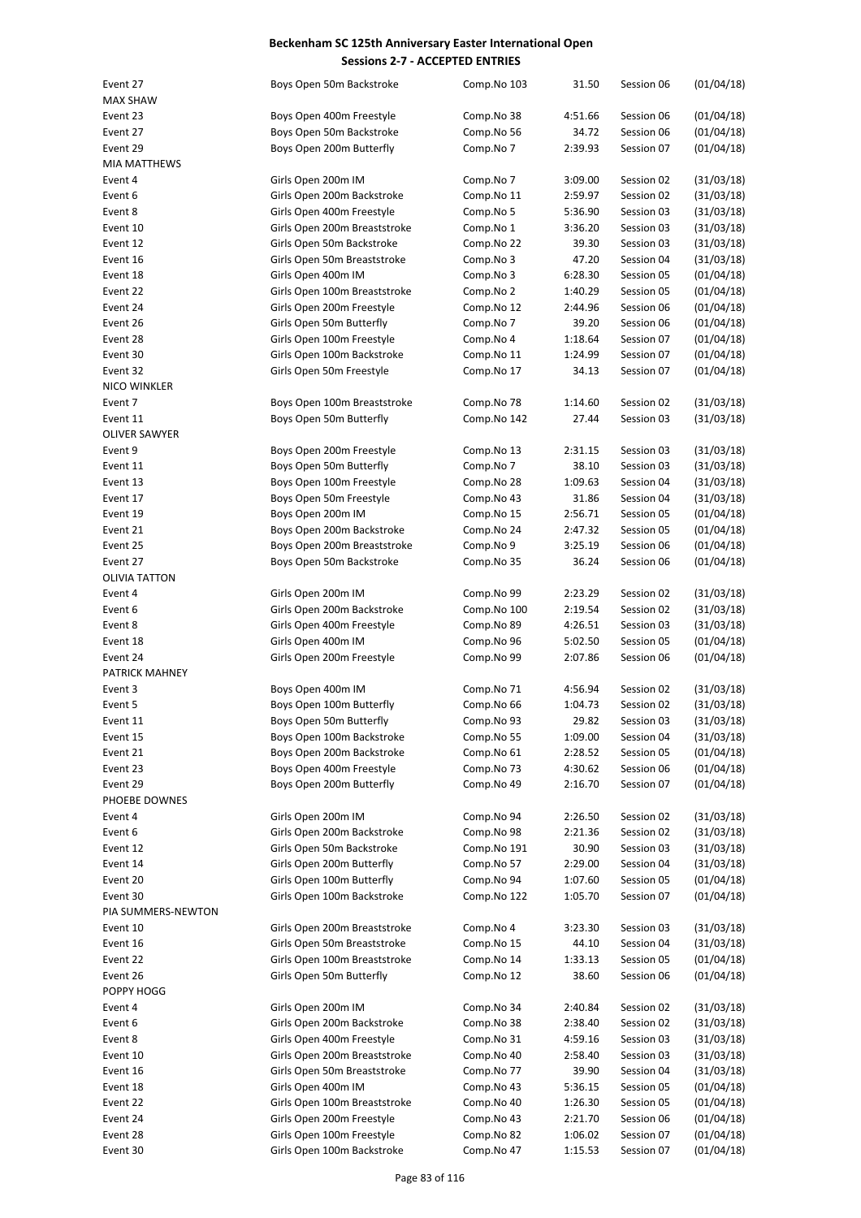# Beckenham SC 125th Anniversary Easter International Open

## Sessions 2-7 - ACCEPTED ENTRIES

| Event | Description | Comp.No | Time | Session | Date |
|---|---|---|---|---|---|
| Event 27 | Boys Open 50m Backstroke | Comp.No 103 | 31.50 | Session 06 | (01/04/18) |
| MAX SHAW | | | | | |
| Event 23 | Boys Open 400m Freestyle | Comp.No 38 | 4:51.66 | Session 06 | (01/04/18) |
| Event 27 | Boys Open 50m Backstroke | Comp.No 56 | 34.72 | Session 06 | (01/04/18) |
| Event 29 | Boys Open 200m Butterfly | Comp.No 7 | 2:39.93 | Session 07 | (01/04/18) |
| MIA MATTHEWS | | | | | |
| Event 4 | Girls Open 200m IM | Comp.No 7 | 3:09.00 | Session 02 | (31/03/18) |
| Event 6 | Girls Open 200m Backstroke | Comp.No 11 | 2:59.97 | Session 02 | (31/03/18) |
| Event 8 | Girls Open 400m Freestyle | Comp.No 5 | 5:36.90 | Session 03 | (31/03/18) |
| Event 10 | Girls Open 200m Breaststroke | Comp.No 1 | 3:36.20 | Session 03 | (31/03/18) |
| Event 12 | Girls Open 50m Backstroke | Comp.No 22 | 39.30 | Session 03 | (31/03/18) |
| Event 16 | Girls Open 50m Breaststroke | Comp.No 3 | 47.20 | Session 04 | (31/03/18) |
| Event 18 | Girls Open 400m IM | Comp.No 3 | 6:28.30 | Session 05 | (01/04/18) |
| Event 22 | Girls Open 100m Breaststroke | Comp.No 2 | 1:40.29 | Session 05 | (01/04/18) |
| Event 24 | Girls Open 200m Freestyle | Comp.No 12 | 2:44.96 | Session 06 | (01/04/18) |
| Event 26 | Girls Open 50m Butterfly | Comp.No 7 | 39.20 | Session 06 | (01/04/18) |
| Event 28 | Girls Open 100m Freestyle | Comp.No 4 | 1:18.64 | Session 07 | (01/04/18) |
| Event 30 | Girls Open 100m Backstroke | Comp.No 11 | 1:24.99 | Session 07 | (01/04/18) |
| Event 32 | Girls Open 50m Freestyle | Comp.No 17 | 34.13 | Session 07 | (01/04/18) |
| NICO WINKLER | | | | | |
| Event 7 | Boys Open 100m Breaststroke | Comp.No 78 | 1:14.60 | Session 02 | (31/03/18) |
| Event 11 | Boys Open 50m Butterfly | Comp.No 142 | 27.44 | Session 03 | (31/03/18) |
| OLIVER SAWYER | | | | | |
| Event 9 | Boys Open 200m Freestyle | Comp.No 13 | 2:31.15 | Session 03 | (31/03/18) |
| Event 11 | Boys Open 50m Butterfly | Comp.No 7 | 38.10 | Session 03 | (31/03/18) |
| Event 13 | Boys Open 100m Freestyle | Comp.No 28 | 1:09.63 | Session 04 | (31/03/18) |
| Event 17 | Boys Open 50m Freestyle | Comp.No 43 | 31.86 | Session 04 | (31/03/18) |
| Event 19 | Boys Open 200m IM | Comp.No 15 | 2:56.71 | Session 05 | (01/04/18) |
| Event 21 | Boys Open 200m Backstroke | Comp.No 24 | 2:47.32 | Session 05 | (01/04/18) |
| Event 25 | Boys Open 200m Breaststroke | Comp.No 9 | 3:25.19 | Session 06 | (01/04/18) |
| Event 27 | Boys Open 50m Backstroke | Comp.No 35 | 36.24 | Session 06 | (01/04/18) |
| OLIVIA TATTON | | | | | |
| Event 4 | Girls Open 200m IM | Comp.No 99 | 2:23.29 | Session 02 | (31/03/18) |
| Event 6 | Girls Open 200m Backstroke | Comp.No 100 | 2:19.54 | Session 02 | (31/03/18) |
| Event 8 | Girls Open 400m Freestyle | Comp.No 89 | 4:26.51 | Session 03 | (31/03/18) |
| Event 18 | Girls Open 400m IM | Comp.No 96 | 5:02.50 | Session 05 | (01/04/18) |
| Event 24 | Girls Open 200m Freestyle | Comp.No 99 | 2:07.86 | Session 06 | (01/04/18) |
| PATRICK MAHNEY | | | | | |
| Event 3 | Boys Open 400m IM | Comp.No 71 | 4:56.94 | Session 02 | (31/03/18) |
| Event 5 | Boys Open 100m Butterfly | Comp.No 66 | 1:04.73 | Session 02 | (31/03/18) |
| Event 11 | Boys Open 50m Butterfly | Comp.No 93 | 29.82 | Session 03 | (31/03/18) |
| Event 15 | Boys Open 100m Backstroke | Comp.No 55 | 1:09.00 | Session 04 | (31/03/18) |
| Event 21 | Boys Open 200m Backstroke | Comp.No 61 | 2:28.52 | Session 05 | (01/04/18) |
| Event 23 | Boys Open 400m Freestyle | Comp.No 73 | 4:30.62 | Session 06 | (01/04/18) |
| Event 29 | Boys Open 200m Butterfly | Comp.No 49 | 2:16.70 | Session 07 | (01/04/18) |
| PHOEBE DOWNES | | | | | |
| Event 4 | Girls Open 200m IM | Comp.No 94 | 2:26.50 | Session 02 | (31/03/18) |
| Event 6 | Girls Open 200m Backstroke | Comp.No 98 | 2:21.36 | Session 02 | (31/03/18) |
| Event 12 | Girls Open 50m Backstroke | Comp.No 191 | 30.90 | Session 03 | (31/03/18) |
| Event 14 | Girls Open 200m Butterfly | Comp.No 57 | 2:29.00 | Session 04 | (31/03/18) |
| Event 20 | Girls Open 100m Butterfly | Comp.No 94 | 1:07.60 | Session 05 | (01/04/18) |
| Event 30 | Girls Open 100m Backstroke | Comp.No 122 | 1:05.70 | Session 07 | (01/04/18) |
| PIA SUMMERS-NEWTON | | | | | |
| Event 10 | Girls Open 200m Breaststroke | Comp.No 4 | 3:23.30 | Session 03 | (31/03/18) |
| Event 16 | Girls Open 50m Breaststroke | Comp.No 15 | 44.10 | Session 04 | (31/03/18) |
| Event 22 | Girls Open 100m Breaststroke | Comp.No 14 | 1:33.13 | Session 05 | (01/04/18) |
| Event 26 | Girls Open 50m Butterfly | Comp.No 12 | 38.60 | Session 06 | (01/04/18) |
| POPPY HOGG | | | | | |
| Event 4 | Girls Open 200m IM | Comp.No 34 | 2:40.84 | Session 02 | (31/03/18) |
| Event 6 | Girls Open 200m Backstroke | Comp.No 38 | 2:38.40 | Session 02 | (31/03/18) |
| Event 8 | Girls Open 400m Freestyle | Comp.No 31 | 4:59.16 | Session 03 | (31/03/18) |
| Event 10 | Girls Open 200m Breaststroke | Comp.No 40 | 2:58.40 | Session 03 | (31/03/18) |
| Event 16 | Girls Open 50m Breaststroke | Comp.No 77 | 39.90 | Session 04 | (31/03/18) |
| Event 18 | Girls Open 400m IM | Comp.No 43 | 5:36.15 | Session 05 | (01/04/18) |
| Event 22 | Girls Open 100m Breaststroke | Comp.No 40 | 1:26.30 | Session 05 | (01/04/18) |
| Event 24 | Girls Open 200m Freestyle | Comp.No 43 | 2:21.70 | Session 06 | (01/04/18) |
| Event 28 | Girls Open 100m Freestyle | Comp.No 82 | 1:06.02 | Session 07 | (01/04/18) |
| Event 30 | Girls Open 100m Backstroke | Comp.No 47 | 1:15.53 | Session 07 | (01/04/18) |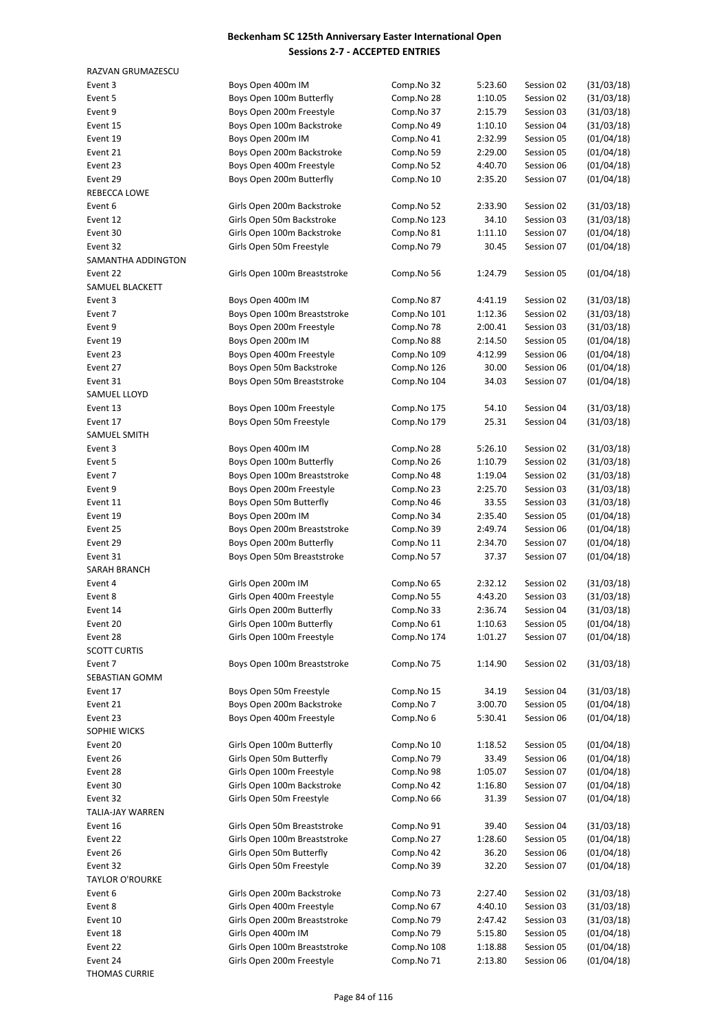# Beckenham SC 125th Anniversary Easter International Open

## Sessions 2-7 - ACCEPTED ENTRIES

RAZVAN GRUMAZESCU

| | | | | | |
|---|---|---|---|---|---|
| Event 3 | Boys Open 400m IM | Comp.No 32 | 5:23.60 | Session 02 | (31/03/18) |
| Event 5 | Boys Open 100m Butterfly | Comp.No 28 | 1:10.05 | Session 02 | (31/03/18) |
| Event 9 | Boys Open 200m Freestyle | Comp.No 37 | 2:15.79 | Session 03 | (31/03/18) |
| Event 15 | Boys Open 100m Backstroke | Comp.No 49 | 1:10.10 | Session 04 | (31/03/18) |
| Event 19 | Boys Open 200m IM | Comp.No 41 | 2:32.99 | Session 05 | (01/04/18) |
| Event 21 | Boys Open 200m Backstroke | Comp.No 59 | 2:29.00 | Session 05 | (01/04/18) |
| Event 23 | Boys Open 400m Freestyle | Comp.No 52 | 4:40.70 | Session 06 | (01/04/18) |
| Event 29 | Boys Open 200m Butterfly | Comp.No 10 | 2:35.20 | Session 07 | (01/04/18) |

REBECCA LOWE

| | | | | | |
|---|---|---|---|---|---|
| Event 6 | Girls Open 200m Backstroke | Comp.No 52 | 2:33.90 | Session 02 | (31/03/18) |
| Event 12 | Girls Open 50m Backstroke | Comp.No 123 | 34.10 | Session 03 | (31/03/18) |
| Event 30 | Girls Open 100m Backstroke | Comp.No 81 | 1:11.10 | Session 07 | (01/04/18) |
| Event 32 | Girls Open 50m Freestyle | Comp.No 79 | 30.45 | Session 07 | (01/04/18) |

SAMANTHA ADDINGTON

| | | | | | |
|---|---|---|---|---|---|
| Event 22 | Girls Open 100m Breaststroke | Comp.No 56 | 1:24.79 | Session 05 | (01/04/18) |

SAMUEL BLACKETT

| | | | | | |
|---|---|---|---|---|---|
| Event 3 | Boys Open 400m IM | Comp.No 87 | 4:41.19 | Session 02 | (31/03/18) |
| Event 7 | Boys Open 100m Breaststroke | Comp.No 101 | 1:12.36 | Session 02 | (31/03/18) |
| Event 9 | Boys Open 200m Freestyle | Comp.No 78 | 2:00.41 | Session 03 | (31/03/18) |
| Event 19 | Boys Open 200m IM | Comp.No 88 | 2:14.50 | Session 05 | (01/04/18) |
| Event 23 | Boys Open 400m Freestyle | Comp.No 109 | 4:12.99 | Session 06 | (01/04/18) |
| Event 27 | Boys Open 50m Backstroke | Comp.No 126 | 30.00 | Session 06 | (01/04/18) |
| Event 31 | Boys Open 50m Breaststroke | Comp.No 104 | 34.03 | Session 07 | (01/04/18) |

SAMUEL LLOYD

| | | | | | |
|---|---|---|---|---|---|
| Event 13 | Boys Open 100m Freestyle | Comp.No 175 | 54.10 | Session 04 | (31/03/18) |
| Event 17 | Boys Open 50m Freestyle | Comp.No 179 | 25.31 | Session 04 | (31/03/18) |

SAMUEL SMITH

| | | | | | |
|---|---|---|---|---|---|
| Event 3 | Boys Open 400m IM | Comp.No 28 | 5:26.10 | Session 02 | (31/03/18) |
| Event 5 | Boys Open 100m Butterfly | Comp.No 26 | 1:10.79 | Session 02 | (31/03/18) |
| Event 7 | Boys Open 100m Breaststroke | Comp.No 48 | 1:19.04 | Session 02 | (31/03/18) |
| Event 9 | Boys Open 200m Freestyle | Comp.No 23 | 2:25.70 | Session 03 | (31/03/18) |
| Event 11 | Boys Open 50m Butterfly | Comp.No 46 | 33.55 | Session 03 | (31/03/18) |
| Event 19 | Boys Open 200m IM | Comp.No 34 | 2:35.40 | Session 05 | (01/04/18) |
| Event 25 | Boys Open 200m Breaststroke | Comp.No 39 | 2:49.74 | Session 06 | (01/04/18) |
| Event 29 | Boys Open 200m Butterfly | Comp.No 11 | 2:34.70 | Session 07 | (01/04/18) |
| Event 31 | Boys Open 50m Breaststroke | Comp.No 57 | 37.37 | Session 07 | (01/04/18) |

SARAH BRANCH

| | | | | | |
|---|---|---|---|---|---|
| Event 4 | Girls Open 200m IM | Comp.No 65 | 2:32.12 | Session 02 | (31/03/18) |
| Event 8 | Girls Open 400m Freestyle | Comp.No 55 | 4:43.20 | Session 03 | (31/03/18) |
| Event 14 | Girls Open 200m Butterfly | Comp.No 33 | 2:36.74 | Session 04 | (31/03/18) |
| Event 20 | Girls Open 100m Butterfly | Comp.No 61 | 1:10.63 | Session 05 | (01/04/18) |
| Event 28 | Girls Open 100m Freestyle | Comp.No 174 | 1:01.27 | Session 07 | (01/04/18) |

SCOTT CURTIS

| | | | | | |
|---|---|---|---|---|---|
| Event 7 | Boys Open 100m Breaststroke | Comp.No 75 | 1:14.90 | Session 02 | (31/03/18) |

SEBASTIAN GOMM

| | | | | | |
|---|---|---|---|---|---|
| Event 17 | Boys Open 50m Freestyle | Comp.No 15 | 34.19 | Session 04 | (31/03/18) |
| Event 21 | Boys Open 200m Backstroke | Comp.No 7 | 3:00.70 | Session 05 | (01/04/18) |
| Event 23 | Boys Open 400m Freestyle | Comp.No 6 | 5:30.41 | Session 06 | (01/04/18) |

SOPHIE WICKS

| | | | | | |
|---|---|---|---|---|---|
| Event 20 | Girls Open 100m Butterfly | Comp.No 10 | 1:18.52 | Session 05 | (01/04/18) |
| Event 26 | Girls Open 50m Butterfly | Comp.No 79 | 33.49 | Session 06 | (01/04/18) |
| Event 28 | Girls Open 100m Freestyle | Comp.No 98 | 1:05.07 | Session 07 | (01/04/18) |
| Event 30 | Girls Open 100m Backstroke | Comp.No 42 | 1:16.80 | Session 07 | (01/04/18) |
| Event 32 | Girls Open 50m Freestyle | Comp.No 66 | 31.39 | Session 07 | (01/04/18) |

TALIA-JAY WARREN

| | | | | | |
|---|---|---|---|---|---|
| Event 16 | Girls Open 50m Breaststroke | Comp.No 91 | 39.40 | Session 04 | (31/03/18) |
| Event 22 | Girls Open 100m Breaststroke | Comp.No 27 | 1:28.60 | Session 05 | (01/04/18) |
| Event 26 | Girls Open 50m Butterfly | Comp.No 42 | 36.20 | Session 06 | (01/04/18) |
| Event 32 | Girls Open 50m Freestyle | Comp.No 39 | 32.20 | Session 07 | (01/04/18) |

TAYLOR O'ROURKE

| | | | | | |
|---|---|---|---|---|---|
| Event 6 | Girls Open 200m Backstroke | Comp.No 73 | 2:27.40 | Session 02 | (31/03/18) |
| Event 8 | Girls Open 400m Freestyle | Comp.No 67 | 4:40.10 | Session 03 | (31/03/18) |
| Event 10 | Girls Open 200m Breaststroke | Comp.No 79 | 2:47.42 | Session 03 | (31/03/18) |
| Event 18 | Girls Open 400m IM | Comp.No 79 | 5:15.80 | Session 05 | (01/04/18) |
| Event 22 | Girls Open 100m Breaststroke | Comp.No 108 | 1:18.88 | Session 05 | (01/04/18) |
| Event 24 | Girls Open 200m Freestyle | Comp.No 71 | 2:13.80 | Session 06 | (01/04/18) |

THOMAS CURRIE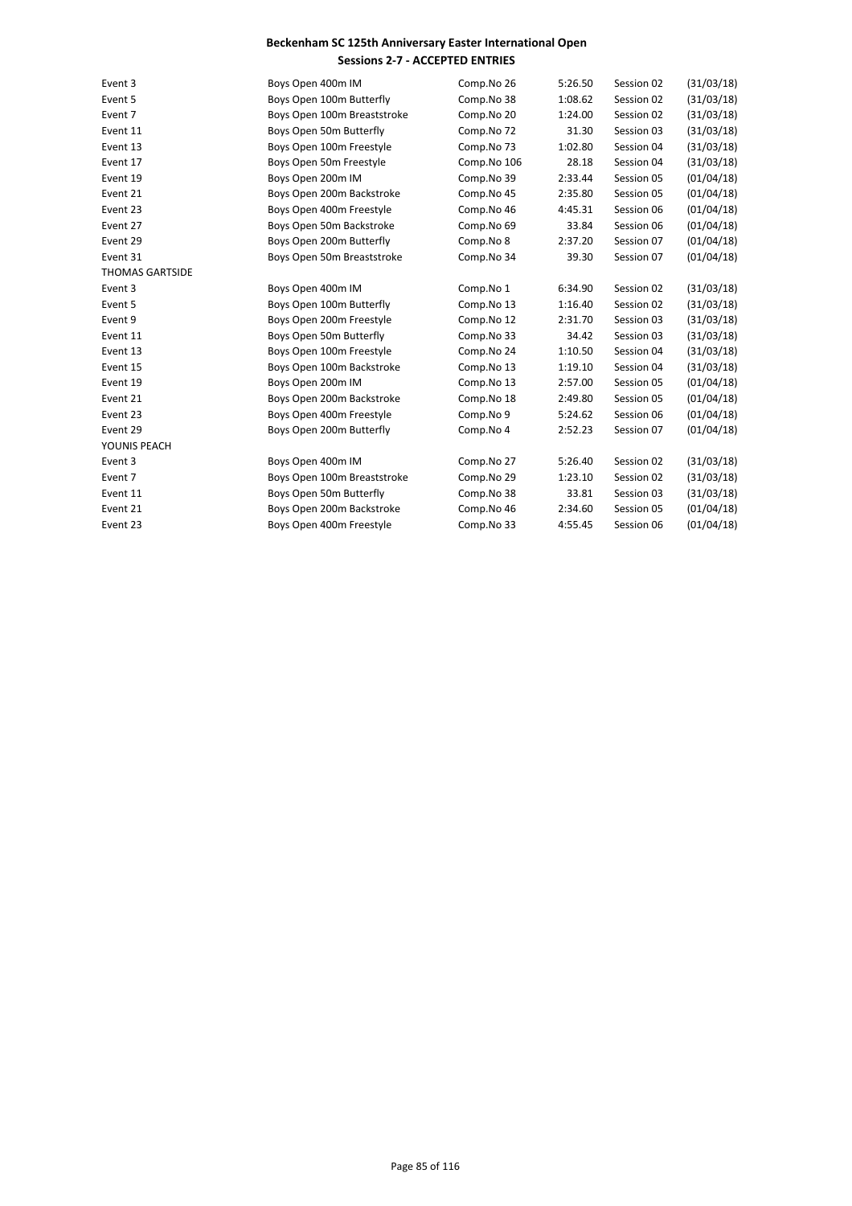**Beckenham SC 125th Anniversary Easter International Open**
**Sessions 2-7 - ACCEPTED ENTRIES**

| | | | | | |
|---|---|---|---|---|---|
| Event 3 | Boys Open 400m IM | Comp.No 26 | 5:26.50 | Session 02 | (31/03/18) |
| Event 5 | Boys Open 100m Butterfly | Comp.No 38 | 1:08.62 | Session 02 | (31/03/18) |
| Event 7 | Boys Open 100m Breaststroke | Comp.No 20 | 1:24.00 | Session 02 | (31/03/18) |
| Event 11 | Boys Open 50m Butterfly | Comp.No 72 | 31.30 | Session 03 | (31/03/18) |
| Event 13 | Boys Open 100m Freestyle | Comp.No 73 | 1:02.80 | Session 04 | (31/03/18) |
| Event 17 | Boys Open 50m Freestyle | Comp.No 106 | 28.18 | Session 04 | (31/03/18) |
| Event 19 | Boys Open 200m IM | Comp.No 39 | 2:33.44 | Session 05 | (01/04/18) |
| Event 21 | Boys Open 200m Backstroke | Comp.No 45 | 2:35.80 | Session 05 | (01/04/18) |
| Event 23 | Boys Open 400m Freestyle | Comp.No 46 | 4:45.31 | Session 06 | (01/04/18) |
| Event 27 | Boys Open 50m Backstroke | Comp.No 69 | 33.84 | Session 06 | (01/04/18) |
| Event 29 | Boys Open 200m Butterfly | Comp.No 8 | 2:37.20 | Session 07 | (01/04/18) |
| Event 31 | Boys Open 50m Breaststroke | Comp.No 34 | 39.30 | Session 07 | (01/04/18) |
| THOMAS GARTSIDE | | | | | |
| Event 3 | Boys Open 400m IM | Comp.No 1 | 6:34.90 | Session 02 | (31/03/18) |
| Event 5 | Boys Open 100m Butterfly | Comp.No 13 | 1:16.40 | Session 02 | (31/03/18) |
| Event 9 | Boys Open 200m Freestyle | Comp.No 12 | 2:31.70 | Session 03 | (31/03/18) |
| Event 11 | Boys Open 50m Butterfly | Comp.No 33 | 34.42 | Session 03 | (31/03/18) |
| Event 13 | Boys Open 100m Freestyle | Comp.No 24 | 1:10.50 | Session 04 | (31/03/18) |
| Event 15 | Boys Open 100m Backstroke | Comp.No 13 | 1:19.10 | Session 04 | (31/03/18) |
| Event 19 | Boys Open 200m IM | Comp.No 13 | 2:57.00 | Session 05 | (01/04/18) |
| Event 21 | Boys Open 200m Backstroke | Comp.No 18 | 2:49.80 | Session 05 | (01/04/18) |
| Event 23 | Boys Open 400m Freestyle | Comp.No 9 | 5:24.62 | Session 06 | (01/04/18) |
| Event 29 | Boys Open 200m Butterfly | Comp.No 4 | 2:52.23 | Session 07 | (01/04/18) |
| YOUNIS PEACH | | | | | |
| Event 3 | Boys Open 400m IM | Comp.No 27 | 5:26.40 | Session 02 | (31/03/18) |
| Event 7 | Boys Open 100m Breaststroke | Comp.No 29 | 1:23.10 | Session 02 | (31/03/18) |
| Event 11 | Boys Open 50m Butterfly | Comp.No 38 | 33.81 | Session 03 | (31/03/18) |
| Event 21 | Boys Open 200m Backstroke | Comp.No 46 | 2:34.60 | Session 05 | (01/04/18) |
| Event 23 | Boys Open 400m Freestyle | Comp.No 33 | 4:55.45 | Session 06 | (01/04/18) |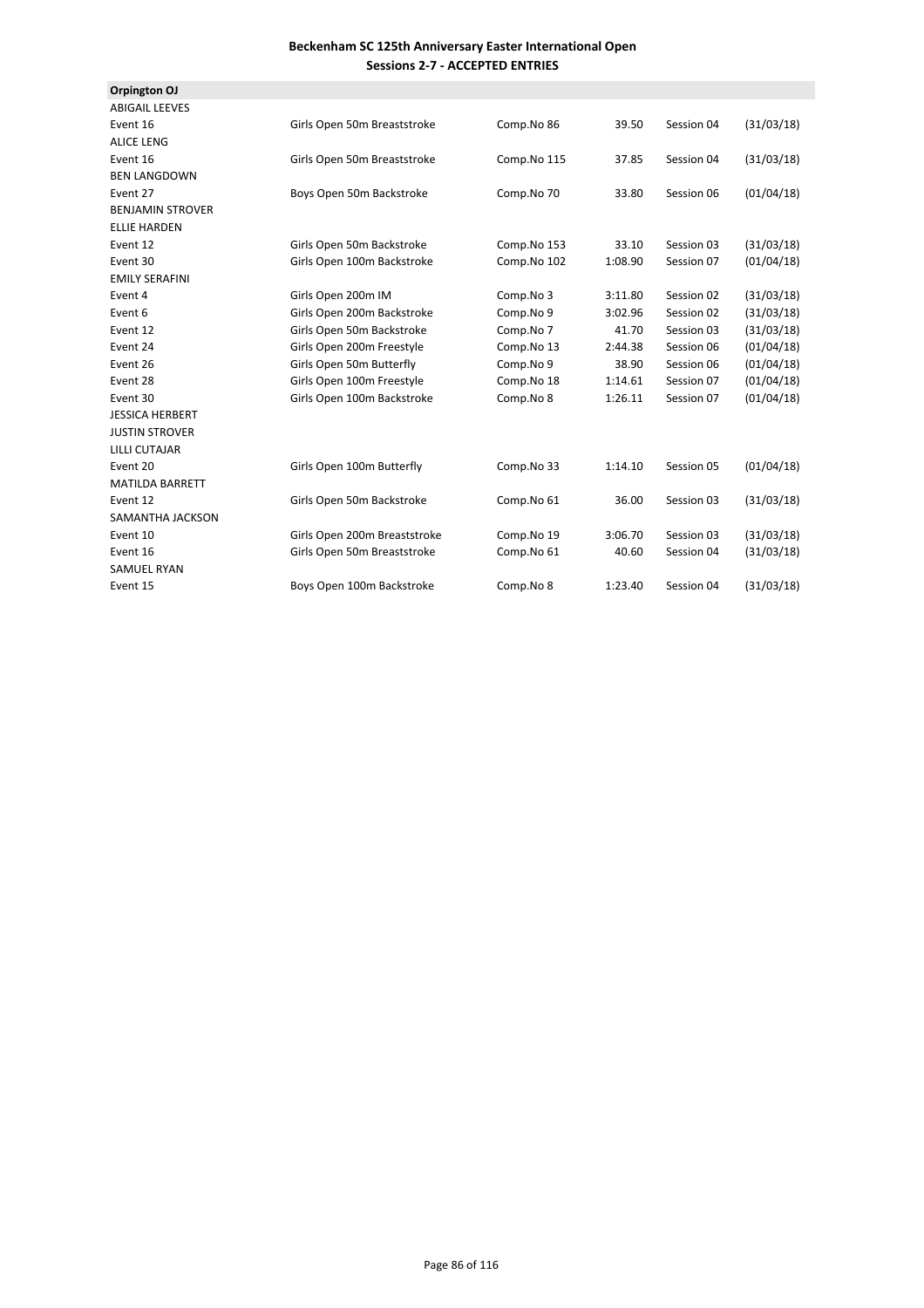**Beckenham SC 125th Anniversary Easter International Open**

**Sessions 2-7 - ACCEPTED ENTRIES**

**Orpington OJ**

| | | | | | |
|---|---|---|---|---|---|
| ABIGAIL LEEVES | | | | | |
| Event 16 | Girls Open 50m Breaststroke | Comp.No 86 | 39.50 | Session 04 | (31/03/18) |
| ALICE LENG | | | | | |
| Event 16 | Girls Open 50m Breaststroke | Comp.No 115 | 37.85 | Session 04 | (31/03/18) |
| BEN LANGDOWN | | | | | |
| Event 27 | Boys Open 50m Backstroke | Comp.No 70 | 33.80 | Session 06 | (01/04/18) |
| BENJAMIN STROVER | | | | | |
| ELLIE HARDEN | | | | | |
| Event 12 | Girls Open 50m Backstroke | Comp.No 153 | 33.10 | Session 03 | (31/03/18) |
| Event 30 | Girls Open 100m Backstroke | Comp.No 102 | 1:08.90 | Session 07 | (01/04/18) |
| EMILY SERAFINI | | | | | |
| Event 4 | Girls Open 200m IM | Comp.No 3 | 3:11.80 | Session 02 | (31/03/18) |
| Event 6 | Girls Open 200m Backstroke | Comp.No 9 | 3:02.96 | Session 02 | (31/03/18) |
| Event 12 | Girls Open 50m Backstroke | Comp.No 7 | 41.70 | Session 03 | (31/03/18) |
| Event 24 | Girls Open 200m Freestyle | Comp.No 13 | 2:44.38 | Session 06 | (01/04/18) |
| Event 26 | Girls Open 50m Butterfly | Comp.No 9 | 38.90 | Session 06 | (01/04/18) |
| Event 28 | Girls Open 100m Freestyle | Comp.No 18 | 1:14.61 | Session 07 | (01/04/18) |
| Event 30 | Girls Open 100m Backstroke | Comp.No 8 | 1:26.11 | Session 07 | (01/04/18) |
| JESSICA HERBERT | | | | | |
| JUSTIN STROVER | | | | | |
| LILLI CUTAJAR | | | | | |
| Event 20 | Girls Open 100m Butterfly | Comp.No 33 | 1:14.10 | Session 05 | (01/04/18) |
| MATILDA BARRETT | | | | | |
| Event 12 | Girls Open 50m Backstroke | Comp.No 61 | 36.00 | Session 03 | (31/03/18) |
| SAMANTHA JACKSON | | | | | |
| Event 10 | Girls Open 200m Breaststroke | Comp.No 19 | 3:06.70 | Session 03 | (31/03/18) |
| Event 16 | Girls Open 50m Breaststroke | Comp.No 61 | 40.60 | Session 04 | (31/03/18) |
| SAMUEL RYAN | | | | | |
| Event 15 | Boys Open 100m Backstroke | Comp.No 8 | 1:23.40 | Session 04 | (31/03/18) |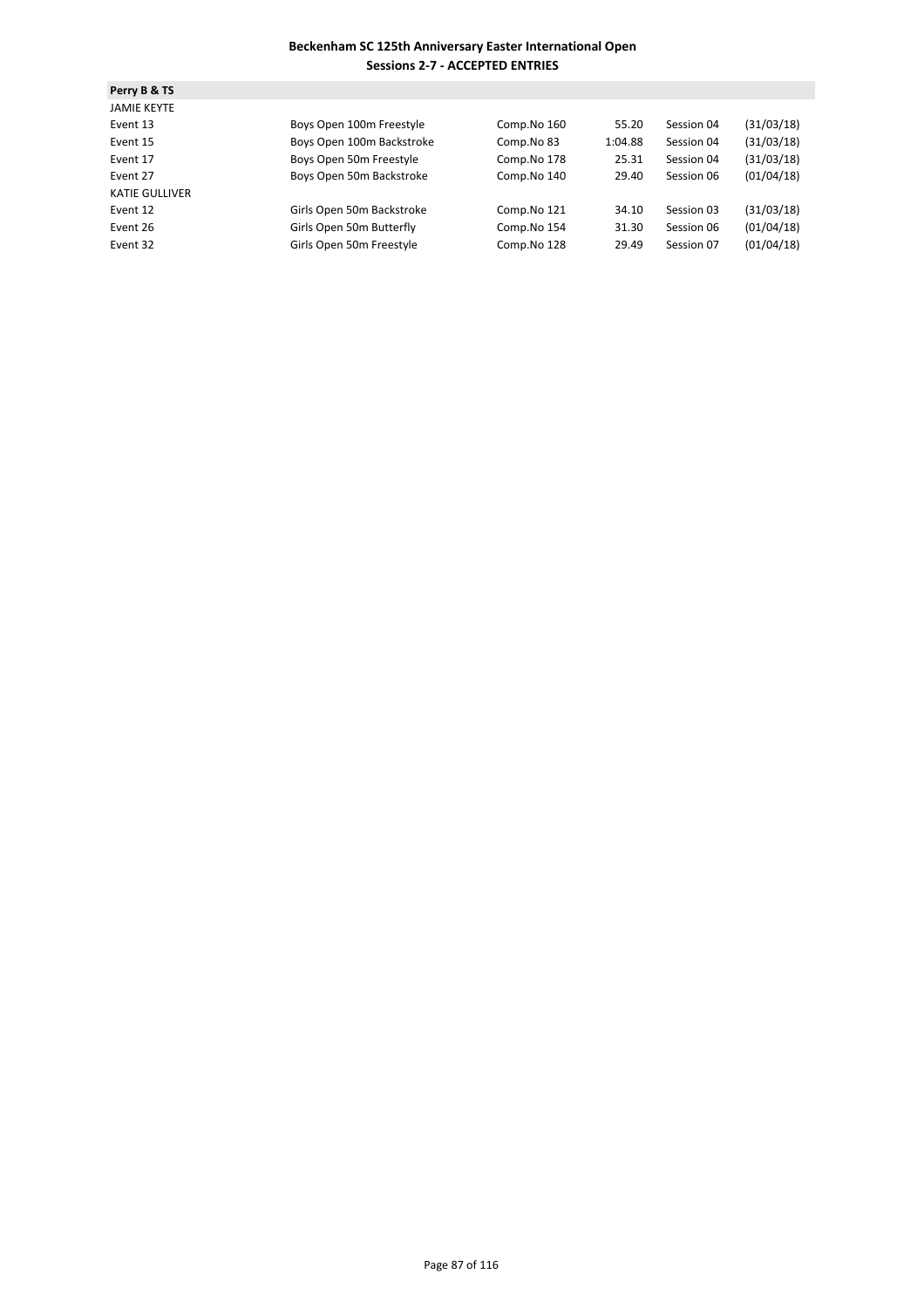**Beckenham SC 125th Anniversary Easter International Open**
**Sessions 2-7 - ACCEPTED ENTRIES**

**Perry B & TS**

| | | | | | |
|---|---|---|---|---|---|
| JAMIE KEYTE | | | | | |
| Event 13 | Boys Open 100m Freestyle | Comp.No 160 | 55.20 | Session 04 | (31/03/18) |
| Event 15 | Boys Open 100m Backstroke | Comp.No 83 | 1:04.88 | Session 04 | (31/03/18) |
| Event 17 | Boys Open 50m Freestyle | Comp.No 178 | 25.31 | Session 04 | (31/03/18) |
| Event 27 | Boys Open 50m Backstroke | Comp.No 140 | 29.40 | Session 06 | (01/04/18) |
| KATIE GULLIVER | | | | | |
| Event 12 | Girls Open 50m Backstroke | Comp.No 121 | 34.10 | Session 03 | (31/03/18) |
| Event 26 | Girls Open 50m Butterfly | Comp.No 154 | 31.30 | Session 06 | (01/04/18) |
| Event 32 | Girls Open 50m Freestyle | Comp.No 128 | 29.49 | Session 07 | (01/04/18) |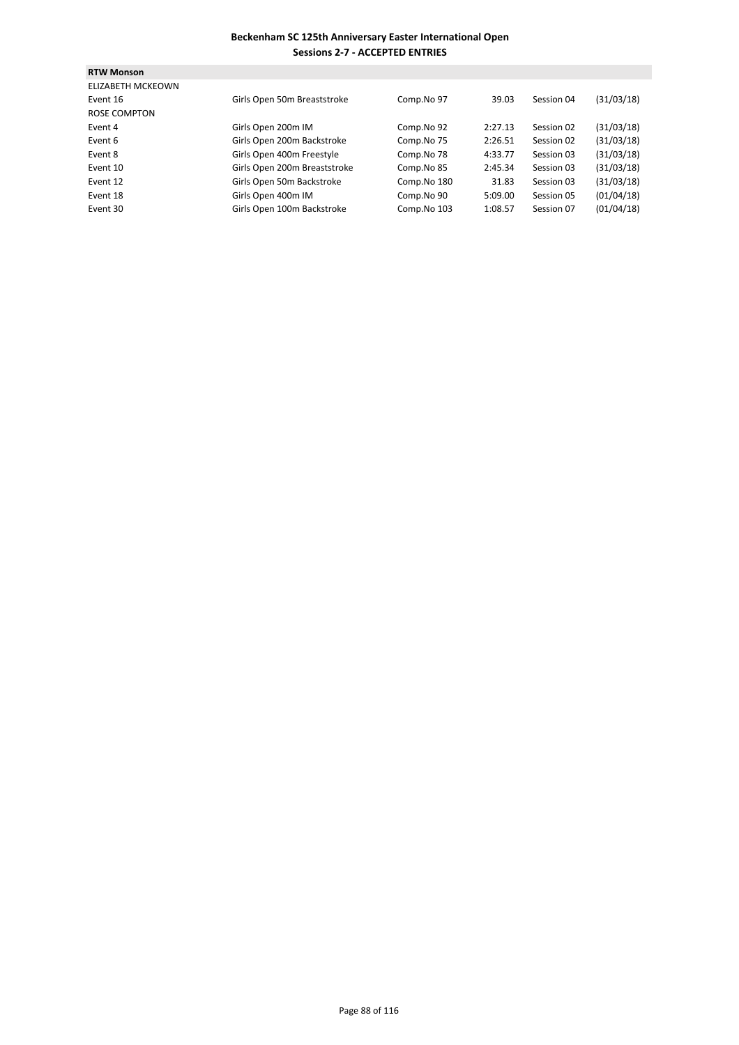**Beckenham SC 125th Anniversary Easter International Open**
**Sessions 2-7 - ACCEPTED ENTRIES**

**RTW Monson**

| | | | | | |
|---|---|---|---|---|---|
| ELIZABETH MCKEOWN | | | | | |
| Event 16 | Girls Open 50m Breaststroke | Comp.No 97 | 39.03 | Session 04 | (31/03/18) |
| ROSE COMPTON | | | | | |
| Event 4 | Girls Open 200m IM | Comp.No 92 | 2:27.13 | Session 02 | (31/03/18) |
| Event 6 | Girls Open 200m Backstroke | Comp.No 75 | 2:26.51 | Session 02 | (31/03/18) |
| Event 8 | Girls Open 400m Freestyle | Comp.No 78 | 4:33.77 | Session 03 | (31/03/18) |
| Event 10 | Girls Open 200m Breaststroke | Comp.No 85 | 2:45.34 | Session 03 | (31/03/18) |
| Event 12 | Girls Open 50m Backstroke | Comp.No 180 | 31.83 | Session 03 | (31/03/18) |
| Event 18 | Girls Open 400m IM | Comp.No 90 | 5:09.00 | Session 05 | (01/04/18) |
| Event 30 | Girls Open 100m Backstroke | Comp.No 103 | 1:08.57 | Session 07 | (01/04/18) |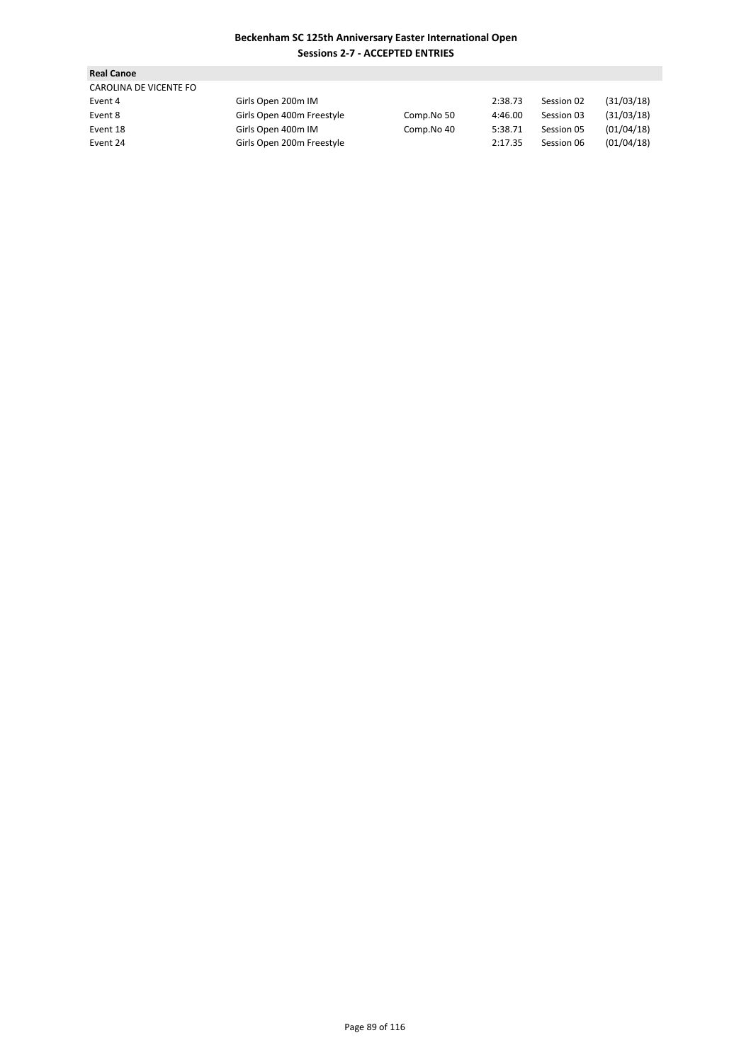**Beckenham SC 125th Anniversary Easter International Open**
**Sessions 2-7 - ACCEPTED ENTRIES**

**Real Canoe**

CAROLINA DE VICENTE FO

| | | | | | |
|---|---|---|---|---|---|
| Event 4 | Girls Open 200m IM | | 2:38.73 | Session 02 | (31/03/18) |
| Event 8 | Girls Open 400m Freestyle | Comp.No 50 | 4:46.00 | Session 03 | (31/03/18) |
| Event 18 | Girls Open 400m IM | Comp.No 40 | 5:38.71 | Session 05 | (01/04/18) |
| Event 24 | Girls Open 200m Freestyle | | 2:17.35 | Session 06 | (01/04/18) |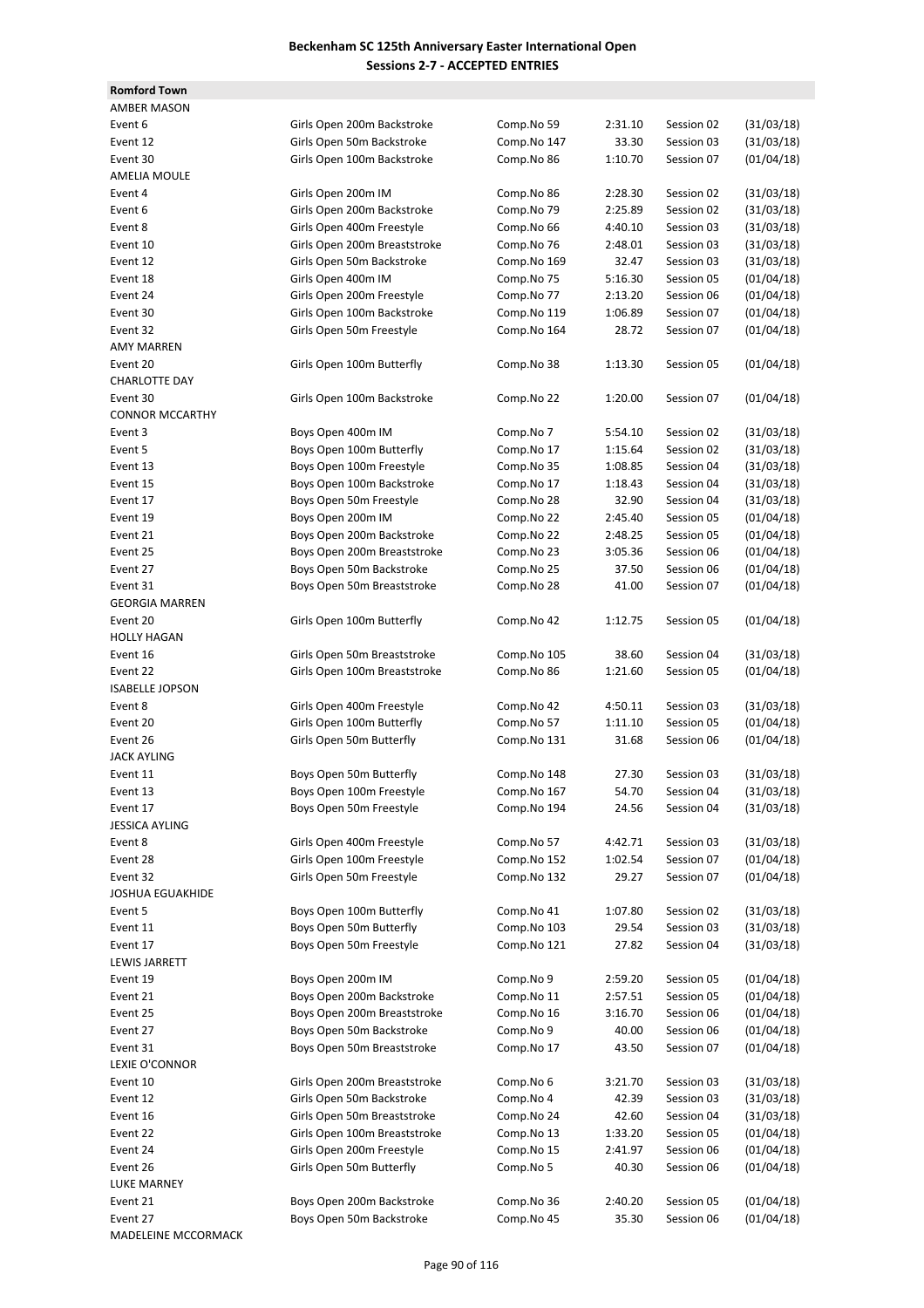# Beckenham SC 125th Anniversary Easter International Open

## Sessions 2-7 - ACCEPTED ENTRIES

**Romford Town**

| | | | | | |
|---|---|---|---|---|---|
| AMBER MASON | | | | | |
| Event 6 | Girls Open 200m Backstroke | Comp.No 59 | 2:31.10 | Session 02 | (31/03/18) |
| Event 12 | Girls Open 50m Backstroke | Comp.No 147 | 33.30 | Session 03 | (31/03/18) |
| Event 30 | Girls Open 100m Backstroke | Comp.No 86 | 1:10.70 | Session 07 | (01/04/18) |
| AMELIA MOULE | | | | | |
| Event 4 | Girls Open 200m IM | Comp.No 86 | 2:28.30 | Session 02 | (31/03/18) |
| Event 6 | Girls Open 200m Backstroke | Comp.No 79 | 2:25.89 | Session 02 | (31/03/18) |
| Event 8 | Girls Open 400m Freestyle | Comp.No 66 | 4:40.10 | Session 03 | (31/03/18) |
| Event 10 | Girls Open 200m Breaststroke | Comp.No 76 | 2:48.01 | Session 03 | (31/03/18) |
| Event 12 | Girls Open 50m Backstroke | Comp.No 169 | 32.47 | Session 03 | (31/03/18) |
| Event 18 | Girls Open 400m IM | Comp.No 75 | 5:16.30 | Session 05 | (01/04/18) |
| Event 24 | Girls Open 200m Freestyle | Comp.No 77 | 2:13.20 | Session 06 | (01/04/18) |
| Event 30 | Girls Open 100m Backstroke | Comp.No 119 | 1:06.89 | Session 07 | (01/04/18) |
| Event 32 | Girls Open 50m Freestyle | Comp.No 164 | 28.72 | Session 07 | (01/04/18) |
| AMY MARREN | | | | | |
| Event 20 | Girls Open 100m Butterfly | Comp.No 38 | 1:13.30 | Session 05 | (01/04/18) |
| CHARLOTTE DAY | | | | | |
| Event 30 | Girls Open 100m Backstroke | Comp.No 22 | 1:20.00 | Session 07 | (01/04/18) |
| CONNOR MCCARTHY | | | | | |
| Event 3 | Boys Open 400m IM | Comp.No 7 | 5:54.10 | Session 02 | (31/03/18) |
| Event 5 | Boys Open 100m Butterfly | Comp.No 17 | 1:15.64 | Session 02 | (31/03/18) |
| Event 13 | Boys Open 100m Freestyle | Comp.No 35 | 1:08.85 | Session 04 | (31/03/18) |
| Event 15 | Boys Open 100m Backstroke | Comp.No 17 | 1:18.43 | Session 04 | (31/03/18) |
| Event 17 | Boys Open 50m Freestyle | Comp.No 28 | 32.90 | Session 04 | (31/03/18) |
| Event 19 | Boys Open 200m IM | Comp.No 22 | 2:45.40 | Session 05 | (01/04/18) |
| Event 21 | Boys Open 200m Backstroke | Comp.No 22 | 2:48.25 | Session 05 | (01/04/18) |
| Event 25 | Boys Open 200m Breaststroke | Comp.No 23 | 3:05.36 | Session 06 | (01/04/18) |
| Event 27 | Boys Open 50m Backstroke | Comp.No 25 | 37.50 | Session 06 | (01/04/18) |
| Event 31 | Boys Open 50m Breaststroke | Comp.No 28 | 41.00 | Session 07 | (01/04/18) |
| GEORGIA MARREN | | | | | |
| Event 20 | Girls Open 100m Butterfly | Comp.No 42 | 1:12.75 | Session 05 | (01/04/18) |
| HOLLY HAGAN | | | | | |
| Event 16 | Girls Open 50m Breaststroke | Comp.No 105 | 38.60 | Session 04 | (31/03/18) |
| Event 22 | Girls Open 100m Breaststroke | Comp.No 86 | 1:21.60 | Session 05 | (01/04/18) |
| ISABELLE JOPSON | | | | | |
| Event 8 | Girls Open 400m Freestyle | Comp.No 42 | 4:50.11 | Session 03 | (31/03/18) |
| Event 20 | Girls Open 100m Butterfly | Comp.No 57 | 1:11.10 | Session 05 | (01/04/18) |
| Event 26 | Girls Open 50m Butterfly | Comp.No 131 | 31.68 | Session 06 | (01/04/18) |
| JACK AYLING | | | | | |
| Event 11 | Boys Open 50m Butterfly | Comp.No 148 | 27.30 | Session 03 | (31/03/18) |
| Event 13 | Boys Open 100m Freestyle | Comp.No 167 | 54.70 | Session 04 | (31/03/18) |
| Event 17 | Boys Open 50m Freestyle | Comp.No 194 | 24.56 | Session 04 | (31/03/18) |
| JESSICA AYLING | | | | | |
| Event 8 | Girls Open 400m Freestyle | Comp.No 57 | 4:42.71 | Session 03 | (31/03/18) |
| Event 28 | Girls Open 100m Freestyle | Comp.No 152 | 1:02.54 | Session 07 | (01/04/18) |
| Event 32 | Girls Open 50m Freestyle | Comp.No 132 | 29.27 | Session 07 | (01/04/18) |
| JOSHUA EGUAKHIDE | | | | | |
| Event 5 | Boys Open 100m Butterfly | Comp.No 41 | 1:07.80 | Session 02 | (31/03/18) |
| Event 11 | Boys Open 50m Butterfly | Comp.No 103 | 29.54 | Session 03 | (31/03/18) |
| Event 17 | Boys Open 50m Freestyle | Comp.No 121 | 27.82 | Session 04 | (31/03/18) |
| LEWIS JARRETT | | | | | |
| Event 19 | Boys Open 200m IM | Comp.No 9 | 2:59.20 | Session 05 | (01/04/18) |
| Event 21 | Boys Open 200m Backstroke | Comp.No 11 | 2:57.51 | Session 05 | (01/04/18) |
| Event 25 | Boys Open 200m Breaststroke | Comp.No 16 | 3:16.70 | Session 06 | (01/04/18) |
| Event 27 | Boys Open 50m Backstroke | Comp.No 9 | 40.00 | Session 06 | (01/04/18) |
| Event 31 | Boys Open 50m Breaststroke | Comp.No 17 | 43.50 | Session 07 | (01/04/18) |
| LEXIE O'CONNOR | | | | | |
| Event 10 | Girls Open 200m Breaststroke | Comp.No 6 | 3:21.70 | Session 03 | (31/03/18) |
| Event 12 | Girls Open 50m Backstroke | Comp.No 4 | 42.39 | Session 03 | (31/03/18) |
| Event 16 | Girls Open 50m Breaststroke | Comp.No 24 | 42.60 | Session 04 | (31/03/18) |
| Event 22 | Girls Open 100m Breaststroke | Comp.No 13 | 1:33.20 | Session 05 | (01/04/18) |
| Event 24 | Girls Open 200m Freestyle | Comp.No 15 | 2:41.97 | Session 06 | (01/04/18) |
| Event 26 | Girls Open 50m Butterfly | Comp.No 5 | 40.30 | Session 06 | (01/04/18) |
| LUKE MARNEY | | | | | |
| Event 21 | Boys Open 200m Backstroke | Comp.No 36 | 2:40.20 | Session 05 | (01/04/18) |
| Event 27 | Boys Open 50m Backstroke | Comp.No 45 | 35.30 | Session 06 | (01/04/18) |
| MADELEINE MCCORMACK | | | | | |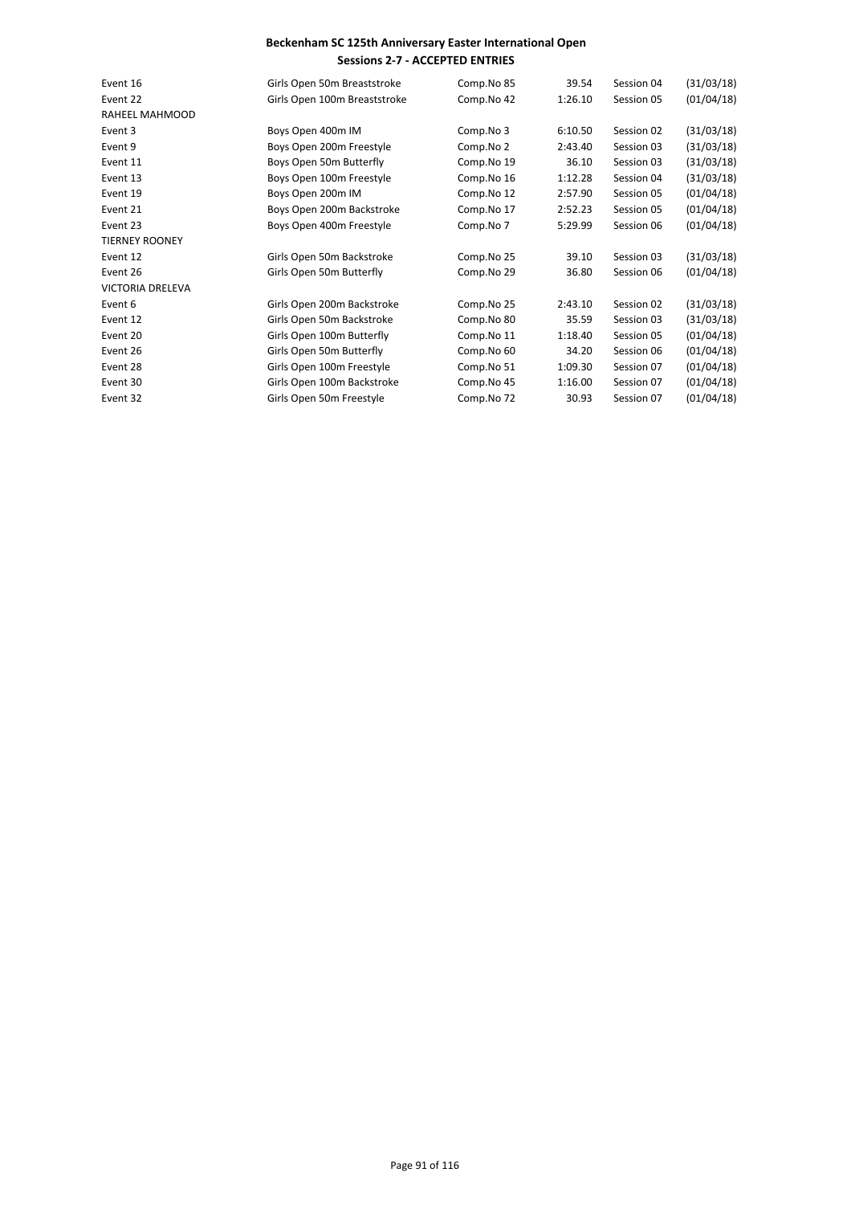**Beckenham SC 125th Anniversary Easter International Open**
**Sessions 2-7 - ACCEPTED ENTRIES**

| | | | | | |
|---|---|---|---|---|---|
| Event 16 | Girls Open 50m Breaststroke | Comp.No 85 | 39.54 | Session 04 | (31/03/18) |
| Event 22 | Girls Open 100m Breaststroke | Comp.No 42 | 1:26.10 | Session 05 | (01/04/18) |
| RAHEEL MAHMOOD | | | | | |
| Event 3 | Boys Open 400m IM | Comp.No 3 | 6:10.50 | Session 02 | (31/03/18) |
| Event 9 | Boys Open 200m Freestyle | Comp.No 2 | 2:43.40 | Session 03 | (31/03/18) |
| Event 11 | Boys Open 50m Butterfly | Comp.No 19 | 36.10 | Session 03 | (31/03/18) |
| Event 13 | Boys Open 100m Freestyle | Comp.No 16 | 1:12.28 | Session 04 | (31/03/18) |
| Event 19 | Boys Open 200m IM | Comp.No 12 | 2:57.90 | Session 05 | (01/04/18) |
| Event 21 | Boys Open 200m Backstroke | Comp.No 17 | 2:52.23 | Session 05 | (01/04/18) |
| Event 23 | Boys Open 400m Freestyle | Comp.No 7 | 5:29.99 | Session 06 | (01/04/18) |
| TIERNEY ROONEY | | | | | |
| Event 12 | Girls Open 50m Backstroke | Comp.No 25 | 39.10 | Session 03 | (31/03/18) |
| Event 26 | Girls Open 50m Butterfly | Comp.No 29 | 36.80 | Session 06 | (01/04/18) |
| VICTORIA DRELEVA | | | | | |
| Event 6 | Girls Open 200m Backstroke | Comp.No 25 | 2:43.10 | Session 02 | (31/03/18) |
| Event 12 | Girls Open 50m Backstroke | Comp.No 80 | 35.59 | Session 03 | (31/03/18) |
| Event 20 | Girls Open 100m Butterfly | Comp.No 11 | 1:18.40 | Session 05 | (01/04/18) |
| Event 26 | Girls Open 50m Butterfly | Comp.No 60 | 34.20 | Session 06 | (01/04/18) |
| Event 28 | Girls Open 100m Freestyle | Comp.No 51 | 1:09.30 | Session 07 | (01/04/18) |
| Event 30 | Girls Open 100m Backstroke | Comp.No 45 | 1:16.00 | Session 07 | (01/04/18) |
| Event 32 | Girls Open 50m Freestyle | Comp.No 72 | 30.93 | Session 07 | (01/04/18) |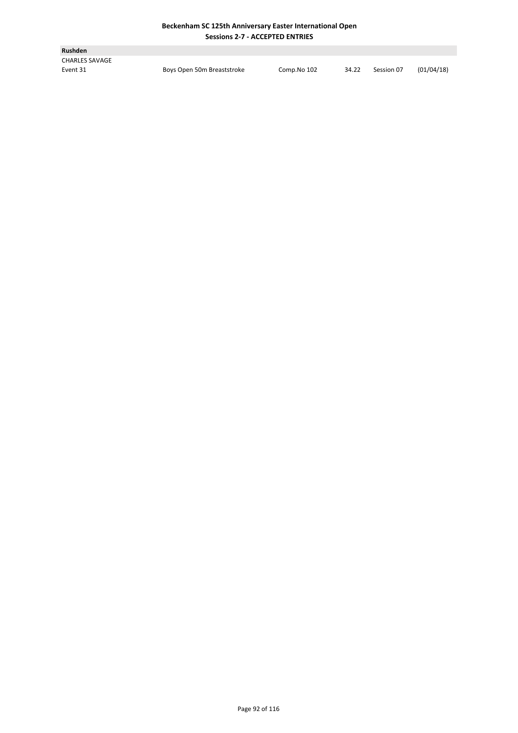**Beckenham SC 125th Anniversary Easter International Open**
**Sessions 2-7 - ACCEPTED ENTRIES**

**Rushden**

CHARLES SAVAGE

| Event 31 | Boys Open 50m Breaststroke | Comp.No 102 | 34.22 | Session 07 | (01/04/18) |
|---|---|---|---|---|---|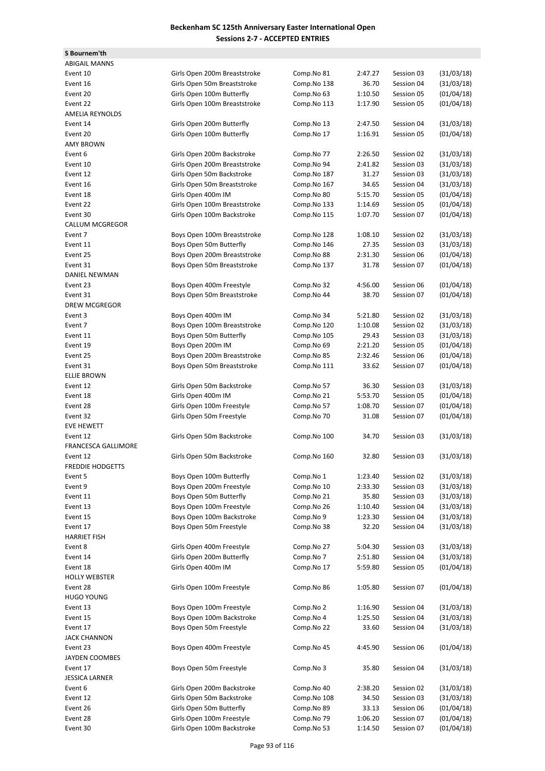# Beckenham SC 125th Anniversary Easter International Open
## Sessions 2-7 - ACCEPTED ENTRIES

**S Bournem'th**

| | | | | | |
|---|---|---|---|---|---|
| ABIGAIL MANNS | | | | | |
| Event 10 | Girls Open 200m Breaststroke | Comp.No 81 | 2:47.27 | Session 03 | (31/03/18) |
| Event 16 | Girls Open 50m Breaststroke | Comp.No 138 | 36.70 | Session 04 | (31/03/18) |
| Event 20 | Girls Open 100m Butterfly | Comp.No 63 | 1:10.50 | Session 05 | (01/04/18) |
| Event 22 | Girls Open 100m Breaststroke | Comp.No 113 | 1:17.90 | Session 05 | (01/04/18) |
| AMELIA REYNOLDS | | | | | |
| Event 14 | Girls Open 200m Butterfly | Comp.No 13 | 2:47.50 | Session 04 | (31/03/18) |
| Event 20 | Girls Open 100m Butterfly | Comp.No 17 | 1:16.91 | Session 05 | (01/04/18) |
| AMY BROWN | | | | | |
| Event 6 | Girls Open 200m Backstroke | Comp.No 77 | 2:26.50 | Session 02 | (31/03/18) |
| Event 10 | Girls Open 200m Breaststroke | Comp.No 94 | 2:41.82 | Session 03 | (31/03/18) |
| Event 12 | Girls Open 50m Backstroke | Comp.No 187 | 31.27 | Session 03 | (31/03/18) |
| Event 16 | Girls Open 50m Breaststroke | Comp.No 167 | 34.65 | Session 04 | (31/03/18) |
| Event 18 | Girls Open 400m IM | Comp.No 80 | 5:15.70 | Session 05 | (01/04/18) |
| Event 22 | Girls Open 100m Breaststroke | Comp.No 133 | 1:14.69 | Session 05 | (01/04/18) |
| Event 30 | Girls Open 100m Backstroke | Comp.No 115 | 1:07.70 | Session 07 | (01/04/18) |
| CALLUM MCGREGOR | | | | | |
| Event 7 | Boys Open 100m Breaststroke | Comp.No 128 | 1:08.10 | Session 02 | (31/03/18) |
| Event 11 | Boys Open 50m Butterfly | Comp.No 146 | 27.35 | Session 03 | (31/03/18) |
| Event 25 | Boys Open 200m Breaststroke | Comp.No 88 | 2:31.30 | Session 06 | (01/04/18) |
| Event 31 | Boys Open 50m Breaststroke | Comp.No 137 | 31.78 | Session 07 | (01/04/18) |
| DANIEL NEWMAN | | | | | |
| Event 23 | Boys Open 400m Freestyle | Comp.No 32 | 4:56.00 | Session 06 | (01/04/18) |
| Event 31 | Boys Open 50m Breaststroke | Comp.No 44 | 38.70 | Session 07 | (01/04/18) |
| DREW MCGREGOR | | | | | |
| Event 3 | Boys Open 400m IM | Comp.No 34 | 5:21.80 | Session 02 | (31/03/18) |
| Event 7 | Boys Open 100m Breaststroke | Comp.No 120 | 1:10.08 | Session 02 | (31/03/18) |
| Event 11 | Boys Open 50m Butterfly | Comp.No 105 | 29.43 | Session 03 | (31/03/18) |
| Event 19 | Boys Open 200m IM | Comp.No 69 | 2:21.20 | Session 05 | (01/04/18) |
| Event 25 | Boys Open 200m Breaststroke | Comp.No 85 | 2:32.46 | Session 06 | (01/04/18) |
| Event 31 | Boys Open 50m Breaststroke | Comp.No 111 | 33.62 | Session 07 | (01/04/18) |
| ELLIE BROWN | | | | | |
| Event 12 | Girls Open 50m Backstroke | Comp.No 57 | 36.30 | Session 03 | (31/03/18) |
| Event 18 | Girls Open 400m IM | Comp.No 21 | 5:53.70 | Session 05 | (01/04/18) |
| Event 28 | Girls Open 100m Freestyle | Comp.No 57 | 1:08.70 | Session 07 | (01/04/18) |
| Event 32 | Girls Open 50m Freestyle | Comp.No 70 | 31.08 | Session 07 | (01/04/18) |
| EVE HEWETT | | | | | |
| Event 12 | Girls Open 50m Backstroke | Comp.No 100 | 34.70 | Session 03 | (31/03/18) |
| FRANCESCA GALLIMORE | | | | | |
| Event 12 | Girls Open 50m Backstroke | Comp.No 160 | 32.80 | Session 03 | (31/03/18) |
| FREDDIE HODGETTS | | | | | |
| Event 5 | Boys Open 100m Butterfly | Comp.No 1 | 1:23.40 | Session 02 | (31/03/18) |
| Event 9 | Boys Open 200m Freestyle | Comp.No 10 | 2:33.30 | Session 03 | (31/03/18) |
| Event 11 | Boys Open 50m Butterfly | Comp.No 21 | 35.80 | Session 03 | (31/03/18) |
| Event 13 | Boys Open 100m Freestyle | Comp.No 26 | 1:10.40 | Session 04 | (31/03/18) |
| Event 15 | Boys Open 100m Backstroke | Comp.No 9 | 1:23.30 | Session 04 | (31/03/18) |
| Event 17 | Boys Open 50m Freestyle | Comp.No 38 | 32.20 | Session 04 | (31/03/18) |
| HARRIET FISH | | | | | |
| Event 8 | Girls Open 400m Freestyle | Comp.No 27 | 5:04.30 | Session 03 | (31/03/18) |
| Event 14 | Girls Open 200m Butterfly | Comp.No 7 | 2:51.80 | Session 04 | (31/03/18) |
| Event 18 | Girls Open 400m IM | Comp.No 17 | 5:59.80 | Session 05 | (01/04/18) |
| HOLLY WEBSTER | | | | | |
| Event 28 | Girls Open 100m Freestyle | Comp.No 86 | 1:05.80 | Session 07 | (01/04/18) |
| HUGO YOUNG | | | | | |
| Event 13 | Boys Open 100m Freestyle | Comp.No 2 | 1:16.90 | Session 04 | (31/03/18) |
| Event 15 | Boys Open 100m Backstroke | Comp.No 4 | 1:25.50 | Session 04 | (31/03/18) |
| Event 17 | Boys Open 50m Freestyle | Comp.No 22 | 33.60 | Session 04 | (31/03/18) |
| JACK CHANNON | | | | | |
| Event 23 | Boys Open 400m Freestyle | Comp.No 45 | 4:45.90 | Session 06 | (01/04/18) |
| JAYDEN COOMBES | | | | | |
| Event 17 | Boys Open 50m Freestyle | Comp.No 3 | 35.80 | Session 04 | (31/03/18) |
| JESSICA LARNER | | | | | |
| Event 6 | Girls Open 200m Backstroke | Comp.No 40 | 2:38.20 | Session 02 | (31/03/18) |
| Event 12 | Girls Open 50m Backstroke | Comp.No 108 | 34.50 | Session 03 | (31/03/18) |
| Event 26 | Girls Open 50m Butterfly | Comp.No 89 | 33.13 | Session 06 | (01/04/18) |
| Event 28 | Girls Open 100m Freestyle | Comp.No 79 | 1:06.20 | Session 07 | (01/04/18) |
| Event 30 | Girls Open 100m Backstroke | Comp.No 53 | 1:14.50 | Session 07 | (01/04/18) |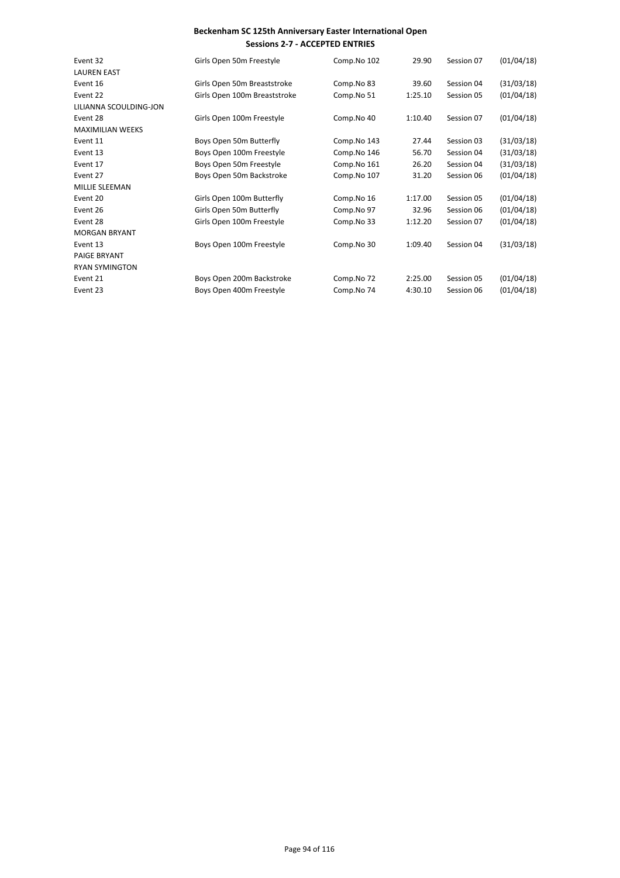**Beckenham SC 125th Anniversary Easter International Open**
**Sessions 2-7 - ACCEPTED ENTRIES**

| | | | | | |
|---|---|---|---|---|---|
| Event 32 | Girls Open 50m Freestyle | Comp.No 102 | 29.90 | Session 07 | (01/04/18) |
| LAUREN EAST | | | | | |
| Event 16 | Girls Open 50m Breaststroke | Comp.No 83 | 39.60 | Session 04 | (31/03/18) |
| Event 22 | Girls Open 100m Breaststroke | Comp.No 51 | 1:25.10 | Session 05 | (01/04/18) |
| LILIANNA SCOULDING-JON | | | | | |
| Event 28 | Girls Open 100m Freestyle | Comp.No 40 | 1:10.40 | Session 07 | (01/04/18) |
| MAXIMILIAN WEEKS | | | | | |
| Event 11 | Boys Open 50m Butterfly | Comp.No 143 | 27.44 | Session 03 | (31/03/18) |
| Event 13 | Boys Open 100m Freestyle | Comp.No 146 | 56.70 | Session 04 | (31/03/18) |
| Event 17 | Boys Open 50m Freestyle | Comp.No 161 | 26.20 | Session 04 | (31/03/18) |
| Event 27 | Boys Open 50m Backstroke | Comp.No 107 | 31.20 | Session 06 | (01/04/18) |
| MILLIE SLEEMAN | | | | | |
| Event 20 | Girls Open 100m Butterfly | Comp.No 16 | 1:17.00 | Session 05 | (01/04/18) |
| Event 26 | Girls Open 50m Butterfly | Comp.No 97 | 32.96 | Session 06 | (01/04/18) |
| Event 28 | Girls Open 100m Freestyle | Comp.No 33 | 1:12.20 | Session 07 | (01/04/18) |
| MORGAN BRYANT | | | | | |
| Event 13 | Boys Open 100m Freestyle | Comp.No 30 | 1:09.40 | Session 04 | (31/03/18) |
| PAIGE BRYANT | | | | | |
| RYAN SYMINGTON | | | | | |
| Event 21 | Boys Open 200m Backstroke | Comp.No 72 | 2:25.00 | Session 05 | (01/04/18) |
| Event 23 | Boys Open 400m Freestyle | Comp.No 74 | 4:30.10 | Session 06 | (01/04/18) |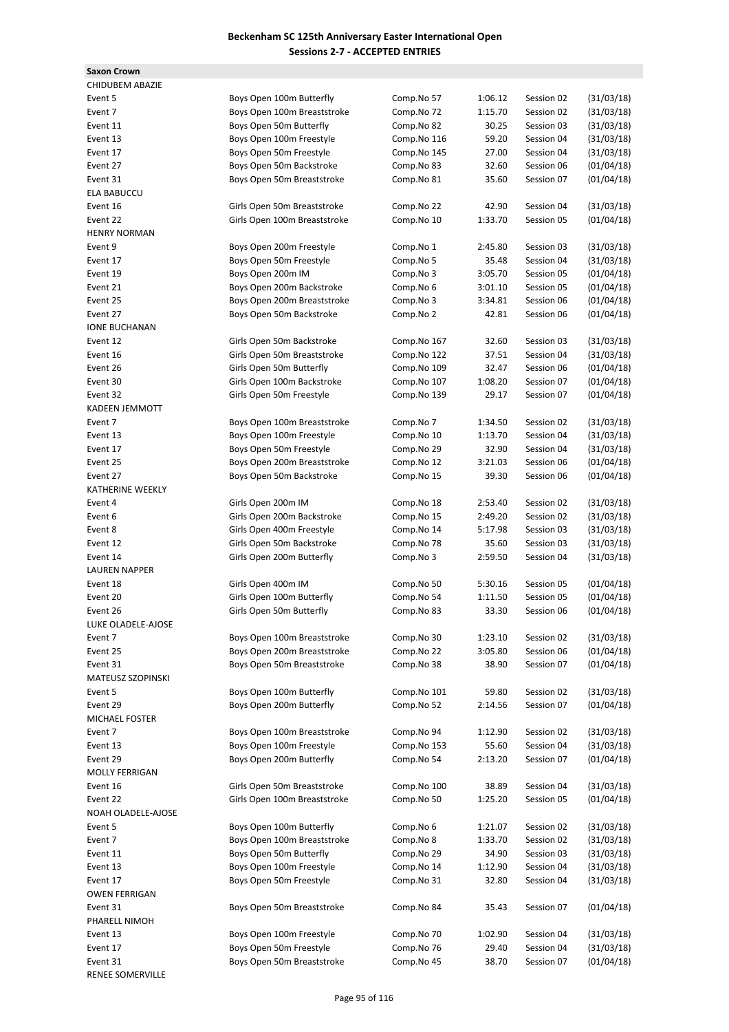**Beckenham SC 125th Anniversary Easter International Open**
**Sessions 2-7 - ACCEPTED ENTRIES**

**Saxon Crown**

| | | | | | |
|---|---|---|---|---|---|
| CHIDUBEM ABAZIE | | | | | |
| Event 5 | Boys Open 100m Butterfly | Comp.No 57 | 1:06.12 | Session 02 | (31/03/18) |
| Event 7 | Boys Open 100m Breaststroke | Comp.No 72 | 1:15.70 | Session 02 | (31/03/18) |
| Event 11 | Boys Open 50m Butterfly | Comp.No 82 | 30.25 | Session 03 | (31/03/18) |
| Event 13 | Boys Open 100m Freestyle | Comp.No 116 | 59.20 | Session 04 | (31/03/18) |
| Event 17 | Boys Open 50m Freestyle | Comp.No 145 | 27.00 | Session 04 | (31/03/18) |
| Event 27 | Boys Open 50m Backstroke | Comp.No 83 | 32.60 | Session 06 | (01/04/18) |
| Event 31 | Boys Open 50m Breaststroke | Comp.No 81 | 35.60 | Session 07 | (01/04/18) |
| ELA BABUCCU | | | | | |
| Event 16 | Girls Open 50m Breaststroke | Comp.No 22 | 42.90 | Session 04 | (31/03/18) |
| Event 22 | Girls Open 100m Breaststroke | Comp.No 10 | 1:33.70 | Session 05 | (01/04/18) |
| HENRY NORMAN | | | | | |
| Event 9 | Boys Open 200m Freestyle | Comp.No 1 | 2:45.80 | Session 03 | (31/03/18) |
| Event 17 | Boys Open 50m Freestyle | Comp.No 5 | 35.48 | Session 04 | (31/03/18) |
| Event 19 | Boys Open 200m IM | Comp.No 3 | 3:05.70 | Session 05 | (01/04/18) |
| Event 21 | Boys Open 200m Backstroke | Comp.No 6 | 3:01.10 | Session 05 | (01/04/18) |
| Event 25 | Boys Open 200m Breaststroke | Comp.No 3 | 3:34.81 | Session 06 | (01/04/18) |
| Event 27 | Boys Open 50m Backstroke | Comp.No 2 | 42.81 | Session 06 | (01/04/18) |
| IONE BUCHANAN | | | | | |
| Event 12 | Girls Open 50m Backstroke | Comp.No 167 | 32.60 | Session 03 | (31/03/18) |
| Event 16 | Girls Open 50m Breaststroke | Comp.No 122 | 37.51 | Session 04 | (31/03/18) |
| Event 26 | Girls Open 50m Butterfly | Comp.No 109 | 32.47 | Session 06 | (01/04/18) |
| Event 30 | Girls Open 100m Backstroke | Comp.No 107 | 1:08.20 | Session 07 | (01/04/18) |
| Event 32 | Girls Open 50m Freestyle | Comp.No 139 | 29.17 | Session 07 | (01/04/18) |
| KADEEN JEMMOTT | | | | | |
| Event 7 | Boys Open 100m Breaststroke | Comp.No 7 | 1:34.50 | Session 02 | (31/03/18) |
| Event 13 | Boys Open 100m Freestyle | Comp.No 10 | 1:13.70 | Session 04 | (31/03/18) |
| Event 17 | Boys Open 50m Freestyle | Comp.No 29 | 32.90 | Session 04 | (31/03/18) |
| Event 25 | Boys Open 200m Breaststroke | Comp.No 12 | 3:21.03 | Session 06 | (01/04/18) |
| Event 27 | Boys Open 50m Backstroke | Comp.No 15 | 39.30 | Session 06 | (01/04/18) |
| KATHERINE WEEKLY | | | | | |
| Event 4 | Girls Open 200m IM | Comp.No 18 | 2:53.40 | Session 02 | (31/03/18) |
| Event 6 | Girls Open 200m Backstroke | Comp.No 15 | 2:49.20 | Session 02 | (31/03/18) |
| Event 8 | Girls Open 400m Freestyle | Comp.No 14 | 5:17.98 | Session 03 | (31/03/18) |
| Event 12 | Girls Open 50m Backstroke | Comp.No 78 | 35.60 | Session 03 | (31/03/18) |
| Event 14 | Girls Open 200m Butterfly | Comp.No 3 | 2:59.50 | Session 04 | (31/03/18) |
| LAUREN NAPPER | | | | | |
| Event 18 | Girls Open 400m IM | Comp.No 50 | 5:30.16 | Session 05 | (01/04/18) |
| Event 20 | Girls Open 100m Butterfly | Comp.No 54 | 1:11.50 | Session 05 | (01/04/18) |
| Event 26 | Girls Open 50m Butterfly | Comp.No 83 | 33.30 | Session 06 | (01/04/18) |
| LUKE OLADELE-AJOSE | | | | | |
| Event 7 | Boys Open 100m Breaststroke | Comp.No 30 | 1:23.10 | Session 02 | (31/03/18) |
| Event 25 | Boys Open 200m Breaststroke | Comp.No 22 | 3:05.80 | Session 06 | (01/04/18) |
| Event 31 | Boys Open 50m Breaststroke | Comp.No 38 | 38.90 | Session 07 | (01/04/18) |
| MATEUSZ SZOPINSKI | | | | | |
| Event 5 | Boys Open 100m Butterfly | Comp.No 101 | 59.80 | Session 02 | (31/03/18) |
| Event 29 | Boys Open 200m Butterfly | Comp.No 52 | 2:14.56 | Session 07 | (01/04/18) |
| MICHAEL FOSTER | | | | | |
| Event 7 | Boys Open 100m Breaststroke | Comp.No 94 | 1:12.90 | Session 02 | (31/03/18) |
| Event 13 | Boys Open 100m Freestyle | Comp.No 153 | 55.60 | Session 04 | (31/03/18) |
| Event 29 | Boys Open 200m Butterfly | Comp.No 54 | 2:13.20 | Session 07 | (01/04/18) |
| MOLLY FERRIGAN | | | | | |
| Event 16 | Girls Open 50m Breaststroke | Comp.No 100 | 38.89 | Session 04 | (31/03/18) |
| Event 22 | Girls Open 100m Breaststroke | Comp.No 50 | 1:25.20 | Session 05 | (01/04/18) |
| NOAH OLADELE-AJOSE | | | | | |
| Event 5 | Boys Open 100m Butterfly | Comp.No 6 | 1:21.07 | Session 02 | (31/03/18) |
| Event 7 | Boys Open 100m Breaststroke | Comp.No 8 | 1:33.70 | Session 02 | (31/03/18) |
| Event 11 | Boys Open 50m Butterfly | Comp.No 29 | 34.90 | Session 03 | (31/03/18) |
| Event 13 | Boys Open 100m Freestyle | Comp.No 14 | 1:12.90 | Session 04 | (31/03/18) |
| Event 17 | Boys Open 50m Freestyle | Comp.No 31 | 32.80 | Session 04 | (31/03/18) |
| OWEN FERRIGAN | | | | | |
| Event 31 | Boys Open 50m Breaststroke | Comp.No 84 | 35.43 | Session 07 | (01/04/18) |
| PHARELL NIMOH | | | | | |
| Event 13 | Boys Open 100m Freestyle | Comp.No 70 | 1:02.90 | Session 04 | (31/03/18) |
| Event 17 | Boys Open 50m Freestyle | Comp.No 76 | 29.40 | Session 04 | (31/03/18) |
| Event 31 | Boys Open 50m Breaststroke | Comp.No 45 | 38.70 | Session 07 | (01/04/18) |
| RENEE SOMERVILLE | | | | | |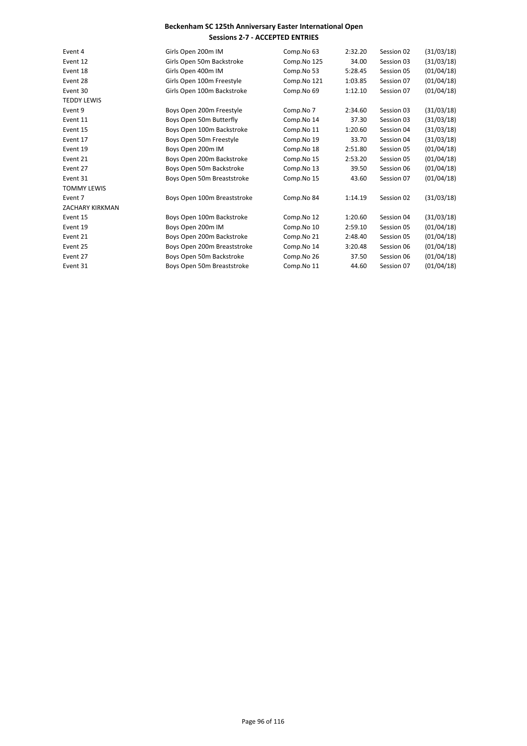**Beckenham SC 125th Anniversary Easter International Open**
**Sessions 2-7 - ACCEPTED ENTRIES**

| | | | | | |
|---|---|---|---|---|---|
| Event 4 | Girls Open 200m IM | Comp.No 63 | 2:32.20 | Session 02 | (31/03/18) |
| Event 12 | Girls Open 50m Backstroke | Comp.No 125 | 34.00 | Session 03 | (31/03/18) |
| Event 18 | Girls Open 400m IM | Comp.No 53 | 5:28.45 | Session 05 | (01/04/18) |
| Event 28 | Girls Open 100m Freestyle | Comp.No 121 | 1:03.85 | Session 07 | (01/04/18) |
| Event 30 | Girls Open 100m Backstroke | Comp.No 69 | 1:12.10 | Session 07 | (01/04/18) |
| TEDDY LEWIS | | | | | |
| Event 9 | Boys Open 200m Freestyle | Comp.No 7 | 2:34.60 | Session 03 | (31/03/18) |
| Event 11 | Boys Open 50m Butterfly | Comp.No 14 | 37.30 | Session 03 | (31/03/18) |
| Event 15 | Boys Open 100m Backstroke | Comp.No 11 | 1:20.60 | Session 04 | (31/03/18) |
| Event 17 | Boys Open 50m Freestyle | Comp.No 19 | 33.70 | Session 04 | (31/03/18) |
| Event 19 | Boys Open 200m IM | Comp.No 18 | 2:51.80 | Session 05 | (01/04/18) |
| Event 21 | Boys Open 200m Backstroke | Comp.No 15 | 2:53.20 | Session 05 | (01/04/18) |
| Event 27 | Boys Open 50m Backstroke | Comp.No 13 | 39.50 | Session 06 | (01/04/18) |
| Event 31 | Boys Open 50m Breaststroke | Comp.No 15 | 43.60 | Session 07 | (01/04/18) |
| TOMMY LEWIS | | | | | |
| Event 7 | Boys Open 100m Breaststroke | Comp.No 84 | 1:14.19 | Session 02 | (31/03/18) |
| ZACHARY KIRKMAN | | | | | |
| Event 15 | Boys Open 100m Backstroke | Comp.No 12 | 1:20.60 | Session 04 | (31/03/18) |
| Event 19 | Boys Open 200m IM | Comp.No 10 | 2:59.10 | Session 05 | (01/04/18) |
| Event 21 | Boys Open 200m Backstroke | Comp.No 21 | 2:48.40 | Session 05 | (01/04/18) |
| Event 25 | Boys Open 200m Breaststroke | Comp.No 14 | 3:20.48 | Session 06 | (01/04/18) |
| Event 27 | Boys Open 50m Backstroke | Comp.No 26 | 37.50 | Session 06 | (01/04/18) |
| Event 31 | Boys Open 50m Breaststroke | Comp.No 11 | 44.60 | Session 07 | (01/04/18) |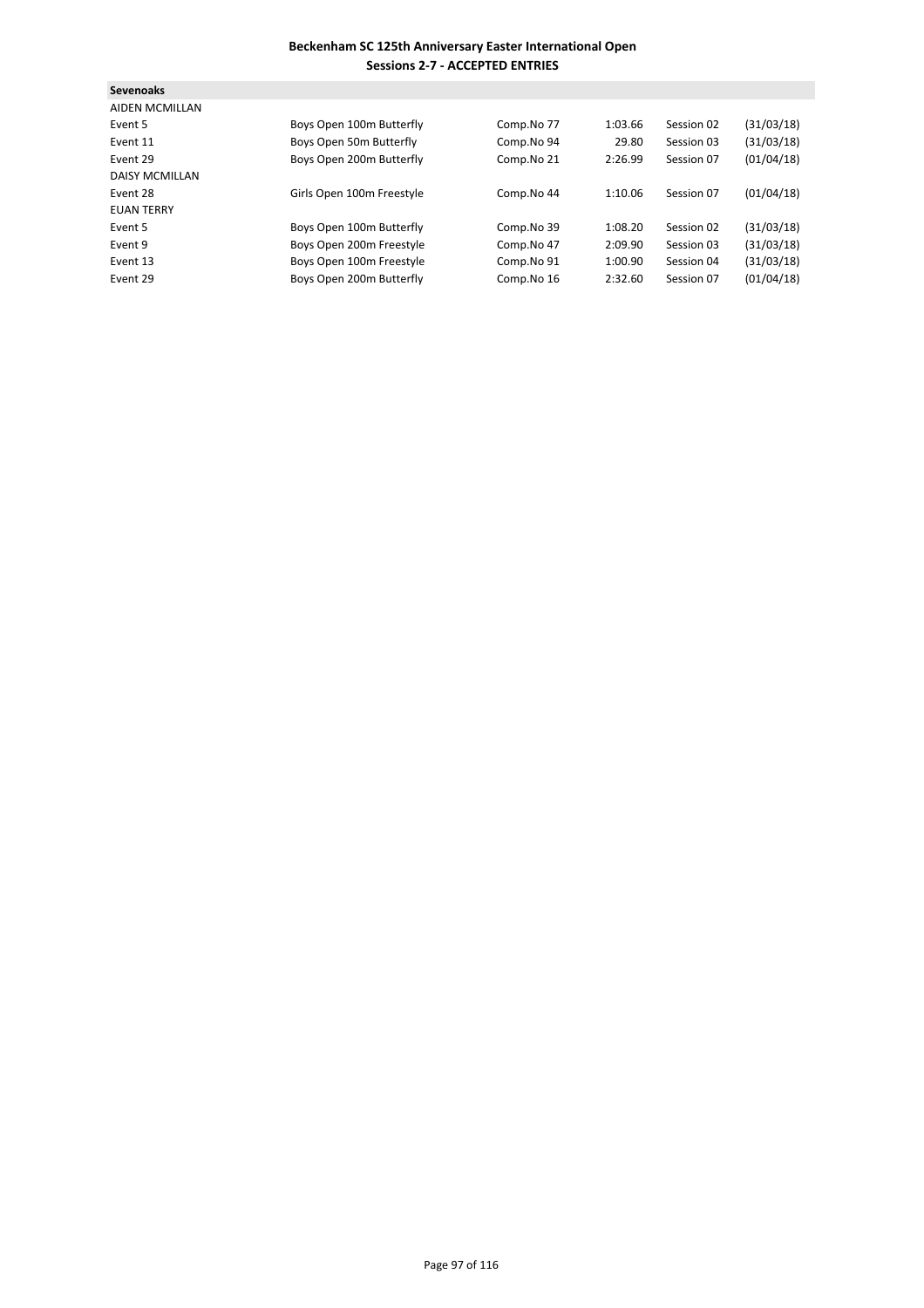**Beckenham SC 125th Anniversary Easter International Open**
**Sessions 2-7 - ACCEPTED ENTRIES**

**Sevenoaks**

| | | | | | |
|---|---|---|---|---|---|
| AIDEN MCMILLAN | | | | | |
| Event 5 | Boys Open 100m Butterfly | Comp.No 77 | 1:03.66 | Session 02 | (31/03/18) |
| Event 11 | Boys Open 50m Butterfly | Comp.No 94 | 29.80 | Session 03 | (31/03/18) |
| Event 29 | Boys Open 200m Butterfly | Comp.No 21 | 2:26.99 | Session 07 | (01/04/18) |
| DAISY MCMILLAN | | | | | |
| Event 28 | Girls Open 100m Freestyle | Comp.No 44 | 1:10.06 | Session 07 | (01/04/18) |
| EUAN TERRY | | | | | |
| Event 5 | Boys Open 100m Butterfly | Comp.No 39 | 1:08.20 | Session 02 | (31/03/18) |
| Event 9 | Boys Open 200m Freestyle | Comp.No 47 | 2:09.90 | Session 03 | (31/03/18) |
| Event 13 | Boys Open 100m Freestyle | Comp.No 91 | 1:00.90 | Session 04 | (31/03/18) |
| Event 29 | Boys Open 200m Butterfly | Comp.No 16 | 2:32.60 | Session 07 | (01/04/18) |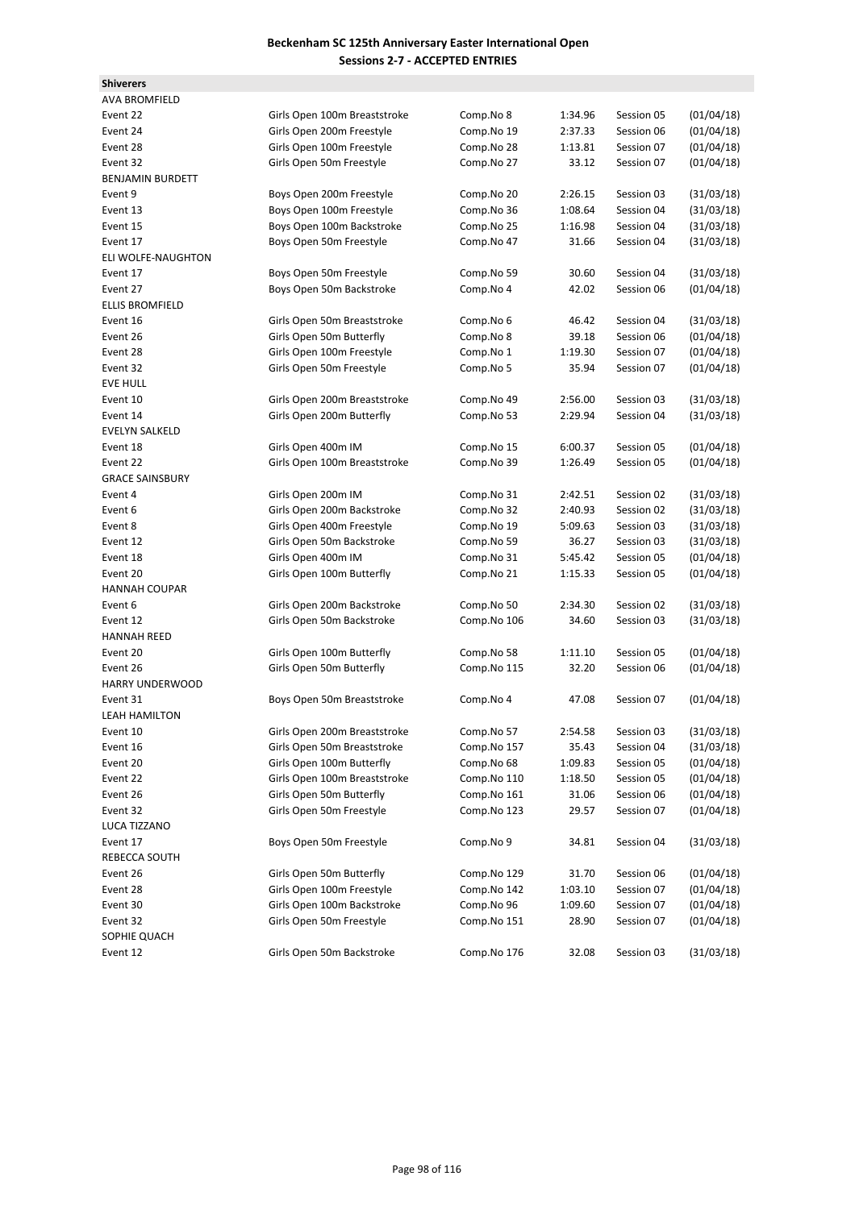**Beckenham SC 125th Anniversary Easter International Open**
**Sessions 2-7 - ACCEPTED ENTRIES**

**Shiverers**

| | | | | | |
|---|---|---|---|---|---|
| AVA BROMFIELD | | | | | |
| Event 22 | Girls Open 100m Breaststroke | Comp.No 8 | 1:34.96 | Session 05 | (01/04/18) |
| Event 24 | Girls Open 200m Freestyle | Comp.No 19 | 2:37.33 | Session 06 | (01/04/18) |
| Event 28 | Girls Open 100m Freestyle | Comp.No 28 | 1:13.81 | Session 07 | (01/04/18) |
| Event 32 | Girls Open 50m Freestyle | Comp.No 27 | 33.12 | Session 07 | (01/04/18) |
| BENJAMIN BURDETT | | | | | |
| Event 9 | Boys Open 200m Freestyle | Comp.No 20 | 2:26.15 | Session 03 | (31/03/18) |
| Event 13 | Boys Open 100m Freestyle | Comp.No 36 | 1:08.64 | Session 04 | (31/03/18) |
| Event 15 | Boys Open 100m Backstroke | Comp.No 25 | 1:16.98 | Session 04 | (31/03/18) |
| Event 17 | Boys Open 50m Freestyle | Comp.No 47 | 31.66 | Session 04 | (31/03/18) |
| ELI WOLFE-NAUGHTON | | | | | |
| Event 17 | Boys Open 50m Freestyle | Comp.No 59 | 30.60 | Session 04 | (31/03/18) |
| Event 27 | Boys Open 50m Backstroke | Comp.No 4 | 42.02 | Session 06 | (01/04/18) |
| ELLIS BROMFIELD | | | | | |
| Event 16 | Girls Open 50m Breaststroke | Comp.No 6 | 46.42 | Session 04 | (31/03/18) |
| Event 26 | Girls Open 50m Butterfly | Comp.No 8 | 39.18 | Session 06 | (01/04/18) |
| Event 28 | Girls Open 100m Freestyle | Comp.No 1 | 1:19.30 | Session 07 | (01/04/18) |
| Event 32 | Girls Open 50m Freestyle | Comp.No 5 | 35.94 | Session 07 | (01/04/18) |
| EVE HULL | | | | | |
| Event 10 | Girls Open 200m Breaststroke | Comp.No 49 | 2:56.00 | Session 03 | (31/03/18) |
| Event 14 | Girls Open 200m Butterfly | Comp.No 53 | 2:29.94 | Session 04 | (31/03/18) |
| EVELYN SALKELD | | | | | |
| Event 18 | Girls Open 400m IM | Comp.No 15 | 6:00.37 | Session 05 | (01/04/18) |
| Event 22 | Girls Open 100m Breaststroke | Comp.No 39 | 1:26.49 | Session 05 | (01/04/18) |
| GRACE SAINSBURY | | | | | |
| Event 4 | Girls Open 200m IM | Comp.No 31 | 2:42.51 | Session 02 | (31/03/18) |
| Event 6 | Girls Open 200m Backstroke | Comp.No 32 | 2:40.93 | Session 02 | (31/03/18) |
| Event 8 | Girls Open 400m Freestyle | Comp.No 19 | 5:09.63 | Session 03 | (31/03/18) |
| Event 12 | Girls Open 50m Backstroke | Comp.No 59 | 36.27 | Session 03 | (31/03/18) |
| Event 18 | Girls Open 400m IM | Comp.No 31 | 5:45.42 | Session 05 | (01/04/18) |
| Event 20 | Girls Open 100m Butterfly | Comp.No 21 | 1:15.33 | Session 05 | (01/04/18) |
| HANNAH COUPAR | | | | | |
| Event 6 | Girls Open 200m Backstroke | Comp.No 50 | 2:34.30 | Session 02 | (31/03/18) |
| Event 12 | Girls Open 50m Backstroke | Comp.No 106 | 34.60 | Session 03 | (31/03/18) |
| HANNAH REED | | | | | |
| Event 20 | Girls Open 100m Butterfly | Comp.No 58 | 1:11.10 | Session 05 | (01/04/18) |
| Event 26 | Girls Open 50m Butterfly | Comp.No 115 | 32.20 | Session 06 | (01/04/18) |
| HARRY UNDERWOOD | | | | | |
| Event 31 | Boys Open 50m Breaststroke | Comp.No 4 | 47.08 | Session 07 | (01/04/18) |
| LEAH HAMILTON | | | | | |
| Event 10 | Girls Open 200m Breaststroke | Comp.No 57 | 2:54.58 | Session 03 | (31/03/18) |
| Event 16 | Girls Open 50m Breaststroke | Comp.No 157 | 35.43 | Session 04 | (31/03/18) |
| Event 20 | Girls Open 100m Butterfly | Comp.No 68 | 1:09.83 | Session 05 | (01/04/18) |
| Event 22 | Girls Open 100m Breaststroke | Comp.No 110 | 1:18.50 | Session 05 | (01/04/18) |
| Event 26 | Girls Open 50m Butterfly | Comp.No 161 | 31.06 | Session 06 | (01/04/18) |
| Event 32 | Girls Open 50m Freestyle | Comp.No 123 | 29.57 | Session 07 | (01/04/18) |
| LUCA TIZZANO | | | | | |
| Event 17 | Boys Open 50m Freestyle | Comp.No 9 | 34.81 | Session 04 | (31/03/18) |
| REBECCA SOUTH | | | | | |
| Event 26 | Girls Open 50m Butterfly | Comp.No 129 | 31.70 | Session 06 | (01/04/18) |
| Event 28 | Girls Open 100m Freestyle | Comp.No 142 | 1:03.10 | Session 07 | (01/04/18) |
| Event 30 | Girls Open 100m Backstroke | Comp.No 96 | 1:09.60 | Session 07 | (01/04/18) |
| Event 32 | Girls Open 50m Freestyle | Comp.No 151 | 28.90 | Session 07 | (01/04/18) |
| SOPHIE QUACH | | | | | |
| Event 12 | Girls Open 50m Backstroke | Comp.No 176 | 32.08 | Session 03 | (31/03/18) |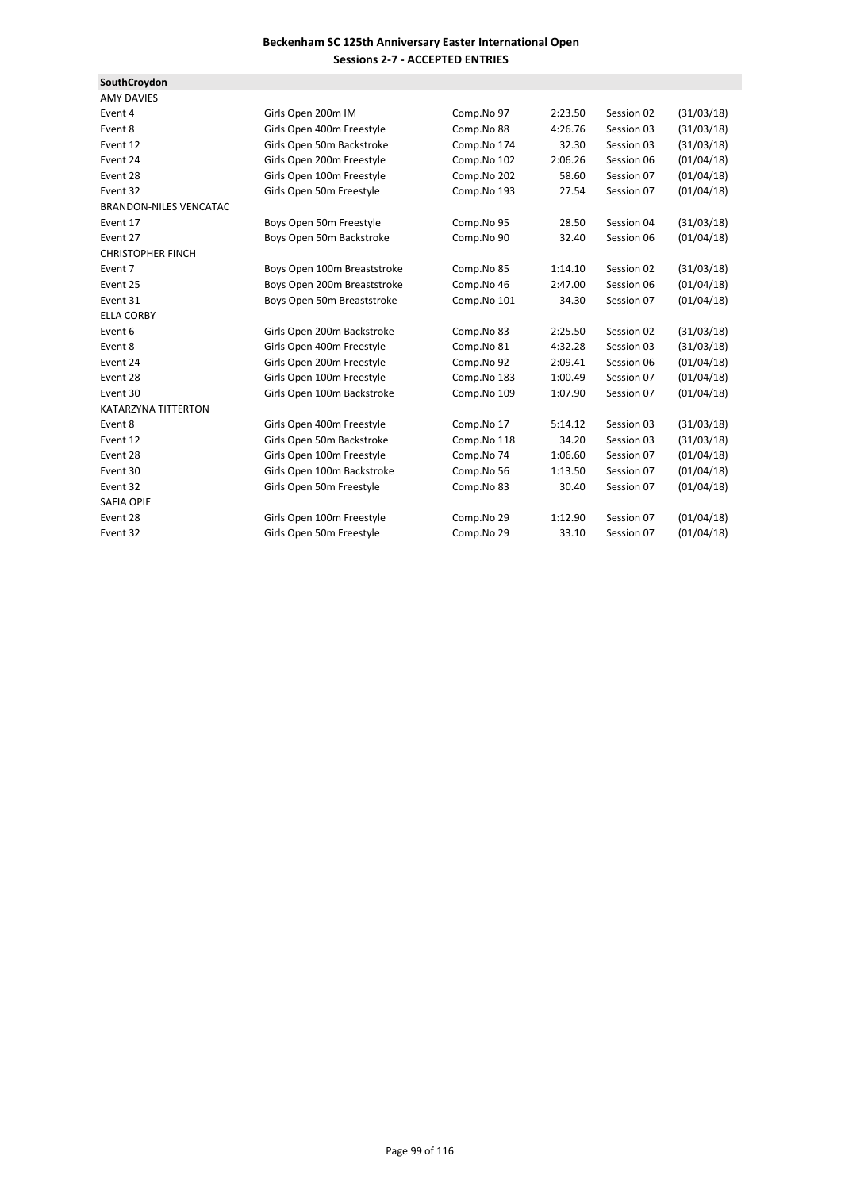**Beckenham SC 125th Anniversary Easter International Open**
**Sessions 2-7 - ACCEPTED ENTRIES**

**SouthCroydon**

| | | | | | |
|---|---|---|---|---|---|
| AMY DAVIES | | | | | |
| Event 4 | Girls Open 200m IM | Comp.No 97 | 2:23.50 | Session 02 | (31/03/18) |
| Event 8 | Girls Open 400m Freestyle | Comp.No 88 | 4:26.76 | Session 03 | (31/03/18) |
| Event 12 | Girls Open 50m Backstroke | Comp.No 174 | 32.30 | Session 03 | (31/03/18) |
| Event 24 | Girls Open 200m Freestyle | Comp.No 102 | 2:06.26 | Session 06 | (01/04/18) |
| Event 28 | Girls Open 100m Freestyle | Comp.No 202 | 58.60 | Session 07 | (01/04/18) |
| Event 32 | Girls Open 50m Freestyle | Comp.No 193 | 27.54 | Session 07 | (01/04/18) |
| BRANDON-NILES VENCATAC | | | | | |
| Event 17 | Boys Open 50m Freestyle | Comp.No 95 | 28.50 | Session 04 | (31/03/18) |
| Event 27 | Boys Open 50m Backstroke | Comp.No 90 | 32.40 | Session 06 | (01/04/18) |
| CHRISTOPHER FINCH | | | | | |
| Event 7 | Boys Open 100m Breaststroke | Comp.No 85 | 1:14.10 | Session 02 | (31/03/18) |
| Event 25 | Boys Open 200m Breaststroke | Comp.No 46 | 2:47.00 | Session 06 | (01/04/18) |
| Event 31 | Boys Open 50m Breaststroke | Comp.No 101 | 34.30 | Session 07 | (01/04/18) |
| ELLA CORBY | | | | | |
| Event 6 | Girls Open 200m Backstroke | Comp.No 83 | 2:25.50 | Session 02 | (31/03/18) |
| Event 8 | Girls Open 400m Freestyle | Comp.No 81 | 4:32.28 | Session 03 | (31/03/18) |
| Event 24 | Girls Open 200m Freestyle | Comp.No 92 | 2:09.41 | Session 06 | (01/04/18) |
| Event 28 | Girls Open 100m Freestyle | Comp.No 183 | 1:00.49 | Session 07 | (01/04/18) |
| Event 30 | Girls Open 100m Backstroke | Comp.No 109 | 1:07.90 | Session 07 | (01/04/18) |
| KATARZYNA TITTERTON | | | | | |
| Event 8 | Girls Open 400m Freestyle | Comp.No 17 | 5:14.12 | Session 03 | (31/03/18) |
| Event 12 | Girls Open 50m Backstroke | Comp.No 118 | 34.20 | Session 03 | (31/03/18) |
| Event 28 | Girls Open 100m Freestyle | Comp.No 74 | 1:06.60 | Session 07 | (01/04/18) |
| Event 30 | Girls Open 100m Backstroke | Comp.No 56 | 1:13.50 | Session 07 | (01/04/18) |
| Event 32 | Girls Open 50m Freestyle | Comp.No 83 | 30.40 | Session 07 | (01/04/18) |
| SAFIA OPIE | | | | | |
| Event 28 | Girls Open 100m Freestyle | Comp.No 29 | 1:12.90 | Session 07 | (01/04/18) |
| Event 32 | Girls Open 50m Freestyle | Comp.No 29 | 33.10 | Session 07 | (01/04/18) |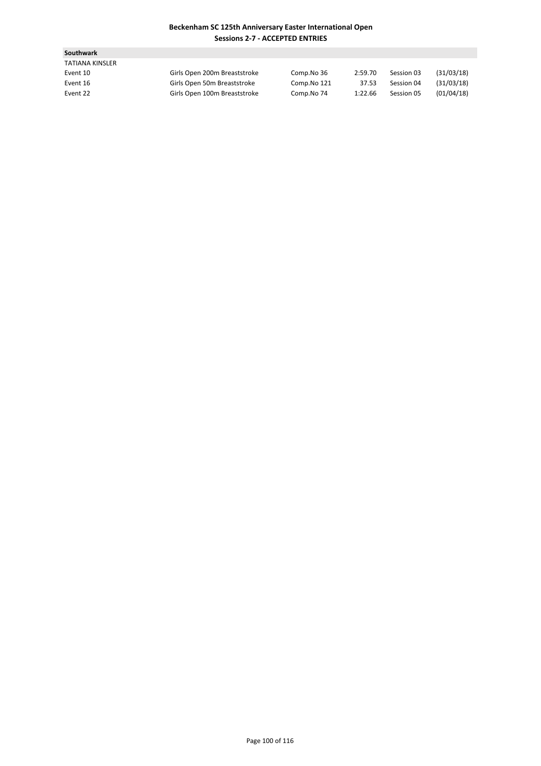**Beckenham SC 125th Anniversary Easter International Open**
**Sessions 2-7 - ACCEPTED ENTRIES**

**Southwark**

TATIANA KINSLER

| | | | | | |
|---|---|---|---|---|---|
| Event 10 | Girls Open 200m Breaststroke | Comp.No 36 | 2:59.70 | Session 03 | (31/03/18) |
| Event 16 | Girls Open 50m Breaststroke | Comp.No 121 | 37.53 | Session 04 | (31/03/18) |
| Event 22 | Girls Open 100m Breaststroke | Comp.No 74 | 1:22.66 | Session 05 | (01/04/18) |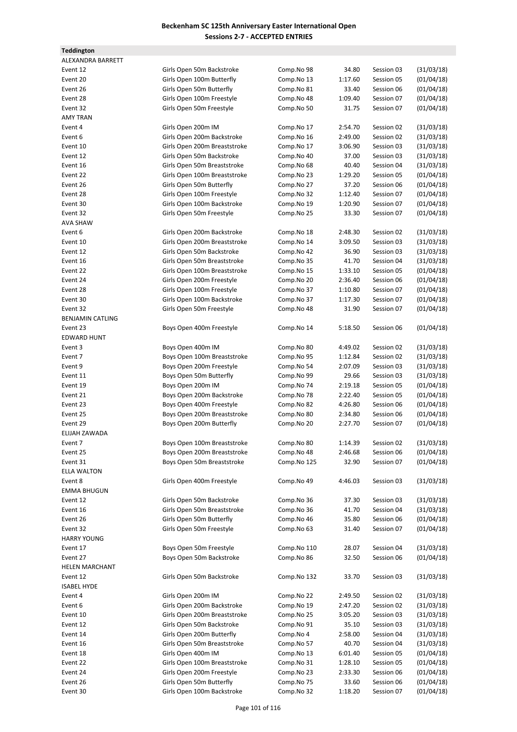**Beckenham SC 125th Anniversary Easter International Open**
**Sessions 2-7 - ACCEPTED ENTRIES**

**Teddington**

| | | | | | |
|---|---|---|---|---|---|
| ALEXANDRA BARRETT | | | | | |
| Event 12 | Girls Open 50m Backstroke | Comp.No 98 | 34.80 | Session 03 | (31/03/18) |
| Event 20 | Girls Open 100m Butterfly | Comp.No 13 | 1:17.60 | Session 05 | (01/04/18) |
| Event 26 | Girls Open 50m Butterfly | Comp.No 81 | 33.40 | Session 06 | (01/04/18) |
| Event 28 | Girls Open 100m Freestyle | Comp.No 48 | 1:09.40 | Session 07 | (01/04/18) |
| Event 32 | Girls Open 50m Freestyle | Comp.No 50 | 31.75 | Session 07 | (01/04/18) |
| AMY TRAN | | | | | |
| Event 4 | Girls Open 200m IM | Comp.No 17 | 2:54.70 | Session 02 | (31/03/18) |
| Event 6 | Girls Open 200m Backstroke | Comp.No 16 | 2:49.00 | Session 02 | (31/03/18) |
| Event 10 | Girls Open 200m Breaststroke | Comp.No 17 | 3:06.90 | Session 03 | (31/03/18) |
| Event 12 | Girls Open 50m Backstroke | Comp.No 40 | 37.00 | Session 03 | (31/03/18) |
| Event 16 | Girls Open 50m Breaststroke | Comp.No 68 | 40.40 | Session 04 | (31/03/18) |
| Event 22 | Girls Open 100m Breaststroke | Comp.No 23 | 1:29.20 | Session 05 | (01/04/18) |
| Event 26 | Girls Open 50m Butterfly | Comp.No 27 | 37.20 | Session 06 | (01/04/18) |
| Event 28 | Girls Open 100m Freestyle | Comp.No 32 | 1:12.40 | Session 07 | (01/04/18) |
| Event 30 | Girls Open 100m Backstroke | Comp.No 19 | 1:20.90 | Session 07 | (01/04/18) |
| Event 32 | Girls Open 50m Freestyle | Comp.No 25 | 33.30 | Session 07 | (01/04/18) |
| AVA SHAW | | | | | |
| Event 6 | Girls Open 200m Backstroke | Comp.No 18 | 2:48.30 | Session 02 | (31/03/18) |
| Event 10 | Girls Open 200m Breaststroke | Comp.No 14 | 3:09.50 | Session 03 | (31/03/18) |
| Event 12 | Girls Open 50m Backstroke | Comp.No 42 | 36.90 | Session 03 | (31/03/18) |
| Event 16 | Girls Open 50m Breaststroke | Comp.No 35 | 41.70 | Session 04 | (31/03/18) |
| Event 22 | Girls Open 100m Breaststroke | Comp.No 15 | 1:33.10 | Session 05 | (01/04/18) |
| Event 24 | Girls Open 200m Freestyle | Comp.No 20 | 2:36.40 | Session 06 | (01/04/18) |
| Event 28 | Girls Open 100m Freestyle | Comp.No 37 | 1:10.80 | Session 07 | (01/04/18) |
| Event 30 | Girls Open 100m Backstroke | Comp.No 37 | 1:17.30 | Session 07 | (01/04/18) |
| Event 32 | Girls Open 50m Freestyle | Comp.No 48 | 31.90 | Session 07 | (01/04/18) |
| BENJAMIN CATLING | | | | | |
| Event 23 | Boys Open 400m Freestyle | Comp.No 14 | 5:18.50 | Session 06 | (01/04/18) |
| EDWARD HUNT | | | | | |
| Event 3 | Boys Open 400m IM | Comp.No 80 | 4:49.02 | Session 02 | (31/03/18) |
| Event 7 | Boys Open 100m Breaststroke | Comp.No 95 | 1:12.84 | Session 02 | (31/03/18) |
| Event 9 | Boys Open 200m Freestyle | Comp.No 54 | 2:07.09 | Session 03 | (31/03/18) |
| Event 11 | Boys Open 50m Butterfly | Comp.No 99 | 29.66 | Session 03 | (31/03/18) |
| Event 19 | Boys Open 200m IM | Comp.No 74 | 2:19.18 | Session 05 | (01/04/18) |
| Event 21 | Boys Open 200m Backstroke | Comp.No 78 | 2:22.40 | Session 05 | (01/04/18) |
| Event 23 | Boys Open 400m Freestyle | Comp.No 82 | 4:26.80 | Session 06 | (01/04/18) |
| Event 25 | Boys Open 200m Breaststroke | Comp.No 80 | 2:34.80 | Session 06 | (01/04/18) |
| Event 29 | Boys Open 200m Butterfly | Comp.No 20 | 2:27.70 | Session 07 | (01/04/18) |
| ELIJAH ZAWADA | | | | | |
| Event 7 | Boys Open 100m Breaststroke | Comp.No 80 | 1:14.39 | Session 02 | (31/03/18) |
| Event 25 | Boys Open 200m Breaststroke | Comp.No 48 | 2:46.68 | Session 06 | (01/04/18) |
| Event 31 | Boys Open 50m Breaststroke | Comp.No 125 | 32.90 | Session 07 | (01/04/18) |
| ELLA WALTON | | | | | |
| Event 8 | Girls Open 400m Freestyle | Comp.No 49 | 4:46.03 | Session 03 | (31/03/18) |
| EMMA BHUGUN | | | | | |
| Event 12 | Girls Open 50m Backstroke | Comp.No 36 | 37.30 | Session 03 | (31/03/18) |
| Event 16 | Girls Open 50m Breaststroke | Comp.No 36 | 41.70 | Session 04 | (31/03/18) |
| Event 26 | Girls Open 50m Butterfly | Comp.No 46 | 35.80 | Session 06 | (01/04/18) |
| Event 32 | Girls Open 50m Freestyle | Comp.No 63 | 31.40 | Session 07 | (01/04/18) |
| HARRY YOUNG | | | | | |
| Event 17 | Boys Open 50m Freestyle | Comp.No 110 | 28.07 | Session 04 | (31/03/18) |
| Event 27 | Boys Open 50m Backstroke | Comp.No 86 | 32.50 | Session 06 | (01/04/18) |
| HELEN MARCHANT | | | | | |
| Event 12 | Girls Open 50m Backstroke | Comp.No 132 | 33.70 | Session 03 | (31/03/18) |
| ISABEL HYDE | | | | | |
| Event 4 | Girls Open 200m IM | Comp.No 22 | 2:49.50 | Session 02 | (31/03/18) |
| Event 6 | Girls Open 200m Backstroke | Comp.No 19 | 2:47.20 | Session 02 | (31/03/18) |
| Event 10 | Girls Open 200m Breaststroke | Comp.No 25 | 3:05.20 | Session 03 | (31/03/18) |
| Event 12 | Girls Open 50m Backstroke | Comp.No 91 | 35.10 | Session 03 | (31/03/18) |
| Event 14 | Girls Open 200m Butterfly | Comp.No 4 | 2:58.00 | Session 04 | (31/03/18) |
| Event 16 | Girls Open 50m Breaststroke | Comp.No 57 | 40.70 | Session 04 | (31/03/18) |
| Event 18 | Girls Open 400m IM | Comp.No 13 | 6:01.40 | Session 05 | (01/04/18) |
| Event 22 | Girls Open 100m Breaststroke | Comp.No 31 | 1:28.10 | Session 05 | (01/04/18) |
| Event 24 | Girls Open 200m Freestyle | Comp.No 23 | 2:33.30 | Session 06 | (01/04/18) |
| Event 26 | Girls Open 50m Butterfly | Comp.No 75 | 33.60 | Session 06 | (01/04/18) |
| Event 30 | Girls Open 100m Backstroke | Comp.No 32 | 1:18.20 | Session 07 | (01/04/18) |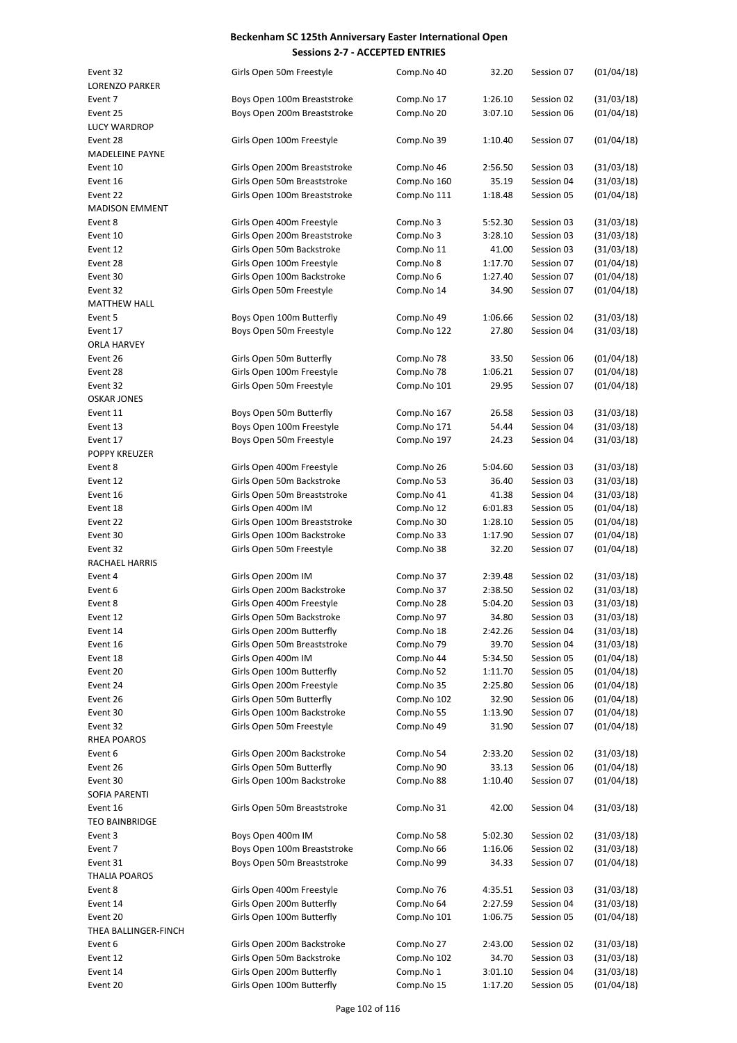# Beckenham SC 125th Anniversary Easter International Open

## Sessions 2-7 - ACCEPTED ENTRIES

| | | | | | |
|---|---|---|---|---|---|
| Event 32 | Girls Open 50m Freestyle | Comp.No 40 | 32.20 | Session 07 | (01/04/18) |
| LORENZO PARKER | | | | | |
| Event 7 | Boys Open 100m Breaststroke | Comp.No 17 | 1:26.10 | Session 02 | (31/03/18) |
| Event 25 | Boys Open 200m Breaststroke | Comp.No 20 | 3:07.10 | Session 06 | (01/04/18) |
| LUCY WARDROP | | | | | |
| Event 28 | Girls Open 100m Freestyle | Comp.No 39 | 1:10.40 | Session 07 | (01/04/18) |
| MADELEINE PAYNE | | | | | |
| Event 10 | Girls Open 200m Breaststroke | Comp.No 46 | 2:56.50 | Session 03 | (31/03/18) |
| Event 16 | Girls Open 50m Breaststroke | Comp.No 160 | 35.19 | Session 04 | (31/03/18) |
| Event 22 | Girls Open 100m Breaststroke | Comp.No 111 | 1:18.48 | Session 05 | (01/04/18) |
| MADISON EMMENT | | | | | |
| Event 8 | Girls Open 400m Freestyle | Comp.No 3 | 5:52.30 | Session 03 | (31/03/18) |
| Event 10 | Girls Open 200m Breaststroke | Comp.No 3 | 3:28.10 | Session 03 | (31/03/18) |
| Event 12 | Girls Open 50m Backstroke | Comp.No 11 | 41.00 | Session 03 | (31/03/18) |
| Event 28 | Girls Open 100m Freestyle | Comp.No 8 | 1:17.70 | Session 07 | (01/04/18) |
| Event 30 | Girls Open 100m Backstroke | Comp.No 6 | 1:27.40 | Session 07 | (01/04/18) |
| Event 32 | Girls Open 50m Freestyle | Comp.No 14 | 34.90 | Session 07 | (01/04/18) |
| MATTHEW HALL | | | | | |
| Event 5 | Boys Open 100m Butterfly | Comp.No 49 | 1:06.66 | Session 02 | (31/03/18) |
| Event 17 | Boys Open 50m Freestyle | Comp.No 122 | 27.80 | Session 04 | (31/03/18) |
| ORLA HARVEY | | | | | |
| Event 26 | Girls Open 50m Butterfly | Comp.No 78 | 33.50 | Session 06 | (01/04/18) |
| Event 28 | Girls Open 100m Freestyle | Comp.No 78 | 1:06.21 | Session 07 | (01/04/18) |
| Event 32 | Girls Open 50m Freestyle | Comp.No 101 | 29.95 | Session 07 | (01/04/18) |
| OSKAR JONES | | | | | |
| Event 11 | Boys Open 50m Butterfly | Comp.No 167 | 26.58 | Session 03 | (31/03/18) |
| Event 13 | Boys Open 100m Freestyle | Comp.No 171 | 54.44 | Session 04 | (31/03/18) |
| Event 17 | Boys Open 50m Freestyle | Comp.No 197 | 24.23 | Session 04 | (31/03/18) |
| POPPY KREUZER | | | | | |
| Event 8 | Girls Open 400m Freestyle | Comp.No 26 | 5:04.60 | Session 03 | (31/03/18) |
| Event 12 | Girls Open 50m Backstroke | Comp.No 53 | 36.40 | Session 03 | (31/03/18) |
| Event 16 | Girls Open 50m Breaststroke | Comp.No 41 | 41.38 | Session 04 | (31/03/18) |
| Event 18 | Girls Open 400m IM | Comp.No 12 | 6:01.83 | Session 05 | (01/04/18) |
| Event 22 | Girls Open 100m Breaststroke | Comp.No 30 | 1:28.10 | Session 05 | (01/04/18) |
| Event 30 | Girls Open 100m Backstroke | Comp.No 33 | 1:17.90 | Session 07 | (01/04/18) |
| Event 32 | Girls Open 50m Freestyle | Comp.No 38 | 32.20 | Session 07 | (01/04/18) |
| RACHAEL HARRIS | | | | | |
| Event 4 | Girls Open 200m IM | Comp.No 37 | 2:39.48 | Session 02 | (31/03/18) |
| Event 6 | Girls Open 200m Backstroke | Comp.No 37 | 2:38.50 | Session 02 | (31/03/18) |
| Event 8 | Girls Open 400m Freestyle | Comp.No 28 | 5:04.20 | Session 03 | (31/03/18) |
| Event 12 | Girls Open 50m Backstroke | Comp.No 97 | 34.80 | Session 03 | (31/03/18) |
| Event 14 | Girls Open 200m Butterfly | Comp.No 18 | 2:42.26 | Session 04 | (31/03/18) |
| Event 16 | Girls Open 50m Breaststroke | Comp.No 79 | 39.70 | Session 04 | (31/03/18) |
| Event 18 | Girls Open 400m IM | Comp.No 44 | 5:34.50 | Session 05 | (01/04/18) |
| Event 20 | Girls Open 100m Butterfly | Comp.No 52 | 1:11.70 | Session 05 | (01/04/18) |
| Event 24 | Girls Open 200m Freestyle | Comp.No 35 | 2:25.80 | Session 06 | (01/04/18) |
| Event 26 | Girls Open 50m Butterfly | Comp.No 102 | 32.90 | Session 06 | (01/04/18) |
| Event 30 | Girls Open 100m Backstroke | Comp.No 55 | 1:13.90 | Session 07 | (01/04/18) |
| Event 32 | Girls Open 50m Freestyle | Comp.No 49 | 31.90 | Session 07 | (01/04/18) |
| RHEA POAROS | | | | | |
| Event 6 | Girls Open 200m Backstroke | Comp.No 54 | 2:33.20 | Session 02 | (31/03/18) |
| Event 26 | Girls Open 50m Butterfly | Comp.No 90 | 33.13 | Session 06 | (01/04/18) |
| Event 30 | Girls Open 100m Backstroke | Comp.No 88 | 1:10.40 | Session 07 | (01/04/18) |
| SOFIA PARENTI | | | | | |
| Event 16 | Girls Open 50m Breaststroke | Comp.No 31 | 42.00 | Session 04 | (31/03/18) |
| TEO BAINBRIDGE | | | | | |
| Event 3 | Boys Open 400m IM | Comp.No 58 | 5:02.30 | Session 02 | (31/03/18) |
| Event 7 | Boys Open 100m Breaststroke | Comp.No 66 | 1:16.06 | Session 02 | (31/03/18) |
| Event 31 | Boys Open 50m Breaststroke | Comp.No 99 | 34.33 | Session 07 | (01/04/18) |
| THALIA POAROS | | | | | |
| Event 8 | Girls Open 400m Freestyle | Comp.No 76 | 4:35.51 | Session 03 | (31/03/18) |
| Event 14 | Girls Open 200m Butterfly | Comp.No 64 | 2:27.59 | Session 04 | (31/03/18) |
| Event 20 | Girls Open 100m Butterfly | Comp.No 101 | 1:06.75 | Session 05 | (01/04/18) |
| THEA BALLINGER-FINCH | | | | | |
| Event 6 | Girls Open 200m Backstroke | Comp.No 27 | 2:43.00 | Session 02 | (31/03/18) |
| Event 12 | Girls Open 50m Backstroke | Comp.No 102 | 34.70 | Session 03 | (31/03/18) |
| Event 14 | Girls Open 200m Butterfly | Comp.No 1 | 3:01.10 | Session 04 | (31/03/18) |
| Event 20 | Girls Open 100m Butterfly | Comp.No 15 | 1:17.20 | Session 05 | (01/04/18) |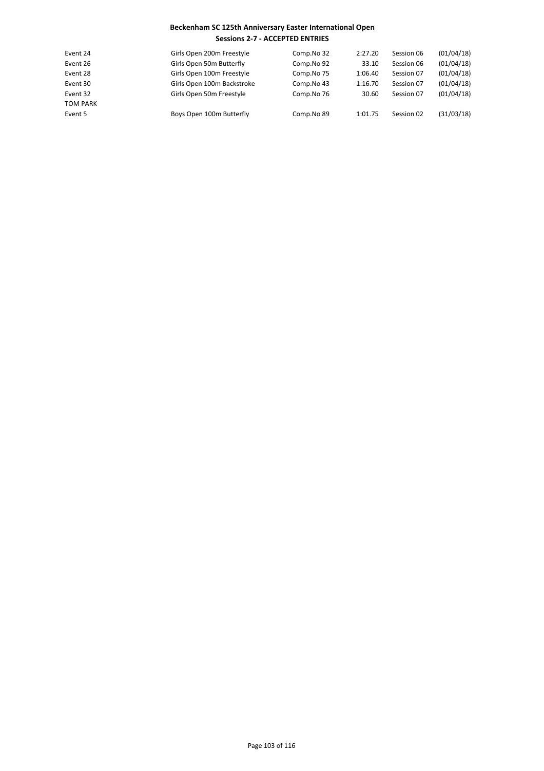**Beckenham SC 125th Anniversary Easter International Open**

**Sessions 2-7 - ACCEPTED ENTRIES**

| | | | | | |
|---|---|---|---|---|---|
| Event 24 | Girls Open 200m Freestyle | Comp.No 32 | 2:27.20 | Session 06 | (01/04/18) |
| Event 26 | Girls Open 50m Butterfly | Comp.No 92 | 33.10 | Session 06 | (01/04/18) |
| Event 28 | Girls Open 100m Freestyle | Comp.No 75 | 1:06.40 | Session 07 | (01/04/18) |
| Event 30 | Girls Open 100m Backstroke | Comp.No 43 | 1:16.70 | Session 07 | (01/04/18) |
| Event 32 | Girls Open 50m Freestyle | Comp.No 76 | 30.60 | Session 07 | (01/04/18) |
| TOM PARK | | | | | |
| Event 5 | Boys Open 100m Butterfly | Comp.No 89 | 1:01.75 | Session 02 | (31/03/18) |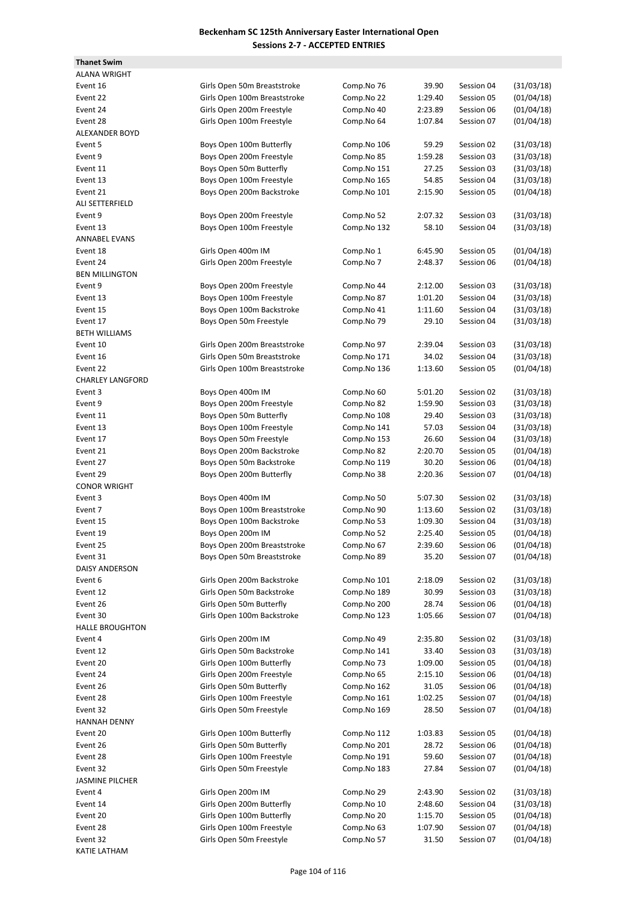# Beckenham SC 125th Anniversary Easter International Open

## Sessions 2-7 - ACCEPTED ENTRIES

**Thanet Swim**

| | | | | | |
|---|---|---|---|---|---|
| ALANA WRIGHT | | | | | |
| Event 16 | Girls Open 50m Breaststroke | Comp.No 76 | 39.90 | Session 04 | (31/03/18) |
| Event 22 | Girls Open 100m Breaststroke | Comp.No 22 | 1:29.40 | Session 05 | (01/04/18) |
| Event 24 | Girls Open 200m Freestyle | Comp.No 40 | 2:23.89 | Session 06 | (01/04/18) |
| Event 28 | Girls Open 100m Freestyle | Comp.No 64 | 1:07.84 | Session 07 | (01/04/18) |
| ALEXANDER BOYD | | | | | |
| Event 5 | Boys Open 100m Butterfly | Comp.No 106 | 59.29 | Session 02 | (31/03/18) |
| Event 9 | Boys Open 200m Freestyle | Comp.No 85 | 1:59.28 | Session 03 | (31/03/18) |
| Event 11 | Boys Open 50m Butterfly | Comp.No 151 | 27.25 | Session 03 | (31/03/18) |
| Event 13 | Boys Open 100m Freestyle | Comp.No 165 | 54.85 | Session 04 | (31/03/18) |
| Event 21 | Boys Open 200m Backstroke | Comp.No 101 | 2:15.90 | Session 05 | (01/04/18) |
| ALI SETTERFIELD | | | | | |
| Event 9 | Boys Open 200m Freestyle | Comp.No 52 | 2:07.32 | Session 03 | (31/03/18) |
| Event 13 | Boys Open 100m Freestyle | Comp.No 132 | 58.10 | Session 04 | (31/03/18) |
| ANNABEL EVANS | | | | | |
| Event 18 | Girls Open 400m IM | Comp.No 1 | 6:45.90 | Session 05 | (01/04/18) |
| Event 24 | Girls Open 200m Freestyle | Comp.No 7 | 2:48.37 | Session 06 | (01/04/18) |
| BEN MILLINGTON | | | | | |
| Event 9 | Boys Open 200m Freestyle | Comp.No 44 | 2:12.00 | Session 03 | (31/03/18) |
| Event 13 | Boys Open 100m Freestyle | Comp.No 87 | 1:01.20 | Session 04 | (31/03/18) |
| Event 15 | Boys Open 100m Backstroke | Comp.No 41 | 1:11.60 | Session 04 | (31/03/18) |
| Event 17 | Boys Open 50m Freestyle | Comp.No 79 | 29.10 | Session 04 | (31/03/18) |
| BETH WILLIAMS | | | | | |
| Event 10 | Girls Open 200m Breaststroke | Comp.No 97 | 2:39.04 | Session 03 | (31/03/18) |
| Event 16 | Girls Open 50m Breaststroke | Comp.No 171 | 34.02 | Session 04 | (31/03/18) |
| Event 22 | Girls Open 100m Breaststroke | Comp.No 136 | 1:13.60 | Session 05 | (01/04/18) |
| CHARLEY LANGFORD | | | | | |
| Event 3 | Boys Open 400m IM | Comp.No 60 | 5:01.20 | Session 02 | (31/03/18) |
| Event 9 | Boys Open 200m Freestyle | Comp.No 82 | 1:59.90 | Session 03 | (31/03/18) |
| Event 11 | Boys Open 50m Butterfly | Comp.No 108 | 29.40 | Session 03 | (31/03/18) |
| Event 13 | Boys Open 100m Freestyle | Comp.No 141 | 57.03 | Session 04 | (31/03/18) |
| Event 17 | Boys Open 50m Freestyle | Comp.No 153 | 26.60 | Session 04 | (31/03/18) |
| Event 21 | Boys Open 200m Backstroke | Comp.No 82 | 2:20.70 | Session 05 | (01/04/18) |
| Event 27 | Boys Open 50m Backstroke | Comp.No 119 | 30.20 | Session 06 | (01/04/18) |
| Event 29 | Boys Open 200m Butterfly | Comp.No 38 | 2:20.36 | Session 07 | (01/04/18) |
| CONOR WRIGHT | | | | | |
| Event 3 | Boys Open 400m IM | Comp.No 50 | 5:07.30 | Session 02 | (31/03/18) |
| Event 7 | Boys Open 100m Breaststroke | Comp.No 90 | 1:13.60 | Session 02 | (31/03/18) |
| Event 15 | Boys Open 100m Backstroke | Comp.No 53 | 1:09.30 | Session 04 | (31/03/18) |
| Event 19 | Boys Open 200m IM | Comp.No 52 | 2:25.40 | Session 05 | (01/04/18) |
| Event 25 | Boys Open 200m Breaststroke | Comp.No 67 | 2:39.60 | Session 06 | (01/04/18) |
| Event 31 | Boys Open 50m Breaststroke | Comp.No 89 | 35.20 | Session 07 | (01/04/18) |
| DAISY ANDERSON | | | | | |
| Event 6 | Girls Open 200m Backstroke | Comp.No 101 | 2:18.09 | Session 02 | (31/03/18) |
| Event 12 | Girls Open 50m Backstroke | Comp.No 189 | 30.99 | Session 03 | (31/03/18) |
| Event 26 | Girls Open 50m Butterfly | Comp.No 200 | 28.74 | Session 06 | (01/04/18) |
| Event 30 | Girls Open 100m Backstroke | Comp.No 123 | 1:05.66 | Session 07 | (01/04/18) |
| HALLE BROUGHTON | | | | | |
| Event 4 | Girls Open 200m IM | Comp.No 49 | 2:35.80 | Session 02 | (31/03/18) |
| Event 12 | Girls Open 50m Backstroke | Comp.No 141 | 33.40 | Session 03 | (31/03/18) |
| Event 20 | Girls Open 100m Butterfly | Comp.No 73 | 1:09.00 | Session 05 | (01/04/18) |
| Event 24 | Girls Open 200m Freestyle | Comp.No 65 | 2:15.10 | Session 06 | (01/04/18) |
| Event 26 | Girls Open 50m Butterfly | Comp.No 162 | 31.05 | Session 06 | (01/04/18) |
| Event 28 | Girls Open 100m Freestyle | Comp.No 161 | 1:02.25 | Session 07 | (01/04/18) |
| Event 32 | Girls Open 50m Freestyle | Comp.No 169 | 28.50 | Session 07 | (01/04/18) |
| HANNAH DENNY | | | | | |
| Event 20 | Girls Open 100m Butterfly | Comp.No 112 | 1:03.83 | Session 05 | (01/04/18) |
| Event 26 | Girls Open 50m Butterfly | Comp.No 201 | 28.72 | Session 06 | (01/04/18) |
| Event 28 | Girls Open 100m Freestyle | Comp.No 191 | 59.60 | Session 07 | (01/04/18) |
| Event 32 | Girls Open 50m Freestyle | Comp.No 183 | 27.84 | Session 07 | (01/04/18) |
| JASMINE PILCHER | | | | | |
| Event 4 | Girls Open 200m IM | Comp.No 29 | 2:43.90 | Session 02 | (31/03/18) |
| Event 14 | Girls Open 200m Butterfly | Comp.No 10 | 2:48.60 | Session 04 | (31/03/18) |
| Event 20 | Girls Open 100m Butterfly | Comp.No 20 | 1:15.70 | Session 05 | (01/04/18) |
| Event 28 | Girls Open 100m Freestyle | Comp.No 63 | 1:07.90 | Session 07 | (01/04/18) |
| Event 32 | Girls Open 50m Freestyle | Comp.No 57 | 31.50 | Session 07 | (01/04/18) |
| KATIE LATHAM | | | | | |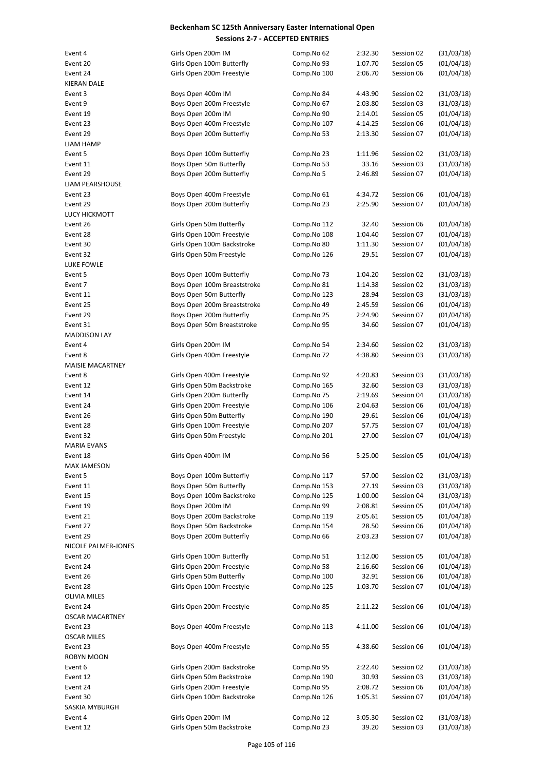# Beckenham SC 125th Anniversary Easter International Open

## Sessions 2-7 - ACCEPTED ENTRIES

| | | | | | |
|---|---|---|---|---|---|
| Event 4 | Girls Open 200m IM | Comp.No 62 | 2:32.30 | Session 02 | (31/03/18) |
| Event 20 | Girls Open 100m Butterfly | Comp.No 93 | 1:07.70 | Session 05 | (01/04/18) |
| Event 24 | Girls Open 200m Freestyle | Comp.No 100 | 2:06.70 | Session 06 | (01/04/18) |
| KIERAN DALE | | | | | |
| Event 3 | Boys Open 400m IM | Comp.No 84 | 4:43.90 | Session 02 | (31/03/18) |
| Event 9 | Boys Open 200m Freestyle | Comp.No 67 | 2:03.80 | Session 03 | (31/03/18) |
| Event 19 | Boys Open 200m IM | Comp.No 90 | 2:14.01 | Session 05 | (01/04/18) |
| Event 23 | Boys Open 400m Freestyle | Comp.No 107 | 4:14.25 | Session 06 | (01/04/18) |
| Event 29 | Boys Open 200m Butterfly | Comp.No 53 | 2:13.30 | Session 07 | (01/04/18) |
| LIAM HAMP | | | | | |
| Event 5 | Boys Open 100m Butterfly | Comp.No 23 | 1:11.96 | Session 02 | (31/03/18) |
| Event 11 | Boys Open 50m Butterfly | Comp.No 53 | 33.16 | Session 03 | (31/03/18) |
| Event 29 | Boys Open 200m Butterfly | Comp.No 5 | 2:46.89 | Session 07 | (01/04/18) |
| LIAM PEARSHOUSE | | | | | |
| Event 23 | Boys Open 400m Freestyle | Comp.No 61 | 4:34.72 | Session 06 | (01/04/18) |
| Event 29 | Boys Open 200m Butterfly | Comp.No 23 | 2:25.90 | Session 07 | (01/04/18) |
| LUCY HICKMOTT | | | | | |
| Event 26 | Girls Open 50m Butterfly | Comp.No 112 | 32.40 | Session 06 | (01/04/18) |
| Event 28 | Girls Open 100m Freestyle | Comp.No 108 | 1:04.40 | Session 07 | (01/04/18) |
| Event 30 | Girls Open 100m Backstroke | Comp.No 80 | 1:11.30 | Session 07 | (01/04/18) |
| Event 32 | Girls Open 50m Freestyle | Comp.No 126 | 29.51 | Session 07 | (01/04/18) |
| LUKE FOWLE | | | | | |
| Event 5 | Boys Open 100m Butterfly | Comp.No 73 | 1:04.20 | Session 02 | (31/03/18) |
| Event 7 | Boys Open 100m Breaststroke | Comp.No 81 | 1:14.38 | Session 02 | (31/03/18) |
| Event 11 | Boys Open 50m Butterfly | Comp.No 123 | 28.94 | Session 03 | (31/03/18) |
| Event 25 | Boys Open 200m Breaststroke | Comp.No 49 | 2:45.59 | Session 06 | (01/04/18) |
| Event 29 | Boys Open 200m Butterfly | Comp.No 25 | 2:24.90 | Session 07 | (01/04/18) |
| Event 31 | Boys Open 50m Breaststroke | Comp.No 95 | 34.60 | Session 07 | (01/04/18) |
| MADDISON LAY | | | | | |
| Event 4 | Girls Open 200m IM | Comp.No 54 | 2:34.60 | Session 02 | (31/03/18) |
| Event 8 | Girls Open 400m Freestyle | Comp.No 72 | 4:38.80 | Session 03 | (31/03/18) |
| MAISIE MACARTNEY | | | | | |
| Event 8 | Girls Open 400m Freestyle | Comp.No 92 | 4:20.83 | Session 03 | (31/03/18) |
| Event 12 | Girls Open 50m Backstroke | Comp.No 165 | 32.60 | Session 03 | (31/03/18) |
| Event 14 | Girls Open 200m Butterfly | Comp.No 75 | 2:19.69 | Session 04 | (31/03/18) |
| Event 24 | Girls Open 200m Freestyle | Comp.No 106 | 2:04.63 | Session 06 | (01/04/18) |
| Event 26 | Girls Open 50m Butterfly | Comp.No 190 | 29.61 | Session 06 | (01/04/18) |
| Event 28 | Girls Open 100m Freestyle | Comp.No 207 | 57.75 | Session 07 | (01/04/18) |
| Event 32 | Girls Open 50m Freestyle | Comp.No 201 | 27.00 | Session 07 | (01/04/18) |
| MARIA EVANS | | | | | |
| Event 18 | Girls Open 400m IM | Comp.No 56 | 5:25.00 | Session 05 | (01/04/18) |
| MAX JAMESON | | | | | |
| Event 5 | Boys Open 100m Butterfly | Comp.No 117 | 57.00 | Session 02 | (31/03/18) |
| Event 11 | Boys Open 50m Butterfly | Comp.No 153 | 27.19 | Session 03 | (31/03/18) |
| Event 15 | Boys Open 100m Backstroke | Comp.No 125 | 1:00.00 | Session 04 | (31/03/18) |
| Event 19 | Boys Open 200m IM | Comp.No 99 | 2:08.81 | Session 05 | (01/04/18) |
| Event 21 | Boys Open 200m Backstroke | Comp.No 119 | 2:05.61 | Session 05 | (01/04/18) |
| Event 27 | Boys Open 50m Backstroke | Comp.No 154 | 28.50 | Session 06 | (01/04/18) |
| Event 29 | Boys Open 200m Butterfly | Comp.No 66 | 2:03.23 | Session 07 | (01/04/18) |
| NICOLE PALMER-JONES | | | | | |
| Event 20 | Girls Open 100m Butterfly | Comp.No 51 | 1:12.00 | Session 05 | (01/04/18) |
| Event 24 | Girls Open 200m Freestyle | Comp.No 58 | 2:16.60 | Session 06 | (01/04/18) |
| Event 26 | Girls Open 50m Butterfly | Comp.No 100 | 32.91 | Session 06 | (01/04/18) |
| Event 28 | Girls Open 100m Freestyle | Comp.No 125 | 1:03.70 | Session 07 | (01/04/18) |
| OLIVIA MILES | | | | | |
| Event 24 | Girls Open 200m Freestyle | Comp.No 85 | 2:11.22 | Session 06 | (01/04/18) |
| OSCAR MACARTNEY | | | | | |
| Event 23 | Boys Open 400m Freestyle | Comp.No 113 | 4:11.00 | Session 06 | (01/04/18) |
| OSCAR MILES | | | | | |
| Event 23 | Boys Open 400m Freestyle | Comp.No 55 | 4:38.60 | Session 06 | (01/04/18) |
| ROBYN MOON | | | | | |
| Event 6 | Girls Open 200m Backstroke | Comp.No 95 | 2:22.40 | Session 02 | (31/03/18) |
| Event 12 | Girls Open 50m Backstroke | Comp.No 190 | 30.93 | Session 03 | (31/03/18) |
| Event 24 | Girls Open 200m Freestyle | Comp.No 95 | 2:08.72 | Session 06 | (01/04/18) |
| Event 30 | Girls Open 100m Backstroke | Comp.No 126 | 1:05.31 | Session 07 | (01/04/18) |
| SASKIA MYBURGH | | | | | |
| Event 4 | Girls Open 200m IM | Comp.No 12 | 3:05.30 | Session 02 | (31/03/18) |
| Event 12 | Girls Open 50m Backstroke | Comp.No 23 | 39.20 | Session 03 | (31/03/18) |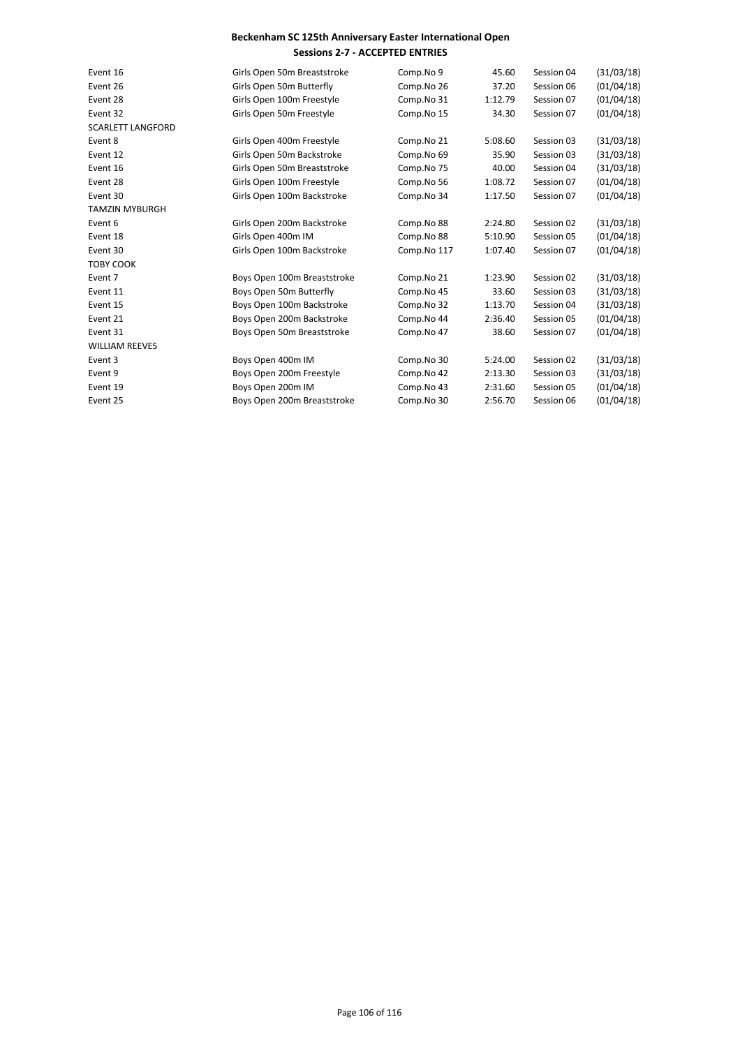**Beckenham SC 125th Anniversary Easter International Open**

**Sessions 2-7 - ACCEPTED ENTRIES**

| | | | | | |
|---|---|---|---|---|---|
| Event 16 | Girls Open 50m Breaststroke | Comp.No 9 | 45.60 | Session 04 | (31/03/18) |
| Event 26 | Girls Open 50m Butterfly | Comp.No 26 | 37.20 | Session 06 | (01/04/18) |
| Event 28 | Girls Open 100m Freestyle | Comp.No 31 | 1:12.79 | Session 07 | (01/04/18) |
| Event 32 | Girls Open 50m Freestyle | Comp.No 15 | 34.30 | Session 07 | (01/04/18) |
| SCARLETT LANGFORD | | | | | |
| Event 8 | Girls Open 400m Freestyle | Comp.No 21 | 5:08.60 | Session 03 | (31/03/18) |
| Event 12 | Girls Open 50m Backstroke | Comp.No 69 | 35.90 | Session 03 | (31/03/18) |
| Event 16 | Girls Open 50m Breaststroke | Comp.No 75 | 40.00 | Session 04 | (31/03/18) |
| Event 28 | Girls Open 100m Freestyle | Comp.No 56 | 1:08.72 | Session 07 | (01/04/18) |
| Event 30 | Girls Open 100m Backstroke | Comp.No 34 | 1:17.50 | Session 07 | (01/04/18) |
| TAMZIN MYBURGH | | | | | |
| Event 6 | Girls Open 200m Backstroke | Comp.No 88 | 2:24.80 | Session 02 | (31/03/18) |
| Event 18 | Girls Open 400m IM | Comp.No 88 | 5:10.90 | Session 05 | (01/04/18) |
| Event 30 | Girls Open 100m Backstroke | Comp.No 117 | 1:07.40 | Session 07 | (01/04/18) |
| TOBY COOK | | | | | |
| Event 7 | Boys Open 100m Breaststroke | Comp.No 21 | 1:23.90 | Session 02 | (31/03/18) |
| Event 11 | Boys Open 50m Butterfly | Comp.No 45 | 33.60 | Session 03 | (31/03/18) |
| Event 15 | Boys Open 100m Backstroke | Comp.No 32 | 1:13.70 | Session 04 | (31/03/18) |
| Event 21 | Boys Open 200m Backstroke | Comp.No 44 | 2:36.40 | Session 05 | (01/04/18) |
| Event 31 | Boys Open 50m Breaststroke | Comp.No 47 | 38.60 | Session 07 | (01/04/18) |
| WILLIAM REEVES | | | | | |
| Event 3 | Boys Open 400m IM | Comp.No 30 | 5:24.00 | Session 02 | (31/03/18) |
| Event 9 | Boys Open 200m Freestyle | Comp.No 42 | 2:13.30 | Session 03 | (31/03/18) |
| Event 19 | Boys Open 200m IM | Comp.No 43 | 2:31.60 | Session 05 | (01/04/18) |
| Event 25 | Boys Open 200m Breaststroke | Comp.No 30 | 2:56.70 | Session 06 | (01/04/18) |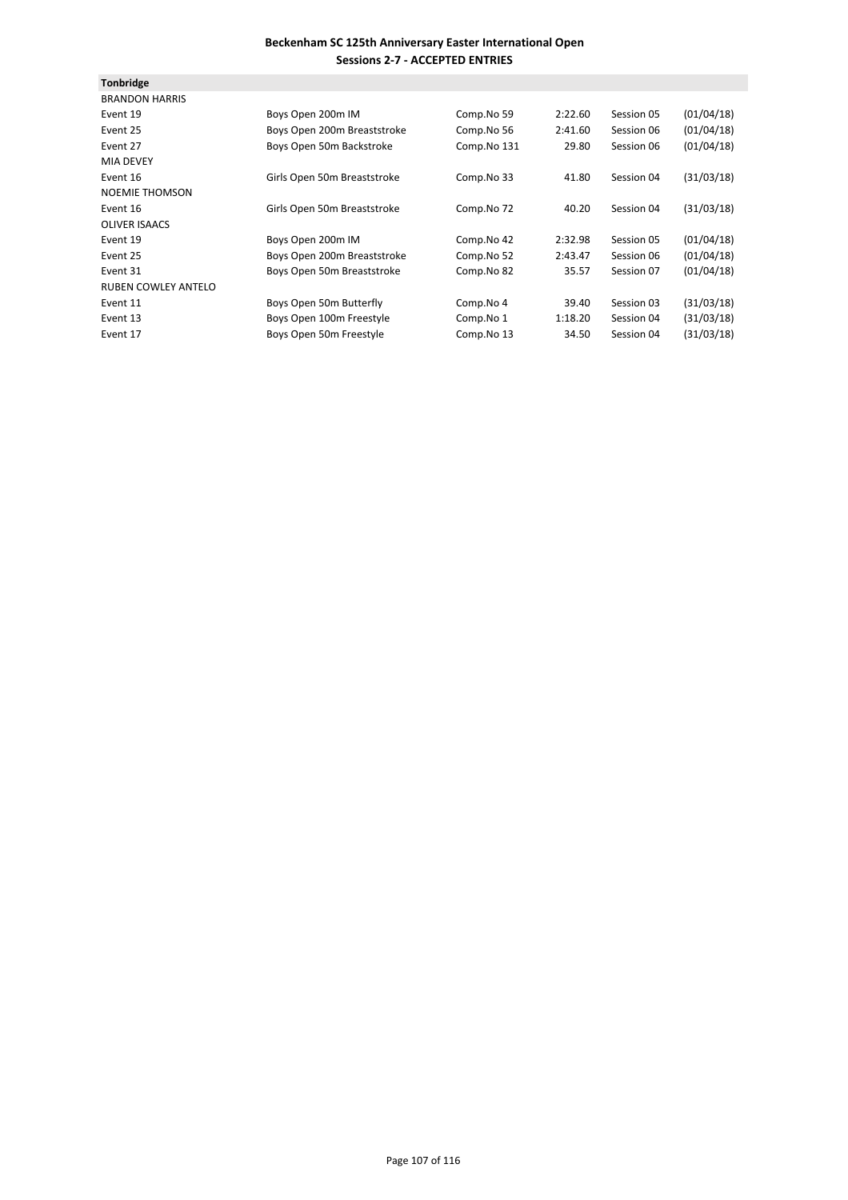**Beckenham SC 125th Anniversary Easter International Open**
**Sessions 2-7 - ACCEPTED ENTRIES**

**Tonbridge**

BRANDON HARRIS

| | | | | | |
|---|---|---|---|---|---|
| Event 19 | Boys Open 200m IM | Comp.No 59 | 2:22.60 | Session 05 | (01/04/18) |
| Event 25 | Boys Open 200m Breaststroke | Comp.No 56 | 2:41.60 | Session 06 | (01/04/18) |
| Event 27 | Boys Open 50m Backstroke | Comp.No 131 | 29.80 | Session 06 | (01/04/18) |

MIA DEVEY

| | | | | | |
|---|---|---|---|---|---|
| Event 16 | Girls Open 50m Breaststroke | Comp.No 33 | 41.80 | Session 04 | (31/03/18) |

NOEMIE THOMSON

| | | | | | |
|---|---|---|---|---|---|
| Event 16 | Girls Open 50m Breaststroke | Comp.No 72 | 40.20 | Session 04 | (31/03/18) |

OLIVER ISAACS

| | | | | | |
|---|---|---|---|---|---|
| Event 19 | Boys Open 200m IM | Comp.No 42 | 2:32.98 | Session 05 | (01/04/18) |
| Event 25 | Boys Open 200m Breaststroke | Comp.No 52 | 2:43.47 | Session 06 | (01/04/18) |
| Event 31 | Boys Open 50m Breaststroke | Comp.No 82 | 35.57 | Session 07 | (01/04/18) |

RUBEN COWLEY ANTELO

| | | | | | |
|---|---|---|---|---|---|
| Event 11 | Boys Open 50m Butterfly | Comp.No 4 | 39.40 | Session 03 | (31/03/18) |
| Event 13 | Boys Open 100m Freestyle | Comp.No 1 | 1:18.20 | Session 04 | (31/03/18) |
| Event 17 | Boys Open 50m Freestyle | Comp.No 13 | 34.50 | Session 04 | (31/03/18) |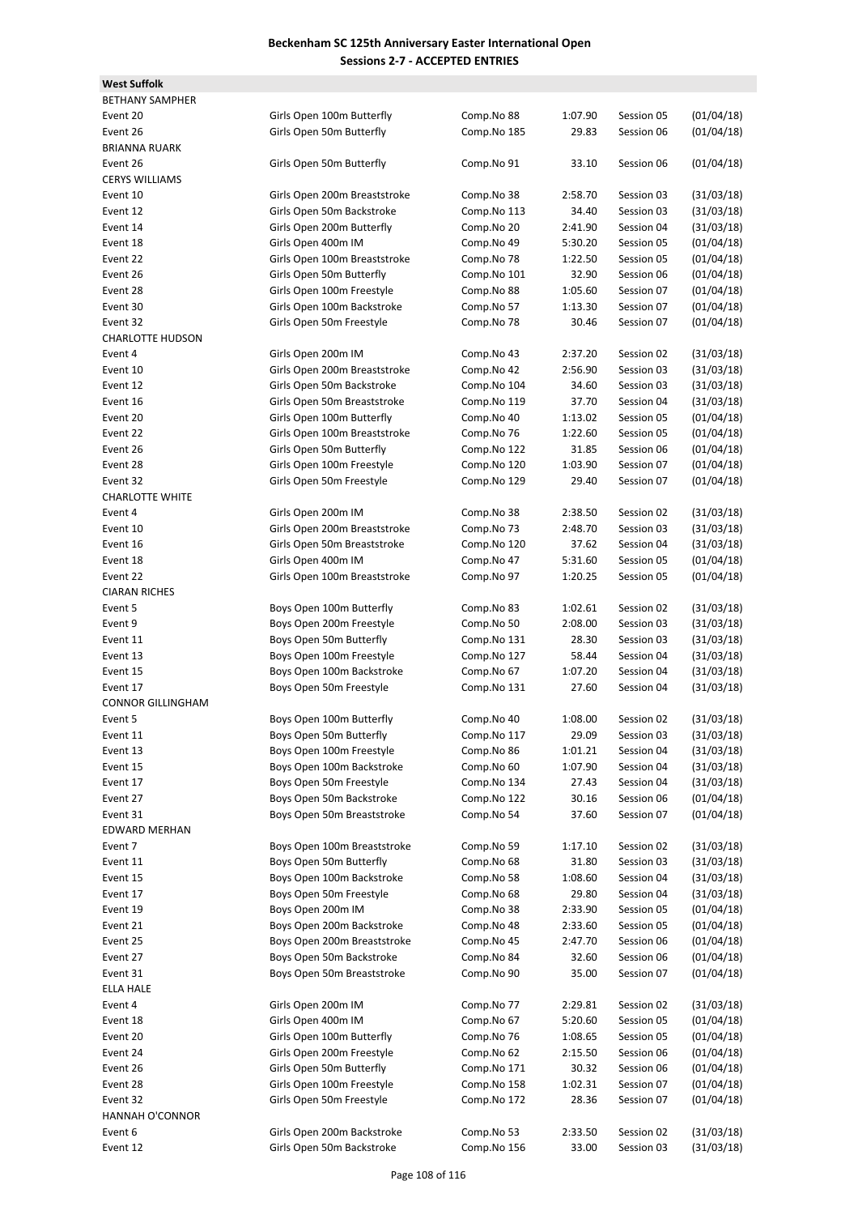# Beckenham SC 125th Anniversary Easter International Open
## Sessions 2-7 - ACCEPTED ENTRIES

**West Suffolk**

| | | | | | |
|---|---|---|---|---|---|
| BETHANY SAMPHER | | | | | |
| Event 20 | Girls Open 100m Butterfly | Comp.No 88 | 1:07.90 | Session 05 | (01/04/18) |
| Event 26 | Girls Open 50m Butterfly | Comp.No 185 | 29.83 | Session 06 | (01/04/18) |
| BRIANNA RUARK | | | | | |
| Event 26 | Girls Open 50m Butterfly | Comp.No 91 | 33.10 | Session 06 | (01/04/18) |
| CERYS WILLIAMS | | | | | |
| Event 10 | Girls Open 200m Breaststroke | Comp.No 38 | 2:58.70 | Session 03 | (31/03/18) |
| Event 12 | Girls Open 50m Backstroke | Comp.No 113 | 34.40 | Session 03 | (31/03/18) |
| Event 14 | Girls Open 200m Butterfly | Comp.No 20 | 2:41.90 | Session 04 | (31/03/18) |
| Event 18 | Girls Open 400m IM | Comp.No 49 | 5:30.20 | Session 05 | (01/04/18) |
| Event 22 | Girls Open 100m Breaststroke | Comp.No 78 | 1:22.50 | Session 05 | (01/04/18) |
| Event 26 | Girls Open 50m Butterfly | Comp.No 101 | 32.90 | Session 06 | (01/04/18) |
| Event 28 | Girls Open 100m Freestyle | Comp.No 88 | 1:05.60 | Session 07 | (01/04/18) |
| Event 30 | Girls Open 100m Backstroke | Comp.No 57 | 1:13.30 | Session 07 | (01/04/18) |
| Event 32 | Girls Open 50m Freestyle | Comp.No 78 | 30.46 | Session 07 | (01/04/18) |
| CHARLOTTE HUDSON | | | | | |
| Event 4 | Girls Open 200m IM | Comp.No 43 | 2:37.20 | Session 02 | (31/03/18) |
| Event 10 | Girls Open 200m Breaststroke | Comp.No 42 | 2:56.90 | Session 03 | (31/03/18) |
| Event 12 | Girls Open 50m Backstroke | Comp.No 104 | 34.60 | Session 03 | (31/03/18) |
| Event 16 | Girls Open 50m Breaststroke | Comp.No 119 | 37.70 | Session 04 | (31/03/18) |
| Event 20 | Girls Open 100m Butterfly | Comp.No 40 | 1:13.02 | Session 05 | (01/04/18) |
| Event 22 | Girls Open 100m Breaststroke | Comp.No 76 | 1:22.60 | Session 05 | (01/04/18) |
| Event 26 | Girls Open 50m Butterfly | Comp.No 122 | 31.85 | Session 06 | (01/04/18) |
| Event 28 | Girls Open 100m Freestyle | Comp.No 120 | 1:03.90 | Session 07 | (01/04/18) |
| Event 32 | Girls Open 50m Freestyle | Comp.No 129 | 29.40 | Session 07 | (01/04/18) |
| CHARLOTTE WHITE | | | | | |
| Event 4 | Girls Open 200m IM | Comp.No 38 | 2:38.50 | Session 02 | (31/03/18) |
| Event 10 | Girls Open 200m Breaststroke | Comp.No 73 | 2:48.70 | Session 03 | (31/03/18) |
| Event 16 | Girls Open 50m Breaststroke | Comp.No 120 | 37.62 | Session 04 | (31/03/18) |
| Event 18 | Girls Open 400m IM | Comp.No 47 | 5:31.60 | Session 05 | (01/04/18) |
| Event 22 | Girls Open 100m Breaststroke | Comp.No 97 | 1:20.25 | Session 05 | (01/04/18) |
| CIARAN RICHES | | | | | |
| Event 5 | Boys Open 100m Butterfly | Comp.No 83 | 1:02.61 | Session 02 | (31/03/18) |
| Event 9 | Boys Open 200m Freestyle | Comp.No 50 | 2:08.00 | Session 03 | (31/03/18) |
| Event 11 | Boys Open 50m Butterfly | Comp.No 131 | 28.30 | Session 03 | (31/03/18) |
| Event 13 | Boys Open 100m Freestyle | Comp.No 127 | 58.44 | Session 04 | (31/03/18) |
| Event 15 | Boys Open 100m Backstroke | Comp.No 67 | 1:07.20 | Session 04 | (31/03/18) |
| Event 17 | Boys Open 50m Freestyle | Comp.No 131 | 27.60 | Session 04 | (31/03/18) |
| CONNOR GILLINGHAM | | | | | |
| Event 5 | Boys Open 100m Butterfly | Comp.No 40 | 1:08.00 | Session 02 | (31/03/18) |
| Event 11 | Boys Open 50m Butterfly | Comp.No 117 | 29.09 | Session 03 | (31/03/18) |
| Event 13 | Boys Open 100m Freestyle | Comp.No 86 | 1:01.21 | Session 04 | (31/03/18) |
| Event 15 | Boys Open 100m Backstroke | Comp.No 60 | 1:07.90 | Session 04 | (31/03/18) |
| Event 17 | Boys Open 50m Freestyle | Comp.No 134 | 27.43 | Session 04 | (31/03/18) |
| Event 27 | Boys Open 50m Backstroke | Comp.No 122 | 30.16 | Session 06 | (01/04/18) |
| Event 31 | Boys Open 50m Breaststroke | Comp.No 54 | 37.60 | Session 07 | (01/04/18) |
| EDWARD MERHAN | | | | | |
| Event 7 | Boys Open 100m Breaststroke | Comp.No 59 | 1:17.10 | Session 02 | (31/03/18) |
| Event 11 | Boys Open 50m Butterfly | Comp.No 68 | 31.80 | Session 03 | (31/03/18) |
| Event 15 | Boys Open 100m Backstroke | Comp.No 58 | 1:08.60 | Session 04 | (31/03/18) |
| Event 17 | Boys Open 50m Freestyle | Comp.No 68 | 29.80 | Session 04 | (31/03/18) |
| Event 19 | Boys Open 200m IM | Comp.No 38 | 2:33.90 | Session 05 | (01/04/18) |
| Event 21 | Boys Open 200m Backstroke | Comp.No 48 | 2:33.60 | Session 05 | (01/04/18) |
| Event 25 | Boys Open 200m Breaststroke | Comp.No 45 | 2:47.70 | Session 06 | (01/04/18) |
| Event 27 | Boys Open 50m Backstroke | Comp.No 84 | 32.60 | Session 06 | (01/04/18) |
| Event 31 | Boys Open 50m Breaststroke | Comp.No 90 | 35.00 | Session 07 | (01/04/18) |
| ELLA HALE | | | | | |
| Event 4 | Girls Open 200m IM | Comp.No 77 | 2:29.81 | Session 02 | (31/03/18) |
| Event 18 | Girls Open 400m IM | Comp.No 67 | 5:20.60 | Session 05 | (01/04/18) |
| Event 20 | Girls Open 100m Butterfly | Comp.No 76 | 1:08.65 | Session 05 | (01/04/18) |
| Event 24 | Girls Open 200m Freestyle | Comp.No 62 | 2:15.50 | Session 06 | (01/04/18) |
| Event 26 | Girls Open 50m Butterfly | Comp.No 171 | 30.32 | Session 06 | (01/04/18) |
| Event 28 | Girls Open 100m Freestyle | Comp.No 158 | 1:02.31 | Session 07 | (01/04/18) |
| Event 32 | Girls Open 50m Freestyle | Comp.No 172 | 28.36 | Session 07 | (01/04/18) |
| HANNAH O'CONNOR | | | | | |
| Event 6 | Girls Open 200m Backstroke | Comp.No 53 | 2:33.50 | Session 02 | (31/03/18) |
| Event 12 | Girls Open 50m Backstroke | Comp.No 156 | 33.00 | Session 03 | (31/03/18) |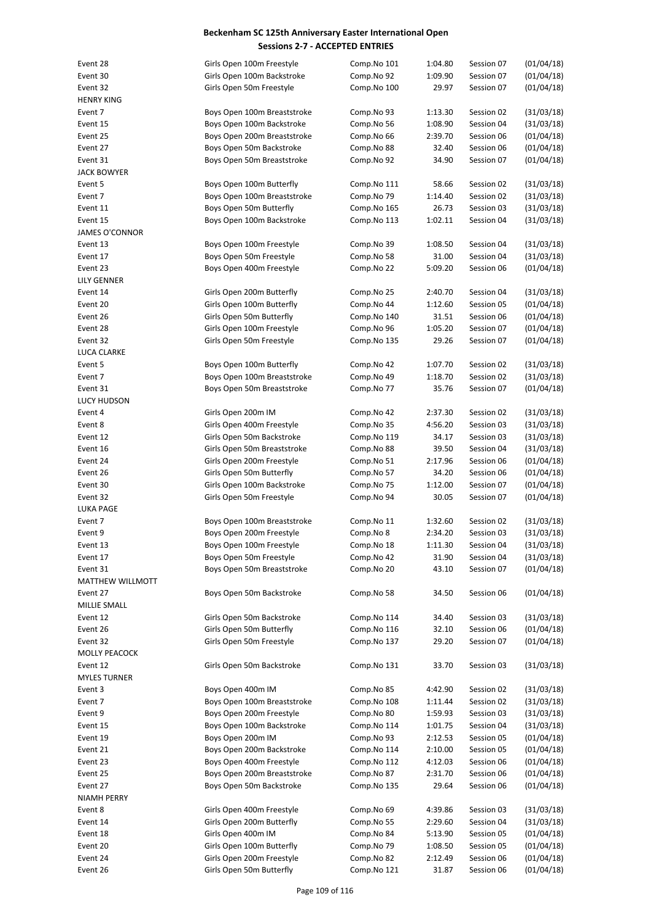# Beckenham SC 125th Anniversary Easter International Open

## Sessions 2-7 - ACCEPTED ENTRIES

| | | | | | |
|---|---|---|---|---|---|
| Event 28 | Girls Open 100m Freestyle | Comp.No 101 | 1:04.80 | Session 07 | (01/04/18) |
| Event 30 | Girls Open 100m Backstroke | Comp.No 92 | 1:09.90 | Session 07 | (01/04/18) |
| Event 32 | Girls Open 50m Freestyle | Comp.No 100 | 29.97 | Session 07 | (01/04/18) |
| HENRY KING | | | | | |
| Event 7 | Boys Open 100m Breaststroke | Comp.No 93 | 1:13.30 | Session 02 | (31/03/18) |
| Event 15 | Boys Open 100m Backstroke | Comp.No 56 | 1:08.90 | Session 04 | (31/03/18) |
| Event 25 | Boys Open 200m Breaststroke | Comp.No 66 | 2:39.70 | Session 06 | (01/04/18) |
| Event 27 | Boys Open 50m Backstroke | Comp.No 88 | 32.40 | Session 06 | (01/04/18) |
| Event 31 | Boys Open 50m Breaststroke | Comp.No 92 | 34.90 | Session 07 | (01/04/18) |
| JACK BOWYER | | | | | |
| Event 5 | Boys Open 100m Butterfly | Comp.No 111 | 58.66 | Session 02 | (31/03/18) |
| Event 7 | Boys Open 100m Breaststroke | Comp.No 79 | 1:14.40 | Session 02 | (31/03/18) |
| Event 11 | Boys Open 50m Butterfly | Comp.No 165 | 26.73 | Session 03 | (31/03/18) |
| Event 15 | Boys Open 100m Backstroke | Comp.No 113 | 1:02.11 | Session 04 | (31/03/18) |
| JAMES O'CONNOR | | | | | |
| Event 13 | Boys Open 100m Freestyle | Comp.No 39 | 1:08.50 | Session 04 | (31/03/18) |
| Event 17 | Boys Open 50m Freestyle | Comp.No 58 | 31.00 | Session 04 | (31/03/18) |
| Event 23 | Boys Open 400m Freestyle | Comp.No 22 | 5:09.20 | Session 06 | (01/04/18) |
| LILY GENNER | | | | | |
| Event 14 | Girls Open 200m Butterfly | Comp.No 25 | 2:40.70 | Session 04 | (31/03/18) |
| Event 20 | Girls Open 100m Butterfly | Comp.No 44 | 1:12.60 | Session 05 | (01/04/18) |
| Event 26 | Girls Open 50m Butterfly | Comp.No 140 | 31.51 | Session 06 | (01/04/18) |
| Event 28 | Girls Open 100m Freestyle | Comp.No 96 | 1:05.20 | Session 07 | (01/04/18) |
| Event 32 | Girls Open 50m Freestyle | Comp.No 135 | 29.26 | Session 07 | (01/04/18) |
| LUCA CLARKE | | | | | |
| Event 5 | Boys Open 100m Butterfly | Comp.No 42 | 1:07.70 | Session 02 | (31/03/18) |
| Event 7 | Boys Open 100m Breaststroke | Comp.No 49 | 1:18.70 | Session 02 | (31/03/18) |
| Event 31 | Boys Open 50m Breaststroke | Comp.No 77 | 35.76 | Session 07 | (01/04/18) |
| LUCY HUDSON | | | | | |
| Event 4 | Girls Open 200m IM | Comp.No 42 | 2:37.30 | Session 02 | (31/03/18) |
| Event 8 | Girls Open 400m Freestyle | Comp.No 35 | 4:56.20 | Session 03 | (31/03/18) |
| Event 12 | Girls Open 50m Backstroke | Comp.No 119 | 34.17 | Session 03 | (31/03/18) |
| Event 16 | Girls Open 50m Breaststroke | Comp.No 88 | 39.50 | Session 04 | (31/03/18) |
| Event 24 | Girls Open 200m Freestyle | Comp.No 51 | 2:17.96 | Session 06 | (01/04/18) |
| Event 26 | Girls Open 50m Butterfly | Comp.No 57 | 34.20 | Session 06 | (01/04/18) |
| Event 30 | Girls Open 100m Backstroke | Comp.No 75 | 1:12.00 | Session 07 | (01/04/18) |
| Event 32 | Girls Open 50m Freestyle | Comp.No 94 | 30.05 | Session 07 | (01/04/18) |
| LUKA PAGE | | | | | |
| Event 7 | Boys Open 100m Breaststroke | Comp.No 11 | 1:32.60 | Session 02 | (31/03/18) |
| Event 9 | Boys Open 200m Freestyle | Comp.No 8 | 2:34.20 | Session 03 | (31/03/18) |
| Event 13 | Boys Open 100m Freestyle | Comp.No 18 | 1:11.30 | Session 04 | (31/03/18) |
| Event 17 | Boys Open 50m Freestyle | Comp.No 42 | 31.90 | Session 04 | (31/03/18) |
| Event 31 | Boys Open 50m Breaststroke | Comp.No 20 | 43.10 | Session 07 | (01/04/18) |
| MATTHEW WILLMOTT | | | | | |
| Event 27 | Boys Open 50m Backstroke | Comp.No 58 | 34.50 | Session 06 | (01/04/18) |
| MILLIE SMALL | | | | | |
| Event 12 | Girls Open 50m Backstroke | Comp.No 114 | 34.40 | Session 03 | (31/03/18) |
| Event 26 | Girls Open 50m Butterfly | Comp.No 116 | 32.10 | Session 06 | (01/04/18) |
| Event 32 | Girls Open 50m Freestyle | Comp.No 137 | 29.20 | Session 07 | (01/04/18) |
| MOLLY PEACOCK | | | | | |
| Event 12 | Girls Open 50m Backstroke | Comp.No 131 | 33.70 | Session 03 | (31/03/18) |
| MYLES TURNER | | | | | |
| Event 3 | Boys Open 400m IM | Comp.No 85 | 4:42.90 | Session 02 | (31/03/18) |
| Event 7 | Boys Open 100m Breaststroke | Comp.No 108 | 1:11.44 | Session 02 | (31/03/18) |
| Event 9 | Boys Open 200m Freestyle | Comp.No 80 | 1:59.93 | Session 03 | (31/03/18) |
| Event 15 | Boys Open 100m Backstroke | Comp.No 114 | 1:01.75 | Session 04 | (31/03/18) |
| Event 19 | Boys Open 200m IM | Comp.No 93 | 2:12.53 | Session 05 | (01/04/18) |
| Event 21 | Boys Open 200m Backstroke | Comp.No 114 | 2:10.00 | Session 05 | (01/04/18) |
| Event 23 | Boys Open 400m Freestyle | Comp.No 112 | 4:12.03 | Session 06 | (01/04/18) |
| Event 25 | Boys Open 200m Breaststroke | Comp.No 87 | 2:31.70 | Session 06 | (01/04/18) |
| Event 27 | Boys Open 50m Backstroke | Comp.No 135 | 29.64 | Session 06 | (01/04/18) |
| NIAMH PERRY | | | | | |
| Event 8 | Girls Open 400m Freestyle | Comp.No 69 | 4:39.86 | Session 03 | (31/03/18) |
| Event 14 | Girls Open 200m Butterfly | Comp.No 55 | 2:29.60 | Session 04 | (31/03/18) |
| Event 18 | Girls Open 400m IM | Comp.No 84 | 5:13.90 | Session 05 | (01/04/18) |
| Event 20 | Girls Open 100m Butterfly | Comp.No 79 | 1:08.50 | Session 05 | (01/04/18) |
| Event 24 | Girls Open 200m Freestyle | Comp.No 82 | 2:12.49 | Session 06 | (01/04/18) |
| Event 26 | Girls Open 50m Butterfly | Comp.No 121 | 31.87 | Session 06 | (01/04/18) |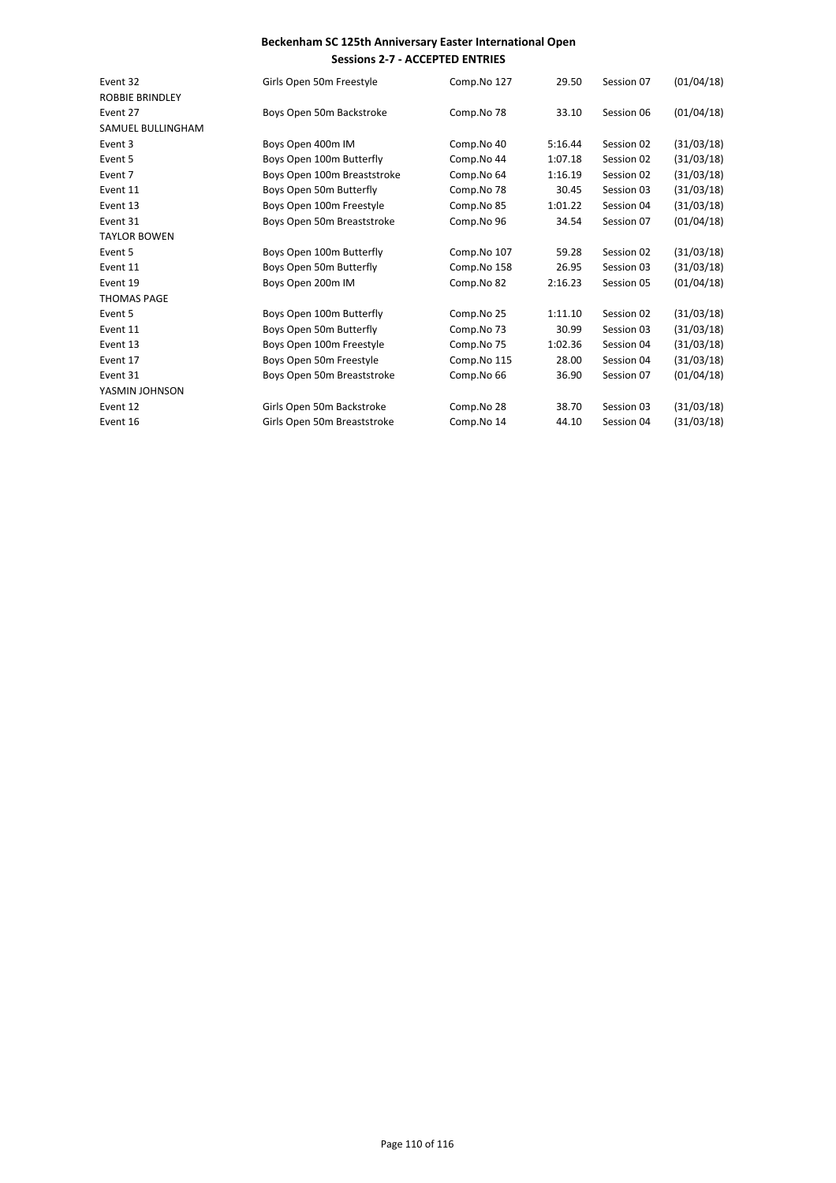**Beckenham SC 125th Anniversary Easter International Open**
**Sessions 2-7 - ACCEPTED ENTRIES**

| | | | | | |
|---|---|---|---|---|---|
| Event 32 | Girls Open 50m Freestyle | Comp.No 127 | 29.50 | Session 07 | (01/04/18) |
| ROBBIE BRINDLEY | | | | | |
| Event 27 | Boys Open 50m Backstroke | Comp.No 78 | 33.10 | Session 06 | (01/04/18) |
| SAMUEL BULLINGHAM | | | | | |
| Event 3 | Boys Open 400m IM | Comp.No 40 | 5:16.44 | Session 02 | (31/03/18) |
| Event 5 | Boys Open 100m Butterfly | Comp.No 44 | 1:07.18 | Session 02 | (31/03/18) |
| Event 7 | Boys Open 100m Breaststroke | Comp.No 64 | 1:16.19 | Session 02 | (31/03/18) |
| Event 11 | Boys Open 50m Butterfly | Comp.No 78 | 30.45 | Session 03 | (31/03/18) |
| Event 13 | Boys Open 100m Freestyle | Comp.No 85 | 1:01.22 | Session 04 | (31/03/18) |
| Event 31 | Boys Open 50m Breaststroke | Comp.No 96 | 34.54 | Session 07 | (01/04/18) |
| TAYLOR BOWEN | | | | | |
| Event 5 | Boys Open 100m Butterfly | Comp.No 107 | 59.28 | Session 02 | (31/03/18) |
| Event 11 | Boys Open 50m Butterfly | Comp.No 158 | 26.95 | Session 03 | (31/03/18) |
| Event 19 | Boys Open 200m IM | Comp.No 82 | 2:16.23 | Session 05 | (01/04/18) |
| THOMAS PAGE | | | | | |
| Event 5 | Boys Open 100m Butterfly | Comp.No 25 | 1:11.10 | Session 02 | (31/03/18) |
| Event 11 | Boys Open 50m Butterfly | Comp.No 73 | 30.99 | Session 03 | (31/03/18) |
| Event 13 | Boys Open 100m Freestyle | Comp.No 75 | 1:02.36 | Session 04 | (31/03/18) |
| Event 17 | Boys Open 50m Freestyle | Comp.No 115 | 28.00 | Session 04 | (31/03/18) |
| Event 31 | Boys Open 50m Breaststroke | Comp.No 66 | 36.90 | Session 07 | (01/04/18) |
| YASMIN JOHNSON | | | | | |
| Event 12 | Girls Open 50m Backstroke | Comp.No 28 | 38.70 | Session 03 | (31/03/18) |
| Event 16 | Girls Open 50m Breaststroke | Comp.No 14 | 44.10 | Session 04 | (31/03/18) |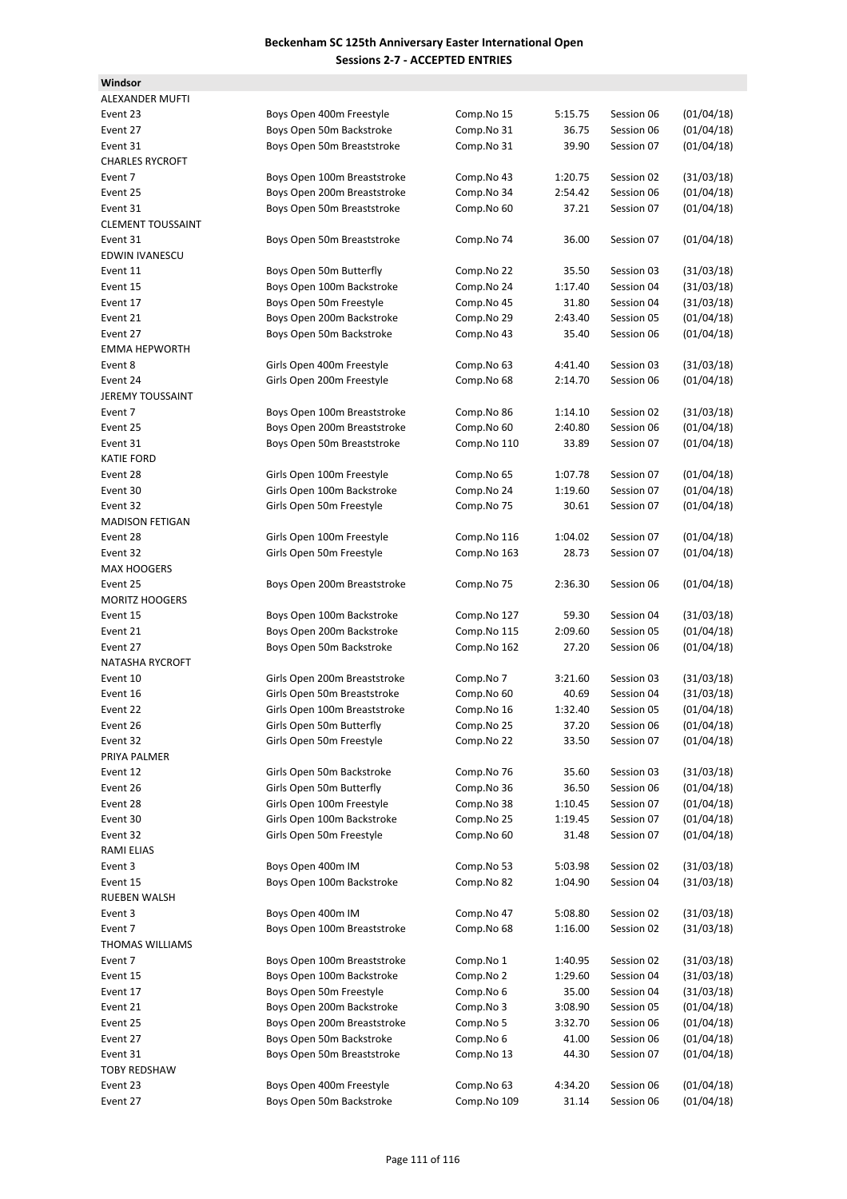# Beckenham SC 125th Anniversary Easter International Open

## Sessions 2-7 - ACCEPTED ENTRIES

**Windsor**

| | | | | | |
|---|---|---|---|---|---|
| **ALEXANDER MUFTI** | | | | | |
| Event 23 | Boys Open 400m Freestyle | Comp.No 15 | 5:15.75 | Session 06 | (01/04/18) |
| Event 27 | Boys Open 50m Backstroke | Comp.No 31 | 36.75 | Session 06 | (01/04/18) |
| Event 31 | Boys Open 50m Breaststroke | Comp.No 31 | 39.90 | Session 07 | (01/04/18) |
| **CHARLES RYCROFT** | | | | | |
| Event 7 | Boys Open 100m Breaststroke | Comp.No 43 | 1:20.75 | Session 02 | (31/03/18) |
| Event 25 | Boys Open 200m Breaststroke | Comp.No 34 | 2:54.42 | Session 06 | (01/04/18) |
| Event 31 | Boys Open 50m Breaststroke | Comp.No 60 | 37.21 | Session 07 | (01/04/18) |
| **CLEMENT TOUSSAINT** | | | | | |
| Event 31 | Boys Open 50m Breaststroke | Comp.No 74 | 36.00 | Session 07 | (01/04/18) |
| **EDWIN IVANESCU** | | | | | |
| Event 11 | Boys Open 50m Butterfly | Comp.No 22 | 35.50 | Session 03 | (31/03/18) |
| Event 15 | Boys Open 100m Backstroke | Comp.No 24 | 1:17.40 | Session 04 | (31/03/18) |
| Event 17 | Boys Open 50m Freestyle | Comp.No 45 | 31.80 | Session 04 | (31/03/18) |
| Event 21 | Boys Open 200m Backstroke | Comp.No 29 | 2:43.40 | Session 05 | (01/04/18) |
| Event 27 | Boys Open 50m Backstroke | Comp.No 43 | 35.40 | Session 06 | (01/04/18) |
| **EMMA HEPWORTH** | | | | | |
| Event 8 | Girls Open 400m Freestyle | Comp.No 63 | 4:41.40 | Session 03 | (31/03/18) |
| Event 24 | Girls Open 200m Freestyle | Comp.No 68 | 2:14.70 | Session 06 | (01/04/18) |
| **JEREMY TOUSSAINT** | | | | | |
| Event 7 | Boys Open 100m Breaststroke | Comp.No 86 | 1:14.10 | Session 02 | (31/03/18) |
| Event 25 | Boys Open 200m Breaststroke | Comp.No 60 | 2:40.80 | Session 06 | (01/04/18) |
| Event 31 | Boys Open 50m Breaststroke | Comp.No 110 | 33.89 | Session 07 | (01/04/18) |
| **KATIE FORD** | | | | | |
| Event 28 | Girls Open 100m Freestyle | Comp.No 65 | 1:07.78 | Session 07 | (01/04/18) |
| Event 30 | Girls Open 100m Backstroke | Comp.No 24 | 1:19.60 | Session 07 | (01/04/18) |
| Event 32 | Girls Open 50m Freestyle | Comp.No 75 | 30.61 | Session 07 | (01/04/18) |
| **MADISON FETIGAN** | | | | | |
| Event 28 | Girls Open 100m Freestyle | Comp.No 116 | 1:04.02 | Session 07 | (01/04/18) |
| Event 32 | Girls Open 50m Freestyle | Comp.No 163 | 28.73 | Session 07 | (01/04/18) |
| **MAX HOOGERS** | | | | | |
| Event 25 | Boys Open 200m Breaststroke | Comp.No 75 | 2:36.30 | Session 06 | (01/04/18) |
| **MORITZ HOOGERS** | | | | | |
| Event 15 | Boys Open 100m Backstroke | Comp.No 127 | 59.30 | Session 04 | (31/03/18) |
| Event 21 | Boys Open 200m Backstroke | Comp.No 115 | 2:09.60 | Session 05 | (01/04/18) |
| Event 27 | Boys Open 50m Backstroke | Comp.No 162 | 27.20 | Session 06 | (01/04/18) |
| **NATASHA RYCROFT** | | | | | |
| Event 10 | Girls Open 200m Breaststroke | Comp.No 7 | 3:21.60 | Session 03 | (31/03/18) |
| Event 16 | Girls Open 50m Breaststroke | Comp.No 60 | 40.69 | Session 04 | (31/03/18) |
| Event 22 | Girls Open 100m Breaststroke | Comp.No 16 | 1:32.40 | Session 05 | (01/04/18) |
| Event 26 | Girls Open 50m Butterfly | Comp.No 25 | 37.20 | Session 06 | (01/04/18) |
| Event 32 | Girls Open 50m Freestyle | Comp.No 22 | 33.50 | Session 07 | (01/04/18) |
| **PRIYA PALMER** | | | | | |
| Event 12 | Girls Open 50m Backstroke | Comp.No 76 | 35.60 | Session 03 | (31/03/18) |
| Event 26 | Girls Open 50m Butterfly | Comp.No 36 | 36.50 | Session 06 | (01/04/18) |
| Event 28 | Girls Open 100m Freestyle | Comp.No 38 | 1:10.45 | Session 07 | (01/04/18) |
| Event 30 | Girls Open 100m Backstroke | Comp.No 25 | 1:19.45 | Session 07 | (01/04/18) |
| Event 32 | Girls Open 50m Freestyle | Comp.No 60 | 31.48 | Session 07 | (01/04/18) |
| **RAMI ELIAS** | | | | | |
| Event 3 | Boys Open 400m IM | Comp.No 53 | 5:03.98 | Session 02 | (31/03/18) |
| Event 15 | Boys Open 100m Backstroke | Comp.No 82 | 1:04.90 | Session 04 | (31/03/18) |
| **RUEBEN WALSH** | | | | | |
| Event 3 | Boys Open 400m IM | Comp.No 47 | 5:08.80 | Session 02 | (31/03/18) |
| Event 7 | Boys Open 100m Breaststroke | Comp.No 68 | 1:16.00 | Session 02 | (31/03/18) |
| **THOMAS WILLIAMS** | | | | | |
| Event 7 | Boys Open 100m Breaststroke | Comp.No 1 | 1:40.95 | Session 02 | (31/03/18) |
| Event 15 | Boys Open 100m Backstroke | Comp.No 2 | 1:29.60 | Session 04 | (31/03/18) |
| Event 17 | Boys Open 50m Freestyle | Comp.No 6 | 35.00 | Session 04 | (31/03/18) |
| Event 21 | Boys Open 200m Backstroke | Comp.No 3 | 3:08.90 | Session 05 | (01/04/18) |
| Event 25 | Boys Open 200m Breaststroke | Comp.No 5 | 3:32.70 | Session 06 | (01/04/18) |
| Event 27 | Boys Open 50m Backstroke | Comp.No 6 | 41.00 | Session 06 | (01/04/18) |
| Event 31 | Boys Open 50m Breaststroke | Comp.No 13 | 44.30 | Session 07 | (01/04/18) |
| **TOBY REDSHAW** | | | | | |
| Event 23 | Boys Open 400m Freestyle | Comp.No 63 | 4:34.20 | Session 06 | (01/04/18) |
| Event 27 | Boys Open 50m Backstroke | Comp.No 109 | 31.14 | Session 06 | (01/04/18) |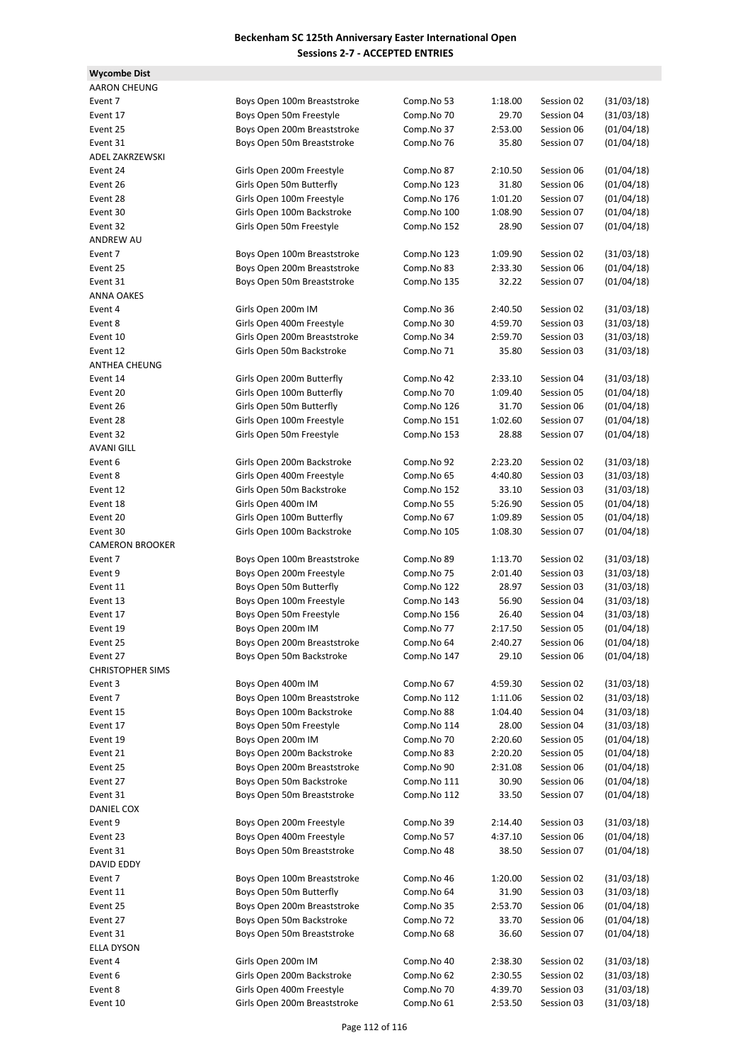**Beckenham SC 125th Anniversary Easter International Open**
**Sessions 2-7 - ACCEPTED ENTRIES**

**Wycombe Dist**

| | | | | | |
|---|---|---|---|---|---|
| AARON CHEUNG | | | | | |
| Event 7 | Boys Open 100m Breaststroke | Comp.No 53 | 1:18.00 | Session 02 | (31/03/18) |
| Event 17 | Boys Open 50m Freestyle | Comp.No 70 | 29.70 | Session 04 | (31/03/18) |
| Event 25 | Boys Open 200m Breaststroke | Comp.No 37 | 2:53.00 | Session 06 | (01/04/18) |
| Event 31 | Boys Open 50m Breaststroke | Comp.No 76 | 35.80 | Session 07 | (01/04/18) |
| ADEL ZAKRZEWSKI | | | | | |
| Event 24 | Girls Open 200m Freestyle | Comp.No 87 | 2:10.50 | Session 06 | (01/04/18) |
| Event 26 | Girls Open 50m Butterfly | Comp.No 123 | 31.80 | Session 06 | (01/04/18) |
| Event 28 | Girls Open 100m Freestyle | Comp.No 176 | 1:01.20 | Session 07 | (01/04/18) |
| Event 30 | Girls Open 100m Backstroke | Comp.No 100 | 1:08.90 | Session 07 | (01/04/18) |
| Event 32 | Girls Open 50m Freestyle | Comp.No 152 | 28.90 | Session 07 | (01/04/18) |
| ANDREW AU | | | | | |
| Event 7 | Boys Open 100m Breaststroke | Comp.No 123 | 1:09.90 | Session 02 | (31/03/18) |
| Event 25 | Boys Open 200m Breaststroke | Comp.No 83 | 2:33.30 | Session 06 | (01/04/18) |
| Event 31 | Boys Open 50m Breaststroke | Comp.No 135 | 32.22 | Session 07 | (01/04/18) |
| ANNA OAKES | | | | | |
| Event 4 | Girls Open 200m IM | Comp.No 36 | 2:40.50 | Session 02 | (31/03/18) |
| Event 8 | Girls Open 400m Freestyle | Comp.No 30 | 4:59.70 | Session 03 | (31/03/18) |
| Event 10 | Girls Open 200m Breaststroke | Comp.No 34 | 2:59.70 | Session 03 | (31/03/18) |
| Event 12 | Girls Open 50m Backstroke | Comp.No 71 | 35.80 | Session 03 | (31/03/18) |
| ANTHEA CHEUNG | | | | | |
| Event 14 | Girls Open 200m Butterfly | Comp.No 42 | 2:33.10 | Session 04 | (31/03/18) |
| Event 20 | Girls Open 100m Butterfly | Comp.No 70 | 1:09.40 | Session 05 | (01/04/18) |
| Event 26 | Girls Open 50m Butterfly | Comp.No 126 | 31.70 | Session 06 | (01/04/18) |
| Event 28 | Girls Open 100m Freestyle | Comp.No 151 | 1:02.60 | Session 07 | (01/04/18) |
| Event 32 | Girls Open 50m Freestyle | Comp.No 153 | 28.88 | Session 07 | (01/04/18) |
| AVANI GILL | | | | | |
| Event 6 | Girls Open 200m Backstroke | Comp.No 92 | 2:23.20 | Session 02 | (31/03/18) |
| Event 8 | Girls Open 400m Freestyle | Comp.No 65 | 4:40.80 | Session 03 | (31/03/18) |
| Event 12 | Girls Open 50m Backstroke | Comp.No 152 | 33.10 | Session 03 | (31/03/18) |
| Event 18 | Girls Open 400m IM | Comp.No 55 | 5:26.90 | Session 05 | (01/04/18) |
| Event 20 | Girls Open 100m Butterfly | Comp.No 67 | 1:09.89 | Session 05 | (01/04/18) |
| Event 30 | Girls Open 100m Backstroke | Comp.No 105 | 1:08.30 | Session 07 | (01/04/18) |
| CAMERON BROOKER | | | | | |
| Event 7 | Boys Open 100m Breaststroke | Comp.No 89 | 1:13.70 | Session 02 | (31/03/18) |
| Event 9 | Boys Open 200m Freestyle | Comp.No 75 | 2:01.40 | Session 03 | (31/03/18) |
| Event 11 | Boys Open 50m Butterfly | Comp.No 122 | 28.97 | Session 03 | (31/03/18) |
| Event 13 | Boys Open 100m Freestyle | Comp.No 143 | 56.90 | Session 04 | (31/03/18) |
| Event 17 | Boys Open 50m Freestyle | Comp.No 156 | 26.40 | Session 04 | (31/03/18) |
| Event 19 | Boys Open 200m IM | Comp.No 77 | 2:17.50 | Session 05 | (01/04/18) |
| Event 25 | Boys Open 200m Breaststroke | Comp.No 64 | 2:40.27 | Session 06 | (01/04/18) |
| Event 27 | Boys Open 50m Backstroke | Comp.No 147 | 29.10 | Session 06 | (01/04/18) |
| CHRISTOPHER SIMS | | | | | |
| Event 3 | Boys Open 400m IM | Comp.No 67 | 4:59.30 | Session 02 | (31/03/18) |
| Event 7 | Boys Open 100m Breaststroke | Comp.No 112 | 1:11.06 | Session 02 | (31/03/18) |
| Event 15 | Boys Open 100m Backstroke | Comp.No 88 | 1:04.40 | Session 04 | (31/03/18) |
| Event 17 | Boys Open 50m Freestyle | Comp.No 114 | 28.00 | Session 04 | (31/03/18) |
| Event 19 | Boys Open 200m IM | Comp.No 70 | 2:20.60 | Session 05 | (01/04/18) |
| Event 21 | Boys Open 200m Backstroke | Comp.No 83 | 2:20.20 | Session 05 | (01/04/18) |
| Event 25 | Boys Open 200m Breaststroke | Comp.No 90 | 2:31.08 | Session 06 | (01/04/18) |
| Event 27 | Boys Open 50m Backstroke | Comp.No 111 | 30.90 | Session 06 | (01/04/18) |
| Event 31 | Boys Open 50m Breaststroke | Comp.No 112 | 33.50 | Session 07 | (01/04/18) |
| DANIEL COX | | | | | |
| Event 9 | Boys Open 200m Freestyle | Comp.No 39 | 2:14.40 | Session 03 | (31/03/18) |
| Event 23 | Boys Open 400m Freestyle | Comp.No 57 | 4:37.10 | Session 06 | (01/04/18) |
| Event 31 | Boys Open 50m Breaststroke | Comp.No 48 | 38.50 | Session 07 | (01/04/18) |
| DAVID EDDY | | | | | |
| Event 7 | Boys Open 100m Breaststroke | Comp.No 46 | 1:20.00 | Session 02 | (31/03/18) |
| Event 11 | Boys Open 50m Butterfly | Comp.No 64 | 31.90 | Session 03 | (31/03/18) |
| Event 25 | Boys Open 200m Breaststroke | Comp.No 35 | 2:53.70 | Session 06 | (01/04/18) |
| Event 27 | Boys Open 50m Backstroke | Comp.No 72 | 33.70 | Session 06 | (01/04/18) |
| Event 31 | Boys Open 50m Breaststroke | Comp.No 68 | 36.60 | Session 07 | (01/04/18) |
| ELLA DYSON | | | | | |
| Event 4 | Girls Open 200m IM | Comp.No 40 | 2:38.30 | Session 02 | (31/03/18) |
| Event 6 | Girls Open 200m Backstroke | Comp.No 62 | 2:30.55 | Session 02 | (31/03/18) |
| Event 8 | Girls Open 400m Freestyle | Comp.No 70 | 4:39.70 | Session 03 | (31/03/18) |
| Event 10 | Girls Open 200m Breaststroke | Comp.No 61 | 2:53.50 | Session 03 | (31/03/18) |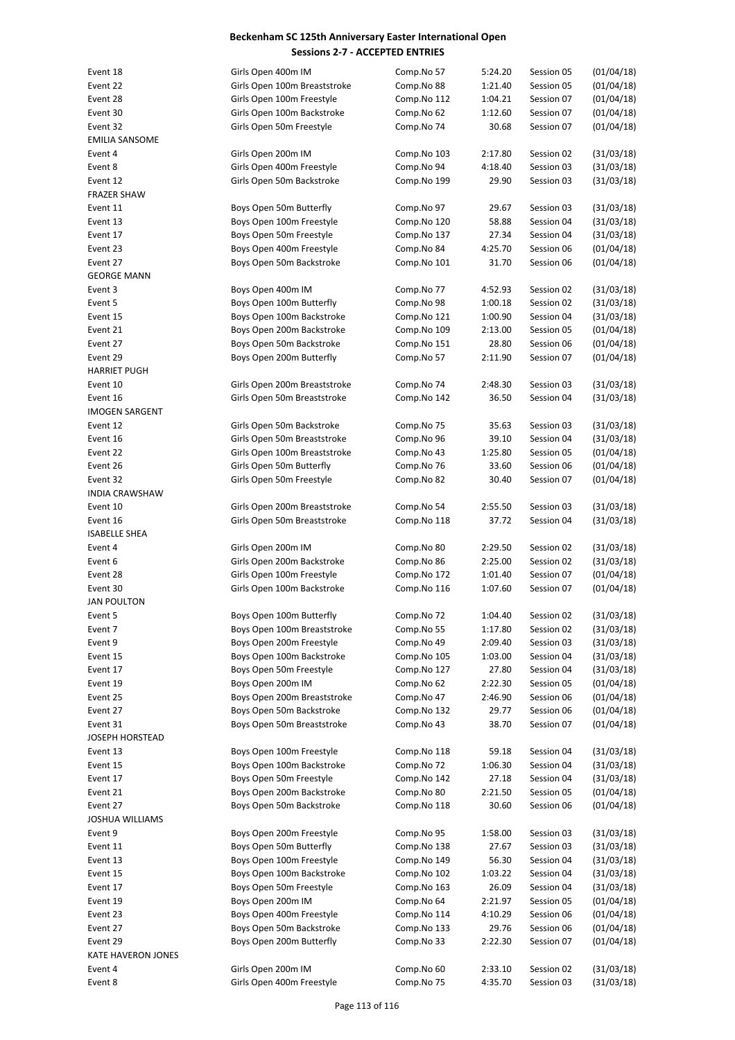# Beckenham SC 125th Anniversary Easter International Open
## Sessions 2-7 - ACCEPTED ENTRIES

| | | | | | |
|---|---|---|---|---|---|
| Event 18 | Girls Open 400m IM | Comp.No 57 | 5:24.20 | Session 05 | (01/04/18) |
| Event 22 | Girls Open 100m Breaststroke | Comp.No 88 | 1:21.40 | Session 05 | (01/04/18) |
| Event 28 | Girls Open 100m Freestyle | Comp.No 112 | 1:04.21 | Session 07 | (01/04/18) |
| Event 30 | Girls Open 100m Backstroke | Comp.No 62 | 1:12.60 | Session 07 | (01/04/18) |
| Event 32 | Girls Open 50m Freestyle | Comp.No 74 | 30.68 | Session 07 | (01/04/18) |
| EMILIA SANSOME | | | | | |
| Event 4 | Girls Open 200m IM | Comp.No 103 | 2:17.80 | Session 02 | (31/03/18) |
| Event 8 | Girls Open 400m Freestyle | Comp.No 94 | 4:18.40 | Session 03 | (31/03/18) |
| Event 12 | Girls Open 50m Backstroke | Comp.No 199 | 29.90 | Session 03 | (31/03/18) |
| FRAZER SHAW | | | | | |
| Event 11 | Boys Open 50m Butterfly | Comp.No 97 | 29.67 | Session 03 | (31/03/18) |
| Event 13 | Boys Open 100m Freestyle | Comp.No 120 | 58.88 | Session 04 | (31/03/18) |
| Event 17 | Boys Open 50m Freestyle | Comp.No 137 | 27.34 | Session 04 | (31/03/18) |
| Event 23 | Boys Open 400m Freestyle | Comp.No 84 | 4:25.70 | Session 06 | (01/04/18) |
| Event 27 | Boys Open 50m Backstroke | Comp.No 101 | 31.70 | Session 06 | (01/04/18) |
| GEORGE MANN | | | | | |
| Event 3 | Boys Open 400m IM | Comp.No 77 | 4:52.93 | Session 02 | (31/03/18) |
| Event 5 | Boys Open 100m Butterfly | Comp.No 98 | 1:00.18 | Session 02 | (31/03/18) |
| Event 15 | Boys Open 100m Backstroke | Comp.No 121 | 1:00.90 | Session 04 | (31/03/18) |
| Event 21 | Boys Open 200m Backstroke | Comp.No 109 | 2:13.00 | Session 05 | (01/04/18) |
| Event 27 | Boys Open 50m Backstroke | Comp.No 151 | 28.80 | Session 06 | (01/04/18) |
| Event 29 | Boys Open 200m Butterfly | Comp.No 57 | 2:11.90 | Session 07 | (01/04/18) |
| HARRIET PUGH | | | | | |
| Event 10 | Girls Open 200m Breaststroke | Comp.No 74 | 2:48.30 | Session 03 | (31/03/18) |
| Event 16 | Girls Open 50m Breaststroke | Comp.No 142 | 36.50 | Session 04 | (31/03/18) |
| IMOGEN SARGENT | | | | | |
| Event 12 | Girls Open 50m Backstroke | Comp.No 75 | 35.63 | Session 03 | (31/03/18) |
| Event 16 | Girls Open 50m Breaststroke | Comp.No 96 | 39.10 | Session 04 | (31/03/18) |
| Event 22 | Girls Open 100m Breaststroke | Comp.No 43 | 1:25.80 | Session 05 | (01/04/18) |
| Event 26 | Girls Open 50m Butterfly | Comp.No 76 | 33.60 | Session 06 | (01/04/18) |
| Event 32 | Girls Open 50m Freestyle | Comp.No 82 | 30.40 | Session 07 | (01/04/18) |
| INDIA CRAWSHAW | | | | | |
| Event 10 | Girls Open 200m Breaststroke | Comp.No 54 | 2:55.50 | Session 03 | (31/03/18) |
| Event 16 | Girls Open 50m Breaststroke | Comp.No 118 | 37.72 | Session 04 | (31/03/18) |
| ISABELLE SHEA | | | | | |
| Event 4 | Girls Open 200m IM | Comp.No 80 | 2:29.50 | Session 02 | (31/03/18) |
| Event 6 | Girls Open 200m Backstroke | Comp.No 86 | 2:25.00 | Session 02 | (31/03/18) |
| Event 28 | Girls Open 100m Freestyle | Comp.No 172 | 1:01.40 | Session 07 | (01/04/18) |
| Event 30 | Girls Open 100m Backstroke | Comp.No 116 | 1:07.60 | Session 07 | (01/04/18) |
| JAN POULTON | | | | | |
| Event 5 | Boys Open 100m Butterfly | Comp.No 72 | 1:04.40 | Session 02 | (31/03/18) |
| Event 7 | Boys Open 100m Breaststroke | Comp.No 55 | 1:17.80 | Session 02 | (31/03/18) |
| Event 9 | Boys Open 200m Freestyle | Comp.No 49 | 2:09.40 | Session 03 | (31/03/18) |
| Event 15 | Boys Open 100m Backstroke | Comp.No 105 | 1:03.00 | Session 04 | (31/03/18) |
| Event 17 | Boys Open 50m Freestyle | Comp.No 127 | 27.80 | Session 04 | (31/03/18) |
| Event 19 | Boys Open 200m IM | Comp.No 62 | 2:22.30 | Session 05 | (01/04/18) |
| Event 25 | Boys Open 200m Breaststroke | Comp.No 47 | 2:46.90 | Session 06 | (01/04/18) |
| Event 27 | Boys Open 50m Backstroke | Comp.No 132 | 29.77 | Session 06 | (01/04/18) |
| Event 31 | Boys Open 50m Breaststroke | Comp.No 43 | 38.70 | Session 07 | (01/04/18) |
| JOSEPH HORSTEAD | | | | | |
| Event 13 | Boys Open 100m Freestyle | Comp.No 118 | 59.18 | Session 04 | (31/03/18) |
| Event 15 | Boys Open 100m Backstroke | Comp.No 72 | 1:06.30 | Session 04 | (31/03/18) |
| Event 17 | Boys Open 50m Freestyle | Comp.No 142 | 27.18 | Session 04 | (31/03/18) |
| Event 21 | Boys Open 200m Backstroke | Comp.No 80 | 2:21.50 | Session 05 | (01/04/18) |
| Event 27 | Boys Open 50m Backstroke | Comp.No 118 | 30.60 | Session 06 | (01/04/18) |
| JOSHUA WILLIAMS | | | | | |
| Event 9 | Boys Open 200m Freestyle | Comp.No 95 | 1:58.00 | Session 03 | (31/03/18) |
| Event 11 | Boys Open 50m Butterfly | Comp.No 138 | 27.67 | Session 03 | (31/03/18) |
| Event 13 | Boys Open 100m Freestyle | Comp.No 149 | 56.30 | Session 04 | (31/03/18) |
| Event 15 | Boys Open 100m Backstroke | Comp.No 102 | 1:03.22 | Session 04 | (31/03/18) |
| Event 17 | Boys Open 50m Freestyle | Comp.No 163 | 26.09 | Session 04 | (31/03/18) |
| Event 19 | Boys Open 200m IM | Comp.No 64 | 2:21.97 | Session 05 | (01/04/18) |
| Event 23 | Boys Open 400m Freestyle | Comp.No 114 | 4:10.29 | Session 06 | (01/04/18) |
| Event 27 | Boys Open 50m Backstroke | Comp.No 133 | 29.76 | Session 06 | (01/04/18) |
| Event 29 | Boys Open 200m Butterfly | Comp.No 33 | 2:22.30 | Session 07 | (01/04/18) |
| KATE HAVERON JONES | | | | | |
| Event 4 | Girls Open 200m IM | Comp.No 60 | 2:33.10 | Session 02 | (31/03/18) |
| Event 8 | Girls Open 400m Freestyle | Comp.No 75 | 4:35.70 | Session 03 | (31/03/18) |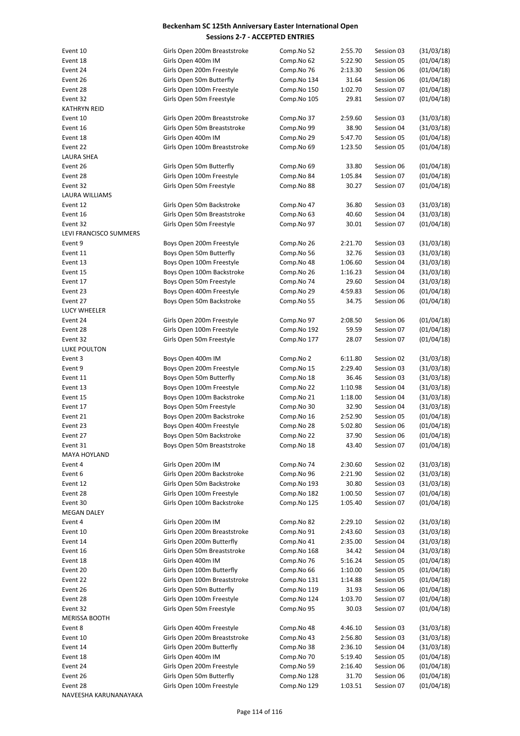# Beckenham SC 125th Anniversary Easter International Open

## Sessions 2-7 - ACCEPTED ENTRIES

| | | | | | |
|---|---|---|---|---|---|
| Event 10 | Girls Open 200m Breaststroke | Comp.No 52 | 2:55.70 | Session 03 | (31/03/18) |
| Event 18 | Girls Open 400m IM | Comp.No 62 | 5:22.90 | Session 05 | (01/04/18) |
| Event 24 | Girls Open 200m Freestyle | Comp.No 76 | 2:13.30 | Session 06 | (01/04/18) |
| Event 26 | Girls Open 50m Butterfly | Comp.No 134 | 31.64 | Session 06 | (01/04/18) |
| Event 28 | Girls Open 100m Freestyle | Comp.No 150 | 1:02.70 | Session 07 | (01/04/18) |
| Event 32 | Girls Open 50m Freestyle | Comp.No 105 | 29.81 | Session 07 | (01/04/18) |
| KATHRYN REID | | | | | |
| Event 10 | Girls Open 200m Breaststroke | Comp.No 37 | 2:59.60 | Session 03 | (31/03/18) |
| Event 16 | Girls Open 50m Breaststroke | Comp.No 99 | 38.90 | Session 04 | (31/03/18) |
| Event 18 | Girls Open 400m IM | Comp.No 29 | 5:47.70 | Session 05 | (01/04/18) |
| Event 22 | Girls Open 100m Breaststroke | Comp.No 69 | 1:23.50 | Session 05 | (01/04/18) |
| LAURA SHEA | | | | | |
| Event 26 | Girls Open 50m Butterfly | Comp.No 69 | 33.80 | Session 06 | (01/04/18) |
| Event 28 | Girls Open 100m Freestyle | Comp.No 84 | 1:05.84 | Session 07 | (01/04/18) |
| Event 32 | Girls Open 50m Freestyle | Comp.No 88 | 30.27 | Session 07 | (01/04/18) |
| LAURA WILLIAMS | | | | | |
| Event 12 | Girls Open 50m Backstroke | Comp.No 47 | 36.80 | Session 03 | (31/03/18) |
| Event 16 | Girls Open 50m Breaststroke | Comp.No 63 | 40.60 | Session 04 | (31/03/18) |
| Event 32 | Girls Open 50m Freestyle | Comp.No 97 | 30.01 | Session 07 | (01/04/18) |
| LEVI FRANCISCO SUMMERS | | | | | |
| Event 9 | Boys Open 200m Freestyle | Comp.No 26 | 2:21.70 | Session 03 | (31/03/18) |
| Event 11 | Boys Open 50m Butterfly | Comp.No 56 | 32.76 | Session 03 | (31/03/18) |
| Event 13 | Boys Open 100m Freestyle | Comp.No 48 | 1:06.60 | Session 04 | (31/03/18) |
| Event 15 | Boys Open 100m Backstroke | Comp.No 26 | 1:16.23 | Session 04 | (31/03/18) |
| Event 17 | Boys Open 50m Freestyle | Comp.No 74 | 29.60 | Session 04 | (31/03/18) |
| Event 23 | Boys Open 400m Freestyle | Comp.No 29 | 4:59.83 | Session 06 | (01/04/18) |
| Event 27 | Boys Open 50m Backstroke | Comp.No 55 | 34.75 | Session 06 | (01/04/18) |
| LUCY WHEELER | | | | | |
| Event 24 | Girls Open 200m Freestyle | Comp.No 97 | 2:08.50 | Session 06 | (01/04/18) |
| Event 28 | Girls Open 100m Freestyle | Comp.No 192 | 59.59 | Session 07 | (01/04/18) |
| Event 32 | Girls Open 50m Freestyle | Comp.No 177 | 28.07 | Session 07 | (01/04/18) |
| LUKE POULTON | | | | | |
| Event 3 | Boys Open 400m IM | Comp.No 2 | 6:11.80 | Session 02 | (31/03/18) |
| Event 9 | Boys Open 200m Freestyle | Comp.No 15 | 2:29.40 | Session 03 | (31/03/18) |
| Event 11 | Boys Open 50m Butterfly | Comp.No 18 | 36.46 | Session 03 | (31/03/18) |
| Event 13 | Boys Open 100m Freestyle | Comp.No 22 | 1:10.98 | Session 04 | (31/03/18) |
| Event 15 | Boys Open 100m Backstroke | Comp.No 21 | 1:18.00 | Session 04 | (31/03/18) |
| Event 17 | Boys Open 50m Freestyle | Comp.No 30 | 32.90 | Session 04 | (31/03/18) |
| Event 21 | Boys Open 200m Backstroke | Comp.No 16 | 2:52.90 | Session 05 | (01/04/18) |
| Event 23 | Boys Open 400m Freestyle | Comp.No 28 | 5:02.80 | Session 06 | (01/04/18) |
| Event 27 | Boys Open 50m Backstroke | Comp.No 22 | 37.90 | Session 06 | (01/04/18) |
| Event 31 | Boys Open 50m Breaststroke | Comp.No 18 | 43.40 | Session 07 | (01/04/18) |
| MAYA HOYLAND | | | | | |
| Event 4 | Girls Open 200m IM | Comp.No 74 | 2:30.60 | Session 02 | (31/03/18) |
| Event 6 | Girls Open 200m Backstroke | Comp.No 96 | 2:21.90 | Session 02 | (31/03/18) |
| Event 12 | Girls Open 50m Backstroke | Comp.No 193 | 30.80 | Session 03 | (31/03/18) |
| Event 28 | Girls Open 100m Freestyle | Comp.No 182 | 1:00.50 | Session 07 | (01/04/18) |
| Event 30 | Girls Open 100m Backstroke | Comp.No 125 | 1:05.40 | Session 07 | (01/04/18) |
| MEGAN DALEY | | | | | |
| Event 4 | Girls Open 200m IM | Comp.No 82 | 2:29.10 | Session 02 | (31/03/18) |
| Event 10 | Girls Open 200m Breaststroke | Comp.No 91 | 2:43.60 | Session 03 | (31/03/18) |
| Event 14 | Girls Open 200m Butterfly | Comp.No 41 | 2:35.00 | Session 04 | (31/03/18) |
| Event 16 | Girls Open 50m Breaststroke | Comp.No 168 | 34.42 | Session 04 | (31/03/18) |
| Event 18 | Girls Open 400m IM | Comp.No 76 | 5:16.24 | Session 05 | (01/04/18) |
| Event 20 | Girls Open 100m Butterfly | Comp.No 66 | 1:10.00 | Session 05 | (01/04/18) |
| Event 22 | Girls Open 100m Breaststroke | Comp.No 131 | 1:14.88 | Session 05 | (01/04/18) |
| Event 26 | Girls Open 50m Butterfly | Comp.No 119 | 31.93 | Session 06 | (01/04/18) |
| Event 28 | Girls Open 100m Freestyle | Comp.No 124 | 1:03.70 | Session 07 | (01/04/18) |
| Event 32 | Girls Open 50m Freestyle | Comp.No 95 | 30.03 | Session 07 | (01/04/18) |
| MERISSA BOOTH | | | | | |
| Event 8 | Girls Open 400m Freestyle | Comp.No 48 | 4:46.10 | Session 03 | (31/03/18) |
| Event 10 | Girls Open 200m Breaststroke | Comp.No 43 | 2:56.80 | Session 03 | (31/03/18) |
| Event 14 | Girls Open 200m Butterfly | Comp.No 38 | 2:36.10 | Session 04 | (31/03/18) |
| Event 18 | Girls Open 400m IM | Comp.No 70 | 5:19.40 | Session 05 | (01/04/18) |
| Event 24 | Girls Open 200m Freestyle | Comp.No 59 | 2:16.40 | Session 06 | (01/04/18) |
| Event 26 | Girls Open 50m Butterfly | Comp.No 128 | 31.70 | Session 06 | (01/04/18) |
| Event 28 | Girls Open 100m Freestyle | Comp.No 129 | 1:03.51 | Session 07 | (01/04/18) |
| NAVEESHA KARUNANAYAKA | | | | | |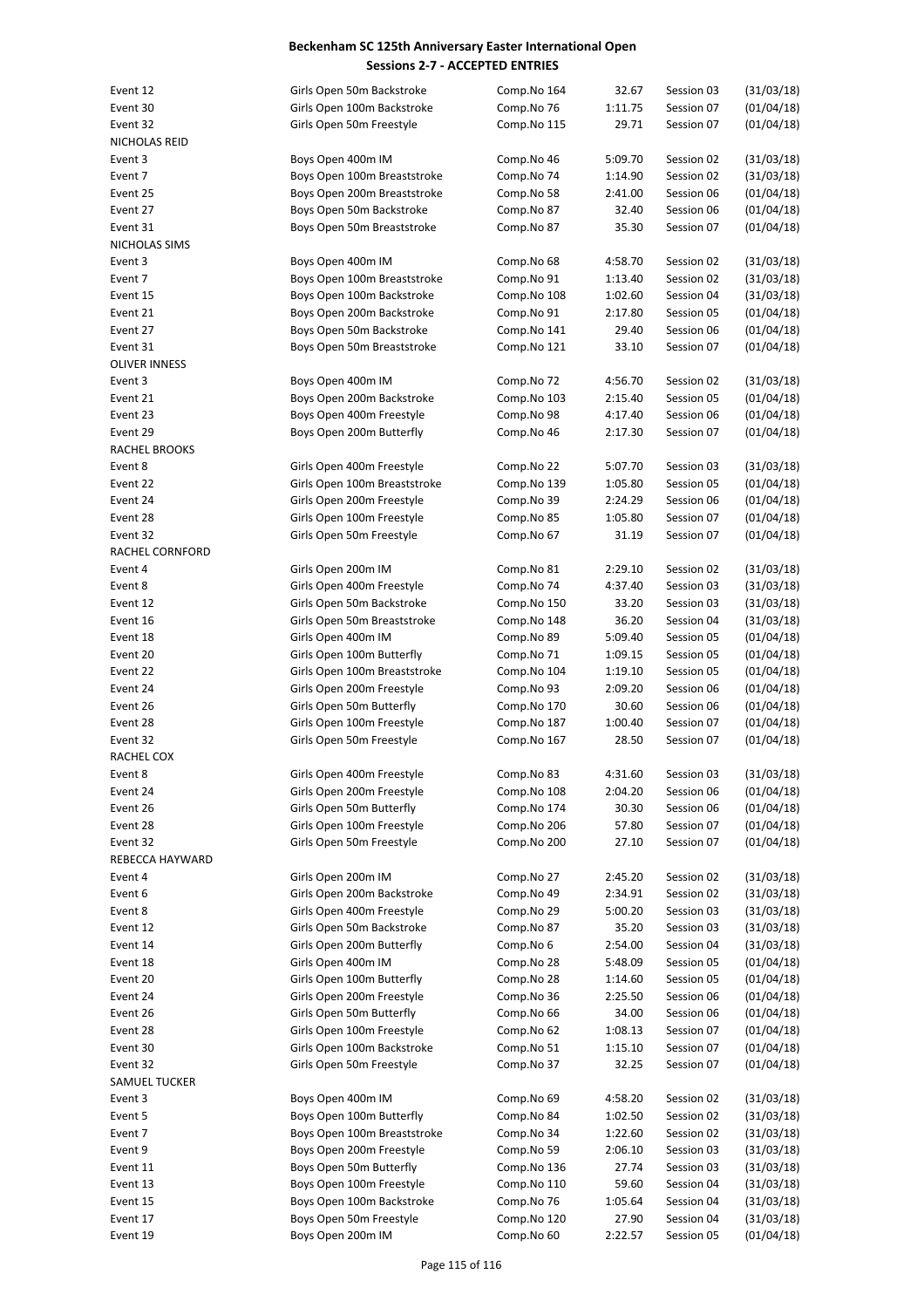# Beckenham SC 125th Anniversary Easter International Open

## Sessions 2-7 - ACCEPTED ENTRIES

| | | | | | |
|---|---|---|---|---|---|
| Event 12 | Girls Open 50m Backstroke | Comp.No 164 | 32.67 | Session 03 | (31/03/18) |
| Event 30 | Girls Open 100m Backstroke | Comp.No 76 | 1:11.75 | Session 07 | (01/04/18) |
| Event 32 | Girls Open 50m Freestyle | Comp.No 115 | 29.71 | Session 07 | (01/04/18) |
| NICHOLAS REID | | | | | |
| Event 3 | Boys Open 400m IM | Comp.No 46 | 5:09.70 | Session 02 | (31/03/18) |
| Event 7 | Boys Open 100m Breaststroke | Comp.No 74 | 1:14.90 | Session 02 | (31/03/18) |
| Event 25 | Boys Open 200m Breaststroke | Comp.No 58 | 2:41.00 | Session 06 | (01/04/18) |
| Event 27 | Boys Open 50m Backstroke | Comp.No 87 | 32.40 | Session 06 | (01/04/18) |
| Event 31 | Boys Open 50m Breaststroke | Comp.No 87 | 35.30 | Session 07 | (01/04/18) |
| NICHOLAS SIMS | | | | | |
| Event 3 | Boys Open 400m IM | Comp.No 68 | 4:58.70 | Session 02 | (31/03/18) |
| Event 7 | Boys Open 100m Breaststroke | Comp.No 91 | 1:13.40 | Session 02 | (31/03/18) |
| Event 15 | Boys Open 100m Backstroke | Comp.No 108 | 1:02.60 | Session 04 | (31/03/18) |
| Event 21 | Boys Open 200m Backstroke | Comp.No 91 | 2:17.80 | Session 05 | (01/04/18) |
| Event 27 | Boys Open 50m Backstroke | Comp.No 141 | 29.40 | Session 06 | (01/04/18) |
| Event 31 | Boys Open 50m Breaststroke | Comp.No 121 | 33.10 | Session 07 | (01/04/18) |
| OLIVER INNESS | | | | | |
| Event 3 | Boys Open 400m IM | Comp.No 72 | 4:56.70 | Session 02 | (31/03/18) |
| Event 21 | Boys Open 200m Backstroke | Comp.No 103 | 2:15.40 | Session 05 | (01/04/18) |
| Event 23 | Boys Open 400m Freestyle | Comp.No 98 | 4:17.40 | Session 06 | (01/04/18) |
| Event 29 | Boys Open 200m Butterfly | Comp.No 46 | 2:17.30 | Session 07 | (01/04/18) |
| RACHEL BROOKS | | | | | |
| Event 8 | Girls Open 400m Freestyle | Comp.No 22 | 5:07.70 | Session 03 | (31/03/18) |
| Event 22 | Girls Open 100m Breaststroke | Comp.No 139 | 1:05.80 | Session 05 | (01/04/18) |
| Event 24 | Girls Open 200m Freestyle | Comp.No 39 | 2:24.29 | Session 06 | (01/04/18) |
| Event 28 | Girls Open 100m Freestyle | Comp.No 85 | 1:05.80 | Session 07 | (01/04/18) |
| Event 32 | Girls Open 50m Freestyle | Comp.No 67 | 31.19 | Session 07 | (01/04/18) |
| RACHEL CORNFORD | | | | | |
| Event 4 | Girls Open 200m IM | Comp.No 81 | 2:29.10 | Session 02 | (31/03/18) |
| Event 8 | Girls Open 400m Freestyle | Comp.No 74 | 4:37.40 | Session 03 | (31/03/18) |
| Event 12 | Girls Open 50m Backstroke | Comp.No 150 | 33.20 | Session 03 | (31/03/18) |
| Event 16 | Girls Open 50m Breaststroke | Comp.No 148 | 36.20 | Session 04 | (31/03/18) |
| Event 18 | Girls Open 400m IM | Comp.No 89 | 5:09.40 | Session 05 | (01/04/18) |
| Event 20 | Girls Open 100m Butterfly | Comp.No 71 | 1:09.15 | Session 05 | (01/04/18) |
| Event 22 | Girls Open 100m Breaststroke | Comp.No 104 | 1:19.10 | Session 05 | (01/04/18) |
| Event 24 | Girls Open 200m Freestyle | Comp.No 93 | 2:09.20 | Session 06 | (01/04/18) |
| Event 26 | Girls Open 50m Butterfly | Comp.No 170 | 30.60 | Session 06 | (01/04/18) |
| Event 28 | Girls Open 100m Freestyle | Comp.No 187 | 1:00.40 | Session 07 | (01/04/18) |
| Event 32 | Girls Open 50m Freestyle | Comp.No 167 | 28.50 | Session 07 | (01/04/18) |
| RACHEL COX | | | | | |
| Event 8 | Girls Open 400m Freestyle | Comp.No 83 | 4:31.60 | Session 03 | (31/03/18) |
| Event 24 | Girls Open 200m Freestyle | Comp.No 108 | 2:04.20 | Session 06 | (01/04/18) |
| Event 26 | Girls Open 50m Butterfly | Comp.No 174 | 30.30 | Session 06 | (01/04/18) |
| Event 28 | Girls Open 100m Freestyle | Comp.No 206 | 57.80 | Session 07 | (01/04/18) |
| Event 32 | Girls Open 50m Freestyle | Comp.No 200 | 27.10 | Session 07 | (01/04/18) |
| REBECCA HAYWARD | | | | | |
| Event 4 | Girls Open 200m IM | Comp.No 27 | 2:45.20 | Session 02 | (31/03/18) |
| Event 6 | Girls Open 200m Backstroke | Comp.No 49 | 2:34.91 | Session 02 | (31/03/18) |
| Event 8 | Girls Open 400m Freestyle | Comp.No 29 | 5:00.20 | Session 03 | (31/03/18) |
| Event 12 | Girls Open 50m Backstroke | Comp.No 87 | 35.20 | Session 03 | (31/03/18) |
| Event 14 | Girls Open 200m Butterfly | Comp.No 6 | 2:54.00 | Session 04 | (31/03/18) |
| Event 18 | Girls Open 400m IM | Comp.No 28 | 5:48.09 | Session 05 | (01/04/18) |
| Event 20 | Girls Open 100m Butterfly | Comp.No 28 | 1:14.60 | Session 05 | (01/04/18) |
| Event 24 | Girls Open 200m Freestyle | Comp.No 36 | 2:25.50 | Session 06 | (01/04/18) |
| Event 26 | Girls Open 50m Butterfly | Comp.No 66 | 34.00 | Session 06 | (01/04/18) |
| Event 28 | Girls Open 100m Freestyle | Comp.No 62 | 1:08.13 | Session 07 | (01/04/18) |
| Event 30 | Girls Open 100m Backstroke | Comp.No 51 | 1:15.10 | Session 07 | (01/04/18) |
| Event 32 | Girls Open 50m Freestyle | Comp.No 37 | 32.25 | Session 07 | (01/04/18) |
| SAMUEL TUCKER | | | | | |
| Event 3 | Boys Open 400m IM | Comp.No 69 | 4:58.20 | Session 02 | (31/03/18) |
| Event 5 | Boys Open 100m Butterfly | Comp.No 84 | 1:02.50 | Session 02 | (31/03/18) |
| Event 7 | Boys Open 100m Breaststroke | Comp.No 34 | 1:22.60 | Session 02 | (31/03/18) |
| Event 9 | Boys Open 200m Freestyle | Comp.No 59 | 2:06.10 | Session 03 | (31/03/18) |
| Event 11 | Boys Open 50m Butterfly | Comp.No 136 | 27.74 | Session 03 | (31/03/18) |
| Event 13 | Boys Open 100m Freestyle | Comp.No 110 | 59.60 | Session 04 | (31/03/18) |
| Event 15 | Boys Open 100m Backstroke | Comp.No 76 | 1:05.64 | Session 04 | (31/03/18) |
| Event 17 | Boys Open 50m Freestyle | Comp.No 120 | 27.90 | Session 04 | (31/03/18) |
| Event 19 | Boys Open 200m IM | Comp.No 60 | 2:22.57 | Session 05 | (01/04/18) |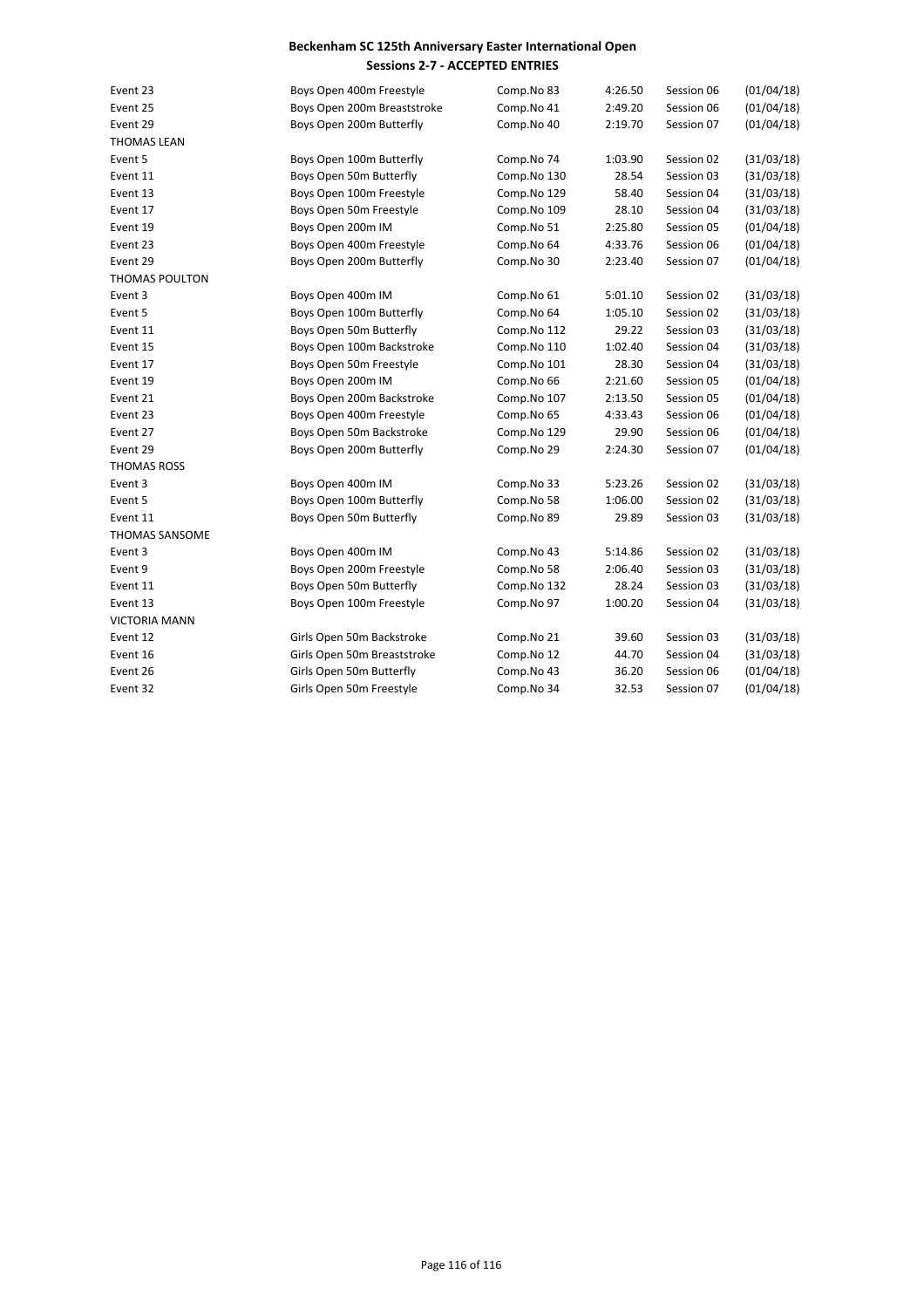# Beckenham SC 125th Anniversary Easter International Open

## Sessions 2-7 - ACCEPTED ENTRIES

| | | | | | |
|---|---|---|---|---|---|
| Event 23 | Boys Open 400m Freestyle | Comp.No 83 | 4:26.50 | Session 06 | (01/04/18) |
| Event 25 | Boys Open 200m Breaststroke | Comp.No 41 | 2:49.20 | Session 06 | (01/04/18) |
| Event 29 | Boys Open 200m Butterfly | Comp.No 40 | 2:19.70 | Session 07 | (01/04/18) |
| THOMAS LEAN | | | | | |
| Event 5 | Boys Open 100m Butterfly | Comp.No 74 | 1:03.90 | Session 02 | (31/03/18) |
| Event 11 | Boys Open 50m Butterfly | Comp.No 130 | 28.54 | Session 03 | (31/03/18) |
| Event 13 | Boys Open 100m Freestyle | Comp.No 129 | 58.40 | Session 04 | (31/03/18) |
| Event 17 | Boys Open 50m Freestyle | Comp.No 109 | 28.10 | Session 04 | (31/03/18) |
| Event 19 | Boys Open 200m IM | Comp.No 51 | 2:25.80 | Session 05 | (01/04/18) |
| Event 23 | Boys Open 400m Freestyle | Comp.No 64 | 4:33.76 | Session 06 | (01/04/18) |
| Event 29 | Boys Open 200m Butterfly | Comp.No 30 | 2:23.40 | Session 07 | (01/04/18) |
| THOMAS POULTON | | | | | |
| Event 3 | Boys Open 400m IM | Comp.No 61 | 5:01.10 | Session 02 | (31/03/18) |
| Event 5 | Boys Open 100m Butterfly | Comp.No 64 | 1:05.10 | Session 02 | (31/03/18) |
| Event 11 | Boys Open 50m Butterfly | Comp.No 112 | 29.22 | Session 03 | (31/03/18) |
| Event 15 | Boys Open 100m Backstroke | Comp.No 110 | 1:02.40 | Session 04 | (31/03/18) |
| Event 17 | Boys Open 50m Freestyle | Comp.No 101 | 28.30 | Session 04 | (31/03/18) |
| Event 19 | Boys Open 200m IM | Comp.No 66 | 2:21.60 | Session 05 | (01/04/18) |
| Event 21 | Boys Open 200m Backstroke | Comp.No 107 | 2:13.50 | Session 05 | (01/04/18) |
| Event 23 | Boys Open 400m Freestyle | Comp.No 65 | 4:33.43 | Session 06 | (01/04/18) |
| Event 27 | Boys Open 50m Backstroke | Comp.No 129 | 29.90 | Session 06 | (01/04/18) |
| Event 29 | Boys Open 200m Butterfly | Comp.No 29 | 2:24.30 | Session 07 | (01/04/18) |
| THOMAS ROSS | | | | | |
| Event 3 | Boys Open 400m IM | Comp.No 33 | 5:23.26 | Session 02 | (31/03/18) |
| Event 5 | Boys Open 100m Butterfly | Comp.No 58 | 1:06.00 | Session 02 | (31/03/18) |
| Event 11 | Boys Open 50m Butterfly | Comp.No 89 | 29.89 | Session 03 | (31/03/18) |
| THOMAS SANSOME | | | | | |
| Event 3 | Boys Open 400m IM | Comp.No 43 | 5:14.86 | Session 02 | (31/03/18) |
| Event 9 | Boys Open 200m Freestyle | Comp.No 58 | 2:06.40 | Session 03 | (31/03/18) |
| Event 11 | Boys Open 50m Butterfly | Comp.No 132 | 28.24 | Session 03 | (31/03/18) |
| Event 13 | Boys Open 100m Freestyle | Comp.No 97 | 1:00.20 | Session 04 | (31/03/18) |
| VICTORIA MANN | | | | | |
| Event 12 | Girls Open 50m Backstroke | Comp.No 21 | 39.60 | Session 03 | (31/03/18) |
| Event 16 | Girls Open 50m Breaststroke | Comp.No 12 | 44.70 | Session 04 | (31/03/18) |
| Event 26 | Girls Open 50m Butterfly | Comp.No 43 | 36.20 | Session 06 | (01/04/18) |
| Event 32 | Girls Open 50m Freestyle | Comp.No 34 | 32.53 | Session 07 | (01/04/18) |